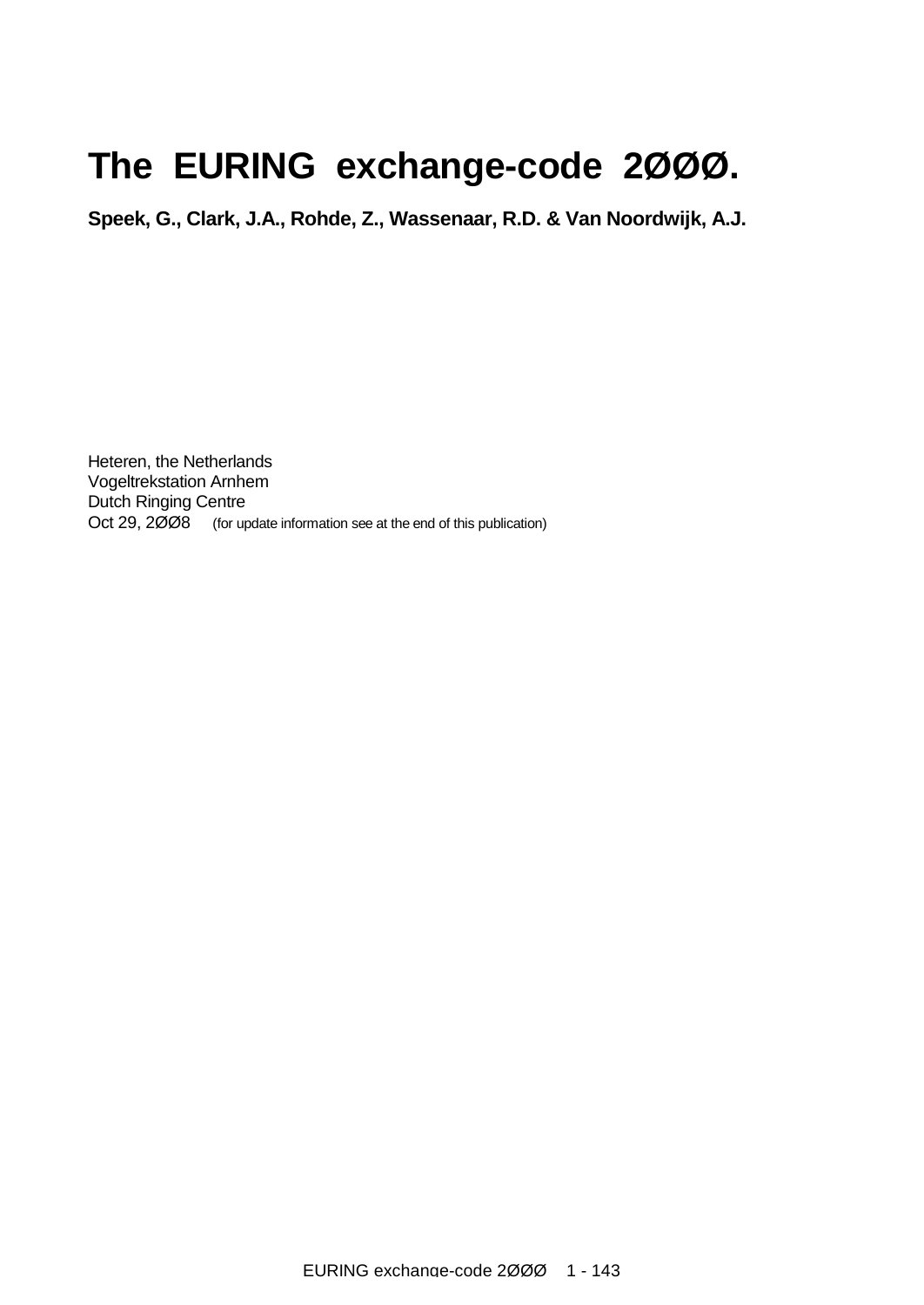# The EURING exchange-code 2ØØØ.

**Speek, G., Clark, J.A., Rohde, Z., Wassenaar, R.D. & Van Noordwijk, A.J.**

Heteren, the Netherlands
Vogeltrekstation Arnhem
Dutch Ringing Centre
Oct 29, 2ØØ8 (for update information see at the end of this publication)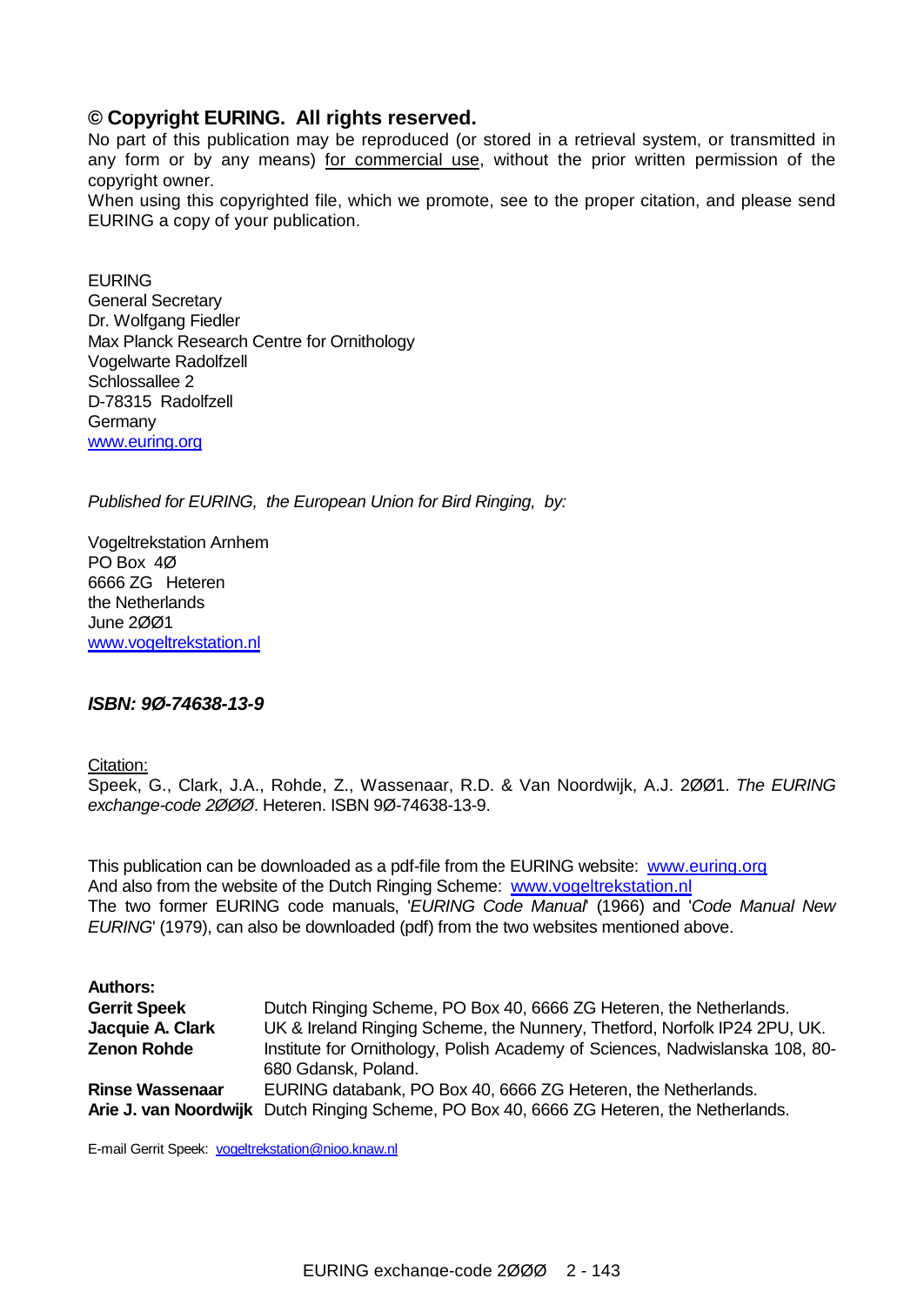## © Copyright EURING. All rights reserved.

No part of this publication may be reproduced (or stored in a retrieval system, or transmitted in any form or by any means) for commercial use, without the prior written permission of the copyright owner.

When using this copyrighted file, which we promote, see to the proper citation, and please send EURING a copy of your publication.

EURING
General Secretary
Dr. Wolfgang Fiedler
Max Planck Research Centre for Ornithology
Vogelwarte Radolfzell
Schlossallee 2
D-78315 Radolfzell
Germany
www.euring.org

*Published for EURING, the European Union for Bird Ringing, by:*

Vogeltrekstation Arnhem
PO Box 4Ø
6666 ZG Heteren
the Netherlands
June 2ØØ1
www.vogeltrekstation.nl

***ISBN: 9Ø-74638-13-9***

Citation:
Speek, G., Clark, J.A., Rohde, Z., Wassenaar, R.D. & Van Noordwijk, A.J. 2ØØ1. *The EURING exchange-code 2ØØØ*. Heteren. ISBN 9Ø-74638-13-9.

This publication can be downloaded as a pdf-file from the EURING website: www.euring.org
And also from the website of the Dutch Ringing Scheme: www.vogeltrekstation.nl
The two former EURING code manuals, '*EURING Code Manual*' (1966) and '*Code Manual New EURING*' (1979), can also be downloaded (pdf) from the two websites mentioned above.

**Authors:**

| | |
|---|---|
| **Gerrit Speek** | Dutch Ringing Scheme, PO Box 40, 6666 ZG Heteren, the Netherlands. |
| **Jacquie A. Clark** | UK & Ireland Ringing Scheme, the Nunnery, Thetford, Norfolk IP24 2PU, UK. |
| **Zenon Rohde** | Institute for Ornithology, Polish Academy of Sciences, Nadwislanska 108, 80-680 Gdansk, Poland. |
| **Rinse Wassenaar** | EURING databank, PO Box 40, 6666 ZG Heteren, the Netherlands. |
| **Arie J. van Noordwijk** | Dutch Ringing Scheme, PO Box 40, 6666 ZG Heteren, the Netherlands. |

E-mail Gerrit Speek: vogeltrekstation@nioo.knaw.nl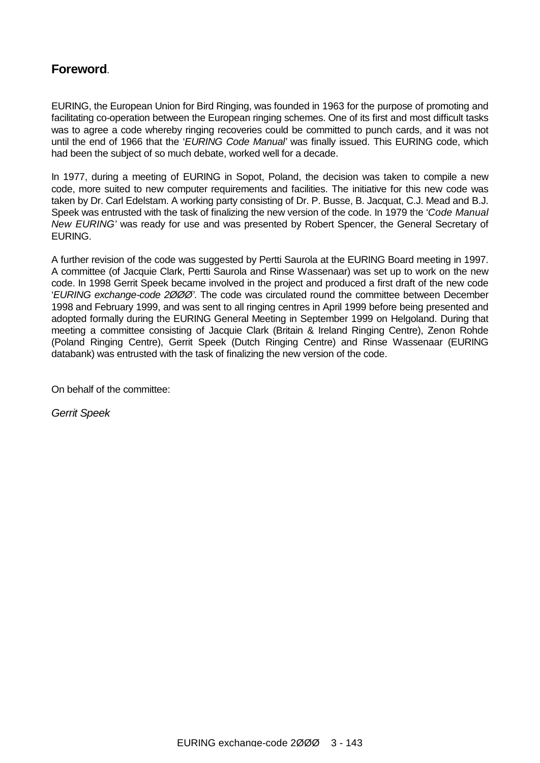## Foreword.

EURING, the European Union for Bird Ringing, was founded in 1963 for the purpose of promoting and facilitating co-operation between the European ringing schemes. One of its first and most difficult tasks was to agree a code whereby ringing recoveries could be committed to punch cards, and it was not until the end of 1966 that the '*EURING Code Manual*' was finally issued. This EURING code, which had been the subject of so much debate, worked well for a decade.

In 1977, during a meeting of EURING in Sopot, Poland, the decision was taken to compile a new code, more suited to new computer requirements and facilities. The initiative for this new code was taken by Dr. Carl Edelstam. A working party consisting of Dr. P. Busse, B. Jacquat, C.J. Mead and B.J. Speek was entrusted with the task of finalizing the new version of the code. In 1979 the '*Code Manual New EURING*' was ready for use and was presented by Robert Spencer, the General Secretary of EURING.

A further revision of the code was suggested by Pertti Saurola at the EURING Board meeting in 1997. A committee (of Jacquie Clark, Pertti Saurola and Rinse Wassenaar) was set up to work on the new code. In 1998 Gerrit Speek became involved in the project and produced a first draft of the new code '*EURING exchange-code 2ØØØ*'. The code was circulated round the committee between December 1998 and February 1999, and was sent to all ringing centres in April 1999 before being presented and adopted formally during the EURING General Meeting in September 1999 on Helgoland. During that meeting a committee consisting of Jacquie Clark (Britain & Ireland Ringing Centre), Zenon Rohde (Poland Ringing Centre), Gerrit Speek (Dutch Ringing Centre) and Rinse Wassenaar (EURING databank) was entrusted with the task of finalizing the new version of the code.

On behalf of the committee:

*Gerrit Speek*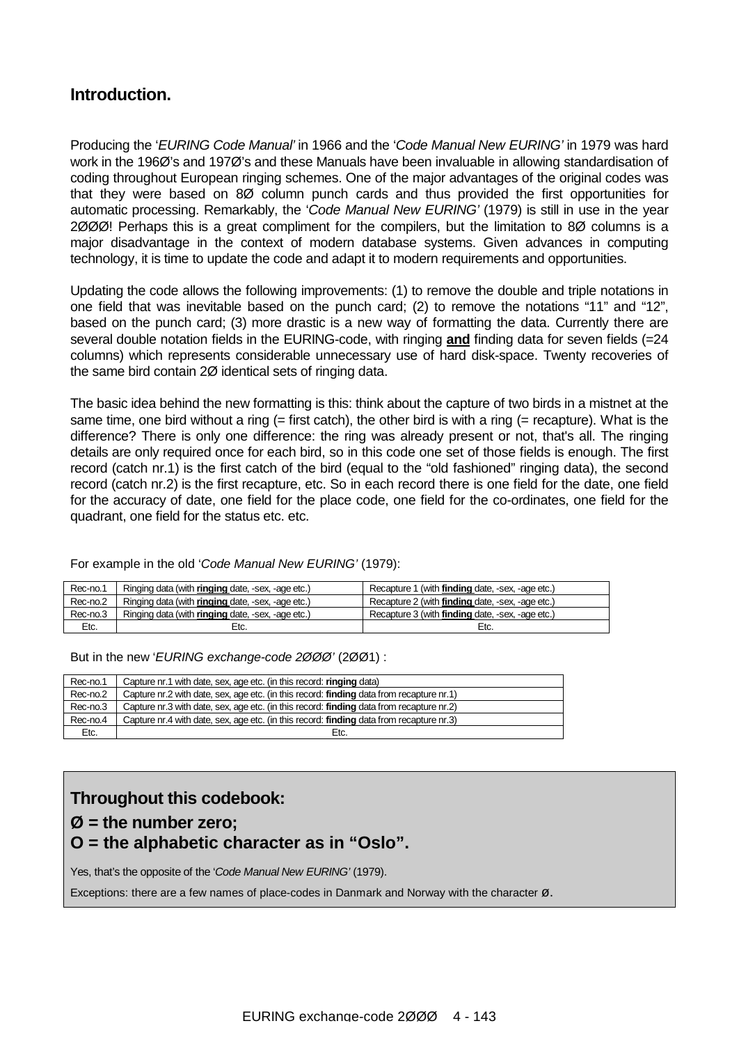## Introduction.

Producing the '*EURING Code Manual'* in 1966 and the '*Code Manual New EURING'* in 1979 was hard work in the 196Ø's and 197Ø's and these Manuals have been invaluable in allowing standardisation of coding throughout European ringing schemes. One of the major advantages of the original codes was that they were based on 8Ø column punch cards and thus provided the first opportunities for automatic processing. Remarkably, the '*Code Manual New EURING'* (1979) is still in use in the year 2ØØØ! Perhaps this is a great compliment for the compilers, but the limitation to 8Ø columns is a major disadvantage in the context of modern database systems. Given advances in computing technology, it is time to update the code and adapt it to modern requirements and opportunities.

Updating the code allows the following improvements: (1) to remove the double and triple notations in one field that was inevitable based on the punch card; (2) to remove the notations "11" and "12", based on the punch card; (3) more drastic is a new way of formatting the data. Currently there are several double notation fields in the EURING-code, with ringing **and** finding data for seven fields (=24 columns) which represents considerable unnecessary use of hard disk-space. Twenty recoveries of the same bird contain 2Ø identical sets of ringing data.

The basic idea behind the new formatting is this: think about the capture of two birds in a mistnet at the same time, one bird without a ring (= first catch), the other bird is with a ring (= recapture). What is the difference? There is only one difference: the ring was already present or not, that's all. The ringing details are only required once for each bird, so in this code one set of those fields is enough. The first record (catch nr.1) is the first catch of the bird (equal to the "old fashioned" ringing data), the second record (catch nr.2) is the first recapture, etc. So in each record there is one field for the date, one field for the accuracy of date, one field for the place code, one field for the co-ordinates, one field for the quadrant, one field for the status etc. etc.

For example in the old '*Code Manual New EURING'* (1979):

| Rec-no.1 | Ringing data (with **ringing** date, -sex, -age etc.) | Recapture 1 (with **finding** date, -sex, -age etc.) |
|---|---|---|
| Rec-no.2 | Ringing data (with **ringing** date, -sex, -age etc.) | Recapture 2 (with **finding** date, -sex, -age etc.) |
| Rec-no.3 | Ringing data (with **ringing** date, -sex, -age etc.) | Recapture 3 (with **finding** date, -sex, -age etc.) |
| Etc. | Etc. | Etc. |

But in the new '*EURING exchange-code 2ØØØ'* (2ØØ1) :

| Rec-no.1 | Capture nr.1 with date, sex, age etc. (in this record: **ringing** data) |
|---|---|
| Rec-no.2 | Capture nr.2 with date, sex, age etc. (in this record: **finding** data from recapture nr.1) |
| Rec-no.3 | Capture nr.3 with date, sex, age etc. (in this record: **finding** data from recapture nr.2) |
| Rec-no.4 | Capture nr.4 with date, sex, age etc. (in this record: **finding** data from recapture nr.3) |
| Etc. | Etc. |

### Throughout this codebook:

**Ø = the number zero;**

**O = the alphabetic character as in "Oslo".**

Yes, that's the opposite of the '*Code Manual New EURING'* (1979).

Exceptions: there are a few names of place-codes in Danmark and Norway with the character ø.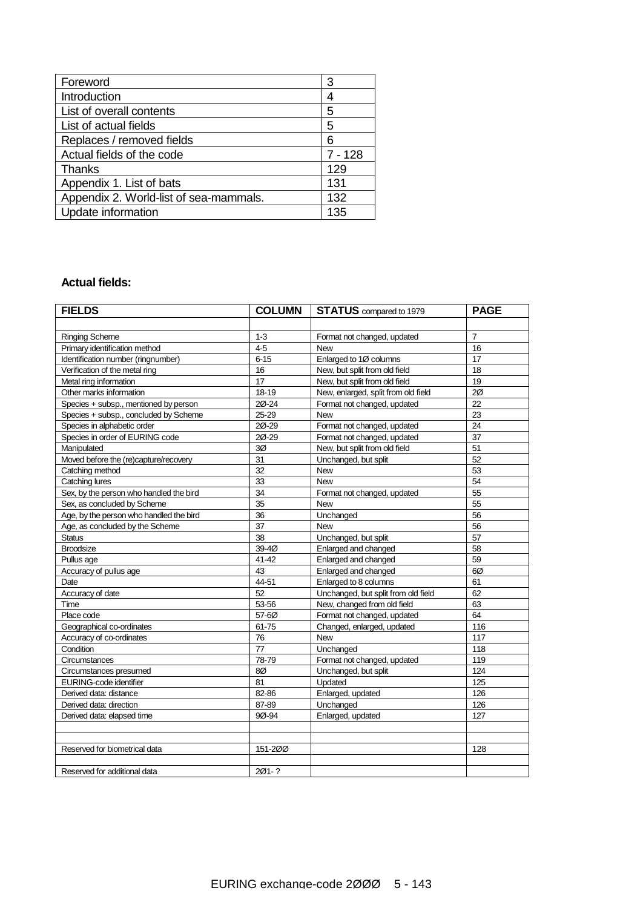| Foreword | 3 |
|---|---|
| Introduction | 4 |
| List of overall contents | 5 |
| List of actual fields | 5 |
| Replaces / removed fields | 6 |
| Actual fields of the code | 7 - 128 |
| Thanks | 129 |
| Appendix 1. List of bats | 131 |
| Appendix 2. World-list of sea-mammals. | 132 |
| Update information | 135 |

**Actual fields:**

| FIELDS | COLUMN | STATUS compared to 1979 | PAGE |
|---|---|---|---|
| | | | |
| Ringing Scheme | 1-3 | Format not changed, updated | 7 |
| Primary identification method | 4-5 | New | 16 |
| Identification number (ringnumber) | 6-15 | Enlarged to 1Ø columns | 17 |
| Verification of the metal ring | 16 | New, but split from old field | 18 |
| Metal ring information | 17 | New, but split from old field | 19 |
| Other marks information | 18-19 | New, enlarged, split from old field | 2Ø |
| Species + subsp., mentioned by person | 2Ø-24 | Format not changed, updated | 22 |
| Species + subsp., concluded by Scheme | 25-29 | New | 23 |
| Species in alphabetic order | 2Ø-29 | Format not changed, updated | 24 |
| Species in order of EURING code | 2Ø-29 | Format not changed, updated | 37 |
| Manipulated | 3Ø | New, but split from old field | 51 |
| Moved before the (re)capture/recovery | 31 | Unchanged, but split | 52 |
| Catching method | 32 | New | 53 |
| Catching lures | 33 | New | 54 |
| Sex, by the person who handled the bird | 34 | Format not changed, updated | 55 |
| Sex, as concluded by Scheme | 35 | New | 55 |
| Age, by the person who handled the bird | 36 | Unchanged | 56 |
| Age, as concluded by the Scheme | 37 | New | 56 |
| Status | 38 | Unchanged, but split | 57 |
| Broodsize | 39-4Ø | Enlarged and changed | 58 |
| Pullus age | 41-42 | Enlarged and changed | 59 |
| Accuracy of pullus age | 43 | Enlarged and changed | 6Ø |
| Date | 44-51 | Enlarged to 8 columns | 61 |
| Accuracy of date | 52 | Unchanged, but split from old field | 62 |
| Time | 53-56 | New, changed from old field | 63 |
| Place code | 57-6Ø | Format not changed, updated | 64 |
| Geographical co-ordinates | 61-75 | Changed, enlarged, updated | 116 |
| Accuracy of co-ordinates | 76 | New | 117 |
| Condition | 77 | Unchanged | 118 |
| Circumstances | 78-79 | Format not changed, updated | 119 |
| Circumstances presumed | 8Ø | Unchanged, but split | 124 |
| EURING-code identifier | 81 | Updated | 125 |
| Derived data: distance | 82-86 | Enlarged, updated | 126 |
| Derived data: direction | 87-89 | Unchanged | 126 |
| Derived data: elapsed time | 9Ø-94 | Enlarged, updated | 127 |
| | | | |
| | | | |
| Reserved for biometrical data | 151-2ØØ | | 128 |
| | | | |
| Reserved for additional data | 2Ø1- ? | | |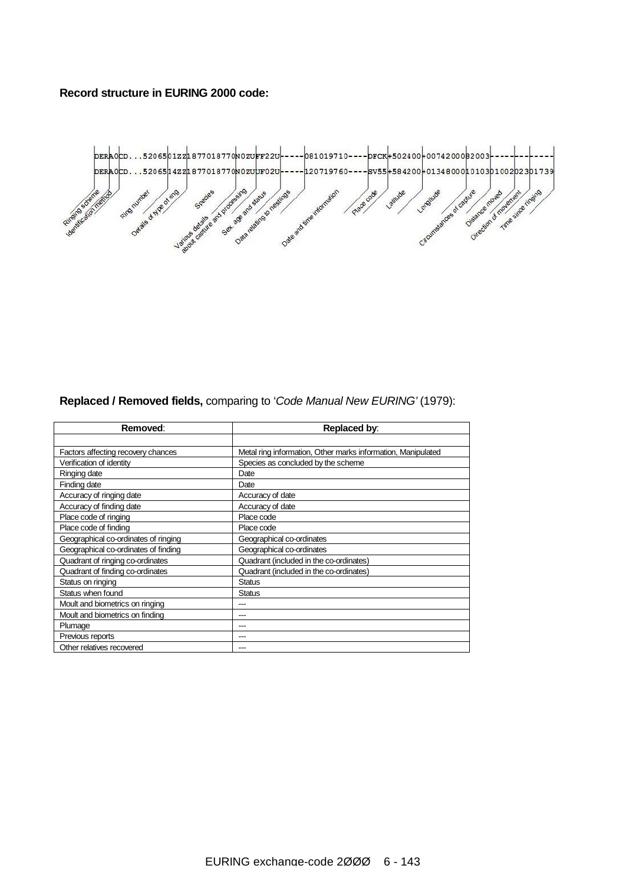**Record structure in EURING 2000 code:**

```
DERA0CD...5206501ZZ1877018770N0ZUFF22U-----081019710----DFCK+502400+0074200082003-----------
DERA0CD...5206514ZZ1877018770N0ZUUF02U-----120719760----SV55+584200+013480001010301002023017390
```

Ringing scheme, Identification method, Ring number, Details of type of ring, Species, Various details about capture and processing, Sex, age and status, Data relating to nestlings, Date and time information, Place code, Latitude, Longitude, Circumstances of capture, Distance moved, Direction of movement, Time since ringing

**Replaced / Removed fields,** comparing to '*Code Manual New EURING'* (1979):

| Removed: | Replaced by: |
|---|---|
| | |
| Factors affecting recovery chances | Metal ring information, Other marks information, Manipulated |
| Verification of identity | Species as concluded by the scheme |
| Ringing date | Date |
| Finding date | Date |
| Accuracy of ringing date | Accuracy of date |
| Accuracy of finding date | Accuracy of date |
| Place code of ringing | Place code |
| Place code of finding | Place code |
| Geographical co-ordinates of ringing | Geographical co-ordinates |
| Geographical co-ordinates of finding | Geographical co-ordinates |
| Quadrant of ringing co-ordinates | Quadrant (included in the co-ordinates) |
| Quadrant of finding co-ordinates | Quadrant (included in the co-ordinates) |
| Status on ringing | Status |
| Status when found | Status |
| Moult and biometrics on ringing | --- |
| Moult and biometrics on finding | --- |
| Plumage | --- |
| Previous reports | --- |
| Other relatives recovered | --- |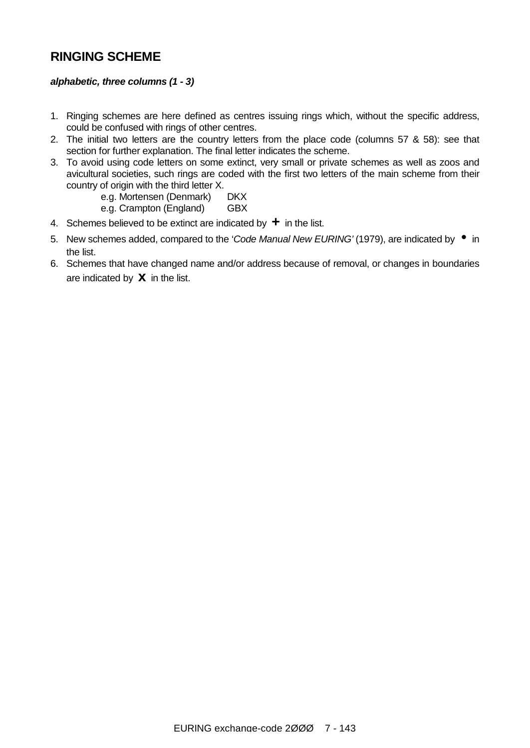# RINGING SCHEME

***alphabetic, three columns (1 - 3)***

1. Ringing schemes are here defined as centres issuing rings which, without the specific address, could be confused with rings of other centres.
2. The initial two letters are the country letters from the place code (columns 57 & 58): see that section for further explanation. The final letter indicates the scheme.
3. To avoid using code letters on some extinct, very small or private schemes as well as zoos and avicultural societies, such rings are coded with the first two letters of the main scheme from their country of origin with the third letter X.

   e.g. Mortensen (Denmark) DKX
   e.g. Crampton (England) GBX

4. Schemes believed to be extinct are indicated by **+** in the list.
5. New schemes added, compared to the '*Code Manual New EURING'* (1979), are indicated by • in the list.
6. Schemes that have changed name and/or address because of removal, or changes in boundaries are indicated by **X** in the list.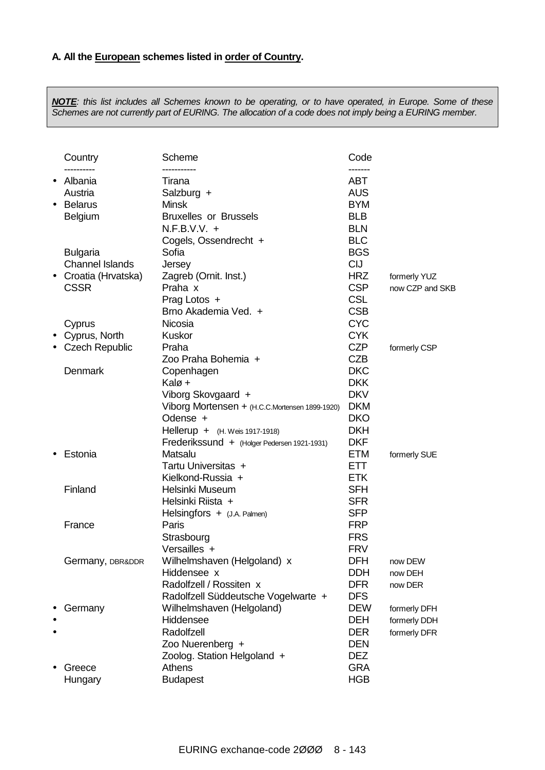**A. All the European schemes listed in order of Country.**

> ***NOTE***: *this list includes all Schemes known to be operating, or to have operated, in Europe. Some of these Schemes are not currently part of EURING. The allocation of a code does not imply being a EURING member.*

| | Country | Scheme | Code | |
|---|---|---|---|---|
| | ---------- | ----------- | ------- | |
| • | Albania | Tirana | ABT | |
| | Austria | Salzburg + | AUS | |
| • | Belarus | Minsk | BYM | |
| | Belgium | Bruxelles or Brussels | BLB | |
| | | N.F.B.V.V. + | BLN | |
| | | Cogels, Ossendrecht + | BLC | |
| | Bulgaria | Sofia | BGS | |
| | Channel Islands | Jersey | CIJ | |
| • | Croatia (Hrvatska) | Zagreb (Ornit. Inst.) | HRZ | formerly YUZ |
| | CSSR | Praha x | CSP | now CZP and SKB |
| | | Prag Lotos + | CSL | |
| | | Brno Akademia Ved. + | CSB | |
| | Cyprus | Nicosia | CYC | |
| • | Cyprus, North | Kuskor | CYK | |
| • | Czech Republic | Praha | CZP | formerly CSP |
| | | Zoo Praha Bohemia + | CZB | |
| | Denmark | Copenhagen | DKC | |
| | | Kalø + | DKK | |
| | | Viborg Skovgaard + | DKV | |
| | | Viborg Mortensen + (H.C.Mortensen 1899-1920) | DKM | |
| | | Odense + | DKO | |
| | | Hellerup + (H. Weis 1917-1918) | DKH | |
| | | Frederikssund + (Holger Pedersen 1921-1931) | DKF | |
| • | Estonia | Matsalu | ETM | formerly SUE |
| | | Tartu Universitas + | ETT | |
| | | Kielkond-Russia + | ETK | |
| | Finland | Helsinki Museum | SFH | |
| | | Helsinki Riista + | SFR | |
| | | Helsingfors + (J.A. Palmen) | SFP | |
| | France | Paris | FRP | |
| | | Strasbourg | FRS | |
| | | Versailles + | FRV | |
| | Germany, DBR&DDR | Wilhelmshaven (Helgoland) x | DFH | now DEW |
| | | Hiddensee x | DDH | now DEH |
| | | Radolfzell / Rossiten x | DFR | now DER |
| | | Radolfzell Süddeutsche Vogelwarte + | DFS | |
| • | Germany | Wilhelmshaven (Helgoland) | DEW | formerly DFH |
| • | | Hiddensee | DEH | formerly DDH |
| • | | Radolfzell | DER | formerly DFR |
| | | Zoo Nuerenberg + | DEN | |
| | | Zoolog. Station Helgoland + | DEZ | |
| • | Greece | Athens | GRA | |
| | Hungary | Budapest | HGB | |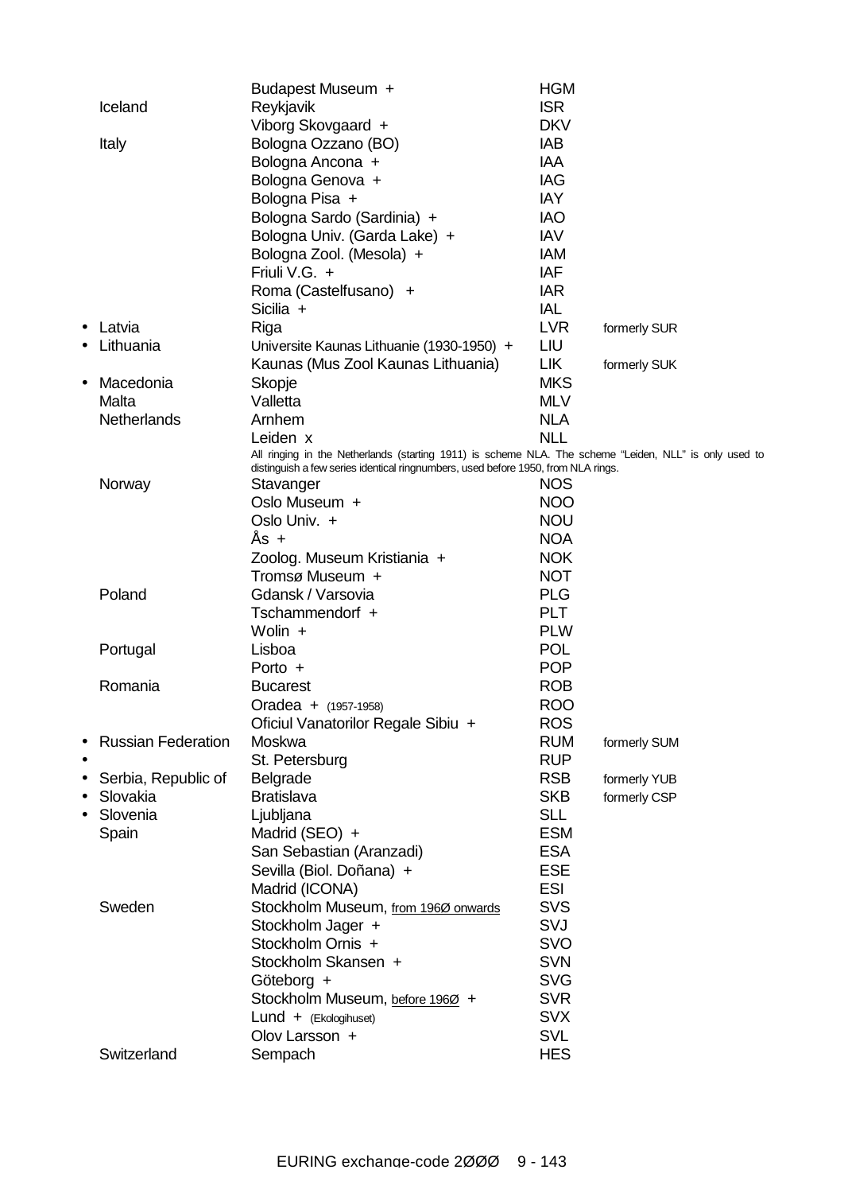| | | | |
|---|---|---|---|
| | Budapest Museum + | HGM | |
| Iceland | Reykjavik | ISR | |
| | Viborg Skovgaard + | DKV | |
| Italy | Bologna Ozzano (BO) | IAB | |
| | Bologna Ancona + | IAA | |
| | Bologna Genova + | IAG | |
| | Bologna Pisa + | IAY | |
| | Bologna Sardo (Sardinia) + | IAO | |
| | Bologna Univ. (Garda Lake) + | IAV | |
| | Bologna Zool. (Mesola) + | IAM | |
| | Friuli V.G. + | IAF | |
| | Roma (Castelfusano) + | IAR | |
| | Sicilia + | IAL | |
| • Latvia | Riga | LVR | formerly SUR |
| • Lithuania | Universite Kaunas Lithuania (1930-1950) + | LIU | |
| | Kaunas (Mus Zool Kaunas Lithuania) | LIK | formerly SUK |
| • Macedonia | Skopje | MKS | |
| Malta | Valletta | MLV | |
| Netherlands | Arnhem | NLA | |
| | Leiden x | NLL | |
| | All ringing in the Netherlands (starting 1911) is scheme NLA. The scheme "Leiden, NLL" is only used to distinguish a few series identical ringnumbers, used before 1950, from NLA rings. | | |
| Norway | Stavanger | NOS | |
| | Oslo Museum + | NOO | |
| | Oslo Univ. + | NOU | |
| | Ås + | NOA | |
| | Zoolog. Museum Kristiania + | NOK | |
| | Tromsø Museum + | NOT | |
| Poland | Gdansk / Varsovia | PLG | |
| | Tschammendorf + | PLT | |
| | Wolin + | PLW | |
| Portugal | Lisboa | POL | |
| | Porto + | POP | |
| Romania | Bucarest | ROB | |
| | Oradea + (1957-1958) | ROO | |
| | Oficiul Vanatorilor Regale Sibiu + | ROS | |
| • Russian Federation | Moskwa | RUM | formerly SUM |
| • | St. Petersburg | RUP | |
| • Serbia, Republic of | Belgrade | RSB | formerly YUB |
| • Slovakia | Bratislava | SKB | formerly CSP |
| • Slovenia | Ljubljana | SLL | |
| Spain | Madrid (SEO) + | ESM | |
| | San Sebastian (Aranzadi) | ESA | |
| | Sevilla (Biol. Doñana) + | ESE | |
| | Madrid (ICONA) | ESI | |
| Sweden | Stockholm Museum, from 196Ø onwards | SVS | |
| | Stockholm Jager + | SVJ | |
| | Stockholm Ornis + | SVO | |
| | Stockholm Skansen + | SVN | |
| | Göteborg + | SVG | |
| | Stockholm Museum, before 196Ø + | SVR | |
| | Lund + (Ekologihuset) | SVX | |
| | Olov Larsson + | SVL | |
| Switzerland | Sempach | HES | |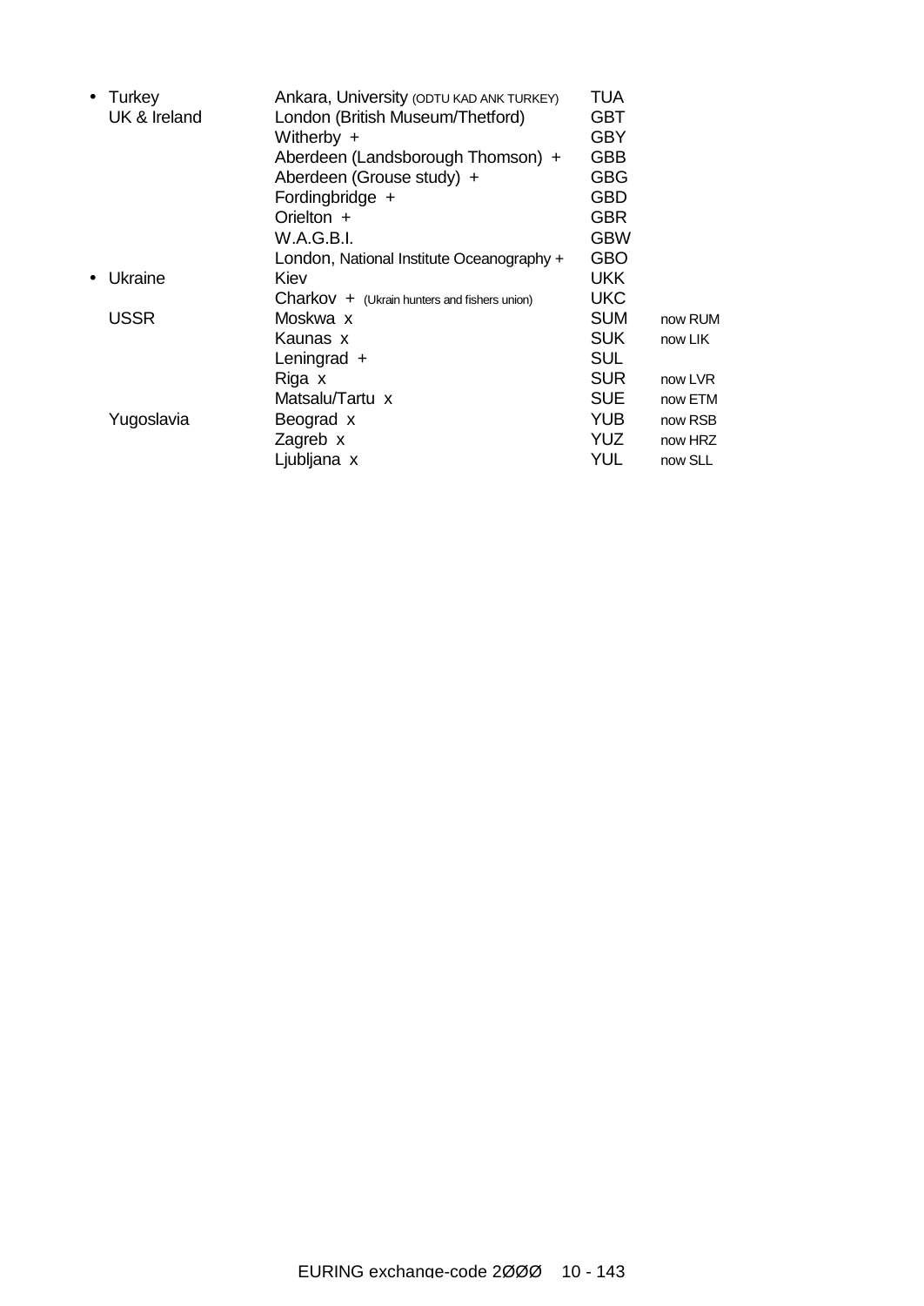| | Country | Scheme | Code | |
|---|---|---|---|---|
| • | Turkey | Ankara, University (ODTU KAD ANK TURKEY) | TUA | |
| | UK & Ireland | London (British Museum/Thetford) | GBT | |
| | | Witherby + | GBY | |
| | | Aberdeen (Landsborough Thomson) + | GBB | |
| | | Aberdeen (Grouse study) + | GBG | |
| | | Fordingbridge + | GBD | |
| | | Orielton + | GBR | |
| | | W.A.G.B.I. | GBW | |
| | | London, National Institute Oceanography + | GBO | |
| • | Ukraine | Kiev | UKK | |
| | | Charkov + (Ukrain hunters and fishers union) | UKC | |
| | USSR | Moskwa x | SUM | now RUM |
| | | Kaunas x | SUK | now LIK |
| | | Leningrad + | SUL | |
| | | Riga x | SUR | now LVR |
| | | Matsalu/Tartu x | SUE | now ETM |
| | Yugoslavia | Beograd x | YUB | now RSB |
| | | Zagreb x | YUZ | now HRZ |
| | | Ljubljana x | YUL | now SLL |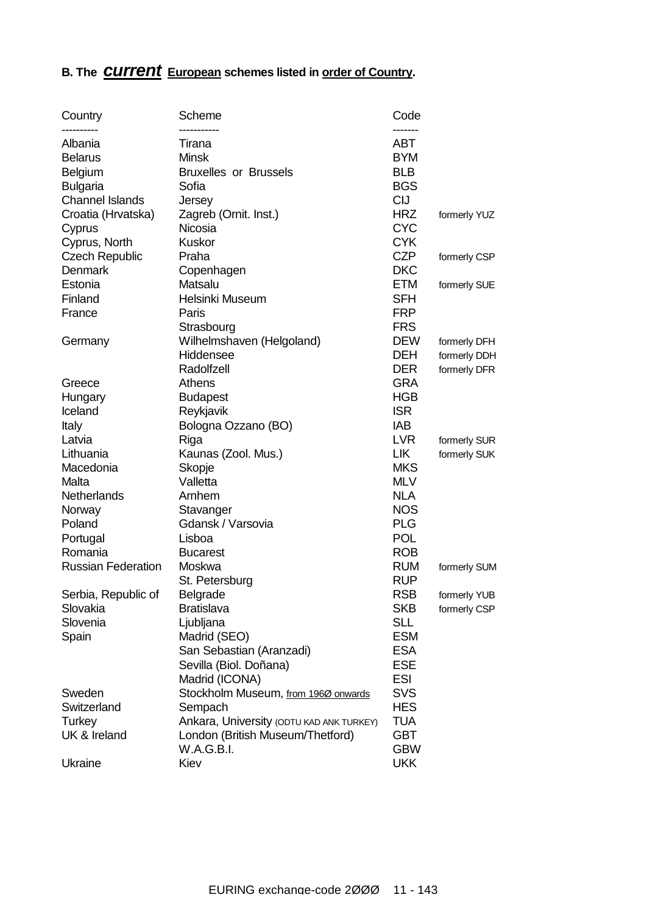**B. The *current* European schemes listed in order of Country.**

| Country | Scheme | Code | |
|---|---|---|---|
| Albania | Tirana | ABT | |
| Belarus | Minsk | BYM | |
| Belgium | Bruxelles or Brussels | BLB | |
| Bulgaria | Sofia | BGS | |
| Channel Islands | Jersey | CIJ | |
| Croatia (Hrvatska) | Zagreb (Ornit. Inst.) | HRZ | formerly YUZ |
| Cyprus | Nicosia | CYC | |
| Cyprus, North | Kuskor | CYK | |
| Czech Republic | Praha | CZP | formerly CSP |
| Denmark | Copenhagen | DKC | |
| Estonia | Matsalu | ETM | formerly SUE |
| Finland | Helsinki Museum | SFH | |
| France | Paris | FRP | |
| | Strasbourg | FRS | |
| Germany | Wilhelmshaven (Helgoland) | DEW | formerly DFH |
| | Hiddensee | DEH | formerly DDH |
| | Radolfzell | DER | formerly DFR |
| Greece | Athens | GRA | |
| Hungary | Budapest | HGB | |
| Iceland | Reykjavik | ISR | |
| Italy | Bologna Ozzano (BO) | IAB | |
| Latvia | Riga | LVR | formerly SUR |
| Lithuania | Kaunas (Zool. Mus.) | LIK | formerly SUK |
| Macedonia | Skopje | MKS | |
| Malta | Valletta | MLV | |
| Netherlands | Arnhem | NLA | |
| Norway | Stavanger | NOS | |
| Poland | Gdansk / Varsovia | PLG | |
| Portugal | Lisboa | POL | |
| Romania | Bucarest | ROB | |
| Russian Federation | Moskwa | RUM | formerly SUM |
| | St. Petersburg | RUP | |
| Serbia, Republic of | Belgrade | RSB | formerly YUB |
| Slovakia | Bratislava | SKB | formerly CSP |
| Slovenia | Ljubljana | SLL | |
| Spain | Madrid (SEO) | ESM | |
| | San Sebastian (Aranzadi) | ESA | |
| | Sevilla (Biol. Doñana) | ESE | |
| | Madrid (ICONA) | ESI | |
| Sweden | Stockholm Museum, from 196Ø onwards | SVS | |
| Switzerland | Sempach | HES | |
| Turkey | Ankara, University (ODTU KAD ANK TURKEY) | TUA | |
| UK & Ireland | London (British Museum/Thetford) | GBT | |
| | W.A.G.B.I. | GBW | |
| Ukraine | Kiev | UKK | |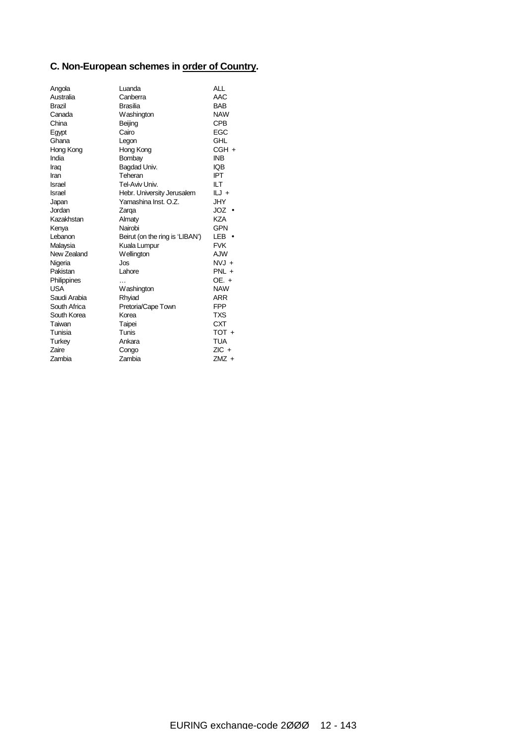## C. Non-European schemes in <u>order of Country</u>.

| | | |
|---|---|---|
| Angola | Luanda | ALL |
| Australia | Canberra | AAC |
| Brazil | Brasilia | BAB |
| Canada | Washington | NAW |
| China | Beijing | CPB |
| Egypt | Cairo | EGC |
| Ghana | Legon | GHL |
| Hong Kong | Hong Kong | CGH + |
| India | Bombay | INB |
| Iraq | Bagdad Univ. | IQB |
| Iran | Teheran | IPT |
| Israel | Tel-Aviv Univ. | ILT |
| Israel | Hebr. University Jerusalem | ILJ + |
| Japan | Yamashina Inst. O.Z. | JHY |
| Jordan | Zarqa | JOZ • |
| Kazakhstan | Almaty | KZA |
| Kenya | Nairobi | GPN |
| Lebanon | Beirut (on the ring is 'LIBAN') | LEB • |
| Malaysia | Kuala Lumpur | FVK |
| New Zealand | Wellington | AJW |
| Nigeria | Jos | NVJ + |
| Pakistan | Lahore | PNL + |
| Philippines | … | OE. + |
| USA | Washington | NAW |
| Saudi Arabia | Rhyiad | ARR |
| South Africa | Pretoria/Cape Town | FPP |
| South Korea | Korea | TXS |
| Taiwan | Taipei | CXT |
| Tunisia | Tunis | TOT + |
| Turkey | Ankara | TUA |
| Zaire | Congo | ZIC + |
| Zambia | Zambia | ZMZ + |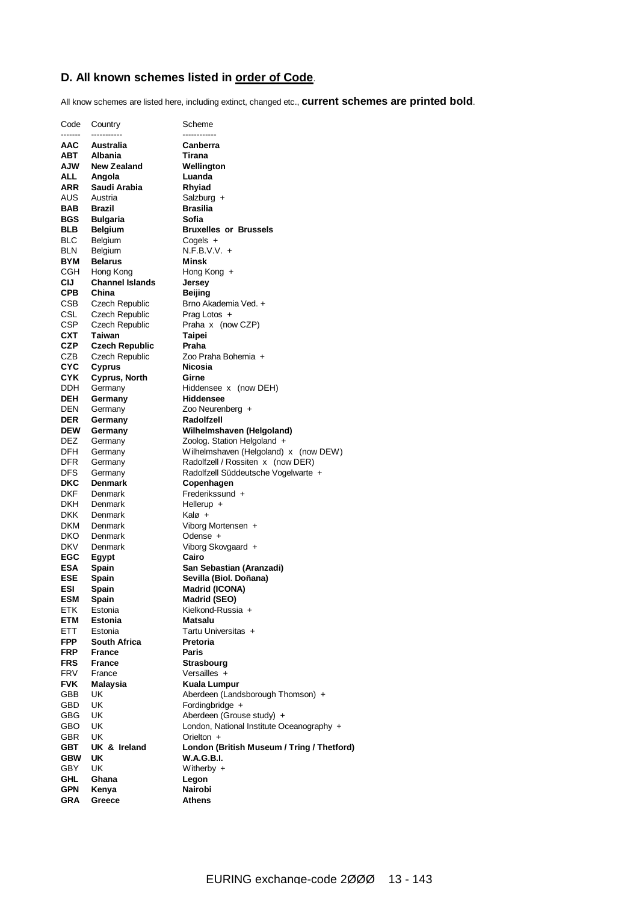## D. All known schemes listed in order of Code.

All know schemes are listed here, including extinct, changed etc., **current schemes are printed bold**.

| Code | Country | Scheme |
|---|---|---|
| ------- | ----------- | ------------ |
| **AAC** | **Australia** | **Canberra** |
| **ABT** | **Albania** | **Tirana** |
| **AJW** | **New Zealand** | **Wellington** |
| **ALL** | **Angola** | **Luanda** |
| **ARR** | **Saudi Arabia** | **Rhyiad** |
| AUS | Austria | Salzburg + |
| **BAB** | **Brazil** | **Brasilia** |
| **BGS** | **Bulgaria** | **Sofia** |
| **BLB** | **Belgium** | **Bruxelles or Brussels** |
| BLC | Belgium | Cogels + |
| BLN | Belgium | N.F.B.V.V. + |
| **BYM** | **Belarus** | **Minsk** |
| CGH | Hong Kong | Hong Kong + |
| **CIJ** | **Channel Islands** | **Jersey** |
| **CPB** | **China** | **Beijing** |
| CSB | Czech Republic | Brno Akademia Ved. + |
| CSL | Czech Republic | Prag Lotos + |
| CSP | Czech Republic | Praha x (now CZP) |
| **CXT** | **Taiwan** | **Taipei** |
| **CZP** | **Czech Republic** | **Praha** |
| CZB | Czech Republic | Zoo Praha Bohemia + |
| **CYC** | **Cyprus** | **Nicosia** |
| **CYK** | **Cyprus, North** | **Girne** |
| DDH | Germany | Hiddensee x (now DEH) |
| **DEH** | **Germany** | **Hiddensee** |
| DEN | Germany | Zoo Neurenberg + |
| **DER** | **Germany** | **Radolfzell** |
| **DEW** | **Germany** | **Wilhelmshaven (Helgoland)** |
| DEZ | Germany | Zoolog. Station Helgoland + |
| DFH | Germany | Wilhelmshaven (Helgoland) x (now DEW) |
| DFR | Germany | Radolfzell / Rossiten x (now DER) |
| DFS | Germany | Radolfzell Süddeutsche Vogelwarte + |
| **DKC** | **Denmark** | **Copenhagen** |
| DKF | Denmark | Frederikssund + |
| DKH | Denmark | Hellerup + |
| DKK | Denmark | Kalø + |
| DKM | Denmark | Viborg Mortensen + |
| DKO | Denmark | Odense + |
| DKV | Denmark | Viborg Skovgaard + |
| **EGC** | **Egypt** | **Cairo** |
| **ESA** | **Spain** | **San Sebastian (Aranzadi)** |
| **ESE** | **Spain** | **Sevilla (Biol. Doñana)** |
| **ESI** | **Spain** | **Madrid (ICONA)** |
| **ESM** | **Spain** | **Madrid (SEO)** |
| ETK | Estonia | Kielkond-Russia + |
| **ETM** | **Estonia** | **Matsalu** |
| ETT | Estonia | Tartu Universitas + |
| **FPP** | **South Africa** | **Pretoria** |
| **FRP** | **France** | **Paris** |
| **FRS** | **France** | **Strasbourg** |
| FRV | France | Versailles + |
| **FVK** | **Malaysia** | **Kuala Lumpur** |
| GBB | UK | Aberdeen (Landsborough Thomson) + |
| GBD | UK | Fordingbridge + |
| GBG | UK | Aberdeen (Grouse study) + |
| GBO | UK | London, National Institute Oceanography + |
| GBR | UK | Orielton + |
| **GBT** | **UK & Ireland** | **London (British Museum / Tring / Thetford)** |
| **GBW** | **UK** | **W.A.G.B.I.** |
| GBY | UK | Witherby + |
| **GHL** | **Ghana** | **Legon** |
| **GPN** | **Kenya** | **Nairobi** |
| **GRA** | **Greece** | **Athens** |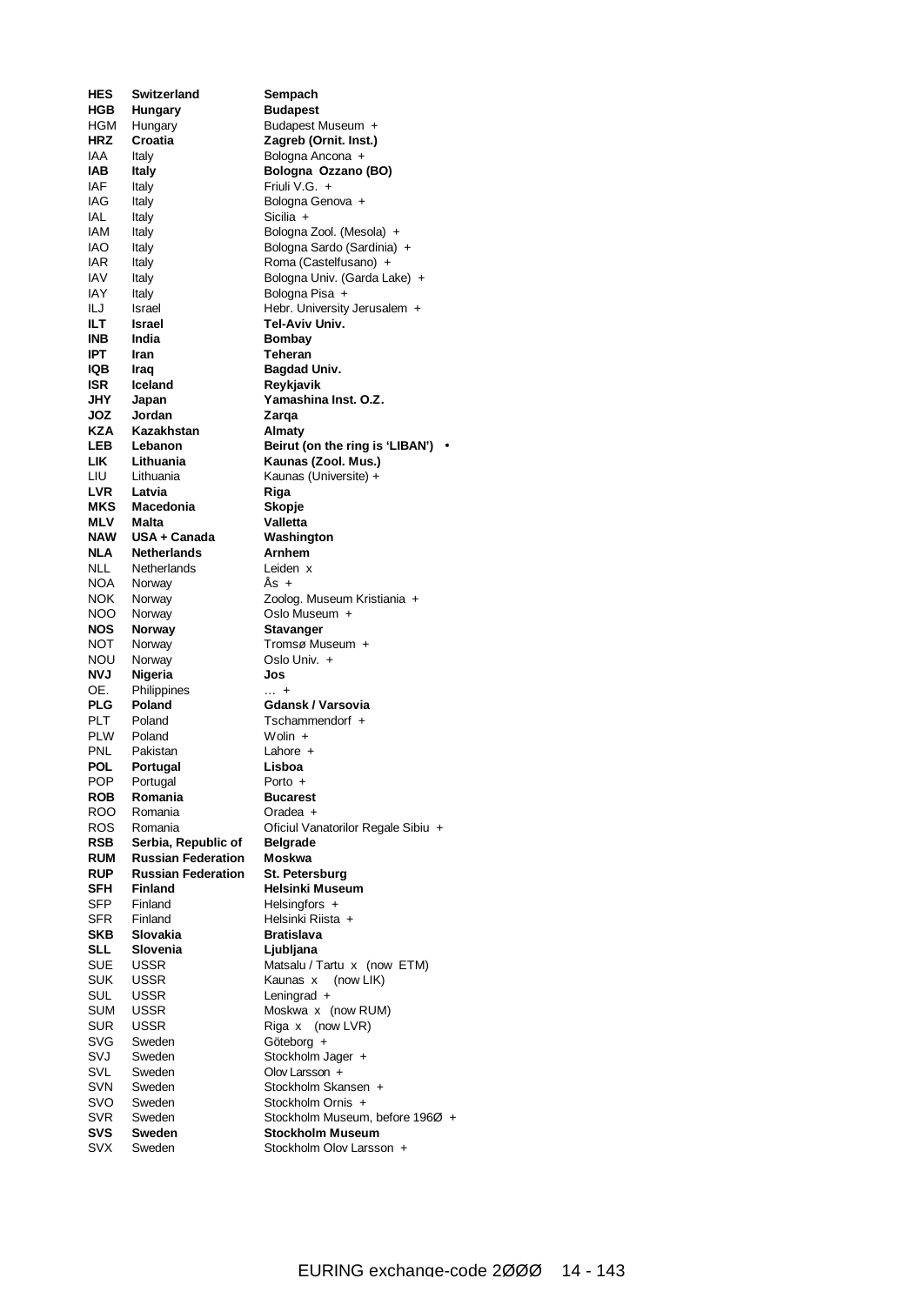| | | |
|---|---|---|
| **HES** | **Switzerland** | **Sempach** |
| **HGB** | **Hungary** | **Budapest** |
| HGM | Hungary | Budapest Museum + |
| **HRZ** | **Croatia** | **Zagreb (Ornit. Inst.)** |
| IAA | Italy | Bologna Ancona + |
| **IAB** | **Italy** | **Bologna Ozzano (BO)** |
| IAF | Italy | Friuli V.G. + |
| IAG | Italy | Bologna Genova + |
| IAL | Italy | Sicilia + |
| IAM | Italy | Bologna Zool. (Mesola) + |
| IAO | Italy | Bologna Sardo (Sardinia) + |
| IAR | Italy | Roma (Castelfusano) + |
| IAV | Italy | Bologna Univ. (Garda Lake) + |
| IAY | Italy | Bologna Pisa + |
| ILJ | Israel | Hebr. University Jerusalem + |
| **ILT** | **Israel** | **Tel-Aviv Univ.** |
| **INB** | **India** | **Bombay** |
| **IPT** | **Iran** | **Teheran** |
| **IQB** | **Iraq** | **Bagdad Univ.** |
| **ISR** | **Iceland** | **Reykjavik** |
| **JHY** | **Japan** | **Yamashina Inst. O.Z.** |
| **JOZ** | **Jordan** | **Zarqa** |
| **KZA** | **Kazakhstan** | **Almaty** |
| **LEB** | **Lebanon** | **Beirut (on the ring is 'LIBAN')** • |
| **LIK** | **Lithuania** | **Kaunas (Zool. Mus.)** |
| LIU | Lithuania | Kaunas (Universite) + |
| **LVR** | **Latvia** | **Riga** |
| **MKS** | **Macedonia** | **Skopje** |
| **MLV** | **Malta** | **Valletta** |
| **NAW** | **USA + Canada** | **Washington** |
| **NLA** | **Netherlands** | **Arnhem** |
| NLL | Netherlands | Leiden x |
| NOA | Norway | Ås + |
| NOK | Norway | Zoolog. Museum Kristiania + |
| NOO | Norway | Oslo Museum + |
| **NOS** | **Norway** | **Stavanger** |
| NOT | Norway | Tromsø Museum + |
| NOU | Norway | Oslo Univ. + |
| **NVJ** | **Nigeria** | **Jos** |
| OE. | Philippines | … + |
| **PLG** | **Poland** | **Gdansk / Varsovia** |
| PLT | Poland | Tschammendorf + |
| PLW | Poland | Wolin + |
| PNL | Pakistan | Lahore + |
| **POL** | **Portugal** | **Lisboa** |
| POP | Portugal | Porto + |
| **ROB** | **Romania** | **Bucarest** |
| ROO | Romania | Oradea + |
| ROS | Romania | Oficiul Vanatorilor Regale Sibiu + |
| **RSB** | **Serbia, Republic of** | **Belgrade** |
| **RUM** | **Russian Federation** | **Moskwa** |
| **RUP** | **Russian Federation** | **St. Petersburg** |
| **SFH** | **Finland** | **Helsinki Museum** |
| SFP | Finland | Helsingfors + |
| SFR | Finland | Helsinki Riista + |
| **SKB** | **Slovakia** | **Bratislava** |
| **SLL** | **Slovenia** | **Ljubljana** |
| SUE | USSR | Matsalu / Tartu x (now ETM) |
| SUK | USSR | Kaunas x (now LIK) |
| SUL | USSR | Leningrad + |
| SUM | USSR | Moskwa x (now RUM) |
| SUR | USSR | Riga x (now LVR) |
| SVG | Sweden | Göteborg + |
| SVJ | Sweden | Stockholm Jager + |
| SVL | Sweden | Olov Larsson + |
| SVN | Sweden | Stockholm Skansen + |
| SVO | Sweden | Stockholm Ornis + |
| SVR | Sweden | Stockholm Museum, before 196Ø + |
| **SVS** | **Sweden** | **Stockholm Museum** |
| SVX | Sweden | Stockholm Olov Larsson + |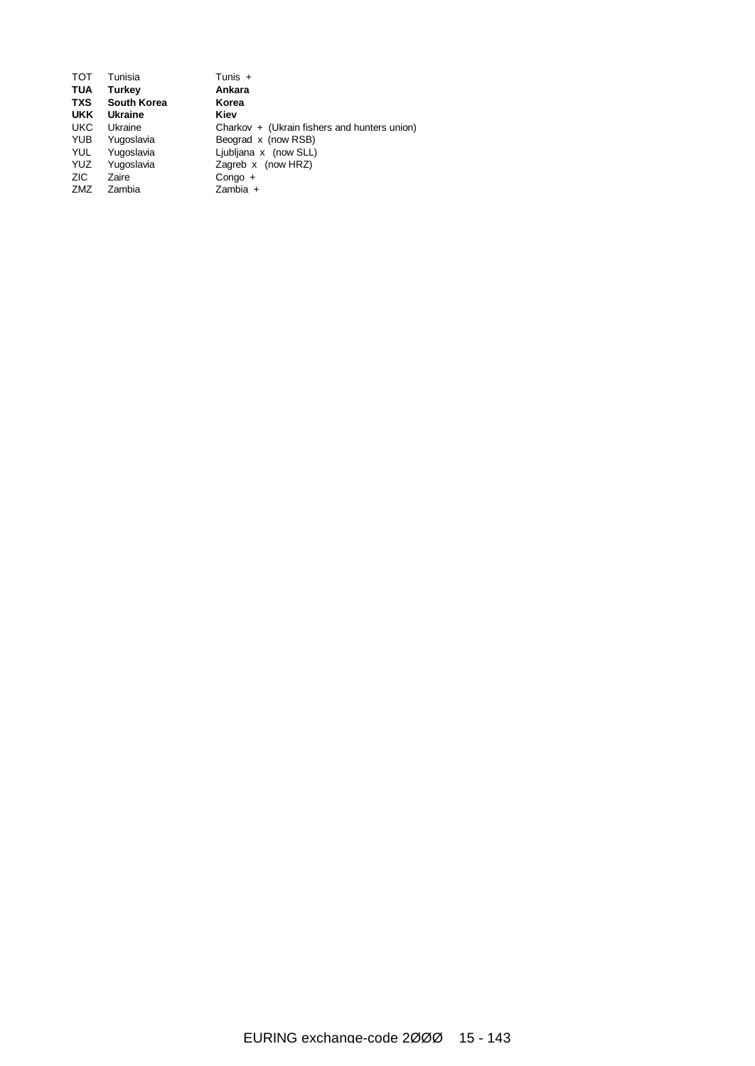| | | |
|---|---|---|
| TOT | Tunisia | Tunis + |
| **TUA** | **Turkey** | **Ankara** |
| **TXS** | **South Korea** | **Korea** |
| **UKK** | **Ukraine** | **Kiev** |
| UKC | Ukraine | Charkov + (Ukrain fishers and hunters union) |
| YUB | Yugoslavia | Beograd x (now RSB) |
| YUL | Yugoslavia | Ljubljana x (now SLL) |
| YUZ | Yugoslavia | Zagreb x (now HRZ) |
| ZIC | Zaire | Congo + |
| ZMZ | Zambia | Zambia + |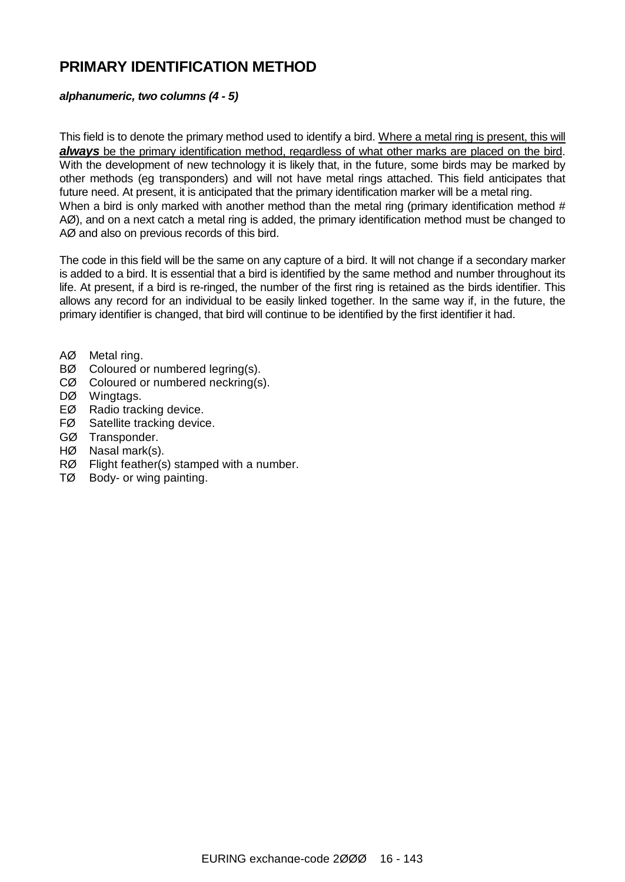## PRIMARY IDENTIFICATION METHOD

***alphanumeric, two columns (4 - 5)***

This field is to denote the primary method used to identify a bird. Where a metal ring is present, this will ***always*** be the primary identification method, regardless of what other marks are placed on the bird. With the development of new technology it is likely that, in the future, some birds may be marked by other methods (eg transponders) and will not have metal rings attached. This field anticipates that future need. At present, it is anticipated that the primary identification marker will be a metal ring. When a bird is only marked with another method than the metal ring (primary identification method # AØ), and on a next catch a metal ring is added, the primary identification method must be changed to AØ and also on previous records of this bird.

The code in this field will be the same on any capture of a bird. It will not change if a secondary marker is added to a bird. It is essential that a bird is identified by the same method and number throughout its life. At present, if a bird is re-ringed, the number of the first ring is retained as the birds identifier. This allows any record for an individual to be easily linked together. In the same way if, in the future, the primary identifier is changed, that bird will continue to be identified by the first identifier it had.

AØ Metal ring.
BØ Coloured or numbered legring(s).
CØ Coloured or numbered neckring(s).
DØ Wingtags.
EØ Radio tracking device.
FØ Satellite tracking device.
GØ Transponder.
HØ Nasal mark(s).
RØ Flight feather(s) stamped with a number.
TØ Body- or wing painting.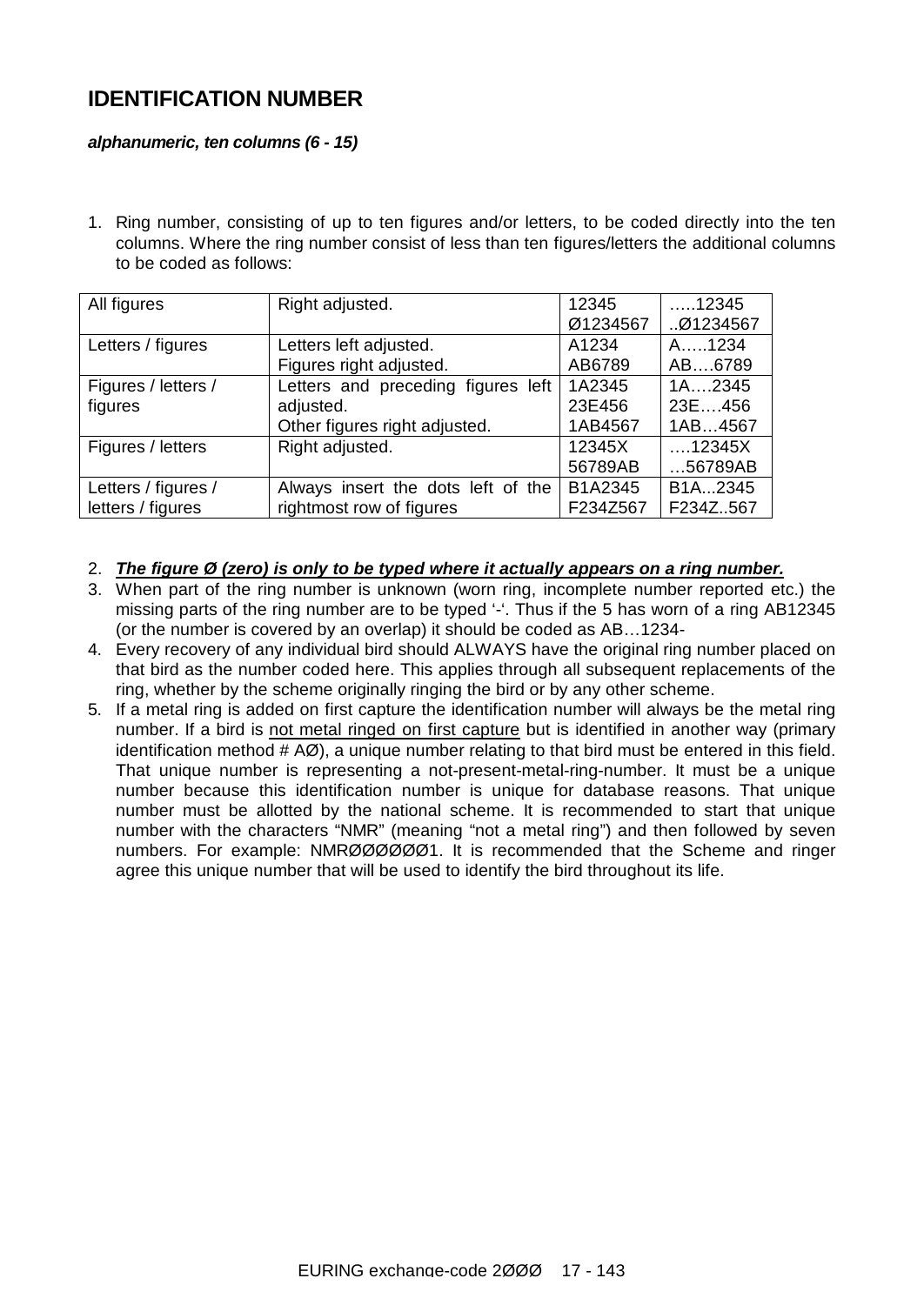# IDENTIFICATION NUMBER

***alphanumeric, ten columns (6 - 15)***

1. Ring number, consisting of up to ten figures and/or letters, to be coded directly into the ten columns. Where the ring number consist of less than ten figures/letters the additional columns to be coded as follows:

| All figures | Right adjusted. | 12345<br>Ø1234567 | …..12345<br>..Ø1234567 |
|---|---|---|---|
| Letters / figures | Letters left adjusted.<br>Figures right adjusted. | A1234<br>AB6789 | A…..1234<br>AB….6789 |
| Figures / letters / figures | Letters and preceding figures left adjusted.<br>Other figures right adjusted. | 1A2345<br>23E456<br>1AB4567 | 1A….2345<br>23E….456<br>1AB…4567 |
| Figures / letters | Right adjusted. | 12345X<br>56789AB | ….12345X<br>…56789AB |
| Letters / figures / letters / figures | Always insert the dots left of the rightmost row of figures | B1A2345<br>F234Z567 | B1A...2345<br>F234Z..567 |

2. ***The figure Ø (zero) is only to be typed where it actually appears on a ring number.***
3. When part of the ring number is unknown (worn ring, incomplete number reported etc.) the missing parts of the ring number are to be typed '-'. Thus if the 5 has worn of a ring AB12345 (or the number is covered by an overlap) it should be coded as AB…1234-
4. Every recovery of any individual bird should ALWAYS have the original ring number placed on that bird as the number coded here. This applies through all subsequent replacements of the ring, whether by the scheme originally ringing the bird or by any other scheme.
5. If a metal ring is added on first capture the identification number will always be the metal ring number. If a bird is not metal ringed on first capture but is identified in another way (primary identification method # AØ), a unique number relating to that bird must be entered in this field. That unique number is representing a not-present-metal-ring-number. It must be a unique number because this identification number is unique for database reasons. That unique number must be allotted by the national scheme. It is recommended to start that unique number with the characters "NMR" (meaning "not a metal ring") and then followed by seven numbers. For example: NMRØØØØØØ1. It is recommended that the Scheme and ringer agree this unique number that will be used to identify the bird throughout its life.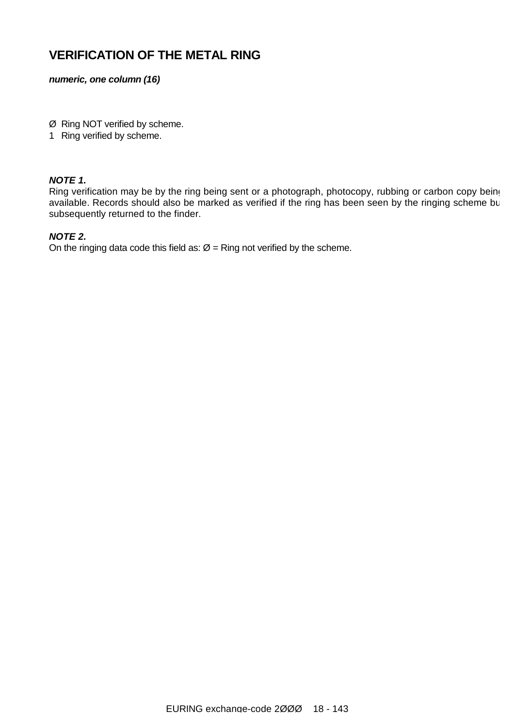# VERIFICATION OF THE METAL RING

***numeric, one column (16)***

Ø Ring NOT verified by scheme.
1 Ring verified by scheme.

***NOTE 1.***
Ring verification may be by the ring being sent or a photograph, photocopy, rubbing or carbon copy being available. Records should also be marked as verified if the ring has been seen by the ringing scheme but subsequently returned to the finder.

***NOTE 2.***
On the ringing data code this field as: Ø = Ring not verified by the scheme.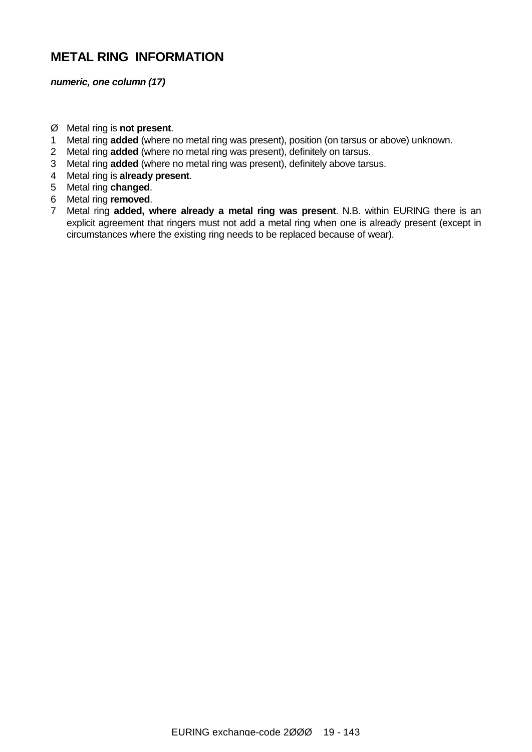# METAL RING INFORMATION

***numeric, one column (17)***

- Ø Metal ring is **not present**.
- 1 Metal ring **added** (where no metal ring was present), position (on tarsus or above) unknown.
- 2 Metal ring **added** (where no metal ring was present), definitely on tarsus.
- 3 Metal ring **added** (where no metal ring was present), definitely above tarsus.
- 4 Metal ring is **already present**.
- 5 Metal ring **changed**.
- 6 Metal ring **removed**.
- 7 Metal ring **added, where already a metal ring was present**. N.B. within EURING there is an explicit agreement that ringers must not add a metal ring when one is already present (except in circumstances where the existing ring needs to be replaced because of wear).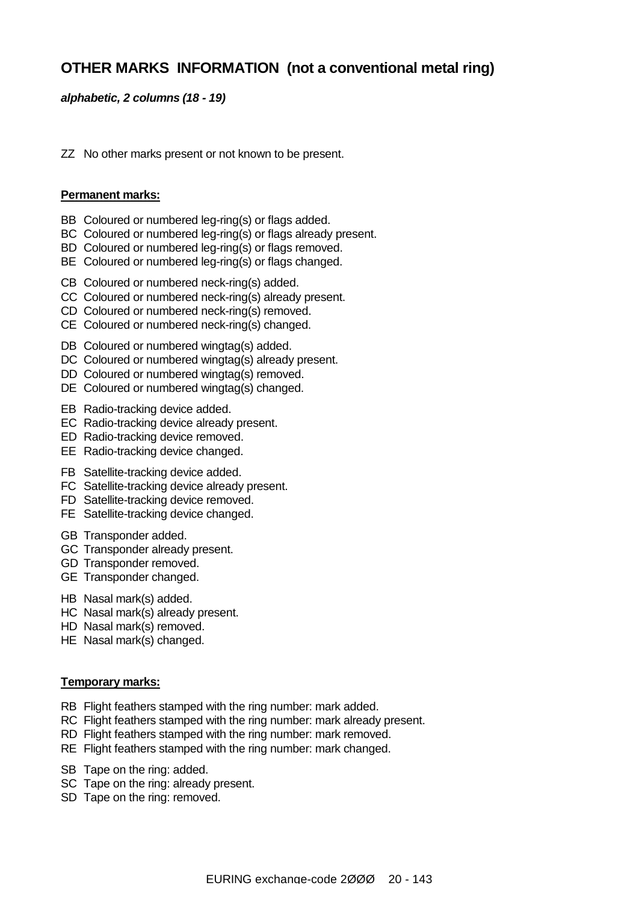## OTHER MARKS INFORMATION (not a conventional metal ring)

***alphabetic, 2 columns (18 - 19)***

ZZ No other marks present or not known to be present.

**Permanent marks:**

BB Coloured or numbered leg-ring(s) or flags added.
BC Coloured or numbered leg-ring(s) or flags already present.
BD Coloured or numbered leg-ring(s) or flags removed.
BE Coloured or numbered leg-ring(s) or flags changed.

CB Coloured or numbered neck-ring(s) added.
CC Coloured or numbered neck-ring(s) already present.
CD Coloured or numbered neck-ring(s) removed.
CE Coloured or numbered neck-ring(s) changed.

DB Coloured or numbered wingtag(s) added.
DC Coloured or numbered wingtag(s) already present.
DD Coloured or numbered wingtag(s) removed.
DE Coloured or numbered wingtag(s) changed.

EB Radio-tracking device added.
EC Radio-tracking device already present.
ED Radio-tracking device removed.
EE Radio-tracking device changed.

FB Satellite-tracking device added.
FC Satellite-tracking device already present.
FD Satellite-tracking device removed.
FE Satellite-tracking device changed.

GB Transponder added.
GC Transponder already present.
GD Transponder removed.
GE Transponder changed.

HB Nasal mark(s) added.
HC Nasal mark(s) already present.
HD Nasal mark(s) removed.
HE Nasal mark(s) changed.

**Temporary marks:**

RB Flight feathers stamped with the ring number: mark added.
RC Flight feathers stamped with the ring number: mark already present.
RD Flight feathers stamped with the ring number: mark removed.
RE Flight feathers stamped with the ring number: mark changed.

SB Tape on the ring: added.
SC Tape on the ring: already present.
SD Tape on the ring: removed.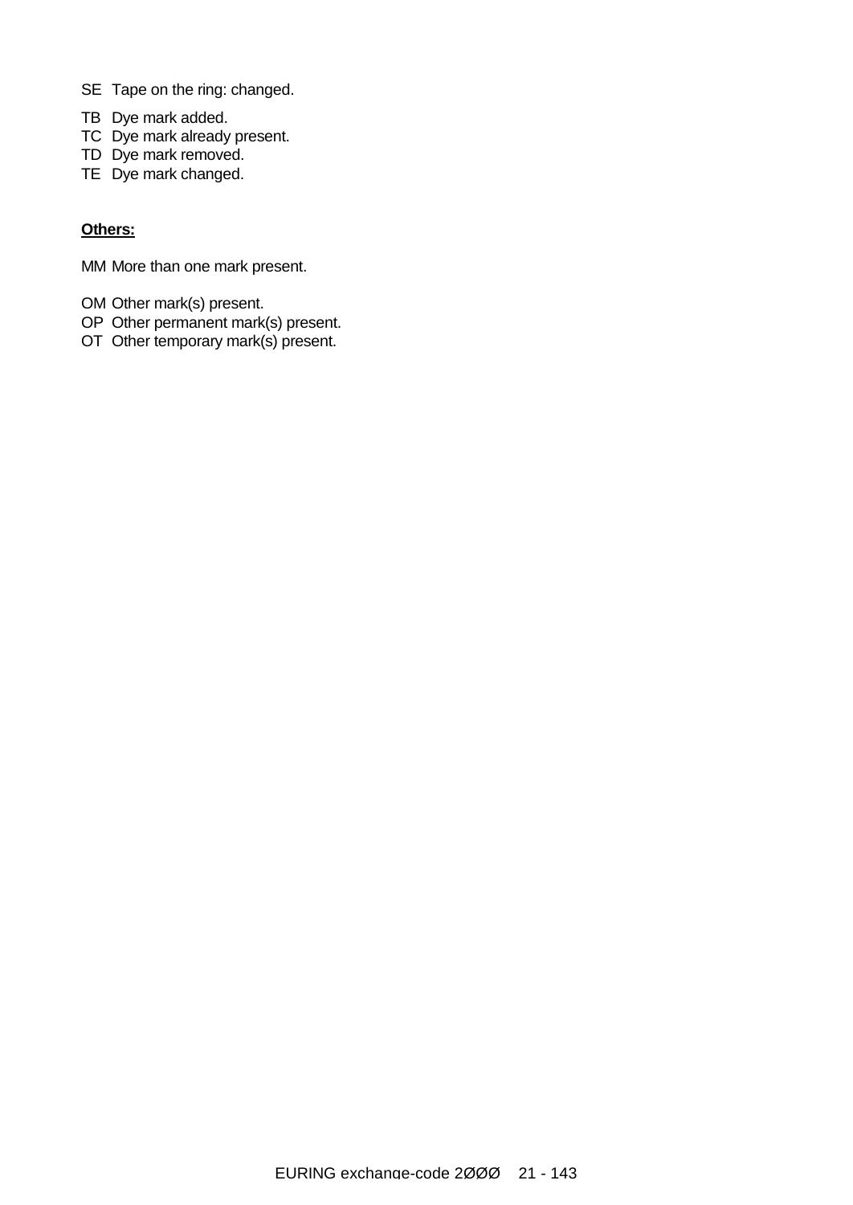SE Tape on the ring: changed.

TB Dye mark added.
TC Dye mark already present.
TD Dye mark removed.
TE Dye mark changed.

**Others:**

MM More than one mark present.

OM Other mark(s) present.
OP Other permanent mark(s) present.
OT Other temporary mark(s) present.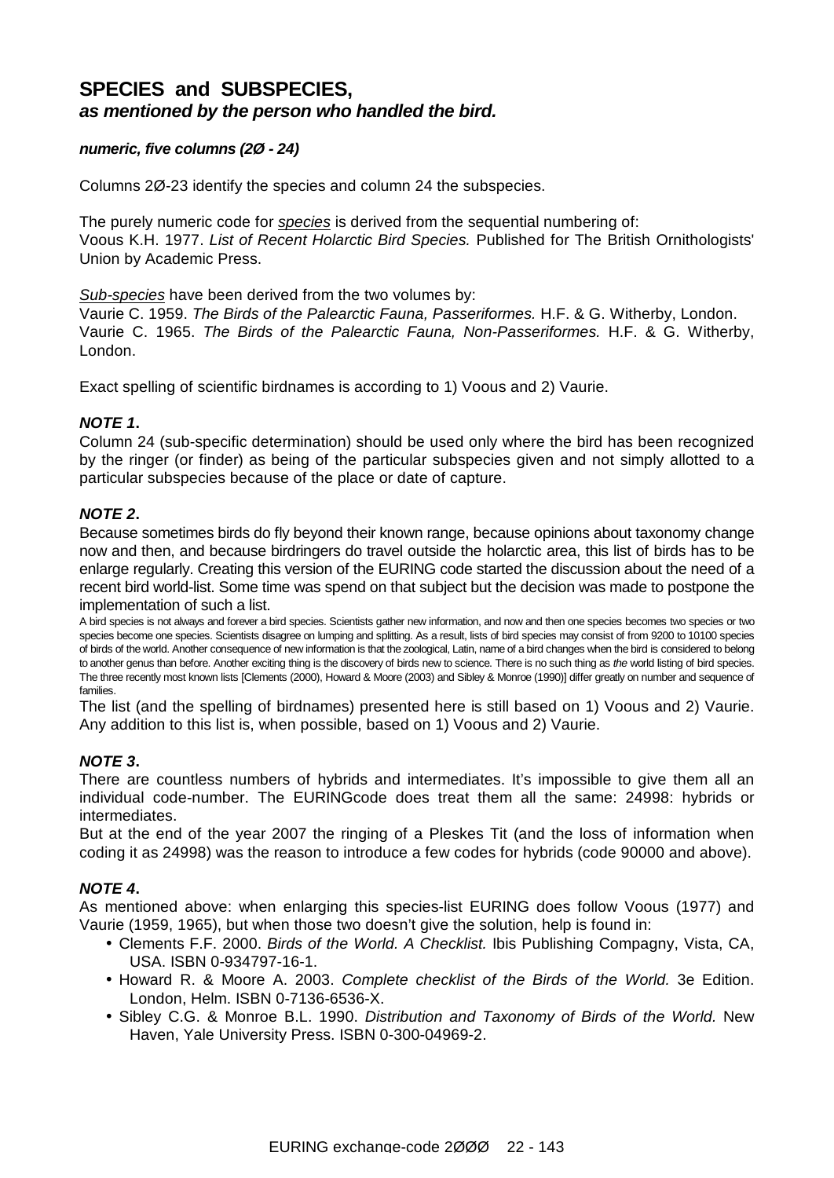# SPECIES and SUBSPECIES,
## *as mentioned by the person who handled the bird.*

***numeric, five columns (2Ø - 24)***

Columns 2Ø-23 identify the species and column 24 the subspecies.

The purely numeric code for *species* is derived from the sequential numbering of:
Voous K.H. 1977. *List of Recent Holarctic Bird Species.* Published for The British Ornithologists' Union by Academic Press.

*Sub-species* have been derived from the two volumes by:
Vaurie C. 1959. *The Birds of the Palearctic Fauna, Passeriformes.* H.F. & G. Witherby, London.
Vaurie C. 1965. *The Birds of the Palearctic Fauna, Non-Passeriformes.* H.F. & G. Witherby, London.

Exact spelling of scientific birdnames is according to 1) Voous and 2) Vaurie.

***NOTE 1*.**
Column 24 (sub-specific determination) should be used only where the bird has been recognized by the ringer (or finder) as being of the particular subspecies given and not simply allotted to a particular subspecies because of the place or date of capture.

***NOTE 2*.**
Because sometimes birds do fly beyond their known range, because opinions about taxonomy change now and then, and because birdringers do travel outside the holarctic area, this list of birds has to be enlarge regularly. Creating this version of the EURING code started the discussion about the need of a recent bird world-list. Some time was spend on that subject but the decision was made to postpone the implementation of such a list.

A bird species is not always and forever a bird species. Scientists gather new information, and now and then one species becomes two species or two species become one species. Scientists disagree on lumping and splitting. As a result, lists of bird species may consist of from 9200 to 10100 species of birds of the world. Another consequence of new information is that the zoological, Latin, name of a bird changes when the bird is considered to belong to another genus than before. Another exciting thing is the discovery of birds new to science. There is no such thing as *the* world listing of bird species. The three recently most known lists [Clements (2000), Howard & Moore (2003) and Sibley & Monroe (1990)] differ greatly on number and sequence of families.

The list (and the spelling of birdnames) presented here is still based on 1) Voous and 2) Vaurie. Any addition to this list is, when possible, based on 1) Voous and 2) Vaurie.

***NOTE 3*.**
There are countless numbers of hybrids and intermediates. It's impossible to give them all an individual code-number. The EURINGcode does treat them all the same: 24998: hybrids or intermediates.
But at the end of the year 2007 the ringing of a Pleskes Tit (and the loss of information when coding it as 24998) was the reason to introduce a few codes for hybrids (code 90000 and above).

***NOTE 4*.**
As mentioned above: when enlarging this species-list EURING does follow Voous (1977) and Vaurie (1959, 1965), but when those two doesn't give the solution, help is found in:

- Clements F.F. 2000. *Birds of the World. A Checklist.* Ibis Publishing Compagny, Vista, CA, USA. ISBN 0-934797-16-1.
- Howard R. & Moore A. 2003. *Complete checklist of the Birds of the World.* 3e Edition. London, Helm. ISBN 0-7136-6536-X.
- Sibley C.G. & Monroe B.L. 1990. *Distribution and Taxonomy of Birds of the World.* New Haven, Yale University Press. ISBN 0-300-04969-2.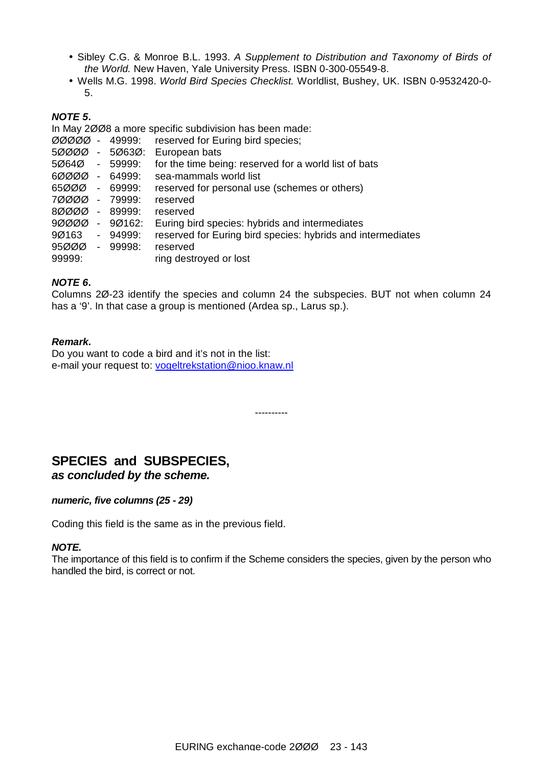- Sibley C.G. & Monroe B.L. 1993. *A Supplement to Distribution and Taxonomy of Birds of the World.* New Haven, Yale University Press. ISBN 0-300-05549-8.
- Wells M.G. 1998. *World Bird Species Checklist.* Worldlist, Bushey, UK. ISBN 0-9532420-0-5.

***NOTE 5.***

In May 2ØØ8 a more specific subdivision has been made:

| | | |
|---|---|---|
| ØØØØØ | - 49999: | reserved for Euring bird species; |
| 5ØØØØ | - 5Ø63Ø: | European bats |
| 5Ø64Ø | - 59999: | for the time being: reserved for a world list of bats |
| 6ØØØØ | - 64999: | sea-mammals world list |
| 65ØØØ | - 69999: | reserved for personal use (schemes or others) |
| 7ØØØØ | - 79999: | reserved |
| 8ØØØØ | - 89999: | reserved |
| 9ØØØØ | - 9Ø162: | Euring bird species: hybrids and intermediates |
| 9Ø163 | - 94999: | reserved for Euring bird species: hybrids and intermediates |
| 95ØØØ | - 99998: | reserved |
| 99999: | | ring destroyed or lost |

***NOTE 6.***

Columns 2Ø-23 identify the species and column 24 the subspecies. BUT not when column 24 has a '9'. In that case a group is mentioned (Ardea sp., Larus sp.).

***Remark.***

Do you want to code a bird and it's not in the list:
e-mail your request to: vogeltrekstation@nioo.knaw.nl

----------

## SPECIES and SUBSPECIES,
***as concluded by the scheme.***

***numeric, five columns (25 - 29)***

Coding this field is the same as in the previous field.

***NOTE.***

The importance of this field is to confirm if the Scheme considers the species, given by the person who handled the bird, is correct or not.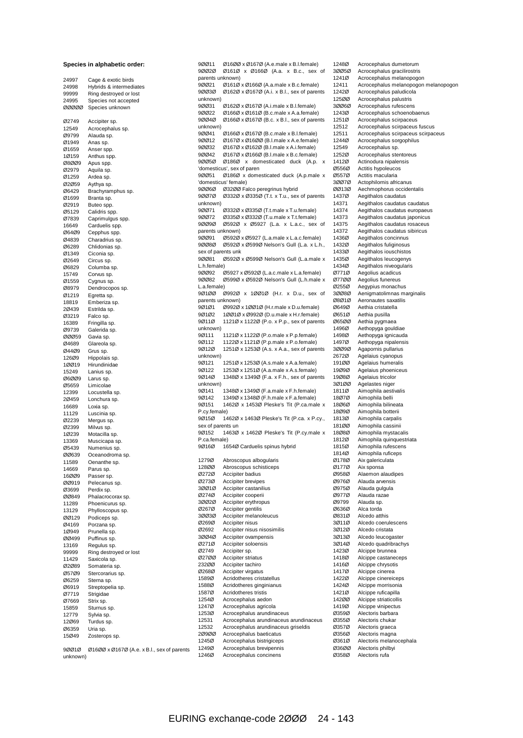**Species in alphabetic order:**

24997 Cage & exotic birds
24998 Hybrids & intermediates
99999 Ring destroyed or lost
24995 Species not accepted
ØØØØØ Species unknown

Ø2749 Accipiter sp.
12549 Acrocephalus sp.
Ø9799 Alauda sp.
Ø1949 Anas sp.
Ø1659 Anser spp.
1Ø159 Anthus spp.
Ø8ØØ9 Apus spp.
Ø2979 Aquila sp.
Ø1259 Ardea sp.
Ø2Ø59 Aythya sp.
Ø6429 Brachyramphus sp.
Ø1699 Branta sp.
Ø2919 Buteo spp.
Ø5129 Calidris spp.
Ø7839 Caprimulgus spp.
16649 Carduelis spp.
Ø64Ø9 Cepphus spp.
Ø4839 Charadrius sp.
Ø6289 Chlidonias sp.
Ø1349 Ciconia sp.
Ø2649 Circus sp.
Ø6829 Columba sp.
15749 Corvus sp.
Ø1559 Cygnus sp.
Ø8979 Dendrocopos sp.
Ø1219 Egretta sp.
18819 Emberiza sp.
2Ø439 Estrilda sp.
Ø3219 Falco sp.
16389 Fringilla sp.
Ø9739 Galerida sp.
ØØØ59 Gavia sp.
Ø4689 Glareola sp.
Ø44Ø9 Grus sp.
126Ø9 Hippolais sp.
1ØØ19 Hirundinidae
15249 Lanius sp.
Ø6ØØ9 Larus sp.
Ø5659 Limicolae
12399 Locustella sp.
2Ø459 Lonchura sp.
16689 Loxia sp.
11129 Luscinia sp.
Ø2239 Mergus sp.
Ø2399 Milvus sp.
1Ø239 Motacilla sp.
13369 Muscicapa sp.
Ø5439 Numenius sp.
ØØ639 Oceanodroma sp.
11589 Oenanthe sp.
14669 Parus sp.
16ØØ9 Passer sp.
ØØ919 Pelecanus sp.
Ø3699 Perdix sp.
ØØ849 Phalacrocorax sp.
11289 Phoenicurus sp.
13129 Phylloscopus sp.
ØØ129 Podiceps sp.
Ø4169 Porzana sp.
1Ø949 Prunella sp.
ØØ499 Puffinus sp.
13169 Regulus sp.
99999 Ring destroyed or lost
11429 Saxicola sp.
Ø2Ø89 Somateria sp.
Ø57Ø9 Stercorarius sp.
Ø6259 Sterna sp.
Ø6919 Streptopelia sp.
Ø7719 Strigidae
Ø7669 Strix sp.
15859 Sturnus sp.
12779 Sylvia sp.
12Ø69 Turdus sp.
Ø6359 Uria sp.
15Ø49 Zosterops sp.

9ØØ1Ø Ø16ØØ x Ø167Ø (A.e. x B.l., sex of parents unknown)
9ØØ11 Ø16ØØ x Ø167Ø (A.e.male x B.l.female)
9ØØ2Ø Ø161Ø x Ø166Ø (A.a. x B.c., sex of parents unknown)
9ØØ21 Ø161Ø x Ø166Ø (A.a.male x B.c.female)
9ØØ3Ø Ø162Ø x Ø167Ø (A.i. x B.l., sex of parents unknown)
9ØØ31 Ø162Ø x Ø167Ø (A.i.male x B.l.female)
9ØØ22 Ø166Ø x Ø161Ø (B.c.male x A.a.female)
9ØØ4Ø Ø166Ø x Ø167Ø (B.c. x B.l., sex of parents unknown)
9ØØ41 Ø166Ø x Ø167Ø (B.c.male x B.l.female)
9ØØ12 Ø167Ø x Ø16ØØ (B.l.male x A.e.female)
9ØØ32 Ø167Ø x Ø162Ø (B.l.male x A.i.female)
9ØØ42 Ø167Ø x Ø166Ø (B.l.male x B.c.female)
9ØØ5Ø Ø186Ø x domesticated duck (A.p. x 'domesticus', sex of paren
9ØØ51 Ø186Ø x domesticated duck (A.p.male x 'domesticus' female)
9ØØ6Ø Ø32ØØ Falco peregrinus hybrid
9ØØ7Ø Ø332Ø x Ø335Ø (T.t. x T.u., sex of parents unknown)
9ØØ71 Ø332Ø x Ø335Ø (T.t.male x T.u.female)
9ØØ72 Ø335Ø x Ø332Ø (T.u.male x T.t.female)
9ØØ9Ø Ø592Ø x Ø5927 (L.a. x L.a.c., sex of parents unknown)
9ØØ91 Ø592Ø x Ø5927 (L.a.male x L.a.c.female)
9ØØ8Ø Ø592Ø x Ø599Ø Nelson's Gull (L.a. x L.h., sex of parents unk
9ØØ81 Ø592Ø x Ø599Ø Nelson's Gull (L.a.male x L.h.female)
9ØØ92 Ø5927 x Ø592Ø (L.a.c.male x L.a.female)
9ØØ82 Ø599Ø x Ø592Ø Nelson's Gull (L.h.male x L.a.female)
9Ø1ØØ Ø992Ø x 1ØØ1Ø (H.r. x D.u., sex of parents unknown)
9Ø1Ø1 Ø992Ø x 1ØØ1Ø (H.r.male x D.u.female)
9Ø1Ø2 1ØØ1Ø x Ø992Ø (D.u.male x H.r.female)
9Ø11Ø 1121Ø x 1122Ø (P.o. x P.p., sex of parents unknown)
9Ø111 1121Ø x 1122Ø (P.o.male x P.p.female)
9Ø112 1122Ø x 1121Ø (P.p.male x P.o.female)
9Ø12Ø 1251Ø x 1253Ø (A.s. x A.a., sex of parents unknown)
9Ø121 1251Ø x 1253Ø (A.s.male x A.a.female)
9Ø122 1253Ø x 1251Ø (A.a.male x A.s.female)
9Ø14Ø 1348Ø x 1349Ø (F.a. x F.h., sex of parents unknown)
9Ø141 1348Ø x 1349Ø (F.a.male x F.h.female)
9Ø142 1349Ø x 1348Ø (F.h.male x F.a.female)
9Ø151 1462Ø x 1453Ø Pleske's Tit (P.ca.male x P.cy.female)
9Ø15Ø 1462Ø x 1463Ø Pleske's Tit (P.ca. x P.cy., sex of parents un
9Ø152 1463Ø x 1462Ø Pleske's Tit (P.cy.male x P.ca.female)
9Ø16Ø 1654Ø Carduelis spinus hybrid

1279Ø Abroscopus albogularis
128ØØ Abroscopus schisticeps
Ø272Ø Accipiter badius
Ø273Ø Accipiter brevipes
3ØØ1Ø Accipiter castanilius
Ø274Ø Accipiter cooperii
3ØØ2Ø Accipiter erythropus
Ø267Ø Accipiter gentilis
3ØØ3Ø Accipiter melanoleucus
Ø269Ø Accipiter nisus
Ø2692 Accipiter nisus nisosimilis
3ØØ4Ø Accipiter ovampensis
Ø271Ø Accipiter soloensis
Ø2749 Accipiter sp.
Ø27ØØ Accipiter striatus
232ØØ Accipiter tachiro
Ø268Ø Accipiter virgatus
1589Ø Acridotheres cristatellus
1588Ø Acridotheres ginginianus
1587Ø Acridotheres tristis
1254Ø Acrocephalus aedon
1247Ø Acrocephalus agricola
1253Ø Acrocephalus arundinaceus
12531 Acrocephalus arundinaceus arundinaceus
12532 Acrocephalus arundinaceus griseldis
2Ø9ØØ Acrocephalus baeticatus
1245Ø Acrocephalus bistrigiceps
1249Ø Acrocephalus brevipennis
1246Ø Acrocephalus concinens
1248Ø Acrocephalus dumetorum
3ØØ5Ø Acrocephalus gracilirostris
1241Ø Acrocephalus melanopogon
12411 Acrocephalus melanopogon melanopogon
1242Ø Acrocephalus paludicola
125ØØ Acrocephalus palustris
3ØØ6Ø Acrocephalus rufescens
1243Ø Acrocephalus schoenobaenus
1251Ø Acrocephalus scirpaceus
12512 Acrocephalus scirpaceus fuscus
12511 Acrocephalus scirpaceus scirpaceus
1244Ø Acrocephalus sorgophilus
12549 Acrocephalus sp.
1252Ø Acrocephalus stentoreus
1412Ø Actinodura nipalensis
Ø556Ø Actitis hypoleucos
Ø557Ø Actitis macularia
3ØØ7Ø Actophilornis africanus
ØØ13Ø Aechmophorus occidentalis
1437Ø Aegithalos caudatus
14371 Aegithalos caudatus caudatus
14374 Aegithalos caudatus europaeus
14373 Aegithalos caudatus japonicus
14375 Aegithalos caudatus rosaceus
14372 Aegithalos caudatus sibiricus
1436Ø Aegithalos concinnus
1432Ø Aegithalos fuliginosus
1433Ø Aegithalos iouschistos
1435Ø Aegithalos leucogenys
1434Ø Aegithalos niveogularis
Ø771Ø Aegolius acadicus
Ø77ØØ Aegolius funereus
Ø255Ø Aegypius monachus
3ØØ8Ø Aenigmatolimnas marginalis
Ø8Ø1Ø Aeronautes saxatilis
Ø649Ø Aethia cristatella
Ø651Ø Aethia pusilla
Ø65ØØ Aethia pygmaea
1496Ø Aethopyga gouldiae
1498Ø Aethopyga ignicauda
1497Ø Aethopyga nipalensis
3ØØ9Ø Agapornis pullarius
2672Ø Agelaius cyanopus
191ØØ Agelaius humeralis
19Ø9Ø Agelaius phoeniceus
19Ø8Ø Agelaius tricolor
3Ø1ØØ Agelastes niger
1811Ø Aimophila aestivalis
18Ø7Ø Aimophila belli
18Ø6Ø Aimophila bilineata
18Ø9Ø Aimophila botterii
1813Ø Aimophila carpalis
181ØØ Aimophila cassinii
18Ø8Ø Aimophila mystacalis
1812Ø Aimophila quinquestriata
1815Ø Aimophila rufescens
1814Ø Aimophila ruficeps
Ø178Ø Aix galericulata
Ø177Ø Aix sponsa
Ø958Ø Alaemon alaudipes
Ø976Ø Alauda arvensis
Ø975Ø Alauda gulgula
Ø977Ø Alauda razae
Ø9799 Alauda sp.
Ø636Ø Alca torda
Ø831Ø Alcedo atthis
3Ø11Ø Alcedo coerulescens
3Ø12Ø Alcedo cristata
3Ø13Ø Alcedo leucogaster
3Ø14Ø Alcedo quadribrachys
1423Ø Alcippe brunnea
1418Ø Alcippe castaneceps
1416Ø Alcippe chrysotis
1417Ø Alcippe cinerea
1422Ø Alcippe cinereiceps
1424Ø Alcippe morrisonia
1421Ø Alcippe ruficapilla
142ØØ Alcippe striaticollis
1419Ø Alcippe vinipectus
Ø359Ø Alectoris barbara
Ø355Ø Alectoris chukar
Ø357Ø Alectoris graeca
Ø356Ø Alectoris magna
Ø361Ø Alectoris melanocephala
Ø36ØØ Alectoris philbyi
Ø358Ø Alectoris rufa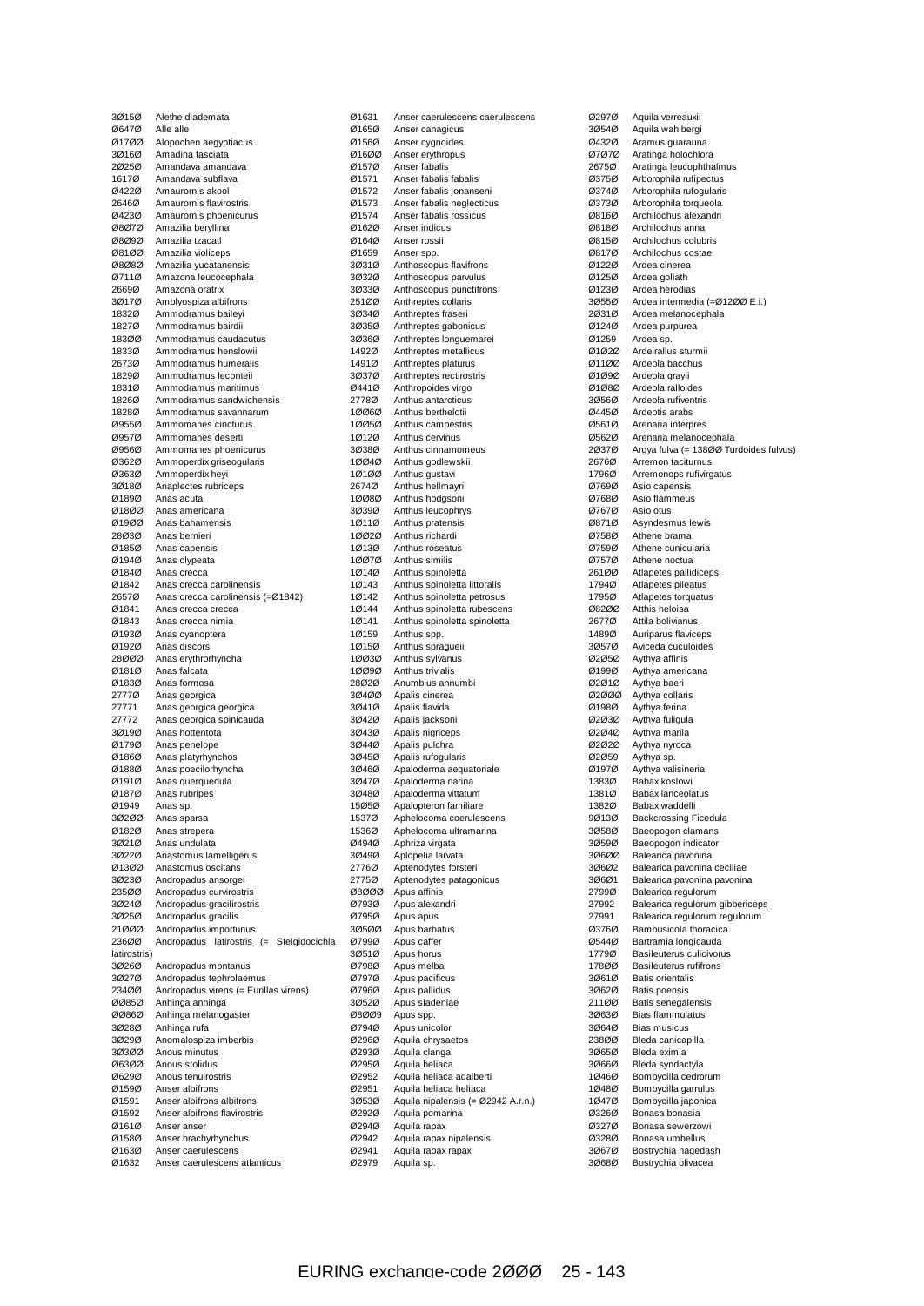| Code | Species |
|---|---|
| 3Ø15Ø | Alethe diademata |
| Ø647Ø | Alle alle |
| Ø17ØØ | Alopochen aegyptiacus |
| 3Ø16Ø | Amadina fasciata |
| 2Ø25Ø | Amandava amandava |
| 1617Ø | Amandava subflava |
| Ø422Ø | Amaurornis akool |
| 2646Ø | Amaurornis flavirostris |
| Ø423Ø | Amaurornis phoenicurus |
| Ø8Ø7Ø | Amazilia beryllina |
| Ø8Ø9Ø | Amazilia tzacatl |
| Ø81ØØ | Amazilia violiceps |
| Ø8Ø8Ø | Amazilia yucatanensis |
| Ø711Ø | Amazona leucocephala |
| 2669Ø | Amazona oratrix |
| 3Ø17Ø | Amblyospiza albifrons |
| 1832Ø | Ammodramus baileyi |
| 1827Ø | Ammodramus bairdii |
| 183ØØ | Ammodramus caudacutus |
| 1833Ø | Ammodramus henslowii |
| 2673Ø | Ammodramus humeralis |
| 1829Ø | Ammodramus leconteii |
| 1831Ø | Ammodramus maritimus |
| 1826Ø | Ammodramus sandwichensis |
| 1828Ø | Ammodramus savannarum |
| Ø955Ø | Ammomanes cincturus |
| Ø957Ø | Ammomanes deserti |
| Ø956Ø | Ammomanes phoenicurus |
| Ø362Ø | Ammoperdix griseogularis |
| Ø363Ø | Ammoperdix heyi |
| 3Ø18Ø | Anaplectes rubriceps |
| Ø189Ø | Anas acuta |
| Ø18ØØ | Anas americana |
| Ø19ØØ | Anas bahamensis |
| 28Ø3Ø | Anas bernieri |
| Ø185Ø | Anas capensis |
| Ø194Ø | Anas clypeata |
| Ø184Ø | Anas crecca |
| Ø1842 | Anas crecca carolinensis |
| 2657Ø | Anas crecca carolinensis (=Ø1842) |
| Ø1841 | Anas crecca crecca |
| Ø1843 | Anas crecca nimia |
| Ø193Ø | Anas cyanoptera |
| Ø192Ø | Anas discors |
| 28ØØØ | Anas erythrorhyncha |
| Ø181Ø | Anas falcata |
| Ø183Ø | Anas formosa |
| 2777Ø | Anas georgica |
| 27771 | Anas georgica georgica |
| 27772 | Anas georgica spinicauda |
| 3Ø19Ø | Anas hottentota |
| Ø179Ø | Anas penelope |
| Ø186Ø | Anas platyrhynchos |
| Ø188Ø | Anas poecilorhyncha |
| Ø191Ø | Anas querquedula |
| Ø187Ø | Anas rubripes |
| Ø1949 | Anas sp. |
| 3Ø2ØØ | Anas sparsa |
| Ø182Ø | Anas strepera |
| 3Ø21Ø | Anas undulata |
| 3Ø22Ø | Anastomus lamelligerus |
| Ø13ØØ | Anastomus oscitans |
| 3Ø23Ø | Andropadus ansorgei |
| 235ØØ | Andropadus curvirostris |
| 3Ø24Ø | Andropadus gracilirostris |
| 3Ø25Ø | Andropadus gracilis |
| 21ØØØ | Andropadus importunus |
| 236ØØ | Andropadus latirostris (= Stelgidocichla latirostris) |
| 3Ø26Ø | Andropadus montanus |
| 3Ø27Ø | Andropadus tephrolaemus |
| 234ØØ | Andropadus virens (= Eurillas virens) |
| ØØ85Ø | Anhinga anhinga |
| ØØ86Ø | Anhinga melanogaster |
| 3Ø28Ø | Anhinga rufa |
| 3Ø29Ø | Anomalospiza imberbis |
| 3Ø3ØØ | Anous minutus |
| Ø63ØØ | Anous stolidus |
| Ø629Ø | Anous tenuirostris |
| Ø159Ø | Anser albifrons |
| Ø1591 | Anser albifrons albifrons |
| Ø1592 | Anser albifrons flavirostris |
| Ø161Ø | Anser anser |
| Ø158Ø | Anser brachyrhynchus |
| Ø163Ø | Anser caerulescens |
| Ø1632 | Anser caerulescens atlanticus |
| Ø1631 | Anser caerulescens caerulescens |
| Ø165Ø | Anser canagicus |
| Ø156Ø | Anser cygnoides |
| Ø16ØØ | Anser erythropus |
| Ø157Ø | Anser fabalis |
| Ø1571 | Anser fabalis fabalis |
| Ø1572 | Anser fabalis jonanseni |
| Ø1573 | Anser fabalis neglecticus |
| Ø1574 | Anser fabalis rossicus |
| Ø162Ø | Anser indicus |
| Ø164Ø | Anser rossii |
| Ø1659 | Anser spp. |
| 3Ø31Ø | Anthoscopus flavifrons |
| 3Ø32Ø | Anthoscopus parvulus |
| 3Ø33Ø | Anthoscopus punctifrons |
| 251ØØ | Anthreptes collaris |
| 3Ø34Ø | Anthreptes fraseri |
| 3Ø35Ø | Anthreptes gabonicus |
| 3Ø36Ø | Anthreptes longuemarei |
| 1492Ø | Anthreptes metallicus |
| 1491Ø | Anthreptes platurus |
| 3Ø37Ø | Anthreptes rectirostris |
| Ø441Ø | Anthropoides virgo |
| 2778Ø | Anthus antarcticus |
| 1ØØ6Ø | Anthus berthelotii |
| 1ØØ5Ø | Anthus campestris |
| 1Ø12Ø | Anthus cervinus |
| 3Ø38Ø | Anthus cinnamomeus |
| 1ØØ4Ø | Anthus godlewskii |
| 1Ø1ØØ | Anthus gustavi |
| 2674Ø | Anthus hellmayri |
| 1ØØ8Ø | Anthus hodgsoni |
| 3Ø39Ø | Anthus leucophrys |
| 1Ø11Ø | Anthus pratensis |
| 1ØØ2Ø | Anthus richardi |
| 1Ø13Ø | Anthus roseatus |
| 1ØØ7Ø | Anthus similis |
| 1Ø14Ø | Anthus spinoletta |
| 1Ø143 | Anthus spinoletta littoralis |
| 1Ø142 | Anthus spinoletta petrosus |
| 1Ø144 | Anthus spinoletta rubescens |
| 1Ø141 | Anthus spinoletta spinoletta |
| 1Ø159 | Anthus spp. |
| 1Ø15Ø | Anthus spragueii |
| 1ØØ3Ø | Anthus sylvanus |
| 1ØØ9Ø | Anthus trivialis |
| 28Ø2Ø | Anumbius annumbi |
| 3Ø4ØØ | Apalis cinerea |
| 3Ø41Ø | Apalis flavida |
| 3Ø42Ø | Apalis jacksoni |
| 3Ø43Ø | Apalis nigriceps |
| 3Ø44Ø | Apalis pulchra |
| 3Ø45Ø | Apalis rufogularis |
| 3Ø46Ø | Apaloderma aequatoriale |
| 3Ø47Ø | Apaloderma narina |
| 3Ø48Ø | Apaloderma vittatum |
| 15Ø5Ø | Apalopteron familiare |
| 1537Ø | Aphelocoma coerulescens |
| 1536Ø | Aphelocoma ultramarina |
| Ø494Ø | Aphriza virgata |
| 3Ø49Ø | Aplopelia larvata |
| 2776Ø | Aptenodytes forsteri |
| 2775Ø | Aptenodytes patagonicus |
| Ø8ØØØ | Apus affinis |
| Ø793Ø | Apus alexandri |
| Ø795Ø | Apus apus |
| 3Ø5ØØ | Apus barbatus |
| Ø799Ø | Apus caffer |
| 3Ø51Ø | Apus horus |
| Ø798Ø | Apus melba |
| Ø797Ø | Apus pacificus |
| Ø796Ø | Apus pallidus |
| 3Ø52Ø | Apus sladeniae |
| Ø8ØØ9 | Apus spp. |
| Ø794Ø | Apus unicolor |
| Ø296Ø | Aquila chrysaetos |
| Ø293Ø | Aquila clanga |
| Ø295Ø | Aquila heliaca |
| Ø2952 | Aquila heliaca adalberti |
| Ø2951 | Aquila heliaca heliaca |
| 3Ø53Ø | Aquila nipalensis (= Ø2942 A.r.n.) |
| Ø292Ø | Aquila pomarina |
| Ø294Ø | Aquila rapax |
| Ø2942 | Aquila rapax nipalensis |
| Ø2941 | Aquila rapax rapax |
| Ø2979 | Aquila sp. |
| Ø297Ø | Aquila verreauxii |
| 3Ø54Ø | Aquila wahlbergi |
| Ø432Ø | Aramus guarauna |
| Ø7Ø7Ø | Aratinga holochlora |
| 2675Ø | Aratinga leucophthalmus |
| Ø375Ø | Arborophila rufipectus |
| Ø374Ø | Arborophila rufogularis |
| Ø373Ø | Arborophila torqueola |
| Ø816Ø | Archilochus alexandri |
| Ø818Ø | Archilochus anna |
| Ø815Ø | Archilochus colubris |
| Ø817Ø | Archilochus costae |
| Ø122Ø | Ardea cinerea |
| Ø125Ø | Ardea goliath |
| Ø123Ø | Ardea herodias |
| 3Ø55Ø | Ardea intermedia (=Ø12ØØ E.i.) |
| 2Ø31Ø | Ardea melanocephala |
| Ø124Ø | Ardea purpurea |
| Ø1259 | Ardea sp. |
| Ø1Ø2Ø | Ardeirallus sturmii |
| Ø11ØØ | Ardeola bacchus |
| Ø1Ø9Ø | Ardeola grayii |
| Ø1Ø8Ø | Ardeola ralloides |
| 3Ø56Ø | Ardeola rufiventris |
| Ø445Ø | Ardeotis arabs |
| Ø561Ø | Arenaria interpres |
| Ø562Ø | Arenaria melanocephala |
| 2Ø37Ø | Argya fulva (= 138ØØ Turdoides fulvus) |
| 2676Ø | Arremon taciturnus |
| 1796Ø | Arremonops rufivirgatus |
| Ø769Ø | Asio capensis |
| Ø768Ø | Asio flammeus |
| Ø767Ø | Asio otus |
| Ø871Ø | Asyndesmus lewis |
| Ø758Ø | Athene brama |
| Ø759Ø | Athene cunicularia |
| Ø757Ø | Athene noctua |
| 261ØØ | Atlapetes pallidiceps |
| 1794Ø | Atlapetes pileatus |
| 1795Ø | Atlapetes torquatus |
| Ø82ØØ | Atthis heloisa |
| 2677Ø | Attila bolivianus |
| 1489Ø | Auriparus flaviceps |
| 3Ø57Ø | Aviceda cuculoides |
| Ø2Ø5Ø | Aythya affinis |
| Ø199Ø | Aythya americana |
| Ø2Ø1Ø | Aythya baeri |
| Ø2ØØØ | Aythya collaris |
| Ø198Ø | Aythya ferina |
| Ø2Ø3Ø | Aythya fuligula |
| Ø2Ø4Ø | Aythya marila |
| Ø2Ø2Ø | Aythya nyroca |
| Ø2Ø59 | Aythya sp. |
| Ø197Ø | Aythya valisineria |
| 1383Ø | Babax koslowi |
| 1381Ø | Babax lanceolatus |
| 1382Ø | Babax waddelli |
| 9Ø13Ø | Backcrossing Ficedula |
| 3Ø58Ø | Baeopogon clamans |
| 3Ø59Ø | Baeopogon indicator |
| 3Ø6ØØ | Balearica pavonina |
| 3Ø6Ø2 | Balearica pavonina ceciliae |
| 3Ø6Ø1 | Balearica pavonina pavonina |
| 2799Ø | Balearica regulorum |
| 27992 | Balearica regulorum gibbericeps |
| 27991 | Balearica regulorum regulorum |
| Ø376Ø | Bambusicola thoracica |
| Ø544Ø | Bartramia longicauda |
| 1779Ø | Basileuterus culicivorus |
| 178ØØ | Basileuterus rufifrons |
| 3Ø61Ø | Batis orientalis |
| 3Ø62Ø | Batis poensis |
| 211ØØ | Batis senegalensis |
| 3Ø63Ø | Bias flammulatus |
| 3Ø64Ø | Bias musicus |
| 238ØØ | Bleda canicapilla |
| 3Ø65Ø | Bleda eximia |
| 3Ø66Ø | Bleda syndactyla |
| 1Ø46Ø | Bombycilla cedrorum |
| 1Ø48Ø | Bombycilla garrulus |
| 1Ø47Ø | Bombycilla japonica |
| Ø326Ø | Bonasa bonasia |
| Ø327Ø | Bonasa sewerzowi |
| Ø328Ø | Bonasa umbellus |
| 3Ø67Ø | Bostrychia hagedash |
| 3Ø68Ø | Bostrychia olivacea |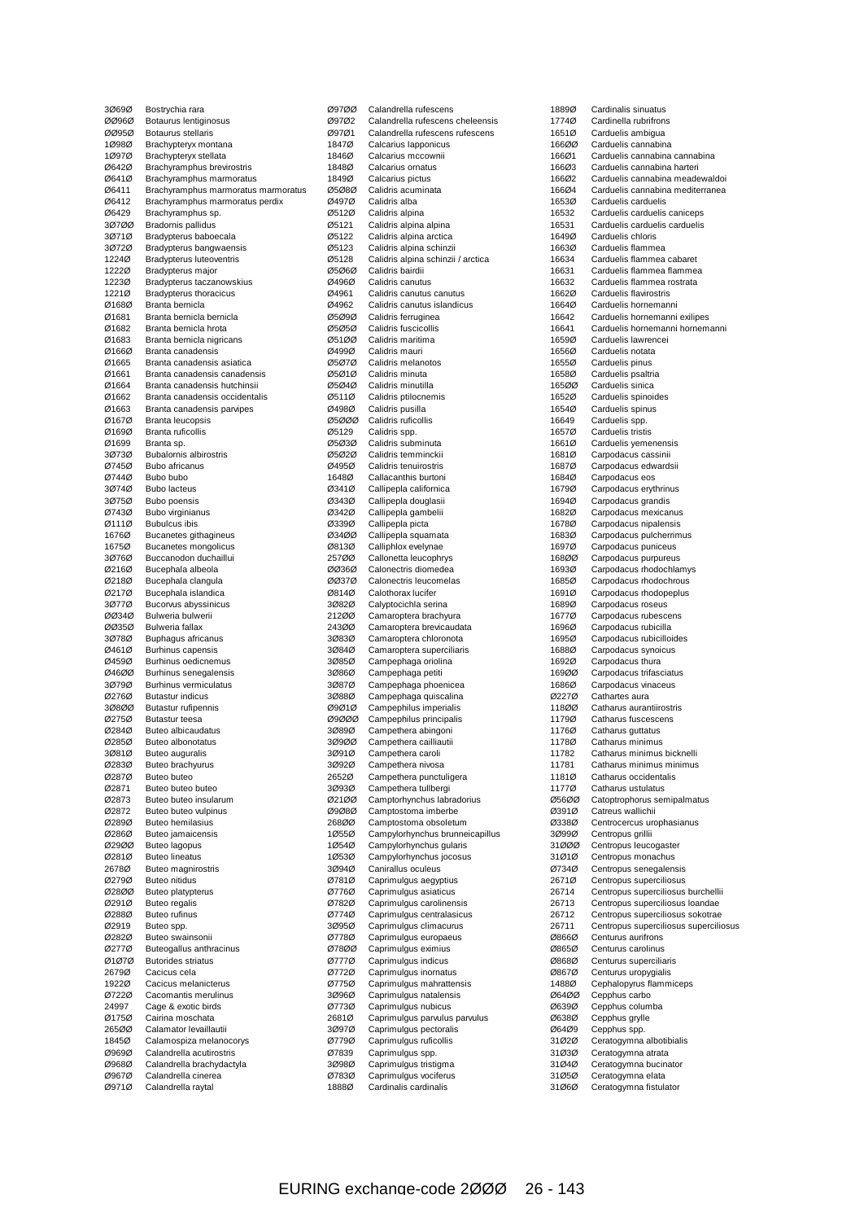| Code | Species |
|---|---|
| 3Ø69Ø | Bostrychia rara |
| ØØ96Ø | Botaurus lentiginosus |
| ØØ95Ø | Botaurus stellaris |
| 1Ø98Ø | Brachypteryx montana |
| 1Ø97Ø | Brachypteryx stellata |
| Ø642Ø | Brachyramphus brevirostris |
| Ø641Ø | Brachyramphus marmoratus |
| Ø6411 | Brachyramphus marmoratus marmoratus |
| Ø6412 | Brachyramphus marmoratus perdix |
| Ø6429 | Brachyramphus sp. |
| 3Ø7ØØ | Bradornis pallidus |
| 3Ø71Ø | Bradypterus baboecala |
| 3Ø72Ø | Bradypterus bangwaensis |
| 1224Ø | Bradypterus luteoventris |
| 1222Ø | Bradypterus major |
| 1223Ø | Bradypterus taczanowskius |
| 1221Ø | Bradypterus thoracicus |
| Ø168Ø | Branta bernicla |
| Ø1681 | Branta bernicla bernicla |
| Ø1682 | Branta bernicla hrota |
| Ø1683 | Branta bernicla nigricans |
| Ø166Ø | Branta canadensis |
| Ø1665 | Branta canadensis asiatica |
| Ø1661 | Branta canadensis canadensis |
| Ø1664 | Branta canadensis hutchinsii |
| Ø1662 | Branta canadensis occidentalis |
| Ø1663 | Branta canadensis parvipes |
| Ø167Ø | Branta leucopsis |
| Ø169Ø | Branta ruficollis |
| Ø1699 | Branta sp. |
| 3Ø73Ø | Bubalornis albirostris |
| Ø745Ø | Bubo africanus |
| Ø744Ø | Bubo bubo |
| 3Ø74Ø | Bubo lacteus |
| 3Ø75Ø | Bubo poensis |
| Ø743Ø | Bubo virginianus |
| Ø111Ø | Bubulcus ibis |
| 1676Ø | Bucanetes githagineus |
| 1675Ø | Bucanetes mongolicus |
| 3Ø76Ø | Buccanodon duchaillui |
| Ø216Ø | Bucephala albeola |
| Ø218Ø | Bucephala clangula |
| Ø217Ø | Bucephala islandica |
| 3Ø77Ø | Bucorvus abyssinicus |
| ØØ34Ø | Bulweria bulwerii |
| ØØ35Ø | Bulweria fallax |
| 3Ø78Ø | Buphagus africanus |
| Ø461Ø | Burhinus capensis |
| Ø459Ø | Burhinus oedicnemus |
| Ø46ØØ | Burhinus senegalensis |
| 3Ø79Ø | Burhinus vermiculatus |
| Ø276Ø | Butastur indicus |
| 3Ø8ØØ | Butastur rufipennis |
| Ø275Ø | Butastur teesa |
| Ø284Ø | Buteo albicaudatus |
| Ø285Ø | Buteo albonotatus |
| 3Ø81Ø | Buteo auguralis |
| Ø283Ø | Buteo brachyurus |
| Ø287Ø | Buteo buteo |
| Ø2871 | Buteo buteo buteo |
| Ø2873 | Buteo buteo insularum |
| Ø2872 | Buteo buteo vulpinus |
| Ø289Ø | Buteo hemilasius |
| Ø286Ø | Buteo jamaicensis |
| Ø29ØØ | Buteo lagopus |
| Ø281Ø | Buteo lineatus |
| 2678Ø | Buteo magnirostris |
| Ø279Ø | Buteo nitidus |
| Ø28ØØ | Buteo platypterus |
| Ø291Ø | Buteo regalis |
| Ø288Ø | Buteo rufinus |
| Ø2919 | Buteo spp. |
| Ø282Ø | Buteo swainsonii |
| Ø277Ø | Buteogallus anthracinus |
| Ø1Ø7Ø | Butorides striatus |
| 2679Ø | Cacicus cela |
| 1922Ø | Cacicus melanicterus |
| Ø722Ø | Cacomantis merulinus |
| 24997 | Cage & exotic birds |
| Ø175Ø | Cairina moschata |
| 265ØØ | Calamator levaillautii |
| 1845Ø | Calamospiza melanocorys |
| Ø969Ø | Calandrella acutirostris |
| Ø968Ø | Calandrella brachydactyla |
| Ø967Ø | Calandrella cinerea |
| Ø971Ø | Calandrella raytal |
| Ø97ØØ | Calandrella rufescens |
| Ø97Ø2 | Calandrella rufescens cheleensis |
| Ø97Ø1 | Calandrella rufescens rufescens |
| 1847Ø | Calcarius lapponicus |
| 1846Ø | Calcarius mccownii |
| 1848Ø | Calcarius ornatus |
| 1849Ø | Calcarius pictus |
| Ø5Ø8Ø | Calidris acuminata |
| Ø497Ø | Calidris alba |
| Ø512Ø | Calidris alpina |
| Ø5121 | Calidris alpina alpina |
| Ø5122 | Calidris alpina arctica |
| Ø5123 | Calidris alpina schinzii |
| Ø5128 | Calidris alpina schinzii / arctica |
| Ø5Ø6Ø | Calidris bairdii |
| Ø496Ø | Calidris canutus |
| Ø4961 | Calidris canutus canutus |
| Ø4962 | Calidris canutus islandicus |
| Ø5Ø9Ø | Calidris ferruginea |
| Ø5Ø5Ø | Calidris fuscicollis |
| Ø51ØØ | Calidris maritima |
| Ø499Ø | Calidris mauri |
| Ø5Ø7Ø | Calidris melanotos |
| Ø5Ø1Ø | Calidris minuta |
| Ø5Ø4Ø | Calidris minutilla |
| Ø511Ø | Calidris ptilocnemis |
| Ø498Ø | Calidris pusilla |
| Ø5ØØØ | Calidris ruficollis |
| Ø5129 | Calidris spp. |
| Ø5Ø3Ø | Calidris subminuta |
| Ø5Ø2Ø | Calidris temminckii |
| Ø495Ø | Calidris tenuirostris |
| 1648Ø | Callacanthis burtoni |
| Ø341Ø | Callipepla californica |
| Ø343Ø | Callipepla douglasii |
| Ø342Ø | Callipepla gambelii |
| Ø339Ø | Callipepla picta |
| Ø34ØØ | Callipepla squamata |
| Ø813Ø | Calliphlox evelynae |
| 257ØØ | Callonetta leucophrys |
| ØØ36Ø | Calonectris diomedea |
| ØØ37Ø | Calonectris leucomelas |
| Ø814Ø | Calothorax lucifer |
| 3Ø82Ø | Calyptocichla serina |
| 212ØØ | Camaroptera brachyura |
| 243ØØ | Camaroptera brevicaudata |
| 3Ø83Ø | Camaroptera chloronota |
| 3Ø84Ø | Camaroptera superciliaris |
| 3Ø85Ø | Campephaga oriolina |
| 3Ø86Ø | Campephaga petiti |
| 3Ø87Ø | Campephaga phoenicea |
| 3Ø88Ø | Campephaga quiscalina |
| Ø9Ø1Ø | Campephilus imperialis |
| Ø9ØØØ | Campephilus principalis |
| 3Ø89Ø | Campethera abingoni |
| 3Ø9ØØ | Campethera cailliautii |
| 3Ø91Ø | Campethera caroli |
| 3Ø92Ø | Campethera nivosa |
| 2652Ø | Campethera punctuligera |
| 3Ø93Ø | Campethera tullbergi |
| Ø21ØØ | Camptorhynchus labradorius |
| Ø9Ø8Ø | Camptostoma imberbe |
| 268ØØ | Camptostoma obsoletum |
| 1Ø55Ø | Campylorhynchus brunneicapillus |
| 1Ø54Ø | Campylorhynchus gularis |
| 1Ø53Ø | Campylorhynchus jocosus |
| 3Ø94Ø | Canirallus oculeus |
| Ø781Ø | Caprimulgus aegyptius |
| Ø776Ø | Caprimulgus asiaticus |
| Ø782Ø | Caprimulgus carolinensis |
| Ø774Ø | Caprimulgus centralasicus |
| 3Ø95Ø | Caprimulgus climacurus |
| Ø778Ø | Caprimulgus europaeus |
| Ø78ØØ | Caprimulgus eximius |
| Ø777Ø | Caprimulgus indicus |
| Ø772Ø | Caprimulgus inornatus |
| Ø775Ø | Caprimulgus mahrattensis |
| 3Ø96Ø | Caprimulgus natalensis |
| Ø773Ø | Caprimulgus nubicus |
| 2681Ø | Caprimulgus parvulus parvulus |
| 3Ø97Ø | Caprimulgus pectoralis |
| Ø779Ø | Caprimulgus ruficollis |
| Ø7839 | Caprimulgus spp. |
| 3Ø98Ø | Caprimulgus tristigma |
| Ø783Ø | Caprimulgus vociferus |
| 1888Ø | Cardinalis cardinalis |
| 1889Ø | Cardinalis sinuatus |
| 1774Ø | Cardinella rubrifrons |
| 1651Ø | Carduelis ambigua |
| 166ØØ | Carduelis cannabina |
| 166Ø1 | Carduelis cannabina cannabina |
| 166Ø3 | Carduelis cannabina harteri |
| 166Ø2 | Carduelis cannabina meadewaldoi |
| 166Ø4 | Carduelis cannabina mediterranea |
| 1653Ø | Carduelis carduelis |
| 16532 | Carduelis carduelis caniceps |
| 16531 | Carduelis carduelis carduelis |
| 1649Ø | Carduelis chloris |
| 1663Ø | Carduelis flammea |
| 16634 | Carduelis flammea cabaret |
| 16631 | Carduelis flammea flammea |
| 16632 | Carduelis flammea rostrata |
| 1662Ø | Carduelis flavirostris |
| 1664Ø | Carduelis hornemanni |
| 16642 | Carduelis hornemanni exilipes |
| 16641 | Carduelis hornemanni hornemanni |
| 1659Ø | Carduelis lawrencei |
| 1656Ø | Carduelis notata |
| 1655Ø | Carduelis pinus |
| 1658Ø | Carduelis psaltria |
| 165ØØ | Carduelis sinica |
| 1652Ø | Carduelis spinoides |
| 1654Ø | Carduelis spinus |
| 16649 | Carduelis spp. |
| 1657Ø | Carduelis tristis |
| 1661Ø | Carduelis yemenensis |
| 1681Ø | Carpodacus cassinii |
| 1687Ø | Carpodacus edwardsii |
| 1684Ø | Carpodacus eos |
| 1679Ø | Carpodacus erythrinus |
| 1694Ø | Carpodacus grandis |
| 1682Ø | Carpodacus mexicanus |
| 1678Ø | Carpodacus nipalensis |
| 1683Ø | Carpodacus pulcherrimus |
| 1697Ø | Carpodacus puniceus |
| 168ØØ | Carpodacus purpureus |
| 1693Ø | Carpodacus rhodochlamys |
| 1685Ø | Carpodacus rhodochrous |
| 1691Ø | Carpodacus rhodopeplus |
| 1689Ø | Carpodacus roseus |
| 1677Ø | Carpodacus rubescens |
| 1696Ø | Carpodacus rubicilla |
| 1695Ø | Carpodacus rubicilloides |
| 1688Ø | Carpodacus synoicus |
| 1692Ø | Carpodacus thura |
| 169ØØ | Carpodacus trifasciatus |
| 1686Ø | Carpodacus vinaceus |
| Ø227Ø | Cathartes aura |
| 118ØØ | Catharus aurantiirostris |
| 1179Ø | Catharus fuscescens |
| 1176Ø | Catharus guttatus |
| 1178Ø | Catharus minimus |
| 11782 | Catharus minimus bicknelli |
| 11781 | Catharus minimus minimus |
| 1181Ø | Catharus occidentalis |
| 1177Ø | Catharus ustulatus |
| Ø56ØØ | Catoptrophorus semipalmatus |
| Ø391Ø | Catreus wallichii |
| Ø338Ø | Centrocercus urophasianus |
| 3Ø99Ø | Centropus grillii |
| 31ØØØ | Centropus leucogaster |
| 31Ø1Ø | Centropus monachus |
| Ø734Ø | Centropus senegalensis |
| 2671Ø | Centropus superciliosus |
| 26714 | Centropus superciliosus burchellii |
| 26713 | Centropus superciliosus loandae |
| 26712 | Centropus superciliosus sokotrae |
| 26711 | Centropus superciliosus superciliosus |
| Ø866Ø | Centurus aurifrons |
| Ø865Ø | Centurus carolinus |
| Ø868Ø | Centurus superciliaris |
| Ø867Ø | Centurus uropygialis |
| 1488Ø | Cephalopyrus flammiceps |
| Ø64ØØ | Cepphus carbo |
| Ø639Ø | Cepphus columba |
| Ø638Ø | Cepphus grylle |
| Ø64Ø9 | Cepphus spp. |
| 31Ø2Ø | Ceratogymna albotibialis |
| 31Ø3Ø | Ceratogymna atrata |
| 31Ø4Ø | Ceratogymna bucinator |
| 31Ø5Ø | Ceratogymna elata |
| 31Ø6Ø | Ceratogymna fistulator |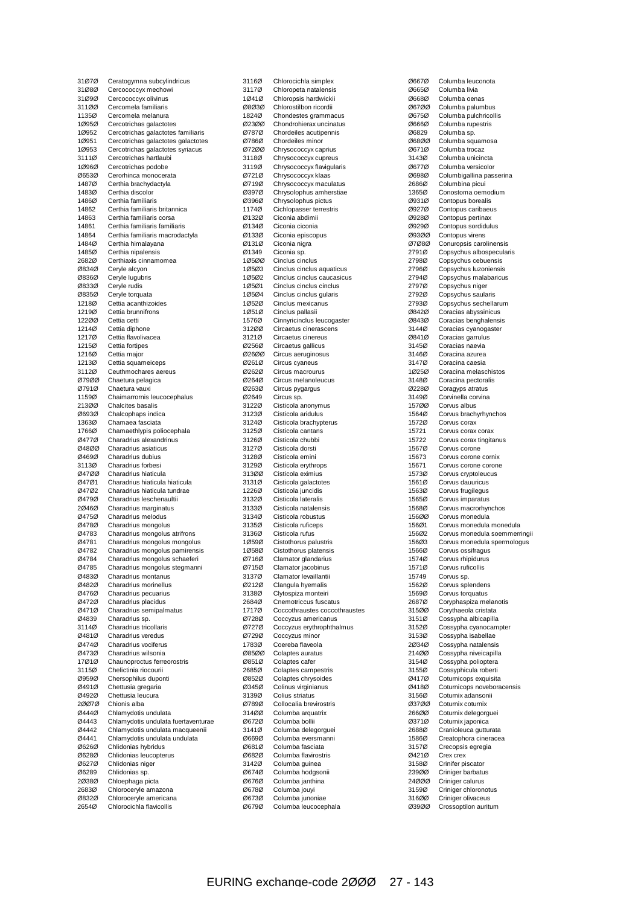| Code | Species |
|---|---|
| 31Ø7Ø | Ceratogymna subcylindricus |
| 31Ø8Ø | Cercococcyx mechowi |
| 31Ø9Ø | Cercococcyx olivinus |
| 311ØØ | Cercomela familiaris |
| 1135Ø | Cercomela melanura |
| 1Ø95Ø | Cercotrichas galactotes |
| 1Ø952 | Cercotrichas galactotes familiaris |
| 1Ø951 | Cercotrichas galactotes galactotes |
| 1Ø953 | Cercotrichas galactotes syriacus |
| 3111Ø | Cercotrichas hartlaubi |
| 1Ø96Ø | Cercotrichas podobe |
| Ø653Ø | Cerorhinca monocerata |
| 1487Ø | Certhia brachydactyla |
| 1483Ø | Certhia discolor |
| 1486Ø | Certhia familiaris |
| 14862 | Certhia familiaris britannica |
| 14863 | Certhia familiaris corsa |
| 14861 | Certhia familiaris familiaris |
| 14864 | Certhia familiaris macrodactyla |
| 1484Ø | Certhia himalayana |
| 1485Ø | Certhia nipalensis |
| 2682Ø | Certhiaxis cinnamomea |
| Ø834Ø | Ceryle alcyon |
| Ø836Ø | Ceryle lugubris |
| Ø833Ø | Ceryle rudis |
| Ø835Ø | Ceryle torquata |
| 1218Ø | Cettia acanthizoides |
| 1219Ø | Cettia brunnifrons |
| 122ØØ | Cettia cetti |
| 1214Ø | Cettia diphone |
| 1217Ø | Cettia flavolivacea |
| 1215Ø | Cettia fortipes |
| 1216Ø | Cettia major |
| 1213Ø | Cettia squameiceps |
| 3112Ø | Ceuthmochares aereus |
| Ø79ØØ | Chaetura pelagica |
| Ø791Ø | Chaetura vauxi |
| 1159Ø | Chaimarrornis leucocephalus |
| 213ØØ | Chalcites basalis |
| Ø693Ø | Chalcophaps indica |
| 1363Ø | Chamaea fasciata |
| 1766Ø | Chamaethlypis poliocephala |
| Ø477Ø | Charadrius alexandrinus |
| Ø48ØØ | Charadrius asiaticus |
| Ø469Ø | Charadrius dubius |
| 3113Ø | Charadrius forbesi |
| Ø47ØØ | Charadrius hiaticula |
| Ø47Ø1 | Charadrius hiaticula hiaticula |
| Ø47Ø2 | Charadrius hiaticula tundrae |
| Ø479Ø | Charadrius leschenaultii |
| 2Ø46Ø | Charadrius marginatus |
| Ø475Ø | Charadrius melodus |
| Ø478Ø | Charadrius mongolus |
| Ø4783 | Charadrius mongolus atrifrons |
| Ø4781 | Charadrius mongolus mongolus |
| Ø4782 | Charadrius mongolus pamirensis |
| Ø4784 | Charadrius mongolus schaeferi |
| Ø4785 | Charadrius mongolus stegmanni |
| Ø483Ø | Charadrius montanus |
| Ø482Ø | Charadrius morinellus |
| Ø476Ø | Charadrius pecuarius |
| Ø472Ø | Charadrius placidus |
| Ø471Ø | Charadrius semipalmatus |
| Ø4839 | Charadrius sp. |
| 3114Ø | Charadrius tricollaris |
| Ø481Ø | Charadrius veredus |
| Ø474Ø | Charadrius vociferus |
| Ø473Ø | Charadrius wilsonia |
| 17Ø1Ø | Chaunoproctus ferreorostris |
| 3115Ø | Chelictinia riocourii |
| Ø959Ø | Chersophilus duponti |
| Ø491Ø | Chettusia gregaria |
| Ø492Ø | Chettusia leucura |
| 2ØØ7Ø | Chionis alba |
| Ø444Ø | Chlamydotis undulata |
| Ø4443 | Chlamydotis undulata fuertaventurae |
| Ø4442 | Chlamydotis undulata macqueenii |
| Ø4441 | Chlamydotis undulata undulata |
| Ø626Ø | Chlidonias hybridus |
| Ø628Ø | Chlidonias leucopterus |
| Ø627Ø | Chlidonias niger |
| Ø6289 | Chlidonias sp. |
| 2Ø38Ø | Chloephaga picta |
| 2683Ø | Chloroceryle amazona |
| Ø832Ø | Chloroceryle americana |
| 2654Ø | Chlorocichla flavicollis |
| 3116Ø | Chlorocichla simplex |
| 3117Ø | Chloropeta natalensis |
| 1Ø41Ø | Chloropsis hardwickii |
| Ø8Ø3Ø | Chlorostilbon ricordii |
| 1824Ø | Chondestes grammacus |
| Ø23ØØ | Chondrohierax uncinatus |
| Ø787Ø | Chordeiles acutipennis |
| Ø786Ø | Chordeiles minor |
| Ø72ØØ | Chrysococcyx caprius |
| 3118Ø | Chrysococcyx cupreus |
| 3119Ø | Chrysococcyx flavigularis |
| Ø721Ø | Chrysococcyx klaas |
| Ø719Ø | Chrysococcyx maculatus |
| Ø397Ø | Chrysolophus amherstiae |
| Ø396Ø | Chrysolophus pictus |
| 1174Ø | Cichlopasser terrestris |
| Ø132Ø | Ciconia abdimii |
| Ø134Ø | Ciconia ciconia |
| Ø133Ø | Ciconia episcopus |
| Ø131Ø | Ciconia nigra |
| Ø1349 | Ciconia sp. |
| 1Ø5ØØ | Cinclus cinclus |
| 1Ø5Ø3 | Cinclus cinclus aquaticus |
| 1Ø5Ø2 | Cinclus cinclus caucasicus |
| 1Ø5Ø1 | Cinclus cinclus cinclus |
| 1Ø5Ø4 | Cinclus cinclus gularis |
| 1Ø52Ø | Cinclus mexicanus |
| 1Ø51Ø | Cinclus pallasii |
| 1576Ø | Cinnyricinclus leucogaster |
| 312ØØ | Circaetus cinerascens |
| 3121Ø | Circaetus cinereus |
| Ø256Ø | Circaetus gallicus |
| Ø26ØØ | Circus aeruginosus |
| Ø261Ø | Circus cyaneus |
| Ø262Ø | Circus macrourus |
| Ø264Ø | Circus melanoleucus |
| Ø263Ø | Circus pygargus |
| Ø2649 | Circus sp. |
| 3122Ø | Cisticola anonymus |
| 3123Ø | Cisticola aridulus |
| 3124Ø | Cisticola brachypterus |
| 3125Ø | Cisticola cantans |
| 3126Ø | Cisticola chubbi |
| 3127Ø | Cisticola dorsti |
| 3128Ø | Cisticola emini |
| 3129Ø | Cisticola erythrops |
| 313ØØ | Cisticola eximius |
| 3131Ø | Cisticola galactotes |
| 1226Ø | Cisticola juncidis |
| 3132Ø | Cisticola lateralis |
| 3133Ø | Cisticola natalensis |
| 3134Ø | Cisticola robustus |
| 3135Ø | Cisticola ruficeps |
| 3136Ø | Cisticola rufus |
| 1Ø59Ø | Cistothorus palustris |
| 1Ø58Ø | Cistothorus platensis |
| Ø716Ø | Clamator glandarius |
| Ø715Ø | Clamator jacobinus |
| 3137Ø | Clamator levaillantii |
| Ø212Ø | Clangula hyemalis |
| 3138Ø | Clytospiza monteiri |
| 2684Ø | Cnemotriccus fuscatus |
| 1717Ø | Coccothraustes coccothraustes |
| Ø728Ø | Coccyzus americanus |
| Ø727Ø | Coccyzus erythrophthalmus |
| Ø729Ø | Coccyzus minor |
| 1783Ø | Coereba flaveola |
| Ø85ØØ | Colaptes auratus |
| Ø851Ø | Colaptes cafer |
| 2685Ø | Colaptes campestris |
| Ø852Ø | Colaptes chrysoides |
| Ø345Ø | Colinus virginianus |
| 3139Ø | Colius striatus |
| Ø789Ø | Collocalia brevirostris |
| 314ØØ | Columba arquatrix |
| Ø672Ø | Columba bollii |
| 3141Ø | Columba delegorguei |
| Ø669Ø | Columba eversmanni |
| Ø681Ø | Columba fasciata |
| Ø682Ø | Columba flavirostris |
| 3142Ø | Columba guinea |
| Ø674Ø | Columba hodgsonii |
| Ø676Ø | Columba janthina |
| Ø678Ø | Columba jouyi |
| Ø673Ø | Columba junoniae |
| Ø679Ø | Columba leucocephala |
| Ø667Ø | Columba leuconota |
| Ø665Ø | Columba livia |
| Ø668Ø | Columba oenas |
| Ø67ØØ | Columba palumbus |
| Ø675Ø | Columba pulchricollis |
| Ø666Ø | Columba rupestris |
| Ø6829 | Columba sp. |
| Ø68ØØ | Columba squamosa |
| Ø671Ø | Columba trocaz |
| 3143Ø | Columba unicincta |
| Ø677Ø | Columba versicolor |
| Ø698Ø | Columbigallina passerina |
| 2686Ø | Columbina picui |
| 1365Ø | Conostoma oemodium |
| Ø931Ø | Contopus borealis |
| Ø927Ø | Contopus caribaeus |
| Ø928Ø | Contopus pertinax |
| Ø929Ø | Contopus sordidulus |
| Ø93ØØ | Contopus virens |
| Ø7Ø8Ø | Conuropsis carolinensis |
| 2791Ø | Copsychus albospecularis |
| 2798Ø | Copsychus cebuensis |
| 2796Ø | Copsychus luzoniensis |
| 2794Ø | Copsychus malabaricus |
| 2797Ø | Copsychus niger |
| 2792Ø | Copsychus saularis |
| 2793Ø | Copsychus sechellarum |
| Ø842Ø | Coracias abyssinicus |
| Ø843Ø | Coracias benghalensis |
| 3144Ø | Coracias cyanogaster |
| Ø841Ø | Coracias garrulus |
| 3145Ø | Coracias naevia |
| 3146Ø | Coracina azurea |
| 3147Ø | Coracina caesia |
| 1Ø25Ø | Coracina melaschistos |
| 3148Ø | Coracina pectoralis |
| Ø228Ø | Coragyps atratus |
| 3149Ø | Corvinella corvina |
| 157ØØ | Corvus albus |
| 1564Ø | Corvus brachyrhynchos |
| 1572Ø | Corvus corax |
| 15721 | Corvus corax corax |
| 15722 | Corvus corax tingitanus |
| 1567Ø | Corvus corone |
| 15673 | Corvus corone cornix |
| 15671 | Corvus corone corone |
| 1573Ø | Corvus cryptoleucus |
| 1561Ø | Corvus dauuricus |
| 1563Ø | Corvus frugilegus |
| 1565Ø | Corvus imparatus |
| 1568Ø | Corvus macrorhynchos |
| 156ØØ | Corvus monedula |
| 156Ø1 | Corvus monedula monedula |
| 156Ø2 | Corvus monedula soemmerringii |
| 156Ø3 | Corvus monedula spermologus |
| 1566Ø | Corvus ossifragus |
| 1574Ø | Corvus rhipidurus |
| 1571Ø | Corvus ruficollis |
| 15749 | Corvus sp. |
| 1562Ø | Corvus splendens |
| 1569Ø | Corvus torquatus |
| 2687Ø | Coryphaspiza melanotis |
| 315ØØ | Corythaeola cristata |
| 3151Ø | Cossypha albicapilla |
| 3152Ø | Cossypha cyanocampter |
| 3153Ø | Cossypha isabellae |
| 2Ø34Ø | Cossypha natalensis |
| 214ØØ | Cossypha niveicapilla |
| 3154Ø | Cossypha polioptera |
| 3155Ø | Cossyphicula roberti |
| Ø417Ø | Coturnicops exquisita |
| Ø418Ø | Coturnicops noveboracensis |
| 3156Ø | Coturnix adansonii |
| Ø37ØØ | Coturnix coturnix |
| 266ØØ | Coturnix delegorguei |
| Ø371Ø | Coturnix japonica |
| 2688Ø | Cranioleuca gutturata |
| 1586Ø | Creatophora cineracea |
| 3157Ø | Crecopsis egregia |
| Ø421Ø | Crex crex |
| 3158Ø | Crinifer piscator |
| 239ØØ | Criniger barbatus |
| 24ØØØ | Criniger calurus |
| 3159Ø | Criniger chloronotus |
| 316ØØ | Criniger olivaceus |
| Ø39ØØ | Crossoptilon auritum |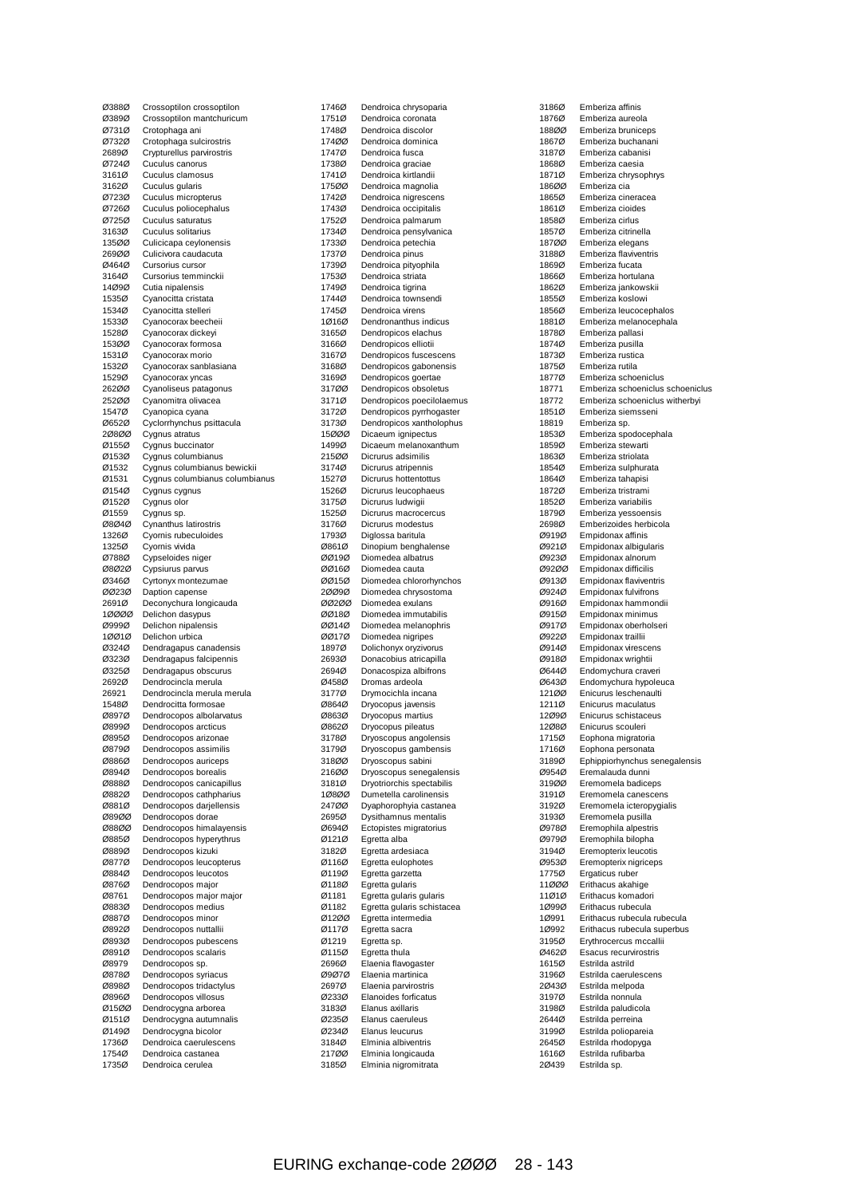| Code | Species |
|---|---|
| Ø388Ø | Crossoptilon crossoptilon |
| Ø389Ø | Crossoptilon mantchuricum |
| Ø731Ø | Crotophaga ani |
| Ø732Ø | Crotophaga sulcirostris |
| 2689Ø | Crypturellus parvirostris |
| Ø724Ø | Cuculus canorus |
| 3161Ø | Cuculus clamosus |
| 3162Ø | Cuculus gularis |
| Ø723Ø | Cuculus micropterus |
| Ø726Ø | Cuculus poliocephalus |
| Ø725Ø | Cuculus saturatus |
| 3163Ø | Cuculus solitarius |
| 135ØØ | Culicicapa ceylonensis |
| 269ØØ | Culicivora caudacuta |
| Ø464Ø | Cursorius cursor |
| 3164Ø | Cursorius temminckii |
| 14Ø9Ø | Cutia nipalensis |
| 1535Ø | Cyanocitta cristata |
| 1534Ø | Cyanocitta stelleri |
| 1533Ø | Cyanocorax beecheii |
| 1528Ø | Cyanocorax dickeyi |
| 153ØØ | Cyanocorax formosa |
| 1531Ø | Cyanocorax morio |
| 1532Ø | Cyanocorax sanblasiana |
| 1529Ø | Cyanocorax yncas |
| 262ØØ | Cyanoliseus patagonus |
| 252ØØ | Cyanomitra olivacea |
| 1547Ø | Cyanopica cyana |
| Ø652Ø | Cyclorrhynchus psittacula |
| 2Ø8ØØ | Cygnus atratus |
| Ø155Ø | Cygnus buccinator |
| Ø153Ø | Cygnus columbianus |
| Ø1532 | Cygnus columbianus bewickii |
| Ø1531 | Cygnus columbianus columbianus |
| Ø154Ø | Cygnus cygnus |
| Ø152Ø | Cygnus olor |
| Ø1559 | Cygnus sp. |
| Ø8Ø4Ø | Cynanthus latirostris |
| 1326Ø | Cyornis rubeculoides |
| 1325Ø | Cyornis vivida |
| Ø788Ø | Cypseloides niger |
| Ø8Ø2Ø | Cypsiurus parvus |
| Ø346Ø | Cyrtonyx montezumae |
| ØØ23Ø | Daption capense |
| 2691Ø | Deconychura longicauda |
| 1ØØØØ | Delichon dasypus |
| Ø999Ø | Delichon nipalensis |
| 1ØØ1Ø | Delichon urbica |
| Ø324Ø | Dendragapus canadensis |
| Ø323Ø | Dendragapus falcipennis |
| Ø325Ø | Dendragapus obscurus |
| 2692Ø | Dendrocincla merula |
| 26921 | Dendrocincla merula merula |
| 1548Ø | Dendrocitta formosae |
| Ø897Ø | Dendrocopos albolarvatus |
| Ø899Ø | Dendrocopos arcticus |
| Ø895Ø | Dendrocopos arizonae |
| Ø879Ø | Dendrocopos assimilis |
| Ø886Ø | Dendrocopos auriceps |
| Ø894Ø | Dendrocopos borealis |
| Ø888Ø | Dendrocopos canicapillus |
| Ø882Ø | Dendrocopos cathpharius |
| Ø881Ø | Dendrocopos darjellensis |
| Ø89ØØ | Dendrocopos dorae |
| Ø88ØØ | Dendrocopos himalayensis |
| Ø885Ø | Dendrocopos hyperythrus |
| Ø889Ø | Dendrocopos kizuki |
| Ø877Ø | Dendrocopos leucopterus |
| Ø884Ø | Dendrocopos leucotos |
| Ø876Ø | Dendrocopos major |
| Ø8761 | Dendrocopos major major |
| Ø883Ø | Dendrocopos medius |
| Ø887Ø | Dendrocopos minor |
| Ø892Ø | Dendrocopos nuttallii |
| Ø893Ø | Dendrocopos pubescens |
| Ø891Ø | Dendrocopos scalaris |
| Ø8979 | Dendrocopos sp. |
| Ø878Ø | Dendrocopos syriacus |
| Ø898Ø | Dendrocopos tridactylus |
| Ø896Ø | Dendrocopos villosus |
| Ø15ØØ | Dendrocygna arborea |
| Ø151Ø | Dendrocygna autumnalis |
| Ø149Ø | Dendrocygna bicolor |
| 1736Ø | Dendroica caerulescens |
| 1754Ø | Dendroica castanea |
| 1735Ø | Dendroica cerulea |
| 1746Ø | Dendroica chrysoparia |
| 1751Ø | Dendroica coronata |
| 1748Ø | Dendroica discolor |
| 174ØØ | Dendroica dominica |
| 1747Ø | Dendroica fusca |
| 1738Ø | Dendroica graciae |
| 1741Ø | Dendroica kirtlandii |
| 175ØØ | Dendroica magnolia |
| 1742Ø | Dendroica nigrescens |
| 1743Ø | Dendroica occipitalis |
| 1752Ø | Dendroica palmarum |
| 1734Ø | Dendroica pensylvanica |
| 1733Ø | Dendroica petechia |
| 1737Ø | Dendroica pinus |
| 1739Ø | Dendroica pityophila |
| 1753Ø | Dendroica striata |
| 1749Ø | Dendroica tigrina |
| 1744Ø | Dendroica townsendi |
| 1745Ø | Dendroica virens |
| 1Ø16Ø | Dendronanthus indicus |
| 3165Ø | Dendropicos elachus |
| 3166Ø | Dendropicos elliotii |
| 3167Ø | Dendropicos fuscescens |
| 3168Ø | Dendropicos gabonensis |
| 3169Ø | Dendropicos goertae |
| 317ØØ | Dendropicos obsoletus |
| 3171Ø | Dendropicos poecilolaemus |
| 3172Ø | Dendropicos pyrrhogaster |
| 3173Ø | Dendropicos xantholophus |
| 15ØØØ | Dicaeum ignipectus |
| 1499Ø | Dicaeum melanoxanthum |
| 215ØØ | Dicrurus adsimilis |
| 3174Ø | Dicrurus atripennis |
| 1527Ø | Dicrurus hottentottus |
| 1526Ø | Dicrurus leucophaeus |
| 3175Ø | Dicrurus ludwigii |
| 1525Ø | Dicrurus macrocercus |
| 3176Ø | Dicrurus modestus |
| 1793Ø | Diglossa baritula |
| Ø861Ø | Dinopium benghalense |
| ØØ19Ø | Diomedea albatrus |
| ØØ16Ø | Diomedea cauta |
| ØØ15Ø | Diomedea chlororhynchos |
| 2ØØ9Ø | Diomedea chrysostoma |
| ØØ2ØØ | Diomedea exulans |
| ØØ18Ø | Diomedea immutabilis |
| ØØ14Ø | Diomedea melanophris |
| ØØ17Ø | Diomedea nigripes |
| 1897Ø | Dolichonyx oryzivorus |
| 2693Ø | Donacobius atricapilla |
| 2694Ø | Donacospiza albifrons |
| Ø458Ø | Dromas ardeola |
| 3177Ø | Drymocichla incana |
| Ø864Ø | Dryocopus javensis |
| Ø863Ø | Dryocopus martius |
| Ø862Ø | Dryocopus pileatus |
| 3178Ø | Dryoscopus angolensis |
| 3179Ø | Dryoscopus gambensis |
| 318ØØ | Dryoscopus sabini |
| 216ØØ | Dryoscopus senegalensis |
| 3181Ø | Dryotriorchis spectabilis |
| 1Ø8ØØ | Dumetella carolinensis |
| 247ØØ | Dyaphorophyia castanea |
| 2695Ø | Dysithamnus mentalis |
| Ø694Ø | Ectopistes migratorius |
| Ø121Ø | Egretta alba |
| 3182Ø | Egretta ardesiaca |
| Ø116Ø | Egretta eulophotes |
| Ø119Ø | Egretta garzetta |
| Ø118Ø | Egretta gularis |
| Ø1181 | Egretta gularis gularis |
| Ø1182 | Egretta gularis schistacea |
| Ø12ØØ | Egretta intermedia |
| Ø117Ø | Egretta sacra |
| Ø1219 | Egretta sp. |
| Ø115Ø | Egretta thula |
| 2696Ø | Elaenia flavogaster |
| Ø9Ø7Ø | Elaenia martinica |
| 2697Ø | Elaenia parvirostris |
| Ø233Ø | Elanoides forficatus |
| 3183Ø | Elanus axillaris |
| Ø235Ø | Elanus caeruleus |
| Ø234Ø | Elanus leucurus |
| 3184Ø | Elminia albiventris |
| 217ØØ | Elminia longicauda |
| 3185Ø | Elminia nigromitrata |
| 3186Ø | Emberiza affinis |
| 1876Ø | Emberiza aureola |
| 188ØØ | Emberiza bruniceps |
| 1867Ø | Emberiza buchanani |
| 3187Ø | Emberiza cabanisi |
| 1868Ø | Emberiza caesia |
| 1871Ø | Emberiza chrysophrys |
| 186ØØ | Emberiza cia |
| 1865Ø | Emberiza cineracea |
| 1861Ø | Emberiza cioides |
| 1858Ø | Emberiza cirlus |
| 1857Ø | Emberiza citrinella |
| 187ØØ | Emberiza elegans |
| 3188Ø | Emberiza flaviventris |
| 1869Ø | Emberiza fucata |
| 1866Ø | Emberiza hortulana |
| 1862Ø | Emberiza jankowskii |
| 1855Ø | Emberiza koslowi |
| 1856Ø | Emberiza leucocephalos |
| 1881Ø | Emberiza melanocephala |
| 1878Ø | Emberiza pallasi |
| 1874Ø | Emberiza pusilla |
| 1873Ø | Emberiza rustica |
| 1875Ø | Emberiza rutila |
| 1877Ø | Emberiza schoeniclus |
| 18771 | Emberiza schoeniclus schoeniclus |
| 18772 | Emberiza schoeniclus witherbyi |
| 1851Ø | Emberiza siemsseni |
| 18819 | Emberiza sp. |
| 1853Ø | Emberiza spodocephala |
| 1859Ø | Emberiza stewarti |
| 1863Ø | Emberiza striolata |
| 1854Ø | Emberiza sulphurata |
| 1864Ø | Emberiza tahapisi |
| 1872Ø | Emberiza tristrami |
| 1852Ø | Emberiza variabilis |
| 1879Ø | Emberiza yessoensis |
| 2698Ø | Emberizoides herbicola |
| Ø919Ø | Empidonax affinis |
| Ø921Ø | Empidonax albigularis |
| Ø923Ø | Empidonax alnorum |
| Ø92ØØ | Empidonax difficilis |
| Ø913Ø | Empidonax flaviventris |
| Ø924Ø | Empidonax fulvifrons |
| Ø916Ø | Empidonax hammondii |
| Ø915Ø | Empidonax minimus |
| Ø917Ø | Empidonax oberholseri |
| Ø922Ø | Empidonax traillii |
| Ø914Ø | Empidonax virescens |
| Ø918Ø | Empidonax wrightii |
| Ø644Ø | Endomychura craveri |
| Ø643Ø | Endomychura hypoleuca |
| 121ØØ | Enicurus leschenaulti |
| 1211Ø | Enicurus maculatus |
| 12Ø9Ø | Enicurus schistaceus |
| 12Ø8Ø | Enicurus scouleri |
| 1715Ø | Eophona migratoria |
| 1716Ø | Eophona personata |
| 3189Ø | Ephippiorhynchus senegalensis |
| Ø954Ø | Eremalauda dunni |
| 319ØØ | Eremomela badiceps |
| 3191Ø | Eremomela canescens |
| 3192Ø | Eremomela icteropygialis |
| 3193Ø | Eremomela pusilla |
| Ø978Ø | Eremophila alpestris |
| Ø979Ø | Eremophila bilopha |
| 3194Ø | Eremopterix leucotis |
| Ø953Ø | Eremopterix nigriceps |
| 1775Ø | Ergaticus ruber |
| 11ØØØ | Erithacus akahige |
| 11Ø1Ø | Erithacus komadori |
| 1Ø99Ø | Erithacus rubecula |
| 1Ø991 | Erithacus rubecula rubecula |
| 1Ø992 | Erithacus rubecula superbus |
| 3195Ø | Erythrocercus mccallii |
| Ø462Ø | Esacus recurvirostris |
| 1615Ø | Estrilda astrild |
| 3196Ø | Estrilda caerulescens |
| 2Ø43Ø | Estrilda melpoda |
| 3197Ø | Estrilda nonnula |
| 3198Ø | Estrilda paludicola |
| 2644Ø | Estrilda perreina |
| 3199Ø | Estrilda poliopareia |
| 2645Ø | Estrilda rhodopyga |
| 1616Ø | Estrilda rufibarba |
| 2Ø439 | Estrilda sp. |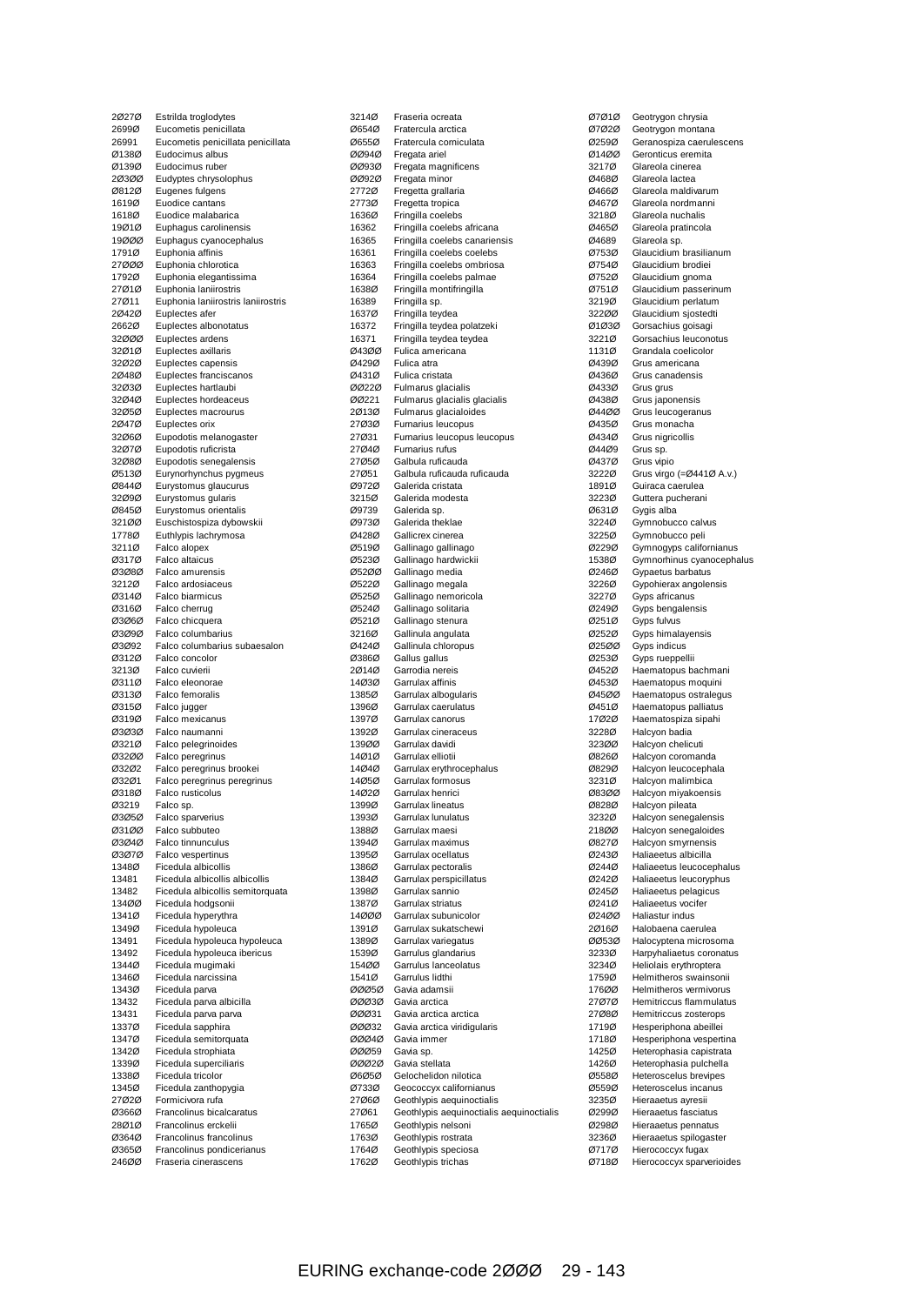| Code | Species |
|---|---|
| 2Ø27Ø | Estrilda troglodytes |
| 2699Ø | Eucometis penicillata |
| 26991 | Eucometis penicillata penicillata |
| Ø138Ø | Eudocimus albus |
| Ø139Ø | Eudocimus ruber |
| 2Ø3ØØ | Eudyptes chrysolophus |
| Ø812Ø | Eugenes fulgens |
| 1619Ø | Euodice cantans |
| 1618Ø | Euodice malabarica |
| 19Ø1Ø | Euphagus carolinensis |
| 19ØØØ | Euphagus cyanocephalus |
| 1791Ø | Euphonia affinis |
| 27ØØØ | Euphonia chlorotica |
| 1792Ø | Euphonia elegantissima |
| 27Ø1Ø | Euphonia laniirostris |
| 27Ø11 | Euphonia laniirostris laniirostris |
| 2Ø42Ø | Euplectes afer |
| 2662Ø | Euplectes albonotatus |
| 32ØØØ | Euplectes ardens |
| 32Ø1Ø | Euplectes axillaris |
| 32Ø2Ø | Euplectes capensis |
| 2Ø48Ø | Euplectes franciscanos |
| 32Ø3Ø | Euplectes hartlaubi |
| 32Ø4Ø | Euplectes hordeaceus |
| 32Ø5Ø | Euplectes macrourus |
| 2Ø47Ø | Euplectes orix |
| 32Ø6Ø | Eupodotis melanogaster |
| 32Ø7Ø | Eupodotis ruficrista |
| 32Ø8Ø | Eupodotis senegalensis |
| Ø513Ø | Eurynorhynchus pygmeus |
| Ø844Ø | Eurystomus glaucurus |
| 32Ø9Ø | Eurystomus gularis |
| Ø845Ø | Eurystomus orientalis |
| 321ØØ | Euschistospiza dybowskii |
| 1778Ø | Euthlypis lachrymosa |
| 3211Ø | Falco alopex |
| Ø317Ø | Falco altaicus |
| Ø3Ø8Ø | Falco amurensis |
| 3212Ø | Falco ardosiaceus |
| Ø314Ø | Falco biarmicus |
| Ø316Ø | Falco cherrug |
| Ø3Ø6Ø | Falco chicquera |
| Ø3Ø9Ø | Falco columbarius |
| Ø3Ø92 | Falco columbarius subaesalon |
| Ø312Ø | Falco concolor |
| 3213Ø | Falco cuvierii |
| Ø311Ø | Falco eleonorae |
| Ø313Ø | Falco femoralis |
| Ø315Ø | Falco jugger |
| Ø319Ø | Falco mexicanus |
| Ø3Ø3Ø | Falco naumanni |
| Ø321Ø | Falco pelegrinoides |
| Ø32ØØ | Falco peregrinus |
| Ø32Ø2 | Falco peregrinus brookei |
| Ø32Ø1 | Falco peregrinus peregrinus |
| Ø318Ø | Falco rusticolus |
| Ø3219 | Falco sp. |
| Ø3Ø5Ø | Falco sparverius |
| Ø31ØØ | Falco subbuteo |
| Ø3Ø4Ø | Falco tinnunculus |
| Ø3Ø7Ø | Falco vespertinus |
| 1348Ø | Ficedula albicollis |
| 13481 | Ficedula albicollis albicollis |
| 13482 | Ficedula albicollis semitorquata |
| 134ØØ | Ficedula hodgsonii |
| 1341Ø | Ficedula hyperythra |
| 1349Ø | Ficedula hypoleuca |
| 13491 | Ficedula hypoleuca hypoleuca |
| 13492 | Ficedula hypoleuca ibericus |
| 1344Ø | Ficedula mugimaki |
| 1346Ø | Ficedula narcissina |
| 1343Ø | Ficedula parva |
| 13432 | Ficedula parva albicilla |
| 13431 | Ficedula parva parva |
| 1337Ø | Ficedula sapphira |
| 1347Ø | Ficedula semitorquata |
| 1342Ø | Ficedula strophiata |
| 1339Ø | Ficedula superciliaris |
| 1338Ø | Ficedula tricolor |
| 1345Ø | Ficedula zanthopygia |
| 27Ø2Ø | Formicivora rufa |
| Ø366Ø | Francolinus bicalcaratus |
| 28Ø1Ø | Francolinus erckelii |
| Ø364Ø | Francolinus francolinus |
| Ø365Ø | Francolinus pondicerianus |
| 246ØØ | Fraseria cinerascens |
| 3214Ø | Fraseria ocreata |
| Ø654Ø | Fratercula arctica |
| Ø655Ø | Fratercula corniculata |
| ØØ94Ø | Fregata ariel |
| ØØ93Ø | Fregata magnificens |
| ØØ92Ø | Fregata minor |
| 2772Ø | Fregetta grallaria |
| 2773Ø | Fregetta tropica |
| 1636Ø | Fringilla coelebs |
| 16362 | Fringilla coelebs africana |
| 16365 | Fringilla coelebs canariensis |
| 16361 | Fringilla coelebs coelebs |
| 16363 | Fringilla coelebs ombriosa |
| 16364 | Fringilla coelebs palmae |
| 1638Ø | Fringilla montifringilla |
| 16389 | Fringilla sp. |
| 1637Ø | Fringilla teydea |
| 16372 | Fringilla teydea polatzeki |
| 16371 | Fringilla teydea teydea |
| Ø43ØØ | Fulica americana |
| Ø429Ø | Fulica atra |
| Ø431Ø | Fulica cristata |
| ØØ22Ø | Fulmarus glacialis |
| ØØ221 | Fulmarus glacialis glacialis |
| 2Ø13Ø | Fulmarus glacialoides |
| 27Ø3Ø | Furnarius leucopus |
| 27Ø31 | Furnarius leucopus leucopus |
| 27Ø4Ø | Furnarius rufus |
| 27Ø5Ø | Galbula ruficauda |
| 27Ø51 | Galbula ruficauda ruficauda |
| Ø972Ø | Galerida cristata |
| 3215Ø | Galerida modesta |
| Ø9739 | Galerida sp. |
| Ø973Ø | Galerida theklae |
| Ø428Ø | Gallicrex cinerea |
| Ø519Ø | Gallinago gallinago |
| Ø523Ø | Gallinago hardwickii |
| Ø52ØØ | Gallinago media |
| Ø522Ø | Gallinago megala |
| Ø525Ø | Gallinago nemoricola |
| Ø524Ø | Gallinago solitaria |
| Ø521Ø | Gallinago stenura |
| 3216Ø | Gallinula angulata |
| Ø424Ø | Gallinula chloropus |
| Ø386Ø | Gallus gallus |
| 2Ø14Ø | Garrodia nereis |
| 14Ø3Ø | Garrulax affinis |
| 1385Ø | Garrulax albogularis |
| 1396Ø | Garrulax caerulatus |
| 1397Ø | Garrulax canorus |
| 1392Ø | Garrulax cineraceus |
| 139ØØ | Garrulax davidi |
| 14Ø1Ø | Garrulax elliotii |
| 14Ø4Ø | Garrulax erythrocephalus |
| 14Ø5Ø | Garrulax formosus |
| 14Ø2Ø | Garrulax henrici |
| 1399Ø | Garrulax lineatus |
| 1393Ø | Garrulax lunulatus |
| 1388Ø | Garrulax maesi |
| 1394Ø | Garrulax maximus |
| 1395Ø | Garrulax ocellatus |
| 1386Ø | Garrulax pectoralis |
| 1384Ø | Garrulax perspicillatus |
| 1398Ø | Garrulax sannio |
| 1387Ø | Garrulax striatus |
| 14ØØØ | Garrulax subunicolor |
| 1391Ø | Garrulax sukatschewi |
| 1389Ø | Garrulax variegatus |
| 1539Ø | Garrulus glandarius |
| 154ØØ | Garrulus lanceolatus |
| 1541Ø | Garrulus lidthi |
| ØØØ5Ø | Gavia adamsii |
| ØØØ3Ø | Gavia arctica |
| ØØØ31 | Gavia arctica arctica |
| ØØØ32 | Gavia arctica viridigularis |
| ØØØ4Ø | Gavia immer |
| ØØØ59 | Gavia sp. |
| ØØØ2Ø | Gavia stellata |
| Ø6Ø5Ø | Gelochelidon nilotica |
| Ø733Ø | Geococcyx californianus |
| 27Ø6Ø | Geothlypis aequinoctialis |
| 27Ø61 | Geothlypis aequinoctialis aequinoctialis |
| 1765Ø | Geothlypis nelsoni |
| 1763Ø | Geothlypis rostrata |
| 1764Ø | Geothlypis speciosa |
| 1762Ø | Geothlypis trichas |
| Ø7Ø1Ø | Geotrygon chrysia |
| Ø7Ø2Ø | Geotrygon montana |
| Ø259Ø | Geranospiza caerulescens |
| Ø14ØØ | Geronticus eremita |
| 3217Ø | Glareola cinerea |
| Ø468Ø | Glareola lactea |
| Ø466Ø | Glareola maldivarum |
| Ø467Ø | Glareola nordmanni |
| 3218Ø | Glareola nuchalis |
| Ø465Ø | Glareola pratincola |
| Ø4689 | Glareola sp. |
| Ø753Ø | Glaucidium brasilianum |
| Ø754Ø | Glaucidium brodiei |
| Ø752Ø | Glaucidium gnoma |
| Ø751Ø | Glaucidium passerinum |
| 3219Ø | Glaucidium perlatum |
| 322ØØ | Glaucidium sjostedti |
| Ø1Ø3Ø | Gorsachius goisagi |
| 3221Ø | Gorsachius leuconotus |
| 1131Ø | Grandala coelicolor |
| Ø439Ø | Grus americana |
| Ø436Ø | Grus canadensis |
| Ø433Ø | Grus grus |
| Ø438Ø | Grus japonensis |
| Ø44ØØ | Grus leucogeranus |
| Ø435Ø | Grus monacha |
| Ø434Ø | Grus nigricollis |
| Ø44Ø9 | Grus sp. |
| Ø437Ø | Grus vipio |
| 3222Ø | Grus virgo (=Ø441Ø A.v.) |
| 1891Ø | Guiraca caerulea |
| 3223Ø | Guttera pucherani |
| Ø631Ø | Gygis alba |
| 3224Ø | Gymnobucco calvus |
| 3225Ø | Gymnobucco peli |
| Ø229Ø | Gymnogyps californianus |
| 1538Ø | Gymnorhinus cyanocephalus |
| Ø246Ø | Gypaetus barbatus |
| 3226Ø | Gypohierax angolensis |
| 3227Ø | Gyps africanus |
| Ø249Ø | Gyps bengalensis |
| Ø251Ø | Gyps fulvus |
| Ø252Ø | Gyps himalayensis |
| Ø25ØØ | Gyps indicus |
| Ø253Ø | Gyps rueppellii |
| Ø452Ø | Haematopus bachmani |
| Ø453Ø | Haematopus moquini |
| Ø45ØØ | Haematopus ostralegus |
| Ø451Ø | Haematopus palliatus |
| 17Ø2Ø | Haematospiza sipahi |
| 3228Ø | Halcyon badia |
| 323ØØ | Halcyon chelicuti |
| Ø826Ø | Halcyon coromanda |
| Ø829Ø | Halcyon leucocephala |
| 3231Ø | Halcyon malimbica |
| Ø83ØØ | Halcyon miyakoensis |
| Ø828Ø | Halcyon pileata |
| 3232Ø | Halcyon senegalensis |
| 218ØØ | Halcyon senegaloides |
| Ø827Ø | Halcyon smyrnensis |
| Ø243Ø | Haliaeetus albicilla |
| Ø244Ø | Haliaeetus leucocephalus |
| Ø242Ø | Haliaeetus leucoryphus |
| Ø245Ø | Haliaeetus pelagicus |
| Ø241Ø | Haliaeetus vocifer |
| Ø24ØØ | Haliastur indus |
| 2Ø16Ø | Halobaena caerulea |
| ØØ53Ø | Halocyptena microsoma |
| 3233Ø | Harpyhaliaetus coronatus |
| 3234Ø | Heliolais erythroptera |
| 1759Ø | Helmitheros swainsonii |
| 176ØØ | Helmitheros vermivorus |
| 27Ø7Ø | Hemitriccus flammulatus |
| 27Ø8Ø | Hemitriccus zosterops |
| 1719Ø | Hesperiphona abeillei |
| 1718Ø | Hesperiphona vespertina |
| 1425Ø | Heterophasia capistrata |
| 1426Ø | Heterophasia pulchella |
| Ø558Ø | Heteroscelus brevipes |
| Ø559Ø | Heteroscelus incanus |
| 3235Ø | Hieraaetus ayresii |
| Ø299Ø | Hieraaetus fasciatus |
| Ø298Ø | Hieraaetus pennatus |
| 3236Ø | Hieraaetus spilogaster |
| Ø717Ø | Hierococcyx fugax |
| Ø718Ø | Hierococcyx sparverioides |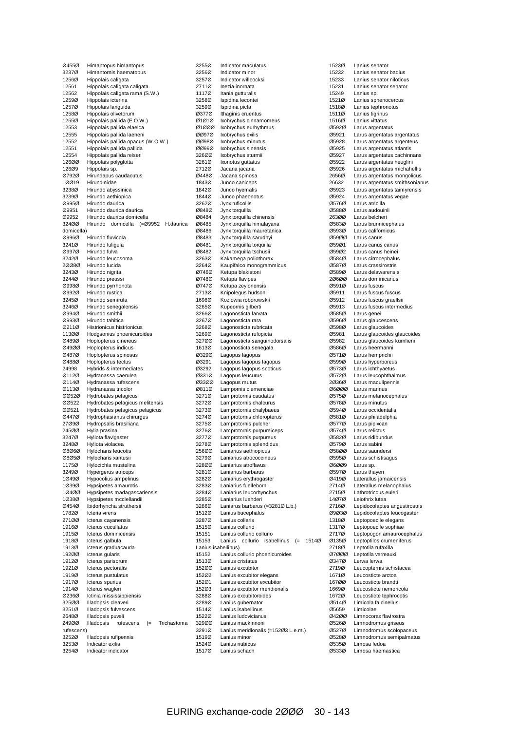| Code | Species |
|---|---|
| Ø455Ø | Himantopus himantopus |
| 3237Ø | Himantornis haematopus |
| 1256Ø | Hippolais caligata |
| 12561 | Hippolais caligata caligata |
| 12562 | Hippolais caligata rama (S.W.) |
| 1259Ø | Hippolais icterina |
| 1257Ø | Hippolais languida |
| 1258Ø | Hippolais olivetorum |
| 1255Ø | Hippolais pallida (E.O.W.) |
| 12553 | Hippolais pallida elaeica |
| 12555 | Hippolais pallida laeneni |
| 12552 | Hippolais pallida opacus (W.O.W.) |
| 12551 | Hippolais pallida pallida |
| 12554 | Hippolais pallida reiseri |
| 126ØØ | Hippolais polyglotta |
| 126Ø9 | Hippolais sp. |
| Ø792Ø | Hirundapus caudacutus |
| 1ØØ19 | Hirundinidae |
| 3238Ø | Hirundo abyssinica |
| 3239Ø | Hirundo aethiopica |
| Ø995Ø | Hirundo daurica |
| Ø9951 | Hirundo daurica daurica |
| Ø9952 | Hirundo daurica domicella |
| 324ØØ | Hirundo domicella (=Ø9952 H.daurica domicella) |
| Ø996Ø | Hirundo fluvicola |
| 3241Ø | Hirundo fuligula |
| Ø997Ø | Hirundo fulva |
| 3242Ø | Hirundo leucosoma |
| 2ØØ8Ø | Hirundo lucida |
| 3243Ø | Hirundo nigrita |
| 3244Ø | Hirundo preussi |
| Ø998Ø | Hirundo pyrrhonota |
| Ø992Ø | Hirundo rustica |
| 3245Ø | Hirundo semirufa |
| 3246Ø | Hirundo senegalensis |
| Ø994Ø | Hirundo smithii |
| Ø993Ø | Hirundo tahitica |
| Ø211Ø | Histrionicus histrionicus |
| 113ØØ | Hodgsonius phoenicuroides |
| Ø489Ø | Hoplopterus cinereus |
| Ø49ØØ | Hoplopterus indicus |
| Ø487Ø | Hoplopterus spinosus |
| Ø488Ø | Hoplopterus tectus |
| 24998 | Hybrids & intermediates |
| Ø112Ø | Hydranassa caerulea |
| Ø114Ø | Hydranassa rufescens |
| Ø113Ø | Hydranassa tricolor |
| ØØ52Ø | Hydrobates pelagicus |
| ØØ522 | Hydrobates pelagicus melitensis |
| ØØ521 | Hydrobates pelagicus pelagicus |
| Ø447Ø | Hydrophasianus chirurgus |
| 27Ø9Ø | Hydropsalis brasiliana |
| 245ØØ | Hylia prasina |
| 3247Ø | Hyliota flavigaster |
| 3248Ø | Hyliota violacea |
| Ø8Ø6Ø | Hylocharis leucotis |
| Ø8Ø5Ø | Hylocharis xantusii |
| 1175Ø | Hylocichla mustelina |
| 3249Ø | Hypergerus atriceps |
| 1Ø49Ø | Hypocolius ampelinus |
| 1Ø39Ø | Hypsipetes amaurotis |
| 1Ø4ØØ | Hypsipetes madagascariensis |
| 1Ø38Ø | Hypsipetes mcclellandii |
| Ø454Ø | Ibidorhyncha struthersii |
| 1782Ø | Icteria virens |
| 271ØØ | Icterus cayanensis |
| 1916Ø | Icterus cucullatus |
| 1915Ø | Icterus dominicensis |
| 1918Ø | Icterus galbula |
| 1913Ø | Icterus graduacauda |
| 192ØØ | Icterus gularis |
| 1912Ø | Icterus parisorum |
| 1921Ø | Icterus pectoralis |
| 1919Ø | Icterus pustulatus |
| 1917Ø | Icterus spurius |
| 1914Ø | Icterus wagleri |
| Ø236Ø | Ictinia mississippiensis |
| 325ØØ | Illadopsis cleaveri |
| 3251Ø | Illadopsis fulvescens |
| 2648Ø | Illadopsis puveli |
| 249ØØ | Illadopsis rufescens (= Trichastoma rufescens) |
| 3252Ø | Illadopsis rufipennis |
| 3253Ø | Indicator exilis |
| 3254Ø | Indicator indicator |
| 3255Ø | Indicator maculatus |
| 3256Ø | Indicator minor |
| 3257Ø | Indicator willcocksi |
| 2711Ø | Inezia inornata |
| 1117Ø | Irania gutturalis |
| 3258Ø | Ispidina lecontei |
| 3259Ø | Ispidina picta |
| Ø377Ø | Ithaginis cruentus |
| Ø1Ø1Ø | Ixobrychus cinnamomeus |
| Ø1ØØØ | Ixobrychus eurhythmus |
| ØØ97Ø | Ixobrychus exilis |
| ØØ98Ø | Ixobrychus minutus |
| ØØ99Ø | Ixobrychus sinensis |
| 326ØØ | Ixobrychus sturmii |
| 3261Ø | Ixonotus guttatus |
| 2712Ø | Jacana jacana |
| Ø448Ø | Jacana spinosa |
| 1843Ø | Junco caniceps |
| 1842Ø | Junco hyemalis |
| 1844Ø | Junco phaeonotus |
| 3262Ø | Jynx ruficollis |
| Ø848Ø | Jynx torquilla |
| Ø8484 | Jynx torquilla chinensis |
| Ø8485 | Jynx torquilla himalayana |
| Ø8486 | Jynx torquilla mauretanica |
| Ø8483 | Jynx torquilla sarudnyi |
| Ø8481 | Jynx torquilla torquilla |
| Ø8482 | Jynx torquilla tschusii |
| 3263Ø | Kakamega poliothorax |
| 3264Ø | Kaupifalco monogrammicus |
| Ø746Ø | Ketupa blakistoni |
| Ø748Ø | Ketupa flavipes |
| Ø747Ø | Ketupa zeylonensis |
| 2713Ø | Knipolegus hudsoni |
| 1698Ø | Kozlowia roborowskii |
| 3265Ø | Kupeornis gilberti |
| 3266Ø | Lagonosticta larvata |
| 3267Ø | Lagonosticta rara |
| 3268Ø | Lagonosticta rubricata |
| 3269Ø | Lagonosticta rufopicta |
| 327ØØ | Lagonosticta sanguinodorsalis |
| 1613Ø | Lagonosticta senegala |
| Ø329Ø | Lagopus lagopus |
| Ø3291 | Lagopus lagopus lagopus |
| Ø3292 | Lagopus lagopus scoticus |
| Ø331Ø | Lagopus leucurus |
| Ø33ØØ | Lagopus mutus |
| Ø811Ø | Lampornis clemenciae |
| 3271Ø | Lamprotornis caudatus |
| 3272Ø | Lamprotornis chalcurus |
| 3273Ø | Lamprotornis chalybaeus |
| 3274Ø | Lamprotornis chloropterus |
| 3275Ø | Lamprotornis pulcher |
| 3276Ø | Lamprotornis purpureiceps |
| 3277Ø | Lamprotornis purpureus |
| 3278Ø | Lamprotornis splendidus |
| 256ØØ | Laniarius aethiopicus |
| 3279Ø | Laniarius atrococcineus |
| 328ØØ | Laniarius atroflavus |
| 3281Ø | Laniarius barbarus |
| 3282Ø | Laniarius erythrogaster |
| 3283Ø | Laniarius fuelleborni |
| 3284Ø | Laniarius leucorhynchus |
| 3285Ø | Laniarius luehderi |
| 3286Ø | Laniarus barbarus (=3281Ø L.b.) |
| 1512Ø | Lanius bucephalus |
| 3287Ø | Lanius collaris |
| 1515Ø | Lanius collurio |
| 15151 | Lanius collurio collurio |
| 15153 | Lanius collurio isabellinus (= 1514Ø Lanius isabellinus) |
| 15152 | Lanius collurio phoenicuroides |
| 1513Ø | Lanius cristatus |
| 152ØØ | Lanius excubitor |
| 152Ø2 | Lanius excubitor elegans |
| 152Ø1 | Lanius excubitor excubitor |
| 152Ø3 | Lanius excubitor meridionalis |
| 3288Ø | Lanius excubitoroides |
| 3289Ø | Lanius gubernator |
| 1514Ø | Lanius isabellinus |
| 1522Ø | Lanius ludovicianus |
| 329ØØ | Lanius mackinnoni |
| 3291Ø | Lanius meridionalis (=152Ø3 L.e.m.) |
| 1519Ø | Lanius minor |
| 1524Ø | Lanius nubicus |
| 1517Ø | Lanius schach |
| 1523Ø | Lanius senator |
| 15232 | Lanius senator badius |
| 15233 | Lanius senator niloticus |
| 15231 | Lanius senator senator |
| 15249 | Lanius sp. |
| 1521Ø | Lanius sphenocercus |
| 1518Ø | Lanius tephronotus |
| 1511Ø | Lanius tigrinus |
| 1516Ø | Lanius vittatus |
| Ø592Ø | Larus argentatus |
| Ø5921 | Larus argentatus argentatus |
| Ø5928 | Larus argentatus argenteus |
| Ø5925 | Larus argentatus atlantis |
| Ø5927 | Larus argentatus cachinnans |
| Ø5922 | Larus argentatus heuglini |
| Ø5926 | Larus argentatus michahellis |
| 2656Ø | Larus argentatus mongolicus |
| 26632 | Larus argentatus smithsonianus |
| Ø5923 | Larus argentatus taimyrensis |
| Ø5924 | Larus argentatus vegae |
| Ø576Ø | Larus atricilla |
| Ø588Ø | Larus audouinii |
| 263ØØ | Larus belcheri |
| Ø583Ø | Larus brunnicephalus |
| Ø593Ø | Larus californicus |
| Ø59ØØ | Larus canus |
| Ø59Ø1 | Larus canus canus |
| Ø59Ø2 | Larus canus heinei |
| Ø584Ø | Larus cirrocephalus |
| Ø587Ø | Larus crassirostris |
| Ø589Ø | Larus delawarensis |
| 2Ø6ØØ | Larus dominicanus |
| Ø591Ø | Larus fuscus |
| Ø5911 | Larus fuscus fuscus |
| Ø5912 | Larus fuscus graellsii |
| Ø5913 | Larus fuscus intermedius |
| Ø585Ø | Larus genei |
| Ø596Ø | Larus glaucescens |
| Ø598Ø | Larus glaucoides |
| Ø5981 | Larus glaucoides glaucoides |
| Ø5982 | Larus glaucoides kumlieni |
| Ø586Ø | Larus heermanni |
| Ø571Ø | Larus hemprichii |
| Ø599Ø | Larus hyperboreus |
| Ø573Ø | Larus ichthyaetus |
| Ø572Ø | Larus leucophthalmus |
| 2Ø36Ø | Larus maculipennis |
| Ø6ØØØ | Larus marinus |
| Ø575Ø | Larus melanocephalus |
| Ø578Ø | Larus minutus |
| Ø594Ø | Larus occidentalis |
| Ø581Ø | Larus philadelphia |
| Ø577Ø | Larus pipixcan |
| Ø574Ø | Larus relictus |
| Ø582Ø | Larus ridibundus |
| Ø579Ø | Larus sabini |
| Ø58ØØ | Larus saundersi |
| Ø595Ø | Larus schistisagus |
| Ø6ØØ9 | Larus sp. |
| Ø597Ø | Larus thayeri |
| Ø419Ø | Laterallus jamaicensis |
| 2714Ø | Laterallus melanophaius |
| 2715Ø | Lathrotriccus euleri |
| 14Ø7Ø | Leiothrix lutea |
| 2716Ø | Lepidocolaptes angustirostris |
| Ø9Ø3Ø | Lepidocolaptes leucogaster |
| 1318Ø | Leptopoecile elegans |
| 1317Ø | Leptopoecile sophiae |
| 2717Ø | Leptopogon amaurocephalus |
| Ø135Ø | Leptoptilos crumeniferus |
| 2718Ø | Leptotila rufaxilla |
| Ø7ØØØ | Leptotila verreauxi |
| Ø347Ø | Lerwa lerwa |
| 2719Ø | Leucopternis schistacea |
| 1671Ø | Leucosticte arctoa |
| 167ØØ | Leucosticte brandti |
| 1669Ø | Leucosticte nemoricola |
| 1672Ø | Leucosticte tephrocotis |
| Ø514Ø | Limicola falcinellus |
| Ø5659 | Limicolae |
| Ø42ØØ | Limnocorax flavirostra |
| Ø526Ø | Limnodromus griseus |
| Ø527Ø | Limnodromus scolopaceus |
| Ø528Ø | Limnodromus semipalmatus |
| Ø535Ø | Limosa fedoa |
| Ø533Ø | Limosa haemastica |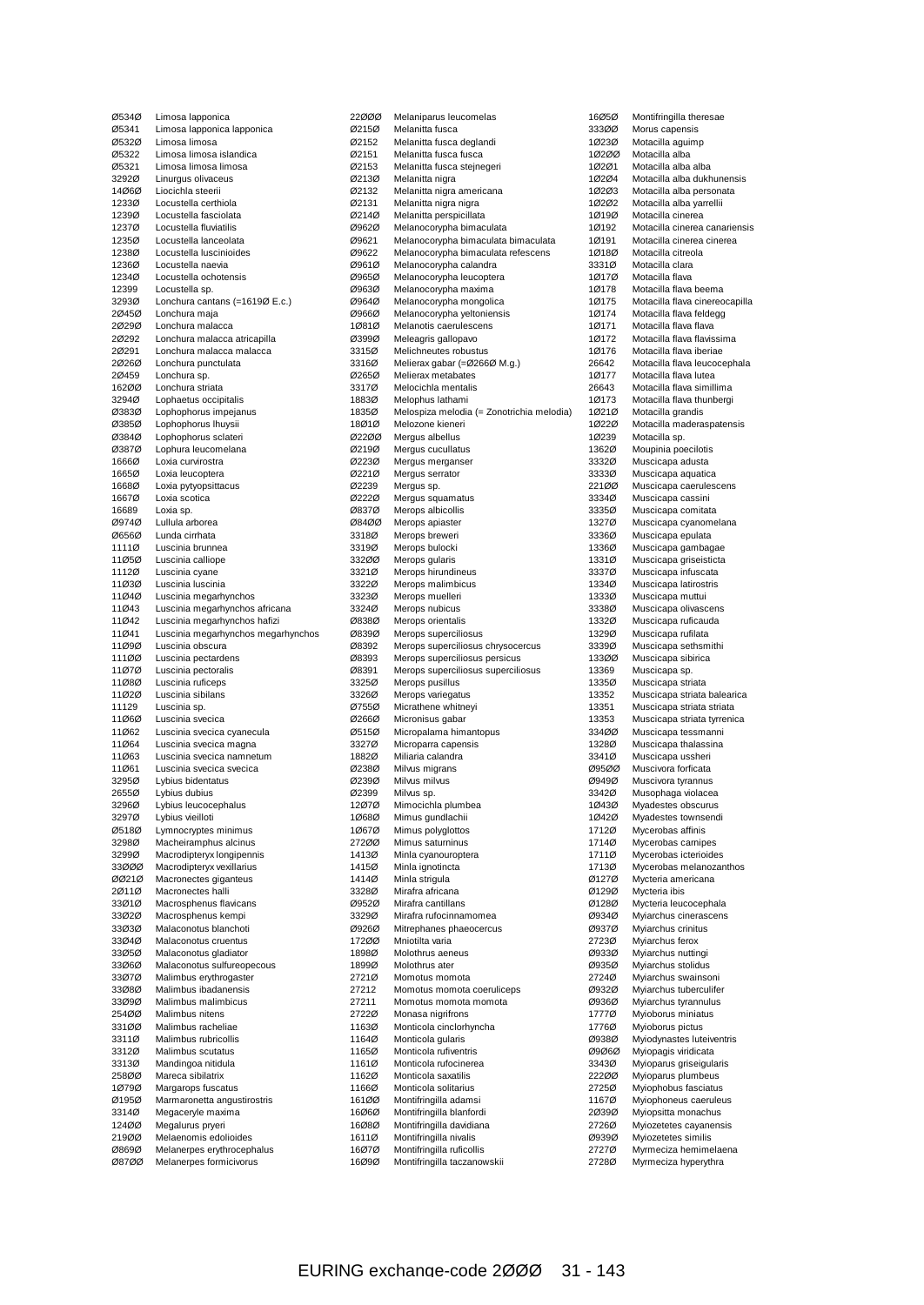| Code | Species |
|---|---|
| Ø534Ø | Limosa lapponica |
| Ø5341 | Limosa lapponica lapponica |
| Ø532Ø | Limosa limosa |
| Ø5322 | Limosa limosa islandica |
| Ø5321 | Limosa limosa limosa |
| 3292Ø | Linurgus olivaceus |
| 14Ø6Ø | Liocichla steerii |
| 1233Ø | Locustella certhiola |
| 1239Ø | Locustella fasciolata |
| 1237Ø | Locustella fluviatilis |
| 1235Ø | Locustella lanceolata |
| 1238Ø | Locustella luscinioides |
| 1236Ø | Locustella naevia |
| 1234Ø | Locustella ochotensis |
| 12399 | Locustella sp. |
| 3293Ø | Lonchura cantans (=1619Ø E.c.) |
| 2Ø45Ø | Lonchura maja |
| 2Ø29Ø | Lonchura malacca |
| 2Ø292 | Lonchura malacca atricapilla |
| 2Ø291 | Lonchura malacca malacca |
| 2Ø26Ø | Lonchura punctulata |
| 2Ø459 | Lonchura sp. |
| 162ØØ | Lonchura striata |
| 3294Ø | Lophaetus occipitalis |
| Ø383Ø | Lophophorus impejanus |
| Ø385Ø | Lophophorus lhuysii |
| Ø384Ø | Lophophorus sclateri |
| Ø387Ø | Lophura leucomelana |
| 1666Ø | Loxia curvirostra |
| 1665Ø | Loxia leucoptera |
| 1668Ø | Loxia pytyopsittacus |
| 1667Ø | Loxia scotica |
| 16689 | Loxia sp. |
| Ø974Ø | Lullula arborea |
| Ø656Ø | Lunda cirrhata |
| 1111Ø | Luscinia brunnea |
| 11Ø5Ø | Luscinia calliope |
| 1112Ø | Luscinia cyane |
| 11Ø3Ø | Luscinia luscinia |
| 11Ø4Ø | Luscinia megarhynchos |
| 11Ø43 | Luscinia megarhynchos africana |
| 11Ø42 | Luscinia megarhynchos hafizi |
| 11Ø41 | Luscinia megarhynchos megarhynchos |
| 11Ø9Ø | Luscinia obscura |
| 111ØØ | Luscinia pectardens |
| 11Ø7Ø | Luscinia pectoralis |
| 11Ø8Ø | Luscinia ruficeps |
| 11Ø2Ø | Luscinia sibilans |
| 11129 | Luscinia sp. |
| 11Ø6Ø | Luscinia svecica |
| 11Ø62 | Luscinia svecica cyanecula |
| 11Ø64 | Luscinia svecica magna |
| 11Ø63 | Luscinia svecica namnetum |
| 11Ø61 | Luscinia svecica svecica |
| 3295Ø | Lybius bidentatus |
| 2655Ø | Lybius dubius |
| 3296Ø | Lybius leucocephalus |
| 3297Ø | Lybius vieilloti |
| Ø518Ø | Lymnocryptes minimus |
| 3298Ø | Macheiramphus alcinus |
| 3299Ø | Macrodipteryx longipennis |
| 33ØØØ | Macrodipteryx vexillarius |
| ØØ21Ø | Macronectes giganteus |
| 2Ø11Ø | Macronectes halli |
| 33Ø1Ø | Macrosphenus flavicans |
| 33Ø2Ø | Macrosphenus kempi |
| 33Ø3Ø | Malaconotus blanchoti |
| 33Ø4Ø | Malaconotus cruentus |
| 33Ø5Ø | Malaconotus gladiator |
| 33Ø6Ø | Malaconotus sulfureopecous |
| 33Ø7Ø | Malimbus erythrogaster |
| 33Ø8Ø | Malimbus ibadanensis |
| 33Ø9Ø | Malimbus malimbicus |
| 254ØØ | Malimbus nitens |
| 331ØØ | Malimbus racheliae |
| 3311Ø | Malimbus rubricollis |
| 3312Ø | Malimbus scutatus |
| 3313Ø | Mandingoa nitidula |
| 258ØØ | Mareca sibilatrix |
| 1Ø79Ø | Margarops fuscatus |
| Ø195Ø | Marmaronetta angustirostris |
| 3314Ø | Megaceryle maxima |
| 124ØØ | Megalurus pryeri |
| 219ØØ | Melaenornis edolioides |
| Ø869Ø | Melanerpes erythrocephalus |
| Ø87ØØ | Melanerpes formicivorus |
| 22ØØØ | Melaniparus leucomelas |
| Ø215Ø | Melanitta fusca |
| Ø2152 | Melanitta fusca deglandi |
| Ø2151 | Melanitta fusca fusca |
| Ø2153 | Melanitta fusca stejnegeri |
| Ø213Ø | Melanitta nigra |
| Ø2132 | Melanitta nigra americana |
| Ø2131 | Melanitta nigra nigra |
| Ø214Ø | Melanitta perspicillata |
| Ø962Ø | Melanocorypha bimaculata |
| Ø9621 | Melanocorypha bimaculata bimaculata |
| Ø9622 | Melanocorypha bimaculata refescens |
| Ø961Ø | Melanocorypha calandra |
| Ø965Ø | Melanocorypha leucoptera |
| Ø963Ø | Melanocorypha maxima |
| Ø964Ø | Melanocorypha mongolica |
| Ø966Ø | Melanocorypha yeltoniensis |
| 1Ø81Ø | Melanotis caerulescens |
| Ø399Ø | Meleagris gallopavo |
| 3315Ø | Melichneutes robustus |
| 3316Ø | Melierax gabar (=Ø266Ø M.g.) |
| Ø265Ø | Melierax metabates |
| 3317Ø | Melocichla mentalis |
| 1883Ø | Melophus lathami |
| 1835Ø | Melospiza melodia (= Zonotrichia melodia) |
| 18Ø1Ø | Melozone kieneri |
| Ø22ØØ | Mergus albellus |
| Ø219Ø | Mergus cucullatus |
| Ø223Ø | Mergus merganser |
| Ø221Ø | Mergus serrator |
| Ø2239 | Mergus sp. |
| Ø222Ø | Mergus squamatus |
| Ø837Ø | Merops albicollis |
| Ø84ØØ | Merops apiaster |
| 3318Ø | Merops breweri |
| 3319Ø | Merops bulocki |
| 332ØØ | Merops gularis |
| 3321Ø | Merops hirundineus |
| 3322Ø | Merops malimbicus |
| 3323Ø | Merops muelleri |
| 3324Ø | Merops nubicus |
| Ø838Ø | Merops orientalis |
| Ø839Ø | Merops superciliosus |
| Ø8392 | Merops superciliosus chrysocercus |
| Ø8393 | Merops superciliosus persicus |
| Ø8391 | Merops superciliosus superciliosus |
| 3325Ø | Merops pusillus |
| 3326Ø | Merops variegatus |
| Ø755Ø | Micrathene whitneyi |
| Ø266Ø | Micronisus gabar |
| Ø515Ø | Micropalama himantopus |
| 3327Ø | Microparra capensis |
| 1882Ø | Miliaria calandra |
| Ø238Ø | Milvus migrans |
| Ø239Ø | Milvus milvus |
| Ø2399 | Milvus sp. |
| 12Ø7Ø | Mimocichla plumbea |
| 1Ø68Ø | Mimus gundlachii |
| 1Ø67Ø | Mimus polyglottos |
| 272ØØ | Mimus saturninus |
| 1413Ø | Minla cyanouroptera |
| 1415Ø | Minla ignotincta |
| 1414Ø | Minla strigula |
| 3328Ø | Mirafra africana |
| Ø952Ø | Mirafra cantillans |
| 3329Ø | Mirafra rufocinnamomea |
| Ø926Ø | Mitrephanes phaeocercus |
| 172ØØ | Mniotilta varia |
| 1898Ø | Molothrus aeneus |
| 1899Ø | Molothrus ater |
| 2721Ø | Momotus momota |
| 27212 | Momotus momota coeruliceps |
| 27211 | Momotus momota momota |
| 2722Ø | Monasa nigrifrons |
| 1163Ø | Monticola cinclorhyncha |
| 1164Ø | Monticola gularis |
| 1165Ø | Monticola rufiventris |
| 1161Ø | Monticola rufocinerea |
| 1162Ø | Monticola saxatilis |
| 1166Ø | Monticola solitarius |
| 161ØØ | Montifringilla adamsi |
| 16Ø6Ø | Montifringilla blanfordi |
| 16Ø8Ø | Montifringilla davidiana |
| 1611Ø | Montifringilla nivalis |
| 16Ø7Ø | Montifringilla ruficollis |
| 16Ø9Ø | Montifringilla taczanowskii |
| 16Ø5Ø | Montifringilla theresae |
| 333ØØ | Morus capensis |
| 1Ø23Ø | Motacilla aguimp |
| 1Ø2ØØ | Motacilla alba |
| 1Ø2Ø1 | Motacilla alba alba |
| 1Ø2Ø4 | Motacilla alba dukhunensis |
| 1Ø2Ø3 | Motacilla alba personata |
| 1Ø2Ø2 | Motacilla alba yarrellii |
| 1Ø19Ø | Motacilla cinerea |
| 1Ø192 | Motacilla cinerea canariensis |
| 1Ø191 | Motacilla cinerea cinerea |
| 1Ø18Ø | Motacilla citreola |
| 3331Ø | Motacilla clara |
| 1Ø17Ø | Motacilla flava |
| 1Ø178 | Motacilla flava beema |
| 1Ø175 | Motacilla flava cinereocapilla |
| 1Ø174 | Motacilla flava feldegg |
| 1Ø171 | Motacilla flava flava |
| 1Ø172 | Motacilla flava flavissima |
| 1Ø176 | Motacilla flava iberiae |
| 26642 | Motacilla flava leucocephala |
| 1Ø177 | Motacilla flava lutea |
| 26643 | Motacilla flava simillima |
| 1Ø173 | Motacilla flava thunbergi |
| 1Ø21Ø | Motacilla grandis |
| 1Ø22Ø | Motacilla maderaspatensis |
| 1Ø239 | Motacilla sp. |
| 1362Ø | Moupinia poecilotis |
| 3332Ø | Muscicapa adusta |
| 3333Ø | Muscicapa aquatica |
| 221ØØ | Muscicapa caerulescens |
| 3334Ø | Muscicapa cassini |
| 3335Ø | Muscicapa comitata |
| 1327Ø | Muscicapa cyanomelana |
| 3336Ø | Muscicapa epulata |
| 1336Ø | Muscicapa gambagae |
| 1331Ø | Muscicapa griseisticta |
| 3337Ø | Muscicapa infuscata |
| 1334Ø | Muscicapa latirostris |
| 1333Ø | Muscicapa muttui |
| 3338Ø | Muscicapa olivascens |
| 1332Ø | Muscicapa ruficauda |
| 1329Ø | Muscicapa rufilata |
| 3339Ø | Muscicapa sethsmithi |
| 133ØØ | Muscicapa sibirica |
| 13369 | Muscicapa sp. |
| 1335Ø | Muscicapa striata |
| 13352 | Muscicapa striata balearica |
| 13351 | Muscicapa striata striata |
| 13353 | Muscicapa striata tyrrenica |
| 334ØØ | Muscicapa tessmanni |
| 1328Ø | Muscicapa thalassina |
| 3341Ø | Muscicapa ussheri |
| Ø95ØØ | Muscivora forficata |
| Ø949Ø | Muscivora tyrannus |
| 3342Ø | Musophaga violacea |
| 1Ø43Ø | Myadestes obscurus |
| 1Ø42Ø | Myadestes townsendi |
| 1712Ø | Mycerobas affinis |
| 1714Ø | Mycerobas carnipes |
| 1711Ø | Mycerobas icterioides |
| 1713Ø | Mycerobas melanozanthos |
| Ø127Ø | Mycteria americana |
| Ø129Ø | Mycteria ibis |
| Ø128Ø | Mycteria leucocephala |
| Ø934Ø | Myiarchus cinerascens |
| Ø937Ø | Myiarchus crinitus |
| 2723Ø | Myiarchus ferox |
| Ø933Ø | Myiarchus nuttingi |
| Ø935Ø | Myiarchus stolidus |
| 2724Ø | Myiarchus swainsoni |
| Ø932Ø | Myiarchus tuberculifer |
| Ø936Ø | Myiarchus tyrannulus |
| 1777Ø | Myioborus miniatus |
| 1776Ø | Myioborus pictus |
| Ø938Ø | Myiodynastes luteiventris |
| Ø9Ø6Ø | Myiopagis viridicata |
| 3343Ø | Myioparus griseigularis |
| 222ØØ | Myioparus plumbeus |
| 2725Ø | Myiophobus fasciatus |
| 1167Ø | Myiophoneus caeruleus |
| 2Ø39Ø | Myiopsitta monachus |
| 2726Ø | Myiozetetes cayanensis |
| Ø939Ø | Myiozetetes similis |
| 2727Ø | Myrmeciza hemimelaena |
| 2728Ø | Myrmeciza hyperythra |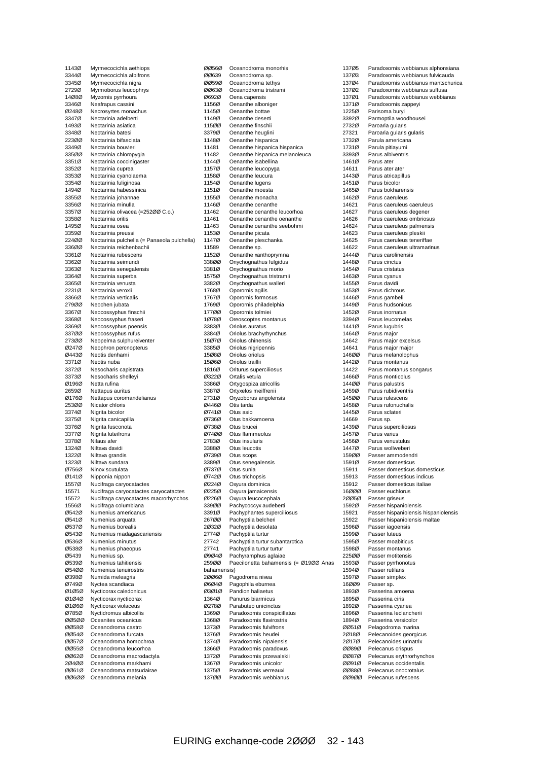| Code | Species |
|---|---|
| 1143Ø | Myrmecocichla aethiops |
| 3344Ø | Myrmecocichla albifrons |
| 3345Ø | Myrmecocichla nigra |
| 2729Ø | Myrmoborus leucophrys |
| 14Ø8Ø | Myzornis pyrrhoura |
| 3346Ø | Neafrapus cassini |
| Ø248Ø | Necrosyrtes monachus |
| 3347Ø | Nectarinia adelberti |
| 1493Ø | Nectarinia asiatica |
| 3348Ø | Nectarinia batesi |
| 223ØØ | Nectarinia bifasciata |
| 3349Ø | Nectarinia bouvieri |
| 335ØØ | Nectarinia chloropygia |
| 3351Ø | Nectarinia coccinigaster |
| 3352Ø | Nectarinia cuprea |
| 3353Ø | Nectarinia cyanolaema |
| 3354Ø | Nectarinia fuliginosa |
| 1494Ø | Nectarinia habessinica |
| 3355Ø | Nectarinia johannae |
| 3356Ø | Nectarinia minulla |
| 3357Ø | Nectarinia olivacea (=252ØØ C.o.) |
| 3358Ø | Nectarinia oritis |
| 1495Ø | Nectarinia osea |
| 3359Ø | Nectarinia preussi |
| 224ØØ | Nectarinia pulchella (= Panaeola pulchella) |
| 336ØØ | Nectarinia reichenbachii |
| 3361Ø | Nectarinia rubescens |
| 3362Ø | Nectarinia seimundi |
| 3363Ø | Nectarinia senegalensis |
| 3364Ø | Nectarinia superba |
| 3365Ø | Nectarinia venusta |
| 2231Ø | Nectarinia veroxii |
| 3366Ø | Nectarinia verticalis |
| 279ØØ | Neochen jubata |
| 3367Ø | Neocossyphus finschii |
| 3368Ø | Neocossyphus fraseri |
| 3369Ø | Neocossyphus poensis |
| 337ØØ | Neocossyphus rufus |
| 273ØØ | Neopelma sulphureiventer |
| Ø247Ø | Neophron percnopterus |
| Ø443Ø | Neotis denhami |
| 3371Ø | Neotis nuba |
| 3372Ø | Nesocharis capistrata |
| 3373Ø | Nesocharis shelleyi |
| Ø196Ø | Netta rufina |
| 2659Ø | Nettapus auritus |
| Ø176Ø | Nettapus coromandelianus |
| 253ØØ | Nicator chloris |
| 3374Ø | Nigrita bicolor |
| 3375Ø | Nigrita canicapilla |
| 3376Ø | Nigrita fusconota |
| 3377Ø | Nigrita luteifrons |
| 3378Ø | Nilaus afer |
| 1324Ø | Niltava davidi |
| 1322Ø | Niltava grandis |
| 1323Ø | Niltava sundara |
| Ø756Ø | Ninox scutulata |
| Ø141Ø | Nipponia nippon |
| 1557Ø | Nucifraga caryocatactes |
| 15571 | Nucifraga caryocatactes caryocatactes |
| 15572 | Nucifraga caryocatactes macrorhynchos |
| 1556Ø | Nucifraga columbiana |
| Ø542Ø | Numenius americanus |
| Ø541Ø | Numenius arquata |
| Ø537Ø | Numenius borealis |
| Ø543Ø | Numenius madagascariensis |
| Ø536Ø | Numenius minutus |
| Ø538Ø | Numenius phaeopus |
| Ø5439 | Numenius sp. |
| Ø539Ø | Numenius tahitiensis |
| Ø54ØØ | Numenius tenuirostris |
| Ø398Ø | Numida meleagris |
| Ø749Ø | Nyctea scandiaca |
| Ø1Ø5Ø | Nycticorax caledonicus |
| Ø1Ø4Ø | Nycticorax nycticorax |
| Ø1Ø6Ø | Nycticorax violaceus |
| Ø785Ø | Nyctidromus albicollis |
| ØØ5ØØ | Oceanites oceanicus |
| ØØ58Ø | Oceanodroma castro |
| ØØ54Ø | Oceanodroma furcata |
| ØØ57Ø | Oceanodroma homochroa |
| ØØ55Ø | Oceanodroma leucorhoa |
| ØØ62Ø | Oceanodroma macrodactyla |
| 2Ø4ØØ | Oceanodroma markhami |
| ØØ61Ø | Oceanodroma matsudairae |
| ØØ6ØØ | Oceanodroma melania |
| ØØ56Ø | Oceanodroma monorhis |
| ØØ639 | Oceanodroma sp. |
| ØØ59Ø | Oceanodroma tethys |
| ØØ63Ø | Oceanodroma tristrami |
| Ø692Ø | Oena capensis |
| 1156Ø | Oenanthe alboniger |
| 1145Ø | Oenanthe bottae |
| 1149Ø | Oenanthe deserti |
| 115ØØ | Oenanthe finschii |
| 3379Ø | Oenanthe heuglini |
| 1148Ø | Oenanthe hispanica |
| 11481 | Oenanthe hispanica hispanica |
| 11482 | Oenanthe hispanica melanoleuca |
| 1144Ø | Oenanthe isabellina |
| 1157Ø | Oenanthe leucopyga |
| 1158Ø | Oenanthe leucura |
| 1154Ø | Oenanthe lugens |
| 1151Ø | Oenanthe moesta |
| 1155Ø | Oenanthe monacha |
| 1146Ø | Oenanthe oenanthe |
| 11462 | Oenanthe oenanthe leucorhoa |
| 11461 | Oenanthe oenanthe oenanthe |
| 11463 | Oenanthe oenanthe seebohmi |
| 1153Ø | Oenanthe picata |
| 1147Ø | Oenanthe pleschanka |
| 11589 | Oenanthe sp. |
| 1152Ø | Oenanthe xanthoprymna |
| 338ØØ | Onychognathus fulgidus |
| 3381Ø | Onychognathus morio |
| 1575Ø | Onychognathus tristramii |
| 3382Ø | Onychognathus walleri |
| 1768Ø | Oporornis agilis |
| 1767Ø | Oporornis formosus |
| 1769Ø | Oporornis philadelphia |
| 177ØØ | Oporornis tolmiei |
| 1Ø78Ø | Oreoscoptes montanus |
| 3383Ø | Oriolus auratus |
| 3384Ø | Oriolus brachyrhynchus |
| 15Ø7Ø | Oriolus chinensis |
| 3385Ø | Oriolus nigripennis |
| 15Ø8Ø | Oriolus oriolus |
| 15Ø6Ø | Oriolus traillii |
| 1816Ø | Oriturus superciliosus |
| Ø322Ø | Ortalis vetula |
| 3386Ø | Ortygospiza atricollis |
| 3387Ø | Ortyxelos meiffrenii |
| 2731Ø | Oryzoborus angolensis |
| Ø446Ø | Otis tarda |
| Ø741Ø | Otus asio |
| Ø736Ø | Otus bakkamoena |
| Ø738Ø | Otus brucei |
| Ø74ØØ | Otus flammeolus |
| 2783Ø | Otus insularis |
| 3388Ø | Otus leucotis |
| Ø739Ø | Otus scops |
| 3389Ø | Otus senegalensis |
| Ø737Ø | Otus sunia |
| Ø742Ø | Otus trichopsis |
| Ø224Ø | Oxyura dominica |
| Ø225Ø | Oxyura jamaicensis |
| Ø226Ø | Oxyura leucocephala |
| 339ØØ | Pachycoccyx audeberti |
| 3391Ø | Pachyphantes superciliosus |
| 267ØØ | Pachyptila belcheri |
| 2Ø32Ø | Pachyptila desolata |
| 2774Ø | Pachyptila turtur |
| 27742 | Pachyptila turtur subantarctica |
| 27741 | Pachyptila turtur turtur |
| Ø9Ø4Ø | Pachyramphus aglaiae |
| 259ØØ | Paecilonetta bahamensis (= Ø19ØØ Anas bahamensis) |
| 2ØØ6Ø | Pagodroma nivea |
| Ø6Ø4Ø | Pagophila eburnea |
| Ø3Ø1Ø | Pandion haliaetus |
| 1364Ø | Panurus biarmicus |
| Ø278Ø | Parabuteo unicinctus |
| 1369Ø | Paradoxornis conspicillatus |
| 1368Ø | Paradoxornis flavirostris |
| 1373Ø | Paradoxornis fulvifrons |
| 1376Ø | Paradoxornis heudei |
| 1374Ø | Paradoxornis nipalensis |
| 1366Ø | Paradoxornis paradoxus |
| 1372Ø | Paradoxornis przewalskii |
| 1367Ø | Paradoxornis unicolor |
| 1375Ø | Paradoxornis verreauxi |
| 137ØØ | Paradoxornis webbianus |
| 137Ø5 | Paradoxornis webbianus alphonsiana |
| 137Ø3 | Paradoxornis webbianus fulvicauda |
| 137Ø4 | Paradoxornis webbianus mantschurica |
| 137Ø2 | Paradoxornis webbianus suffusa |
| 137Ø1 | Paradoxornis webbianus webbianus |
| 1371Ø | Paradoxornis zappeyi |
| 1225Ø | Parisoma buryi |
| 3392Ø | Parmoptila woodhousei |
| 2732Ø | Paroaria gularis |
| 27321 | Paroaria gularis gularis |
| 1732Ø | Parula americana |
| 1731Ø | Parula pitiayumi |
| 3393Ø | Parus albiventris |
| 1461Ø | Parus ater |
| 14611 | Parus ater ater |
| 1443Ø | Parus atricapillus |
| 1451Ø | Parus bicolor |
| 1465Ø | Parus bokharensis |
| 1462Ø | Parus caeruleus |
| 14621 | Parus caeruleus caeruleus |
| 14627 | Parus caeruleus degener |
| 14626 | Parus caeruleus ombriosus |
| 14624 | Parus caeruleus palmensis |
| 14623 | Parus caeruleus pleskii |
| 14625 | Parus caeruleus teneriffae |
| 14622 | Parus caeruleus ultramarinus |
| 1444Ø | Parus carolinensis |
| 1448Ø | Parus cinctus |
| 1454Ø | Parus cristatus |
| 1463Ø | Parus cyanus |
| 1455Ø | Parus davidi |
| 1453Ø | Parus dichrous |
| 1446Ø | Parus gambeli |
| 1449Ø | Parus hudsonicus |
| 1452Ø | Parus inornatus |
| 3394Ø | Parus leucomelas |
| 1441Ø | Parus lugubris |
| 1464Ø | Parus major |
| 14642 | Parus major excelsus |
| 14641 | Parus major major |
| 146ØØ | Parus melanolophus |
| 1442Ø | Parus montanus |
| 14422 | Parus montanus songarus |
| 1466Ø | Parus monticolus |
| 144ØØ | Parus palustris |
| 1459Ø | Parus rubidiventris |
| 145ØØ | Parus rufescens |
| 1458Ø | Parus rufonuchalis |
| 1445Ø | Parus sclateri |
| 14669 | Parus sp. |
| 1439Ø | Parus superciliosus |
| 1457Ø | Parus varius |
| 1456Ø | Parus venustulus |
| 1447Ø | Parus wollweberi |
| 159ØØ | Passer ammodendri |
| 1591Ø | Passer domesticus |
| 15911 | Passer domesticus domesticus |
| 15913 | Passer domesticus indicus |
| 15912 | Passer domesticus italiae |
| 16ØØØ | Passer euchlorus |
| 2ØØ5Ø | Passer griseus |
| 1592Ø | Passer hispaniolensis |
| 15921 | Passer hispaniolensis hispaniolensis |
| 15922 | Passer hispaniolensis maltae |
| 1596Ø | Passer iagoensis |
| 1599Ø | Passer luteus |
| 1595Ø | Passer moabiticus |
| 1598Ø | Passer montanus |
| 225ØØ | Passer motitensis |
| 1593Ø | Passer pyrrhonotus |
| 1594Ø | Passer rutilans |
| 1597Ø | Passer simplex |
| 16ØØ9 | Passer sp. |
| 1893Ø | Passerina amoena |
| 1895Ø | Passerina ciris |
| 1892Ø | Passerina cyanea |
| 1896Ø | Passerina leclancherii |
| 1894Ø | Passerina versicolor |
| ØØ51Ø | Pelagodroma marina |
| 2Ø18Ø | Pelecanoides georgicus |
| 2Ø17Ø | Pelecanoides urinatrix |
| ØØ89Ø | Pelecanus crispus |
| ØØ87Ø | Pelecanus erythrorhynchos |
| ØØ91Ø | Pelecanus occidentalis |
| ØØ88Ø | Pelecanus onocrotalus |
| ØØ9ØØ | Pelecanus rufescens |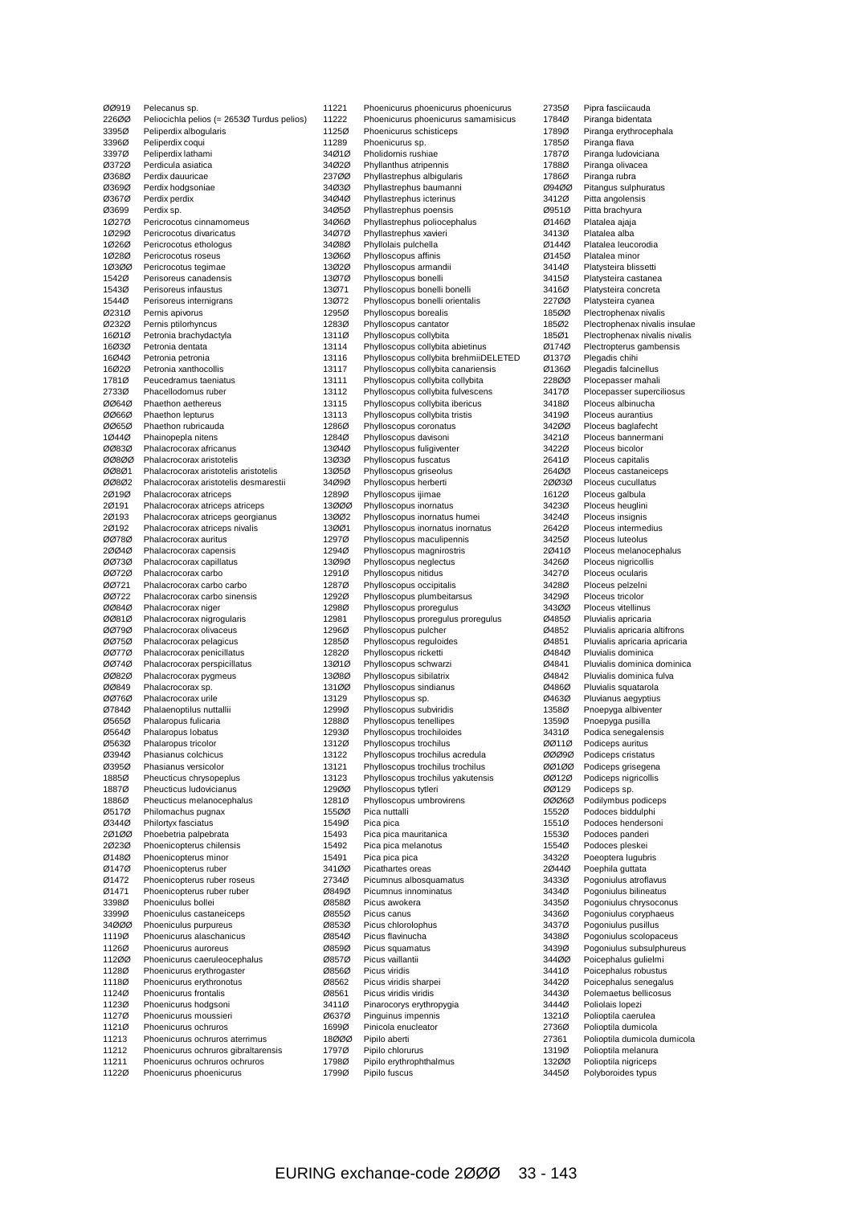| Code | Species |
|---|---|
| ØØ919 | Pelecanus sp. |
| 226ØØ | Peliocichla pelios (= 2653Ø Turdus pelios) |
| 3395Ø | Peliperdix albogularis |
| 3396Ø | Peliperdix coqui |
| 3397Ø | Peliperdix lathami |
| Ø372Ø | Perdicula asiatica |
| Ø368Ø | Perdix dauuricae |
| Ø369Ø | Perdix hodgsoniae |
| Ø367Ø | Perdix perdix |
| Ø3699 | Perdix sp. |
| 1Ø27Ø | Pericrocotus cinnamomeus |
| 1Ø29Ø | Pericrocotus divaricatus |
| 1Ø26Ø | Pericrocotus ethologus |
| 1Ø28Ø | Pericrocotus roseus |
| 1Ø3ØØ | Pericrocotus tegimae |
| 1542Ø | Perisoreus canadensis |
| 1543Ø | Perisoreus infaustus |
| 1544Ø | Perisoreus internigrans |
| Ø231Ø | Pernis apivorus |
| Ø232Ø | Pernis ptilorhyncus |
| 16Ø1Ø | Petronia brachydactyla |
| 16Ø3Ø | Petronia dentata |
| 16Ø4Ø | Petronia petronia |
| 16Ø2Ø | Petronia xanthocollis |
| 1781Ø | Peucedramus taeniatus |
| 2733Ø | Phacellodomus ruber |
| ØØ64Ø | Phaethon aethereus |
| ØØ66Ø | Phaethon lepturus |
| ØØ65Ø | Phaethon rubricauda |
| 1Ø44Ø | Phainopepla nitens |
| ØØ83Ø | Phalacrocorax africanus |
| ØØ8ØØ | Phalacrocorax aristotelis |
| ØØ8Ø1 | Phalacrocorax aristotelis aristotelis |
| ØØ8Ø2 | Phalacrocorax aristotelis desmarestii |
| 2Ø19Ø | Phalacrocorax atriceps |
| 2Ø191 | Phalacrocorax atriceps atriceps |
| 2Ø193 | Phalacrocorax atriceps georgianus |
| 2Ø192 | Phalacrocorax atriceps nivalis |
| ØØ78Ø | Phalacrocorax auritus |
| 2ØØ4Ø | Phalacrocorax capensis |
| ØØ73Ø | Phalacrocorax capillatus |
| ØØ72Ø | Phalacrocorax carbo |
| ØØ721 | Phalacrocorax carbo carbo |
| ØØ722 | Phalacrocorax carbo sinensis |
| ØØ84Ø | Phalacrocorax niger |
| ØØ81Ø | Phalacrocorax nigrogularis |
| ØØ79Ø | Phalacrocorax olivaceus |
| ØØ75Ø | Phalacrocorax pelagicus |
| ØØ77Ø | Phalacrocorax penicillatus |
| ØØ74Ø | Phalacrocorax perspicillatus |
| ØØ82Ø | Phalacrocorax pygmeus |
| ØØ849 | Phalacrocorax sp. |
| ØØ76Ø | Phalacrocorax urile |
| Ø784Ø | Phalaenoptilus nuttallii |
| Ø565Ø | Phalaropus fulicaria |
| Ø564Ø | Phalaropus lobatus |
| Ø563Ø | Phalaropus tricolor |
| Ø394Ø | Phasianus colchicus |
| Ø395Ø | Phasianus versicolor |
| 1885Ø | Pheucticus chrysopeplus |
| 1887Ø | Pheucticus ludovicianus |
| 1886Ø | Pheucticus melanocephalus |
| Ø517Ø | Philomachus pugnax |
| Ø344Ø | Philortyx fasciatus |
| 2Ø1ØØ | Phoebetria palpebrata |
| 2Ø23Ø | Phoenicopterus chilensis |
| Ø148Ø | Phoenicopterus minor |
| Ø147Ø | Phoenicopterus ruber |
| Ø1472 | Phoenicopterus ruber roseus |
| Ø1471 | Phoenicopterus ruber ruber |
| 3398Ø | Phoeniculus bollei |
| 3399Ø | Phoeniculus castaneiceps |
| 34ØØØ | Phoeniculus purpureus |
| 1119Ø | Phoenicurus alaschanicus |
| 1126Ø | Phoenicurus auroreus |
| 112ØØ | Phoenicurus caeruleocephalus |
| 1128Ø | Phoenicurus erythrogaster |
| 1118Ø | Phoenicurus erythronotus |
| 1124Ø | Phoenicurus frontalis |
| 1123Ø | Phoenicurus hodgsoni |
| 1127Ø | Phoenicurus moussieri |
| 1121Ø | Phoenicurus ochruros |
| 11213 | Phoenicurus ochruros aterrimus |
| 11212 | Phoenicurus ochruros gibraltarensis |
| 11211 | Phoenicurus ochruros ochruros |
| 1122Ø | Phoenicurus phoenicurus |
| 11221 | Phoenicurus phoenicurus phoenicurus |
| 11222 | Phoenicurus phoenicurus samamisicus |
| 1125Ø | Phoenicurus schisticeps |
| 11289 | Phoenicurus sp. |
| 34Ø1Ø | Pholidornis rushiae |
| 34Ø2Ø | Phyllanthus atripennis |
| 237ØØ | Phyllastrephus albigularis |
| 34Ø3Ø | Phyllastrephus baumanni |
| 34Ø4Ø | Phyllastrephus icterinus |
| 34Ø5Ø | Phyllastrephus poensis |
| 34Ø6Ø | Phyllastrephus poliocephalus |
| 34Ø7Ø | Phyllastrephus xavieri |
| 34Ø8Ø | Phyllolais pulchella |
| 13Ø6Ø | Phylloscopus affinis |
| 13Ø2Ø | Phylloscopus armandii |
| 13Ø7Ø | Phylloscopus bonelli |
| 13Ø71 | Phylloscopus bonelli bonelli |
| 13Ø72 | Phylloscopus bonelli orientalis |
| 1295Ø | Phylloscopus borealis |
| 1283Ø | Phylloscopus cantator |
| 1311Ø | Phylloscopus collybita |
| 13114 | Phylloscopus collybita abietinus |
| 13116 | Phylloscopus collybita brehmiiDELETED |
| 13117 | Phylloscopus collybita canariensis |
| 13111 | Phylloscopus collybita collybita |
| 13112 | Phylloscopus collybita fulvescens |
| 13115 | Phylloscopus collybita ibericus |
| 13113 | Phylloscopus collybita tristis |
| 1286Ø | Phylloscopus coronatus |
| 1284Ø | Phylloscopus davisoni |
| 13Ø4Ø | Phylloscopus fuligiventer |
| 13Ø3Ø | Phylloscopus fuscatus |
| 13Ø5Ø | Phylloscopus griseolus |
| 34Ø9Ø | Phylloscopus herberti |
| 1289Ø | Phylloscopus ijimae |
| 13ØØØ | Phylloscopus inornatus |
| 13ØØ2 | Phylloscopus inornatus humei |
| 13ØØ1 | Phylloscopus inornatus inornatus |
| 1297Ø | Phylloscopus maculipennis |
| 1294Ø | Phylloscopus magnirostris |
| 13Ø9Ø | Phylloscopus neglectus |
| 1291Ø | Phylloscopus nitidus |
| 1287Ø | Phylloscopus occipitalis |
| 1292Ø | Phylloscopus plumbeitarsus |
| 1298Ø | Phylloscopus proregulus |
| 12981 | Phylloscopus proregulus proregulus |
| 1296Ø | Phylloscopus pulcher |
| 1285Ø | Phylloscopus reguloides |
| 1282Ø | Phylloscopus ricketti |
| 13Ø1Ø | Phylloscopus schwarzi |
| 13Ø8Ø | Phylloscopus sibilatrix |
| 131ØØ | Phylloscopus sindianus |
| 13129 | Phylloscopus sp. |
| 1299Ø | Phylloscopus subviridis |
| 1288Ø | Phylloscopus tenellipes |
| 1293Ø | Phylloscopus trochiloides |
| 1312Ø | Phylloscopus trochilus |
| 13122 | Phylloscopus trochilus acredula |
| 13121 | Phylloscopus trochilus trochilus |
| 13123 | Phylloscopus trochilus yakutensis |
| 129ØØ | Phylloscopus tytleri |
| 1281Ø | Phylloscopus umbrovirens |
| 155ØØ | Pica nuttalli |
| 1549Ø | Pica pica |
| 15493 | Pica pica mauritanica |
| 15492 | Pica pica melanotus |
| 15491 | Pica pica pica |
| 341ØØ | Picathartes oreas |
| 2734Ø | Picumnus albosquamatus |
| Ø849Ø | Picumnus innominatus |
| Ø858Ø | Picus awokera |
| Ø855Ø | Picus canus |
| Ø853Ø | Picus chlorolophus |
| Ø854Ø | Picus flavinucha |
| Ø859Ø | Picus squamatus |
| Ø857Ø | Picus vaillantii |
| Ø856Ø | Picus viridis |
| Ø8562 | Picus viridis sharpei |
| Ø8561 | Picus viridis viridis |
| 3411Ø | Pinarocorys erythropygia |
| Ø637Ø | Pinguinus impennis |
| 1699Ø | Pinicola enucleator |
| 18ØØØ | Pipilo aberti |
| 1797Ø | Pipilo chlorurus |
| 1798Ø | Pipilo erythrophthalmus |
| 1799Ø | Pipilo fuscus |
| 2735Ø | Pipra fasciicauda |
| 1784Ø | Piranga bidentata |
| 1789Ø | Piranga erythrocephala |
| 1785Ø | Piranga flava |
| 1787Ø | Piranga ludoviciana |
| 1788Ø | Piranga olivacea |
| 1786Ø | Piranga rubra |
| Ø94ØØ | Pitangus sulphuratus |
| 3412Ø | Pitta angolensis |
| Ø951Ø | Pitta brachyura |
| Ø146Ø | Platalea ajaja |
| 3413Ø | Platalea alba |
| Ø144Ø | Platalea leucorodia |
| Ø145Ø | Platalea minor |
| 3414Ø | Platysteira blissetti |
| 3415Ø | Platysteira castanea |
| 3416Ø | Platysteira concreta |
| 227ØØ | Platysteira cyanea |
| 185ØØ | Plectrophenax nivalis |
| 185Ø2 | Plectrophenax nivalis insulae |
| 185Ø1 | Plectrophenax nivalis nivalis |
| Ø174Ø | Plectropterus gambensis |
| Ø137Ø | Plegadis chihi |
| Ø136Ø | Plegadis falcinellus |
| 228ØØ | Plocepasser mahali |
| 3417Ø | Plocepasser superciliosus |
| 3418Ø | Ploceus albinucha |
| 3419Ø | Ploceus aurantius |
| 342ØØ | Ploceus baglafecht |
| 3421Ø | Ploceus bannermani |
| 3422Ø | Ploceus bicolor |
| 2641Ø | Ploceus capitalis |
| 264ØØ | Ploceus castaneiceps |
| 2ØØ3Ø | Ploceus cucullatus |
| 1612Ø | Ploceus galbula |
| 3423Ø | Ploceus heuglini |
| 3424Ø | Ploceus insignis |
| 2642Ø | Ploceus intermedius |
| 3425Ø | Ploceus luteolus |
| 2Ø41Ø | Ploceus melanocephalus |
| 3426Ø | Ploceus nigricollis |
| 3427Ø | Ploceus ocularis |
| 3428Ø | Ploceus pelzelni |
| 3429Ø | Ploceus tricolor |
| 343ØØ | Ploceus vitellinus |
| Ø485Ø | Pluvialis apricaria |
| Ø4852 | Pluvialis apricaria altifrons |
| Ø4851 | Pluvialis apricaria apricaria |
| Ø484Ø | Pluvialis dominica |
| Ø4841 | Pluvialis dominica dominica |
| Ø4842 | Pluvialis dominica fulva |
| Ø486Ø | Pluvialis squatarola |
| Ø463Ø | Pluvianus aegyptius |
| 1358Ø | Pnoepyga albiventer |
| 1359Ø | Pnoepyga pusilla |
| 3431Ø | Podica senegalensis |
| ØØ11Ø | Podiceps auritus |
| ØØØ9Ø | Podiceps cristatus |
| ØØ1ØØ | Podiceps grisegena |
| ØØ12Ø | Podiceps nigricollis |
| ØØ129 | Podiceps sp. |
| ØØØ6Ø | Podilymbus podiceps |
| 1552Ø | Podoces biddulphi |
| 1551Ø | Podoces hendersoni |
| 1553Ø | Podoces panderi |
| 1554Ø | Podoces pleskei |
| 3432Ø | Poeoptera lugubris |
| 2Ø44Ø | Poephila guttata |
| 3433Ø | Pogoniulus atroflavus |
| 3434Ø | Pogoniulus bilineatus |
| 3435Ø | Pogoniulus chrysoconus |
| 3436Ø | Pogoniulus coryphaeus |
| 3437Ø | Pogoniulus pusillus |
| 3438Ø | Pogoniulus scolopaceus |
| 3439Ø | Pogoniulus subsulphureus |
| 344ØØ | Poicephalus gulielmi |
| 3441Ø | Poicephalus robustus |
| 3442Ø | Poicephalus senegalus |
| 3443Ø | Polemaetus bellicosus |
| 3444Ø | Poliolais lopezi |
| 1321Ø | Polioptila caerulea |
| 2736Ø | Polioptila dumicola |
| 27361 | Polioptila dumicola dumicola |
| 1319Ø | Polioptila melanura |
| 132ØØ | Polioptila nigriceps |
| 3445Ø | Polyboroides typus |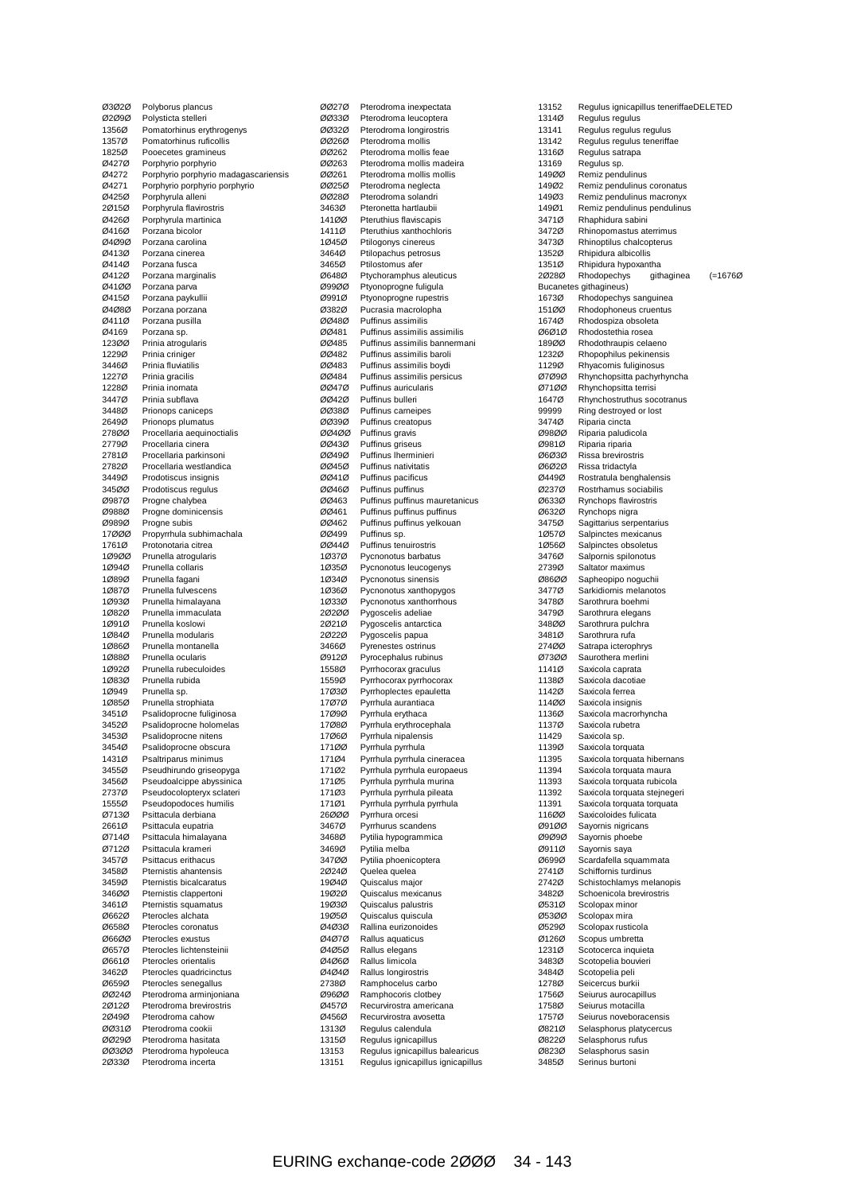| Code | Species |
|---|---|
| Ø3Ø2Ø | Polyborus plancus |
| Ø2Ø9Ø | Polysticta stelleri |
| 1356Ø | Pomatorhinus erythrogenys |
| 1357Ø | Pomatorhinus ruficollis |
| 1825Ø | Pooecetes gramineus |
| Ø427Ø | Porphyrio porphyrio |
| Ø4272 | Porphyrio porphyrio madagascariensis |
| Ø4271 | Porphyrio porphyrio porphyrio |
| Ø425Ø | Porphyrula alleni |
| 2Ø15Ø | Porphyrula flavirostris |
| Ø426Ø | Porphyrula martinica |
| Ø416Ø | Porzana bicolor |
| Ø4Ø9Ø | Porzana carolina |
| Ø413Ø | Porzana cinerea |
| Ø414Ø | Porzana fusca |
| Ø412Ø | Porzana marginalis |
| Ø41ØØ | Porzana parva |
| Ø415Ø | Porzana paykullii |
| Ø4Ø8Ø | Porzana porzana |
| Ø411Ø | Porzana pusilla |
| Ø4169 | Porzana sp. |
| 123ØØ | Prinia atrogularis |
| 1229Ø | Prinia criniger |
| 3446Ø | Prinia fluviatilis |
| 1227Ø | Prinia gracilis |
| 1228Ø | Prinia inornata |
| 3447Ø | Prinia subflava |
| 3448Ø | Prionops caniceps |
| 2649Ø | Prionops plumatus |
| 278ØØ | Procellaria aequinoctialis |
| 2779Ø | Procellaria cinera |
| 2781Ø | Procellaria parkinsoni |
| 2782Ø | Procellaria westlandica |
| 3449Ø | Prodotiscus insignis |
| 345ØØ | Prodotiscus regulus |
| Ø987Ø | Progne chalybea |
| Ø988Ø | Progne dominicensis |
| Ø989Ø | Progne subis |
| 17ØØØ | Propyrrhula subhimachala |
| 1761Ø | Protonotaria citrea |
| 1Ø9ØØ | Prunella atrogularis |
| 1Ø94Ø | Prunella collaris |
| 1Ø89Ø | Prunella fagani |
| 1Ø87Ø | Prunella fulvescens |
| 1Ø93Ø | Prunella himalayana |
| 1Ø82Ø | Prunella immaculata |
| 1Ø91Ø | Prunella koslowi |
| 1Ø84Ø | Prunella modularis |
| 1Ø86Ø | Prunella montanella |
| 1Ø88Ø | Prunella ocularis |
| 1Ø92Ø | Prunella rubeculoides |
| 1Ø83Ø | Prunella rubida |
| 1Ø949 | Prunella sp. |
| 1Ø85Ø | Prunella strophiata |
| 3451Ø | Psalidoprocne fuliginosa |
| 3452Ø | Psalidoprocne holomelas |
| 3453Ø | Psalidoprocne nitens |
| 3454Ø | Psalidoprocne obscura |
| 1431Ø | Psaltriparus minimus |
| 3455Ø | Pseudhirundo griseopyga |
| 3456Ø | Pseudoalcippe abyssinica |
| 2737Ø | Pseudocolopteryx sclateri |
| 1555Ø | Pseudopodoces humilis |
| Ø713Ø | Psittacula derbiana |
| 2661Ø | Psittacula eupatria |
| Ø714Ø | Psittacula himalayana |
| Ø712Ø | Psittacula krameri |
| 3457Ø | Psittacus erithacus |
| 3458Ø | Pternistis ahantensis |
| 3459Ø | Pternistis bicalcaratus |
| 346ØØ | Pternistis clappertoni |
| 3461Ø | Pternistis squamatus |
| Ø662Ø | Pterocles alchata |
| Ø658Ø | Pterocles coronatus |
| Ø66ØØ | Pterocles exustus |
| Ø657Ø | Pterocles lichtensteinii |
| Ø661Ø | Pterocles orientalis |
| 3462Ø | Pterocles quadricinctus |
| Ø659Ø | Pterocles senegallus |
| ØØ24Ø | Pterodroma arminjoniana |
| 2Ø12Ø | Pterodroma brevirostris |
| 2Ø49Ø | Pterodroma cahow |
| ØØ31Ø | Pterodroma cookii |
| ØØ29Ø | Pterodroma hasitata |
| ØØ3ØØ | Pterodroma hypoleuca |
| 2Ø33Ø | Pterodroma incerta |
| ØØ27Ø | Pterodroma inexpectata |
| ØØ33Ø | Pterodroma leucoptera |
| ØØ32Ø | Pterodroma longirostris |
| ØØ26Ø | Pterodroma mollis |
| ØØ262 | Pterodroma mollis feae |
| ØØ263 | Pterodroma mollis madeira |
| ØØ261 | Pterodroma mollis mollis |
| ØØ25Ø | Pterodroma neglecta |
| ØØ28Ø | Pterodroma solandri |
| 3463Ø | Pteronetta hartlaubii |
| 141ØØ | Pteruthius flaviscapis |
| 1411Ø | Pteruthius xanthochloris |
| 1Ø45Ø | Ptilogonys cinereus |
| 3464Ø | Ptilopachus petrosus |
| 3465Ø | Ptilostomus afer |
| Ø648Ø | Ptychoramphus aleuticus |
| Ø99ØØ | Ptyonoprogne fuligula |
| Ø991Ø | Ptyonoprogne rupestris |
| Ø382Ø | Pucrasia macrolopha |
| ØØ48Ø | Puffinus assimilis |
| ØØ481 | Puffinus assimilis assimilis |
| ØØ485 | Puffinus assimilis bannermani |
| ØØ482 | Puffinus assimilis baroli |
| ØØ483 | Puffinus assimilis boydi |
| ØØ484 | Puffinus assimilis persicus |
| ØØ47Ø | Puffinus auricularis |
| ØØ42Ø | Puffinus bulleri |
| ØØ38Ø | Puffinus carneipes |
| ØØ39Ø | Puffinus creatopus |
| ØØ4ØØ | Puffinus gravis |
| ØØ43Ø | Puffinus griseus |
| ØØ49Ø | Puffinus lherminieri |
| ØØ45Ø | Puffinus nativitatis |
| ØØ41Ø | Puffinus pacificus |
| ØØ46Ø | Puffinus puffinus |
| ØØ463 | Puffinus puffinus mauretanicus |
| ØØ461 | Puffinus puffinus puffinus |
| ØØ462 | Puffinus puffinus yelkouan |
| ØØ499 | Puffinus sp. |
| ØØ44Ø | Puffinus tenuirostris |
| 1Ø37Ø | Pycnonotus barbatus |
| 1Ø35Ø | Pycnonotus leucogenys |
| 1Ø34Ø | Pycnonotus sinensis |
| 1Ø36Ø | Pycnonotus xanthopygos |
| 1Ø33Ø | Pycnonotus xanthorrhous |
| 2Ø2ØØ | Pygoscelis adeliae |
| 2Ø21Ø | Pygoscelis antarctica |
| 2Ø22Ø | Pygoscelis papua |
| 3466Ø | Pyrenestes ostrinus |
| Ø912Ø | Pyrocephalus rubinus |
| 1558Ø | Pyrrhocorax graculus |
| 1559Ø | Pyrrhocorax pyrrhocorax |
| 17Ø3Ø | Pyrrhoplectes epauletta |
| 17Ø7Ø | Pyrrhula aurantiaca |
| 17Ø9Ø | Pyrrhula erythaca |
| 17Ø8Ø | Pyrrhula erythrocephala |
| 17Ø6Ø | Pyrrhula nipalensis |
| 171ØØ | Pyrrhula pyrrhula |
| 171Ø4 | Pyrrhula pyrrhula cineracea |
| 171Ø2 | Pyrrhula pyrrhula europaeus |
| 171Ø5 | Pyrrhula pyrrhula murina |
| 171Ø3 | Pyrrhula pyrrhula pileata |
| 171Ø1 | Pyrrhula pyrrhula pyrrhula |
| 26ØØØ | Pyrrhura orcesi |
| 3467Ø | Pyrrhurus scandens |
| 3468Ø | Pytilia hypogrammica |
| 3469Ø | Pytilia melba |
| 347ØØ | Pytilia phoenicoptera |
| 2Ø24Ø | Quelea quelea |
| 19Ø4Ø | Quiscalus major |
| 19Ø2Ø | Quiscalus mexicanus |
| 19Ø3Ø | Quiscalus palustris |
| 19Ø5Ø | Quiscalus quiscula |
| Ø4Ø3Ø | Rallina eurizonoides |
| Ø4Ø7Ø | Rallus aquaticus |
| Ø4Ø5Ø | Rallus elegans |
| Ø4Ø6Ø | Rallus limicola |
| Ø4Ø4Ø | Rallus longirostris |
| 2738Ø | Ramphocelus carbo |
| Ø96ØØ | Ramphocoris clotbey |
| Ø457Ø | Recurvirostra americana |
| Ø456Ø | Recurvirostra avosetta |
| 1313Ø | Regulus calendula |
| 1315Ø | Regulus ignicapillus |
| 13153 | Regulus ignicapillus balearicus |
| 13151 | Regulus ignicapillus ignicapillus |
| 13152 | Regulus ignicapillus teneriffaeDELETED |
| 1314Ø | Regulus regulus |
| 13141 | Regulus regulus regulus |
| 13142 | Regulus regulus teneriffae |
| 1316Ø | Regulus satrapa |
| 13169 | Regulus sp. |
| 149ØØ | Remiz pendulinus |
| 149Ø2 | Remiz pendulinus coronatus |
| 149Ø3 | Remiz pendulinus macronyx |
| 149Ø1 | Remiz pendulinus pendulinus |
| 3471Ø | Rhaphidura sabini |
| 3472Ø | Rhinopomastus aterrimus |
| 3473Ø | Rhinoptilus chalcopterus |
| 1352Ø | Rhipidura albicollis |
| 1351Ø | Rhipidura hypoxantha |
| 2Ø28Ø | Rhodopechys githaginea (=1676Ø Bucanetes githagineus) |
| 1673Ø | Rhodopechys sanguinea |
| 151ØØ | Rhodophoneus cruentus |
| 1674Ø | Rhodospiza obsoleta |
| Ø6Ø1Ø | Rhodostethia rosea |
| 189ØØ | Rhodothraupis celaeno |
| 1232Ø | Rhopophilus pekinensis |
| 1129Ø | Rhyacornis fuliginosus |
| Ø7Ø9Ø | Rhynchopsitta pachyrhyncha |
| Ø71ØØ | Rhynchopsitta terrisi |
| 1647Ø | Rhynchostruthus socotranus |
| 99999 | Ring destroyed or lost |
| 3474Ø | Riparia cincta |
| Ø98ØØ | Riparia paludicola |
| Ø981Ø | Riparia riparia |
| Ø6Ø3Ø | Rissa brevirostris |
| Ø6Ø2Ø | Rissa tridactyla |
| Ø449Ø | Rostratula benghalensis |
| Ø237Ø | Rostrhamus sociabilis |
| Ø633Ø | Rynchops flavirostris |
| Ø632Ø | Rynchops nigra |
| 3475Ø | Sagittarius serpentarius |
| 1Ø57Ø | Salpinctes mexicanus |
| 1Ø56Ø | Salpinctes obsoletus |
| 3476Ø | Salpornis spilonotus |
| 2739Ø | Saltator maximus |
| Ø86ØØ | Sapheopipo noguchii |
| 3477Ø | Sarkidiornis melanotos |
| 3478Ø | Sarothrura boehmi |
| 3479Ø | Sarothrura elegans |
| 348ØØ | Sarothrura pulchra |
| 3481Ø | Sarothrura rufa |
| 274ØØ | Satrapa icterophrys |
| Ø73ØØ | Saurothera merlini |
| 1141Ø | Saxicola caprata |
| 1138Ø | Saxicola dacotiae |
| 1142Ø | Saxicola ferrea |
| 114ØØ | Saxicola insignis |
| 1136Ø | Saxicola macrorhyncha |
| 1137Ø | Saxicola rubetra |
| 11429 | Saxicola sp. |
| 1139Ø | Saxicola torquata |
| 11395 | Saxicola torquata hibernans |
| 11394 | Saxicola torquata maura |
| 11393 | Saxicola torquata rubicola |
| 11392 | Saxicola torquata stejnegeri |
| 11391 | Saxicola torquata torquata |
| 116ØØ | Saxicoloides fulicata |
| Ø91ØØ | Sayornis nigricans |
| Ø9Ø9Ø | Sayornis phoebe |
| Ø911Ø | Sayornis saya |
| Ø699Ø | Scardafella squammata |
| 2741Ø | Schiffornis turdinus |
| 2742Ø | Schistochlamys melanopis |
| 3482Ø | Schoenicola brevirostris |
| Ø531Ø | Scolopax minor |
| Ø53ØØ | Scolopax mira |
| Ø529Ø | Scolopax rusticola |
| Ø126Ø | Scopus umbretta |
| 1231Ø | Scotocerca inquieta |
| 3483Ø | Scotopelia bouvieri |
| 3484Ø | Scotopelia peli |
| 1278Ø | Seicercus burkii |
| 1756Ø | Seiurus aurocapillus |
| 1758Ø | Seiurus motacilla |
| 1757Ø | Seiurus noveboracensis |
| Ø821Ø | Selasphorus platycercus |
| Ø822Ø | Selasphorus rufus |
| Ø823Ø | Selasphorus sasin |
| 3485Ø | Serinus burtoni |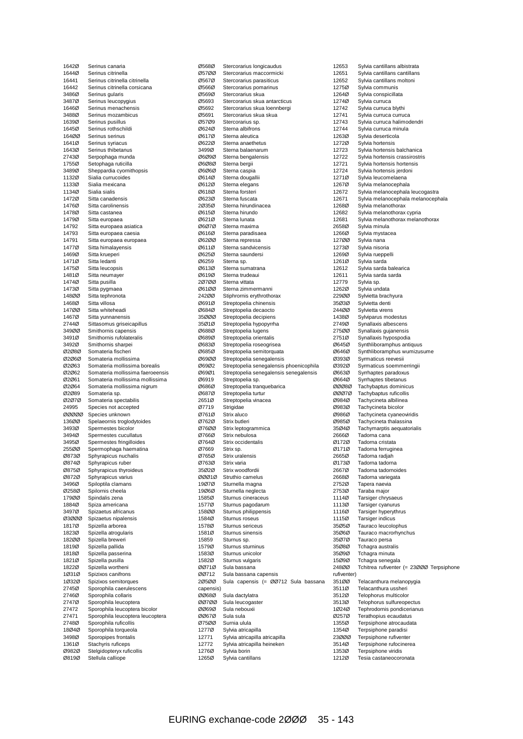| Code | Name |
|---|---|
| 1642Ø | Serinus canaria |
| 1644Ø | Serinus citrinella |
| 16441 | Serinus citrinella citrinella |
| 16442 | Serinus citrinella corsicana |
| 3486Ø | Serinus gularis |
| 3487Ø | Serinus leucopygius |
| 1646Ø | Serinus menachensis |
| 3488Ø | Serinus mozambicus |
| 1639Ø | Serinus pusillus |
| 1645Ø | Serinus rothschildi |
| 164ØØ | Serinus serinus |
| 1641Ø | Serinus syriacus |
| 1643Ø | Serinus thibetanus |
| 2743Ø | Serpophaga munda |
| 1755Ø | Setophaga ruticilla |
| 3489Ø | Sheppardia cyornithopsis |
| 1132Ø | Sialia currucoides |
| 1133Ø | Sialia mexicana |
| 1134Ø | Sialia sialis |
| 1472Ø | Sitta canadensis |
| 1476Ø | Sitta carolinensis |
| 1478Ø | Sitta castanea |
| 1479Ø | Sitta europaea |
| 14792 | Sitta europaea asiatica |
| 14793 | Sitta europaea caesia |
| 14791 | Sitta europaea europaea |
| 1477Ø | Sitta himalayensis |
| 1469Ø | Sitta krueperi |
| 1471Ø | Sitta ledanti |
| 1475Ø | Sitta leucopsis |
| 1481Ø | Sitta neumayer |
| 1474Ø | Sitta pusilla |
| 1473Ø | Sitta pygmaea |
| 148ØØ | Sitta tephronota |
| 1468Ø | Sitta villosa |
| 147ØØ | Sitta whiteheadi |
| 1467Ø | Sitta yunnanensis |
| 2744Ø | Sittasomus griseicapillus |
| 349ØØ | Smithornis capensis |
| 3491Ø | Smithornis rufolateralis |
| 3492Ø | Smithornis sharpei |
| Ø2Ø8Ø | Somateria fischeri |
| Ø2Ø6Ø | Somateria mollissima |
| Ø2Ø63 | Somateria mollissima borealis |
| Ø2Ø62 | Somateria mollissima faeroeensis |
| Ø2Ø61 | Somateria mollissima mollissima |
| Ø2Ø64 | Somateria mollissima nigrum |
| Ø2Ø89 | Somateria sp. |
| Ø2Ø7Ø | Somateria spectabilis |
| 24995 | Species not accepted |
| ØØØØØ | Species unknown |
| 136ØØ | Spelaeornis troglodytoides |
| 3493Ø | Spermestes bicolor |
| 3494Ø | Spermestes cucullatus |
| 3495Ø | Spermestes fringilloides |
| 255ØØ | Spermophaga haematina |
| Ø873Ø | Sphyrapicus nuchalis |
| Ø874Ø | Sphyrapicus ruber |
| Ø875Ø | Sphyrapicus thyroideus |
| Ø872Ø | Sphyrapicus varius |
| 3496Ø | Spiloptila clamans |
| Ø258Ø | Spilornis cheela |
| 179ØØ | Spindalis zena |
| 1884Ø | Spiza americana |
| 3497Ø | Spizaetus africanus |
| Ø3ØØØ | Spizaetus nipalensis |
| 1817Ø | Spizella arborea |
| 1823Ø | Spizella atrogularis |
| 182ØØ | Spizella breweri |
| 1819Ø | Spizella pallida |
| 1818Ø | Spizella passerina |
| 1821Ø | Spizella pusilla |
| 1822Ø | Spizella wortheni |
| 1Ø31Ø | Spizixos canifrons |
| 1Ø32Ø | Spizixos semitorques |
| 2745Ø | Sporophila caerulescens |
| 2746Ø | Sporophila collaris |
| 2747Ø | Sporophila leucoptera |
| 27472 | Sporophila leucoptera bicolor |
| 27471 | Sporophila leucoptera leucoptera |
| 2748Ø | Sporophila ruficollis |
| 18Ø4Ø | Sporophila torqueola |
| 3498Ø | Sporopipes frontalis |
| 1361Ø | Stachyris ruficeps |
| Ø982Ø | Stelgidopteryx ruficollis |
| Ø819Ø | Stellula calliope |
| Ø568Ø | Stercorarius longicaudus |
| Ø57ØØ | Stercorarius maccormicki |
| Ø567Ø | Stercorarius parasiticus |
| Ø566Ø | Stercorarius pomarinus |
| Ø569Ø | Stercorarius skua |
| Ø5693 | Stercorarius skua antarcticus |
| Ø5692 | Stercorarius skua loennbergi |
| Ø5691 | Stercorarius skua skua |
| Ø57Ø9 | Stercorarius sp. |
| Ø624Ø | Sterna albifrons |
| Ø617Ø | Sterna aleutica |
| Ø622Ø | Sterna anaethetus |
| 3499Ø | Sterna balaenarum |
| Ø6Ø9Ø | Sterna bengalensis |
| Ø6Ø8Ø | Sterna bergii |
| Ø6Ø6Ø | Sterna caspia |
| Ø614Ø | Sterna dougallii |
| Ø612Ø | Sterna elegans |
| Ø618Ø | Sterna forsteri |
| Ø623Ø | Sterna fuscata |
| 2Ø35Ø | Sterna hirundinacea |
| Ø615Ø | Sterna hirundo |
| Ø621Ø | Sterna lunata |
| Ø6Ø7Ø | Sterna maxima |
| Ø616Ø | Sterna paradisaea |
| Ø62ØØ | Sterna repressa |
| Ø611Ø | Sterna sandvicensis |
| Ø625Ø | Sterna saundersi |
| Ø6259 | Sterna sp. |
| Ø613Ø | Sterna sumatrana |
| Ø619Ø | Sterna trudeaui |
| 2Ø7ØØ | Sterna vittata |
| Ø61ØØ | Sterna zimmermanni |
| 242ØØ | Stiphrornis erythrothorax |
| Ø691Ø | Streptopelia chinensis |
| Ø684Ø | Streptopelia decaocto |
| 35ØØØ | Streptopelia decipiens |
| 35Ø1Ø | Streptopelia hypopyrrha |
| Ø688Ø | Streptopelia lugens |
| Ø689Ø | Streptopelia orientalis |
| Ø683Ø | Streptopelia roseogrisea |
| Ø685Ø | Streptopelia semitorquata |
| Ø69ØØ | Streptopelia senegalensis |
| Ø69Ø2 | Streptopelia senegalensis phoenicophila |
| Ø69Ø1 | Streptopelia senegalensis senegalensis |
| Ø6919 | Streptopelia sp. |
| Ø686Ø | Streptopelia tranquebarica |
| Ø687Ø | Streptopelia turtur |
| 2651Ø | Streptopelia vinacea |
| Ø7719 | Strigidae |
| Ø761Ø | Strix aluco |
| Ø762Ø | Strix butleri |
| Ø76ØØ | Strix leptogrammica |
| Ø766Ø | Strix nebulosa |
| Ø764Ø | Strix occidentalis |
| Ø7669 | Strix sp. |
| Ø765Ø | Strix uralensis |
| Ø763Ø | Strix varia |
| 35Ø2Ø | Strix woodfordii |
| ØØØ1Ø | Struthio camelus |
| 19Ø7Ø | Sturnella magna |
| 19Ø6Ø | Sturnella neglecta |
| 1585Ø | Sturnus cineraceus |
| 1577Ø | Sturnus pagodarum |
| 158ØØ | Sturnus philippensis |
| 1584Ø | Sturnus roseus |
| 1578Ø | Sturnus sericeus |
| 1581Ø | Sturnus sinensis |
| 15859 | Sturnus sp. |
| 1579Ø | Sturnus sturninus |
| 1583Ø | Sturnus unicolor |
| 1582Ø | Sturnus vulgaris |
| ØØ71Ø | Sula bassana |
| ØØ712 | Sula bassana capensis |
| 2Ø5ØØ | Sula capensis (= ØØ712 Sula bassana capensis) |
| ØØ68Ø | Sula dactylatra |
| ØØ7ØØ | Sula leucogaster |
| ØØ69Ø | Sula nebouxii |
| ØØ67Ø | Sula sula |
| Ø75ØØ | Surnia ulula |
| 1277Ø | Sylvia atricapilla |
| 12771 | Sylvia atricapilla atricapilla |
| 12772 | Sylvia atricapilla heineken |
| 1276Ø | Sylvia borin |
| 1265Ø | Sylvia cantillans |
| 12653 | Sylvia cantillans albistrata |
| 12651 | Sylvia cantillans cantillans |
| 12652 | Sylvia cantillans moltoni |
| 1275Ø | Sylvia communis |
| 1264Ø | Sylvia conspicillata |
| 1274Ø | Sylvia curruca |
| 12742 | Sylvia curruca blythi |
| 12741 | Sylvia curruca curruca |
| 12743 | Sylvia curruca halimodendri |
| 12744 | Sylvia curruca minula |
| 1263Ø | Sylvia deserticola |
| 1272Ø | Sylvia hortensis |
| 12723 | Sylvia hortensis balchanica |
| 12722 | Sylvia hortensis crassirostris |
| 12721 | Sylvia hortensis hortensis |
| 12724 | Sylvia hortensis jerdoni |
| 1271Ø | Sylvia leucomelaena |
| 1267Ø | Sylvia melanocephala |
| 12672 | Sylvia melanocephala leucogastra |
| 12671 | Sylvia melanocephala melanocephala |
| 1268Ø | Sylvia melanothorax |
| 12682 | Sylvia melanothorax cypria |
| 12681 | Sylvia melanothorax melanothorax |
| 2658Ø | Sylvia minula |
| 1266Ø | Sylvia mystacea |
| 127ØØ | Sylvia nana |
| 1273Ø | Sylvia nisoria |
| 1269Ø | Sylvia rueppelli |
| 1261Ø | Sylvia sarda |
| 12612 | Sylvia sarda balearica |
| 12611 | Sylvia sarda sarda |
| 12779 | Sylvia sp. |
| 1262Ø | Sylvia undata |
| 229ØØ | Sylvietta brachyura |
| 35Ø3Ø | Sylvietta denti |
| 244ØØ | Sylvietta virens |
| 1438Ø | Sylviparus modestus |
| 2749Ø | Synallaxis albescens |
| 275ØØ | Synallaxis gujanensis |
| 2751Ø | Synallaxis hypospodia |
| Ø645Ø | Synthliboramphus antiquus |
| Ø646Ø | Synthliboramphus wumizusume |
| Ø393Ø | Syrmaticus reevesii |
| Ø392Ø | Syrmaticus soemmerringii |
| Ø663Ø | Syrrhaptes paradoxus |
| Ø664Ø | Syrrhaptes tibetanus |
| ØØØ8Ø | Tachybaptus dominicus |
| ØØØ7Ø | Tachybaptus ruficollis |
| Ø984Ø | Tachycineta albilinea |
| Ø983Ø | Tachycineta bicolor |
| Ø986Ø | Tachycineta cyaneoviridis |
| Ø985Ø | Tachycineta thalassina |
| 35Ø4Ø | Tachymarptis aequatorialis |
| 2666Ø | Tadorna cana |
| Ø172Ø | Tadorna cristata |
| Ø171Ø | Tadorna ferruginea |
| 2665Ø | Tadorna radjah |
| Ø173Ø | Tadorna tadorna |
| 2667Ø | Tadorna tadornoides |
| 2668Ø | Tadorna variegata |
| 2752Ø | Tapera naevia |
| 2753Ø | Taraba major |
| 1114Ø | Tarsiger chrysaeus |
| 1113Ø | Tarsiger cyanurus |
| 1116Ø | Tarsiger hyperythrus |
| 1115Ø | Tarsiger indicus |
| 35Ø5Ø | Tauraco leucolophus |
| 35Ø6Ø | Tauraco macrorhynchus |
| 35Ø7Ø | Tauraco persa |
| 35Ø8Ø | Tchagra australis |
| 35Ø9Ø | Tchagra minuta |
| 15Ø9Ø | Tchagra senegala |
| 248ØØ | Tchitrea rufiventer (= 23ØØØ Terpsiphone rufiventer) |
| 351ØØ | Telacanthura melanopygia |
| 3511Ø | Telacanthura ussheri |
| 3512Ø | Telophorus multicolor |
| 3513Ø | Telophorus sulfureopectus |
| 1Ø24Ø | Tephrodornis pondicerianus |
| Ø257Ø | Terathopius ecaudatus |
| 1355Ø | Terpsiphone atrocaudata |
| 1354Ø | Terpsiphone paradisi |
| 23ØØØ | Terpsiphone rufiventer |
| 3514Ø | Terpsiphone rufocinerea |
| 1353Ø | Terpsiphone viridis |
| 1212Ø | Tesia castaneocoronata |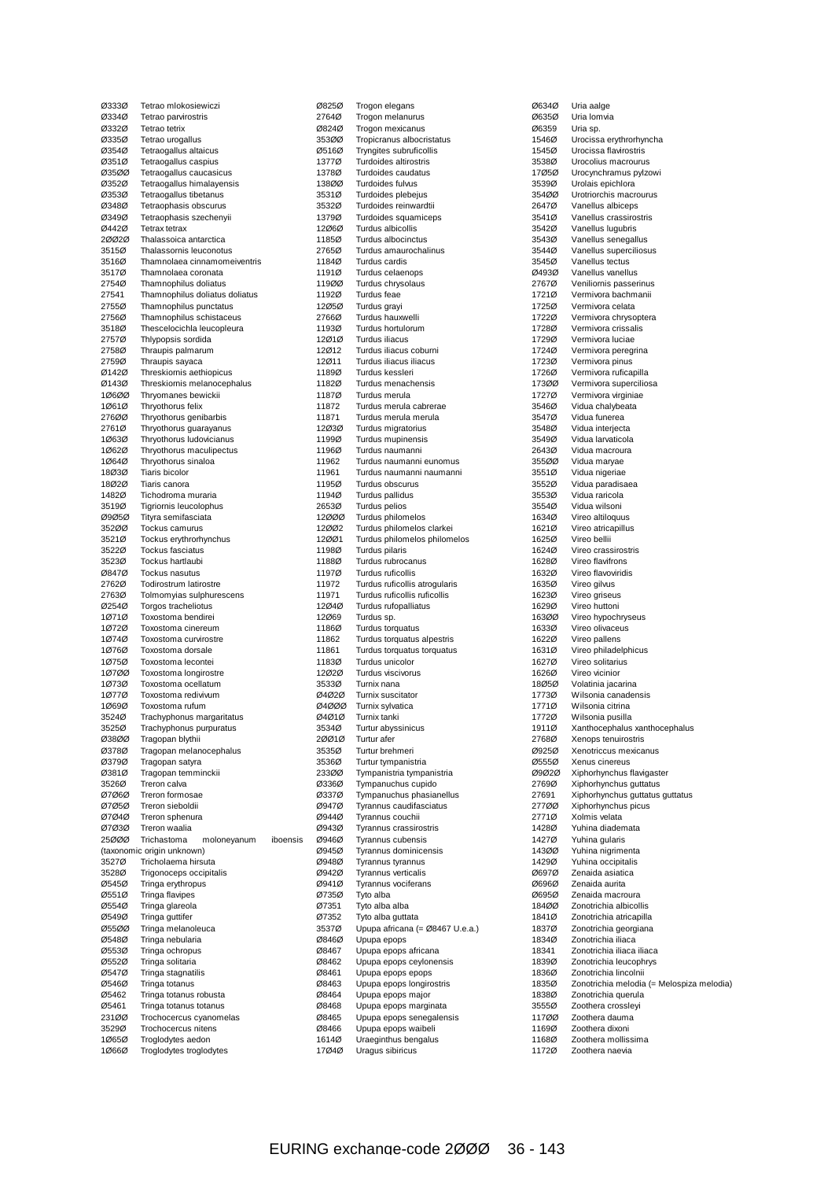| Code | Species |
|---|---|
| Ø333Ø | Tetrao mlokosiewiczi |
| Ø334Ø | Tetrao parvirostris |
| Ø332Ø | Tetrao tetrix |
| Ø335Ø | Tetrao urogallus |
| Ø354Ø | Tetraogallus altaicus |
| Ø351Ø | Tetraogallus caspius |
| Ø35ØØ | Tetraogallus caucasicus |
| Ø352Ø | Tetraogallus himalayensis |
| Ø353Ø | Tetraogallus tibetanus |
| Ø348Ø | Tetraophasis obscurus |
| Ø349Ø | Tetraophasis szechenyii |
| Ø442Ø | Tetrax tetrax |
| 2ØØ2Ø | Thalassoica antarctica |
| 3515Ø | Thalassornis leuconotus |
| 3516Ø | Thamnolaea cinnamomeiventris |
| 3517Ø | Thamnolaea coronata |
| 2754Ø | Thamnophilus doliatus |
| 27541 | Thamnophilus doliatus doliatus |
| 2755Ø | Thamnophilus punctatus |
| 2756Ø | Thamnophilus schistaceus |
| 3518Ø | Thescelocichla leucopleura |
| 2757Ø | Thlypopsis sordida |
| 2758Ø | Thraupis palmarum |
| 2759Ø | Thraupis sayaca |
| Ø142Ø | Threskiornis aethiopicus |
| Ø143Ø | Threskiornis melanocephalus |
| 1Ø6ØØ | Thryomanes bewickii |
| 1Ø61Ø | Thryothorus felix |
| 276ØØ | Thryothorus genibarbis |
| 2761Ø | Thryothorus guarayanus |
| 1Ø63Ø | Thryothorus ludovicianus |
| 1Ø62Ø | Thryothorus maculipectus |
| 1Ø64Ø | Thryothorus sinaloa |
| 18Ø3Ø | Tiaris bicolor |
| 18Ø2Ø | Tiaris canora |
| 1482Ø | Tichodroma muraria |
| 3519Ø | Tigriornis leucolophus |
| Ø9Ø5Ø | Tityra semifasciata |
| 352ØØ | Tockus camurus |
| 3521Ø | Tockus erythrorhynchus |
| 3522Ø | Tockus fasciatus |
| 3523Ø | Tockus hartlaubi |
| Ø847Ø | Tockus nasutus |
| 2762Ø | Todirostrum latirostre |
| 2763Ø | Tolmomyias sulphurescens |
| Ø254Ø | Torgos tracheliotus |
| 1Ø71Ø | Toxostoma bendirei |
| 1Ø72Ø | Toxostoma cinereum |
| 1Ø74Ø | Toxostoma curvirostre |
| 1Ø76Ø | Toxostoma dorsale |
| 1Ø75Ø | Toxostoma lecontei |
| 1Ø7ØØ | Toxostoma longirostre |
| 1Ø73Ø | Toxostoma ocellatum |
| 1Ø77Ø | Toxostoma redivivum |
| 1Ø69Ø | Toxostoma rufum |
| 3524Ø | Trachyphonus margaritatus |
| 3525Ø | Trachyphonus purpuratus |
| Ø38ØØ | Tragopan blythii |
| Ø378Ø | Tragopan melanocephalus |
| Ø379Ø | Tragopan satyra |
| Ø381Ø | Tragopan temminckii |
| 3526Ø | Treron calva |
| Ø7Ø6Ø | Treron formosae |
| Ø7Ø5Ø | Treron sieboldii |
| Ø7Ø4Ø | Treron sphenura |
| Ø7Ø3Ø | Treron waalia |
| 25ØØØ | Trichastoma moloneyanum iboensis (taxonomic origin unknown) |
| 3527Ø | Tricholaema hirsuta |
| 3528Ø | Trigonoceps occipitalis |
| Ø545Ø | Tringa erythropus |
| Ø551Ø | Tringa flavipes |
| Ø554Ø | Tringa glareola |
| Ø549Ø | Tringa guttifer |
| Ø55ØØ | Tringa melanoleuca |
| Ø548Ø | Tringa nebularia |
| Ø553Ø | Tringa ochropus |
| Ø552Ø | Tringa solitaria |
| Ø547Ø | Tringa stagnatilis |
| Ø546Ø | Tringa totanus |
| Ø5462 | Tringa totanus robusta |
| Ø5461 | Tringa totanus totanus |
| 231ØØ | Trochocercus cyanomelas |
| 3529Ø | Trochocercus nitens |
| 1Ø65Ø | Troglodytes aedon |
| 1Ø66Ø | Troglodytes troglodytes |
| Ø825Ø | Trogon elegans |
| 2764Ø | Trogon melanurus |
| Ø824Ø | Trogon mexicanus |
| 353ØØ | Tropicranus albocristatus |
| Ø516Ø | Tryngites subruficollis |
| 1377Ø | Turdoides altirostris |
| 1378Ø | Turdoides caudatus |
| 138ØØ | Turdoides fulvus |
| 3531Ø | Turdoides plebejus |
| 3532Ø | Turdoides reinwardtii |
| 1379Ø | Turdoides squamiceps |
| 12Ø6Ø | Turdus albicollis |
| 1185Ø | Turdus albocinctus |
| 2765Ø | Turdus amaurochalinus |
| 1184Ø | Turdus cardis |
| 1191Ø | Turdus celaenops |
| 119ØØ | Turdus chrysolaus |
| 1192Ø | Turdus feae |
| 12Ø5Ø | Turdus grayi |
| 2766Ø | Turdus hauxwelli |
| 1193Ø | Turdus hortulorum |
| 12Ø1Ø | Turdus iliacus |
| 12Ø12 | Turdus iliacus coburni |
| 12Ø11 | Turdus iliacus iliacus |
| 1189Ø | Turdus kessleri |
| 1182Ø | Turdus menachensis |
| 1187Ø | Turdus merula |
| 11872 | Turdus merula cabrerae |
| 11871 | Turdus merula merula |
| 12Ø3Ø | Turdus migratorius |
| 1199Ø | Turdus mupinensis |
| 1196Ø | Turdus naumanni |
| 11962 | Turdus naumanni eunomus |
| 11961 | Turdus naumanni naumanni |
| 1195Ø | Turdus obscurus |
| 1194Ø | Turdus pallidus |
| 2653Ø | Turdus pelios |
| 12ØØØ | Turdus philomelos |
| 12ØØ2 | Turdus philomelos clarkei |
| 12ØØ1 | Turdus philomelos philomelos |
| 1198Ø | Turdus pilaris |
| 1188Ø | Turdus rubrocanus |
| 1197Ø | Turdus ruficollis |
| 11972 | Turdus ruficollis atrogularis |
| 11971 | Turdus ruficollis ruficollis |
| 12Ø4Ø | Turdus rufopalliatus |
| 12Ø69 | Turdus sp. |
| 1186Ø | Turdus torquatus |
| 11862 | Turdus torquatus alpestris |
| 11861 | Turdus torquatus torquatus |
| 1183Ø | Turdus unicolor |
| 12Ø2Ø | Turdus viscivorus |
| 3533Ø | Turnix nana |
| Ø4Ø2Ø | Turnix suscitator |
| Ø4ØØØ | Turnix sylvatica |
| Ø4Ø1Ø | Turnix tanki |
| 3534Ø | Turtur abyssinicus |
| 2ØØ1Ø | Turtur afer |
| 3535Ø | Turtur brehmeri |
| 3536Ø | Turtur tympanistria |
| 233ØØ | Tympanistria tympanistria |
| Ø336Ø | Tympanuchus cupido |
| Ø337Ø | Tympanuchus phasianellus |
| Ø947Ø | Tyrannus caudifasciatus |
| Ø944Ø | Tyrannus couchii |
| Ø943Ø | Tyrannus crassirostris |
| Ø946Ø | Tyrannus cubensis |
| Ø945Ø | Tyrannus dominicensis |
| Ø948Ø | Tyrannus tyrannus |
| Ø942Ø | Tyrannus verticalis |
| Ø941Ø | Tyrannus vociferans |
| Ø735Ø | Tyto alba |
| Ø7351 | Tyto alba alba |
| Ø7352 | Tyto alba guttata |
| 3537Ø | Upupa africana (= Ø8467 U.e.a.) |
| Ø846Ø | Upupa epops |
| Ø8467 | Upupa epops africana |
| Ø8462 | Upupa epops ceylonensis |
| Ø8461 | Upupa epops epops |
| Ø8463 | Upupa epops longirostris |
| Ø8464 | Upupa epops major |
| Ø8468 | Upupa epops marginata |
| Ø8465 | Upupa epops senegalensis |
| Ø8466 | Upupa epops waibeli |
| 1614Ø | Uraeginthus bengalus |
| 17Ø4Ø | Uragus sibiricus |
| Ø634Ø | Uria aalge |
| Ø635Ø | Uria lomvia |
| Ø6359 | Uria sp. |
| 1546Ø | Urocissa erythrorhyncha |
| 1545Ø | Urocissa flavirostris |
| 3538Ø | Urocolius macrourus |
| 17Ø5Ø | Urocynchramus pylzowi |
| 3539Ø | Urolais epichlora |
| 354ØØ | Urotriorchis macrourus |
| 2647Ø | Vanellus albiceps |
| 3541Ø | Vanellus crassirostris |
| 3542Ø | Vanellus lugubris |
| 3543Ø | Vanellus senegallus |
| 3544Ø | Vanellus superciliosus |
| 3545Ø | Vanellus tectus |
| Ø493Ø | Vanellus vanellus |
| 2767Ø | Veniliornis passerinus |
| 1721Ø | Vermivora bachmanii |
| 1725Ø | Vermivora celata |
| 1722Ø | Vermivora chrysoptera |
| 1728Ø | Vermivora crissalis |
| 1729Ø | Vermivora luciae |
| 1724Ø | Vermivora peregrina |
| 1723Ø | Vermivora pinus |
| 1726Ø | Vermivora ruficapilla |
| 173ØØ | Vermivora superciliosa |
| 1727Ø | Vermivora virginiae |
| 3546Ø | Vidua chalybeata |
| 3547Ø | Vidua funerea |
| 3548Ø | Vidua interjecta |
| 3549Ø | Vidua larvaticola |
| 2643Ø | Vidua macroura |
| 355ØØ | Vidua maryae |
| 3551Ø | Vidua nigeriae |
| 3552Ø | Vidua paradisaea |
| 3553Ø | Vidua raricola |
| 3554Ø | Vidua wilsoni |
| 1634Ø | Vireo altiloquus |
| 1621Ø | Vireo atricapillus |
| 1625Ø | Vireo bellii |
| 1624Ø | Vireo crassirostris |
| 1628Ø | Vireo flavifrons |
| 1632Ø | Vireo flavoviridis |
| 1635Ø | Vireo gilvus |
| 1623Ø | Vireo griseus |
| 1629Ø | Vireo huttoni |
| 163ØØ | Vireo hypochryseus |
| 1633Ø | Vireo olivaceus |
| 1622Ø | Vireo pallens |
| 1631Ø | Vireo philadelphicus |
| 1627Ø | Vireo solitarius |
| 1626Ø | Vireo vicinior |
| 18Ø5Ø | Volatinia jacarina |
| 1773Ø | Wilsonia canadensis |
| 1771Ø | Wilsonia citrina |
| 1772Ø | Wilsonia pusilla |
| 1911Ø | Xanthocephalus xanthocephalus |
| 2768Ø | Xenops tenuirostris |
| Ø925Ø | Xenotriccus mexicanus |
| Ø555Ø | Xenus cinereus |
| Ø9Ø2Ø | Xiphorhynchus flavigaster |
| 2769Ø | Xiphorhynchus guttatus |
| 27691 | Xiphorhynchus guttatus guttatus |
| 277ØØ | Xiphorhynchus picus |
| 2771Ø | Xolmis velata |
| 1428Ø | Yuhina diademata |
| 1427Ø | Yuhina gularis |
| 143ØØ | Yuhina nigrimenta |
| 1429Ø | Yuhina occipitalis |
| Ø697Ø | Zenaida asiatica |
| Ø696Ø | Zenaida aurita |
| Ø695Ø | Zenaida macroura |
| 184ØØ | Zonotrichia albicollis |
| 1841Ø | Zonotrichia atricapilla |
| 1837Ø | Zonotrichia georgiana |
| 1834Ø | Zonotrichia iliaca |
| 18341 | Zonotrichia iliaca iliaca |
| 1839Ø | Zonotrichia leucophrys |
| 1836Ø | Zonotrichia lincolnii |
| 1835Ø | Zonotrichia melodia (= Melospiza melodia) |
| 1838Ø | Zonotrichia querula |
| 3555Ø | Zoothera crossleyi |
| 117ØØ | Zoothera dauma |
| 1169Ø | Zoothera dixoni |
| 1168Ø | Zoothera mollissima |
| 1172Ø | Zoothera naevia |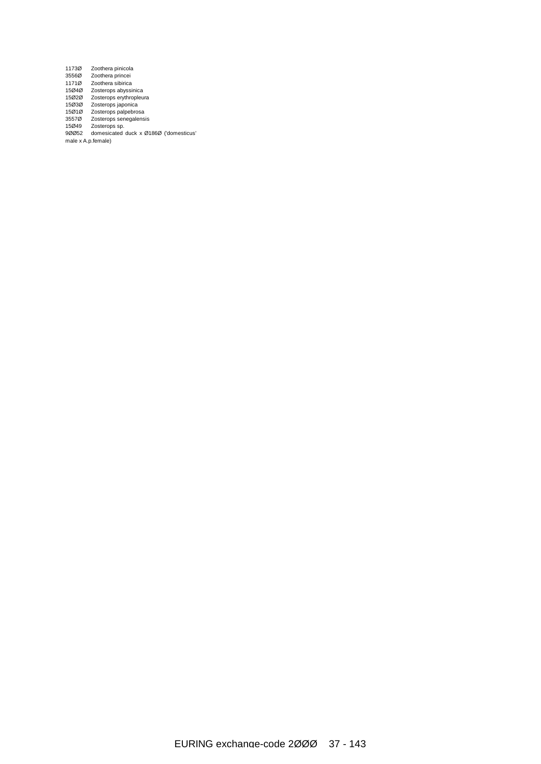1173Ø Zoothera pinicola
3556Ø Zoothera princei
1171Ø Zoothera sibirica
15Ø4Ø Zosterops abyssinica
15Ø2Ø Zosterops erythropleura
15Ø3Ø Zosterops japonica
15Ø1Ø Zosterops palpebrosa
3557Ø Zosterops senegalensis
15Ø49 Zosterops sp.
9ØØ52 domesicated duck x Ø186Ø ('domesticus' male x A.p.female)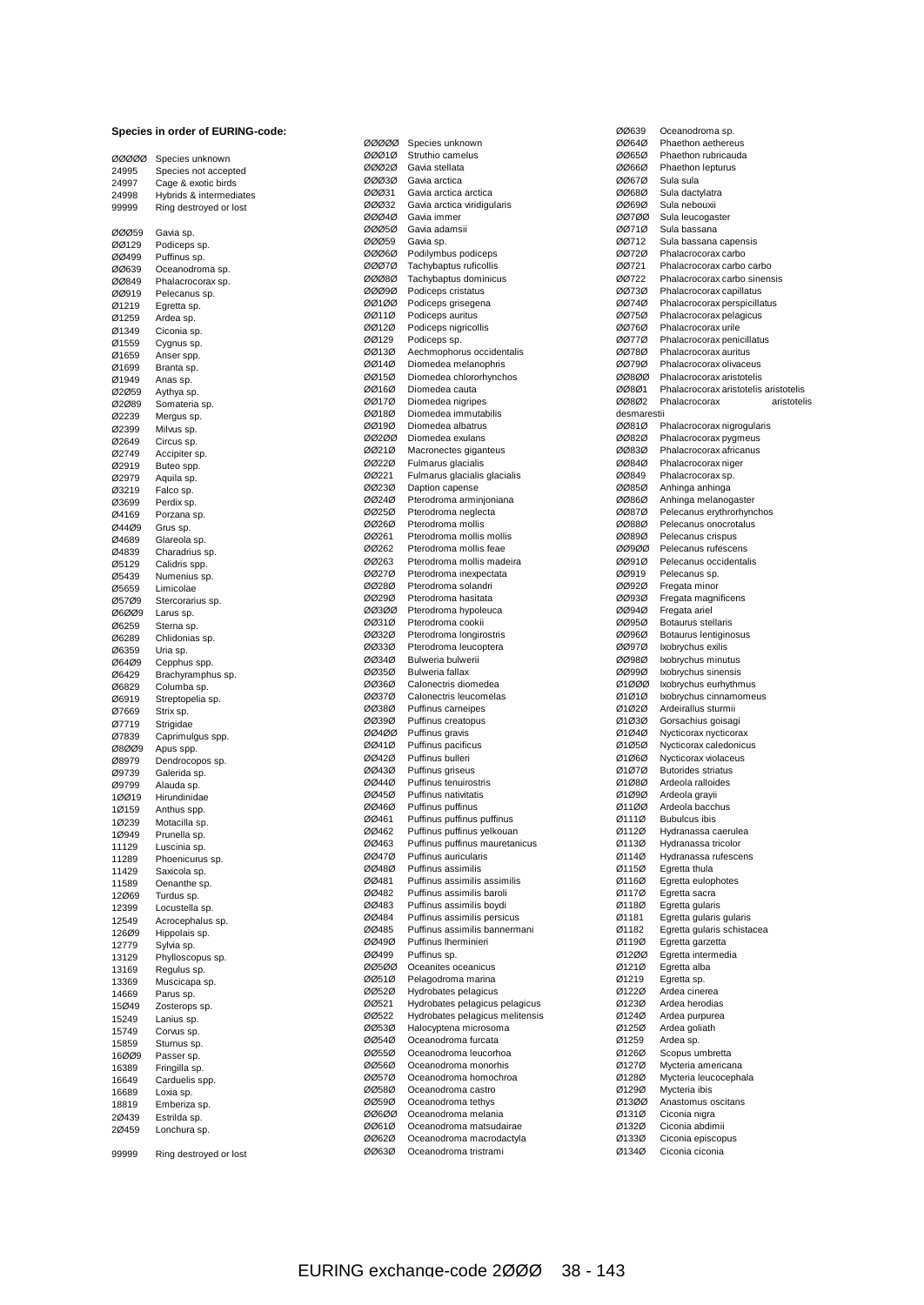### Species in order of EURING-code:

ØØØØØ Species unknown
24995 Species not accepted
24997 Cage & exotic birds
24998 Hybrids & intermediates
99999 Ring destroyed or lost

ØØØ59 Gavia sp.
ØØ129 Podiceps sp.
ØØ499 Puffinus sp.
ØØ639 Oceanodroma sp.
ØØ849 Phalacrocorax sp.
ØØ919 Pelecanus sp.
Ø1219 Egretta sp.
Ø1259 Ardea sp.
Ø1349 Ciconia sp.
Ø1559 Cygnus sp.
Ø1659 Anser spp.
Ø1699 Branta sp.
Ø1949 Anas sp.
Ø2Ø59 Aythya sp.
Ø2Ø89 Somateria sp.
Ø2239 Mergus sp.
Ø2399 Milvus sp.
Ø2649 Circus sp.
Ø2749 Accipiter sp.
Ø2919 Buteo spp.
Ø2979 Aquila sp.
Ø3219 Falco sp.
Ø3699 Perdix sp.
Ø4169 Porzana sp.
Ø44Ø9 Grus sp.
Ø4689 Glareola sp.
Ø4839 Charadrius sp.
Ø5129 Calidris spp.
Ø5439 Numenius sp.
Ø5659 Limicolae
Ø57Ø9 Stercorarius sp.
Ø6ØØ9 Larus sp.
Ø6259 Sterna sp.
Ø6289 Chlidonias sp.
Ø6359 Uria sp.
Ø64Ø9 Cepphus spp.
Ø6429 Brachyramphus sp.
Ø6829 Columba sp.
Ø6919 Streptopelia sp.
Ø7669 Strix sp.
Ø7719 Strigidae
Ø7839 Caprimulgus spp.
Ø8ØØ9 Apus spp.
Ø8979 Dendrocopos sp.
Ø9739 Galerida sp.
Ø9799 Alauda sp.
1ØØ19 Hirundinidae
1Ø159 Anthus spp.
1Ø239 Motacilla sp.
1Ø949 Prunella sp.
11129 Luscinia sp.
11289 Phoenicurus sp.
11429 Saxicola sp.
11589 Oenanthe sp.
12Ø69 Turdus sp.
12399 Locustella sp.
12549 Acrocephalus sp.
126Ø9 Hippolais sp.
12779 Sylvia sp.
13129 Phylloscopus sp.
13169 Regulus sp.
13369 Muscicapa sp.
14669 Parus sp.
15Ø49 Zosterops sp.
15249 Lanius sp.
15749 Corvus sp.
15859 Sturnus sp.
16ØØ9 Passer sp.
16389 Fringilla sp.
16649 Carduelis spp.
16689 Loxia sp.
18819 Emberiza sp.
2Ø439 Estrilda sp.
2Ø459 Lonchura sp.

99999 Ring destroyed or lost

ØØØØØ Species unknown
ØØØ1Ø Struthio camelus
ØØØ2Ø Gavia stellata
ØØØ3Ø Gavia arctica
ØØØ31 Gavia arctica arctica
ØØØ32 Gavia arctica viridigularis
ØØØ4Ø Gavia immer
ØØØ5Ø Gavia adamsii
ØØØ59 Gavia sp.
ØØØ6Ø Podilymbus podiceps
ØØØ7Ø Tachybaptus ruficollis
ØØØ8Ø Tachybaptus dominicus
ØØØ9Ø Podiceps cristatus
ØØ1ØØ Podiceps grisegena
ØØ11Ø Podiceps auritus
ØØ12Ø Podiceps nigricollis
ØØ129 Podiceps sp.
ØØ13Ø Aechmophorus occidentalis
ØØ14Ø Diomedea melanophris
ØØ15Ø Diomedea chlororhynchos
ØØ16Ø Diomedea cauta
ØØ17Ø Diomedea nigripes
ØØ18Ø Diomedea immutabilis
ØØ19Ø Diomedea albatrus
ØØ2ØØ Diomedea exulans
ØØ21Ø Macronectes giganteus
ØØ22Ø Fulmarus glacialis
ØØ221 Fulmarus glacialis glacialis
ØØ23Ø Daption capense
ØØ24Ø Pterodroma arminjoniana
ØØ25Ø Pterodroma neglecta
ØØ26Ø Pterodroma mollis
ØØ261 Pterodroma mollis mollis
ØØ262 Pterodroma mollis feae
ØØ263 Pterodroma mollis madeira
ØØ27Ø Pterodroma inexpectata
ØØ28Ø Pterodroma solandri
ØØ29Ø Pterodroma hasitata
ØØ3ØØ Pterodroma hypoleuca
ØØ31Ø Pterodroma cookii
ØØ32Ø Pterodroma longirostris
ØØ33Ø Pterodroma leucoptera
ØØ34Ø Bulweria bulwerii
ØØ35Ø Bulweria fallax
ØØ36Ø Calonectris diomedea
ØØ37Ø Calonectris leucomelas
ØØ38Ø Puffinus carneipes
ØØ39Ø Puffinus creatopus
ØØ4ØØ Puffinus gravis
ØØ41Ø Puffinus pacificus
ØØ42Ø Puffinus bulleri
ØØ43Ø Puffinus griseus
ØØ44Ø Puffinus tenuirostris
ØØ45Ø Puffinus nativitatis
ØØ46Ø Puffinus puffinus
ØØ461 Puffinus puffinus puffinus
ØØ462 Puffinus puffinus yelkouan
ØØ463 Puffinus puffinus mauretanicus
ØØ47Ø Puffinus auricularis
ØØ48Ø Puffinus assimilis
ØØ481 Puffinus assimilis assimilis
ØØ482 Puffinus assimilis baroli
ØØ483 Puffinus assimilis boydi
ØØ484 Puffinus assimilis persicus
ØØ485 Puffinus assimilis bannermani
ØØ49Ø Puffinus lherminieri
ØØ499 Puffinus sp.
ØØ5ØØ Oceanites oceanicus
ØØ51Ø Pelagodroma marina
ØØ52Ø Hydrobates pelagicus
ØØ521 Hydrobates pelagicus pelagicus
ØØ522 Hydrobates pelagicus melitensis
ØØ53Ø Halocyptena microsoma
ØØ54Ø Oceanodroma furcata
ØØ55Ø Oceanodroma leucorhoa
ØØ56Ø Oceanodroma monorhis
ØØ57Ø Oceanodroma homochroa
ØØ58Ø Oceanodroma castro
ØØ59Ø Oceanodroma tethys
ØØ6ØØ Oceanodroma melania
ØØ61Ø Oceanodroma matsudairae
ØØ62Ø Oceanodroma macrodactyla
ØØ63Ø Oceanodroma tristrami
ØØ639 Oceanodroma sp.
ØØ64Ø Phaethon aethereus
ØØ65Ø Phaethon rubricauda
ØØ66Ø Phaethon lepturus
ØØ67Ø Sula sula
ØØ68Ø Sula dactylatra
ØØ69Ø Sula nebouxii
ØØ7ØØ Sula leucogaster
ØØ71Ø Sula bassana
ØØ712 Sula bassana capensis
ØØ72Ø Phalacrocorax carbo
ØØ721 Phalacrocorax carbo carbo
ØØ722 Phalacrocorax carbo sinensis
ØØ73Ø Phalacrocorax capillatus
ØØ74Ø Phalacrocorax perspicillatus
ØØ75Ø Phalacrocorax pelagicus
ØØ76Ø Phalacrocorax urile
ØØ77Ø Phalacrocorax penicillatus
ØØ78Ø Phalacrocorax auritus
ØØ79Ø Phalacrocorax olivaceus
ØØ8ØØ Phalacrocorax aristotelis
ØØ8Ø1 Phalacrocorax aristotelis aristotelis
ØØ8Ø2 Phalacrocorax aristotelis desmarestii
ØØ81Ø Phalacrocorax nigrogularis
ØØ82Ø Phalacrocorax pygmeus
ØØ83Ø Phalacrocorax africanus
ØØ84Ø Phalacrocorax niger
ØØ849 Phalacrocorax sp.
ØØ85Ø Anhinga anhinga
ØØ86Ø Anhinga melanogaster
ØØ87Ø Pelecanus erythrorhynchos
ØØ88Ø Pelecanus onocrotalus
ØØ89Ø Pelecanus crispus
ØØ9ØØ Pelecanus rufescens
ØØ91Ø Pelecanus occidentalis
ØØ919 Pelecanus sp.
ØØ92Ø Fregata minor
ØØ93Ø Fregata magnificens
ØØ94Ø Fregata ariel
ØØ95Ø Botaurus stellaris
ØØ96Ø Botaurus lentiginosus
ØØ97Ø Ixobrychus exilis
ØØ98Ø Ixobrychus minutus
ØØ99Ø Ixobrychus sinensis
Ø1ØØØ Ixobrychus eurhythmus
Ø1Ø1Ø Ixobrychus cinnamomeus
Ø1Ø2Ø Ardeirallus sturmii
Ø1Ø3Ø Gorsachius goisagi
Ø1Ø4Ø Nycticorax nycticorax
Ø1Ø5Ø Nycticorax caledonicus
Ø1Ø6Ø Nycticorax violaceus
Ø1Ø7Ø Butorides striatus
Ø1Ø8Ø Ardeola ralloides
Ø1Ø9Ø Ardeola grayii
Ø11ØØ Ardeola bacchus
Ø111Ø Bubulcus ibis
Ø112Ø Hydranassa caerulea
Ø113Ø Hydranassa tricolor
Ø114Ø Hydranassa rufescens
Ø115Ø Egretta thula
Ø116Ø Egretta eulophotes
Ø117Ø Egretta sacra
Ø118Ø Egretta gularis
Ø1181 Egretta gularis gularis
Ø1182 Egretta gularis schistacea
Ø119Ø Egretta garzetta
Ø12ØØ Egretta intermedia
Ø121Ø Egretta alba
Ø1219 Egretta sp.
Ø122Ø Ardea cinerea
Ø123Ø Ardea herodias
Ø124Ø Ardea purpurea
Ø125Ø Ardea goliath
Ø1259 Ardea sp.
Ø126Ø Scopus umbretta
Ø127Ø Mycteria americana
Ø128Ø Mycteria leucocephala
Ø129Ø Mycteria ibis
Ø13ØØ Anastomus oscitans
Ø131Ø Ciconia nigra
Ø132Ø Ciconia abdimii
Ø133Ø Ciconia episcopus
Ø134Ø Ciconia ciconia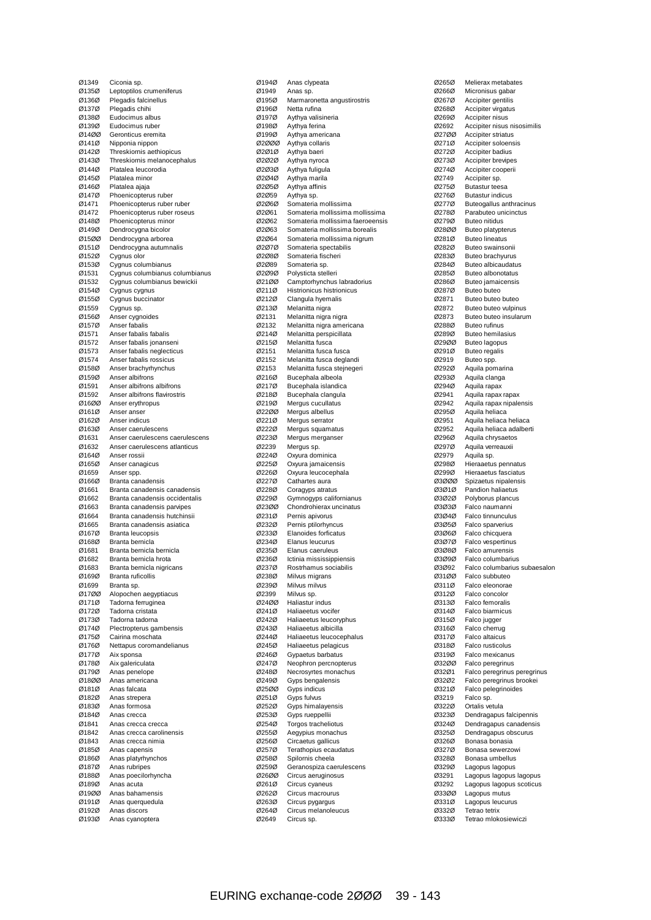| Code | Species |
|---|---|
| Ø1349 | Ciconia sp. |
| Ø135Ø | Leptoptilos crumeniferus |
| Ø136Ø | Plegadis falcinellus |
| Ø137Ø | Plegadis chihi |
| Ø138Ø | Eudocimus albus |
| Ø139Ø | Eudocimus ruber |
| Ø14ØØ | Geronticus eremita |
| Ø141Ø | Nipponia nippon |
| Ø142Ø | Threskiornis aethiopicus |
| Ø143Ø | Threskiornis melanocephalus |
| Ø144Ø | Platalea leucorodia |
| Ø145Ø | Platalea minor |
| Ø146Ø | Platalea ajaja |
| Ø147Ø | Phoenicopterus ruber |
| Ø1471 | Phoenicopterus ruber ruber |
| Ø1472 | Phoenicopterus ruber roseus |
| Ø148Ø | Phoenicopterus minor |
| Ø149Ø | Dendrocygna bicolor |
| Ø15ØØ | Dendrocygna arborea |
| Ø151Ø | Dendrocygna autumnalis |
| Ø152Ø | Cygnus olor |
| Ø153Ø | Cygnus columbianus |
| Ø1531 | Cygnus columbianus columbianus |
| Ø1532 | Cygnus columbianus bewickii |
| Ø154Ø | Cygnus cygnus |
| Ø155Ø | Cygnus buccinator |
| Ø1559 | Cygnus sp. |
| Ø156Ø | Anser cygnoides |
| Ø157Ø | Anser fabalis |
| Ø1571 | Anser fabalis fabalis |
| Ø1572 | Anser fabalis jonanseni |
| Ø1573 | Anser fabalis neglecticus |
| Ø1574 | Anser fabalis rossicus |
| Ø158Ø | Anser brachyrhynchus |
| Ø159Ø | Anser albifrons |
| Ø1591 | Anser albifrons albifrons |
| Ø1592 | Anser albifrons flavirostris |
| Ø16ØØ | Anser erythropus |
| Ø161Ø | Anser anser |
| Ø162Ø | Anser indicus |
| Ø163Ø | Anser caerulescens |
| Ø1631 | Anser caerulescens caerulescens |
| Ø1632 | Anser caerulescens atlanticus |
| Ø164Ø | Anser rossii |
| Ø165Ø | Anser canagicus |
| Ø1659 | Anser spp. |
| Ø166Ø | Branta canadensis |
| Ø1661 | Branta canadensis canadensis |
| Ø1662 | Branta canadensis occidentalis |
| Ø1663 | Branta canadensis parvipes |
| Ø1664 | Branta canadensis hutchinsii |
| Ø1665 | Branta canadensis asiatica |
| Ø167Ø | Branta leucopsis |
| Ø168Ø | Branta bernicla |
| Ø1681 | Branta bernicla bernicla |
| Ø1682 | Branta bernicla hrota |
| Ø1683 | Branta bernicla nigricans |
| Ø169Ø | Branta ruficollis |
| Ø1699 | Branta sp. |
| Ø17ØØ | Alopochen aegyptiacus |
| Ø171Ø | Tadorna ferruginea |
| Ø172Ø | Tadorna cristata |
| Ø173Ø | Tadorna tadorna |
| Ø174Ø | Plectropterus gambensis |
| Ø175Ø | Cairina moschata |
| Ø176Ø | Nettapus coromandelianus |
| Ø177Ø | Aix sponsa |
| Ø178Ø | Aix galericulata |
| Ø179Ø | Anas penelope |
| Ø18ØØ | Anas americana |
| Ø181Ø | Anas falcata |
| Ø182Ø | Anas strepera |
| Ø183Ø | Anas formosa |
| Ø184Ø | Anas crecca |
| Ø1841 | Anas crecca crecca |
| Ø1842 | Anas crecca carolinensis |
| Ø1843 | Anas crecca nimia |
| Ø185Ø | Anas capensis |
| Ø186Ø | Anas platyrhynchos |
| Ø187Ø | Anas rubripes |
| Ø188Ø | Anas poecilorhyncha |
| Ø189Ø | Anas acuta |
| Ø19ØØ | Anas bahamensis |
| Ø191Ø | Anas querquedula |
| Ø192Ø | Anas discors |
| Ø193Ø | Anas cyanoptera |
| Ø194Ø | Anas clypeata |
| Ø1949 | Anas sp. |
| Ø195Ø | Marmaronetta angustirostris |
| Ø196Ø | Netta rufina |
| Ø197Ø | Aythya valisineria |
| Ø198Ø | Aythya ferina |
| Ø199Ø | Aythya americana |
| Ø2ØØØ | Aythya collaris |
| Ø2Ø1Ø | Aythya baeri |
| Ø2Ø2Ø | Aythya nyroca |
| Ø2Ø3Ø | Aythya fuligula |
| Ø2Ø4Ø | Aythya marila |
| Ø2Ø5Ø | Aythya affinis |
| Ø2Ø59 | Aythya sp. |
| Ø2Ø6Ø | Somateria mollissima |
| Ø2Ø61 | Somateria mollissima mollissima |
| Ø2Ø62 | Somateria mollissima faeroeensis |
| Ø2Ø63 | Somateria mollissima borealis |
| Ø2Ø64 | Somateria mollissima nigrum |
| Ø2Ø7Ø | Somateria spectabilis |
| Ø2Ø8Ø | Somateria fischeri |
| Ø2Ø89 | Somateria sp. |
| Ø2Ø9Ø | Polysticta stelleri |
| Ø21ØØ | Camptorhynchus labradorius |
| Ø211Ø | Histrionicus histrionicus |
| Ø212Ø | Clangula hyemalis |
| Ø213Ø | Melanitta nigra |
| Ø2131 | Melanitta nigra nigra |
| Ø2132 | Melanitta nigra americana |
| Ø214Ø | Melanitta perspicillata |
| Ø215Ø | Melanitta fusca |
| Ø2151 | Melanitta fusca fusca |
| Ø2152 | Melanitta fusca deglandi |
| Ø2153 | Melanitta fusca stejnegeri |
| Ø216Ø | Bucephala albeola |
| Ø217Ø | Bucephala islandica |
| Ø218Ø | Bucephala clangula |
| Ø219Ø | Mergus cucullatus |
| Ø22ØØ | Mergus albellus |
| Ø221Ø | Mergus serrator |
| Ø222Ø | Mergus squamatus |
| Ø223Ø | Mergus merganser |
| Ø2239 | Mergus sp. |
| Ø224Ø | Oxyura dominica |
| Ø225Ø | Oxyura jamaicensis |
| Ø226Ø | Oxyura leucocephala |
| Ø227Ø | Cathartes aura |
| Ø228Ø | Coragyps atratus |
| Ø229Ø | Gymnogyps californianus |
| Ø23ØØ | Chondrohierax uncinatus |
| Ø231Ø | Pernis apivorus |
| Ø232Ø | Pernis ptilorhyncus |
| Ø233Ø | Elanoides forficatus |
| Ø234Ø | Elanus leucurus |
| Ø235Ø | Elanus caeruleus |
| Ø236Ø | Ictinia mississippiensis |
| Ø237Ø | Rostrhamus sociabilis |
| Ø238Ø | Milvus migrans |
| Ø239Ø | Milvus milvus |
| Ø2399 | Milvus sp. |
| Ø24ØØ | Haliastur indus |
| Ø241Ø | Haliaeetus vocifer |
| Ø242Ø | Haliaeetus leucoryphus |
| Ø243Ø | Haliaeetus albicilla |
| Ø244Ø | Haliaeetus leucocephalus |
| Ø245Ø | Haliaeetus pelagicus |
| Ø246Ø | Gypaetus barbatus |
| Ø247Ø | Neophron percnopterus |
| Ø248Ø | Necrosyrtes monachus |
| Ø249Ø | Gyps bengalensis |
| Ø25ØØ | Gyps indicus |
| Ø251Ø | Gyps fulvus |
| Ø252Ø | Gyps himalayensis |
| Ø253Ø | Gyps rueppellii |
| Ø254Ø | Torgos tracheliotus |
| Ø255Ø | Aegypius monachus |
| Ø256Ø | Circaetus gallicus |
| Ø257Ø | Terathopius ecaudatus |
| Ø258Ø | Spilornis cheela |
| Ø259Ø | Geranospiza caerulescens |
| Ø26ØØ | Circus aeruginosus |
| Ø261Ø | Circus cyaneus |
| Ø262Ø | Circus macrourus |
| Ø263Ø | Circus pygargus |
| Ø264Ø | Circus melanoleucus |
| Ø2649 | Circus sp. |
| Ø265Ø | Melierax metabates |
| Ø266Ø | Micronisus gabar |
| Ø267Ø | Accipiter gentilis |
| Ø268Ø | Accipiter virgatus |
| Ø269Ø | Accipiter nisus |
| Ø2692 | Accipiter nisus nisosimilis |
| Ø27ØØ | Accipiter striatus |
| Ø271Ø | Accipiter soloensis |
| Ø272Ø | Accipiter badius |
| Ø273Ø | Accipiter brevipes |
| Ø274Ø | Accipiter cooperii |
| Ø2749 | Accipiter sp. |
| Ø275Ø | Butastur teesa |
| Ø276Ø | Butastur indicus |
| Ø277Ø | Buteogallus anthracinus |
| Ø278Ø | Parabuteo unicinctus |
| Ø279Ø | Buteo nitidus |
| Ø28ØØ | Buteo platypterus |
| Ø281Ø | Buteo lineatus |
| Ø282Ø | Buteo swainsonii |
| Ø283Ø | Buteo brachyurus |
| Ø284Ø | Buteo albicaudatus |
| Ø285Ø | Buteo albonotatus |
| Ø286Ø | Buteo jamaicensis |
| Ø287Ø | Buteo buteo |
| Ø2871 | Buteo buteo buteo |
| Ø2872 | Buteo buteo vulpinus |
| Ø2873 | Buteo buteo insularum |
| Ø288Ø | Buteo rufinus |
| Ø289Ø | Buteo hemilasius |
| Ø29ØØ | Buteo lagopus |
| Ø291Ø | Buteo regalis |
| Ø2919 | Buteo spp. |
| Ø292Ø | Aquila pomarina |
| Ø293Ø | Aquila clanga |
| Ø294Ø | Aquila rapax |
| Ø2941 | Aquila rapax rapax |
| Ø2942 | Aquila rapax nipalensis |
| Ø295Ø | Aquila heliaca |
| Ø2951 | Aquila heliaca heliaca |
| Ø2952 | Aquila heliaca adalberti |
| Ø296Ø | Aquila chrysaetos |
| Ø297Ø | Aquila verreauxii |
| Ø2979 | Aquila sp. |
| Ø298Ø | Hieraaetus pennatus |
| Ø299Ø | Hieraaetus fasciatus |
| Ø3ØØØ | Spizaetus nipalensis |
| Ø3Ø1Ø | Pandion haliaetus |
| Ø3Ø2Ø | Polyborus plancus |
| Ø3Ø3Ø | Falco naumanni |
| Ø3Ø4Ø | Falco tinnunculus |
| Ø3Ø5Ø | Falco sparverius |
| Ø3Ø6Ø | Falco chicquera |
| Ø3Ø7Ø | Falco vespertinus |
| Ø3Ø8Ø | Falco amurensis |
| Ø3Ø9Ø | Falco columbarius |
| Ø3Ø92 | Falco columbarius subaesalon |
| Ø31ØØ | Falco subbuteo |
| Ø311Ø | Falco eleonorae |
| Ø312Ø | Falco concolor |
| Ø313Ø | Falco femoralis |
| Ø314Ø | Falco biarmicus |
| Ø315Ø | Falco jugger |
| Ø316Ø | Falco cherrug |
| Ø317Ø | Falco altaicus |
| Ø318Ø | Falco rusticolus |
| Ø319Ø | Falco mexicanus |
| Ø32ØØ | Falco peregrinus |
| Ø32Ø1 | Falco peregrinus peregrinus |
| Ø32Ø2 | Falco peregrinus brookei |
| Ø321Ø | Falco pelegrinoides |
| Ø3219 | Falco sp. |
| Ø322Ø | Ortalis vetula |
| Ø323Ø | Dendragapus falcipennis |
| Ø324Ø | Dendragapus canadensis |
| Ø325Ø | Dendragapus obscurus |
| Ø326Ø | Bonasa bonasia |
| Ø327Ø | Bonasa sewerzowi |
| Ø328Ø | Bonasa umbellus |
| Ø329Ø | Lagopus lagopus |
| Ø3291 | Lagopus lagopus lagopus |
| Ø3292 | Lagopus lagopus scoticus |
| Ø33ØØ | Lagopus mutus |
| Ø331Ø | Lagopus leucurus |
| Ø332Ø | Tetrao tetrix |
| Ø333Ø | Tetrao mlokosiewiczi |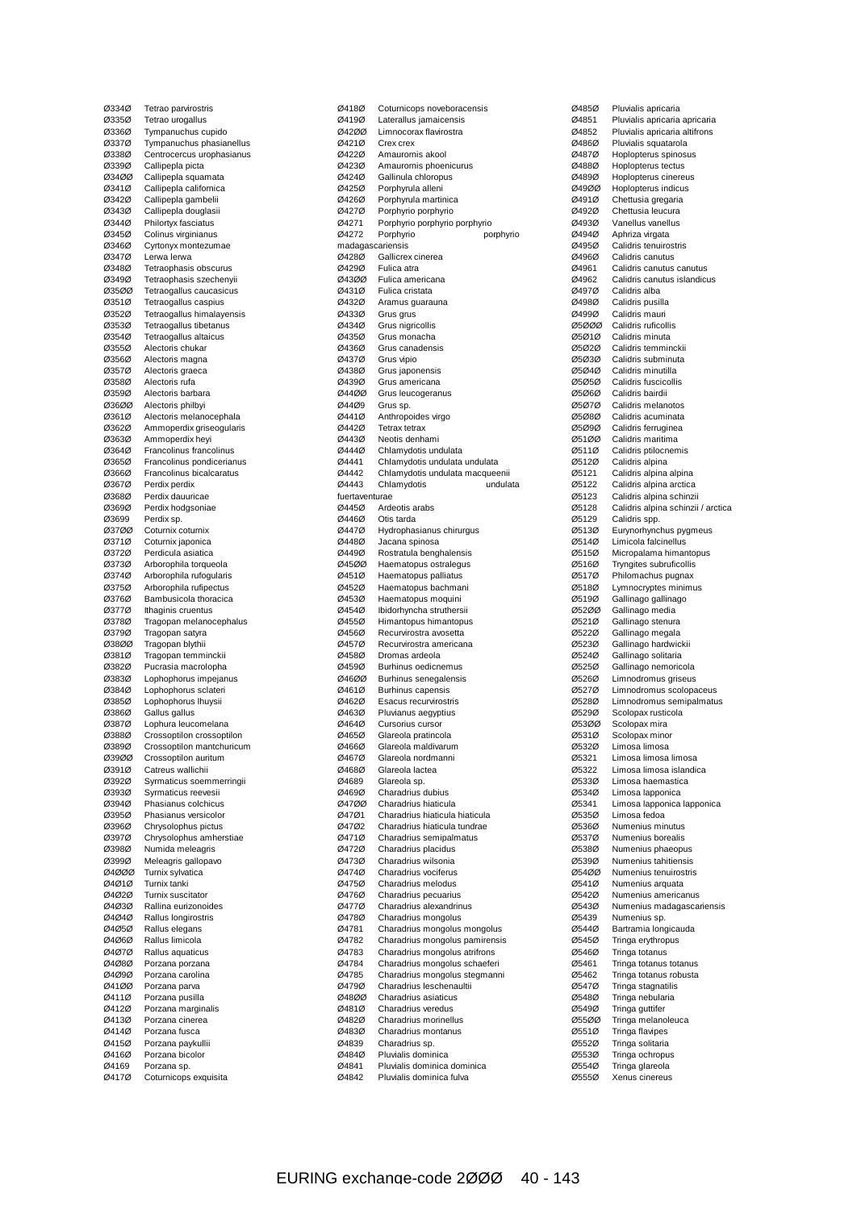| Code | Species |
|---|---|
| Ø334Ø | Tetrao parvirostris |
| Ø335Ø | Tetrao urogallus |
| Ø336Ø | Tympanuchus cupido |
| Ø337Ø | Tympanuchus phasianellus |
| Ø338Ø | Centrocercus urophasianus |
| Ø339Ø | Callipepla picta |
| Ø34ØØ | Callipepla squamata |
| Ø341Ø | Callipepla californica |
| Ø342Ø | Callipepla gambelii |
| Ø343Ø | Callipepla douglasii |
| Ø344Ø | Philortyx fasciatus |
| Ø345Ø | Colinus virginianus |
| Ø346Ø | Cyrtonyx montezumae |
| Ø347Ø | Lerwa lerwa |
| Ø348Ø | Tetraophasis obscurus |
| Ø349Ø | Tetraophasis szechenyii |
| Ø35ØØ | Tetraogallus caucasicus |
| Ø351Ø | Tetraogallus caspius |
| Ø352Ø | Tetraogallus himalayensis |
| Ø353Ø | Tetraogallus tibetanus |
| Ø354Ø | Tetraogallus altaicus |
| Ø355Ø | Alectoris chukar |
| Ø356Ø | Alectoris magna |
| Ø357Ø | Alectoris graeca |
| Ø358Ø | Alectoris rufa |
| Ø359Ø | Alectoris barbara |
| Ø36ØØ | Alectoris philbyi |
| Ø361Ø | Alectoris melanocephala |
| Ø362Ø | Ammoperdix griseogularis |
| Ø363Ø | Ammoperdix heyi |
| Ø364Ø | Francolinus francolinus |
| Ø365Ø | Francolinus pondicerianus |
| Ø366Ø | Francolinus bicalcaratus |
| Ø367Ø | Perdix perdix |
| Ø368Ø | Perdix dauuricae |
| Ø369Ø | Perdix hodgsoniae |
| Ø3699 | Perdix sp. |
| Ø37ØØ | Coturnix coturnix |
| Ø371Ø | Coturnix japonica |
| Ø372Ø | Perdicula asiatica |
| Ø373Ø | Arborophila torqueola |
| Ø374Ø | Arborophila rufogularis |
| Ø375Ø | Arborophila rufipectus |
| Ø376Ø | Bambusicola thoracica |
| Ø377Ø | Ithaginis cruentus |
| Ø378Ø | Tragopan melanocephalus |
| Ø379Ø | Tragopan satyra |
| Ø38ØØ | Tragopan blythii |
| Ø381Ø | Tragopan temminckii |
| Ø382Ø | Pucrasia macrolopha |
| Ø383Ø | Lophophorus impejanus |
| Ø384Ø | Lophophorus sclateri |
| Ø385Ø | Lophophorus lhuysii |
| Ø386Ø | Gallus gallus |
| Ø387Ø | Lophura leucomelana |
| Ø388Ø | Crossoptilon crossoptilon |
| Ø389Ø | Crossoptilon mantchuricum |
| Ø39ØØ | Crossoptilon auritum |
| Ø391Ø | Catreus wallichii |
| Ø392Ø | Syrmaticus soemmerringii |
| Ø393Ø | Syrmaticus reevesii |
| Ø394Ø | Phasianus colchicus |
| Ø395Ø | Phasianus versicolor |
| Ø396Ø | Chrysolophus pictus |
| Ø397Ø | Chrysolophus amherstiae |
| Ø398Ø | Numida meleagris |
| Ø399Ø | Meleagris gallopavo |
| Ø4ØØØ | Turnix sylvatica |
| Ø4Ø1Ø | Turnix tanki |
| Ø4Ø2Ø | Turnix suscitator |
| Ø4Ø3Ø | Rallina eurizonoides |
| Ø4Ø4Ø | Rallus longirostris |
| Ø4Ø5Ø | Rallus elegans |
| Ø4Ø6Ø | Rallus limicola |
| Ø4Ø7Ø | Rallus aquaticus |
| Ø4Ø8Ø | Porzana porzana |
| Ø4Ø9Ø | Porzana carolina |
| Ø41ØØ | Porzana parva |
| Ø411Ø | Porzana pusilla |
| Ø412Ø | Porzana marginalis |
| Ø413Ø | Porzana cinerea |
| Ø414Ø | Porzana fusca |
| Ø415Ø | Porzana paykullii |
| Ø416Ø | Porzana bicolor |
| Ø4169 | Porzana sp. |
| Ø417Ø | Coturnicops exquisita |
| Ø418Ø | Coturnicops noveboracensis |
| Ø419Ø | Laterallus jamaicensis |
| Ø42ØØ | Limnocorax flavirostra |
| Ø421Ø | Crex crex |
| Ø422Ø | Amaurornis akool |
| Ø423Ø | Amaurornis phoenicurus |
| Ø424Ø | Gallinula chloropus |
| Ø425Ø | Porphyrula alleni |
| Ø426Ø | Porphyrula martinica |
| Ø427Ø | Porphyrio porphyrio |
| Ø4271 | Porphyrio porphyrio porphyrio |
| Ø4272 | Porphyrio porphyrio madagascariensis |
| Ø428Ø | Gallicrex cinerea |
| Ø429Ø | Fulica atra |
| Ø43ØØ | Fulica americana |
| Ø431Ø | Fulica cristata |
| Ø432Ø | Aramus guarauna |
| Ø433Ø | Grus grus |
| Ø434Ø | Grus nigricollis |
| Ø435Ø | Grus monacha |
| Ø436Ø | Grus canadensis |
| Ø437Ø | Grus vipio |
| Ø438Ø | Grus japonensis |
| Ø439Ø | Grus americana |
| Ø44ØØ | Grus leucogeranus |
| Ø44Ø9 | Grus sp. |
| Ø441Ø | Anthropoides virgo |
| Ø442Ø | Tetrax tetrax |
| Ø443Ø | Neotis denhami |
| Ø444Ø | Chlamydotis undulata |
| Ø4441 | Chlamydotis undulata undulata |
| Ø4442 | Chlamydotis undulata macqueenii |
| Ø4443 | Chlamydotis undulata fuertaventurae |
| Ø445Ø | Ardeotis arabs |
| Ø446Ø | Otis tarda |
| Ø447Ø | Hydrophasianus chirurgus |
| Ø448Ø | Jacana spinosa |
| Ø449Ø | Rostratula benghalensis |
| Ø45ØØ | Haematopus ostralegus |
| Ø451Ø | Haematopus palliatus |
| Ø452Ø | Haematopus bachmani |
| Ø453Ø | Haematopus moquini |
| Ø454Ø | Ibidorhyncha struthersii |
| Ø455Ø | Himantopus himantopus |
| Ø456Ø | Recurvirostra avosetta |
| Ø457Ø | Recurvirostra americana |
| Ø458Ø | Dromas ardeola |
| Ø459Ø | Burhinus oedicnemus |
| Ø46ØØ | Burhinus senegalensis |
| Ø461Ø | Burhinus capensis |
| Ø462Ø | Esacus recurvirostris |
| Ø463Ø | Pluvianus aegyptius |
| Ø464Ø | Cursorius cursor |
| Ø465Ø | Glareola pratincola |
| Ø466Ø | Glareola maldivarum |
| Ø467Ø | Glareola nordmanni |
| Ø468Ø | Glareola lactea |
| Ø4689 | Glareola sp. |
| Ø469Ø | Charadrius dubius |
| Ø47ØØ | Charadrius hiaticula |
| Ø47Ø1 | Charadrius hiaticula hiaticula |
| Ø47Ø2 | Charadrius hiaticula tundrae |
| Ø471Ø | Charadrius semipalmatus |
| Ø472Ø | Charadrius placidus |
| Ø473Ø | Charadrius wilsonia |
| Ø474Ø | Charadrius vociferus |
| Ø475Ø | Charadrius melodus |
| Ø476Ø | Charadrius pecuarius |
| Ø477Ø | Charadrius alexandrinus |
| Ø478Ø | Charadrius mongolus |
| Ø4781 | Charadrius mongolus mongolus |
| Ø4782 | Charadrius mongolus pamirensis |
| Ø4783 | Charadrius mongolus atrifrons |
| Ø4784 | Charadrius mongolus schaeferi |
| Ø4785 | Charadrius mongolus stegmanni |
| Ø479Ø | Charadrius leschenaultii |
| Ø48ØØ | Charadrius asiaticus |
| Ø481Ø | Charadrius veredus |
| Ø482Ø | Charadrius morinellus |
| Ø483Ø | Charadrius montanus |
| Ø4839 | Charadrius sp. |
| Ø484Ø | Pluvialis dominica |
| Ø4841 | Pluvialis dominica dominica |
| Ø4842 | Pluvialis dominica fulva |
| Ø485Ø | Pluvialis apricaria |
| Ø4851 | Pluvialis apricaria apricaria |
| Ø4852 | Pluvialis apricaria altifrons |
| Ø486Ø | Pluvialis squatarola |
| Ø487Ø | Hoplopterus spinosus |
| Ø488Ø | Hoplopterus tectus |
| Ø489Ø | Hoplopterus cinereus |
| Ø49ØØ | Hoplopterus indicus |
| Ø491Ø | Chettusia gregaria |
| Ø492Ø | Chettusia leucura |
| Ø493Ø | Vanellus vanellus |
| Ø494Ø | Aphriza virgata |
| Ø495Ø | Calidris tenuirostris |
| Ø496Ø | Calidris canutus |
| Ø4961 | Calidris canutus canutus |
| Ø4962 | Calidris canutus islandicus |
| Ø497Ø | Calidris alba |
| Ø498Ø | Calidris pusilla |
| Ø499Ø | Calidris mauri |
| Ø5ØØØ | Calidris ruficollis |
| Ø5Ø1Ø | Calidris minuta |
| Ø5Ø2Ø | Calidris temminckii |
| Ø5Ø3Ø | Calidris subminuta |
| Ø5Ø4Ø | Calidris minutilla |
| Ø5Ø5Ø | Calidris fuscicollis |
| Ø5Ø6Ø | Calidris bairdii |
| Ø5Ø7Ø | Calidris melanotos |
| Ø5Ø8Ø | Calidris acuminata |
| Ø5Ø9Ø | Calidris ferruginea |
| Ø51ØØ | Calidris maritima |
| Ø511Ø | Calidris ptilocnemis |
| Ø512Ø | Calidris alpina |
| Ø5121 | Calidris alpina alpina |
| Ø5122 | Calidris alpina arctica |
| Ø5123 | Calidris alpina schinzii |
| Ø5128 | Calidris alpina schinzii / arctica |
| Ø5129 | Calidris spp. |
| Ø513Ø | Eurynorhynchus pygmeus |
| Ø514Ø | Limicola falcinellus |
| Ø515Ø | Micropalama himantopus |
| Ø516Ø | Tryngites subruficollis |
| Ø517Ø | Philomachus pugnax |
| Ø518Ø | Lymnocryptes minimus |
| Ø519Ø | Gallinago gallinago |
| Ø52ØØ | Gallinago media |
| Ø521Ø | Gallinago stenura |
| Ø522Ø | Gallinago megala |
| Ø523Ø | Gallinago hardwickii |
| Ø524Ø | Gallinago solitaria |
| Ø525Ø | Gallinago nemoricola |
| Ø526Ø | Limnodromus griseus |
| Ø527Ø | Limnodromus scolopaceus |
| Ø528Ø | Limnodromus semipalmatus |
| Ø529Ø | Scolopax rusticola |
| Ø53ØØ | Scolopax mira |
| Ø531Ø | Scolopax minor |
| Ø532Ø | Limosa limosa |
| Ø5321 | Limosa limosa limosa |
| Ø5322 | Limosa limosa islandica |
| Ø533Ø | Limosa haemastica |
| Ø534Ø | Limosa lapponica |
| Ø5341 | Limosa lapponica lapponica |
| Ø535Ø | Limosa fedoa |
| Ø536Ø | Numenius minutus |
| Ø537Ø | Numenius borealis |
| Ø538Ø | Numenius phaeopus |
| Ø539Ø | Numenius tahitiensis |
| Ø54ØØ | Numenius tenuirostris |
| Ø541Ø | Numenius arquata |
| Ø542Ø | Numenius americanus |
| Ø543Ø | Numenius madagascariensis |
| Ø5439 | Numenius sp. |
| Ø544Ø | Bartramia longicauda |
| Ø545Ø | Tringa erythropus |
| Ø546Ø | Tringa totanus |
| Ø5461 | Tringa totanus totanus |
| Ø5462 | Tringa totanus robusta |
| Ø547Ø | Tringa stagnatilis |
| Ø548Ø | Tringa nebularia |
| Ø549Ø | Tringa guttifer |
| Ø55ØØ | Tringa melanoleuca |
| Ø551Ø | Tringa flavipes |
| Ø552Ø | Tringa solitaria |
| Ø553Ø | Tringa ochropus |
| Ø554Ø | Tringa glareola |
| Ø555Ø | Xenus cinereus |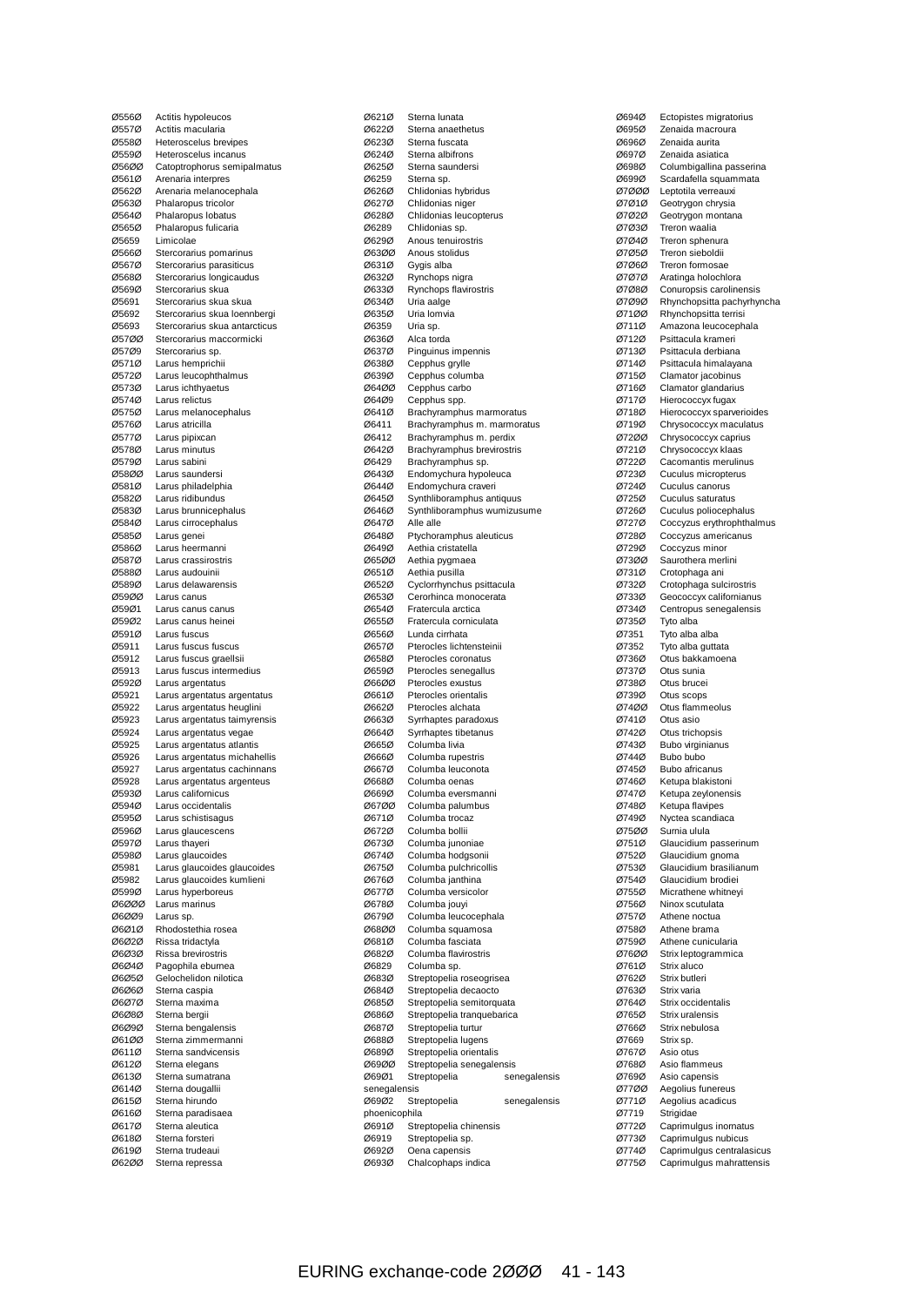Ø556Ø Actitis hypoleucos
Ø557Ø Actitis macularia
Ø558Ø Heteroscelus brevipes
Ø559Ø Heteroscelus incanus
Ø56ØØ Catoptrophorus semipalmatus
Ø561Ø Arenaria interpres
Ø562Ø Arenaria melanocephala
Ø563Ø Phalaropus tricolor
Ø564Ø Phalaropus lobatus
Ø565Ø Phalaropus fulicaria
Ø5659 Limicolae
Ø566Ø Stercorarius pomarinus
Ø567Ø Stercorarius parasiticus
Ø568Ø Stercorarius longicaudus
Ø569Ø Stercorarius skua
Ø5691 Stercorarius skua skua
Ø5692 Stercorarius skua loennbergi
Ø5693 Stercorarius skua antarcticus
Ø57ØØ Stercorarius maccormicki
Ø57Ø9 Stercorarius sp.
Ø571Ø Larus hemprichii
Ø572Ø Larus leucophthalmus
Ø573Ø Larus ichthyaetus
Ø574Ø Larus relictus
Ø575Ø Larus melanocephalus
Ø576Ø Larus atricilla
Ø577Ø Larus pipixcan
Ø578Ø Larus minutus
Ø579Ø Larus sabini
Ø58ØØ Larus saundersi
Ø581Ø Larus philadelphia
Ø582Ø Larus ridibundus
Ø583Ø Larus brunnicephalus
Ø584Ø Larus cirrocephalus
Ø585Ø Larus genei
Ø586Ø Larus heermanni
Ø587Ø Larus crassirostris
Ø588Ø Larus audouinii
Ø589Ø Larus delawarensis
Ø59ØØ Larus canus
Ø59Ø1 Larus canus canus
Ø59Ø2 Larus canus heinei
Ø591Ø Larus fuscus
Ø5911 Larus fuscus fuscus
Ø5912 Larus fuscus graellsii
Ø5913 Larus fuscus intermedius
Ø592Ø Larus argentatus
Ø5921 Larus argentatus argentatus
Ø5922 Larus argentatus heuglini
Ø5923 Larus argentatus taimyrensis
Ø5924 Larus argentatus vegae
Ø5925 Larus argentatus atlantis
Ø5926 Larus argentatus michahellis
Ø5927 Larus argentatus cachinnans
Ø5928 Larus argentatus argenteus
Ø593Ø Larus californicus
Ø594Ø Larus occidentalis
Ø595Ø Larus schistisagus
Ø596Ø Larus glaucescens
Ø597Ø Larus thayeri
Ø598Ø Larus glaucoides
Ø5981 Larus glaucoides glaucoides
Ø5982 Larus glaucoides kumlieni
Ø599Ø Larus hyperboreus
Ø6ØØØ Larus marinus
Ø6ØØ9 Larus sp.
Ø6Ø1Ø Rhodostethia rosea
Ø6Ø2Ø Rissa tridactyla
Ø6Ø3Ø Rissa brevirostris
Ø6Ø4Ø Pagophila eburnea
Ø6Ø5Ø Gelochelidon nilotica
Ø6Ø6Ø Sterna caspia
Ø6Ø7Ø Sterna maxima
Ø6Ø8Ø Sterna bergii
Ø6Ø9Ø Sterna bengalensis
Ø61ØØ Sterna zimmermanni
Ø611Ø Sterna sandvicensis
Ø612Ø Sterna elegans
Ø613Ø Sterna sumatrana
Ø614Ø Sterna dougallii
Ø615Ø Sterna hirundo
Ø616Ø Sterna paradisaea
Ø617Ø Sterna aleutica
Ø618Ø Sterna forsteri
Ø619Ø Sterna trudeaui
Ø62ØØ Sterna repressa
Ø621Ø Sterna lunata
Ø622Ø Sterna anaethetus
Ø623Ø Sterna fuscata
Ø624Ø Sterna albifrons
Ø625Ø Sterna saundersi
Ø6259 Sterna sp.
Ø626Ø Chlidonias hybridus
Ø627Ø Chlidonias niger
Ø628Ø Chlidonias leucopterus
Ø6289 Chlidonias sp.
Ø629Ø Anous tenuirostris
Ø63ØØ Anous stolidus
Ø631Ø Gygis alba
Ø632Ø Rynchops nigra
Ø633Ø Rynchops flavirostris
Ø634Ø Uria aalge
Ø635Ø Uria lomvia
Ø6359 Uria sp.
Ø636Ø Alca torda
Ø637Ø Pinguinus impennis
Ø638Ø Cepphus grylle
Ø639Ø Cepphus columba
Ø64ØØ Cepphus carbo
Ø64Ø9 Cepphus spp.
Ø641Ø Brachyramphus marmoratus
Ø6411 Brachyramphus m. marmoratus
Ø6412 Brachyramphus m. perdix
Ø642Ø Brachyramphus brevirostris
Ø6429 Brachyramphus sp.
Ø643Ø Endomychura hypoleuca
Ø644Ø Endomychura craveri
Ø645Ø Synthliboramphus antiquus
Ø646Ø Synthliboramphus wumizusume
Ø647Ø Alle alle
Ø648Ø Ptychoramphus aleuticus
Ø649Ø Aethia cristatella
Ø65ØØ Aethia pygmaea
Ø651Ø Aethia pusilla
Ø652Ø Cyclorrhynchus psittacula
Ø653Ø Cerorhinca monocerata
Ø654Ø Fratercula arctica
Ø655Ø Fratercula corniculata
Ø656Ø Lunda cirrhata
Ø657Ø Pterocles lichtensteinii
Ø658Ø Pterocles coronatus
Ø659Ø Pterocles senegallus
Ø66ØØ Pterocles exustus
Ø661Ø Pterocles orientalis
Ø662Ø Pterocles alchata
Ø663Ø Syrrhaptes paradoxus
Ø664Ø Syrrhaptes tibetanus
Ø665Ø Columba livia
Ø666Ø Columba rupestris
Ø667Ø Columba leuconota
Ø668Ø Columba oenas
Ø669Ø Columba eversmanni
Ø67ØØ Columba palumbus
Ø671Ø Columba trocaz
Ø672Ø Columba bollii
Ø673Ø Columba junoniae
Ø674Ø Columba hodgsonii
Ø675Ø Columba pulchricollis
Ø676Ø Columba janthina
Ø677Ø Columba versicolor
Ø678Ø Columba jouyi
Ø679Ø Columba leucocephala
Ø68ØØ Columba squamosa
Ø681Ø Columba fasciata
Ø682Ø Columba flavirostris
Ø6829 Columba sp.
Ø683Ø Streptopelia roseogrisea
Ø684Ø Streptopelia decaocto
Ø685Ø Streptopelia semitorquata
Ø686Ø Streptopelia tranquebarica
Ø687Ø Streptopelia turtur
Ø688Ø Streptopelia lugens
Ø689Ø Streptopelia orientalis
Ø69ØØ Streptopelia senegalensis
Ø69Ø1 Streptopelia senegalensis senegalensis
Ø69Ø2 Streptopelia senegalensis phoenicophila
Ø691Ø Streptopelia chinensis
Ø6919 Streptopelia sp.
Ø692Ø Oena capensis
Ø693Ø Chalcophaps indica
Ø694Ø Ectopistes migratorius
Ø695Ø Zenaida macroura
Ø696Ø Zenaida aurita
Ø697Ø Zenaida asiatica
Ø698Ø Columbigallina passerina
Ø699Ø Scardafella squammata
Ø7ØØØ Leptotila verreauxi
Ø7Ø1Ø Geotrygon chrysia
Ø7Ø2Ø Geotrygon montana
Ø7Ø3Ø Treron waalia
Ø7Ø4Ø Treron sphenura
Ø7Ø5Ø Treron sieboldii
Ø7Ø6Ø Treron formosae
Ø7Ø7Ø Aratinga holochlora
Ø7Ø8Ø Conuropsis carolinensis
Ø7Ø9Ø Rhynchopsitta pachyrhyncha
Ø71ØØ Rhynchopsitta terrisi
Ø711Ø Amazona leucocephala
Ø712Ø Psittacula krameri
Ø713Ø Psittacula derbiana
Ø714Ø Psittacula himalayana
Ø715Ø Clamator jacobinus
Ø716Ø Clamator glandarius
Ø717Ø Hierococcyx fugax
Ø718Ø Hierococcyx sparverioides
Ø719Ø Chrysococcyx maculatus
Ø72ØØ Chrysococcyx caprius
Ø721Ø Chrysococcyx klaas
Ø722Ø Cacomantis merulinus
Ø723Ø Cuculus micropterus
Ø724Ø Cuculus canorus
Ø725Ø Cuculus saturatus
Ø726Ø Cuculus poliocephalus
Ø727Ø Coccyzus erythrophthalmus
Ø728Ø Coccyzus americanus
Ø729Ø Coccyzus minor
Ø73ØØ Saurothera merlini
Ø731Ø Crotophaga ani
Ø732Ø Crotophaga sulcirostris
Ø733Ø Geococcyx californianus
Ø734Ø Centropus senegalensis
Ø735Ø Tyto alba
Ø7351 Tyto alba alba
Ø7352 Tyto alba guttata
Ø736Ø Otus bakkamoena
Ø737Ø Otus sunia
Ø738Ø Otus brucei
Ø739Ø Otus scops
Ø74ØØ Otus flammeolus
Ø741Ø Otus asio
Ø742Ø Otus trichopsis
Ø743Ø Bubo virginianus
Ø744Ø Bubo bubo
Ø745Ø Bubo africanus
Ø746Ø Ketupa blakistoni
Ø747Ø Ketupa zeylonensis
Ø748Ø Ketupa flavipes
Ø749Ø Nyctea scandiaca
Ø75ØØ Surnia ulula
Ø751Ø Glaucidium passerinum
Ø752Ø Glaucidium gnoma
Ø753Ø Glaucidium brasilianum
Ø754Ø Glaucidium brodiei
Ø755Ø Micrathene whitneyi
Ø756Ø Ninox scutulata
Ø757Ø Athene noctua
Ø758Ø Athene brama
Ø759Ø Athene cunicularia
Ø76ØØ Strix leptogrammica
Ø761Ø Strix aluco
Ø762Ø Strix butleri
Ø763Ø Strix varia
Ø764Ø Strix occidentalis
Ø765Ø Strix uralensis
Ø766Ø Strix nebulosa
Ø7669 Strix sp.
Ø767Ø Asio otus
Ø768Ø Asio flammeus
Ø769Ø Asio capensis
Ø77ØØ Aegolius funereus
Ø771Ø Aegolius acadicus
Ø7719 Strigidae
Ø772Ø Caprimulgus inornatus
Ø773Ø Caprimulgus nubicus
Ø774Ø Caprimulgus centralasicus
Ø775Ø Caprimulgus mahrattensis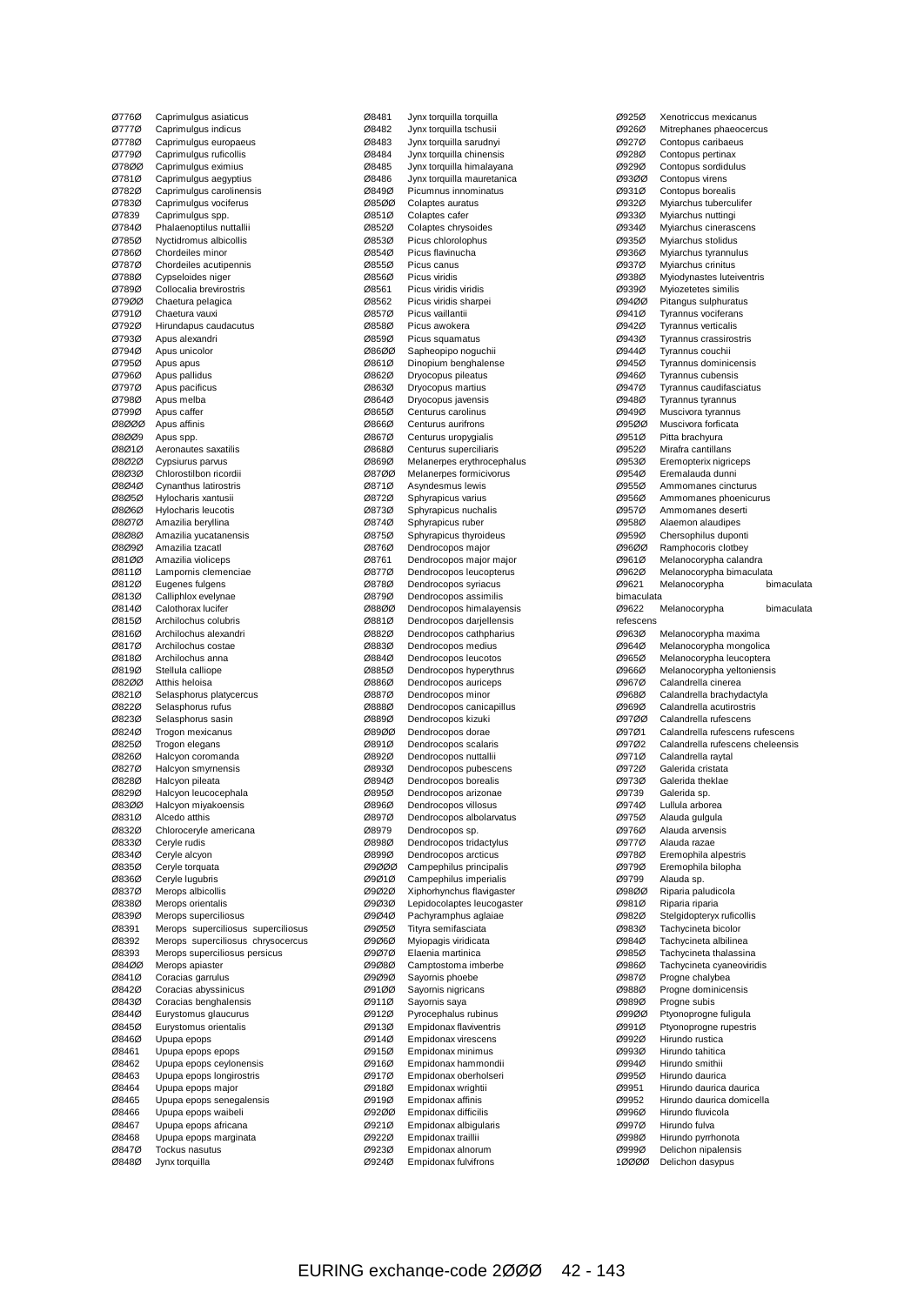| Code | Species |
|---|---|
| Ø776Ø | Caprimulgus asiaticus |
| Ø777Ø | Caprimulgus indicus |
| Ø778Ø | Caprimulgus europaeus |
| Ø779Ø | Caprimulgus ruficollis |
| Ø78ØØ | Caprimulgus eximius |
| Ø781Ø | Caprimulgus aegyptius |
| Ø782Ø | Caprimulgus carolinensis |
| Ø783Ø | Caprimulgus vociferus |
| Ø7839 | Caprimulgus spp. |
| Ø784Ø | Phalaenoptilus nuttallii |
| Ø785Ø | Nyctidromus albicollis |
| Ø786Ø | Chordeiles minor |
| Ø787Ø | Chordeiles acutipennis |
| Ø788Ø | Cypseloides niger |
| Ø789Ø | Collocalia brevirostris |
| Ø79ØØ | Chaetura pelagica |
| Ø791Ø | Chaetura vauxi |
| Ø792Ø | Hirundapus caudacutus |
| Ø793Ø | Apus alexandri |
| Ø794Ø | Apus unicolor |
| Ø795Ø | Apus apus |
| Ø796Ø | Apus pallidus |
| Ø797Ø | Apus pacificus |
| Ø798Ø | Apus melba |
| Ø799Ø | Apus caffer |
| Ø8ØØØ | Apus affinis |
| Ø8ØØ9 | Apus spp. |
| Ø8Ø1Ø | Aeronautes saxatilis |
| Ø8Ø2Ø | Cypsiurus parvus |
| Ø8Ø3Ø | Chlorostilbon ricordii |
| Ø8Ø4Ø | Cynanthus latirostris |
| Ø8Ø5Ø | Hylocharis xantusii |
| Ø8Ø6Ø | Hylocharis leucotis |
| Ø8Ø7Ø | Amazilia beryllina |
| Ø8Ø8Ø | Amazilia yucatanensis |
| Ø8Ø9Ø | Amazilia tzacatl |
| Ø81ØØ | Amazilia violiceps |
| Ø811Ø | Lampornis clemenciae |
| Ø812Ø | Eugenes fulgens |
| Ø813Ø | Calliphlox evelynae |
| Ø814Ø | Calothorax lucifer |
| Ø815Ø | Archilochus colubris |
| Ø816Ø | Archilochus alexandri |
| Ø817Ø | Archilochus costae |
| Ø818Ø | Archilochus anna |
| Ø819Ø | Stellula calliope |
| Ø82ØØ | Atthis heloisa |
| Ø821Ø | Selasphorus platycercus |
| Ø822Ø | Selasphorus rufus |
| Ø823Ø | Selasphorus sasin |
| Ø824Ø | Trogon mexicanus |
| Ø825Ø | Trogon elegans |
| Ø826Ø | Halcyon coromanda |
| Ø827Ø | Halcyon smyrnensis |
| Ø828Ø | Halcyon pileata |
| Ø829Ø | Halcyon leucocephala |
| Ø83ØØ | Halcyon miyakoensis |
| Ø831Ø | Alcedo atthis |
| Ø832Ø | Chloroceryle americana |
| Ø833Ø | Ceryle rudis |
| Ø834Ø | Ceryle alcyon |
| Ø835Ø | Ceryle torquata |
| Ø836Ø | Ceryle lugubris |
| Ø837Ø | Merops albicollis |
| Ø838Ø | Merops orientalis |
| Ø839Ø | Merops superciliosus |
| Ø8391 | Merops superciliosus superciliosus |
| Ø8392 | Merops superciliosus chrysocercus |
| Ø8393 | Merops superciliosus persicus |
| Ø84ØØ | Merops apiaster |
| Ø841Ø | Coracias garrulus |
| Ø842Ø | Coracias abyssinicus |
| Ø843Ø | Coracias benghalensis |
| Ø844Ø | Eurystomus glaucurus |
| Ø845Ø | Eurystomus orientalis |
| Ø846Ø | Upupa epops |
| Ø8461 | Upupa epops epops |
| Ø8462 | Upupa epops ceylonensis |
| Ø8463 | Upupa epops longirostris |
| Ø8464 | Upupa epops major |
| Ø8465 | Upupa epops senegalensis |
| Ø8466 | Upupa epops waibeli |
| Ø8467 | Upupa epops africana |
| Ø8468 | Upupa epops marginata |
| Ø847Ø | Tockus nasutus |
| Ø848Ø | Jynx torquilla |
| Ø8481 | Jynx torquilla torquilla |
| Ø8482 | Jynx torquilla tschusii |
| Ø8483 | Jynx torquilla sarudnyi |
| Ø8484 | Jynx torquilla chinensis |
| Ø8485 | Jynx torquilla himalayana |
| Ø8486 | Jynx torquilla mauretanica |
| Ø849Ø | Picumnus innominatus |
| Ø85ØØ | Colaptes auratus |
| Ø851Ø | Colaptes cafer |
| Ø852Ø | Colaptes chrysoides |
| Ø853Ø | Picus chlorolophus |
| Ø854Ø | Picus flavinucha |
| Ø855Ø | Picus canus |
| Ø856Ø | Picus viridis |
| Ø8561 | Picus viridis viridis |
| Ø8562 | Picus viridis sharpei |
| Ø857Ø | Picus vaillantii |
| Ø858Ø | Picus awokera |
| Ø859Ø | Picus squamatus |
| Ø86ØØ | Sapheopipo noguchii |
| Ø861Ø | Dinopium benghalense |
| Ø862Ø | Dryocopus pileatus |
| Ø863Ø | Dryocopus martius |
| Ø864Ø | Dryocopus javensis |
| Ø865Ø | Centurus carolinus |
| Ø866Ø | Centurus aurifrons |
| Ø867Ø | Centurus uropygialis |
| Ø868Ø | Centurus superciliaris |
| Ø869Ø | Melanerpes erythrocephalus |
| Ø87ØØ | Melanerpes formicivorus |
| Ø871Ø | Asyndesmus lewis |
| Ø872Ø | Sphyrapicus varius |
| Ø873Ø | Sphyrapicus nuchalis |
| Ø874Ø | Sphyrapicus ruber |
| Ø875Ø | Sphyrapicus thyroideus |
| Ø876Ø | Dendrocopos major |
| Ø8761 | Dendrocopos major major |
| Ø877Ø | Dendrocopos leucopterus |
| Ø878Ø | Dendrocopos syriacus |
| Ø879Ø | Dendrocopos assimilis |
| Ø88ØØ | Dendrocopos himalayensis |
| Ø881Ø | Dendrocopos darjellensis |
| Ø882Ø | Dendrocopos cathpharius |
| Ø883Ø | Dendrocopos medius |
| Ø884Ø | Dendrocopos leucotos |
| Ø885Ø | Dendrocopos hyperythrus |
| Ø886Ø | Dendrocopos auriceps |
| Ø887Ø | Dendrocopos minor |
| Ø888Ø | Dendrocopos canicapillus |
| Ø889Ø | Dendrocopos kizuki |
| Ø89ØØ | Dendrocopos dorae |
| Ø891Ø | Dendrocopos scalaris |
| Ø892Ø | Dendrocopos nuttallii |
| Ø893Ø | Dendrocopos pubescens |
| Ø894Ø | Dendrocopos borealis |
| Ø895Ø | Dendrocopos arizonae |
| Ø896Ø | Dendrocopos villosus |
| Ø897Ø | Dendrocopos albolarvatus |
| Ø8979 | Dendrocopos sp. |
| Ø898Ø | Dendrocopos tridactylus |
| Ø899Ø | Dendrocopos arcticus |
| Ø9ØØØ | Campephilus principalis |
| Ø9Ø1Ø | Campephilus imperialis |
| Ø9Ø2Ø | Xiphorhynchus flavigaster |
| Ø9Ø3Ø | Lepidocolaptes leucogaster |
| Ø9Ø4Ø | Pachyramphus aglaiae |
| Ø9Ø5Ø | Tityra semifasciata |
| Ø9Ø6Ø | Myiopagis viridicata |
| Ø9Ø7Ø | Elaenia martinica |
| Ø9Ø8Ø | Camptostoma imberbe |
| Ø9Ø9Ø | Sayornis phoebe |
| Ø91ØØ | Sayornis nigricans |
| Ø911Ø | Sayornis saya |
| Ø912Ø | Pyrocephalus rubinus |
| Ø913Ø | Empidonax flaviventris |
| Ø914Ø | Empidonax virescens |
| Ø915Ø | Empidonax minimus |
| Ø916Ø | Empidonax hammondii |
| Ø917Ø | Empidonax oberholseri |
| Ø918Ø | Empidonax wrightii |
| Ø919Ø | Empidonax affinis |
| Ø92ØØ | Empidonax difficilis |
| Ø921Ø | Empidonax albigularis |
| Ø922Ø | Empidonax traillii |
| Ø923Ø | Empidonax alnorum |
| Ø924Ø | Empidonax fulvifrons |
| Ø925Ø | Xenotriccus mexicanus |
| Ø926Ø | Mitrephanes phaeocercus |
| Ø927Ø | Contopus caribaeus |
| Ø928Ø | Contopus pertinax |
| Ø929Ø | Contopus sordidulus |
| Ø93ØØ | Contopus virens |
| Ø931Ø | Contopus borealis |
| Ø932Ø | Myiarchus tuberculifer |
| Ø933Ø | Myiarchus nuttingi |
| Ø934Ø | Myiarchus cinerascens |
| Ø935Ø | Myiarchus stolidus |
| Ø936Ø | Myiarchus tyrannulus |
| Ø937Ø | Myiarchus crinitus |
| Ø938Ø | Myiodynastes luteiventris |
| Ø939Ø | Myiozetetes similis |
| Ø94ØØ | Pitangus sulphuratus |
| Ø941Ø | Tyrannus vociferans |
| Ø942Ø | Tyrannus verticalis |
| Ø943Ø | Tyrannus crassirostris |
| Ø944Ø | Tyrannus couchii |
| Ø945Ø | Tyrannus dominicensis |
| Ø946Ø | Tyrannus cubensis |
| Ø947Ø | Tyrannus caudifasciatus |
| Ø948Ø | Tyrannus tyrannus |
| Ø949Ø | Muscivora tyrannus |
| Ø95ØØ | Muscivora forficata |
| Ø951Ø | Pitta brachyura |
| Ø952Ø | Mirafra cantillans |
| Ø953Ø | Eremopterix nigriceps |
| Ø954Ø | Eremalauda dunni |
| Ø955Ø | Ammomanes cincturus |
| Ø956Ø | Ammomanes phoenicurus |
| Ø957Ø | Ammomanes deserti |
| Ø958Ø | Alaemon alaudipes |
| Ø959Ø | Chersophilus duponti |
| Ø96ØØ | Ramphocoris clotbey |
| Ø961Ø | Melanocorypha calandra |
| Ø962Ø | Melanocorypha bimaculata |
| Ø9621 | Melanocorypha bimaculata bimaculata |
| Ø9622 | Melanocorypha bimaculata refescens |
| Ø963Ø | Melanocorypha maxima |
| Ø964Ø | Melanocorypha mongolica |
| Ø965Ø | Melanocorypha leucoptera |
| Ø966Ø | Melanocorypha yeltoniensis |
| Ø967Ø | Calandrella cinerea |
| Ø968Ø | Calandrella brachydactyla |
| Ø969Ø | Calandrella acutirostris |
| Ø97ØØ | Calandrella rufescens |
| Ø97Ø1 | Calandrella rufescens rufescens |
| Ø97Ø2 | Calandrella rufescens cheleensis |
| Ø971Ø | Calandrella raytal |
| Ø972Ø | Galerida cristata |
| Ø973Ø | Galerida theklae |
| Ø9739 | Galerida sp. |
| Ø974Ø | Lullula arborea |
| Ø975Ø | Alauda gulgula |
| Ø976Ø | Alauda arvensis |
| Ø977Ø | Alauda razae |
| Ø978Ø | Eremophila alpestris |
| Ø979Ø | Eremophila bilopha |
| Ø9799 | Alauda sp. |
| Ø98ØØ | Riparia paludicola |
| Ø981Ø | Riparia riparia |
| Ø982Ø | Stelgidopteryx ruficollis |
| Ø983Ø | Tachycineta bicolor |
| Ø984Ø | Tachycineta albilinea |
| Ø985Ø | Tachycineta thalassina |
| Ø986Ø | Tachycineta cyaneoviridis |
| Ø987Ø | Progne chalybea |
| Ø988Ø | Progne dominicensis |
| Ø989Ø | Progne subis |
| Ø99ØØ | Ptyonoprogne fuligula |
| Ø991Ø | Ptyonoprogne rupestris |
| Ø992Ø | Hirundo rustica |
| Ø993Ø | Hirundo tahitica |
| Ø994Ø | Hirundo smithii |
| Ø995Ø | Hirundo daurica |
| Ø9951 | Hirundo daurica daurica |
| Ø9952 | Hirundo daurica domicella |
| Ø996Ø | Hirundo fluvicola |
| Ø997Ø | Hirundo fulva |
| Ø998Ø | Hirundo pyrrhonota |
| Ø999Ø | Delichon nipalensis |
| 1ØØØØ | Delichon dasypus |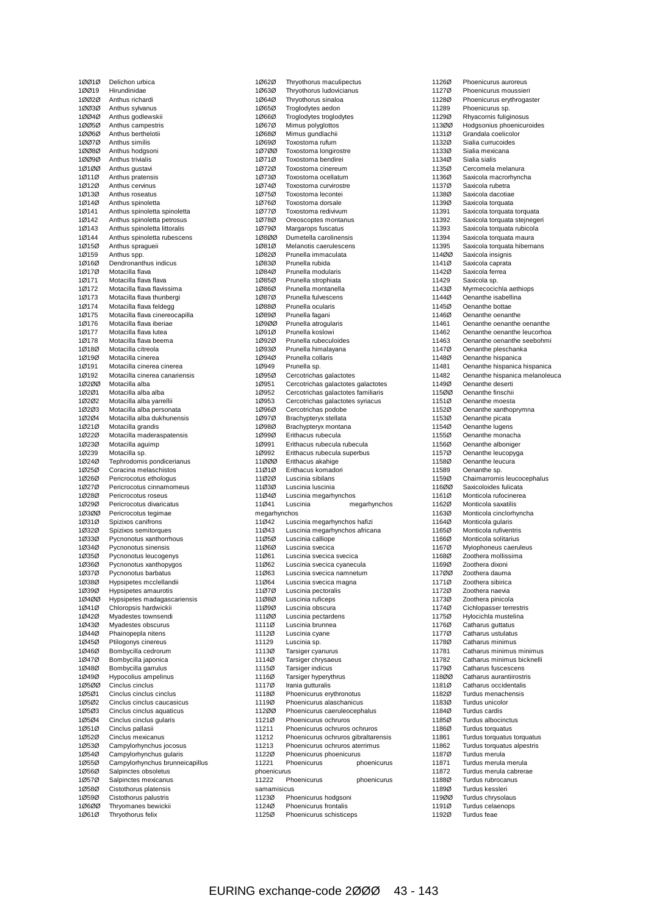| Code | Species |
|---|---|
| 1Ø01Ø | Delichon urbica |
| 1Ø019 | Hirundinidae |
| 1Ø02Ø | Anthus richardi |
| 1Ø03Ø | Anthus sylvanus |
| 1Ø04Ø | Anthus godlewskii |
| 1Ø05Ø | Anthus campestris |
| 1Ø06Ø | Anthus berthelotii |
| 1Ø07Ø | Anthus similis |
| 1Ø08Ø | Anthus hodgsoni |
| 1Ø09Ø | Anthus trivialis |
| 1Ø1ØØ | Anthus gustavi |
| 1Ø11Ø | Anthus pratensis |
| 1Ø12Ø | Anthus cervinus |
| 1Ø13Ø | Anthus roseatus |
| 1Ø14Ø | Anthus spinoletta |
| 1Ø141 | Anthus spinoletta spinoletta |
| 1Ø142 | Anthus spinoletta petrosus |
| 1Ø143 | Anthus spinoletta littoralis |
| 1Ø144 | Anthus spinoletta rubescens |
| 1Ø15Ø | Anthus spragueii |
| 1Ø159 | Anthus spp. |
| 1Ø16Ø | Dendronanthus indicus |
| 1Ø17Ø | Motacilla flava |
| 1Ø171 | Motacilla flava flava |
| 1Ø172 | Motacilla flava flavissima |
| 1Ø173 | Motacilla flava thunbergi |
| 1Ø174 | Motacilla flava feldegg |
| 1Ø175 | Motacilla flava cinereocapilla |
| 1Ø176 | Motacilla flava iberiae |
| 1Ø177 | Motacilla flava lutea |
| 1Ø178 | Motacilla flava beema |
| 1Ø18Ø | Motacilla citreola |
| 1Ø19Ø | Motacilla cinerea |
| 1Ø191 | Motacilla cinerea cinerea |
| 1Ø192 | Motacilla cinerea canariensis |
| 1Ø2ØØ | Motacilla alba |
| 1Ø2Ø1 | Motacilla alba alba |
| 1Ø2Ø2 | Motacilla alba yarrellii |
| 1Ø2Ø3 | Motacilla alba personata |
| 1Ø2Ø4 | Motacilla alba dukhunensis |
| 1Ø21Ø | Motacilla grandis |
| 1Ø22Ø | Motacilla maderaspatensis |
| 1Ø23Ø | Motacilla aguimp |
| 1Ø239 | Motacilla sp. |
| 1Ø24Ø | Tephrodornis pondicerianus |
| 1Ø25Ø | Coracina melaschistos |
| 1Ø26Ø | Pericrocotus ethologus |
| 1Ø27Ø | Pericrocotus cinnamomeus |
| 1Ø28Ø | Pericrocotus roseus |
| 1Ø29Ø | Pericrocotus divaricatus |
| 1Ø3ØØ | Pericrocotus tegimae |
| 1Ø31Ø | Spizixos canifrons |
| 1Ø32Ø | Spizixos semitorques |
| 1Ø33Ø | Pycnonotus xanthorrhous |
| 1Ø34Ø | Pycnonotus sinensis |
| 1Ø35Ø | Pycnonotus leucogenys |
| 1Ø36Ø | Pycnonotus xanthopygos |
| 1Ø37Ø | Pycnonotus barbatus |
| 1Ø38Ø | Hypsipetes mcclellandii |
| 1Ø39Ø | Hypsipetes amaurotis |
| 1Ø4ØØ | Hypsipetes madagascariensis |
| 1Ø41Ø | Chloropsis hardwickii |
| 1Ø42Ø | Myadestes townsendi |
| 1Ø43Ø | Myadestes obscurus |
| 1Ø44Ø | Phainopepla nitens |
| 1Ø45Ø | Ptilogonys cinereus |
| 1Ø46Ø | Bombycilla cedrorum |
| 1Ø47Ø | Bombycilla japonica |
| 1Ø48Ø | Bombycilla garrulus |
| 1Ø49Ø | Hypocolius ampelinus |
| 1Ø5ØØ | Cinclus cinclus |
| 1Ø5Ø1 | Cinclus cinclus cinclus |
| 1Ø5Ø2 | Cinclus cinclus caucasicus |
| 1Ø5Ø3 | Cinclus cinclus aquaticus |
| 1Ø5Ø4 | Cinclus cinclus gularis |
| 1Ø51Ø | Cinclus pallasii |
| 1Ø52Ø | Cinclus mexicanus |
| 1Ø53Ø | Campylorhynchus jocosus |
| 1Ø54Ø | Campylorhynchus gularis |
| 1Ø55Ø | Campylorhynchus brunneicapillus |
| 1Ø56Ø | Salpinctes obsoletus |
| 1Ø57Ø | Salpinctes mexicanus |
| 1Ø58Ø | Cistothorus platensis |
| 1Ø59Ø | Cistothorus palustris |
| 1Ø6ØØ | Thryomanes bewickii |
| 1Ø61Ø | Thryothorus felix |
| 1Ø62Ø | Thryothorus maculipectus |
| 1Ø63Ø | Thryothorus ludovicianus |
| 1Ø64Ø | Thryothorus sinaloa |
| 1Ø65Ø | Troglodytes aedon |
| 1Ø66Ø | Troglodytes troglodytes |
| 1Ø67Ø | Mimus polyglottos |
| 1Ø68Ø | Mimus gundlachii |
| 1Ø69Ø | Toxostoma rufum |
| 1Ø7ØØ | Toxostoma longirostre |
| 1Ø71Ø | Toxostoma bendirei |
| 1Ø72Ø | Toxostoma cinereum |
| 1Ø73Ø | Toxostoma ocellatum |
| 1Ø74Ø | Toxostoma curvirostre |
| 1Ø75Ø | Toxostoma lecontei |
| 1Ø76Ø | Toxostoma dorsale |
| 1Ø77Ø | Toxostoma redivivum |
| 1Ø78Ø | Oreoscoptes montanus |
| 1Ø79Ø | Margarops fuscatus |
| 1Ø8ØØ | Dumetella carolinensis |
| 1Ø81Ø | Melanotis caerulescens |
| 1Ø82Ø | Prunella immaculata |
| 1Ø83Ø | Prunella rubida |
| 1Ø84Ø | Prunella modularis |
| 1Ø85Ø | Prunella strophiata |
| 1Ø86Ø | Prunella montanella |
| 1Ø87Ø | Prunella fulvescens |
| 1Ø88Ø | Prunella ocularis |
| 1Ø89Ø | Prunella fagani |
| 1Ø9ØØ | Prunella atrogularis |
| 1Ø91Ø | Prunella koslowi |
| 1Ø92Ø | Prunella rubeculoides |
| 1Ø93Ø | Prunella himalayana |
| 1Ø94Ø | Prunella collaris |
| 1Ø949 | Prunella sp. |
| 1Ø95Ø | Cercotrichas galactotes |
| 1Ø951 | Cercotrichas galactotes galactotes |
| 1Ø952 | Cercotrichas galactotes familiaris |
| 1Ø953 | Cercotrichas galactotes syriacus |
| 1Ø96Ø | Cercotrichas podobe |
| 1Ø97Ø | Brachypteryx stellata |
| 1Ø98Ø | Brachypteryx montana |
| 1Ø99Ø | Erithacus rubecula |
| 1Ø991 | Erithacus rubecula rubecula |
| 1Ø992 | Erithacus rubecula superbus |
| 11ØØØ | Erithacus akahige |
| 11Ø1Ø | Erithacus komadori |
| 11Ø2Ø | Luscinia sibilans |
| 11Ø3Ø | Luscinia luscinia |
| 11Ø4Ø | Luscinia megarhynchos |
| 11Ø41 | Luscinia megarhynchos megarhynchos |
| 11Ø42 | Luscinia megarhynchos hafizi |
| 11Ø43 | Luscinia megarhynchos africana |
| 11Ø5Ø | Luscinia calliope |
| 11Ø6Ø | Luscinia svecica |
| 11Ø61 | Luscinia svecica svecica |
| 11Ø62 | Luscinia svecica cyanecula |
| 11Ø63 | Luscinia svecica namnetum |
| 11Ø64 | Luscinia svecica magna |
| 11Ø7Ø | Luscinia pectoralis |
| 11Ø8Ø | Luscinia ruficeps |
| 11Ø9Ø | Luscinia obscura |
| 111ØØ | Luscinia pectardens |
| 1111Ø | Luscinia brunnea |
| 1112Ø | Luscinia cyane |
| 11129 | Luscinia sp. |
| 1113Ø | Tarsiger cyanurus |
| 1114Ø | Tarsiger chrysaeus |
| 1115Ø | Tarsiger indicus |
| 1116Ø | Tarsiger hyperythrus |
| 1117Ø | Irania gutturalis |
| 1118Ø | Phoenicurus erythronotus |
| 1119Ø | Phoenicurus alaschanicus |
| 112ØØ | Phoenicurus caeruleocephalus |
| 1121Ø | Phoenicurus ochruros |
| 11211 | Phoenicurus ochruros ochruros |
| 11212 | Phoenicurus ochruros gibraltarensis |
| 11213 | Phoenicurus ochruros aterrimus |
| 1122Ø | Phoenicurus phoenicurus |
| 11221 | Phoenicurus phoenicurus phoenicurus |
| 11222 | Phoenicurus phoenicurus samamisicus |
| 1123Ø | Phoenicurus hodgsoni |
| 1124Ø | Phoenicurus frontalis |
| 1125Ø | Phoenicurus schisticeps |
| 1126Ø | Phoenicurus auroreus |
| 1127Ø | Phoenicurus moussieri |
| 1128Ø | Phoenicurus erythrogaster |
| 11289 | Phoenicurus sp. |
| 1129Ø | Rhyacornis fuliginosus |
| 113ØØ | Hodgsonius phoenicuroides |
| 1131Ø | Grandala coelicolor |
| 1132Ø | Sialia currucoides |
| 1133Ø | Sialia mexicana |
| 1134Ø | Sialia sialis |
| 1135Ø | Cercomela melanura |
| 1136Ø | Saxicola macrorhyncha |
| 1137Ø | Saxicola rubetra |
| 1138Ø | Saxicola dacotiae |
| 1139Ø | Saxicola torquata |
| 11391 | Saxicola torquata torquata |
| 11392 | Saxicola torquata stejnegeri |
| 11393 | Saxicola torquata rubicola |
| 11394 | Saxicola torquata maura |
| 11395 | Saxicola torquata hibernans |
| 114ØØ | Saxicola insignis |
| 1141Ø | Saxicola caprata |
| 1142Ø | Saxicola ferrea |
| 11429 | Saxicola sp. |
| 1143Ø | Myrmecocichla aethiops |
| 1144Ø | Oenanthe isabellina |
| 1145Ø | Oenanthe bottae |
| 1146Ø | Oenanthe oenanthe |
| 11461 | Oenanthe oenanthe oenanthe |
| 11462 | Oenanthe oenanthe leucorhoa |
| 11463 | Oenanthe oenanthe seebohmi |
| 1147Ø | Oenanthe pleschanka |
| 1148Ø | Oenanthe hispanica |
| 11481 | Oenanthe hispanica hispanica |
| 11482 | Oenanthe hispanica melanoleuca |
| 1149Ø | Oenanthe deserti |
| 115ØØ | Oenanthe finschii |
| 1151Ø | Oenanthe moesta |
| 1152Ø | Oenanthe xanthoprymna |
| 1153Ø | Oenanthe picata |
| 1154Ø | Oenanthe lugens |
| 1155Ø | Oenanthe monacha |
| 1156Ø | Oenanthe alboniger |
| 1157Ø | Oenanthe leucopyga |
| 1158Ø | Oenanthe leucura |
| 11589 | Oenanthe sp. |
| 1159Ø | Chaimarrornis leucocephalus |
| 116ØØ | Saxicoloides fulicata |
| 1161Ø | Monticola rufocinerea |
| 1162Ø | Monticola saxatilis |
| 1163Ø | Monticola cinclorhyncha |
| 1164Ø | Monticola gularis |
| 1165Ø | Monticola rufiventris |
| 1166Ø | Monticola solitarius |
| 1167Ø | Myiophoneus caeruleus |
| 1168Ø | Zoothera mollissima |
| 1169Ø | Zoothera dixoni |
| 117ØØ | Zoothera dauma |
| 1171Ø | Zoothera sibirica |
| 1172Ø | Zoothera naevia |
| 1173Ø | Zoothera pinicola |
| 1174Ø | Cichlopasser terrestris |
| 1175Ø | Hylocichla mustelina |
| 1176Ø | Catharus guttatus |
| 1177Ø | Catharus ustulatus |
| 1178Ø | Catharus minimus |
| 11781 | Catharus minimus minimus |
| 11782 | Catharus minimus bicknelli |
| 1179Ø | Catharus fuscescens |
| 118ØØ | Catharus aurantiirostris |
| 1181Ø | Catharus occidentalis |
| 1182Ø | Turdus menachensis |
| 1183Ø | Turdus unicolor |
| 1184Ø | Turdus cardis |
| 1185Ø | Turdus albocinctus |
| 1186Ø | Turdus torquatus |
| 11861 | Turdus torquatus torquatus |
| 11862 | Turdus torquatus alpestris |
| 1187Ø | Turdus merula |
| 11871 | Turdus merula merula |
| 11872 | Turdus merula cabrerae |
| 1188Ø | Turdus rubrocanus |
| 1189Ø | Turdus kessleri |
| 119ØØ | Turdus chrysolaus |
| 1191Ø | Turdus celaenops |
| 1192Ø | Turdus feae |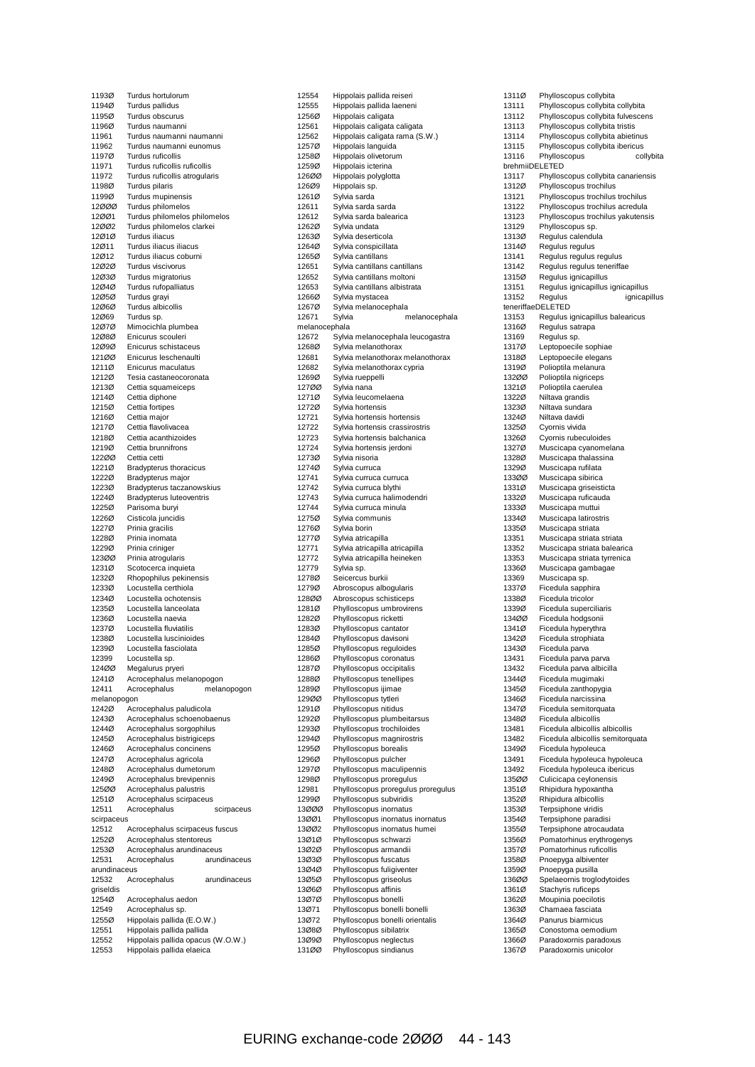| Code | Species |
|---|---|
| 1193Ø | Turdus hortulorum |
| 1194Ø | Turdus pallidus |
| 1195Ø | Turdus obscurus |
| 1196Ø | Turdus naumanni |
| 11961 | Turdus naumanni naumanni |
| 11962 | Turdus naumanni eunomus |
| 1197Ø | Turdus ruficollis |
| 11971 | Turdus ruficollis ruficollis |
| 11972 | Turdus ruficollis atrogularis |
| 1198Ø | Turdus pilaris |
| 1199Ø | Turdus mupinensis |
| 12ØØØ | Turdus philomelos |
| 12ØØ1 | Turdus philomelos philomelos |
| 12ØØ2 | Turdus philomelos clarkei |
| 12Ø1Ø | Turdus iliacus |
| 12Ø11 | Turdus iliacus iliacus |
| 12Ø12 | Turdus iliacus coburni |
| 12Ø2Ø | Turdus viscivorus |
| 12Ø3Ø | Turdus migratorius |
| 12Ø4Ø | Turdus rufopalliatus |
| 12Ø5Ø | Turdus grayi |
| 12Ø6Ø | Turdus albicollis |
| 12Ø69 | Turdus sp. |
| 12Ø7Ø | Mimocichla plumbea |
| 12Ø8Ø | Enicurus scouleri |
| 12Ø9Ø | Enicurus schistaceus |
| 121ØØ | Enicurus leschenaulti |
| 1211Ø | Enicurus maculatus |
| 1212Ø | Tesia castaneocoronata |
| 1213Ø | Cettia squameiceps |
| 1214Ø | Cettia diphone |
| 1215Ø | Cettia fortipes |
| 1216Ø | Cettia major |
| 1217Ø | Cettia flavolivacea |
| 1218Ø | Cettia acanthizoides |
| 1219Ø | Cettia brunnifrons |
| 122ØØ | Cettia cetti |
| 1221Ø | Bradypterus thoracicus |
| 1222Ø | Bradypterus major |
| 1223Ø | Bradypterus taczanowskius |
| 1224Ø | Bradypterus luteoventris |
| 1225Ø | Parisoma buryi |
| 1226Ø | Cisticola juncidis |
| 1227Ø | Prinia gracilis |
| 1228Ø | Prinia inornata |
| 1229Ø | Prinia criniger |
| 123ØØ | Prinia atrogularis |
| 1231Ø | Scotocerca inquieta |
| 1232Ø | Rhopophilus pekinensis |
| 1233Ø | Locustella certhiola |
| 1234Ø | Locustella ochotensis |
| 1235Ø | Locustella lanceolata |
| 1236Ø | Locustella naevia |
| 1237Ø | Locustella fluviatilis |
| 1238Ø | Locustella luscinioides |
| 1239Ø | Locustella fasciolata |
| 12399 | Locustella sp. |
| 124ØØ | Megalurus pryeri |
| 1241Ø | Acrocephalus melanopogon |
| 12411 | Acrocephalus melanopogon melanopogon |
| 1242Ø | Acrocephalus paludicola |
| 1243Ø | Acrocephalus schoenobaenus |
| 1244Ø | Acrocephalus sorgophilus |
| 1245Ø | Acrocephalus bistrigiceps |
| 1246Ø | Acrocephalus concinens |
| 1247Ø | Acrocephalus agricola |
| 1248Ø | Acrocephalus dumetorum |
| 1249Ø | Acrocephalus brevipennis |
| 125ØØ | Acrocephalus palustris |
| 1251Ø | Acrocephalus scirpaceus |
| 12511 | Acrocephalus scirpaceus scirpaceus |
| 12512 | Acrocephalus scirpaceus fuscus |
| 1252Ø | Acrocephalus stentoreus |
| 1253Ø | Acrocephalus arundinaceus |
| 12531 | Acrocephalus arundinaceus arundinaceus |
| 12532 | Acrocephalus arundinaceus griseldis |
| 1254Ø | Acrocephalus aedon |
| 12549 | Acrocephalus sp. |
| 1255Ø | Hippolais pallida (E.O.W.) |
| 12551 | Hippolais pallida pallida |
| 12552 | Hippolais pallida opacus (W.O.W.) |
| 12553 | Hippolais pallida elaeica |
| 12554 | Hippolais pallida reiseri |
| 12555 | Hippolais pallida laeneni |
| 1256Ø | Hippolais caligata |
| 12561 | Hippolais caligata caligata |
| 12562 | Hippolais caligata rama (S.W.) |
| 1257Ø | Hippolais languida |
| 1258Ø | Hippolais olivetorum |
| 1259Ø | Hippolais icterina |
| 126ØØ | Hippolais polyglotta |
| 126Ø9 | Hippolais sp. |
| 1261Ø | Sylvia sarda |
| 12611 | Sylvia sarda sarda |
| 12612 | Sylvia sarda balearica |
| 1262Ø | Sylvia undata |
| 1263Ø | Sylvia deserticola |
| 1264Ø | Sylvia conspicillata |
| 1265Ø | Sylvia cantillans |
| 12651 | Sylvia cantillans cantillans |
| 12652 | Sylvia cantillans moltoni |
| 12653 | Sylvia cantillans albistrata |
| 1266Ø | Sylvia mystacea |
| 1267Ø | Sylvia melanocephala |
| 12671 | Sylvia melanocephala melanocephala |
| 12672 | Sylvia melanocephala leucogastra |
| 1268Ø | Sylvia melanothorax |
| 12681 | Sylvia melanothorax melanothorax |
| 12682 | Sylvia melanothorax cypria |
| 1269Ø | Sylvia rueppelli |
| 127ØØ | Sylvia nana |
| 1271Ø | Sylvia leucomelaena |
| 1272Ø | Sylvia hortensis |
| 12721 | Sylvia hortensis hortensis |
| 12722 | Sylvia hortensis crassirostris |
| 12723 | Sylvia hortensis balchanica |
| 12724 | Sylvia hortensis jerdoni |
| 1273Ø | Sylvia nisoria |
| 1274Ø | Sylvia curruca |
| 12741 | Sylvia curruca curruca |
| 12742 | Sylvia curruca blythi |
| 12743 | Sylvia curruca halimodendri |
| 12744 | Sylvia curruca minula |
| 1275Ø | Sylvia communis |
| 1276Ø | Sylvia borin |
| 1277Ø | Sylvia atricapilla |
| 12771 | Sylvia atricapilla atricapilla |
| 12772 | Sylvia atricapilla heineken |
| 12779 | Sylvia sp. |
| 1278Ø | Seicercus burkii |
| 1279Ø | Abroscopus albogularis |
| 128ØØ | Abroscopus schisticeps |
| 1281Ø | Phylloscopus umbrovirens |
| 1282Ø | Phylloscopus ricketti |
| 1283Ø | Phylloscopus cantator |
| 1284Ø | Phylloscopus davisoni |
| 1285Ø | Phylloscopus reguloides |
| 1286Ø | Phylloscopus coronatus |
| 1287Ø | Phylloscopus occipitalis |
| 1288Ø | Phylloscopus tenellipes |
| 1289Ø | Phylloscopus ijimae |
| 129ØØ | Phylloscopus tytleri |
| 1291Ø | Phylloscopus nitidus |
| 1292Ø | Phylloscopus plumbeitarsus |
| 1293Ø | Phylloscopus trochiloides |
| 1294Ø | Phylloscopus magnirostris |
| 1295Ø | Phylloscopus borealis |
| 1296Ø | Phylloscopus pulcher |
| 1297Ø | Phylloscopus maculipennis |
| 1298Ø | Phylloscopus proregulus |
| 12981 | Phylloscopus proregulus proregulus |
| 1299Ø | Phylloscopus subviridis |
| 13ØØØ | Phylloscopus inornatus |
| 13ØØ1 | Phylloscopus inornatus inornatus |
| 13ØØ2 | Phylloscopus inornatus humei |
| 13Ø1Ø | Phylloscopus schwarzi |
| 13Ø2Ø | Phylloscopus armandii |
| 13Ø3Ø | Phylloscopus fuscatus |
| 13Ø4Ø | Phylloscopus fuligiventer |
| 13Ø5Ø | Phylloscopus griseolus |
| 13Ø6Ø | Phylloscopus affinis |
| 13Ø7Ø | Phylloscopus bonelli |
| 13Ø71 | Phylloscopus bonelli bonelli |
| 13Ø72 | Phylloscopus bonelli orientalis |
| 13Ø8Ø | Phylloscopus sibilatrix |
| 13Ø9Ø | Phylloscopus neglectus |
| 131ØØ | Phylloscopus sindianus |
| 1311Ø | Phylloscopus collybita |
| 13111 | Phylloscopus collybita collybita |
| 13112 | Phylloscopus collybita fulvescens |
| 13113 | Phylloscopus collybita tristis |
| 13114 | Phylloscopus collybita abietinus |
| 13115 | Phylloscopus collybita ibericus |
| 13116 | Phylloscopus collybita brehmiiDELETED |
| 13117 | Phylloscopus collybita canariensis |
| 1312Ø | Phylloscopus trochilus |
| 13121 | Phylloscopus trochilus trochilus |
| 13122 | Phylloscopus trochilus acredula |
| 13123 | Phylloscopus trochilus yakutensis |
| 13129 | Phylloscopus sp. |
| 1313Ø | Regulus calendula |
| 1314Ø | Regulus regulus |
| 13141 | Regulus regulus regulus |
| 13142 | Regulus regulus teneriffae |
| 1315Ø | Regulus ignicapillus |
| 13151 | Regulus ignicapillus ignicapillus |
| 13152 | Regulus ignicapillus teneriffaeDELETED |
| 13153 | Regulus ignicapillus balearicus |
| 1316Ø | Regulus satrapa |
| 13169 | Regulus sp. |
| 1317Ø | Leptopoecile sophiae |
| 1318Ø | Leptopoecile elegans |
| 1319Ø | Polioptila melanura |
| 132ØØ | Polioptila nigriceps |
| 1321Ø | Polioptila caerulea |
| 1322Ø | Niltava grandis |
| 1323Ø | Niltava sundara |
| 1324Ø | Niltava davidi |
| 1325Ø | Cyornis vivida |
| 1326Ø | Cyornis rubeculoides |
| 1327Ø | Muscicapa cyanomelana |
| 1328Ø | Muscicapa thalassina |
| 1329Ø | Muscicapa rufilata |
| 133ØØ | Muscicapa sibirica |
| 1331Ø | Muscicapa griseisticta |
| 1332Ø | Muscicapa ruficauda |
| 1333Ø | Muscicapa muttui |
| 1334Ø | Muscicapa latirostris |
| 1335Ø | Muscicapa striata |
| 13351 | Muscicapa striata striata |
| 13352 | Muscicapa striata balearica |
| 13353 | Muscicapa striata tyrrenica |
| 1336Ø | Muscicapa gambagae |
| 13369 | Muscicapa sp. |
| 1337Ø | Ficedula sapphira |
| 1338Ø | Ficedula tricolor |
| 1339Ø | Ficedula superciliaris |
| 134ØØ | Ficedula hodgsonii |
| 1341Ø | Ficedula hyperythra |
| 1342Ø | Ficedula strophiata |
| 1343Ø | Ficedula parva |
| 13431 | Ficedula parva parva |
| 13432 | Ficedula parva albicilla |
| 1344Ø | Ficedula mugimaki |
| 1345Ø | Ficedula zanthopygia |
| 1346Ø | Ficedula narcissina |
| 1347Ø | Ficedula semitorquata |
| 1348Ø | Ficedula albicollis |
| 13481 | Ficedula albicollis albicollis |
| 13482 | Ficedula albicollis semitorquata |
| 1349Ø | Ficedula hypoleuca |
| 13491 | Ficedula hypoleuca hypoleuca |
| 13492 | Ficedula hypoleuca ibericus |
| 135ØØ | Culicicapa ceylonensis |
| 1351Ø | Rhipidura hypoxantha |
| 1352Ø | Rhipidura albicollis |
| 1353Ø | Terpsiphone viridis |
| 1354Ø | Terpsiphone paradisi |
| 1355Ø | Terpsiphone atrocaudata |
| 1356Ø | Pomatorhinus erythrogenys |
| 1357Ø | Pomatorhinus ruficollis |
| 1358Ø | Pnoepyga albiventer |
| 1359Ø | Pnoepyga pusilla |
| 136ØØ | Spelaeornis troglodytoides |
| 1361Ø | Stachyris ruficeps |
| 1362Ø | Moupinia poecilotis |
| 1363Ø | Chamaea fasciata |
| 1364Ø | Panurus biarmicus |
| 1365Ø | Conostoma oemodium |
| 1366Ø | Paradoxornis paradoxus |
| 1367Ø | Paradoxornis unicolor |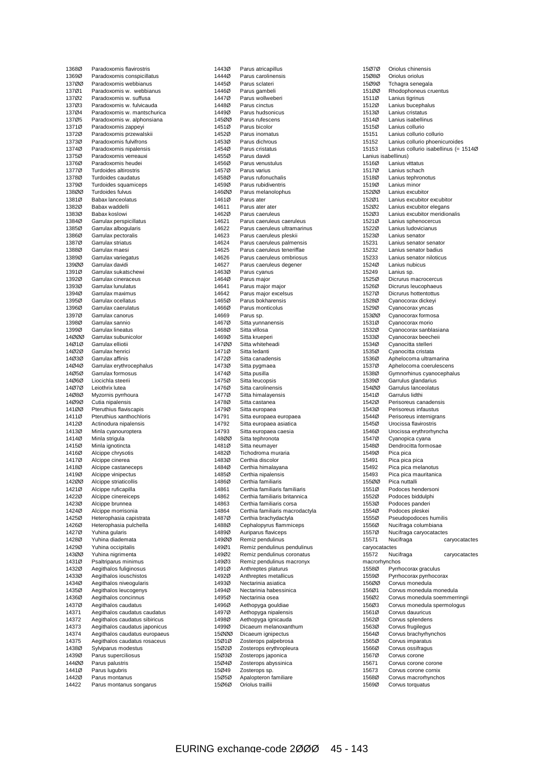13680 Paradoxornis flavirostris
13690 Paradoxornis conspicillatus
13700 Paradoxornis webbianus
13701 Paradoxornis w. webbianus
13702 Paradoxornis w. suffusa
13703 Paradoxornis w. fulvicauda
13704 Paradoxornis w. mantschurica
13705 Paradoxornis w. alphonsiana
13710 Paradoxornis zappeyi
13720 Paradoxornis przewalskii
13730 Paradoxornis fulvifrons
13740 Paradoxornis nipalensis
13750 Paradoxornis verreauxi
13760 Paradoxornis heudei
13770 Turdoides altirostris
13780 Turdoides caudatus
13790 Turdoides squamiceps
13800 Turdoides fulvus
13810 Babax lanceolatus
13820 Babax waddelli
13830 Babax koslowi
13840 Garrulax perspicillatus
13850 Garrulax albogularis
13860 Garrulax pectoralis
13870 Garrulax striatus
13880 Garrulax maesi
13890 Garrulax variegatus
13900 Garrulax davidi
13910 Garrulax sukatschewi
13920 Garrulax cineraceus
13930 Garrulax lunulatus
13940 Garrulax maximus
13950 Garrulax ocellatus
13960 Garrulax caerulatus
13970 Garrulax canorus
13980 Garrulax sannio
13990 Garrulax lineatus
14000 Garrulax subunicolor
14010 Garrulax elliotii
14020 Garrulax henrici
14030 Garrulax affinis
14040 Garrulax erythrocephalus
14050 Garrulax formosus
14060 Liocichla steerii
14070 Leiothrix lutea
14080 Myzornis pyrrhoura
14090 Cutia nipalensis
14100 Pteruthius flaviscapis
14110 Pteruthius xanthochloris
14120 Actinodura nipalensis
14130 Minla cyanouroptera
14140 Minla strigula
14150 Minla ignotincta
14160 Alcippe chrysotis
14170 Alcippe cinerea
14180 Alcippe castaneceps
14190 Alcippe vinipectus
14200 Alcippe striaticollis
14210 Alcippe ruficapilla
14220 Alcippe cinereiceps
14230 Alcippe brunnea
14240 Alcippe morrisonia
14250 Heterophasia capistrata
14260 Heterophasia pulchella
14270 Yuhina gularis
14280 Yuhina diademata
14290 Yuhina occipitalis
14300 Yuhina nigrimenta
14310 Psaltriparus minimus
14320 Aegithalos fuliginosus
14330 Aegithalos iouschistos
14340 Aegithalos niveogularis
14350 Aegithalos leucogenys
14360 Aegithalos concinnus
14370 Aegithalos caudatus
14371 Aegithalos caudatus caudatus
14372 Aegithalos caudatus sibiricus
14373 Aegithalos caudatus japonicus
14374 Aegithalos caudatus europaeus
14375 Aegithalos caudatus rosaceus
14380 Sylviparus modestus
14390 Parus superciliosus
14400 Parus palustris
14410 Parus lugubris
14420 Parus montanus
14422 Parus montanus songarus
14430 Parus atricapillus
14440 Parus carolinensis
14450 Parus sclateri
14460 Parus gambeli
14470 Parus wollweberi
14480 Parus cinctus
14490 Parus hudsonicus
14500 Parus rufescens
14510 Parus bicolor
14520 Parus inornatus
14530 Parus dichrous
14540 Parus cristatus
14550 Parus davidi
14560 Parus venustulus
14570 Parus varius
14580 Parus rufonuchalis
14590 Parus rubidiventris
14600 Parus melanolophus
14610 Parus ater
14611 Parus ater ater
14620 Parus caeruleus
14621 Parus caeruleus caeruleus
14622 Parus caeruleus ultramarinus
14623 Parus caeruleus pleskii
14624 Parus caeruleus palmensis
14625 Parus caeruleus teneriffae
14626 Parus caeruleus ombriosus
14627 Parus caeruleus degener
14630 Parus cyanus
14640 Parus major
14641 Parus major major
14642 Parus major excelsus
14650 Parus bokharensis
14660 Parus monticolus
14669 Parus sp.
14670 Sitta yunnanensis
14680 Sitta villosa
14690 Sitta krueperi
14700 Sitta whiteheadi
14710 Sitta ledanti
14720 Sitta canadensis
14730 Sitta pygmaea
14740 Sitta pusilla
14750 Sitta leucopsis
14760 Sitta carolinensis
14770 Sitta himalayensis
14780 Sitta castanea
14790 Sitta europaea
14791 Sitta europaea europaea
14792 Sitta europaea asiatica
14793 Sitta europaea caesia
14800 Sitta tephronota
14810 Sitta neumayer
14820 Tichodroma muraria
14830 Certhia discolor
14840 Certhia himalayana
14850 Certhia nipalensis
14860 Certhia familiaris
14861 Certhia familiaris familiaris
14862 Certhia familiaris britannica
14863 Certhia familiaris corsa
14864 Certhia familiaris macrodactyla
14870 Certhia brachydactyla
14880 Cephalopyrus flammiceps
14890 Auriparus flaviceps
14900 Remiz pendulinus
14901 Remiz pendulinus pendulinus
14902 Remiz pendulinus coronatus
14903 Remiz pendulinus macronyx
14910 Anthreptes platurus
14920 Anthreptes metallicus
14930 Nectarinia asiatica
14940 Nectarinia habessinica
14950 Nectarinia osea
14960 Aethopyga gouldiae
14970 Aethopyga nipalensis
14980 Aethopyga ignicauda
14990 Dicaeum melanoxanthum
15000 Dicaeum ignipectus
15010 Zosterops palpebrosa
15020 Zosterops erythropleura
15030 Zosterops japonica
15040 Zosterops abyssinica
15049 Zosterops sp.
15050 Apalopteron familiare
15060 Oriolus traillii
15070 Oriolus chinensis
15080 Oriolus oriolus
15090 Tchagra senegala
15100 Rhodophoneus cruentus
15110 Lanius tigrinus
15120 Lanius bucephalus
15130 Lanius cristatus
15140 Lanius isabellinus
15150 Lanius collurio
15151 Lanius collurio collurio
15152 Lanius collurio phoenicuroides
15153 Lanius collurio isabellinus (= 15140 Lanius isabellinus)
15160 Lanius vittatus
15170 Lanius schach
15180 Lanius tephronotus
15190 Lanius minor
15200 Lanius excubitor
15201 Lanius excubitor excubitor
15202 Lanius excubitor elegans
15203 Lanius excubitor meridionalis
15210 Lanius sphenocercus
15220 Lanius ludovicianus
15230 Lanius senator
15231 Lanius senator senator
15232 Lanius senator badius
15233 Lanius senator niloticus
15240 Lanius nubicus
15249 Lanius sp.
15250 Dicrurus macrocercus
15260 Dicrurus leucophaeus
15270 Dicrurus hottentottus
15280 Cyanocorax dickeyi
15290 Cyanocorax yncas
15300 Cyanocorax formosa
15310 Cyanocorax morio
15320 Cyanocorax sanblasiana
15330 Cyanocorax beecheii
15340 Cyanocitta stelleri
15350 Cyanocitta cristata
15360 Aphelocoma ultramarina
15370 Aphelocoma coerulescens
15380 Gymnorhinus cyanocephalus
15390 Garrulus glandarius
15400 Garrulus lanceolatus
15410 Garrulus lidthi
15420 Perisoreus canadensis
15430 Perisoreus infaustus
15440 Perisoreus internigrans
15450 Urocissa flavirostris
15460 Urocissa erythrorhyncha
15470 Cyanopica cyana
15480 Dendrocitta formosae
15490 Pica pica
15491 Pica pica pica
15492 Pica pica melanotus
15493 Pica pica mauritanica
15500 Pica nuttalli
15510 Podoces hendersoni
15520 Podoces biddulphi
15530 Podoces panderi
15540 Podoces pleskei
15550 Pseudopodoces humilis
15560 Nucifraga columbiana
15570 Nucifraga caryocatactes
15571 Nucifraga caryocatactes caryocatactes
15572 Nucifraga caryocatactes macrorhynchos
15580 Pyrrhocorax graculus
15590 Pyrrhocorax pyrrhocorax
15600 Corvus monedula
15601 Corvus monedula monedula
15602 Corvus monedula soemmerringii
15603 Corvus monedula spermologus
15610 Corvus dauuricus
15620 Corvus splendens
15630 Corvus frugilegus
15640 Corvus brachyrhynchos
15650 Corvus imparatus
15660 Corvus ossifragus
15670 Corvus corone
15671 Corvus corone corone
15673 Corvus corone cornix
15680 Corvus macrorhynchos
15690 Corvus torquatus

EURING exchange-code 2000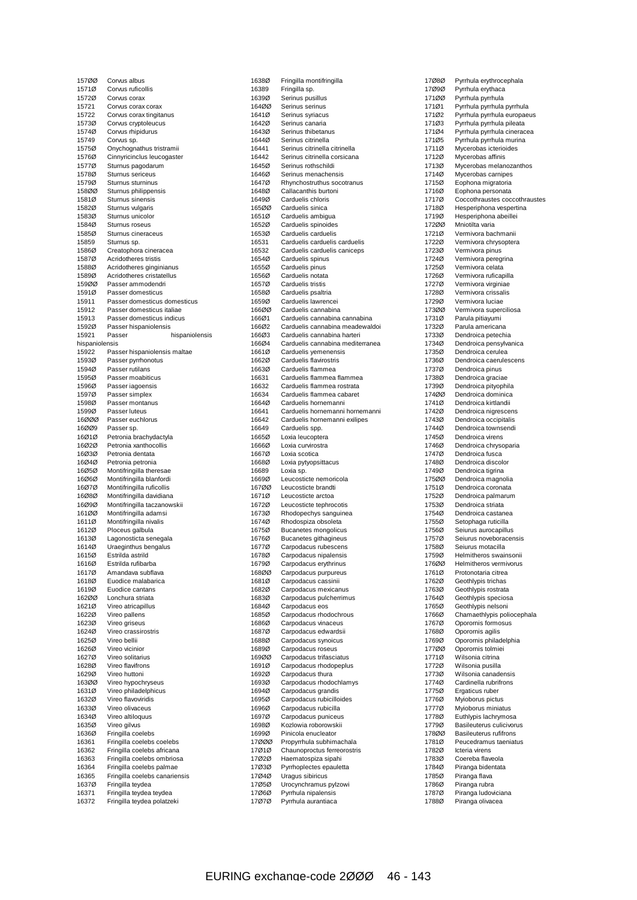| Code | Species |
|---|---|
| 157ØØ | Corvus albus |
| 1571Ø | Corvus ruficollis |
| 1572Ø | Corvus corax |
| 15721 | Corvus corax corax |
| 15722 | Corvus corax tingitanus |
| 1573Ø | Corvus cryptoleucus |
| 1574Ø | Corvus rhipidurus |
| 15749 | Corvus sp. |
| 1575Ø | Onychognathus tristramii |
| 1576Ø | Cinnyricinclus leucogaster |
| 1577Ø | Sturnus pagodarum |
| 1578Ø | Sturnus sericeus |
| 1579Ø | Sturnus sturninus |
| 158ØØ | Sturnus philippensis |
| 1581Ø | Sturnus sinensis |
| 1582Ø | Sturnus vulgaris |
| 1583Ø | Sturnus unicolor |
| 1584Ø | Sturnus roseus |
| 1585Ø | Sturnus cineraceus |
| 15859 | Sturnus sp. |
| 1586Ø | Creatophora cineracea |
| 1587Ø | Acridotheres tristis |
| 1588Ø | Acridotheres ginginianus |
| 1589Ø | Acridotheres cristatellus |
| 159ØØ | Passer ammodendri |
| 1591Ø | Passer domesticus |
| 15911 | Passer domesticus domesticus |
| 15912 | Passer domesticus italiae |
| 15913 | Passer domesticus indicus |
| 1592Ø | Passer hispaniolensis |
| 15921 | Passer hispaniolensis hispaniolensis |
| 15922 | Passer hispaniolensis maltae |
| 1593Ø | Passer pyrrhonotus |
| 1594Ø | Passer rutilans |
| 1595Ø | Passer moabiticus |
| 1596Ø | Passer iagoensis |
| 1597Ø | Passer simplex |
| 1598Ø | Passer montanus |
| 1599Ø | Passer luteus |
| 16ØØØ | Passer euchlorus |
| 16ØØ9 | Passer sp. |
| 16Ø1Ø | Petronia brachydactyla |
| 16Ø2Ø | Petronia xanthocollis |
| 16Ø3Ø | Petronia dentata |
| 16Ø4Ø | Petronia petronia |
| 16Ø5Ø | Montifringilla theresae |
| 16Ø6Ø | Montifringilla blanfordi |
| 16Ø7Ø | Montifringilla ruficollis |
| 16Ø8Ø | Montifringilla davidiana |
| 16Ø9Ø | Montifringilla taczanowskii |
| 161ØØ | Montifringilla adamsi |
| 1611Ø | Montifringilla nivalis |
| 1612Ø | Ploceus galbula |
| 1613Ø | Lagonosticta senegala |
| 1614Ø | Uraeginthus bengalus |
| 1615Ø | Estrilda astrild |
| 1616Ø | Estrilda rufibarba |
| 1617Ø | Amandava subflava |
| 1618Ø | Euodice malabarica |
| 1619Ø | Euodice cantans |
| 162ØØ | Lonchura striata |
| 1621Ø | Vireo atricapillus |
| 1622Ø | Vireo pallens |
| 1623Ø | Vireo griseus |
| 1624Ø | Vireo crassirostris |
| 1625Ø | Vireo bellii |
| 1626Ø | Vireo vicinior |
| 1627Ø | Vireo solitarius |
| 1628Ø | Vireo flavifrons |
| 1629Ø | Vireo huttoni |
| 163ØØ | Vireo hypochryseus |
| 1631Ø | Vireo philadelphicus |
| 1632Ø | Vireo flavoviridis |
| 1633Ø | Vireo olivaceus |
| 1634Ø | Vireo altiloquus |
| 1635Ø | Vireo gilvus |
| 1636Ø | Fringilla coelebs |
| 16361 | Fringilla coelebs coelebs |
| 16362 | Fringilla coelebs africana |
| 16363 | Fringilla coelebs ombriosa |
| 16364 | Fringilla coelebs palmae |
| 16365 | Fringilla coelebs canariensis |
| 1637Ø | Fringilla teydea |
| 16371 | Fringilla teydea teydea |
| 16372 | Fringilla teydea polatzeki |
| 1638Ø | Fringilla montifringilla |
| 16389 | Fringilla sp. |
| 1639Ø | Serinus pusillus |
| 164ØØ | Serinus serinus |
| 1641Ø | Serinus syriacus |
| 1642Ø | Serinus canaria |
| 1643Ø | Serinus thibetanus |
| 1644Ø | Serinus citrinella |
| 16441 | Serinus citrinella citrinella |
| 16442 | Serinus citrinella corsicana |
| 1645Ø | Serinus rothschildi |
| 1646Ø | Serinus menachensis |
| 1647Ø | Rhynchostruthus socotranus |
| 1648Ø | Callacanthis burtoni |
| 1649Ø | Carduelis chloris |
| 165ØØ | Carduelis sinica |
| 1651Ø | Carduelis ambigua |
| 1652Ø | Carduelis spinoides |
| 1653Ø | Carduelis carduelis |
| 16531 | Carduelis carduelis carduelis |
| 16532 | Carduelis carduelis caniceps |
| 1654Ø | Carduelis spinus |
| 1655Ø | Carduelis pinus |
| 1656Ø | Carduelis notata |
| 1657Ø | Carduelis tristis |
| 1658Ø | Carduelis psaltria |
| 1659Ø | Carduelis lawrencei |
| 166ØØ | Carduelis cannabina |
| 166Ø1 | Carduelis cannabina cannabina |
| 166Ø2 | Carduelis cannabina meadewaldoi |
| 166Ø3 | Carduelis cannabina harteri |
| 166Ø4 | Carduelis cannabina mediterranea |
| 1661Ø | Carduelis yemenensis |
| 1662Ø | Carduelis flavirostris |
| 1663Ø | Carduelis flammea |
| 16631 | Carduelis flammea flammea |
| 16632 | Carduelis flammea rostrata |
| 16634 | Carduelis flammea cabaret |
| 1664Ø | Carduelis hornemanni |
| 16641 | Carduelis hornemanni hornemanni |
| 16642 | Carduelis hornemanni exilipes |
| 16649 | Carduelis spp. |
| 1665Ø | Loxia leucoptera |
| 1666Ø | Loxia curvirostra |
| 1667Ø | Loxia scotica |
| 1668Ø | Loxia pytyopsittacus |
| 16689 | Loxia sp. |
| 1669Ø | Leucosticte nemoricola |
| 167ØØ | Leucosticte brandti |
| 1671Ø | Leucosticte arctoa |
| 1672Ø | Leucosticte tephrocotis |
| 1673Ø | Rhodopechys sanguinea |
| 1674Ø | Rhodospiza obsoleta |
| 1675Ø | Bucanetes mongolicus |
| 1676Ø | Bucanetes githagineus |
| 1677Ø | Carpodacus rubescens |
| 1678Ø | Carpodacus nipalensis |
| 1679Ø | Carpodacus erythrinus |
| 168ØØ | Carpodacus purpureus |
| 1681Ø | Carpodacus cassinii |
| 1682Ø | Carpodacus mexicanus |
| 1683Ø | Carpodacus pulcherrimus |
| 1684Ø | Carpodacus eos |
| 1685Ø | Carpodacus rhodochrous |
| 1686Ø | Carpodacus vinaceus |
| 1687Ø | Carpodacus edwardsii |
| 1688Ø | Carpodacus synoicus |
| 1689Ø | Carpodacus roseus |
| 169ØØ | Carpodacus trifasciatus |
| 1691Ø | Carpodacus rhodopeplus |
| 1692Ø | Carpodacus thura |
| 1693Ø | Carpodacus rhodochlamys |
| 1694Ø | Carpodacus grandis |
| 1695Ø | Carpodacus rubicilloides |
| 1696Ø | Carpodacus rubicilla |
| 1697Ø | Carpodacus puniceus |
| 1698Ø | Kozlowia roborowskii |
| 1699Ø | Pinicola enucleator |
| 17ØØØ | Propyrrhula subhimachala |
| 17Ø1Ø | Chaunoproctus ferreorostris |
| 17Ø2Ø | Haematospiza sipahi |
| 17Ø3Ø | Pyrrhoplectes epauletta |
| 17Ø4Ø | Uragus sibiricus |
| 17Ø5Ø | Urocynchramus pylzowi |
| 17Ø6Ø | Pyrrhula nipalensis |
| 17Ø7Ø | Pyrrhula aurantiaca |
| 17Ø8Ø | Pyrrhula erythrocephala |
| 17Ø9Ø | Pyrrhula erythaca |
| 171ØØ | Pyrrhula pyrrhula |
| 171Ø1 | Pyrrhula pyrrhula pyrrhula |
| 171Ø2 | Pyrrhula pyrrhula europaeus |
| 171Ø3 | Pyrrhula pyrrhula pileata |
| 171Ø4 | Pyrrhula pyrrhula cineracea |
| 171Ø5 | Pyrrhula pyrrhula murina |
| 1711Ø | Mycerobas icterioides |
| 1712Ø | Mycerobas affinis |
| 1713Ø | Mycerobas melanozanthos |
| 1714Ø | Mycerobas carnipes |
| 1715Ø | Eophona migratoria |
| 1716Ø | Eophona personata |
| 1717Ø | Coccothraustes coccothraustes |
| 1718Ø | Hesperiphona vespertina |
| 1719Ø | Hesperiphona abeillei |
| 172ØØ | Mniotilta varia |
| 1721Ø | Vermivora bachmanii |
| 1722Ø | Vermivora chrysoptera |
| 1723Ø | Vermivora pinus |
| 1724Ø | Vermivora peregrina |
| 1725Ø | Vermivora celata |
| 1726Ø | Vermivora ruficapilla |
| 1727Ø | Vermivora virginiae |
| 1728Ø | Vermivora crissalis |
| 1729Ø | Vermivora luciae |
| 173ØØ | Vermivora superciliosa |
| 1731Ø | Parula pitiayumi |
| 1732Ø | Parula americana |
| 1733Ø | Dendroica petechia |
| 1734Ø | Dendroica pensylvanica |
| 1735Ø | Dendroica cerulea |
| 1736Ø | Dendroica caerulescens |
| 1737Ø | Dendroica pinus |
| 1738Ø | Dendroica graciae |
| 1739Ø | Dendroica pityophila |
| 174ØØ | Dendroica dominica |
| 1741Ø | Dendroica kirtlandii |
| 1742Ø | Dendroica nigrescens |
| 1743Ø | Dendroica occipitalis |
| 1744Ø | Dendroica townsendi |
| 1745Ø | Dendroica virens |
| 1746Ø | Dendroica chrysoparia |
| 1747Ø | Dendroica fusca |
| 1748Ø | Dendroica discolor |
| 1749Ø | Dendroica tigrina |
| 175ØØ | Dendroica magnolia |
| 1751Ø | Dendroica coronata |
| 1752Ø | Dendroica palmarum |
| 1753Ø | Dendroica striata |
| 1754Ø | Dendroica castanea |
| 1755Ø | Setophaga ruticilla |
| 1756Ø | Seiurus aurocapillus |
| 1757Ø | Seiurus noveboracensis |
| 1758Ø | Seiurus motacilla |
| 1759Ø | Helmitheros swainsonii |
| 176ØØ | Helmitheros vermivorus |
| 1761Ø | Protonotaria citrea |
| 1762Ø | Geothlypis trichas |
| 1763Ø | Geothlypis rostrata |
| 1764Ø | Geothlypis speciosa |
| 1765Ø | Geothlypis nelsoni |
| 1766Ø | Chamaethlypis poliocephala |
| 1767Ø | Oporornis formosus |
| 1768Ø | Oporornis agilis |
| 1769Ø | Oporornis philadelphia |
| 177ØØ | Oporornis tolmiei |
| 1771Ø | Wilsonia citrina |
| 1772Ø | Wilsonia pusilla |
| 1773Ø | Wilsonia canadensis |
| 1774Ø | Cardinella rubrifrons |
| 1775Ø | Ergaticus ruber |
| 1776Ø | Myioborus pictus |
| 1777Ø | Myioborus miniatus |
| 1778Ø | Euthlypis lachrymosa |
| 1779Ø | Basileuterus culicivorus |
| 178ØØ | Basileuterus rufifrons |
| 1781Ø | Peucedramus taeniatus |
| 1782Ø | Icteria virens |
| 1783Ø | Coereba flaveola |
| 1784Ø | Piranga bidentata |
| 1785Ø | Piranga flava |
| 1786Ø | Piranga rubra |
| 1787Ø | Piranga ludoviciana |
| 1788Ø | Piranga olivacea |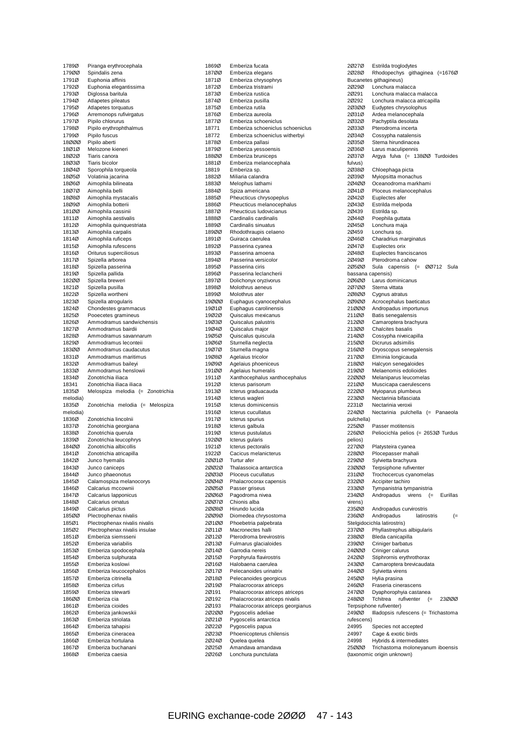17890 Piranga erythrocephala
17900 Spindalis zena
17910 Euphonia affinis
17920 Euphonia elegantissima
17930 Diglossa baritula
17940 Atlapetes pileatus
17950 Atlapetes torquatus
17960 Arremonops rufivirgatus
17970 Pipilo chlorurus
17980 Pipilo erythrophthalmus
17990 Pipilo fuscus
18000 Pipilo aberti
18010 Melozone kieneri
18020 Tiaris canora
18030 Tiaris bicolor
18040 Sporophila torqueola
18050 Volatinia jacarina
18060 Aimophila bilineata
18070 Aimophila belli
18080 Aimophila mystacalis
18090 Aimophila botterii
18100 Aimophila cassinii
18110 Aimophila aestivalis
18120 Aimophila quinquestriata
18130 Aimophila carpalis
18140 Aimophila ruficeps
18150 Aimophila rufescens
18160 Oriturus superciliosus
18170 Spizella arborea
18180 Spizella passerina
18190 Spizella pallida
18200 Spizella breweri
18210 Spizella pusilla
18220 Spizella wortheni
18230 Spizella atrogularis
18240 Chondestes grammacus
18250 Pooecetes gramineus
18260 Ammodramus sandwichensis
18270 Ammodramus bairdii
18280 Ammodramus savannarum
18290 Ammodramus leconteii
18300 Ammodramus caudacutus
18310 Ammodramus maritimus
18320 Ammodramus baileyi
18330 Ammodramus henslowii
18340 Zonotrichia iliaca
18341 Zonotrichia iliaca iliaca
18350 Melospiza melodia (= Zonotrichia melodia)
18350 Zonotrichia melodia (= Melospiza melodia)
18360 Zonotrichia lincolnii
18370 Zonotrichia georgiana
18380 Zonotrichia querula
18390 Zonotrichia leucophrys
18400 Zonotrichia albicollis
18410 Zonotrichia atricapilla
18420 Junco hyemalis
18430 Junco caniceps
18440 Junco phaeonotus
18450 Calamospiza melanocorys
18460 Calcarius mccownii
18470 Calcarius lapponicus
18480 Calcarius ornatus
18490 Calcarius pictus
18500 Plectrophenax nivalis
18501 Plectrophenax nivalis nivalis
18502 Plectrophenax nivalis insulae
18510 Emberiza siemsseni
18520 Emberiza variabilis
18530 Emberiza spodocephala
18540 Emberiza sulphurata
18550 Emberiza koslowi
18560 Emberiza leucocephalos
18570 Emberiza citrinella
18580 Emberiza cirlus
18590 Emberiza stewarti
18600 Emberiza cia
18610 Emberiza cioides
18620 Emberiza jankowskii
18630 Emberiza striolata
18640 Emberiza tahapisi
18650 Emberiza cineracea
18660 Emberiza hortulana
18670 Emberiza buchanani
18680 Emberiza caesia
18690 Emberiza fucata
18700 Emberiza elegans
18710 Emberiza chrysophrys
18720 Emberiza tristrami
18730 Emberiza rustica
18740 Emberiza pusilla
18750 Emberiza rutila
18760 Emberiza aureola
18770 Emberiza schoeniclus
18771 Emberiza schoeniclus schoeniclus
18772 Emberiza schoeniclus witherbyi
18780 Emberiza pallasi
18790 Emberiza yessoensis
18800 Emberiza bruniceps
18810 Emberiza melanocephala
18819 Emberiza sp.
18820 Miliaria calandra
18830 Melophus lathami
18840 Spiza americana
18850 Pheucticus chrysopeplus
18860 Pheucticus melanocephalus
18870 Pheucticus ludovicianus
18880 Cardinalis cardinalis
18890 Cardinalis sinuatus
18900 Rhodothraupis celaeno
18910 Guiraca caerulea
18920 Passerina cyanea
18930 Passerina amoena
18940 Passerina versicolor
18950 Passerina ciris
18960 Passerina leclancherii
18970 Dolichonyx oryzivorus
18980 Molothrus aeneus
18990 Molothrus ater
19000 Euphagus cyanocephalus
19010 Euphagus carolinensis
19020 Quiscalus mexicanus
19030 Quiscalus palustris
19040 Quiscalus major
19050 Quiscalus quiscula
19060 Sturnella neglecta
19070 Sturnella magna
19080 Agelaius tricolor
19090 Agelaius phoeniceus
19100 Agelaius humeralis
19110 Xanthocephalus xanthocephalus
19120 Icterus parisorum
19130 Icterus graduacauda
19140 Icterus wagleri
19150 Icterus dominicensis
19160 Icterus cucullatus
19170 Icterus spurius
19180 Icterus galbula
19190 Icterus pustulatus
19200 Icterus gularis
19210 Icterus pectoralis
19220 Cacicus melanicterus
20010 Turtur afer
20020 Thalassoica antarctica
20030 Ploceus cucullatus
20040 Phalacrocorax capensis
20050 Passer griseus
20060 Pagodroma nivea
20070 Chionis alba
20080 Hirundo lucida
20090 Diomedea chrysostoma
20100 Phoebetria palpebrata
20110 Macronectes halli
20120 Pterodroma brevirostris
20130 Fulmarus glacialoides
20140 Garrodia nereis
20150 Porphyrula flavirostris
20160 Halobaena caerulea
20170 Pelecanoides urinatrix
20180 Pelecanoides georgicus
20190 Phalacrocorax atriceps
20191 Phalacrocorax atriceps atriceps
20192 Phalacrocorax atriceps nivalis
20193 Phalacrocorax atriceps georgianus
20200 Pygoscelis adeliae
20210 Pygoscelis antarctica
20220 Pygoscelis papua
20230 Phoenicopterus chilensis
20240 Quelea quelea
20250 Amandava amandava
20260 Lonchura punctulata
20270 Estrilda troglodytes
20280 Rhodopechys githaginea (=16760 Bucanetes githagineus)
20290 Lonchura malacca
20291 Lonchura malacca malacca
20292 Lonchura malacca atricapilla
20300 Eudyptes chrysolophus
20310 Ardea melanocephala
20320 Pachyptila desolata
20330 Pterodroma incerta
20340 Cossypha natalensis
20350 Sterna hirundinacea
20360 Larus maculipennis
20370 Argya fulva (= 13800 Turdoides fulvus)
20380 Chloephaga picta
20390 Myiopsitta monachus
20400 Oceanodroma markhami
20410 Ploceus melanocephalus
20420 Euplectes afer
20430 Estrilda melpoda
20439 Estrilda sp.
20440 Poephila guttata
20450 Lonchura maja
20459 Lonchura sp.
20460 Charadrius marginatus
20470 Euplectes orix
20480 Euplectes franciscanos
20490 Pterodroma cahow
20500 Sula capensis (= 00712 Sula bassana capensis)
20600 Larus dominicanus
20700 Sterna vittata
20800 Cygnus atratus
20900 Acrocephalus baeticatus
21000 Andropadus importunus
21100 Batis senegalensis
21200 Camaroptera brachyura
21300 Chalcites basalis
21400 Cossypha niveicapilla
21500 Dicrurus adsimilis
21600 Dryoscopus senegalensis
21700 Elminia longicauda
21800 Halcyon senegaloides
21900 Melaenornis edolioides
22000 Melaniparus leucomelas
22100 Muscicapa caerulescens
22200 Myioparus plumbeus
22300 Nectarinia bifasciata
22310 Nectarinia veroxii
22400 Nectarinia pulchella (= Panaeola pulchella)
22500 Passer motitensis
22600 Peliocichla pelios (= 26530 Turdus pelios)
22700 Platysteira cyanea
22800 Plocepasser mahali
22900 Sylvietta brachyura
23000 Terpsiphone rufiventer
23100 Trochocercus cyanomelas
23200 Accipiter tachiro
23300 Tympanistria tympanistria
23400 Andropadus virens (= Eurillas virens)
23500 Andropadus curvirostris
23600 Andropadus latirostris (= Stelgidocichla latirostris)
23700 Phyllastrephus albigularis
23800 Bleda canicapilla
23900 Criniger barbatus
24000 Criniger calurus
24200 Stiphrornis erythrothorax
24300 Camaroptera brevicaudata
24400 Sylvietta virens
24500 Hylia prasina
24600 Fraseria cinerascens
24700 Dyaphorophyia castanea
24800 Tchitrea rufiventer (= 23000 Terpsiphone rufiventer)
24900 Illadopsis rufescens (= Trichastoma rufescens)
24995 Species not accepted
24997 Cage & exotic birds
24998 Hybrids & intermediates
25000 Trichastoma moloneyanum iboensis (taxonomic origin unknown)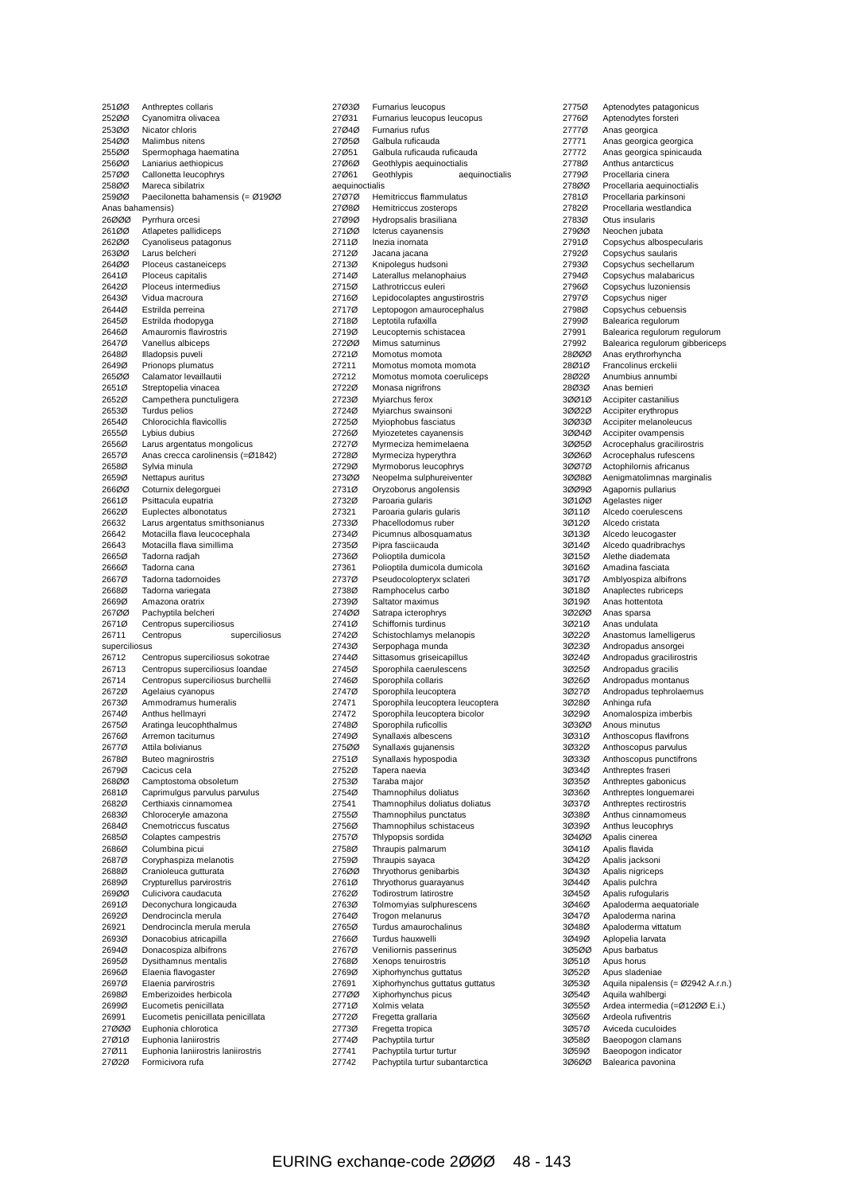251ØØ Anthreptes collaris
252ØØ Cyanomitra olivacea
253ØØ Nicator chloris
254ØØ Malimbus nitens
255ØØ Spermophaga haematina
256ØØ Laniarius aethiopicus
257ØØ Callonetta leucophrys
258ØØ Mareca sibilatrix
259ØØ Paecilonetta bahamensis (= Ø19ØØ Anas bahamensis)
26ØØØ Pyrrhura orcesi
261ØØ Atlapetes pallidiceps
262ØØ Cyanoliseus patagonus
263ØØ Larus belcheri
264ØØ Ploceus castaneiceps
2641Ø Ploceus capitalis
2642Ø Ploceus intermedius
2643Ø Vidua macroura
2644Ø Estrilda perreina
2645Ø Estrilda rhodopyga
2646Ø Amaurornis flavirostris
2647Ø Vanellus albiceps
2648Ø Illadopsis puveli
2649Ø Prionops plumatus
265ØØ Calamator levaillautii
2651Ø Streptopelia vinacea
2652Ø Campethera punctuligera
2653Ø Turdus pelios
2654Ø Chlorocichla flavicollis
2655Ø Lybius dubius
2656Ø Larus argentatus mongolicus
2657Ø Anas crecca carolinensis (=Ø1842)
2658Ø Sylvia minula
2659Ø Nettapus auritus
266ØØ Coturnix delegorguei
2661Ø Psittacula eupatria
2662Ø Euplectes albonotatus
26632 Larus argentatus smithsonianus
26642 Motacilla flava leucocephala
26643 Motacilla flava simillima
2665Ø Tadorna radjah
2666Ø Tadorna cana
2667Ø Tadorna tadornoides
2668Ø Tadorna variegata
2669Ø Amazona oratrix
267ØØ Pachyptila belcheri
2671Ø Centropus superciliosus
26711 Centropus superciliosus superciliosus
26712 Centropus superciliosus sokotrae
26713 Centropus superciliosus loandae
26714 Centropus superciliosus burchellii
2672Ø Agelaius cyanopus
2673Ø Ammodramus humeralis
2674Ø Anthus hellmayri
2675Ø Aratinga leucophthalmus
2676Ø Arremon taciturnus
2677Ø Attila bolivianus
2678Ø Buteo magnirostris
2679Ø Cacicus cela
268ØØ Camptostoma obsoletum
2681Ø Caprimulgus parvulus parvulus
2682Ø Certhiaxis cinnamomea
2683Ø Chloroceryle amazona
2684Ø Cnemotriccus fuscatus
2685Ø Colaptes campestris
2686Ø Columbina picui
2687Ø Coryphaspiza melanotis
2688Ø Cranioleuca gutturata
2689Ø Crypturellus parvirostris
269ØØ Culicivora caudacuta
2691Ø Deconychura longicauda
2692Ø Dendrocincla merula
26921 Dendrocincla merula merula
2693Ø Donacobius atricapilla
2694Ø Donacospiza albifrons
2695Ø Dysithamnus mentalis
2696Ø Elaenia flavogaster
2697Ø Elaenia parvirostris
2698Ø Emberizoides herbicola
2699Ø Eucometis penicillata
26991 Eucometis penicillata penicillata
27ØØØ Euphonia chlorotica
27Ø1Ø Euphonia laniirostris
27Ø11 Euphonia laniirostris laniirostris
27Ø2Ø Formicivora rufa
27Ø3Ø Furnarius leucopus
27Ø31 Furnarius leucopus leucopus
27Ø4Ø Furnarius rufus
27Ø5Ø Galbula ruficauda
27Ø51 Galbula ruficauda ruficauda
27Ø6Ø Geothlypis aequinoctialis
27Ø61 Geothlypis aequinoctialis aequinoctialis
27Ø7Ø Hemitriccus flammulatus
27Ø8Ø Hemitriccus zosterops
27Ø9Ø Hydropsalis brasiliana
271ØØ Icterus cayanensis
2711Ø Inezia inornata
2712Ø Jacana jacana
2713Ø Knipolegus hudsoni
2714Ø Laterallus melanophaius
2715Ø Lathrotriccus euleri
2716Ø Lepidocolaptes angustirostris
2717Ø Leptopogon amaurocephalus
2718Ø Leptotila rufaxilla
2719Ø Leucopternis schistacea
272ØØ Mimus saturninus
2721Ø Momotus momota
27211 Momotus momota momota
27212 Momotus momota coeruliceps
2722Ø Monasa nigrifrons
2723Ø Myiarchus ferox
2724Ø Myiarchus swainsoni
2725Ø Myiophobus fasciatus
2726Ø Myiozetetes cayanensis
2727Ø Myrmeciza hemimelaena
2728Ø Myrmeciza hyperythra
2729Ø Myrmoborus leucophrys
273ØØ Neopelma sulphureiventer
2731Ø Oryzoborus angolensis
2732Ø Paroaria gularis
27321 Paroaria gularis gularis
2733Ø Phacellodomus ruber
2734Ø Picumnus albosquamatus
2735Ø Pipra fasciicauda
2736Ø Polioptila dumicola
27361 Polioptila dumicola dumicola
2737Ø Pseudocolopteryx sclateri
2738Ø Ramphocelus carbo
2739Ø Saltator maximus
274ØØ Satrapa icterophrys
2741Ø Schiffornis turdinus
2742Ø Schistochlamys melanopis
2743Ø Serpophaga munda
2744Ø Sittasomus griseicapillus
2745Ø Sporophila caerulescens
2746Ø Sporophila collaris
2747Ø Sporophila leucoptera
27471 Sporophila leucoptera leucoptera
27472 Sporophila leucoptera bicolor
2748Ø Sporophila ruficollis
2749Ø Synallaxis albescens
275ØØ Synallaxis gujanensis
2751Ø Synallaxis hypospodia
2752Ø Tapera naevia
2753Ø Taraba major
2754Ø Thamnophilus doliatus
27541 Thamnophilus doliatus doliatus
2755Ø Thamnophilus punctatus
2756Ø Thamnophilus schistaceus
2757Ø Thlypopsis sordida
2758Ø Thraupis palmarum
2759Ø Thraupis sayaca
276ØØ Thryothorus genibarbis
2761Ø Thryothorus guarayanus
2762Ø Todirostrum latirostre
2763Ø Tolmomyias sulphurescens
2764Ø Trogon melanurus
2765Ø Turdus amaurochalinus
2766Ø Turdus hauxwelli
2767Ø Veniliornis passerinus
2768Ø Xenops tenuirostris
2769Ø Xiphorhynchus guttatus
27691 Xiphorhynchus guttatus guttatus
277ØØ Xiphorhynchus picus
2771Ø Xolmis velata
2772Ø Fregetta grallaria
2773Ø Fregetta tropica
2774Ø Pachyptila turtur
27741 Pachyptila turtur turtur
27742 Pachyptila turtur subantarctica
2775Ø Aptenodytes patagonicus
2776Ø Aptenodytes forsteri
2777Ø Anas georgica
27771 Anas georgica georgica
27772 Anas georgica spinicauda
2778Ø Anthus antarcticus
2779Ø Procellaria cinera
278ØØ Procellaria aequinoctialis
2781Ø Procellaria parkinsoni
2782Ø Procellaria westlandica
2783Ø Otus insularis
279ØØ Neochen jubata
2791Ø Copsychus albospecularis
2792Ø Copsychus saularis
2793Ø Copsychus sechellarum
2794Ø Copsychus malabaricus
2796Ø Copsychus luzoniensis
2797Ø Copsychus niger
2798Ø Copsychus cebuensis
2799Ø Balearica regulorum
27991 Balearica regulorum regulorum
27992 Balearica regulorum gibbericeps
28ØØØ Anas erythrorhyncha
28Ø1Ø Francolinus erckelii
28Ø2Ø Anumbius annumbi
28Ø3Ø Anas bernieri
3ØØ1Ø Accipiter castanilius
3ØØ2Ø Accipiter erythropus
3ØØ3Ø Accipiter melanoleucus
3ØØ4Ø Accipiter ovampensis
3ØØ5Ø Acrocephalus gracilirostris
3ØØ6Ø Acrocephalus rufescens
3ØØ7Ø Actophilornis africanus
3ØØ8Ø Aenigmatolimnas marginalis
3ØØ9Ø Agapornis pullarius
3Ø1ØØ Agelastes niger
3Ø11Ø Alcedo coerulescens
3Ø12Ø Alcedo cristata
3Ø13Ø Alcedo leucogaster
3Ø14Ø Alcedo quadribrachys
3Ø15Ø Alethe diademata
3Ø16Ø Amadina fasciata
3Ø17Ø Amblyospiza albifrons
3Ø18Ø Anaplectes rubriceps
3Ø19Ø Anas hottentota
3Ø2ØØ Anas sparsa
3Ø21Ø Anas undulata
3Ø22Ø Anastomus lamelligerus
3Ø23Ø Andropadus ansorgei
3Ø24Ø Andropadus gracilirostris
3Ø25Ø Andropadus gracilis
3Ø26Ø Andropadus montanus
3Ø27Ø Andropadus tephrolaemus
3Ø28Ø Anhinga rufa
3Ø29Ø Anomalospiza imberbis
3Ø3ØØ Anous minutus
3Ø31Ø Anthoscopus flavifrons
3Ø32Ø Anthoscopus parvulus
3Ø33Ø Anthoscopus punctifrons
3Ø34Ø Anthreptes fraseri
3Ø35Ø Anthreptes gabonicus
3Ø36Ø Anthreptes longuemarei
3Ø37Ø Anthreptes rectirostris
3Ø38Ø Anthus cinnamomeus
3Ø39Ø Anthus leucophrys
3Ø4ØØ Apalis cinerea
3Ø41Ø Apalis flavida
3Ø42Ø Apalis jacksoni
3Ø43Ø Apalis nigriceps
3Ø44Ø Apalis pulchra
3Ø45Ø Apalis rufogularis
3Ø46Ø Apaloderma aequatoriale
3Ø47Ø Apaloderma narina
3Ø48Ø Apaloderma vittatum
3Ø49Ø Aplopelia larvata
3Ø5ØØ Apus barbatus
3Ø51Ø Apus horus
3Ø52Ø Apus sladeniae
3Ø53Ø Aquila nipalensis (= Ø2942 A.r.n.)
3Ø54Ø Aquila wahlbergi
3Ø55Ø Ardea intermedia (=Ø12ØØ E.i.)
3Ø56Ø Ardeola rufiventris
3Ø57Ø Aviceda cuculoides
3Ø58Ø Baeopogon clamans
3Ø59Ø Baeopogon indicator
3Ø6ØØ Balearica pavonina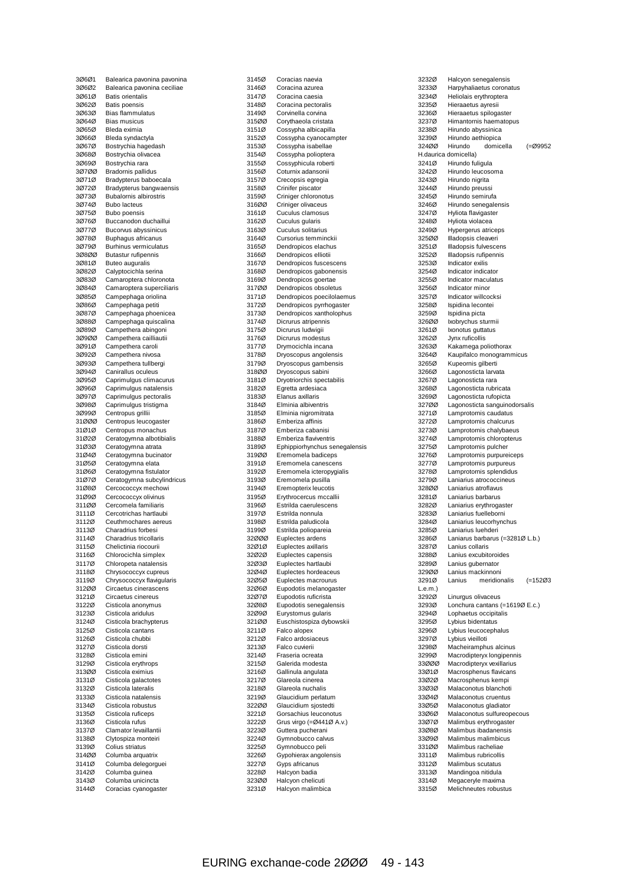| Code | Species |
|---|---|
| 3Ø6Ø1 | Balearica pavonina pavonina |
| 3Ø6Ø2 | Balearica pavonina ceciliae |
| 3Ø61Ø | Batis orientalis |
| 3Ø62Ø | Batis poensis |
| 3Ø63Ø | Bias flammulatus |
| 3Ø64Ø | Bias musicus |
| 3Ø65Ø | Bleda eximia |
| 3Ø66Ø | Bleda syndactyla |
| 3Ø67Ø | Bostrychia hagedash |
| 3Ø68Ø | Bostrychia olivacea |
| 3Ø69Ø | Bostrychia rara |
| 3Ø7ØØ | Bradornis pallidus |
| 3Ø71Ø | Bradypterus baboecala |
| 3Ø72Ø | Bradypterus bangwaensis |
| 3Ø73Ø | Bubalornis albirostris |
| 3Ø74Ø | Bubo lacteus |
| 3Ø75Ø | Bubo poensis |
| 3Ø76Ø | Buccanodon duchaillui |
| 3Ø77Ø | Bucorvus abyssinicus |
| 3Ø78Ø | Buphagus africanus |
| 3Ø79Ø | Burhinus vermiculatus |
| 3Ø8ØØ | Butastur rufipennis |
| 3Ø81Ø | Buteo auguralis |
| 3Ø82Ø | Calyptocichla serina |
| 3Ø83Ø | Camaroptera chloronota |
| 3Ø84Ø | Camaroptera superciliaris |
| 3Ø85Ø | Campephaga oriolina |
| 3Ø86Ø | Campephaga petiti |
| 3Ø87Ø | Campephaga phoenicea |
| 3Ø88Ø | Campephaga quiscalina |
| 3Ø89Ø | Campethera abingoni |
| 3Ø9ØØ | Campethera cailliautii |
| 3Ø91Ø | Campethera caroli |
| 3Ø92Ø | Campethera nivosa |
| 3Ø93Ø | Campethera tullbergi |
| 3Ø94Ø | Canirallus oculeus |
| 3Ø95Ø | Caprimulgus climacurus |
| 3Ø96Ø | Caprimulgus natalensis |
| 3Ø97Ø | Caprimulgus pectoralis |
| 3Ø98Ø | Caprimulgus tristigma |
| 3Ø99Ø | Centropus grillii |
| 31ØØØ | Centropus leucogaster |
| 31Ø1Ø | Centropus monachus |
| 31Ø2Ø | Ceratogymna albotibialis |
| 31Ø3Ø | Ceratogymna atrata |
| 31Ø4Ø | Ceratogymna bucinator |
| 31Ø5Ø | Ceratogymna elata |
| 31Ø6Ø | Ceratogymna fistulator |
| 31Ø7Ø | Ceratogymna subcylindricus |
| 31Ø8Ø | Cercococcyx mechowi |
| 31Ø9Ø | Cercococcyx olivinus |
| 311ØØ | Cercomela familiaris |
| 3111Ø | Cercotrichas hartlaubi |
| 3112Ø | Ceuthmochares aereus |
| 3113Ø | Charadrius forbesi |
| 3114Ø | Charadrius tricollaris |
| 3115Ø | Chelictinia riocourii |
| 3116Ø | Chlorocichla simplex |
| 3117Ø | Chloropeta natalensis |
| 3118Ø | Chrysococcyx cupreus |
| 3119Ø | Chrysococcyx flavigularis |
| 312ØØ | Circaetus cinerascens |
| 3121Ø | Circaetus cinereus |
| 3122Ø | Cisticola anonymus |
| 3123Ø | Cisticola aridulus |
| 3124Ø | Cisticola brachypterus |
| 3125Ø | Cisticola cantans |
| 3126Ø | Cisticola chubbi |
| 3127Ø | Cisticola dorsti |
| 3128Ø | Cisticola emini |
| 3129Ø | Cisticola erythrops |
| 313ØØ | Cisticola eximius |
| 3131Ø | Cisticola galactotes |
| 3132Ø | Cisticola lateralis |
| 3133Ø | Cisticola natalensis |
| 3134Ø | Cisticola robustus |
| 3135Ø | Cisticola ruficeps |
| 3136Ø | Cisticola rufus |
| 3137Ø | Clamator levaillantii |
| 3138Ø | Clytospiza monteiri |
| 3139Ø | Colius striatus |
| 314ØØ | Columba arquatrix |
| 3141Ø | Columba delegorguei |
| 3142Ø | Columba guinea |
| 3143Ø | Columba unicincta |
| 3144Ø | Coracias cyanogaster |
| 3145Ø | Coracias naevia |
| 3146Ø | Coracina azurea |
| 3147Ø | Coracina caesia |
| 3148Ø | Coracina pectoralis |
| 3149Ø | Corvinella corvina |
| 315ØØ | Corythaeola cristata |
| 3151Ø | Cossypha albicapilla |
| 3152Ø | Cossypha cyanocampter |
| 3153Ø | Cossypha isabellae |
| 3154Ø | Cossypha polioptera |
| 3155Ø | Cossyphicula roberti |
| 3156Ø | Coturnix adansonii |
| 3157Ø | Crecopsis egregia |
| 3158Ø | Crinifer piscator |
| 3159Ø | Criniger chloronotus |
| 316ØØ | Criniger olivaceus |
| 3161Ø | Cuculus clamosus |
| 3162Ø | Cuculus gularis |
| 3163Ø | Cuculus solitarius |
| 3164Ø | Cursorius temminckii |
| 3165Ø | Dendropicos elachus |
| 3166Ø | Dendropicos elliotii |
| 3167Ø | Dendropicos fuscescens |
| 3168Ø | Dendropicos gabonensis |
| 3169Ø | Dendropicos goertae |
| 317ØØ | Dendropicos obsoletus |
| 3171Ø | Dendropicos poecilolaemus |
| 3172Ø | Dendropicos pyrrhogaster |
| 3173Ø | Dendropicos xantholophus |
| 3174Ø | Dicrurus atripennis |
| 3175Ø | Dicrurus ludwigii |
| 3176Ø | Dicrurus modestus |
| 3177Ø | Drymocichla incana |
| 3178Ø | Dryoscopus angolensis |
| 3179Ø | Dryoscopus gambensis |
| 318ØØ | Dryoscopus sabini |
| 3181Ø | Dryotriorchis spectabilis |
| 3182Ø | Egretta ardesiaca |
| 3183Ø | Elanus axillaris |
| 3184Ø | Elminia albiventris |
| 3185Ø | Elminia nigromitrata |
| 3186Ø | Emberiza affinis |
| 3187Ø | Emberiza cabanisi |
| 3188Ø | Emberiza flaviventris |
| 3189Ø | Ephippiorhynchus senegalensis |
| 319ØØ | Eremomela badiceps |
| 3191Ø | Eremomela canescens |
| 3192Ø | Eremomela icteropygialis |
| 3193Ø | Eremomela pusilla |
| 3194Ø | Eremopterix leucotis |
| 3195Ø | Erythrocercus mccallii |
| 3196Ø | Estrilda caerulescens |
| 3197Ø | Estrilda nonnula |
| 3198Ø | Estrilda paludicola |
| 3199Ø | Estrilda poliopareia |
| 32ØØØ | Euplectes ardens |
| 32Ø1Ø | Euplectes axillaris |
| 32Ø2Ø | Euplectes capensis |
| 32Ø3Ø | Euplectes hartlaubi |
| 32Ø4Ø | Euplectes hordeaceus |
| 32Ø5Ø | Euplectes macrourus |
| 32Ø6Ø | Eupodotis melanogaster |
| 32Ø7Ø | Eupodotis ruficrista |
| 32Ø8Ø | Eupodotis senegalensis |
| 32Ø9Ø | Eurystomus gularis |
| 321ØØ | Euschistospiza dybowskii |
| 3211Ø | Falco alopex |
| 3212Ø | Falco ardosiaceus |
| 3213Ø | Falco cuvierii |
| 3214Ø | Fraseria ocreata |
| 3215Ø | Galerida modesta |
| 3216Ø | Gallinula angulata |
| 3217Ø | Glareola cinerea |
| 3218Ø | Glareola nuchalis |
| 3219Ø | Glaucidium perlatum |
| 322ØØ | Glaucidium sjostedti |
| 3221Ø | Gorsachius leuconotus |
| 3222Ø | Grus virgo (=Ø441Ø A.v.) |
| 3223Ø | Guttera pucherani |
| 3224Ø | Gymnobucco calvus |
| 3225Ø | Gymnobucco peli |
| 3226Ø | Gypohierax angolensis |
| 3227Ø | Gyps africanus |
| 3228Ø | Halcyon badia |
| 323ØØ | Halcyon chelicuti |
| 3231Ø | Halcyon malimbica |
| 3232Ø | Halcyon senegalensis |
| 3233Ø | Harpyhaliaetus coronatus |
| 3234Ø | Heliolais erythroptera |
| 3235Ø | Hieraaetus ayresii |
| 3236Ø | Hieraaetus spilogaster |
| 3237Ø | Himantornis haematopus |
| 3238Ø | Hirundo abyssinica |
| 3239Ø | Hirundo aethiopica |
| 324ØØ | Hirundo domicella (=Ø9952 H.daurica domicella) |
| 3241Ø | Hirundo fuligula |
| 3242Ø | Hirundo leucosoma |
| 3243Ø | Hirundo nigrita |
| 3244Ø | Hirundo preussi |
| 3245Ø | Hirundo semirufa |
| 3246Ø | Hirundo senegalensis |
| 3247Ø | Hyliota flavigaster |
| 3248Ø | Hyliota violacea |
| 3249Ø | Hypergerus atriceps |
| 325ØØ | Illadopsis cleaveri |
| 3251Ø | Illadopsis fulvescens |
| 3252Ø | Illadopsis rufipennis |
| 3253Ø | Indicator exilis |
| 3254Ø | Indicator indicator |
| 3255Ø | Indicator maculatus |
| 3256Ø | Indicator minor |
| 3257Ø | Indicator willcocksi |
| 3258Ø | Ispidina lecontei |
| 3259Ø | Ispidina picta |
| 326ØØ | Ixobrychus sturmii |
| 3261Ø | Ixonotus guttatus |
| 3262Ø | Jynx ruficollis |
| 3263Ø | Kakamega poliothorax |
| 3264Ø | Kaupifalco monogrammicus |
| 3265Ø | Kupeornis gilberti |
| 3266Ø | Lagonosticta larvata |
| 3267Ø | Lagonosticta rara |
| 3268Ø | Lagonosticta rubricata |
| 3269Ø | Lagonosticta rufopicta |
| 327ØØ | Lagonosticta sanguinodorsalis |
| 3271Ø | Lamprotornis caudatus |
| 3272Ø | Lamprotornis chalcurus |
| 3273Ø | Lamprotornis chalybaeus |
| 3274Ø | Lamprotornis chloropterus |
| 3275Ø | Lamprotornis pulcher |
| 3276Ø | Lamprotornis purpureiceps |
| 3277Ø | Lamprotornis purpureus |
| 3278Ø | Lamprotornis splendidus |
| 3279Ø | Laniarius atrococcineus |
| 328ØØ | Laniarius atroflavus |
| 3281Ø | Laniarius barbarus |
| 3282Ø | Laniarius erythrogaster |
| 3283Ø | Laniarius fuelleborni |
| 3284Ø | Laniarius leucorhynchus |
| 3285Ø | Laniarius luehderi |
| 3286Ø | Laniarus barbarus (=3281Ø L.b.) |
| 3287Ø | Lanius collaris |
| 3288Ø | Lanius excubitoroides |
| 3289Ø | Lanius gubernator |
| 329ØØ | Lanius mackinnoni |
| 3291Ø | Lanius meridionalis (=152Ø3 L.e.m.) |
| 3292Ø | Linurgus olivaceus |
| 3293Ø | Lonchura cantans (=1619Ø E.c.) |
| 3294Ø | Lophaetus occipitalis |
| 3295Ø | Lybius bidentatus |
| 3296Ø | Lybius leucocephalus |
| 3297Ø | Lybius vieilloti |
| 3298Ø | Macheiramphus alcinus |
| 3299Ø | Macrodipteryx longipennis |
| 33ØØØ | Macrodipteryx vexillarius |
| 33Ø1Ø | Macrosphenus flavicans |
| 33Ø2Ø | Macrosphenus kempi |
| 33Ø3Ø | Malaconotus blanchoti |
| 33Ø4Ø | Malaconotus cruentus |
| 33Ø5Ø | Malaconotus gladiator |
| 33Ø6Ø | Malaconotus sulfureopecous |
| 33Ø7Ø | Malimbus erythrogaster |
| 33Ø8Ø | Malimbus ibadanensis |
| 33Ø9Ø | Malimbus malimbicus |
| 331ØØ | Malimbus racheliae |
| 3311Ø | Malimbus rubricollis |
| 3312Ø | Malimbus scutatus |
| 3313Ø | Mandingoa nitidula |
| 3314Ø | Megaceryle maxima |
| 3315Ø | Melichneutes robustus |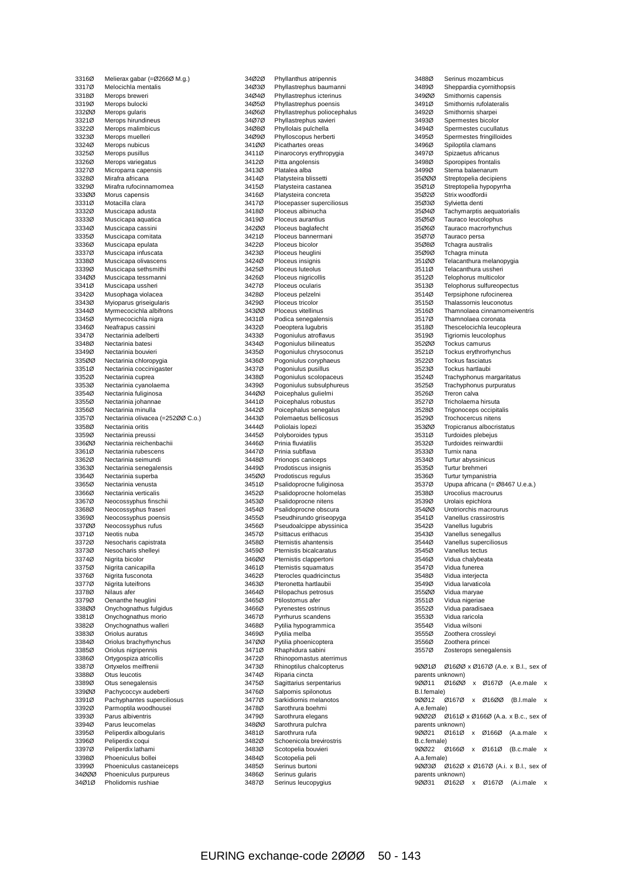33160 Melierax gabar (=02660 M.g.)
33170 Melocichla mentalis
33180 Merops breweri
33190 Merops bulocki
33200 Merops gularis
33210 Merops hirundineus
33220 Merops malimbicus
33230 Merops muelleri
33240 Merops nubicus
33250 Merops pusillus
33260 Merops variegatus
33270 Microparra capensis
33280 Mirafra africana
33290 Mirafra rufocinnamomea
33300 Morus capensis
33310 Motacilla clara
33320 Muscicapa adusta
33330 Muscicapa aquatica
33340 Muscicapa cassini
33350 Muscicapa comitata
33360 Muscicapa epulata
33370 Muscicapa infuscata
33380 Muscicapa olivascens
33390 Muscicapa sethsmithi
33400 Muscicapa tessmanni
33410 Muscicapa ussheri
33420 Musophaga violacea
33430 Myioparus griseigularis
33440 Myrmecocichla albifrons
33450 Myrmecocichla nigra
33460 Neafrapus cassini
33470 Nectarinia adelberti
33480 Nectarinia batesi
33490 Nectarinia bouvieri
33500 Nectarinia chloropygia
33510 Nectarinia coccinigaster
33520 Nectarinia cuprea
33530 Nectarinia cyanolaema
33540 Nectarinia fuliginosa
33550 Nectarinia johannae
33560 Nectarinia minulla
33570 Nectarinia olivacea (=25200 C.o.)
33580 Nectarinia oritis
33590 Nectarinia preussi
33600 Nectarinia reichenbachii
33610 Nectarinia rubescens
33620 Nectarinia seimundi
33630 Nectarinia senegalensis
33640 Nectarinia superba
33650 Nectarinia venusta
33660 Nectarinia verticalis
33670 Neocossyphus finschii
33680 Neocossyphus fraseri
33690 Neocossyphus poensis
33700 Neocossyphus rufus
33710 Neotis nuba
33720 Nesocharis capistrata
33730 Nesocharis shelleyi
33740 Nigrita bicolor
33750 Nigrita canicapilla
33760 Nigrita fusconota
33770 Nigrita luteifrons
33780 Nilaus afer
33790 Oenanthe heuglini
33800 Onychognathus fulgidus
33810 Onychognathus morio
33820 Onychognathus walleri
33830 Oriolus auratus
33840 Oriolus brachyrhynchus
33850 Oriolus nigripennis
33860 Ortygospiza atricollis
33870 Ortyxelos meiffrenii
33880 Otus leucotis
33890 Otus senegalensis
33900 Pachycoccyx audeberti
33910 Pachyphantes superciliosus
33920 Parmoptila woodhousei
33930 Parus albiventris
33940 Parus leucomelas
33950 Peliperdix albogularis
33960 Peliperdix coqui
33970 Peliperdix lathami
33980 Phoeniculus bollei
33990 Phoeniculus castaneiceps
34000 Phoeniculus purpureus
34010 Pholidornis rushiae
34020 Phyllanthus atripennis
34030 Phyllastrephus baumanni
34040 Phyllastrephus icterinus
34050 Phyllastrephus poensis
34060 Phyllastrephus poliocephalus
34070 Phyllastrephus xavieri
34080 Phyllolais pulchella
34090 Phylloscopus herberti
34100 Picathartes oreas
34110 Pinarocorys erythropygia
34120 Pitta angolensis
34130 Platalea alba
34140 Platysteira blissetti
34150 Platysteira castanea
34160 Platysteira concreta
34170 Plocepasser superciliosus
34180 Ploceus albinucha
34190 Ploceus aurantius
34200 Ploceus baglafecht
34210 Ploceus bannermani
34220 Ploceus bicolor
34230 Ploceus heuglini
34240 Ploceus insignis
34250 Ploceus luteolus
34260 Ploceus nigricollis
34270 Ploceus ocularis
34280 Ploceus pelzelni
34290 Ploceus tricolor
34300 Ploceus vitellinus
34310 Podica senegalensis
34320 Poeoptera lugubris
34330 Pogoniulus atroflavus
34340 Pogoniulus bilineatus
34350 Pogoniulus chrysoconus
34360 Pogoniulus coryphaeus
34370 Pogoniulus pusillus
34380 Pogoniulus scolopaceus
34390 Pogoniulus subsulphureus
34400 Poicephalus gulielmi
34410 Poicephalus robustus
34420 Poicephalus senegalus
34430 Polemaetus bellicosus
34440 Poliolais lopezi
34450 Polyboroides typus
34460 Prinia fluviatilis
34470 Prinia subflava
34480 Prionops caniceps
34490 Prodotiscus insignis
34500 Prodotiscus regulus
34510 Psalidoprocne fuliginosa
34520 Psalidoprocne holomelas
34530 Psalidoprocne nitens
34540 Psalidoprocne obscura
34550 Pseudhirundo griseopyga
34560 Pseudoalcippe abyssinica
34570 Psittacus erithacus
34580 Pternistis ahantensis
34590 Pternistis bicalcaratus
34600 Pternistis clappertoni
34610 Pternistis squamatus
34620 Pterocles quadricinctus
34630 Pteronetta hartlaubii
34640 Ptilopachus petrosus
34650 Ptilostomus afer
34660 Pyrenestes ostrinus
34670 Pyrrhurus scandens
34680 Pytilia hypogrammica
34690 Pytilia melba
34700 Pytilia phoenicoptera
34710 Rhaphidura sabini
34720 Rhinopomastus aterrimus
34730 Rhinoptilus chalcopterus
34740 Riparia cincta
34750 Sagittarius serpentarius
34760 Salpornis spilonotus
34770 Sarkidiornis melanotos
34780 Sarothrura boehmi
34790 Sarothrura elegans
34800 Sarothrura pulchra
34810 Sarothrura rufa
34820 Schoenicola brevirostris
34830 Scotopelia bouvieri
34840 Scotopelia peli
34850 Serinus burtoni
34860 Serinus gularis
34870 Serinus leucopygius
34880 Serinus mozambicus
34890 Sheppardia cyornithopsis
34900 Smithornis capensis
34910 Smithornis rufolateralis
34920 Smithornis sharpei
34930 Spermestes bicolor
34940 Spermestes cucullatus
34950 Spermestes fringilloides
34960 Spiloptila clamans
34970 Spizaetus africanus
34980 Sporopipes frontalis
34990 Sterna balaenarum
35000 Streptopelia decipiens
35010 Streptopelia hypopyrrha
35020 Strix woodfordii
35030 Sylvietta denti
35040 Tachymarptis aequatorialis
35050 Tauraco leucolophus
35060 Tauraco macrorhynchus
35070 Tauraco persa
35080 Tchagra australis
35090 Tchagra minuta
35100 Telacanthura melanopygia
35110 Telacanthura ussheri
35120 Telophorus multicolor
35130 Telophorus sulfureopectus
35140 Terpsiphone rufocinerea
35150 Thalassornis leuconotus
35160 Thamnolaea cinnamomeiventris
35170 Thamnolaea coronata
35180 Thescelocichla leucopleura
35190 Tigriornis leucolophus
35200 Tockus camurus
35210 Tockus erythrorhynchus
35220 Tockus fasciatus
35230 Tockus hartlaubi
35240 Trachyphonus margaritatus
35250 Trachyphonus purpuratus
35260 Treron calva
35270 Tricholaema hirsuta
35280 Trigonoceps occipitalis
35290 Trochocercus nitens
35300 Tropicranus albocristatus
35310 Turdoides plebejus
35320 Turdoides reinwardtii
35330 Turnix nana
35340 Turtur abyssinicus
35350 Turtur brehmeri
35360 Turtur tympanistria
35370 Upupa africana (= 08467 U.e.a.)
35380 Urocolius macrourus
35390 Urolais epichlora
35400 Urotriorchis macrourus
35410 Vanellus crassirostris
35420 Vanellus lugubris
35430 Vanellus senegallus
35440 Vanellus superciliosus
35450 Vanellus tectus
35460 Vidua chalybeata
35470 Vidua funerea
35480 Vidua interjecta
35490 Vidua larvaticola
35500 Vidua maryae
35510 Vidua nigeriae
35520 Vidua paradisaea
35530 Vidua raricola
35540 Vidua wilsoni
35550 Zoothera crossleyi
35560 Zoothera princei
35570 Zosterops senegalensis

90010 01600 x 01670 (A.e. x B.l., sex of parents unknown)
90011 01600 x 01670 (A.e.male x B.l.female)
90012 01670 x 01600 (B.l.male x A.e.female)
90020 01610 x 01660 (A.a. x B.c., sex of parents unknown)
90021 01610 x 01660 (A.a.male x B.c.female)
90022 01660 x 01610 (B.c.male x A.a.female)
90030 01620 x 01670 (A.i. x B.l., sex of parents unknown)
90031 01620 x 01670 (A.i.male x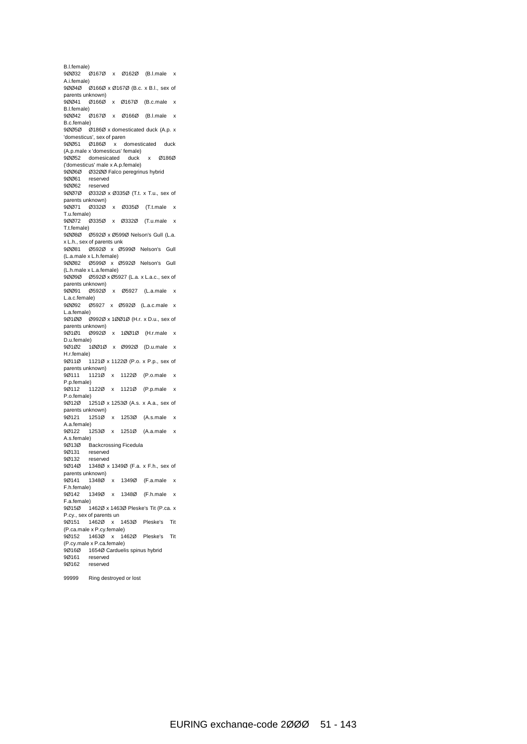B.l.female)
9ØØ32 Ø167Ø x Ø162Ø (B.l.male x A.i.female)
9ØØ4Ø Ø166Ø x Ø167Ø (B.c. x B.l., sex of parents unknown)
9ØØ41 Ø166Ø x Ø167Ø (B.c.male x B.l.female)
9ØØ42 Ø167Ø x Ø166Ø (B.l.male x B.c.female)
9ØØ5Ø Ø186Ø x domesticated duck (A.p. x 'domesticus', sex of paren
9ØØ51 Ø186Ø x domesticated duck (A.p.male x 'domesticus' female)
9ØØ52 domesicated duck x Ø186Ø ('domesticus' male x A.p.female)
9ØØ6Ø Ø32ØØ Falco peregrinus hybrid
9ØØ61 reserved
9ØØ62 reserved
9ØØ7Ø Ø332Ø x Ø335Ø (T.t. x T.u., sex of parents unknown)
9ØØ71 Ø332Ø x Ø335Ø (T.t.male x T.u.female)
9ØØ72 Ø335Ø x Ø332Ø (T.u.male x T.t.female)
9ØØ8Ø Ø592Ø x Ø599Ø Nelson's Gull (L.a. x L.h., sex of parents unk
9ØØ81 Ø592Ø x Ø599Ø Nelson's Gull (L.a.male x L.h.female)
9ØØ82 Ø599Ø x Ø592Ø Nelson's Gull (L.h.male x L.a.female)
9ØØ9Ø Ø592Ø x Ø5927 (L.a. x L.a.c., sex of parents unknown)
9ØØ91 Ø592Ø x Ø5927 (L.a.male x L.a.c.female)
9ØØ92 Ø5927 x Ø592Ø (L.a.c.male x L.a.female)
9Ø1ØØ Ø992Ø x 1ØØ1Ø (H.r. x D.u., sex of parents unknown)
9Ø1Ø1 Ø992Ø x 1ØØ1Ø (H.r.male x D.u.female)
9Ø1Ø2 1ØØ1Ø x Ø992Ø (D.u.male x H.r.female)
9Ø11Ø 1121Ø x 1122Ø (P.o. x P.p., sex of parents unknown)
9Ø111 1121Ø x 1122Ø (P.o.male x P.p.female)
9Ø112 1122Ø x 1121Ø (P.p.male x P.o.female)
9Ø12Ø 1251Ø x 1253Ø (A.s. x A.a., sex of parents unknown)
9Ø121 1251Ø x 1253Ø (A.s.male x A.a.female)
9Ø122 1253Ø x 1251Ø (A.a.male x A.s.female)
9Ø13Ø Backcrossing Ficedula
9Ø131 reserved
9Ø132 reserved
9Ø14Ø 1348Ø x 1349Ø (F.a. x F.h., sex of parents unknown)
9Ø141 1348Ø x 1349Ø (F.a.male x F.h.female)
9Ø142 1349Ø x 1348Ø (F.h.male x F.a.female)
9Ø15Ø 1462Ø x 1463Ø Pleske's Tit (P.ca. x P.cy., sex of parents un
9Ø151 1462Ø x 1453Ø Pleske's Tit (P.ca.male x P.cy.female)
9Ø152 1463Ø x 1462Ø Pleske's Tit (P.cy.male x P.ca.female)
9Ø16Ø 1654Ø Carduelis spinus hybrid
9Ø161 reserved
9Ø162 reserved

99999 Ring destroyed or lost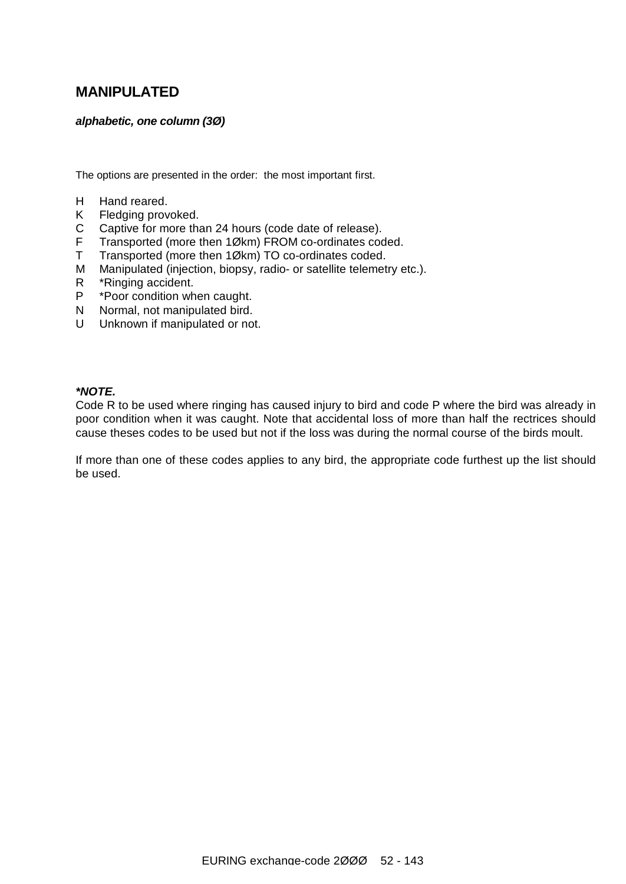## MANIPULATED

***alphabetic, one column (3Ø)***

The options are presented in the order: the most important first.

H Hand reared.
K Fledging provoked.
C Captive for more than 24 hours (code date of release).
F Transported (more then 1Økm) FROM co-ordinates coded.
T Transported (more then 1Økm) TO co-ordinates coded.
M Manipulated (injection, biopsy, radio- or satellite telemetry etc.).
R *Ringing accident.
P *Poor condition when caught.
N Normal, not manipulated bird.
U Unknown if manipulated or not.

***\*NOTE.***
Code R to be used where ringing has caused injury to bird and code P where the bird was already in poor condition when it was caught. Note that accidental loss of more than half the rectrices should cause theses codes to be used but not if the loss was during the normal course of the birds moult.

If more than one of these codes applies to any bird, the appropriate code furthest up the list should be used.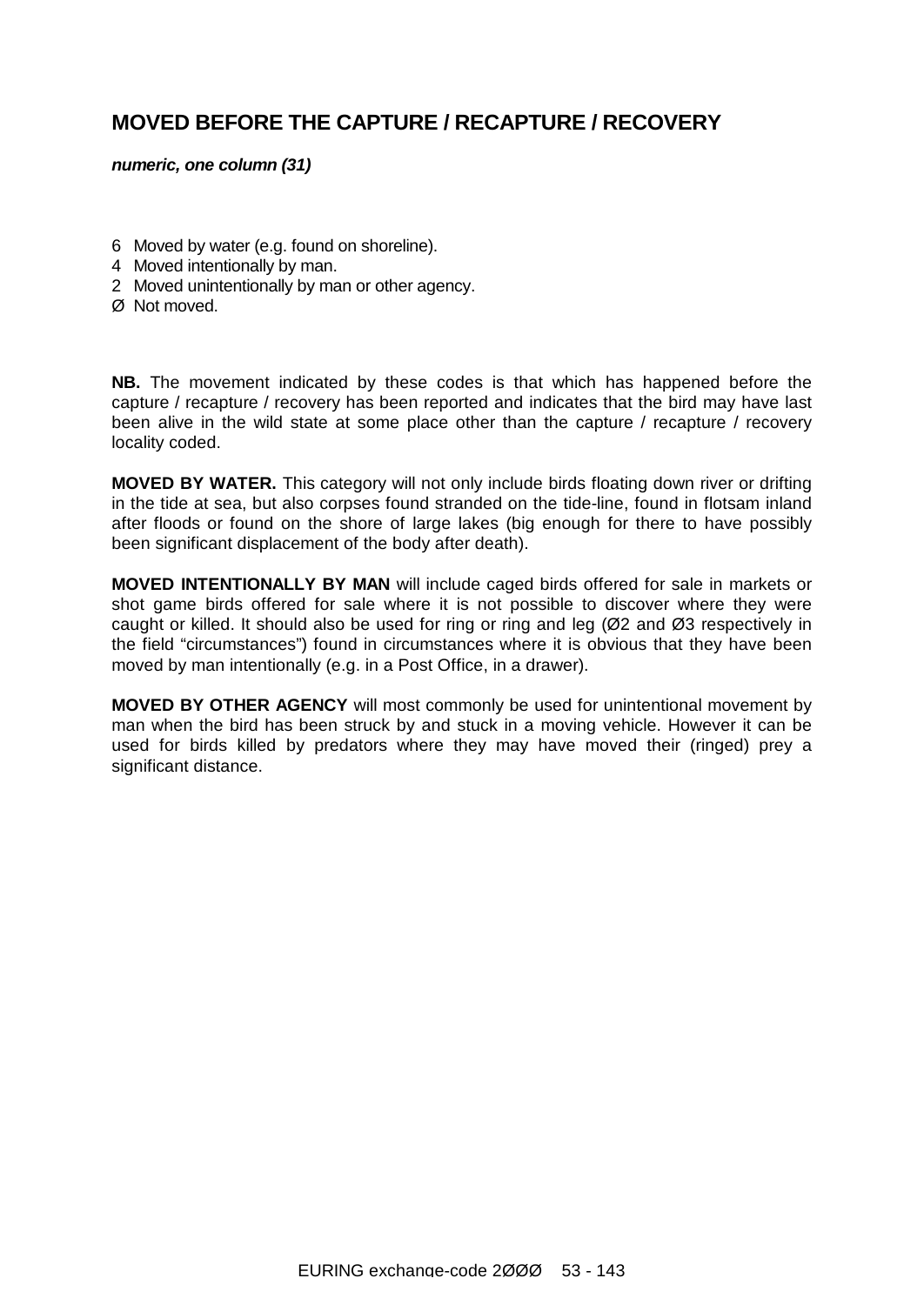## MOVED BEFORE THE CAPTURE / RECAPTURE / RECOVERY

***numeric, one column (31)***

6 Moved by water (e.g. found on shoreline).
4 Moved intentionally by man.
2 Moved unintentionally by man or other agency.
Ø Not moved.

**NB.** The movement indicated by these codes is that which has happened before the capture / recapture / recovery has been reported and indicates that the bird may have last been alive in the wild state at some place other than the capture / recapture / recovery locality coded.

**MOVED BY WATER.** This category will not only include birds floating down river or drifting in the tide at sea, but also corpses found stranded on the tide-line, found in flotsam inland after floods or found on the shore of large lakes (big enough for there to have possibly been significant displacement of the body after death).

**MOVED INTENTIONALLY BY MAN** will include caged birds offered for sale in markets or shot game birds offered for sale where it is not possible to discover where they were caught or killed. It should also be used for ring or ring and leg (Ø2 and Ø3 respectively in the field "circumstances") found in circumstances where it is obvious that they have been moved by man intentionally (e.g. in a Post Office, in a drawer).

**MOVED BY OTHER AGENCY** will most commonly be used for unintentional movement by man when the bird has been struck by and stuck in a moving vehicle. However it can be used for birds killed by predators where they may have moved their (ringed) prey a significant distance.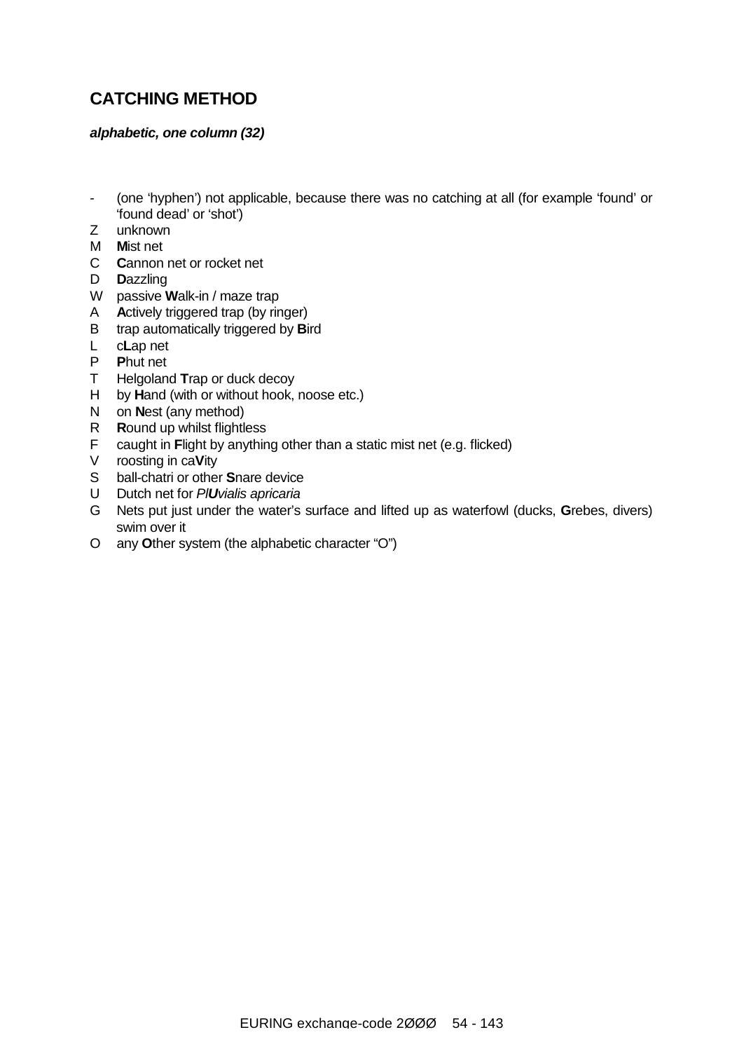## CATCHING METHOD

***alphabetic, one column (32)***

- \- (one ‘hyphen’) not applicable, because there was no catching at all (for example ‘found’ or ‘found dead’ or ‘shot’)
- Z unknown
- M **M**ist net
- C **C**annon net or rocket net
- D **D**azzling
- W passive **W**alk-in / maze trap
- A **A**ctively triggered trap (by ringer)
- B trap automatically triggered by **B**ird
- L c**L**ap net
- P **P**hut net
- T Helgoland **T**rap or duck decoy
- H by **H**and (with or without hook, noose etc.)
- N on **N**est (any method)
- R **R**ound up whilst flightless
- F caught in **F**light by anything other than a static mist net (e.g. flicked)
- V roosting in ca**V**ity
- S ball-chatri or other **S**nare device
- U Dutch net for *Pl**U**vialis apricaria*
- G Nets put just under the water’s surface and lifted up as waterfowl (ducks, **G**rebes, divers) swim over it
- O any **O**ther system (the alphabetic character “O”)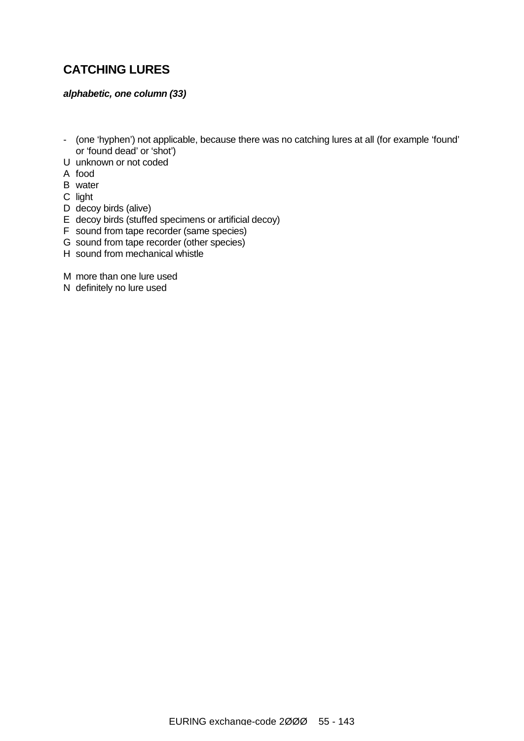## CATCHING LURES

***alphabetic, one column (33)***

- \- (one 'hyphen') not applicable, because there was no catching lures at all (for example 'found' or 'found dead' or 'shot')
- U unknown or not coded
- A food
- B water
- C light
- D decoy birds (alive)
- E decoy birds (stuffed specimens or artificial decoy)
- F sound from tape recorder (same species)
- G sound from tape recorder (other species)
- H sound from mechanical whistle

- M more than one lure used
- N definitely no lure used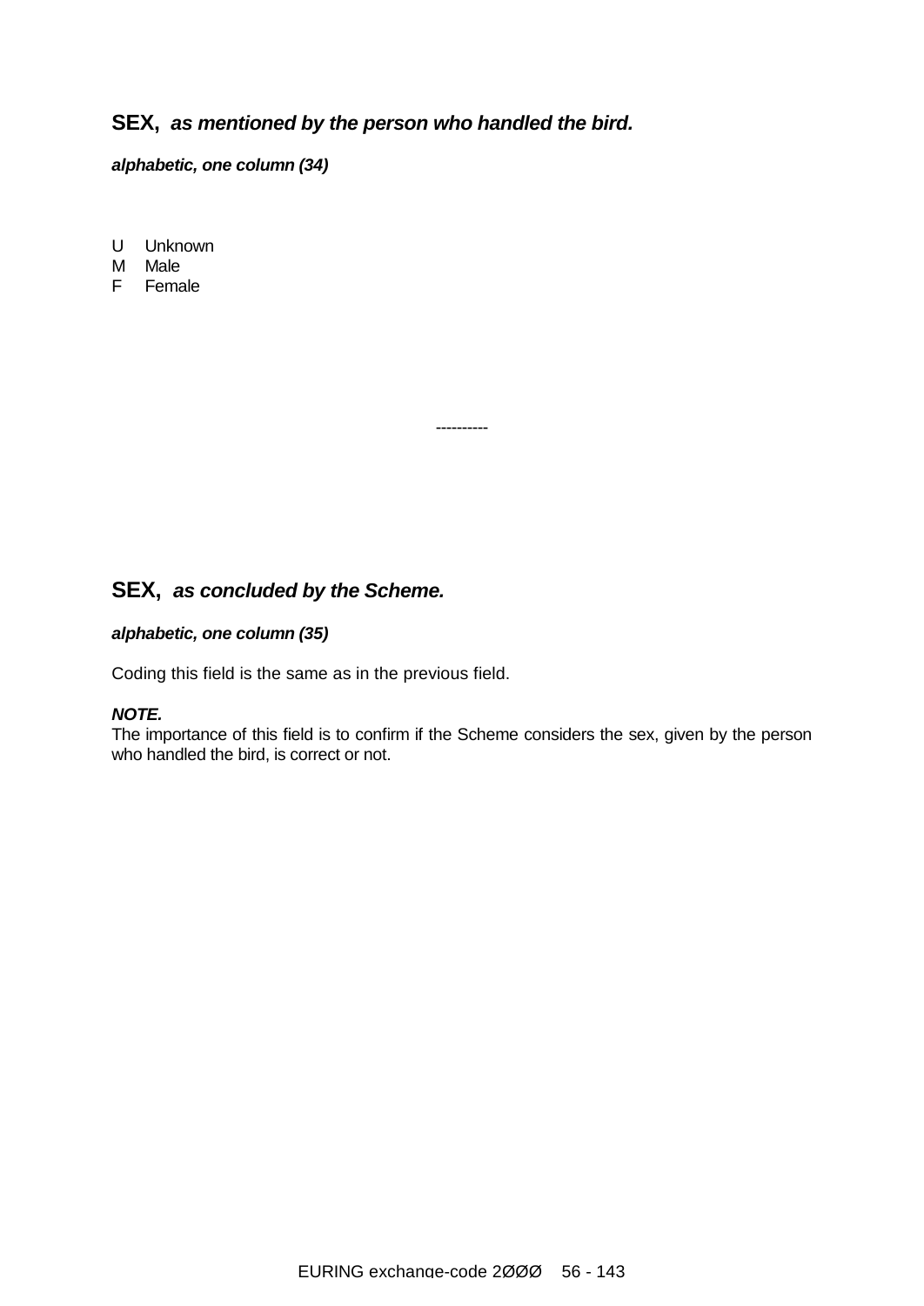## SEX, *as mentioned by the person who handled the bird.*

***alphabetic, one column (34)***

U Unknown
M Male
F Female

----------

## SEX, *as concluded by the Scheme.*

***alphabetic, one column (35)***

Coding this field is the same as in the previous field.

***NOTE.***
The importance of this field is to confirm if the Scheme considers the sex, given by the person who handled the bird, is correct or not.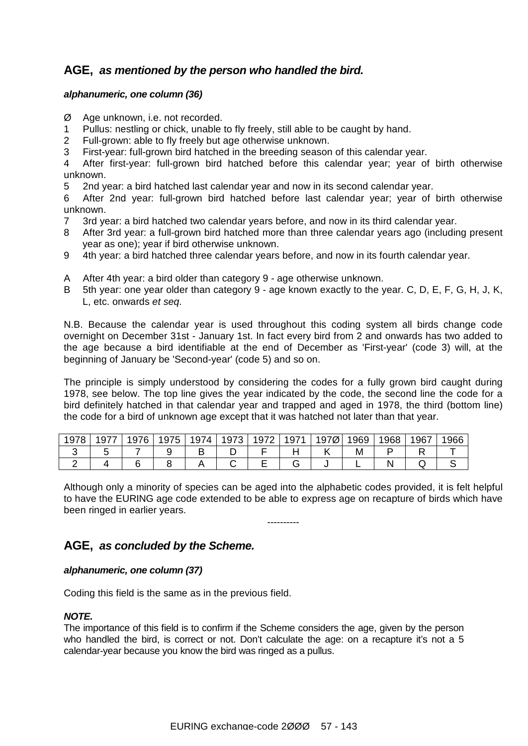## AGE, *as mentioned by the person who handled the bird.*

***alphanumeric, one column (36)***

Ø  Age unknown, i.e. not recorded.
1  Pullus: nestling or chick, unable to fly freely, still able to be caught by hand.
2  Full-grown: able to fly freely but age otherwise unknown.
3  First-year: full-grown bird hatched in the breeding season of this calendar year.
4  After first-year: full-grown bird hatched before this calendar year; year of birth otherwise unknown.
5  2nd year: a bird hatched last calendar year and now in its second calendar year.
6  After 2nd year: full-grown bird hatched before last calendar year; year of birth otherwise unknown.
7  3rd year: a bird hatched two calendar years before, and now in its third calendar year.
8  After 3rd year: a full-grown bird hatched more than three calendar years ago (including present year as one); year if bird otherwise unknown.
9  4th year: a bird hatched three calendar years before, and now in its fourth calendar year.

A  After 4th year: a bird older than category 9 - age otherwise unknown.
B  5th year: one year older than category 9 - age known exactly to the year. C, D, E, F, G, H, J, K, L, etc. onwards *et seq*.

N.B. Because the calendar year is used throughout this coding system all birds change code overnight on December 31st - January 1st. In fact every bird from 2 and onwards has two added to the age because a bird identifiable at the end of December as 'First-year' (code 3) will, at the beginning of January be 'Second-year' (code 5) and so on.

The principle is simply understood by considering the codes for a fully grown bird caught during 1978, see below. The top line gives the year indicated by the code, the second line the code for a bird definitely hatched in that calendar year and trapped and aged in 1978, the third (bottom line) the code for a bird of unknown age except that it was hatched not later than that year.

| 1978 | 1977 | 1976 | 1975 | 1974 | 1973 | 1972 | 1971 | 197Ø | 1969 | 1968 | 1967 | 1966 |
|---|---|---|---|---|---|---|---|---|---|---|---|---|
| 3 | 5 | 7 | 9 | B | D | F | H | K | M | P | R | T |
| 2 | 4 | 6 | 8 | A | C | E | G | J | L | N | Q | S |

Although only a minority of species can be aged into the alphabetic codes provided, it is felt helpful to have the EURING age code extended to be able to express age on recapture of birds which have been ringed in earlier years.

----------

## AGE, *as concluded by the Scheme.*

***alphanumeric, one column (37)***

Coding this field is the same as in the previous field.

***NOTE.***
The importance of this field is to confirm if the Scheme considers the age, given by the person who handled the bird, is correct or not. Don't calculate the age: on a recapture it's not a 5 calendar-year because you know the bird was ringed as a pullus.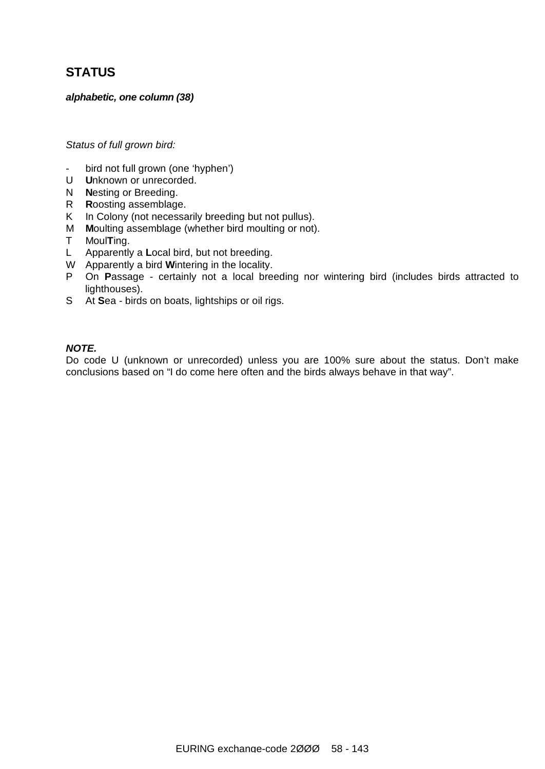## STATUS

***alphabetic, one column (38)***

*Status of full grown bird:*

- \- bird not full grown (one ‘hyphen’)
- U **U**nknown or unrecorded.
- N **N**esting or Breeding.
- R **R**oosting assemblage.
- K In Colony (not necessarily breeding but not pullus).
- M **M**oulting assemblage (whether bird moulting or not).
- T Moul**T**ing.
- L Apparently a **L**ocal bird, but not breeding.
- W Apparently a bird **W**intering in the locality.
- P On **P**assage - certainly not a local breeding nor wintering bird (includes birds attracted to lighthouses).
- S At **S**ea - birds on boats, lightships or oil rigs.

***NOTE.***
Do code U (unknown or unrecorded) unless you are 100% sure about the status. Don’t make conclusions based on “I do come here often and the birds always behave in that way”.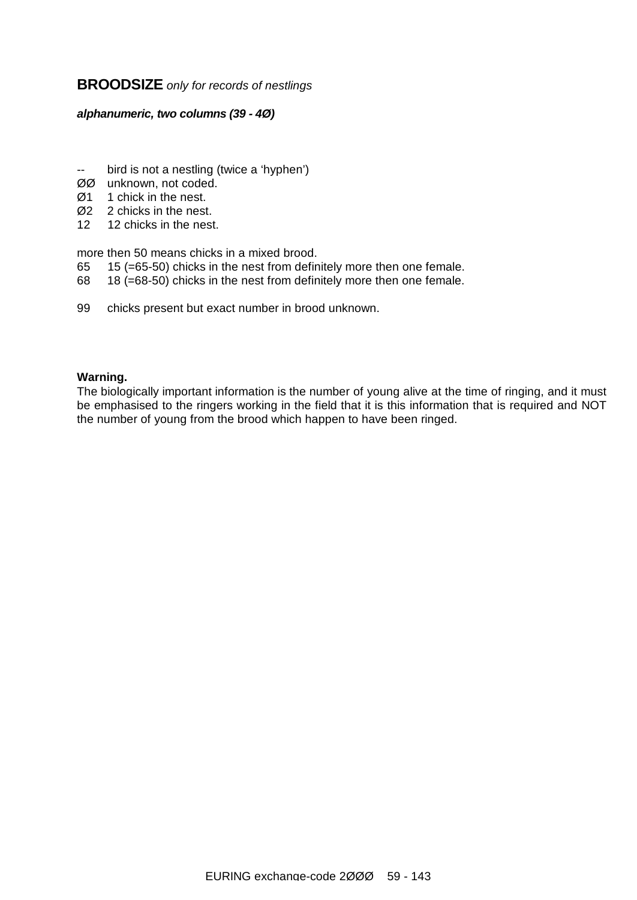**BROODSIZE** *only for records of nestlings*

***alphanumeric, two columns (39 - 4Ø)***

-- bird is not a nestling (twice a ‘hyphen’)
ØØ unknown, not coded.
Ø1 1 chick in the nest.
Ø2 2 chicks in the nest.
12 12 chicks in the nest.

more then 50 means chicks in a mixed brood.
65 15 (=65-50) chicks in the nest from definitely more then one female.
68 18 (=68-50) chicks in the nest from definitely more then one female.

99 chicks present but exact number in brood unknown.

**Warning.**
The biologically important information is the number of young alive at the time of ringing, and it must be emphasised to the ringers working in the field that it is this information that is required and NOT the number of young from the brood which happen to have been ringed.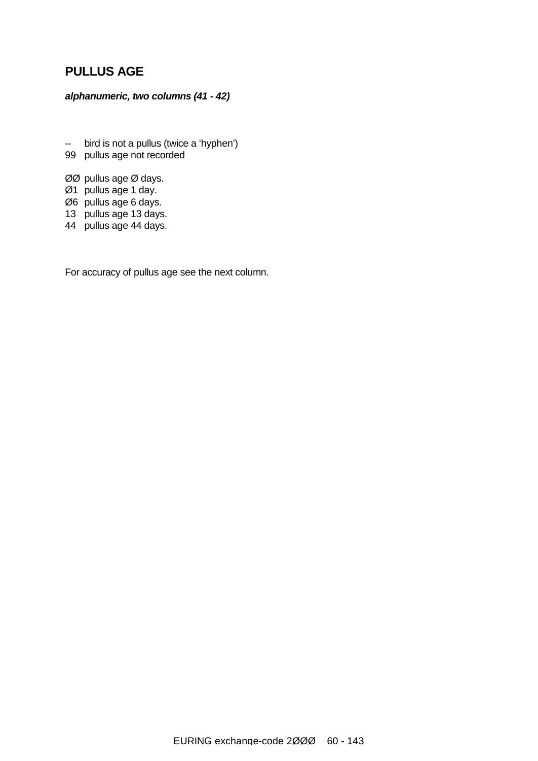## PULLUS AGE

***alphanumeric, two columns (41 - 42)***

--   bird is not a pullus (twice a 'hyphen')
99   pullus age not recorded

ØØ  pullus age Ø days.
Ø1   pullus age 1 day.
Ø6   pullus age 6 days.
13   pullus age 13 days.
44   pullus age 44 days.

For accuracy of pullus age see the next column.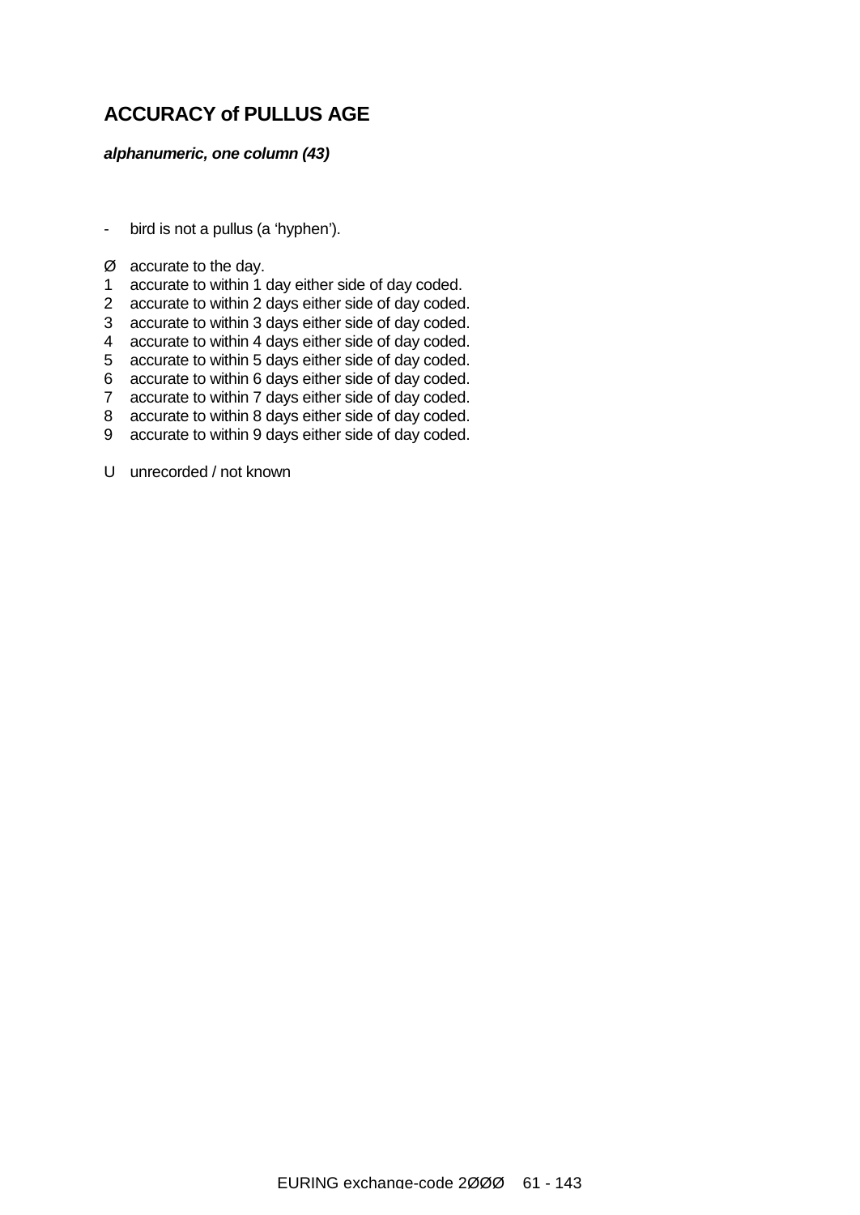## ACCURACY of PULLUS AGE

***alphanumeric, one column (43)***

- bird is not a pullus (a ‘hyphen’).

Ø accurate to the day.
1 accurate to within 1 day either side of day coded.
2 accurate to within 2 days either side of day coded.
3 accurate to within 3 days either side of day coded.
4 accurate to within 4 days either side of day coded.
5 accurate to within 5 days either side of day coded.
6 accurate to within 6 days either side of day coded.
7 accurate to within 7 days either side of day coded.
8 accurate to within 8 days either side of day coded.
9 accurate to within 9 days either side of day coded.

U unrecorded / not known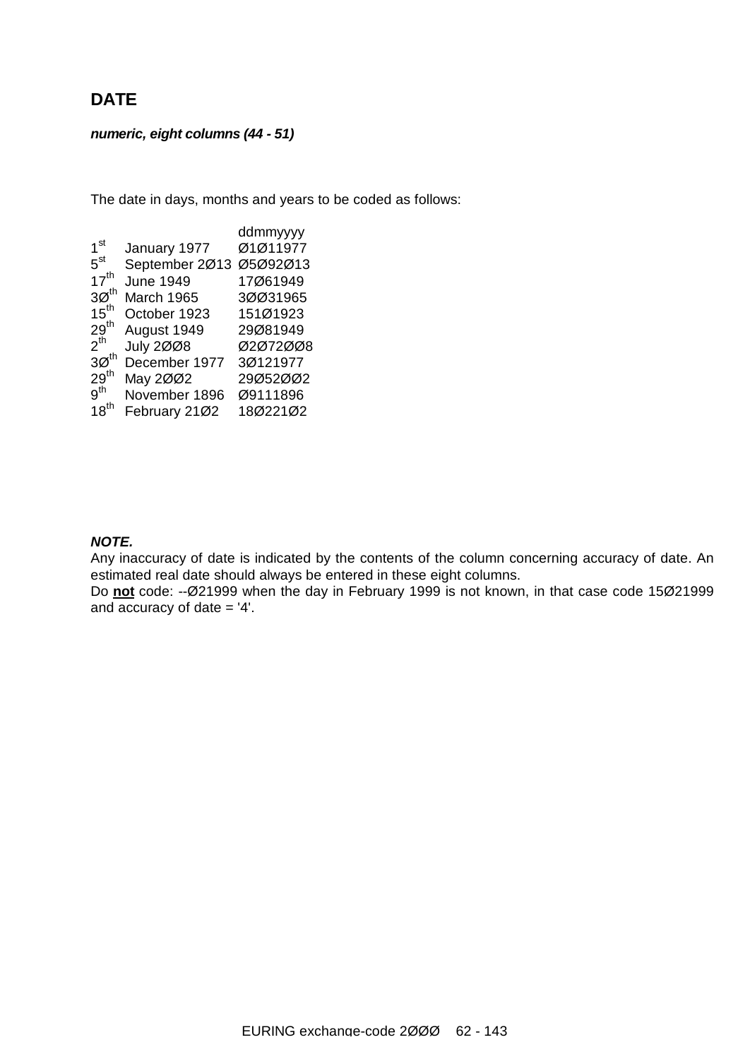# DATE

***numeric, eight columns (44 - 51)***

The date in days, months and years to be coded as follows:

| | | ddmmyyyy |
|---|---|---|
| 1st | January 1977 | Ø1Ø11977 |
| 5st | September 2Ø13 | Ø5Ø92Ø13 |
| 17th | June 1949 | 17Ø61949 |
| 3Øth | March 1965 | 3ØØ31965 |
| 15th | October 1923 | 151Ø1923 |
| 29th | August 1949 | 29Ø81949 |
| 2th | July 2ØØ8 | Ø2Ø72ØØ8 |
| 3Øth | December 1977 | 3Ø121977 |
| 29th | May 2ØØ2 | 29Ø52ØØ2 |
| 9th | November 1896 | Ø9111896 |
| 18th | February 21Ø2 | 18Ø221Ø2 |

***NOTE.***

Any inaccuracy of date is indicated by the contents of the column concerning accuracy of date. An estimated real date should always be entered in these eight columns.

Do **not** code: --Ø21999 when the day in February 1999 is not known, in that case code 15Ø21999 and accuracy of date = '4'.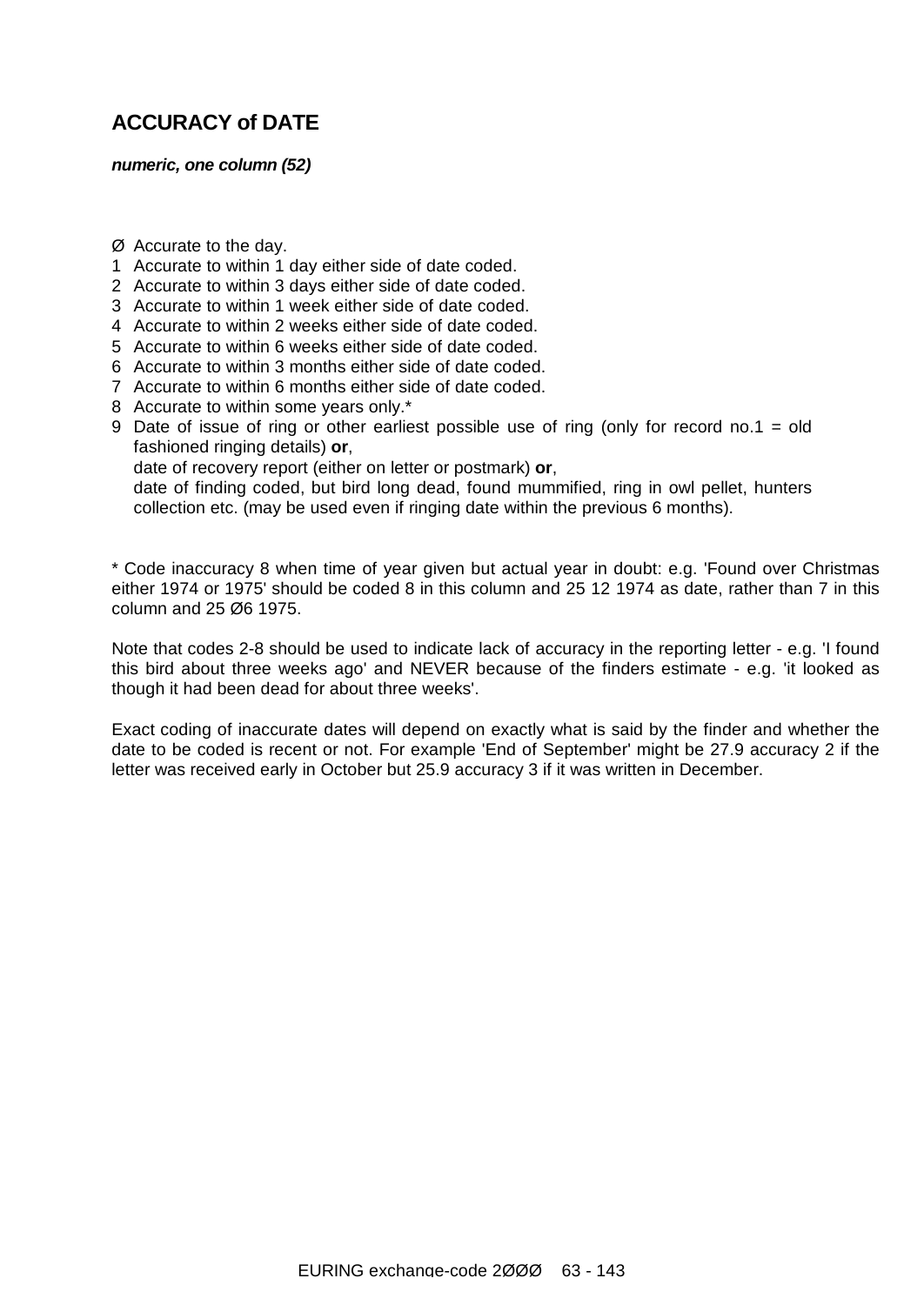## ACCURACY of DATE

***numeric, one column (52)***

Ø Accurate to the day.
1 Accurate to within 1 day either side of date coded.
2 Accurate to within 3 days either side of date coded.
3 Accurate to within 1 week either side of date coded.
4 Accurate to within 2 weeks either side of date coded.
5 Accurate to within 6 weeks either side of date coded.
6 Accurate to within 3 months either side of date coded.
7 Accurate to within 6 months either side of date coded.
8 Accurate to within some years only.*
9 Date of issue of ring or other earliest possible use of ring (only for record no.1 = old fashioned ringing details) **or**,
date of recovery report (either on letter or postmark) **or**,
date of finding coded, but bird long dead, found mummified, ring in owl pellet, hunters collection etc. (may be used even if ringing date within the previous 6 months).

* Code inaccuracy 8 when time of year given but actual year in doubt: e.g. 'Found over Christmas either 1974 or 1975' should be coded 8 in this column and 25 12 1974 as date, rather than 7 in this column and 25 Ø6 1975.

Note that codes 2-8 should be used to indicate lack of accuracy in the reporting letter - e.g. 'I found this bird about three weeks ago' and NEVER because of the finders estimate - e.g. 'it looked as though it had been dead for about three weeks'.

Exact coding of inaccurate dates will depend on exactly what is said by the finder and whether the date to be coded is recent or not. For example 'End of September' might be 27.9 accuracy 2 if the letter was received early in October but 25.9 accuracy 3 if it was written in December.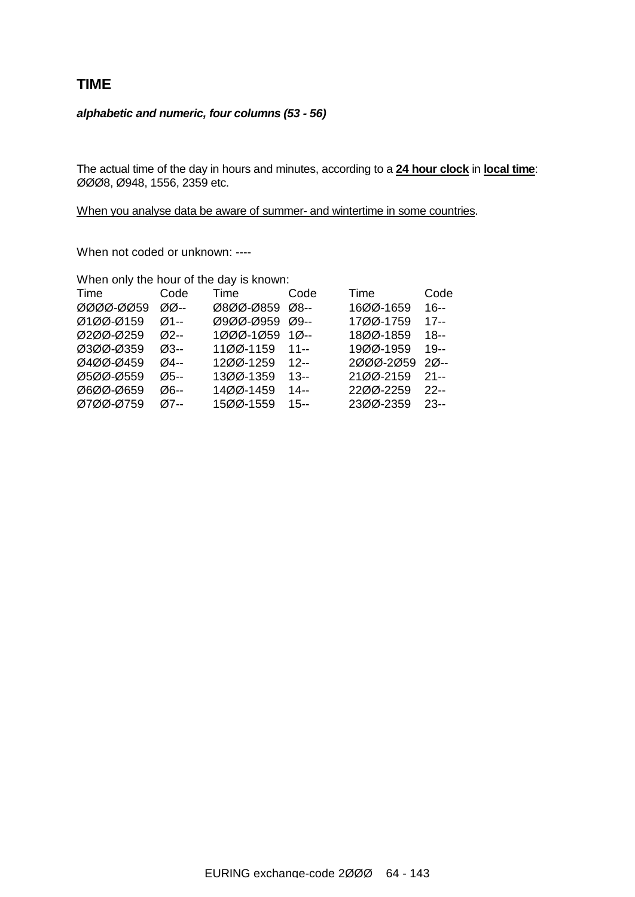## TIME

***alphabetic and numeric, four columns (53 - 56)***

The actual time of the day in hours and minutes, according to a **<u>24 hour clock</u>** in **<u>local time</u>**: ØØØ8, Ø948, 1556, 2359 etc.

<u>When you analyse data be aware of summer- and wintertime in some countries</u>.

When not coded or unknown: ----

When only the hour of the day is known:

| Time | Code | Time | Code | Time | Code |
|---|---|---|---|---|---|
| ØØØØ-ØØ59 | ØØ-- | Ø8ØØ-Ø859 | Ø8-- | 16ØØ-1659 | 16-- |
| Ø1ØØ-Ø159 | Ø1-- | Ø9ØØ-Ø959 | Ø9-- | 17ØØ-1759 | 17-- |
| Ø2ØØ-Ø259 | Ø2-- | 1ØØØ-1Ø59 | 1Ø-- | 18ØØ-1859 | 18-- |
| Ø3ØØ-Ø359 | Ø3-- | 11ØØ-1159 | 11-- | 19ØØ-1959 | 19-- |
| Ø4ØØ-Ø459 | Ø4-- | 12ØØ-1259 | 12-- | 2ØØØ-2Ø59 | 2Ø-- |
| Ø5ØØ-Ø559 | Ø5-- | 13ØØ-1359 | 13-- | 21ØØ-2159 | 21-- |
| Ø6ØØ-Ø659 | Ø6-- | 14ØØ-1459 | 14-- | 22ØØ-2259 | 22-- |
| Ø7ØØ-Ø759 | Ø7-- | 15ØØ-1559 | 15-- | 23ØØ-2359 | 23-- |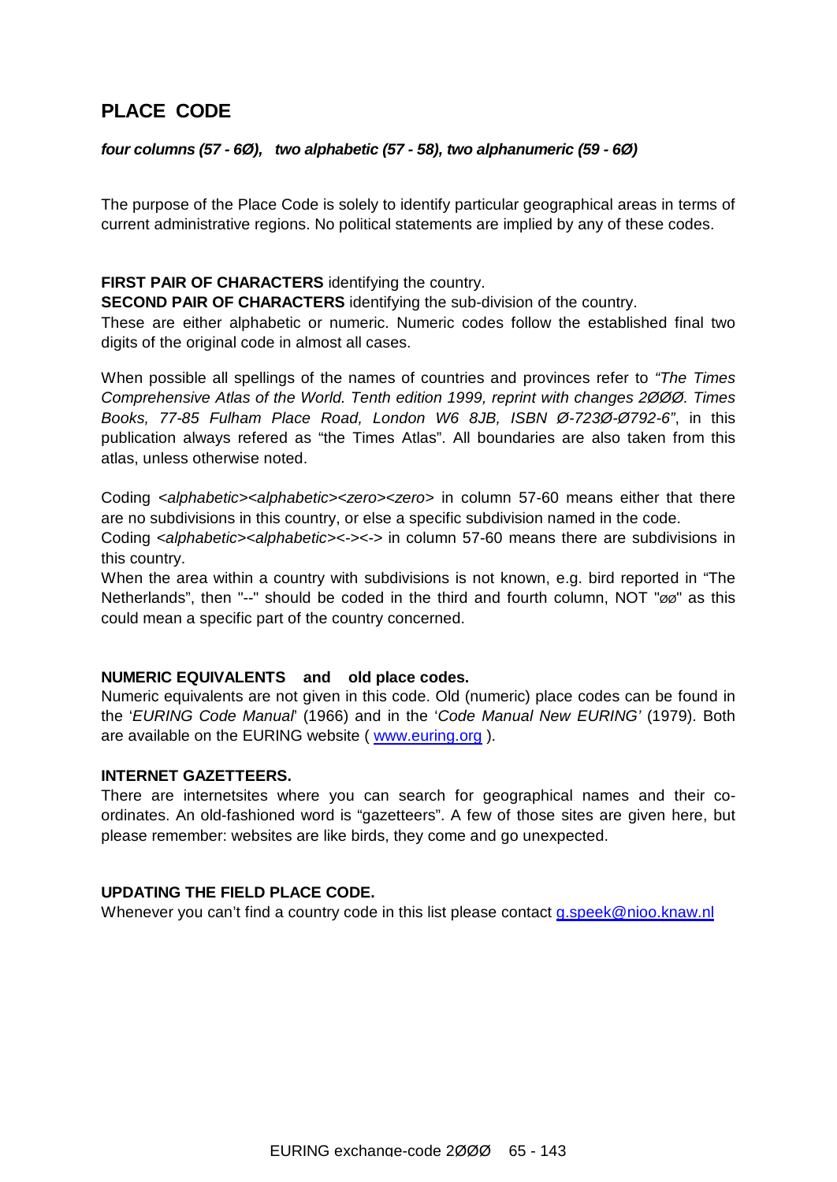## PLACE CODE

***four columns (57 - 6Ø), two alphabetic (57 - 58), two alphanumeric (59 - 6Ø)***

The purpose of the Place Code is solely to identify particular geographical areas in terms of current administrative regions. No political statements are implied by any of these codes.

**FIRST PAIR OF CHARACTERS** identifying the country.
**SECOND PAIR OF CHARACTERS** identifying the sub-division of the country.
These are either alphabetic or numeric. Numeric codes follow the established final two digits of the original code in almost all cases.

When possible all spellings of the names of countries and provinces refer to *"The Times Comprehensive Atlas of the World. Tenth edition 1999, reprint with changes 2ØØØ. Times Books, 77-85 Fulham Place Road, London W6 8JB, ISBN Ø-723Ø-Ø792-6"*, in this publication always refered as "the Times Atlas". All boundaries are also taken from this atlas, unless otherwise noted.

Coding *<alphabetic><alphabetic><zero><zero>* in column 57-60 means either that there are no subdivisions in this country, or else a specific subdivision named in the code.
Coding *<alphabetic><alphabetic>*<-><-> in column 57-60 means there are subdivisions in this country.
When the area within a country with subdivisions is not known, e.g. bird reported in "The Netherlands", then "--" should be coded in the third and fourth column, NOT "øø" as this could mean a specific part of the country concerned.

**NUMERIC EQUIVALENTS and old place codes.**
Numeric equivalents are not given in this code. Old (numeric) place codes can be found in the '*EURING Code Manual*' (1966) and in the '*Code Manual New EURING'* (1979). Both are available on the EURING website ( www.euring.org ).

**INTERNET GAZETTEERS.**
There are internetsites where you can search for geographical names and their co-ordinates. An old-fashioned word is "gazetteers". A few of those sites are given here, but please remember: websites are like birds, they come and go unexpected.

**UPDATING THE FIELD PLACE CODE.**
Whenever you can't find a country code in this list please contact g.speek@nioo.knaw.nl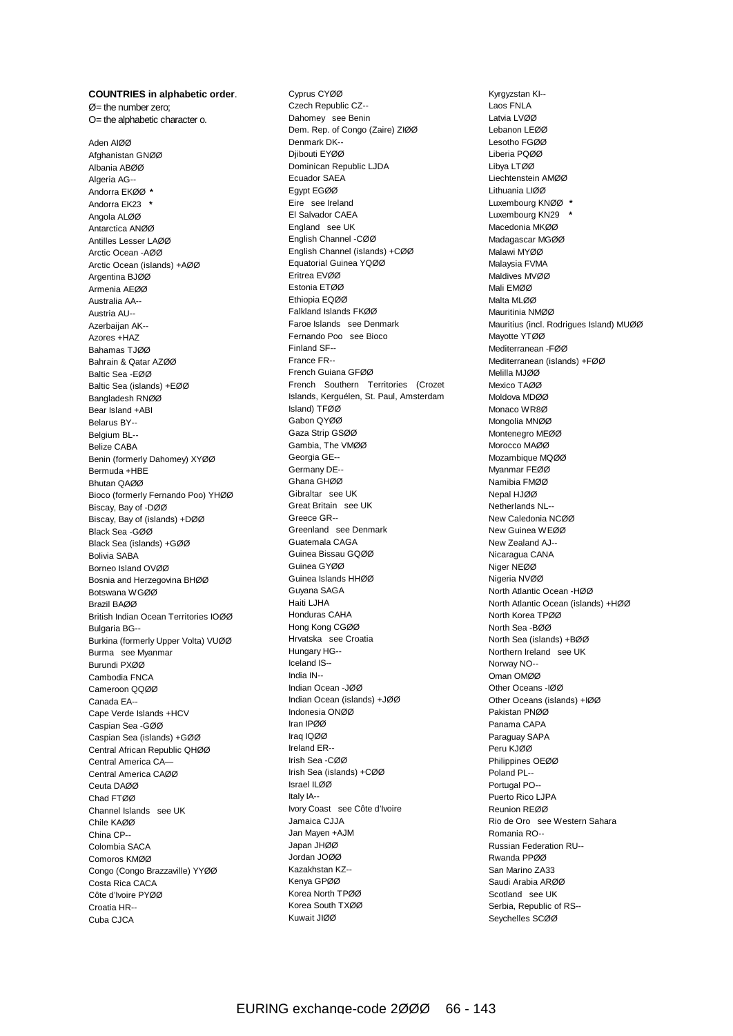**COUNTRIES in alphabetic order**.
Ø= the number zero;
O= the alphabetic character o.

Aden AIØØ
Afghanistan GNØØ
Albania ABØØ
Algeria AG--
Andorra EKØØ *
Andorra EK23 *
Angola ALØØ
Antarctica ANØØ
Antilles Lesser LAØØ
Arctic Ocean -AØØ
Arctic Ocean (islands) +AØØ
Argentina BJØØ
Armenia AEØØ
Australia AA--
Austria AU--
Azerbaijan AK--
Azores +HAZ
Bahamas TJØØ
Bahrain & Qatar AZØØ
Baltic Sea -EØØ
Baltic Sea (islands) +EØØ
Bangladesh RNØØ
Bear Island +ABI
Belarus BY--
Belgium BL--
Belize CABA
Benin (formerly Dahomey) XYØØ
Bermuda +HBE
Bhutan QAØØ
Bioco (formerly Fernando Poo) YHØØ
Biscay, Bay of -DØØ
Biscay, Bay of (islands) +DØØ
Black Sea -GØØ
Black Sea (islands) +GØØ
Bolivia SABA
Borneo Island OVØØ
Bosnia and Herzegovina BHØØ
Botswana WGØØ
Brazil BAØØ
British Indian Ocean Territories IOØØ
Bulgaria BG--
Burkina (formerly Upper Volta) VUØØ
Burma see Myanmar
Burundi PXØØ
Cambodia FNCA
Cameroon QQØØ
Canada EA--
Cape Verde Islands +HCV
Caspian Sea -GØØ
Caspian Sea (islands) +GØØ
Central African Republic QHØØ
Central America CA—
Central America CAØØ
Ceuta DAØØ
Chad FTØØ
Channel Islands see UK
Chile KAØØ
China CP--
Colombia SACA
Comoros KMØØ
Congo (Congo Brazzaville) YYØØ
Costa Rica CACA
Côte d'Ivoire PYØØ
Croatia HR--
Cuba CJCA
Cyprus CYØØ
Czech Republic CZ--
Dahomey see Benin
Dem. Rep. of Congo (Zaire) ZIØØ
Denmark DK--
Djibouti EYØØ
Dominican Republic LJDA
Ecuador SAEA
Egypt EGØØ
Eire see Ireland
El Salvador CAEA
England see UK
English Channel -CØØ
English Channel (islands) +CØØ
Equatorial Guinea YQØØ
Eritrea EVØØ
Estonia ETØØ
Ethiopia EQØØ
Falkland Islands FKØØ
Faroe Islands see Denmark
Fernando Poo see Bioco
Finland SF--
France FR--
French Guiana GFØØ
French Southern Territories (Crozet Islands, Kerguélen, St. Paul, Amsterdam Island) TFØØ
Gabon QYØØ
Gaza Strip GSØØ
Gambia, The VMØØ
Georgia GE--
Germany DE--
Ghana GHØØ
Gibraltar see UK
Great Britain see UK
Greece GR--
Greenland see Denmark
Guatemala CAGA
Guinea Bissau GQØØ
Guinea GYØØ
Guinea Islands HHØØ
Guyana SAGA
Haiti LJHA
Honduras CAHA
Hong Kong CGØØ
Hrvatska see Croatia
Hungary HG--
Iceland IS--
India IN--
Indian Ocean -JØØ
Indian Ocean (islands) +JØØ
Indonesia ONØØ
Iran IPØØ
Iraq IQØØ
Ireland ER--
Irish Sea -CØØ
Irish Sea (islands) +CØØ
Israel ILØØ
Italy IA--
Ivory Coast see Côte d'Ivoire
Jamaica CJJA
Jan Mayen +AJM
Japan JHØØ
Jordan JOØØ
Kazakhstan KZ--
Kenya GPØØ
Korea North TPØØ
Korea South TXØØ
Kuwait JIØØ
Kyrgyzstan KI--
Laos FNLA
Latvia LVØØ
Lebanon LEØØ
Lesotho FGØØ
Liberia PQØØ
Libya LTØØ
Liechtenstein AMØØ
Lithuania LIØØ
Luxembourg KNØØ *
Luxembourg KN29 *
Macedonia MKØØ
Madagascar MGØØ
Malawi MYØØ
Malaysia FVMA
Maldives MVØØ
Mali EMØØ
Malta MLØØ
Mauritinia NMØØ
Mauritius (incl. Rodrigues Island) MUØØ
Mayotte YTØØ
Mediterranean -FØØ
Mediterranean (islands) +FØØ
Melilla MJØØ
Mexico TAØØ
Moldova MDØØ
Monaco WR8Ø
Mongolia MNØØ
Montenegro MEØØ
Morocco MAØØ
Mozambique MQØØ
Myanmar FEØØ
Namibia FMØØ
Nepal HJØØ
Netherlands NL--
New Caledonia NCØØ
New Guinea WEØØ
New Zealand AJ--
Nicaragua CANA
Niger NEØØ
Nigeria NVØØ
North Atlantic Ocean -HØØ
North Atlantic Ocean (islands) +HØØ
North Korea TPØØ
North Sea -BØØ
North Sea (islands) +BØØ
Northern Ireland see UK
Norway NO--
Oman OMØØ
Other Oceans -IØØ
Other Oceans (islands) +IØØ
Pakistan PNØØ
Panama CAPA
Paraguay SAPA
Peru KJØØ
Philippines OEØØ
Poland PL--
Portugal PO--
Puerto Rico LJPA
Reunion REØØ
Rio de Oro see Western Sahara
Romania RO--
Russian Federation RU--
Rwanda PPØØ
San Marino ZA33
Saudi Arabia ARØØ
Scotland see UK
Serbia, Republic of RS--
Seychelles SCØØ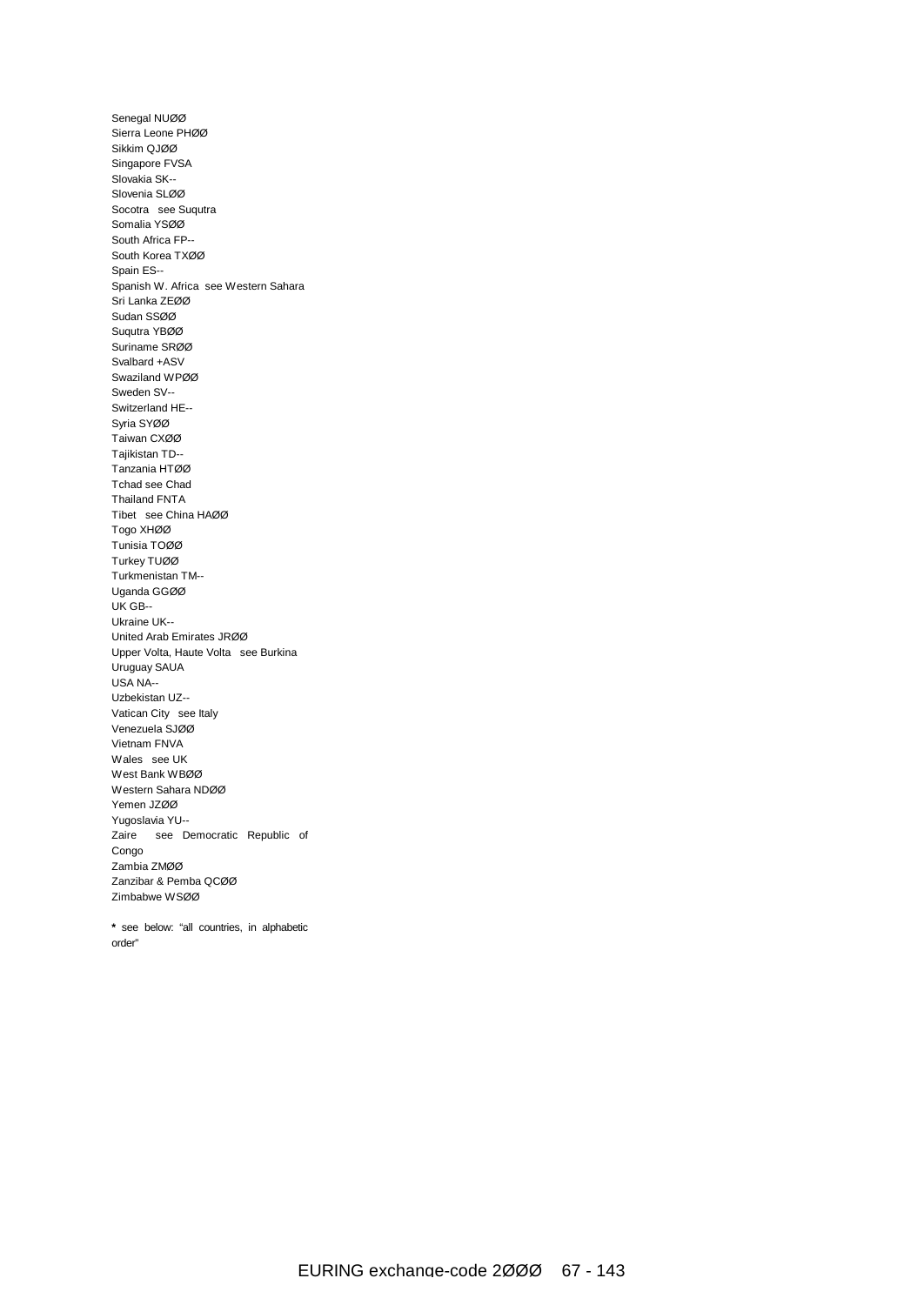Senegal NUØØ
Sierra Leone PHØØ
Sikkim QJØØ
Singapore FVSA
Slovakia SK--
Slovenia SLØØ
Socotra see Suqutra
Somalia YSØØ
South Africa FP--
South Korea TXØØ
Spain ES--
Spanish W. Africa see Western Sahara
Sri Lanka ZEØØ
Sudan SSØØ
Suqutra YBØØ
Suriname SRØØ
Svalbard +ASV
Swaziland WPØØ
Sweden SV--
Switzerland HE--
Syria SYØØ
Taiwan CXØØ
Tajikistan TD--
Tanzania HTØØ
Tchad see Chad
Thailand FNTA
Tibet see China HAØØ
Togo XHØØ
Tunisia TOØØ
Turkey TUØØ
Turkmenistan TM--
Uganda GGØØ
UK GB--
Ukraine UK--
United Arab Emirates JRØØ
Upper Volta, Haute Volta see Burkina
Uruguay SAUA
USA NA--
Uzbekistan UZ--
Vatican City see Italy
Venezuela SJØØ
Vietnam FNVA
Wales see UK
West Bank WBØØ
Western Sahara NDØØ
Yemen JZØØ
Yugoslavia YU--
Zaire see Democratic Republic of Congo
Zambia ZMØØ
Zanzibar & Pemba QCØØ
Zimbabwe WSØØ

**\*** see below: "all countries, in alphabetic order"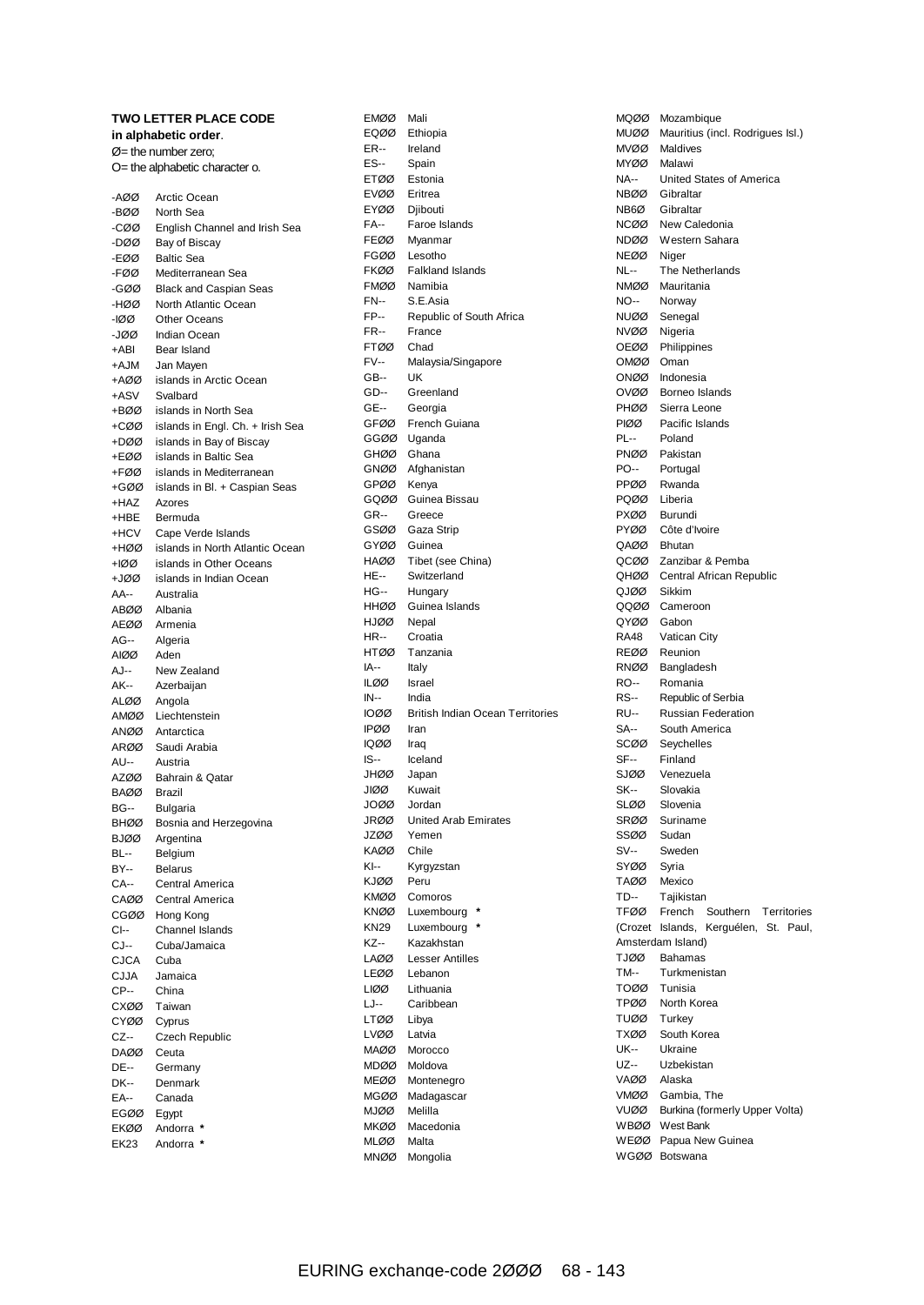**TWO LETTER PLACE CODE**
**in alphabetic order**.
Ø= the number zero;
O= the alphabetic character o.

| Code | Place |
|---|---|
| -AØØ | Arctic Ocean |
| -BØØ | North Sea |
| -CØØ | English Channel and Irish Sea |
| -DØØ | Bay of Biscay |
| -EØØ | Baltic Sea |
| -FØØ | Mediterranean Sea |
| -GØØ | Black and Caspian Seas |
| -HØØ | North Atlantic Ocean |
| -IØØ | Other Oceans |
| -JØØ | Indian Ocean |
| +ABI | Bear Island |
| +AJM | Jan Mayen |
| +AØØ | islands in Arctic Ocean |
| +ASV | Svalbard |
| +BØØ | islands in North Sea |
| +CØØ | islands in Engl. Ch. + Irish Sea |
| +DØØ | islands in Bay of Biscay |
| +EØØ | islands in Baltic Sea |
| +FØØ | islands in Mediterranean |
| +GØØ | islands in Bl. + Caspian Seas |
| +HAZ | Azores |
| +HBE | Bermuda |
| +HCV | Cape Verde Islands |
| +HØØ | islands in North Atlantic Ocean |
| +IØØ | islands in Other Oceans |
| +JØØ | islands in Indian Ocean |
| AA-- | Australia |
| ABØØ | Albania |
| AEØØ | Armenia |
| AG-- | Algeria |
| AIØØ | Aden |
| AJ-- | New Zealand |
| AK-- | Azerbaijan |
| ALØØ | Angola |
| AMØØ | Liechtenstein |
| ANØØ | Antarctica |
| ARØØ | Saudi Arabia |
| AU-- | Austria |
| AZØØ | Bahrain & Qatar |
| BAØØ | Brazil |
| BG-- | Bulgaria |
| BHØØ | Bosnia and Herzegovina |
| BJØØ | Argentina |
| BL-- | Belgium |
| BY-- | Belarus |
| CA-- | Central America |
| CAØØ | Central America |
| CGØØ | Hong Kong |
| CI-- | Channel Islands |
| CJ-- | Cuba/Jamaica |
| CJCA | Cuba |
| CJJA | Jamaica |
| CP-- | China |
| CXØØ | Taiwan |
| CYØØ | Cyprus |
| CZ-- | Czech Republic |
| DAØØ | Ceuta |
| DE-- | Germany |
| DK-- | Denmark |
| EA-- | Canada |
| EGØØ | Egypt |
| EKØØ | Andorra * |
| EK23 | Andorra * |
| EMØØ | Mali |
| EQØØ | Ethiopia |
| ER-- | Ireland |
| ES-- | Spain |
| ETØØ | Estonia |
| EVØØ | Eritrea |
| EYØØ | Djibouti |
| FA-- | Faroe Islands |
| FEØØ | Myanmar |
| FGØØ | Lesotho |
| FKØØ | Falkland Islands |
| FMØØ | Namibia |
| FN-- | S.E.Asia |
| FP-- | Republic of South Africa |
| FR-- | France |
| FTØØ | Chad |
| FV-- | Malaysia/Singapore |
| GB-- | UK |
| GD-- | Greenland |
| GE-- | Georgia |
| GFØØ | French Guiana |
| GGØØ | Uganda |
| GHØØ | Ghana |
| GNØØ | Afghanistan |
| GPØØ | Kenya |
| GQØØ | Guinea Bissau |
| GR-- | Greece |
| GSØØ | Gaza Strip |
| GYØØ | Guinea |
| HAØØ | Tibet (see China) |
| HE-- | Switzerland |
| HG-- | Hungary |
| HHØØ | Guinea Islands |
| HJØØ | Nepal |
| HR-- | Croatia |
| HTØØ | Tanzania |
| IA-- | Italy |
| ILØØ | Israel |
| IN-- | India |
| IOØØ | British Indian Ocean Territories |
| IPØØ | Iran |
| IQØØ | Iraq |
| IS-- | Iceland |
| JHØØ | Japan |
| JIØØ | Kuwait |
| JOØØ | Jordan |
| JRØØ | United Arab Emirates |
| JZØØ | Yemen |
| KAØØ | Chile |
| KI-- | Kyrgyzstan |
| KJØØ | Peru |
| KMØØ | Comoros |
| KNØØ | Luxembourg * |
| KN29 | Luxembourg * |
| KZ-- | Kazakhstan |
| LAØØ | Lesser Antilles |
| LEØØ | Lebanon |
| LIØØ | Lithuania |
| LJ-- | Caribbean |
| LTØØ | Libya |
| LVØØ | Latvia |
| MAØØ | Morocco |
| MDØØ | Moldova |
| MEØØ | Montenegro |
| MGØØ | Madagascar |
| MJØØ | Melilla |
| MKØØ | Macedonia |
| MLØØ | Malta |
| MNØØ | Mongolia |
| MQØØ | Mozambique |
| MUØØ | Mauritius (incl. Rodrigues Isl.) |
| MVØØ | Maldives |
| MYØØ | Malawi |
| NA-- | United States of America |
| NBØØ | Gibraltar |
| NB6Ø | Gibraltar |
| NCØØ | New Caledonia |
| NDØØ | Western Sahara |
| NEØØ | Niger |
| NL-- | The Netherlands |
| NMØØ | Mauritania |
| NO-- | Norway |
| NUØØ | Senegal |
| NVØØ | Nigeria |
| OEØØ | Philippines |
| OMØØ | Oman |
| ONØØ | Indonesia |
| OVØØ | Borneo Islands |
| PHØØ | Sierra Leone |
| PIØØ | Pacific Islands |
| PL-- | Poland |
| PNØØ | Pakistan |
| PO-- | Portugal |
| PPØØ | Rwanda |
| PQØØ | Liberia |
| PXØØ | Burundi |
| PYØØ | Côte d'Ivoire |
| QAØØ | Bhutan |
| QCØØ | Zanzibar & Pemba |
| QHØØ | Central African Republic |
| QJØØ | Sikkim |
| QQØØ | Cameroon |
| QYØØ | Gabon |
| RA48 | Vatican City |
| REØØ | Reunion |
| RNØØ | Bangladesh |
| RO-- | Romania |
| RS-- | Republic of Serbia |
| RU-- | Russian Federation |
| SA-- | South America |
| SCØØ | Seychelles |
| SF-- | Finland |
| SJØØ | Venezuela |
| SK-- | Slovakia |
| SLØØ | Slovenia |
| SRØØ | Suriname |
| SSØØ | Sudan |
| SV-- | Sweden |
| SYØØ | Syria |
| TAØØ | Mexico |
| TD-- | Tajikistan |
| TFØØ | French Southern Territories (Crozet Islands, Kerguélen, St. Paul, Amsterdam Island) |
| TJØØ | Bahamas |
| TM-- | Turkmenistan |
| TOØØ | Tunisia |
| TPØØ | North Korea |
| TUØØ | Turkey |
| TXØØ | South Korea |
| UK-- | Ukraine |
| UZ-- | Uzbekistan |
| VAØØ | Alaska |
| VMØØ | Gambia, The |
| VUØØ | Burkina (formerly Upper Volta) |
| WBØØ | West Bank |
| WEØØ | Papua New Guinea |
| WGØØ | Botswana |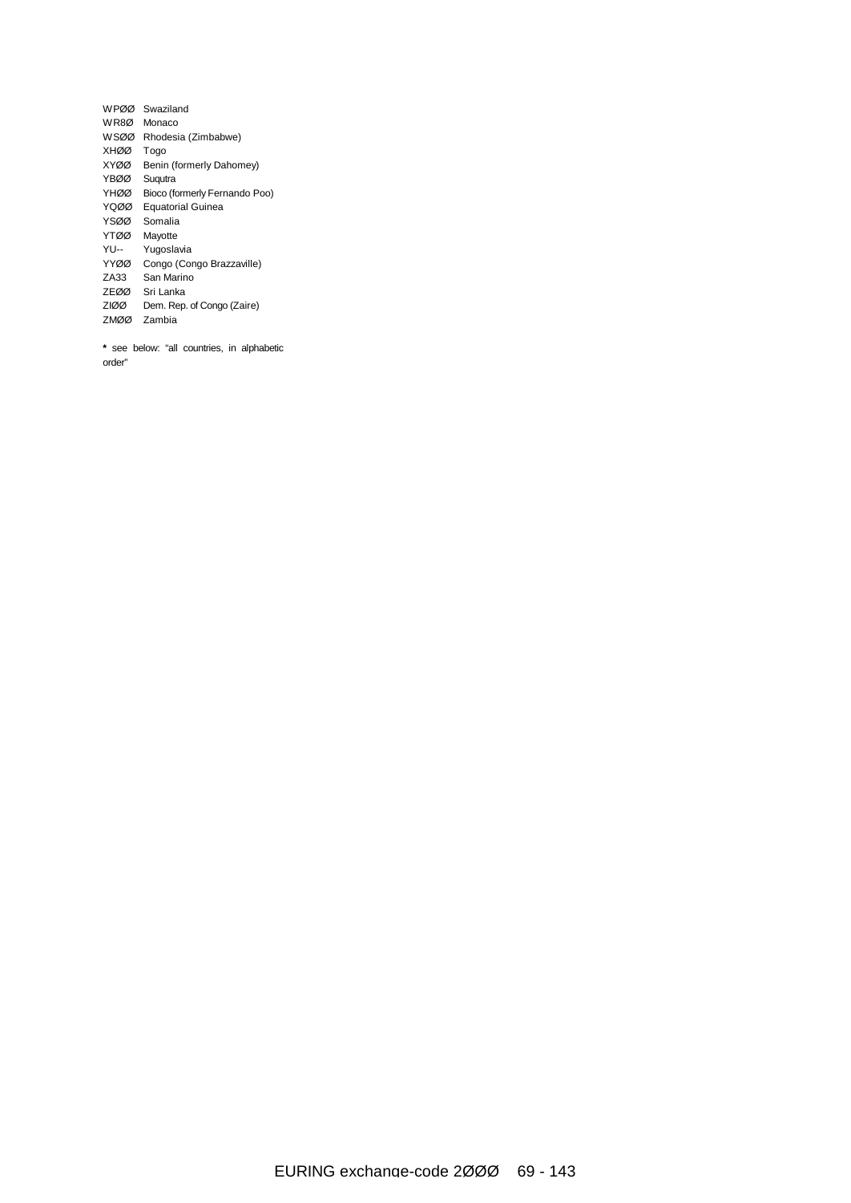WPØØ Swaziland
WR8Ø Monaco
WSØØ Rhodesia (Zimbabwe)
XHØØ Togo
XYØØ Benin (formerly Dahomey)
YBØØ Suqutra
YHØØ Bioco (formerly Fernando Poo)
YQØØ Equatorial Guinea
YSØØ Somalia
YTØØ Mayotte
YU-- Yugoslavia
YYØØ Congo (Congo Brazzaville)
ZA33 San Marino
ZEØØ Sri Lanka
ZIØØ Dem. Rep. of Congo (Zaire)
ZMØØ Zambia

**\*** see below: "all countries, in alphabetic order"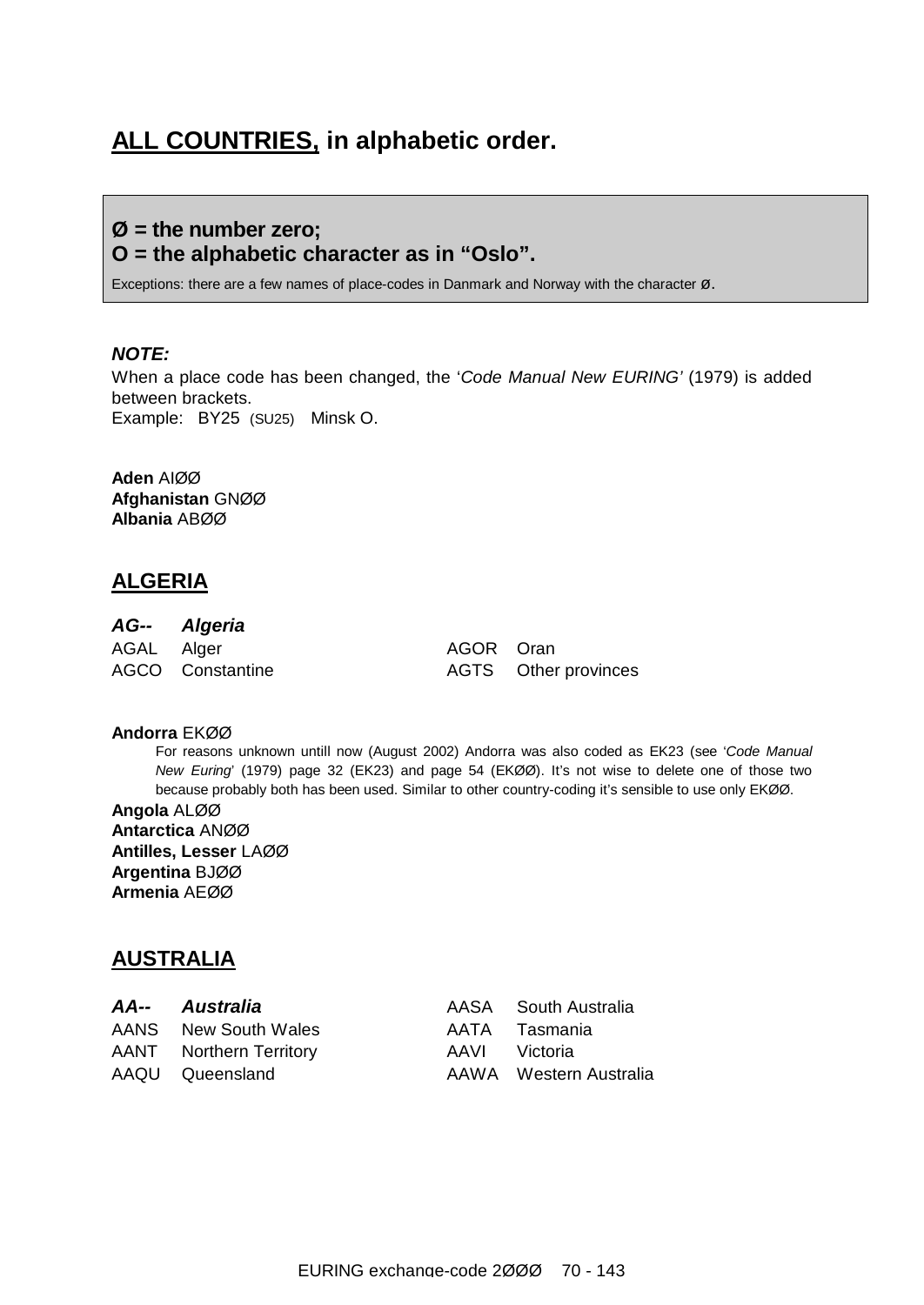# ALL COUNTRIES, in alphabetic order.

**Ø = the number zero;**
**O = the alphabetic character as in "Oslo".**

Exceptions: there are a few names of place-codes in Danmark and Norway with the character ø.

***NOTE:***

When a place code has been changed, the '*Code Manual New EURING'* (1979) is added between brackets.
Example: BY25 (SU25) Minsk O.

**Aden** AIØØ
**Afghanistan** GNØØ
**Albania** ABØØ

## ALGERIA

| ***AG--*** | ***Algeria*** | | |
|---|---|---|---|
| AGAL | Alger | AGOR | Oran |
| AGCO | Constantine | AGTS | Other provinces |

**Andorra** EKØØ

For reasons unknown untill now (August 2002) Andorra was also coded as EK23 (see '*Code Manual New Euring*' (1979) page 32 (EK23) and page 54 (EKØØ). It's not wise to delete one of those two because probably both has been used. Similar to other country-coding it's sensible to use only EKØØ.

**Angola** ALØØ
**Antarctica** ANØØ
**Antilles, Lesser** LAØØ
**Argentina** BJØØ
**Armenia** AEØØ

## AUSTRALIA

| ***AA--*** | ***Australia*** | AASA | South Australia |
|---|---|---|---|
| AANS | New South Wales | AATA | Tasmania |
| AANT | Northern Territory | AAVI | Victoria |
| AAQU | Queensland | AAWA | Western Australia |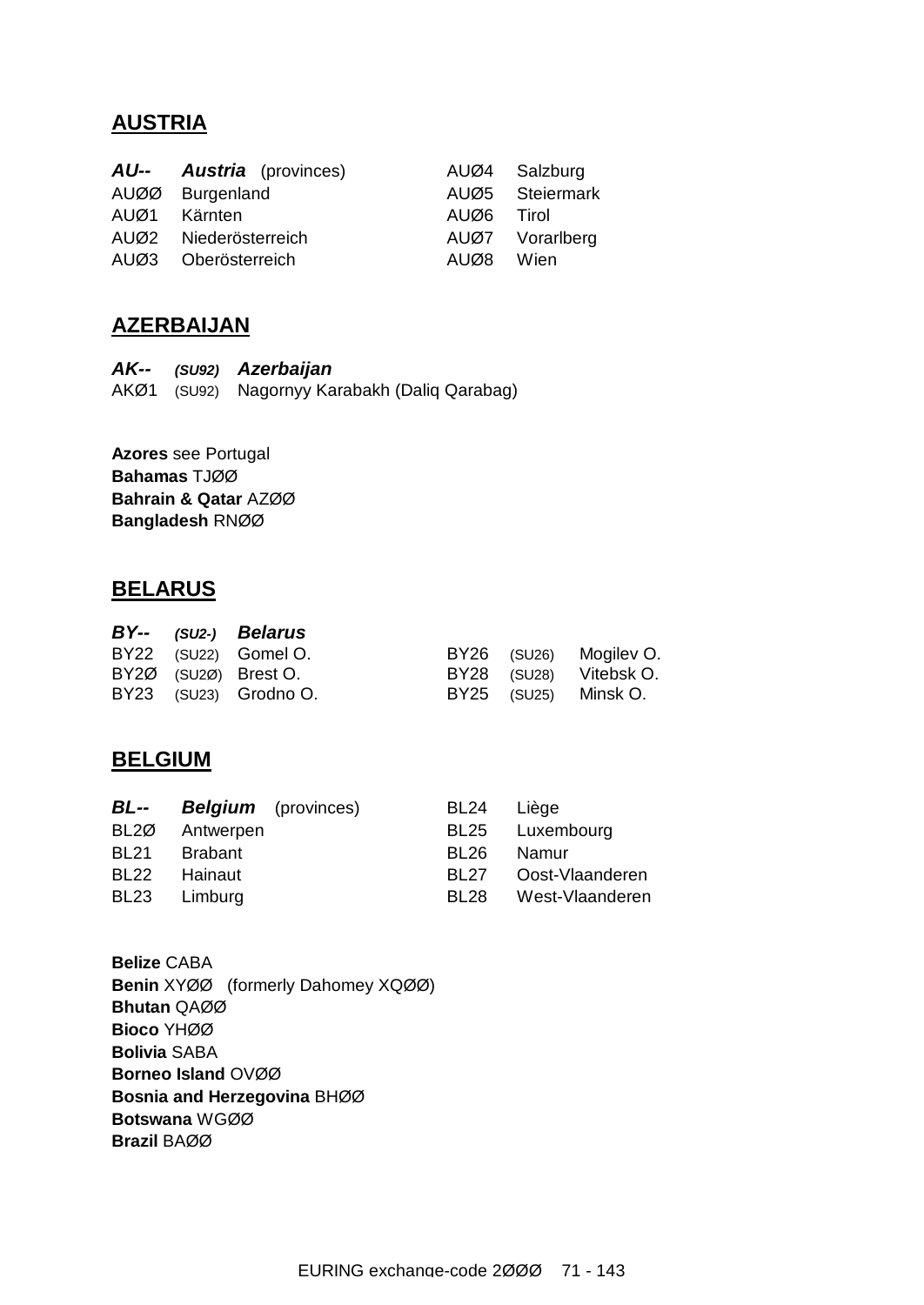## AUSTRIA

| | | | |
|---|---|---|---|
| ***AU--*** | ***Austria*** (provinces) | AUØ4 | Salzburg |
| AUØØ | Burgenland | AUØ5 | Steiermark |
| AUØ1 | Kärnten | AUØ6 | Tirol |
| AUØ2 | Niederösterreich | AUØ7 | Vorarlberg |
| AUØ3 | Oberösterreich | AUØ8 | Wien |

## AZERBAIJAN

***AK--*** ***(SU92)*** ***Azerbaijan***
AKØ1 (SU92) Nagornyy Karabakh (Daliq Qarabag)

**Azores** see Portugal
**Bahamas** TJØØ
**Bahrain & Qatar** AZØØ
**Bangladesh** RNØØ

## BELARUS

| | | | | | |
|---|---|---|---|---|---|
| ***BY--*** | ***(SU2-)*** | ***Belarus*** | | | |
| BY22 | (SU22) | Gomel O. | BY26 | (SU26) | Mogilev O. |
| BY2Ø | (SU2Ø) | Brest O. | BY28 | (SU28) | Vitebsk O. |
| BY23 | (SU23) | Grodno O. | BY25 | (SU25) | Minsk O. |

## BELGIUM

| | | | |
|---|---|---|---|
| ***BL--*** | ***Belgium*** (provinces) | BL24 | Liège |
| BL2Ø | Antwerpen | BL25 | Luxembourg |
| BL21 | Brabant | BL26 | Namur |
| BL22 | Hainaut | BL27 | Oost-Vlaanderen |
| BL23 | Limburg | BL28 | West-Vlaanderen |

**Belize** CABA
**Benin** XYØØ (formerly Dahomey XQØØ)
**Bhutan** QAØØ
**Bioco** YHØØ
**Bolivia** SABA
**Borneo Island** OVØØ
**Bosnia and Herzegovina** BHØØ
**Botswana** WGØØ
**Brazil** BAØØ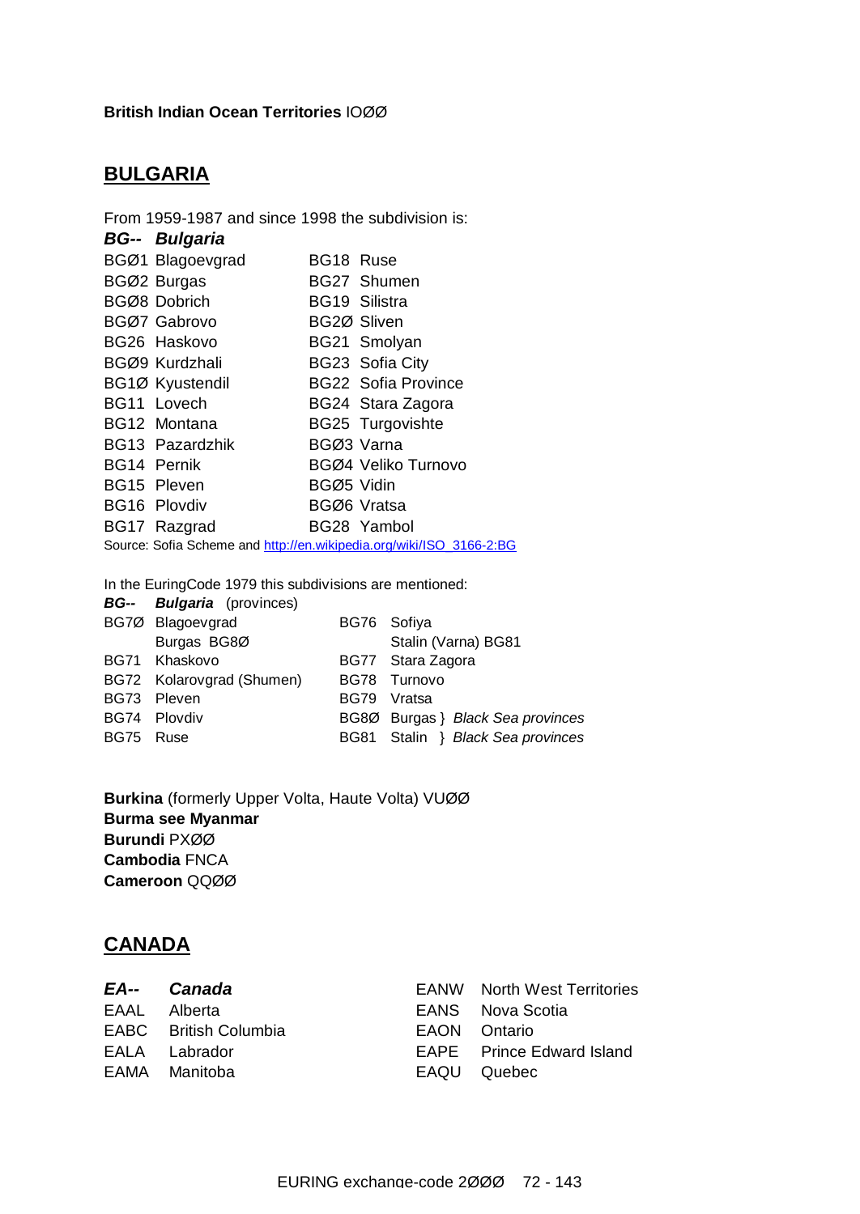**British Indian Ocean Territories** IOØØ

## BULGARIA

From 1959-1987 and since 1998 the subdivision is:

***BG-- Bulgaria***

| | | | |
|---|---|---|---|
| BGØ1 | Blagoevgrad | BG18 | Ruse |
| BGØ2 | Burgas | BG27 | Shumen |
| BGØ8 | Dobrich | BG19 | Silistra |
| BGØ7 | Gabrovo | BG2Ø | Sliven |
| BG26 | Haskovo | BG21 | Smolyan |
| BGØ9 | Kurdzhali | BG23 | Sofia City |
| BG1Ø | Kyustendil | BG22 | Sofia Province |
| BG11 | Lovech | BG24 | Stara Zagora |
| BG12 | Montana | BG25 | Turgovishte |
| BG13 | Pazardzhik | BGØ3 | Varna |
| BG14 | Pernik | BGØ4 | Veliko Turnovo |
| BG15 | Pleven | BGØ5 | Vidin |
| BG16 | Plovdiv | BGØ6 | Vratsa |
| BG17 | Razgrad | BG28 | Yambol |

Source: Sofia Scheme and http://en.wikipedia.org/wiki/ISO_3166-2:BG

In the EuringCode 1979 this subdivisions are mentioned:

***BG-- Bulgaria*** (provinces)

| | | | |
|---|---|---|---|
| BG7Ø | Blagoevgrad | BG76 | Sofiya |
| | Burgas BG8Ø | | Stalin (Varna) BG81 |
| BG71 | Khaskovo | BG77 | Stara Zagora |
| BG72 | Kolarovgrad (Shumen) | BG78 | Turnovo |
| BG73 | Pleven | BG79 | Vratsa |
| BG74 | Plovdiv | BG8Ø | Burgas } *Black Sea provinces* |
| BG75 | Ruse | BG81 | Stalin } *Black Sea provinces* |

**Burkina** (formerly Upper Volta, Haute Volta) VUØØ
**Burma see Myanmar**
**Burundi** PXØØ
**Cambodia** FNCA
**Cameroon** QQØØ

## CANADA

***EA-- Canada***

| | | | |
|---|---|---|---|
| EAAL | Alberta | EANW | North West Territories |
| EABC | British Columbia | EANS | Nova Scotia |
| EALA | Labrador | EAON | Ontario |
| EAMA | Manitoba | EAPE | Prince Edward Island |
| | | EAQU | Quebec |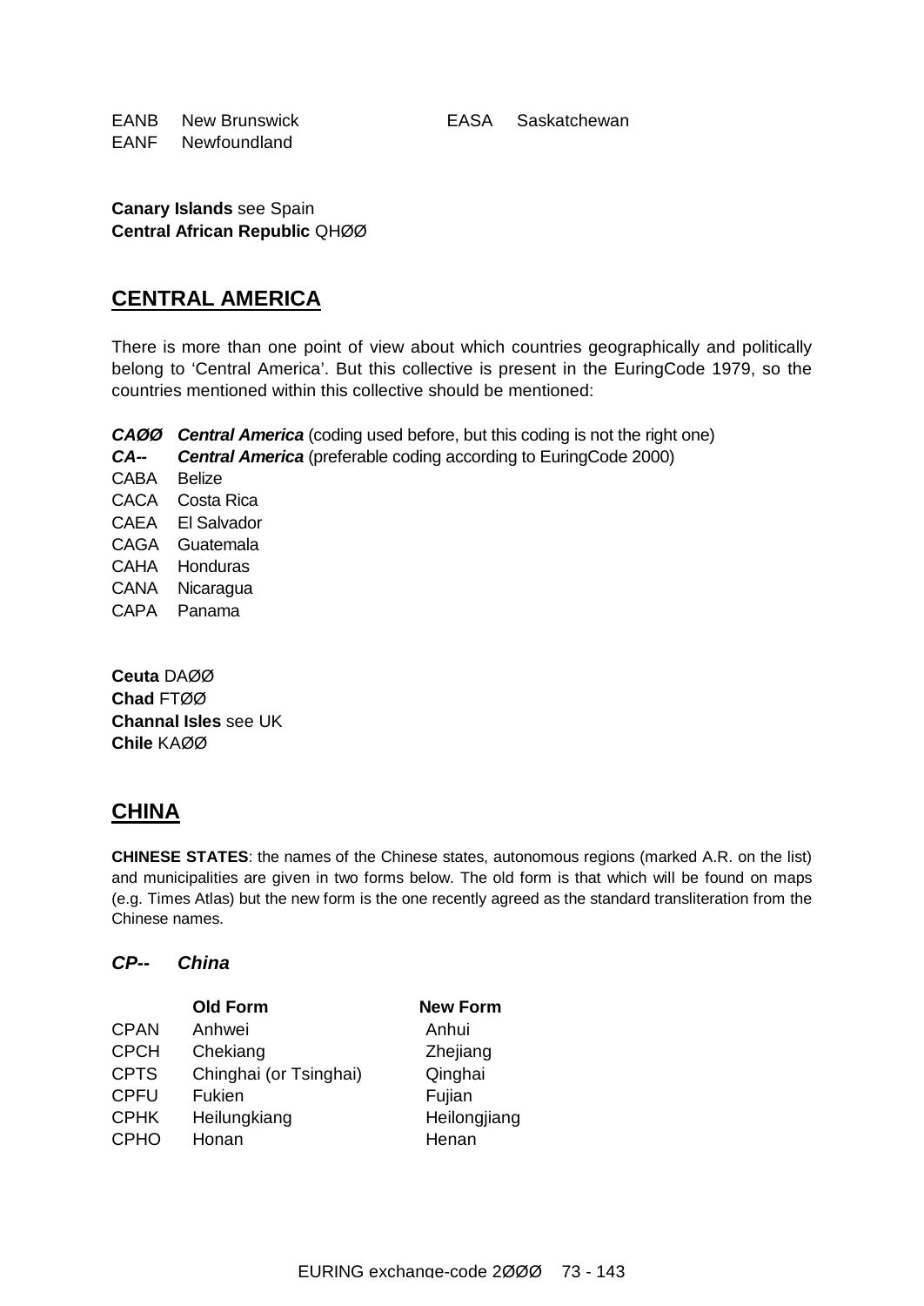EANB New Brunswick
EANF Newfoundland
EASA Saskatchewan

**Canary Islands** see Spain
**Central African Republic** QHØØ

## CENTRAL AMERICA

There is more than one point of view about which countries geographically and politically belong to 'Central America'. But this collective is present in the EuringCode 1979, so the countries mentioned within this collective should be mentioned:

***CAØØ*** ***Central America*** (coding used before, but this coding is not the right one)
***CA--*** ***Central America*** (preferable coding according to EuringCode 2000)
CABA Belize
CACA Costa Rica
CAEA El Salvador
CAGA Guatemala
CAHA Honduras
CANA Nicaragua
CAPA Panama

**Ceuta** DAØØ
**Chad** FTØØ
**Channal Isles** see UK
**Chile** KAØØ

## CHINA

**CHINESE STATES**: the names of the Chinese states, autonomous regions (marked A.R. on the list) and municipalities are given in two forms below. The old form is that which will be found on maps (e.g. Times Atlas) but the new form is the one recently agreed as the standard transliteration from the Chinese names.

### *CP-- China*

| | Old Form | New Form |
|---|---|---|
| CPAN | Anhwei | Anhui |
| CPCH | Chekiang | Zhejiang |
| CPTS | Chinghai (or Tsinghai) | Qinghai |
| CPFU | Fukien | Fujian |
| CPHK | Heilungkiang | Heilongjiang |
| CPHO | Honan | Henan |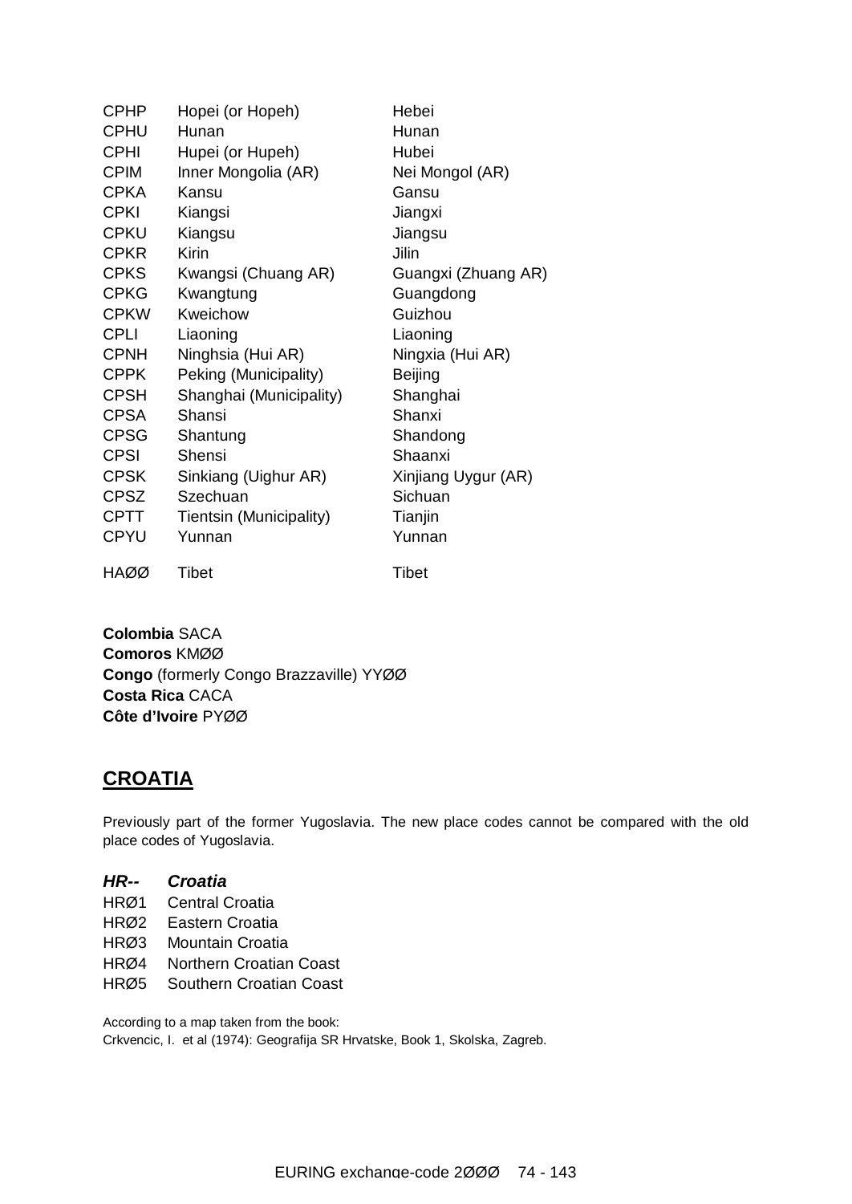| | | |
|---|---|---|
| CPHP | Hopei (or Hopeh) | Hebei |
| CPHU | Hunan | Hunan |
| CPHI | Hupei (or Hupeh) | Hubei |
| CPIM | Inner Mongolia (AR) | Nei Mongol (AR) |
| CPKA | Kansu | Gansu |
| CPKI | Kiangsi | Jiangxi |
| CPKU | Kiangsu | Jiangsu |
| CPKR | Kirin | Jilin |
| CPKS | Kwangsi (Chuang AR) | Guangxi (Zhuang AR) |
| CPKG | Kwangtung | Guangdong |
| CPKW | Kweichow | Guizhou |
| CPLI | Liaoning | Liaoning |
| CPNH | Ninghsia (Hui AR) | Ningxia (Hui AR) |
| CPPK | Peking (Municipality) | Beijing |
| CPSH | Shanghai (Municipality) | Shanghai |
| CPSA | Shansi | Shanxi |
| CPSG | Shantung | Shandong |
| CPSI | Shensi | Shaanxi |
| CPSK | Sinkiang (Uighur AR) | Xinjiang Uygur (AR) |
| CPSZ | Szechuan | Sichuan |
| CPTT | Tientsin (Municipality) | Tianjin |
| CPYU | Yunnan | Yunnan |
| HAØØ | Tibet | Tibet |

**Colombia** SACA
**Comoros** KMØØ
**Congo** (formerly Congo Brazzaville) YYØØ
**Costa Rica** CACA
**Côte d'Ivoire** PYØØ

## CROATIA

Previously part of the former Yugoslavia. The new place codes cannot be compared with the old place codes of Yugoslavia.

***HR-- Croatia***

HRØ1 Central Croatia
HRØ2 Eastern Croatia
HRØ3 Mountain Croatia
HRØ4 Northern Croatian Coast
HRØ5 Southern Croatian Coast

According to a map taken from the book:
Crkvencic, I. et al (1974): Geografija SR Hrvatske, Book 1, Skolska, Zagreb.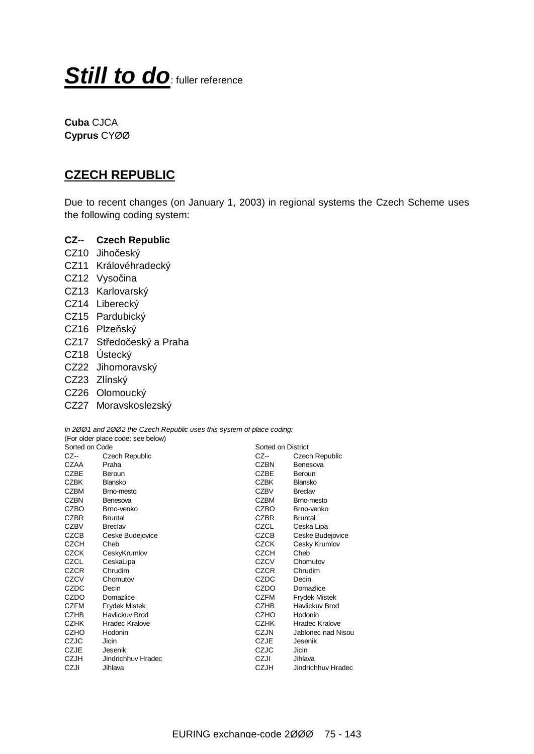# ***Still to do***: fuller reference

**Cuba** CJCA
**Cyprus** CYØØ

## CZECH REPUBLIC

Due to recent changes (on January 1, 2003) in regional systems the Czech Scheme uses the following coding system:

**CZ-- Czech Republic**
CZ10 Jihočeský
CZ11 Královéhradecký
CZ12 Vysočina
CZ13 Karlovarský
CZ14 Liberecký
CZ15 Pardubický
CZ16 Plzeňský
CZ17 Středočeský a Praha
CZ18 Ústecký
CZ22 Jihomoravský
CZ23 Zlínský
CZ26 Olomoucký
CZ27 Moravskoslezský

*In 2ØØ1 and 2ØØ2 the Czech Republic uses this system of place coding:*
(For older place code: see below)

| Sorted on Code | | Sorted on District | |
|---|---|---|---|
| CZ-- | Czech Republic | CZ-- | Czech Republic |
| CZAA | Praha | CZBN | Benesova |
| CZBE | Beroun | CZBE | Beroun |
| CZBK | Blansko | CZBK | Blansko |
| CZBM | Brno-mesto | CZBV | Breclav |
| CZBN | Benesova | CZBM | Brno-mesto |
| CZBO | Brno-venko | CZBO | Brno-venko |
| CZBR | Bruntal | CZBR | Bruntal |
| CZBV | Breclav | CZCL | Ceska Lipa |
| CZCB | Ceske Budejovice | CZCB | Ceske Budejovice |
| CZCH | Cheb | CZCK | Cesky Krumlov |
| CZCK | CeskyKrumlov | CZCH | Cheb |
| CZCL | CeskaLipa | CZCV | Chomutov |
| CZCR | Chrudim | CZCR | Chrudim |
| CZCV | Chomutov | CZDC | Decin |
| CZDC | Decin | CZDO | Domazlice |
| CZDO | Domazlice | CZFM | Frydek Mistek |
| CZFM | Frydek Mistek | CZHB | Havlickuv Brod |
| CZHB | Havlickuv Brod | CZHO | Hodonin |
| CZHK | Hradec Kralove | CZHK | Hradec Kralove |
| CZHO | Hodonin | CZJN | Jablonec nad Nisou |
| CZJC | Jicin | CZJE | Jesenik |
| CZJE | Jesenik | CZJC | Jicin |
| CZJH | Jindrichhuv Hradec | CZJI | Jihlava |
| CZJI | Jihlava | CZJH | Jindrichhuv Hradec |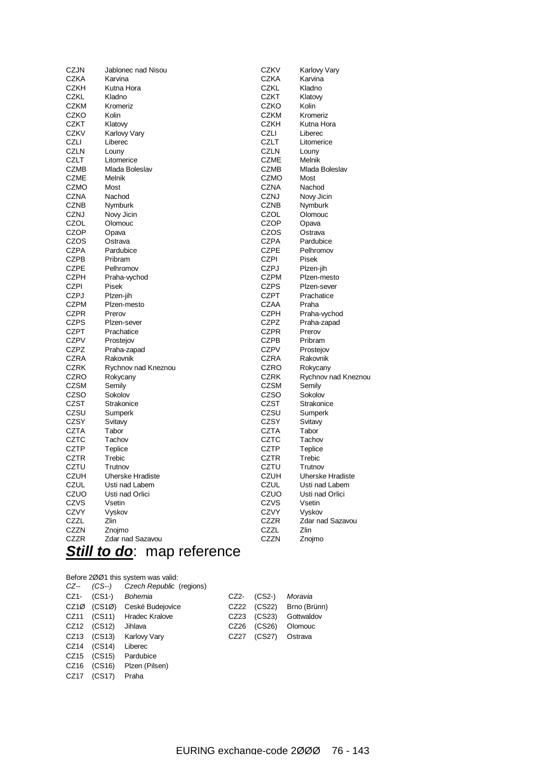| Code | Name |
|---|---|
| CZJN | Jablonec nad Nisou |
| CZKA | Karvina |
| CZKH | Kutna Hora |
| CZKL | Kladno |
| CZKM | Kromeriz |
| CZKO | Kolin |
| CZKT | Klatovy |
| CZKV | Karlovy Vary |
| CZLI | Liberec |
| CZLN | Louny |
| CZLT | Litomerice |
| CZMB | Mlada Boleslav |
| CZME | Melnik |
| CZMO | Most |
| CZNA | Nachod |
| CZNB | Nymburk |
| CZNJ | Novy Jicin |
| CZOL | Olomouc |
| CZOP | Opava |
| CZOS | Ostrava |
| CZPA | Pardubice |
| CZPB | Pribram |
| CZPE | Pelhromov |
| CZPH | Praha-vychod |
| CZPI | Pisek |
| CZPJ | Plzen-jih |
| CZPM | Plzen-mesto |
| CZPR | Prerov |
| CZPS | Plzen-sever |
| CZPT | Prachatice |
| CZPV | Prostejov |
| CZPZ | Praha-zapad |
| CZRA | Rakovnik |
| CZRK | Rychnov nad Kneznou |
| CZRO | Rokycany |
| CZSM | Semily |
| CZSO | Sokolov |
| CZST | Strakonice |
| CZSU | Sumperk |
| CZSY | Svitavy |
| CZTA | Tabor |
| CZTC | Tachov |
| CZTP | Teplice |
| CZTR | Trebic |
| CZTU | Trutnov |
| CZUH | Uherske Hradiste |
| CZUL | Usti nad Labem |
| CZUO | Usti nad Orlici |
| CZVS | Vsetin |
| CZVY | Vyskov |
| CZZL | Zlin |
| CZZN | Znojmo |
| CZZR | Zdar nad Sazavou |

| Code | Name |
|---|---|
| CZKV | Karlovy Vary |
| CZKA | Karvina |
| CZKL | Kladno |
| CZKT | Klatovy |
| CZKO | Kolin |
| CZKM | Kromeriz |
| CZKH | Kutna Hora |
| CZLI | Liberec |
| CZLT | Litomerice |
| CZLN | Louny |
| CZME | Melnik |
| CZMB | Mlada Boleslav |
| CZMO | Most |
| CZNA | Nachod |
| CZNJ | Novy Jicin |
| CZNB | Nymburk |
| CZOL | Olomouc |
| CZOP | Opava |
| CZOS | Ostrava |
| CZPA | Pardubice |
| CZPE | Pelhromov |
| CZPI | Pisek |
| CZPJ | Plzen-jih |
| CZPM | Plzen-mesto |
| CZPS | Plzen-sever |
| CZPT | Prachatice |
| CZAA | Praha |
| CZPH | Praha-vychod |
| CZPZ | Praha-zapad |
| CZPR | Prerov |
| CZPB | Pribram |
| CZPV | Prostejov |
| CZRA | Rakovnik |
| CZRO | Rokycany |
| CZRK | Rychnov nad Kneznou |
| CZSM | Semily |
| CZSO | Sokolov |
| CZST | Strakonice |
| CZSU | Sumperk |
| CZSY | Svitavy |
| CZTA | Tabor |
| CZTC | Tachov |
| CZTP | Teplice |
| CZTR | Trebic |
| CZTU | Trutnov |
| CZUH | Uherske Hradiste |
| CZUL | Usti nad Labem |
| CZUO | Usti nad Orlici |
| CZVS | Vsetin |
| CZVY | Vyskov |
| CZZR | Zdar nad Sazavou |
| CZZL | Zlin |
| CZZN | Znojmo |

***Still to do***: map reference

Before 2ØØ1 this system was valid:

| Code | Old code | Name |
|---|---|---|
| *CZ--* | *(CS--)* | *Czech Republic (regions)* |
| CZ1- | (CS1-) | *Bohemia* |
| CZ1Ø | (CS1Ø) | Ceské Budejovice |
| CZ11 | (CS11) | Hradec Kralove |
| CZ12 | (CS12) | Jihlava |
| CZ13 | (CS13) | Karlovy Vary |
| CZ14 | (CS14) | Liberec |
| CZ15 | (CS15) | Pardubice |
| CZ16 | (CS16) | Plzen (Pilsen) |
| CZ17 | (CS17) | Praha |
| CZ2- | (CS2-) | *Moravia* |
| CZ22 | (CS22) | Brno (Brünn) |
| CZ23 | (CS23) | Gottwaldov |
| CZ26 | (CS26) | Olomouc |
| CZ27 | (CS27) | Ostrava |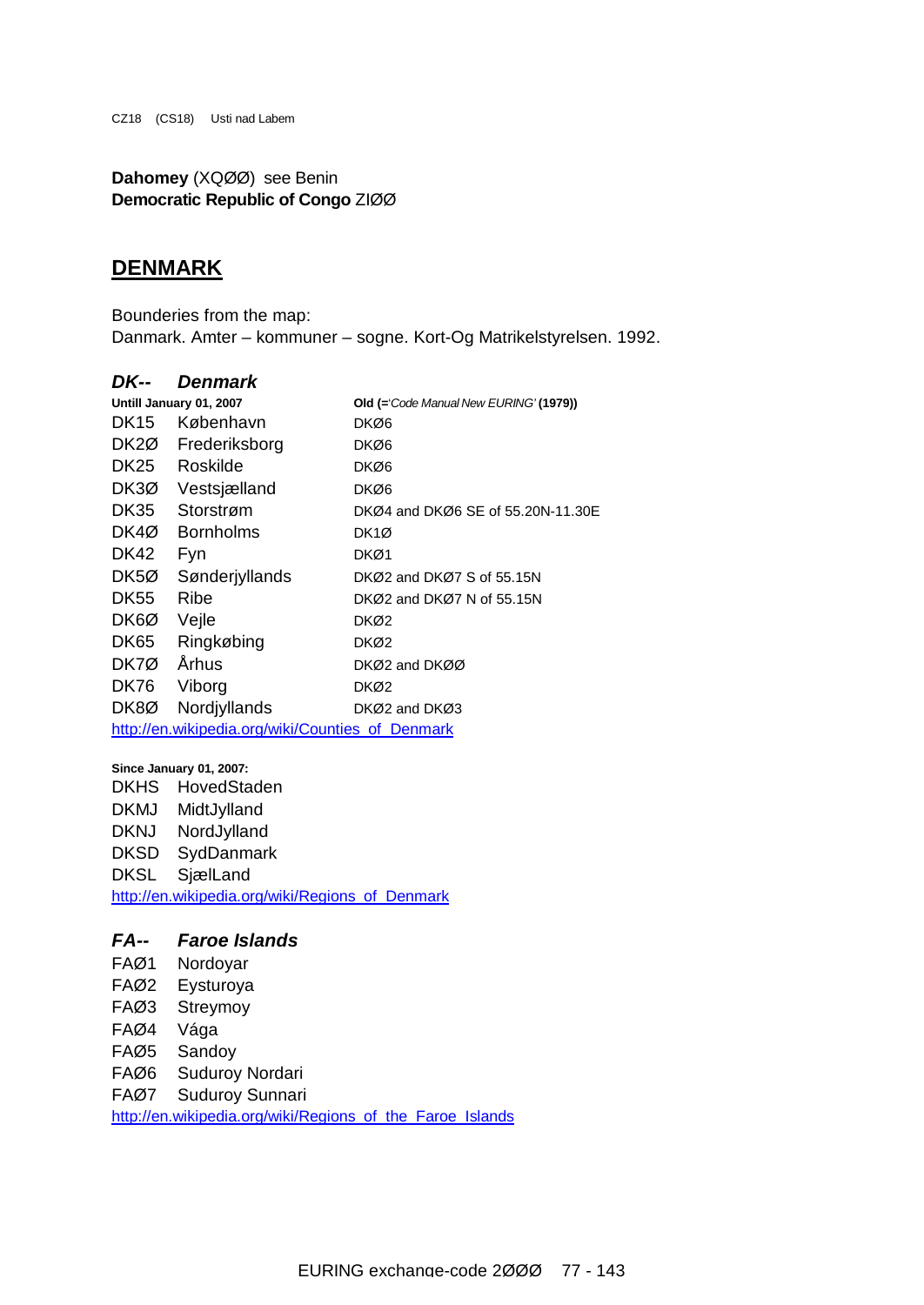CZ18 (CS18) Usti nad Labem

**Dahomey** (XQØØ) see Benin
**Democratic Republic of Congo** ZIØØ

## DENMARK

Bounderies from the map:
Danmark. Amter – kommuner – sogne. Kort-Og Matrikelstyrelsen. 1992.

### *DK-- Denmark*

| **Untill January 01, 2007** | | **Old (=***'Code Manual New EURING'* **(1979))** |
|---|---|---|
| DK15 | København | DKØ6 |
| DK2Ø | Frederiksborg | DKØ6 |
| DK25 | Roskilde | DKØ6 |
| DK3Ø | Vestsjælland | DKØ6 |
| DK35 | Storstrøm | DKØ4 and DKØ6 SE of 55.20N-11.30E |
| DK4Ø | Bornholms | DK1Ø |
| DK42 | Fyn | DKØ1 |
| DK5Ø | Sønderjyllands | DKØ2 and DKØ7 S of 55.15N |
| DK55 | Ribe | DKØ2 and DKØ7 N of 55.15N |
| DK6Ø | Vejle | DKØ2 |
| DK65 | Ringkøbing | DKØ2 |
| DK7Ø | Århus | DKØ2 and DKØØ |
| DK76 | Viborg | DKØ2 |
| DK8Ø | Nordjyllands | DKØ2 and DKØ3 |

http://en.wikipedia.org/wiki/Counties_of_Denmark

**Since January 01, 2007:**

| | |
|---|---|
| DKHS | HovedStaden |
| DKMJ | MidtJylland |
| DKNJ | NordJylland |
| DKSD | SydDanmark |
| DKSL | SjælLand |

http://en.wikipedia.org/wiki/Regions_of_Denmark

### *FA-- Faroe Islands*

| | |
|---|---|
| FAØ1 | Nordoyar |
| FAØ2 | Eysturoya |
| FAØ3 | Streymoy |
| FAØ4 | Vága |
| FAØ5 | Sandoy |
| FAØ6 | Suduroy Nordari |
| FAØ7 | Suduroy Sunnari |

http://en.wikipedia.org/wiki/Regions_of_the_Faroe_Islands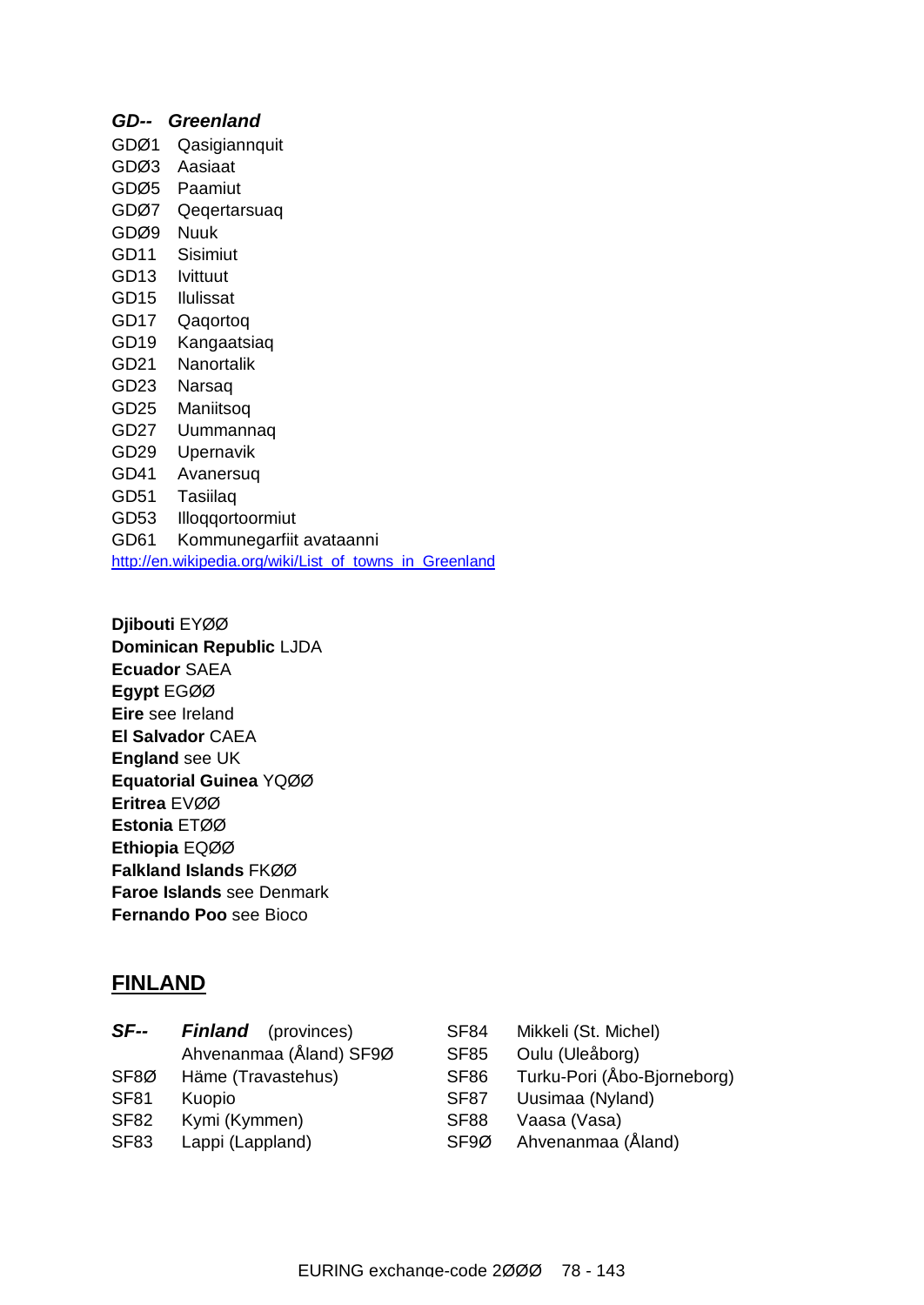***GD-- Greenland***

GDØ1 Qasigiannquit
GDØ3 Aasiaat
GDØ5 Paamiut
GDØ7 Qeqertarsuaq
GDØ9 Nuuk
GD11 Sisimiut
GD13 Ivittuut
GD15 Ilulissat
GD17 Qaqortoq
GD19 Kangaatsiaq
GD21 Nanortalik
GD23 Narsaq
GD25 Maniitsoq
GD27 Uummannaq
GD29 Upernavik
GD41 Avanersuq
GD51 Tasiilaq
GD53 Illoqqortoormiut
GD61 Kommunegarfiit avataanni

http://en.wikipedia.org/wiki/List_of_towns_in_Greenland

**Djibouti** EYØØ
**Dominican Republic** LJDA
**Ecuador** SAEA
**Egypt** EGØØ
**Eire** see Ireland
**El Salvador** CAEA
**England** see UK
**Equatorial Guinea** YQØØ
**Eritrea** EVØØ
**Estonia** ETØØ
**Ethiopia** EQØØ
**Falkland Islands** FKØØ
**Faroe Islands** see Denmark
**Fernando Poo** see Bioco

## FINLAND

***SF-- Finland*** (provinces)
Ahvenanmaa (Åland) SF9Ø

SF8Ø Häme (Travastehus)
SF81 Kuopio
SF82 Kymi (Kymmen)
SF83 Lappi (Lappland)
SF84 Mikkeli (St. Michel)
SF85 Oulu (Uleåborg)
SF86 Turku-Pori (Åbo-Bjorneborg)
SF87 Uusimaa (Nyland)
SF88 Vaasa (Vasa)
SF9Ø Ahvenanmaa (Åland)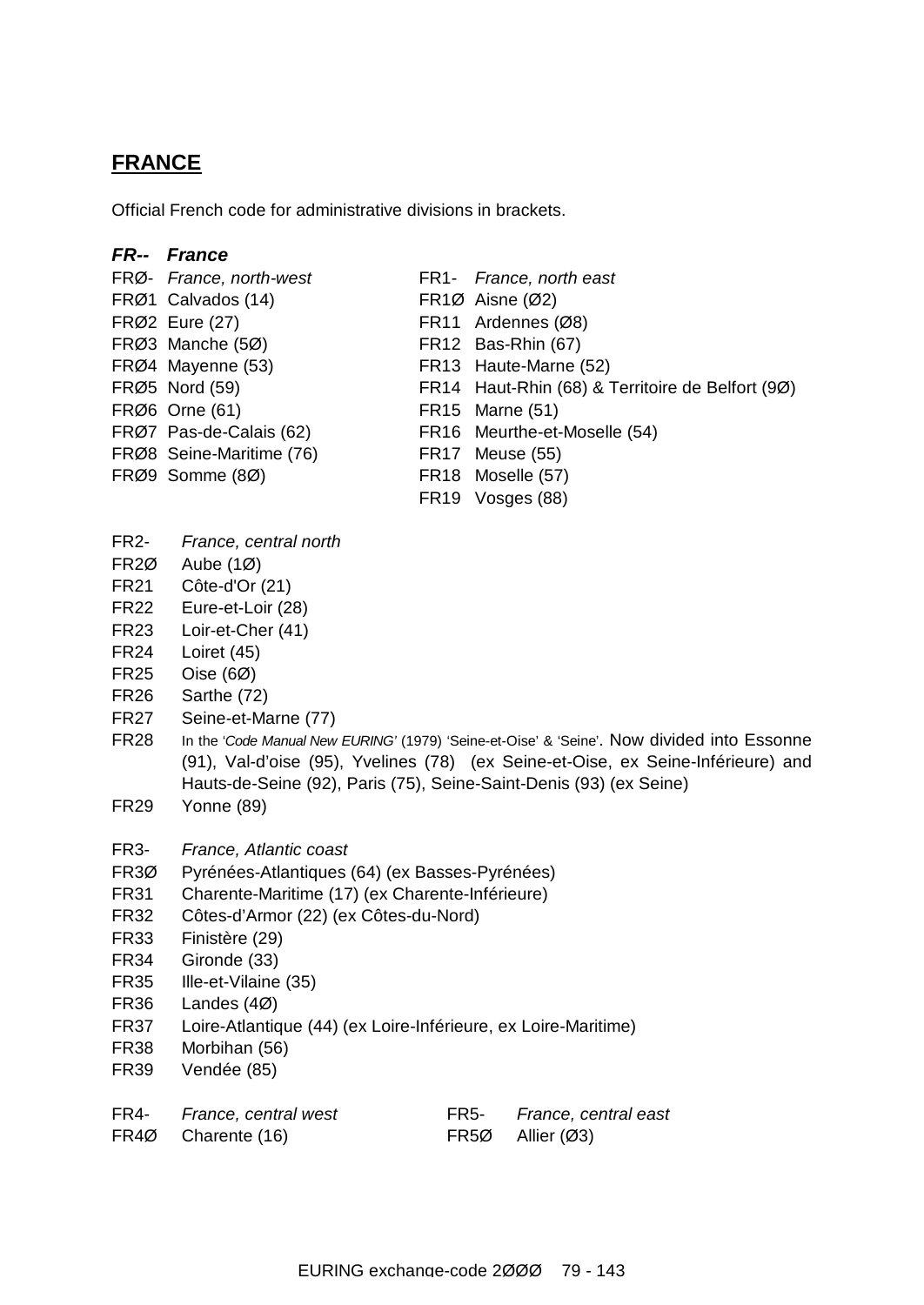## FRANCE

Official French code for administrative divisions in brackets.

### *FR-- France*

FRØ- *France, north-west*
FRØ1 Calvados (14)
FRØ2 Eure (27)
FRØ3 Manche (5Ø)
FRØ4 Mayenne (53)
FRØ5 Nord (59)
FRØ6 Orne (61)
FRØ7 Pas-de-Calais (62)
FRØ8 Seine-Maritime (76)
FRØ9 Somme (8Ø)

FR1- *France, north east*
FR1Ø Aisne (Ø2)
FR11 Ardennes (Ø8)
FR12 Bas-Rhin (67)
FR13 Haute-Marne (52)
FR14 Haut-Rhin (68) & Territoire de Belfort (9Ø)
FR15 Marne (51)
FR16 Meurthe-et-Moselle (54)
FR17 Meuse (55)
FR18 Moselle (57)
FR19 Vosges (88)

FR2- *France, central north*
FR2Ø Aube (1Ø)
FR21 Côte-d'Or (21)
FR22 Eure-et-Loir (28)
FR23 Loir-et-Cher (41)
FR24 Loiret (45)
FR25 Oise (6Ø)
FR26 Sarthe (72)
FR27 Seine-et-Marne (77)
FR28 In the '*Code Manual New EURING'* (1979) 'Seine-et-Oise' & 'Seine'. Now divided into Essonne (91), Val-d'oise (95), Yvelines (78) (ex Seine-et-Oise, ex Seine-Inférieure) and Hauts-de-Seine (92), Paris (75), Seine-Saint-Denis (93) (ex Seine)
FR29 Yonne (89)

FR3- *France, Atlantic coast*
FR3Ø Pyrénées-Atlantiques (64) (ex Basses-Pyrénées)
FR31 Charente-Maritime (17) (ex Charente-Inférieure)
FR32 Côtes-d'Armor (22) (ex Côtes-du-Nord)
FR33 Finistère (29)
FR34 Gironde (33)
FR35 Ille-et-Vilaine (35)
FR36 Landes (4Ø)
FR37 Loire-Atlantique (44) (ex Loire-Inférieure, ex Loire-Maritime)
FR38 Morbihan (56)
FR39 Vendée (85)

FR4- *France, central west*
FR4Ø Charente (16)

FR5- *France, central east*
FR5Ø Allier (Ø3)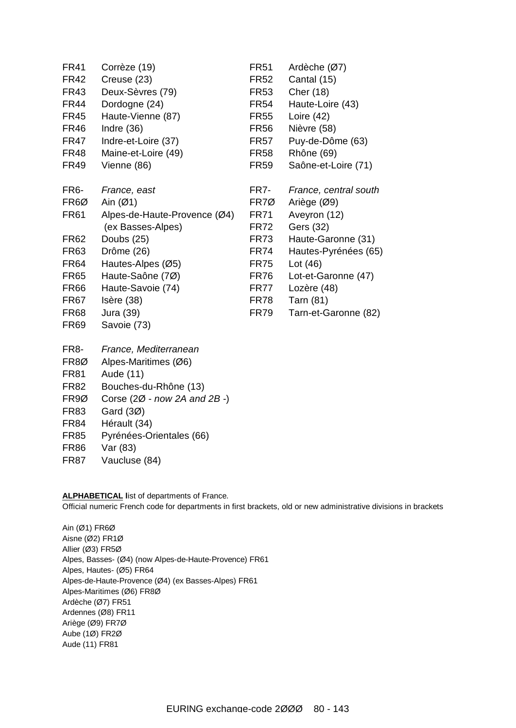FR41 Corrèze (19)
FR42 Creuse (23)
FR43 Deux-Sèvres (79)
FR44 Dordogne (24)
FR45 Haute-Vienne (87)
FR46 Indre (36)
FR47 Indre-et-Loire (37)
FR48 Maine-et-Loire (49)
FR49 Vienne (86)

FR51 Ardèche (Ø7)
FR52 Cantal (15)
FR53 Cher (18)
FR54 Haute-Loire (43)
FR55 Loire (42)
FR56 Nièvre (58)
FR57 Puy-de-Dôme (63)
FR58 Rhône (69)
FR59 Saône-et-Loire (71)

FR6- *France, east*
FR6Ø Ain (Ø1)
FR61 Alpes-de-Haute-Provence (Ø4) (ex Basses-Alpes)
FR62 Doubs (25)
FR63 Drôme (26)
FR64 Hautes-Alpes (Ø5)
FR65 Haute-Saône (7Ø)
FR66 Haute-Savoie (74)
FR67 Isère (38)
FR68 Jura (39)
FR69 Savoie (73)

FR7- *France, central south*
FR7Ø Ariège (Ø9)
FR71 Aveyron (12)
FR72 Gers (32)
FR73 Haute-Garonne (31)
FR74 Hautes-Pyrénées (65)
FR75 Lot (46)
FR76 Lot-et-Garonne (47)
FR77 Lozère (48)
FR78 Tarn (81)
FR79 Tarn-et-Garonne (82)

FR8- *France, Mediterranean*
FR8Ø Alpes-Maritimes (Ø6)
FR81 Aude (11)
FR82 Bouches-du-Rhône (13)
FR9Ø Corse (2Ø - *now 2A and 2B* -)
FR83 Gard (3Ø)
FR84 Hérault (34)
FR85 Pyrénées-Orientales (66)
FR86 Var (83)
FR87 Vaucluse (84)

**ALPHABETICAL l**ist of departments of France.
Official numeric French code for departments in first brackets, old or new administrative divisions in brackets

Ain (Ø1) FR6Ø
Aisne (Ø2) FR1Ø
Allier (Ø3) FR5Ø
Alpes, Basses- (Ø4) (now Alpes-de-Haute-Provence) FR61
Alpes, Hautes- (Ø5) FR64
Alpes-de-Haute-Provence (Ø4) (ex Basses-Alpes) FR61
Alpes-Maritimes (Ø6) FR8Ø
Ardèche (Ø7) FR51
Ardennes (Ø8) FR11
Ariège (Ø9) FR7Ø
Aube (1Ø) FR2Ø
Aude (11) FR81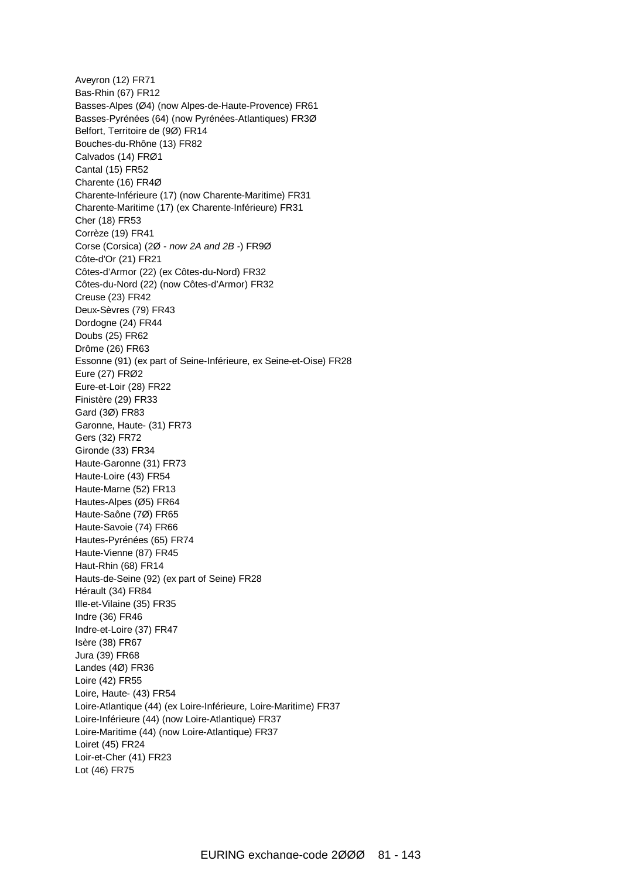Aveyron (12) FR71
Bas-Rhin (67) FR12
Basses-Alpes (Ø4) (now Alpes-de-Haute-Provence) FR61
Basses-Pyrénées (64) (now Pyrénées-Atlantiques) FR3Ø
Belfort, Territoire de (9Ø) FR14
Bouches-du-Rhône (13) FR82
Calvados (14) FRØ1
Cantal (15) FR52
Charente (16) FR4Ø
Charente-Inférieure (17) (now Charente-Maritime) FR31
Charente-Maritime (17) (ex Charente-Inférieure) FR31
Cher (18) FR53
Corrèze (19) FR41
Corse (Corsica) (2Ø - *now 2A and 2B* -) FR9Ø
Côte-d'Or (21) FR21
Côtes-d'Armor (22) (ex Côtes-du-Nord) FR32
Côtes-du-Nord (22) (now Côtes-d'Armor) FR32
Creuse (23) FR42
Deux-Sèvres (79) FR43
Dordogne (24) FR44
Doubs (25) FR62
Drôme (26) FR63
Essonne (91) (ex part of Seine-Inférieure, ex Seine-et-Oise) FR28
Eure (27) FRØ2
Eure-et-Loir (28) FR22
Finistère (29) FR33
Gard (3Ø) FR83
Garonne, Haute- (31) FR73
Gers (32) FR72
Gironde (33) FR34
Haute-Garonne (31) FR73
Haute-Loire (43) FR54
Haute-Marne (52) FR13
Hautes-Alpes (Ø5) FR64
Haute-Saône (7Ø) FR65
Haute-Savoie (74) FR66
Hautes-Pyrénées (65) FR74
Haute-Vienne (87) FR45
Haut-Rhin (68) FR14
Hauts-de-Seine (92) (ex part of Seine) FR28
Hérault (34) FR84
Ille-et-Vilaine (35) FR35
Indre (36) FR46
Indre-et-Loire (37) FR47
Isère (38) FR67
Jura (39) FR68
Landes (4Ø) FR36
Loire (42) FR55
Loire, Haute- (43) FR54
Loire-Atlantique (44) (ex Loire-Inférieure, Loire-Maritime) FR37
Loire-Inférieure (44) (now Loire-Atlantique) FR37
Loire-Maritime (44) (now Loire-Atlantique) FR37
Loiret (45) FR24
Loir-et-Cher (41) FR23
Lot (46) FR75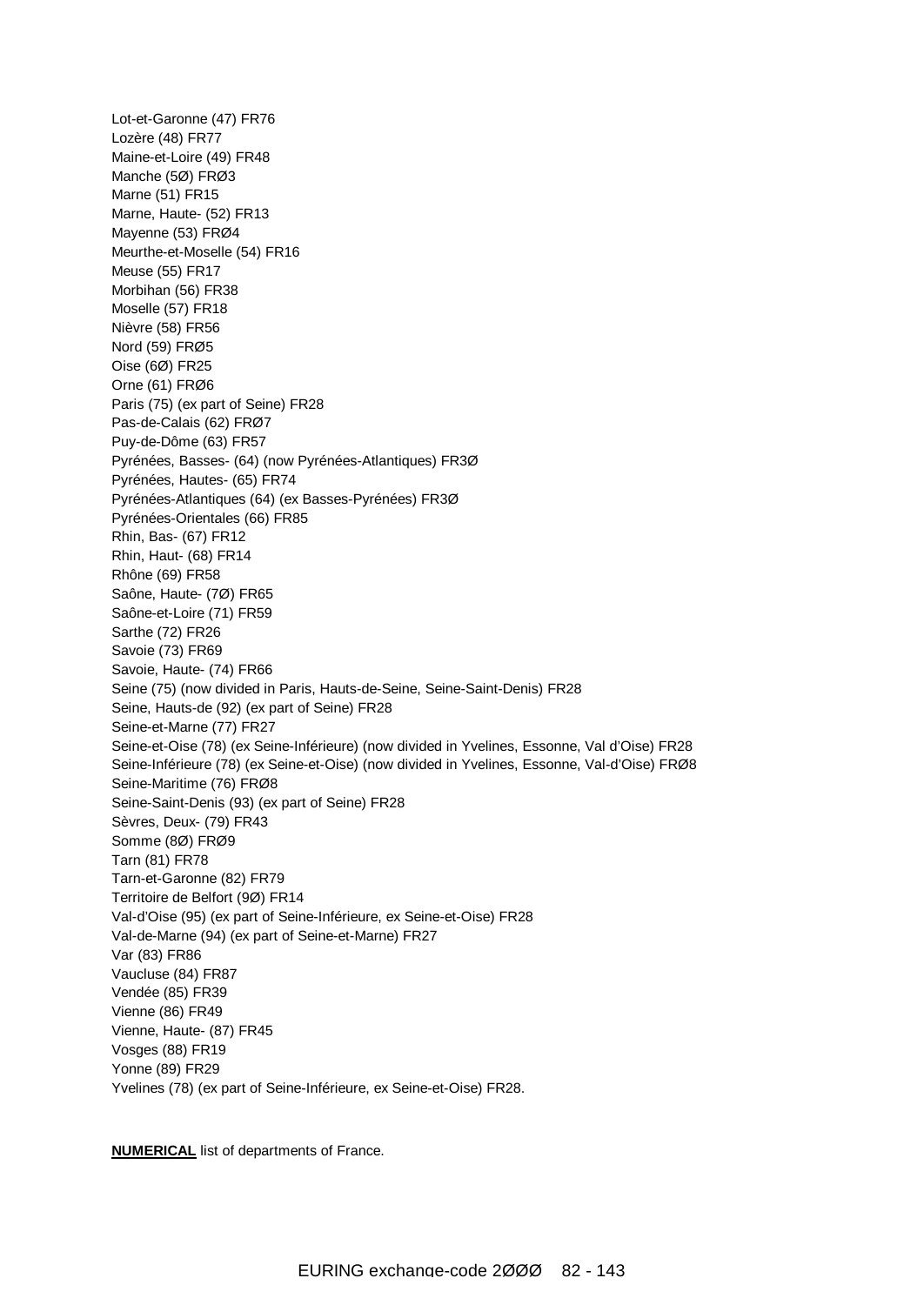Lot-et-Garonne (47) FR76
Lozère (48) FR77
Maine-et-Loire (49) FR48
Manche (5Ø) FRØ3
Marne (51) FR15
Marne, Haute- (52) FR13
Mayenne (53) FRØ4
Meurthe-et-Moselle (54) FR16
Meuse (55) FR17
Morbihan (56) FR38
Moselle (57) FR18
Nièvre (58) FR56
Nord (59) FRØ5
Oise (6Ø) FR25
Orne (61) FRØ6
Paris (75) (ex part of Seine) FR28
Pas-de-Calais (62) FRØ7
Puy-de-Dôme (63) FR57
Pyrénées, Basses- (64) (now Pyrénées-Atlantiques) FR3Ø
Pyrénées, Hautes- (65) FR74
Pyrénées-Atlantiques (64) (ex Basses-Pyrénées) FR3Ø
Pyrénées-Orientales (66) FR85
Rhin, Bas- (67) FR12
Rhin, Haut- (68) FR14
Rhône (69) FR58
Saône, Haute- (7Ø) FR65
Saône-et-Loire (71) FR59
Sarthe (72) FR26
Savoie (73) FR69
Savoie, Haute- (74) FR66
Seine (75) (now divided in Paris, Hauts-de-Seine, Seine-Saint-Denis) FR28
Seine, Hauts-de (92) (ex part of Seine) FR28
Seine-et-Marne (77) FR27
Seine-et-Oise (78) (ex Seine-Inférieure) (now divided in Yvelines, Essonne, Val d'Oise) FR28
Seine-Inférieure (78) (ex Seine-et-Oise) (now divided in Yvelines, Essonne, Val-d'Oise) FRØ8
Seine-Maritime (76) FRØ8
Seine-Saint-Denis (93) (ex part of Seine) FR28
Sèvres, Deux- (79) FR43
Somme (8Ø) FRØ9
Tarn (81) FR78
Tarn-et-Garonne (82) FR79
Territoire de Belfort (9Ø) FR14
Val-d'Oise (95) (ex part of Seine-Inférieure, ex Seine-et-Oise) FR28
Val-de-Marne (94) (ex part of Seine-et-Marne) FR27
Var (83) FR86
Vaucluse (84) FR87
Vendée (85) FR39
Vienne (86) FR49
Vienne, Haute- (87) FR45
Vosges (88) FR19
Yonne (89) FR29
Yvelines (78) (ex part of Seine-Inférieure, ex Seine-et-Oise) FR28.

**NUMERICAL** list of departments of France.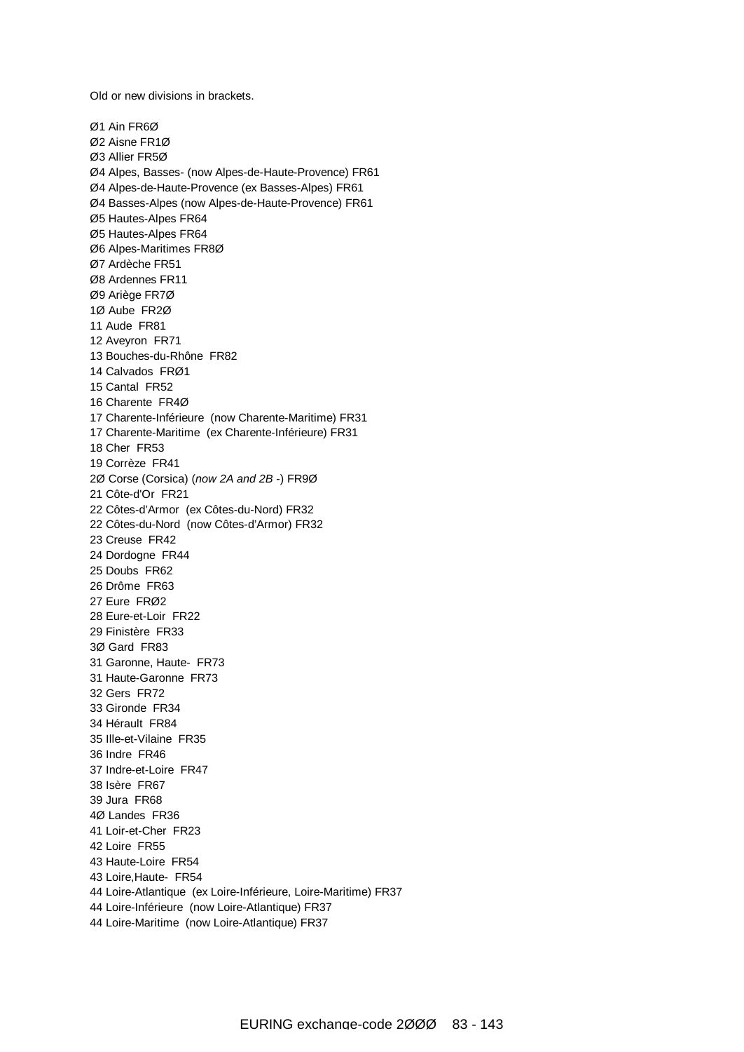Old or new divisions in brackets.

Ø1 Ain FR6Ø
Ø2 Aisne FR1Ø
Ø3 Allier FR5Ø
Ø4 Alpes, Basses- (now Alpes-de-Haute-Provence) FR61
Ø4 Alpes-de-Haute-Provence (ex Basses-Alpes) FR61
Ø4 Basses-Alpes (now Alpes-de-Haute-Provence) FR61
Ø5 Hautes-Alpes FR64
Ø5 Hautes-Alpes FR64
Ø6 Alpes-Maritimes FR8Ø
Ø7 Ardèche FR51
Ø8 Ardennes FR11
Ø9 Ariège FR7Ø
1Ø Aube FR2Ø
11 Aude FR81
12 Aveyron FR71
13 Bouches-du-Rhône FR82
14 Calvados FRØ1
15 Cantal FR52
16 Charente FR4Ø
17 Charente-Inférieure (now Charente-Maritime) FR31
17 Charente-Maritime (ex Charente-Inférieure) FR31
18 Cher FR53
19 Corrèze FR41
2Ø Corse (Corsica) (*now 2A and 2B* -) FR9Ø
21 Côte-d'Or FR21
22 Côtes-d'Armor (ex Côtes-du-Nord) FR32
22 Côtes-du-Nord (now Côtes-d'Armor) FR32
23 Creuse FR42
24 Dordogne FR44
25 Doubs FR62
26 Drôme FR63
27 Eure FRØ2
28 Eure-et-Loir FR22
29 Finistère FR33
3Ø Gard FR83
31 Garonne, Haute- FR73
31 Haute-Garonne FR73
32 Gers FR72
33 Gironde FR34
34 Hérault FR84
35 Ille-et-Vilaine FR35
36 Indre FR46
37 Indre-et-Loire FR47
38 Isère FR67
39 Jura FR68
4Ø Landes FR36
41 Loir-et-Cher FR23
42 Loire FR55
43 Haute-Loire FR54
43 Loire,Haute- FR54
44 Loire-Atlantique (ex Loire-Inférieure, Loire-Maritime) FR37
44 Loire-Inférieure (now Loire-Atlantique) FR37
44 Loire-Maritime (now Loire-Atlantique) FR37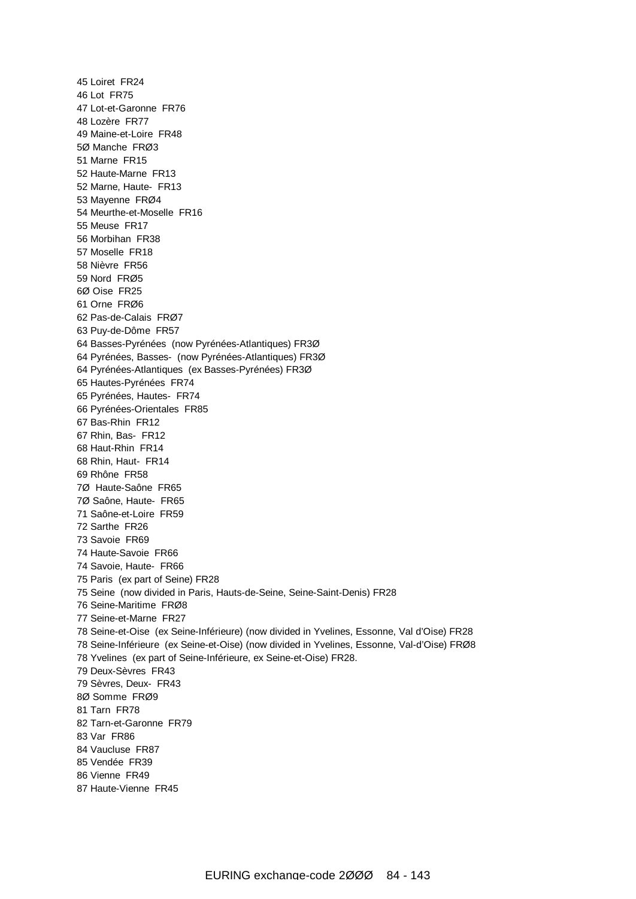45 Loiret  FR24
46 Lot  FR75
47 Lot-et-Garonne  FR76
48 Lozère  FR77
49 Maine-et-Loire  FR48
5Ø Manche  FRØ3
51 Marne  FR15
52 Haute-Marne  FR13
52 Marne, Haute-  FR13
53 Mayenne  FRØ4
54 Meurthe-et-Moselle  FR16
55 Meuse  FR17
56 Morbihan  FR38
57 Moselle  FR18
58 Nièvre  FR56
59 Nord  FRØ5
6Ø Oise  FR25
61 Orne  FRØ6
62 Pas-de-Calais  FRØ7
63 Puy-de-Dôme  FR57
64 Basses-Pyrénées  (now Pyrénées-Atlantiques) FR3Ø
64 Pyrénées, Basses-  (now Pyrénées-Atlantiques) FR3Ø
64 Pyrénées-Atlantiques  (ex Basses-Pyrénées) FR3Ø
65 Hautes-Pyrénées  FR74
65 Pyrénées, Hautes-  FR74
66 Pyrénées-Orientales  FR85
67 Bas-Rhin  FR12
67 Rhin, Bas-  FR12
68 Haut-Rhin  FR14
68 Rhin, Haut-  FR14
69 Rhône  FR58
7Ø  Haute-Saône  FR65
7Ø Saône, Haute-  FR65
71 Saône-et-Loire  FR59
72 Sarthe  FR26
73 Savoie  FR69
74 Haute-Savoie  FR66
74 Savoie, Haute-  FR66
75 Paris  (ex part of Seine) FR28
75 Seine  (now divided in Paris, Hauts-de-Seine, Seine-Saint-Denis) FR28
76 Seine-Maritime  FRØ8
77 Seine-et-Marne  FR27
78 Seine-et-Oise  (ex Seine-Inférieure) (now divided in Yvelines, Essonne, Val d'Oise) FR28
78 Seine-Inférieure  (ex Seine-et-Oise) (now divided in Yvelines, Essonne, Val-d'Oise) FRØ8
78 Yvelines  (ex part of Seine-Inférieure, ex Seine-et-Oise) FR28.
79 Deux-Sèvres  FR43
79 Sèvres, Deux-  FR43
8Ø Somme  FRØ9
81 Tarn  FR78
82 Tarn-et-Garonne  FR79
83 Var  FR86
84 Vaucluse  FR87
85 Vendée  FR39
86 Vienne  FR49
87 Haute-Vienne  FR45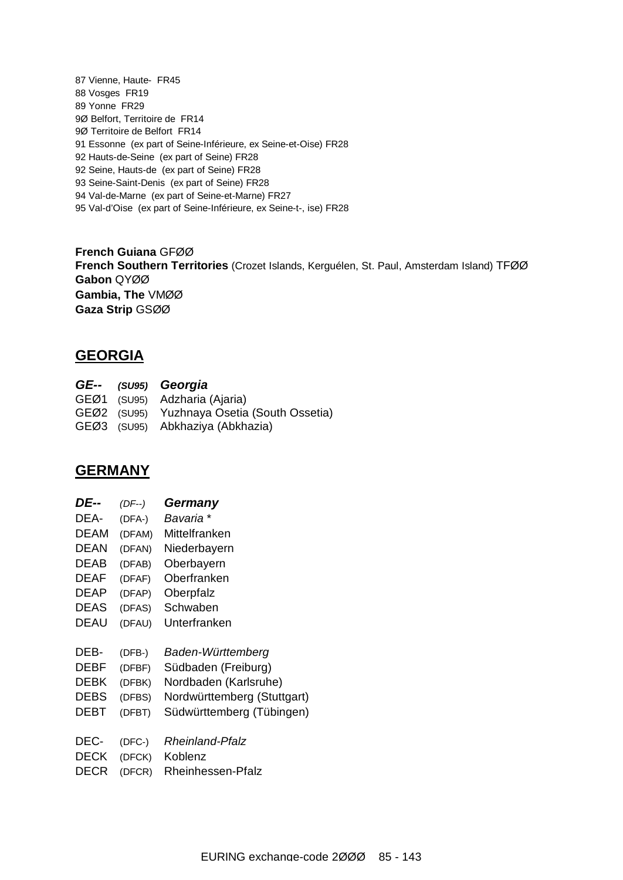87 Vienne, Haute-  FR45
88 Vosges  FR19
89 Yonne  FR29
9Ø Belfort, Territoire de  FR14
9Ø Territoire de Belfort  FR14
91 Essonne  (ex part of Seine-Inférieure, ex Seine-et-Oise) FR28
92 Hauts-de-Seine  (ex part of Seine) FR28
92 Seine, Hauts-de  (ex part of Seine) FR28
93 Seine-Saint-Denis  (ex part of Seine) FR28
94 Val-de-Marne  (ex part of Seine-et-Marne) FR27
95 Val-d'Oise  (ex part of Seine-Inférieure, ex Seine-t-, ise) FR28

**French Guiana** GFØØ
**French Southern Territories** (Crozet Islands, Kerguélen, St. Paul, Amsterdam Island) TFØØ
**Gabon** QYØØ
**Gambia, The** VMØØ
**Gaza Strip** GSØØ

## GEORGIA

| | | |
|---|---|---|
| ***GE--*** | ***(SU95)*** | ***Georgia*** |
| GEØ1 | (SU95) | Adzharia (Ajaria) |
| GEØ2 | (SU95) | Yuzhnaya Osetia (South Ossetia) |
| GEØ3 | (SU95) | Abkhaziya (Abkhazia) |

## GERMANY

| | | |
|---|---|---|
| ***DE--*** | *(DF--)* | ***Germany*** |
| DEA- | (DFA-) | *Bavaria* * |
| DEAM | (DFAM) | Mittelfranken |
| DEAN | (DFAN) | Niederbayern |
| DEAB | (DFAB) | Oberbayern |
| DEAF | (DFAF) | Oberfranken |
| DEAP | (DFAP) | Oberpfalz |
| DEAS | (DFAS) | Schwaben |
| DEAU | (DFAU) | Unterfranken |
| | | |
| DEB- | (DFB-) | *Baden-Württemberg* |
| DEBF | (DFBF) | Südbaden (Freiburg) |
| DEBK | (DFBK) | Nordbaden (Karlsruhe) |
| DEBS | (DFBS) | Nordwürttemberg (Stuttgart) |
| DEBT | (DFBT) | Südwürttemberg (Tübingen) |
| | | |
| DEC- | (DFC-) | *Rheinland-Pfalz* |
| DECK | (DFCK) | Koblenz |
| DECR | (DFCR) | Rheinhessen-Pfalz |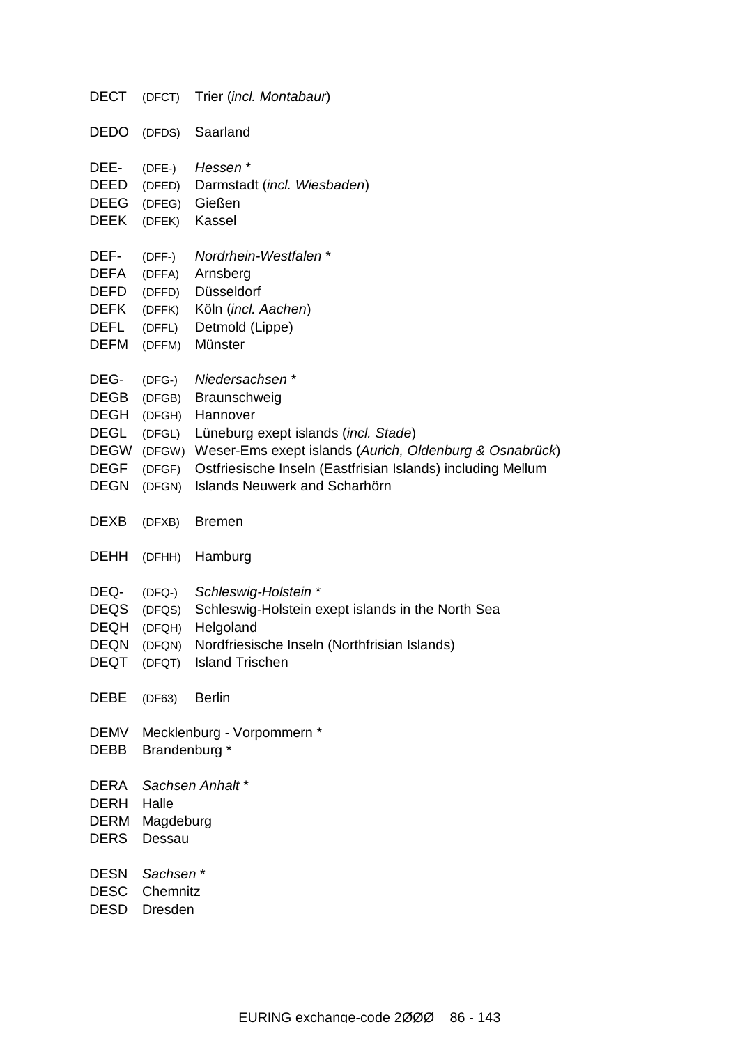DECT (DFCT) Trier (*incl. Montabaur*)

DEDO (DFDS) Saarland

DEE- (DFE-) *Hessen* *
DEED (DFED) Darmstadt (*incl. Wiesbaden*)
DEEG (DFEG) Gießen
DEEK (DFEK) Kassel

DEF- (DFF-) *Nordrhein-Westfalen* *
DEFA (DFFA) Arnsberg
DEFD (DFFD) Düsseldorf
DEFK (DFFK) Köln (*incl. Aachen*)
DEFL (DFFL) Detmold (Lippe)
DEFM (DFFM) Münster

DEG- (DFG-) *Niedersachsen* *
DEGB (DFGB) Braunschweig
DEGH (DFGH) Hannover
DEGL (DFGL) Lüneburg exept islands (*incl. Stade*)
DEGW (DFGW) Weser-Ems exept islands (*Aurich, Oldenburg & Osnabrück*)
DEGF (DFGF) Ostfriesische Inseln (Eastfrisian Islands) including Mellum
DEGN (DFGN) Islands Neuwerk and Scharhörn

DEXB (DFXB) Bremen

DEHH (DFHH) Hamburg

DEQ- (DFQ-) *Schleswig-Holstein* *
DEQS (DFQS) Schleswig-Holstein exept islands in the North Sea
DEQH (DFQH) Helgoland
DEQN (DFQN) Nordfriesische Inseln (Northfrisian Islands)
DEQT (DFQT) Island Trischen

DEBE (DF63) Berlin

DEMV Mecklenburg - Vorpommern *
DEBB Brandenburg *

DERA *Sachsen Anhalt* *
DERH Halle
DERM Magdeburg
DERS Dessau

DESN *Sachsen* *
DESC Chemnitz
DESD Dresden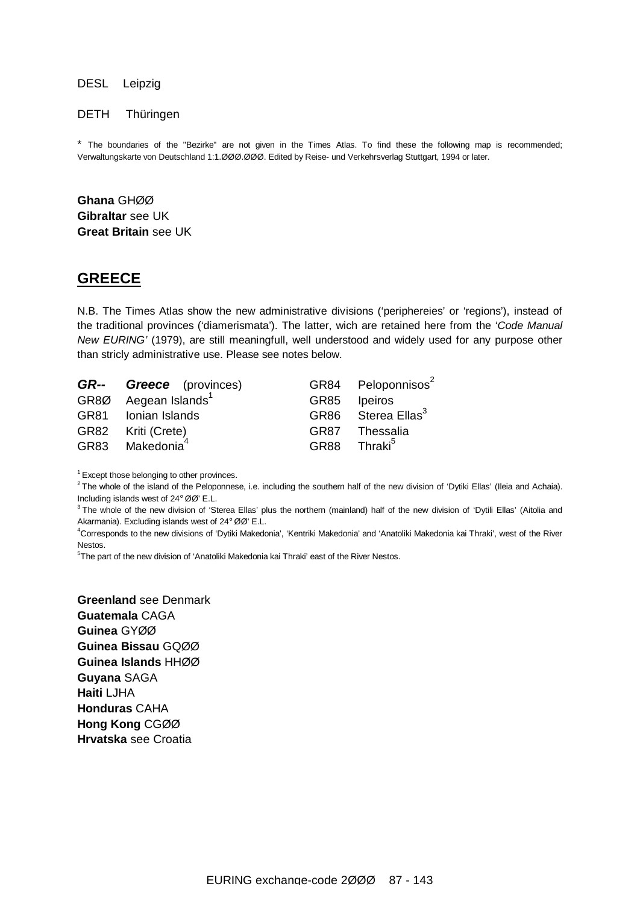DESL Leipzig

DETH Thüringen

* The boundaries of the "Bezirke" are not given in the Times Atlas. To find these the following map is recommended; Verwaltungskarte von Deutschland 1:1.ØØØ.ØØØ. Edited by Reise- und Verkehrsverlag Stuttgart, 1994 or later.

**Ghana** GHØØ
**Gibraltar** see UK
**Great Britain** see UK

## GREECE

N.B. The Times Atlas show the new administrative divisions ('periphereies' or 'regions'), instead of the traditional provinces ('diamerismata'). The latter, wich are retained here from the '*Code Manual New EURING'* (1979), are still meaningfull, well understood and widely used for any purpose other than stricly administrative use. Please see notes below.

| | | | |
|---|---|---|---|
| ***GR--*** | ***Greece*** (provinces) | GR84 | Peloponnisos[2] |
| GR8Ø | Aegean Islands[1] | GR85 | Ipeiros |
| GR81 | Ionian Islands | GR86 | Sterea Ellas[3] |
| GR82 | Kriti (Crete) | GR87 | Thessalia |
| GR83 | Makedonia[4] | GR88 | Thraki[5] |

[1] Except those belonging to other provinces.
[2] The whole of the island of the Peloponnese, i.e. including the southern half of the new division of 'Dytiki Ellas' (Ileia and Achaia). Including islands west of 24° ØØ' E.L.
[3] The whole of the new division of 'Sterea Ellas' plus the northern (mainland) half of the new division of 'Dytili Ellas' (Aitolia and Akarmania). Excluding islands west of 24° ØØ' E.L.
[4] Corresponds to the new divisions of 'Dytiki Makedonia', 'Kentriki Makedonia' and 'Anatoliki Makedonia kai Thraki', west of the River Nestos.
[5] The part of the new division of 'Anatoliki Makedonia kai Thraki' east of the River Nestos.

**Greenland** see Denmark
**Guatemala** CAGA
**Guinea** GYØØ
**Guinea Bissau** GQØØ
**Guinea Islands** HHØØ
**Guyana** SAGA
**Haiti** LJHA
**Honduras** CAHA
**Hong Kong** CGØØ
**Hrvatska** see Croatia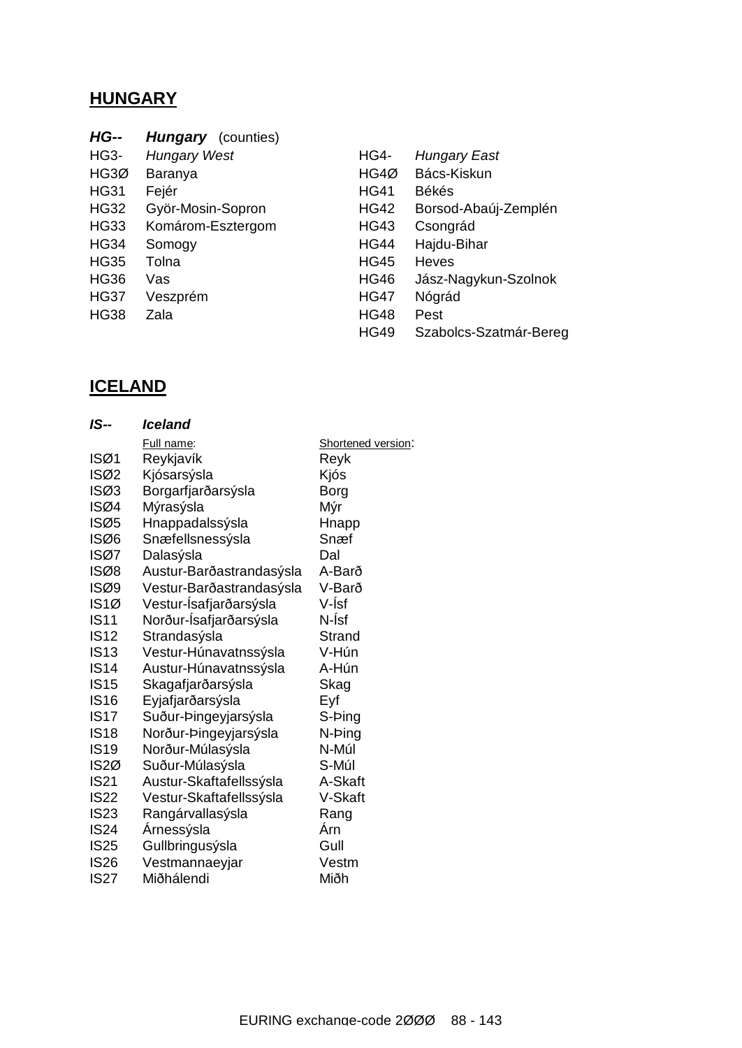## HUNGARY

***HG--*** ***Hungary*** (counties)

| | | | |
|---|---|---|---|
| HG3- | *Hungary West* | HG4- | *Hungary East* |
| HG3Ø | Baranya | HG4Ø | Bács-Kiskun |
| HG31 | Fejér | HG41 | Békés |
| HG32 | Györ-Mosin-Sopron | HG42 | Borsod-Abaúj-Zemplén |
| HG33 | Komárom-Esztergom | HG43 | Csongrád |
| HG34 | Somogy | HG44 | Hajdu-Bihar |
| HG35 | Tolna | HG45 | Heves |
| HG36 | Vas | HG46 | Jász-Nagykun-Szolnok |
| HG37 | Veszprém | HG47 | Nógrád |
| HG38 | Zala | HG48 | Pest |
| | | HG49 | Szabolcs-Szatmár-Bereg |

## ICELAND

***IS--*** ***Iceland***

| | Full name: | Shortened version: |
|---|---|---|
| ISØ1 | Reykjavík | Reyk |
| ISØ2 | Kjósarsýsla | Kjós |
| ISØ3 | Borgarfjarðarsýsla | Borg |
| ISØ4 | Mýrasýsla | Mýr |
| ISØ5 | Hnappadalssýsla | Hnapp |
| ISØ6 | Snæfellsnessýsla | Snæf |
| ISØ7 | Dalasýsla | Dal |
| ISØ8 | Austur-Barðastrandasýsla | A-Barð |
| ISØ9 | Vestur-Barðastrandasýsla | V-Barð |
| IS1Ø | Vestur-Ísafjarðarsýsla | V-Ísf |
| IS11 | Norður-Ísafjarðarsýsla | N-Ísf |
| IS12 | Strandasýsla | Strand |
| IS13 | Vestur-Húnavatnssýsla | V-Hún |
| IS14 | Austur-Húnavatnssýsla | A-Hún |
| IS15 | Skagafjarðarsýsla | Skag |
| IS16 | Eyjafjarðarsýsla | Eyf |
| IS17 | Suður-Þingeyjarsýsla | S-Þing |
| IS18 | Norður-Þingeyjarsýsla | N-Þing |
| IS19 | Norður-Múlasýsla | N-Múl |
| IS2Ø | Suður-Múlasýsla | S-Múl |
| IS21 | Austur-Skaftafellssýsla | A-Skaft |
| IS22 | Vestur-Skaftafellssýsla | V-Skaft |
| IS23 | Rangárvallasýsla | Rang |
| IS24 | Árnessýsla | Árn |
| IS25 | Gullbringusýsla | Gull |
| IS26 | Vestmannaeyjar | Vestm |
| IS27 | Miðhálendi | Miðh |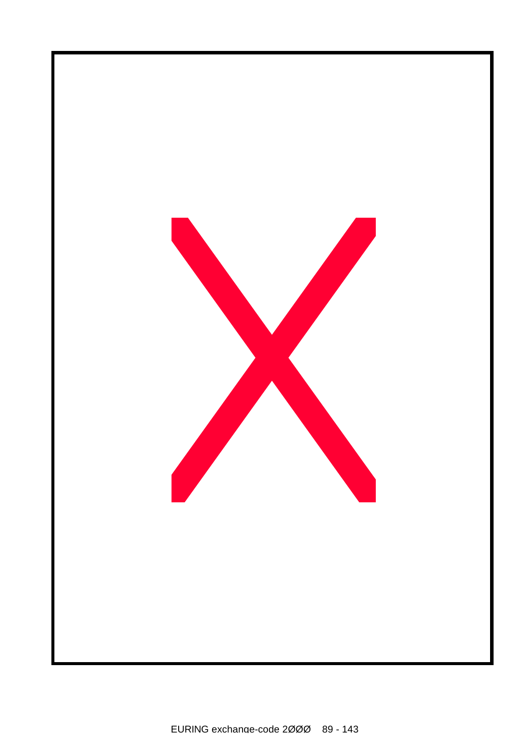X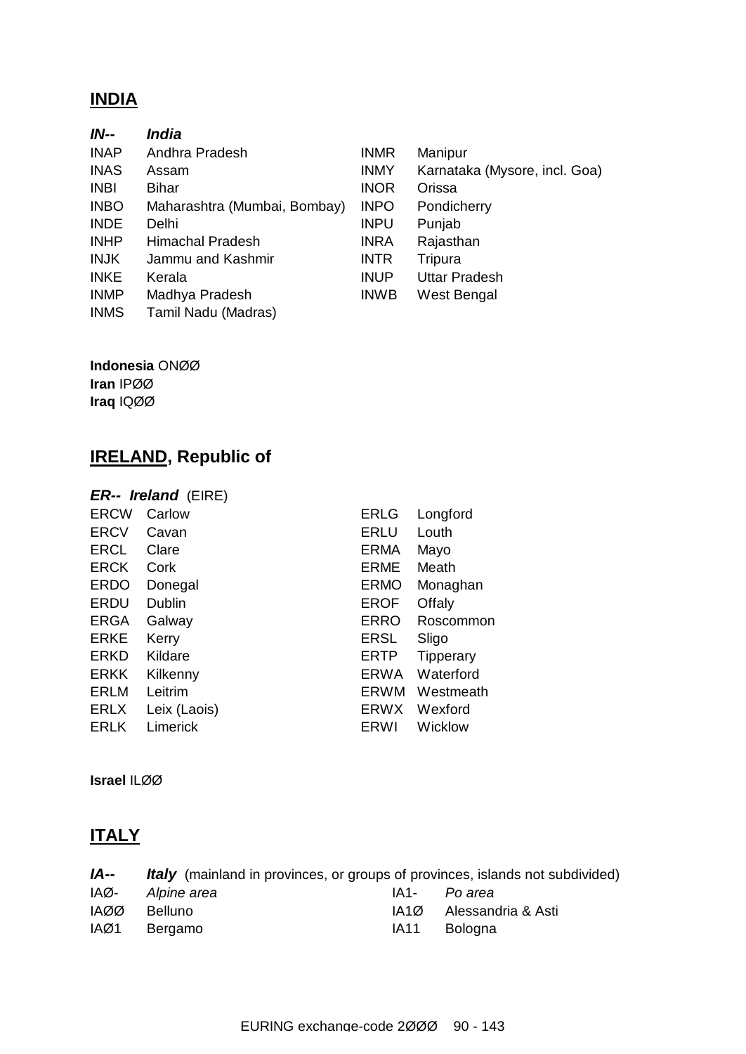## INDIA

***IN-- India***

| | | | |
|---|---|---|---|
| INAP | Andhra Pradesh | INMR | Manipur |
| INAS | Assam | INMY | Karnataka (Mysore, incl. Goa) |
| INBI | Bihar | INOR | Orissa |
| INBO | Maharashtra (Mumbai, Bombay) | INPO | Pondicherry |
| INDE | Delhi | INPU | Punjab |
| INHP | Himachal Pradesh | INRA | Rajasthan |
| INJK | Jammu and Kashmir | INTR | Tripura |
| INKE | Kerala | INUP | Uttar Pradesh |
| INMP | Madhya Pradesh | INWB | West Bengal |
| INMS | Tamil Nadu (Madras) | | |

**Indonesia** ONØØ
**Iran** IPØØ
**Iraq** IQØØ

## IRELAND, Republic of

***ER-- Ireland*** (EIRE)

| | | | |
|---|---|---|---|
| ERCW | Carlow | ERLG | Longford |
| ERCV | Cavan | ERLU | Louth |
| ERCL | Clare | ERMA | Mayo |
| ERCK | Cork | ERME | Meath |
| ERDO | Donegal | ERMO | Monaghan |
| ERDU | Dublin | EROF | Offaly |
| ERGA | Galway | ERRO | Roscommon |
| ERKE | Kerry | ERSL | Sligo |
| ERKD | Kildare | ERTP | Tipperary |
| ERKK | Kilkenny | ERWA | Waterford |
| ERLM | Leitrim | ERWM | Westmeath |
| ERLX | Leix (Laois) | ERWX | Wexford |
| ERLK | Limerick | ERWI | Wicklow |

**Israel** ILØØ

## ITALY

***IA-- Italy*** (mainland in provinces, or groups of provinces, islands not subdivided)

| | | | |
|---|---|---|---|
| IAØ- | *Alpine area* | IA1- | *Po area* |
| IAØØ | Belluno | IA1Ø | Alessandria & Asti |
| IAØ1 | Bergamo | IA11 | Bologna |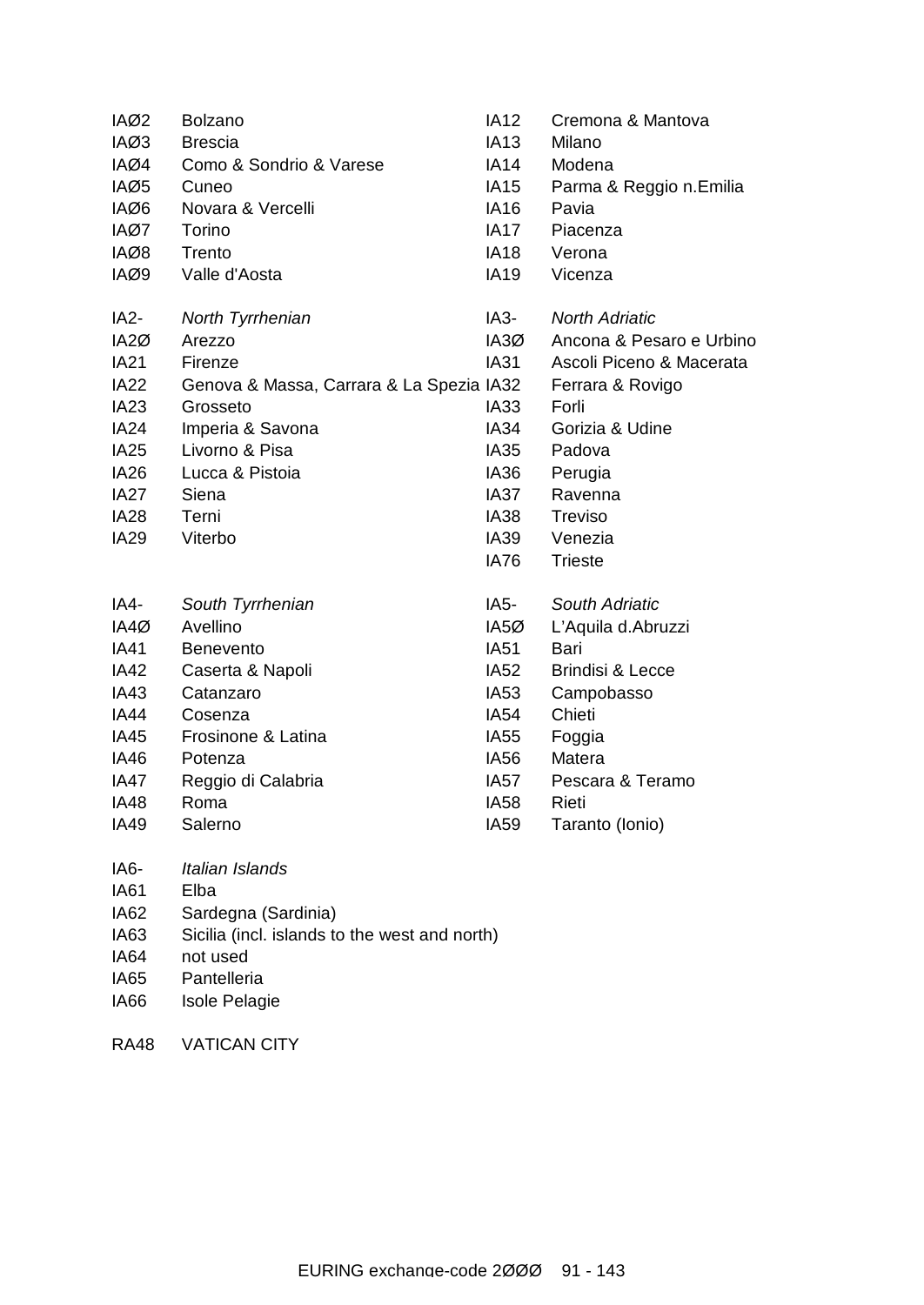IAØ2 Bolzano
IAØ3 Brescia
IAØ4 Como & Sondrio & Varese
IAØ5 Cuneo
IAØ6 Novara & Vercelli
IAØ7 Torino
IAØ8 Trento
IAØ9 Valle d'Aosta
IA12 Cremona & Mantova
IA13 Milano
IA14 Modena
IA15 Parma & Reggio n.Emilia
IA16 Pavia
IA17 Piacenza
IA18 Verona
IA19 Vicenza

IA2- *North Tyrrhenian*
IA2Ø Arezzo
IA21 Firenze
IA22 Genova & Massa, Carrara & La Spezia
IA23 Grosseto
IA24 Imperia & Savona
IA25 Livorno & Pisa
IA26 Lucca & Pistoia
IA27 Siena
IA28 Terni
IA29 Viterbo

IA3- *North Adriatic*
IA3Ø Ancona & Pesaro e Urbino
IA31 Ascoli Piceno & Macerata
IA32 Ferrara & Rovigo
IA33 Forli
IA34 Gorizia & Udine
IA35 Padova
IA36 Perugia
IA37 Ravenna
IA38 Treviso
IA39 Venezia
IA76 Trieste

IA4- *South Tyrrhenian*
IA4Ø Avellino
IA41 Benevento
IA42 Caserta & Napoli
IA43 Catanzaro
IA44 Cosenza
IA45 Frosinone & Latina
IA46 Potenza
IA47 Reggio di Calabria
IA48 Roma
IA49 Salerno

IA5- *South Adriatic*
IA5Ø L'Aquila d.Abruzzi
IA51 Bari
IA52 Brindisi & Lecce
IA53 Campobasso
IA54 Chieti
IA55 Foggia
IA56 Matera
IA57 Pescara & Teramo
IA58 Rieti
IA59 Taranto (Ionio)

IA6- *Italian Islands*
IA61 Elba
IA62 Sardegna (Sardinia)
IA63 Sicilia (incl. islands to the west and north)
IA64 not used
IA65 Pantelleria
IA66 Isole Pelagie

RA48 VATICAN CITY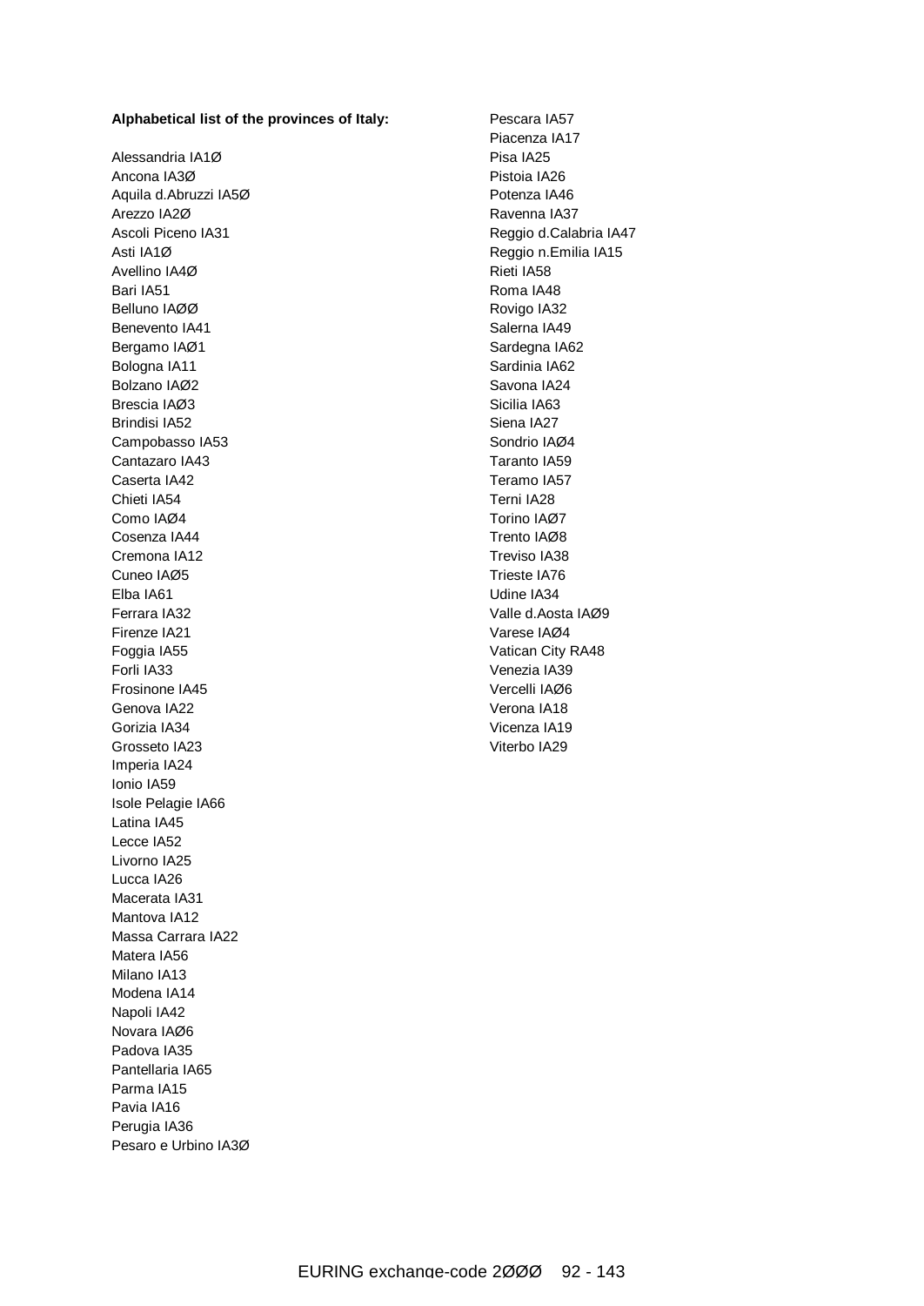**Alphabetical list of the provinces of Italy:**

Alessandria IA1Ø
Ancona IA3Ø
Aquila d.Abruzzi IA5Ø
Arezzo IA2Ø
Ascoli Piceno IA31
Asti IA1Ø
Avellino IA4Ø
Bari IA51
Belluno IAØØ
Benevento IA41
Bergamo IAØ1
Bologna IA11
Bolzano IAØ2
Brescia IAØ3
Brindisi IA52
Campobasso IA53
Cantazaro IA43
Caserta IA42
Chieti IA54
Como IAØ4
Cosenza IA44
Cremona IA12
Cuneo IAØ5
Elba IA61
Ferrara IA32
Firenze IA21
Foggia IA55
Forli IA33
Frosinone IA45
Genova IA22
Gorizia IA34
Grosseto IA23
Imperia IA24
Ionio IA59
Isole Pelagie IA66
Latina IA45
Lecce IA52
Livorno IA25
Lucca IA26
Macerata IA31
Mantova IA12
Massa Carrara IA22
Matera IA56
Milano IA13
Modena IA14
Napoli IA42
Novara IAØ6
Padova IA35
Pantellaria IA65
Parma IA15
Pavia IA16
Perugia IA36
Pesaro e Urbino IA3Ø
Pescara IA57
Piacenza IA17
Pisa IA25
Pistoia IA26
Potenza IA46
Ravenna IA37
Reggio d.Calabria IA47
Reggio n.Emilia IA15
Rieti IA58
Roma IA48
Rovigo IA32
Salerna IA49
Sardegna IA62
Sardinia IA62
Savona IA24
Sicilia IA63
Siena IA27
Sondrio IAØ4
Taranto IA59
Teramo IA57
Terni IA28
Torino IAØ7
Trento IAØ8
Treviso IA38
Trieste IA76
Udine IA34
Valle d.Aosta IAØ9
Varese IAØ4
Vatican City RA48
Venezia IA39
Vercelli IAØ6
Verona IA18
Vicenza IA19
Viterbo IA29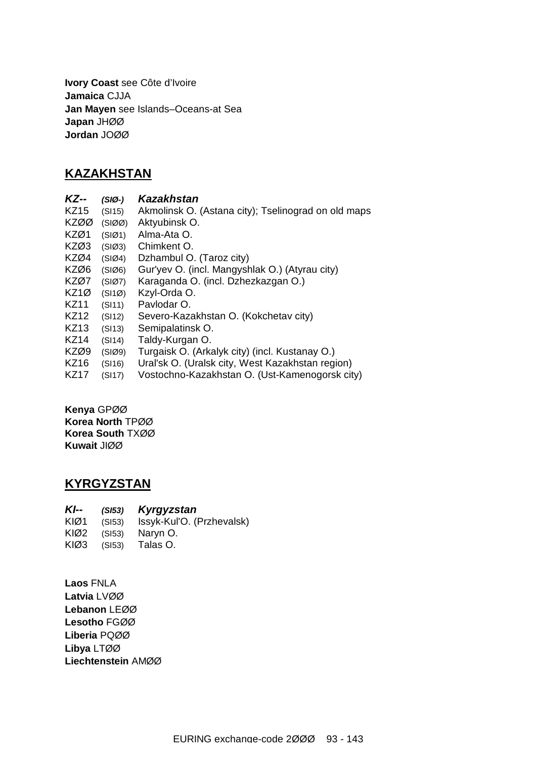**Ivory Coast** see Côte d'Ivoire
**Jamaica** CJJA
**Jan Mayen** see Islands–Oceans-at Sea
**Japan** JHØØ
**Jordan** JOØØ

## KAZAKHSTAN

| | | |
|---|---|---|
| ***KZ--*** | ***(SIØ-)*** | ***Kazakhstan*** |
| KZ15 | (SI15) | Akmolinsk O. (Astana city); Tselinograd on old maps |
| KZØØ | (SIØØ) | Aktyubinsk O. |
| KZØ1 | (SIØ1) | Alma-Ata O. |
| KZØ3 | (SIØ3) | Chimkent O. |
| KZØ4 | (SIØ4) | Dzhambul O. (Taroz city) |
| KZØ6 | (SIØ6) | Gur'yev O. (incl. Mangyshlak O.) (Atyrau city) |
| KZØ7 | (SIØ7) | Karaganda O. (incl. Dzhezkazgan O.) |
| KZ1Ø | (SI1Ø) | Kzyl-Orda O. |
| KZ11 | (SI11) | Pavlodar O. |
| KZ12 | (SI12) | Severo-Kazakhstan O. (Kokchetav city) |
| KZ13 | (SI13) | Semipalatinsk O. |
| KZ14 | (SI14) | Taldy-Kurgan O. |
| KZØ9 | (SIØ9) | Turgaisk O. (Arkalyk city) (incl. Kustanay O.) |
| KZ16 | (SI16) | Ural'sk O. (Uralsk city, West Kazakhstan region) |
| KZ17 | (SI17) | Vostochno-Kazakhstan O. (Ust-Kamenogorsk city) |

**Kenya** GPØØ
**Korea North** TPØØ
**Korea South** TXØØ
**Kuwait** JIØØ

## KYRGYZSTAN

| | | |
|---|---|---|
| ***KI--*** | ***(SI53)*** | ***Kyrgyzstan*** |
| KIØ1 | (SI53) | Issyk-Kul'O. (Przhevalsk) |
| KIØ2 | (SI53) | Naryn O. |
| KIØ3 | (SI53) | Talas O. |

**Laos** FNLA
**Latvia** LVØØ
**Lebanon** LEØØ
**Lesotho** FGØØ
**Liberia** PQØØ
**Libya** LTØØ
**Liechtenstein** AMØØ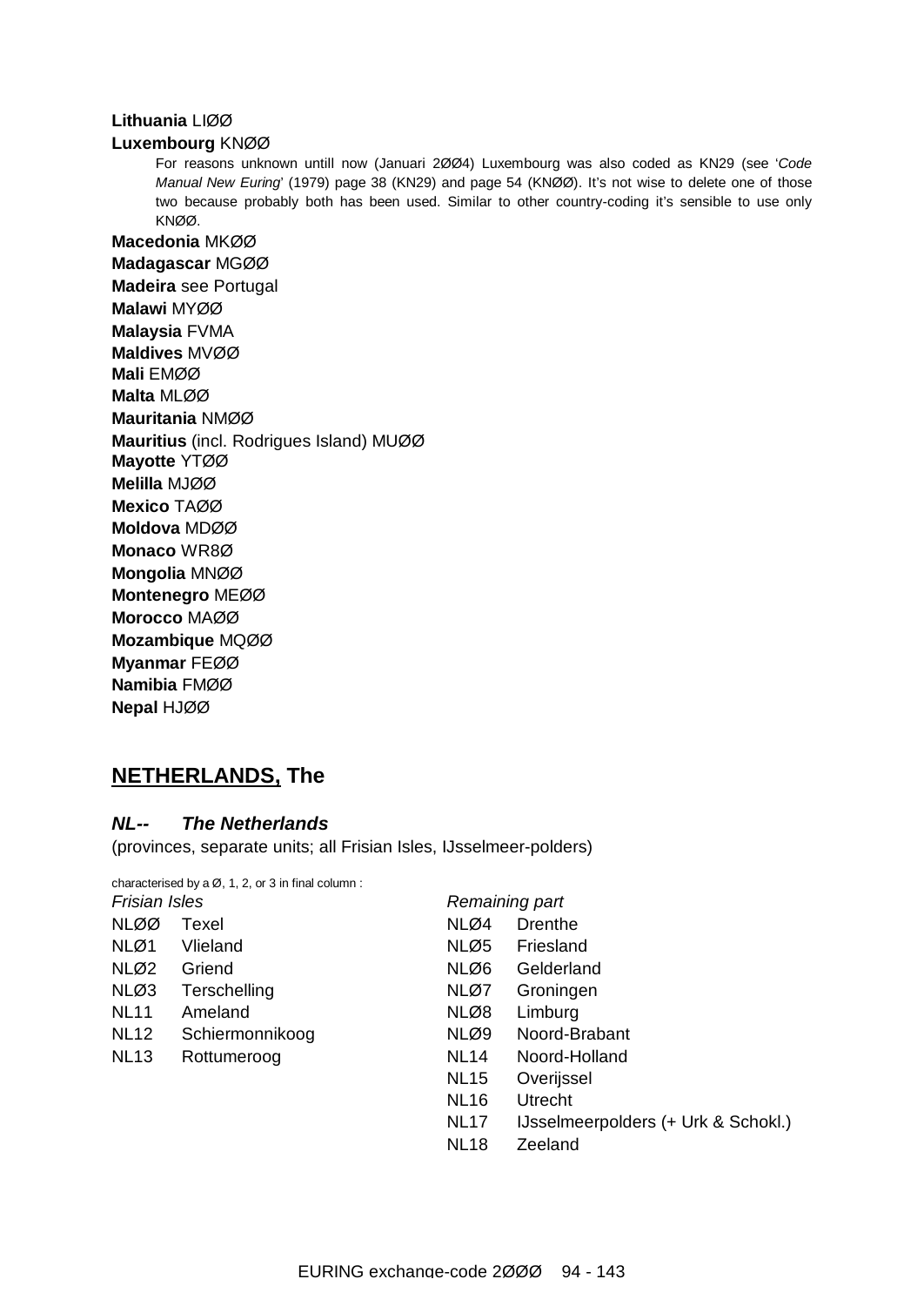**Lithuania** LIØØ

**Luxembourg** KNØØ

For reasons unknown untill now (Januari 2ØØ4) Luxembourg was also coded as KN29 (see '*Code Manual New Euring*' (1979) page 38 (KN29) and page 54 (KNØØ). It's not wise to delete one of those two because probably both has been used. Similar to other country-coding it's sensible to use only KNØØ.

**Macedonia** MKØØ

**Madagascar** MGØØ

**Madeira** see Portugal

**Malawi** MYØØ

**Malaysia** FVMA

**Maldives** MVØØ

**Mali** EMØØ

**Malta** MLØØ

**Mauritania** NMØØ

**Mauritius** (incl. Rodrigues Island) MUØØ

**Mayotte** YTØØ

**Melilla** MJØØ

**Mexico** TAØØ

**Moldova** MDØØ

**Monaco** WR8Ø

**Mongolia** MNØØ

**Montenegro** MEØØ

**Morocco** MAØØ

**Mozambique** MQØØ

**Myanmar** FEØØ

**Namibia** FMØØ

**Nepal** HJØØ

## NETHERLANDS, The

### *NL-- The Netherlands*

(provinces, separate units; all Frisian Isles, IJsselmeer-polders)

characterised by a Ø, 1, 2, or 3 in final column :

*Frisian Isles*

| Code | Name |
|---|---|
| NLØØ | Texel |
| NLØ1 | Vlieland |
| NLØ2 | Griend |
| NLØ3 | Terschelling |
| NL11 | Ameland |
| NL12 | Schiermonnikoog |
| NL13 | Rottumeroog |

*Remaining part*

| Code | Name |
|---|---|
| NLØ4 | Drenthe |
| NLØ5 | Friesland |
| NLØ6 | Gelderland |
| NLØ7 | Groningen |
| NLØ8 | Limburg |
| NLØ9 | Noord-Brabant |
| NL14 | Noord-Holland |
| NL15 | Overijssel |
| NL16 | Utrecht |
| NL17 | IJsselmeerpolders (+ Urk & Schokl.) |
| NL18 | Zeeland |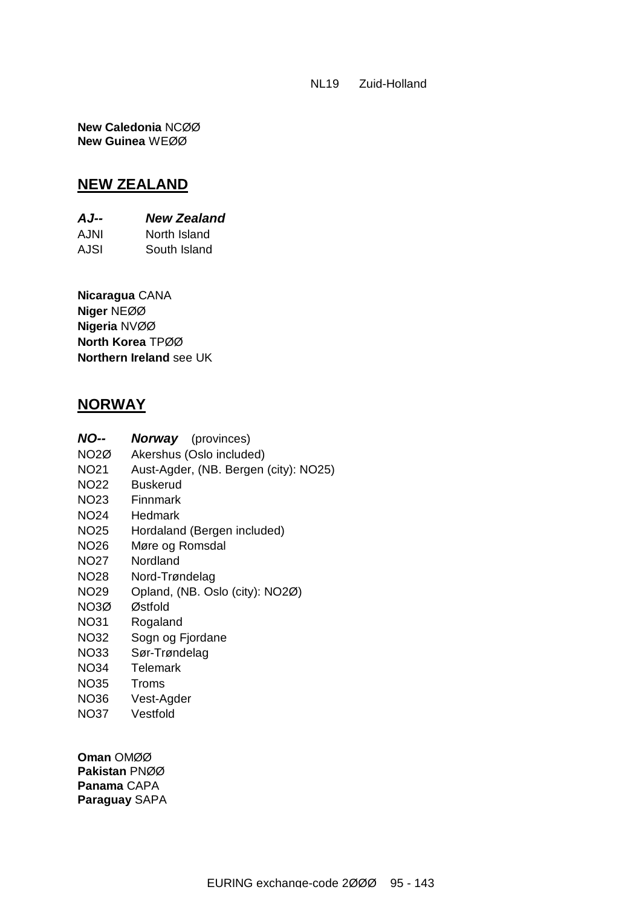| | |
|---|---|
| NL19 | Zuid-Holland |

**New Caledonia** NCØØ
**New Guinea** WEØØ

## NEW ZEALAND

| | |
|---|---|
| ***AJ--*** | ***New Zealand*** |
| AJNI | North Island |
| AJSI | South Island |

**Nicaragua** CANA
**Niger** NEØØ
**Nigeria** NVØØ
**North Korea** TPØØ
**Northern Ireland** see UK

## NORWAY

| | |
|---|---|
| ***NO--*** | ***Norway*** (provinces) |
| NO2Ø | Akershus (Oslo included) |
| NO21 | Aust-Agder, (NB. Bergen (city): NO25) |
| NO22 | Buskerud |
| NO23 | Finnmark |
| NO24 | Hedmark |
| NO25 | Hordaland (Bergen included) |
| NO26 | Møre og Romsdal |
| NO27 | Nordland |
| NO28 | Nord-Trøndelag |
| NO29 | Opland, (NB. Oslo (city): NO2Ø) |
| NO3Ø | Østfold |
| NO31 | Rogaland |
| NO32 | Sogn og Fjordane |
| NO33 | Sør-Trøndelag |
| NO34 | Telemark |
| NO35 | Troms |
| NO36 | Vest-Agder |
| NO37 | Vestfold |

**Oman** OMØØ
**Pakistan** PNØØ
**Panama** CAPA
**Paraguay** SAPA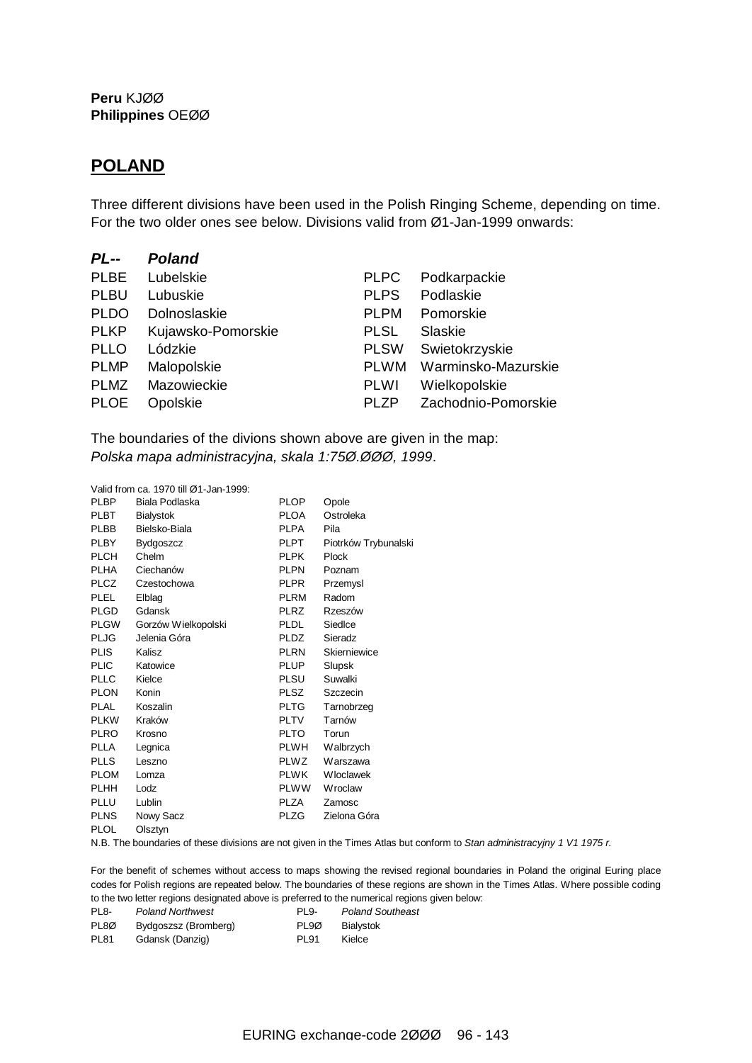**Peru** KJØØ
**Philippines** OEØØ

## POLAND

Three different divisions have been used in the Polish Ringing Scheme, depending on time. For the two older ones see below. Divisions valid from Ø1-Jan-1999 onwards:

| ***PL--*** | ***Poland*** | | |
|---|---|---|---|
| PLBE | Lubelskie | PLPC | Podkarpackie |
| PLBU | Lubuskie | PLPS | Podlaskie |
| PLDO | Dolnoslaskie | PLPM | Pomorskie |
| PLKP | Kujawsko-Pomorskie | PLSL | Slaskie |
| PLLO | Lódzkie | PLSW | Swietokrzyskie |
| PLMP | Malopolskie | PLWM | Warminsko-Mazurskie |
| PLMZ | Mazowieckie | PLWI | Wielkopolskie |
| PLOE | Opolskie | PLZP | Zachodnio-Pomorskie |

The boundaries of the divions shown above are given in the map:
*Polska mapa administracyjna, skala 1:75Ø.ØØØ, 1999*.

Valid from ca. 1970 till Ø1-Jan-1999:

| | | | |
|---|---|---|---|
| PLBP | Biala Podlaska | PLOP | Opole |
| PLBT | Bialystok | PLOA | Ostroleka |
| PLBB | Bielsko-Biala | PLPA | Pila |
| PLBY | Bydgoszcz | PLPT | Piotrków Trybunalski |
| PLCH | Chelm | PLPK | Plock |
| PLHA | Ciechanów | PLPN | Poznam |
| PLCZ | Czestochowa | PLPR | Przemysl |
| PLEL | Elblag | PLRM | Radom |
| PLGD | Gdansk | PLRZ | Rzeszów |
| PLGW | Gorzów Wielkopolski | PLDL | Siedlce |
| PLJG | Jelenia Góra | PLDZ | Sieradz |
| PLIS | Kalisz | PLRN | Skierniewice |
| PLIC | Katowice | PLUP | Slupsk |
| PLLC | Kielce | PLSU | Suwalki |
| PLON | Konin | PLSZ | Szczecin |
| PLAL | Koszalin | PLTG | Tarnobrzeg |
| PLKW | Kraków | PLTV | Tarnów |
| PLRO | Krosno | PLTO | Torun |
| PLLA | Legnica | PLWH | Walbrzych |
| PLLS | Leszno | PLWZ | Warszawa |
| PLOM | Lomza | PLWK | Wloclawek |
| PLHH | Lodz | PLWW | Wroclaw |
| PLLU | Lublin | PLZA | Zamosc |
| PLNS | Nowy Sacz | PLZG | Zielona Góra |
| PLOL | Olsztyn | | |

N.B. The boundaries of these divisions are not given in the Times Atlas but conform to *Stan administracyjny 1 V1 1975 r.*

For the benefit of schemes without access to maps showing the revised regional boundaries in Poland the original Euring place codes for Polish regions are repeated below. The boundaries of these regions are shown in the Times Atlas. Where possible coding to the two letter regions designated above is preferred to the numerical regions given below:

| | | | |
|---|---|---|---|
| PL8- | *Poland Northwest* | PL9- | *Poland Southeast* |
| PL8Ø | Bydgoszsz (Bromberg) | PL9Ø | Bialystok |
| PL81 | Gdansk (Danzig) | PL91 | Kielce |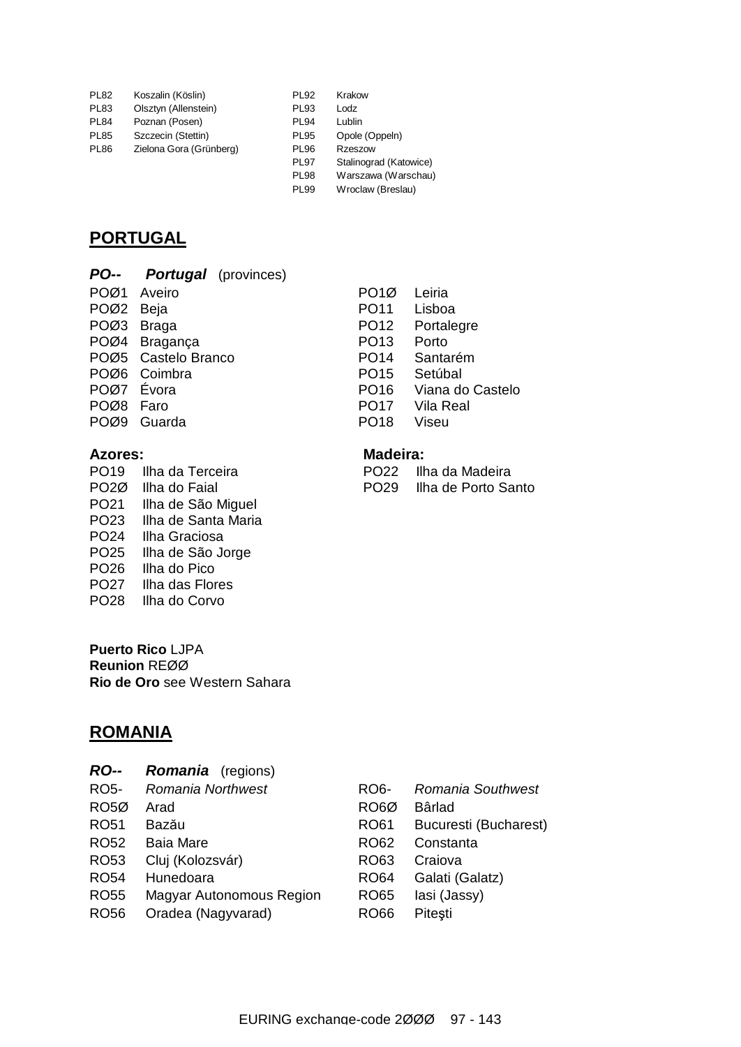| | | | |
|---|---|---|---|
| PL82 | Koszalin (Köslin) | PL92 | Krakow |
| PL83 | Olsztyn (Allenstein) | PL93 | Lodz |
| PL84 | Poznan (Posen) | PL94 | Lublin |
| PL85 | Szczecin (Stettin) | PL95 | Opole (Oppeln) |
| PL86 | Zielona Gora (Grünberg) | PL96 | Rzeszow |
| | | PL97 | Stalinograd (Katowice) |
| | | PL98 | Warszawa (Warschau) |
| | | PL99 | Wroclaw (Breslau) |

## PORTUGAL

***PO--*** ***Portugal*** (provinces)

| | | | |
|---|---|---|---|
| POØ1 | Aveiro | PO1Ø | Leiria |
| POØ2 | Beja | PO11 | Lisboa |
| POØ3 | Braga | PO12 | Portalegre |
| POØ4 | Bragança | PO13 | Porto |
| POØ5 | Castelo Branco | PO14 | Santarém |
| POØ6 | Coimbra | PO15 | Setúbal |
| POØ7 | Évora | PO16 | Viana do Castelo |
| POØ8 | Faro | PO17 | Vila Real |
| POØ9 | Guarda | PO18 | Viseu |

**Azores:**

| | |
|---|---|
| PO19 | Ilha da Terceira |
| PO2Ø | Ilha do Faial |
| PO21 | Ilha de São Miguel |
| PO23 | Ilha de Santa Maria |
| PO24 | Ilha Graciosa |
| PO25 | Ilha de São Jorge |
| PO26 | Ilha do Pico |
| PO27 | Ilha das Flores |
| PO28 | Ilha do Corvo |

**Madeira:**

| | |
|---|---|
| PO22 | Ilha da Madeira |
| PO29 | Ilha de Porto Santo |

**Puerto Rico** LJPA
**Reunion** REØØ
**Rio de Oro** see Western Sahara

## ROMANIA

***RO--*** ***Romania*** (regions)

| | | | |
|---|---|---|---|
| RO5- | *Romania Northwest* | RO6- | *Romania Southwest* |
| RO5Ø | Arad | RO6Ø | Bârlad |
| RO51 | Bazău | RO61 | Bucuresti (Bucharest) |
| RO52 | Baia Mare | RO62 | Constanta |
| RO53 | Cluj (Kolozsvár) | RO63 | Craiova |
| RO54 | Hunedoara | RO64 | Galati (Galatz) |
| RO55 | Magyar Autonomous Region | RO65 | Iasi (Jassy) |
| RO56 | Oradea (Nagyvarad) | RO66 | Piteşti |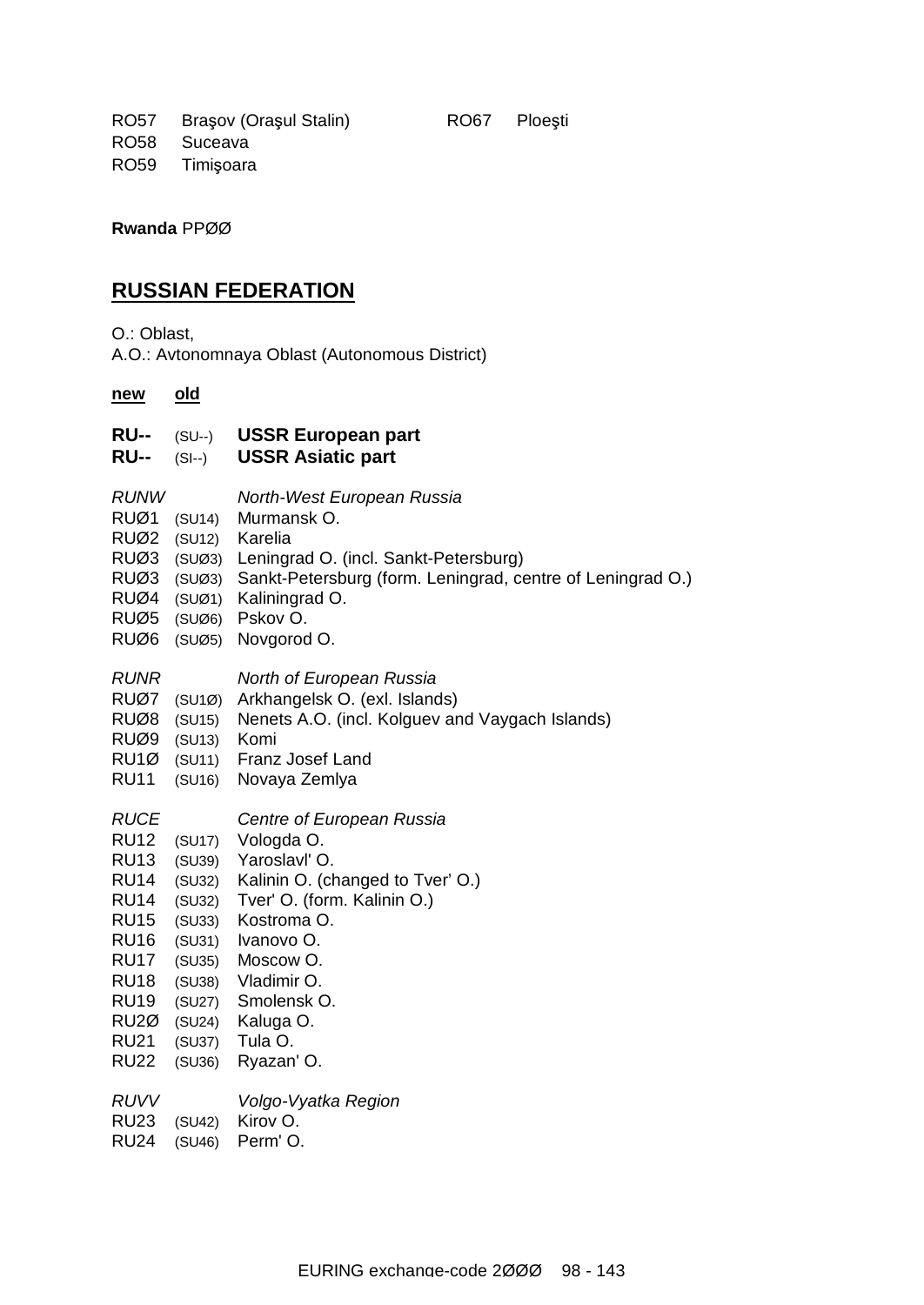RO57 Braşov (Oraşul Stalin)
RO58 Suceava
RO59 Timişoara
RO67 Ploeşti

**Rwanda** PPØØ

## RUSSIAN FEDERATION

O.: Oblast,
A.O.: Avtonomnaya Oblast (Autonomous District)

| new | old | |
|---|---|---|
| **RU--** | (SU--) | **USSR European part** |
| **RU--** | (SI--) | **USSR Asiatic part** |
| *RUNW* | | *North-West European Russia* |
| RUØ1 | (SU14) | Murmansk O. |
| RUØ2 | (SU12) | Karelia |
| RUØ3 | (SUØ3) | Leningrad O. (incl. Sankt-Petersburg) |
| RUØ3 | (SUØ3) | Sankt-Petersburg (form. Leningrad, centre of Leningrad O.) |
| RUØ4 | (SUØ1) | Kaliningrad O. |
| RUØ5 | (SUØ6) | Pskov O. |
| RUØ6 | (SUØ5) | Novgorod O. |
| *RUNR* | | *North of European Russia* |
| RUØ7 | (SU1Ø) | Arkhangelsk O. (exl. Islands) |
| RUØ8 | (SU15) | Nenets A.O. (incl. Kolguev and Vaygach Islands) |
| RUØ9 | (SU13) | Komi |
| RU1Ø | (SU11) | Franz Josef Land |
| RU11 | (SU16) | Novaya Zemlya |
| *RUCE* | | *Centre of European Russia* |
| RU12 | (SU17) | Vologda O. |
| RU13 | (SU39) | Yaroslavl' O. |
| RU14 | (SU32) | Kalinin O. (changed to Tver' O.) |
| RU14 | (SU32) | Tver' O. (form. Kalinin O.) |
| RU15 | (SU33) | Kostroma O. |
| RU16 | (SU31) | Ivanovo O. |
| RU17 | (SU35) | Moscow O. |
| RU18 | (SU38) | Vladimir O. |
| RU19 | (SU27) | Smolensk O. |
| RU2Ø | (SU24) | Kaluga O. |
| RU21 | (SU37) | Tula O. |
| RU22 | (SU36) | Ryazan' O. |
| *RUVV* | | *Volgo-Vyatka Region* |
| RU23 | (SU42) | Kirov O. |
| RU24 | (SU46) | Perm' O. |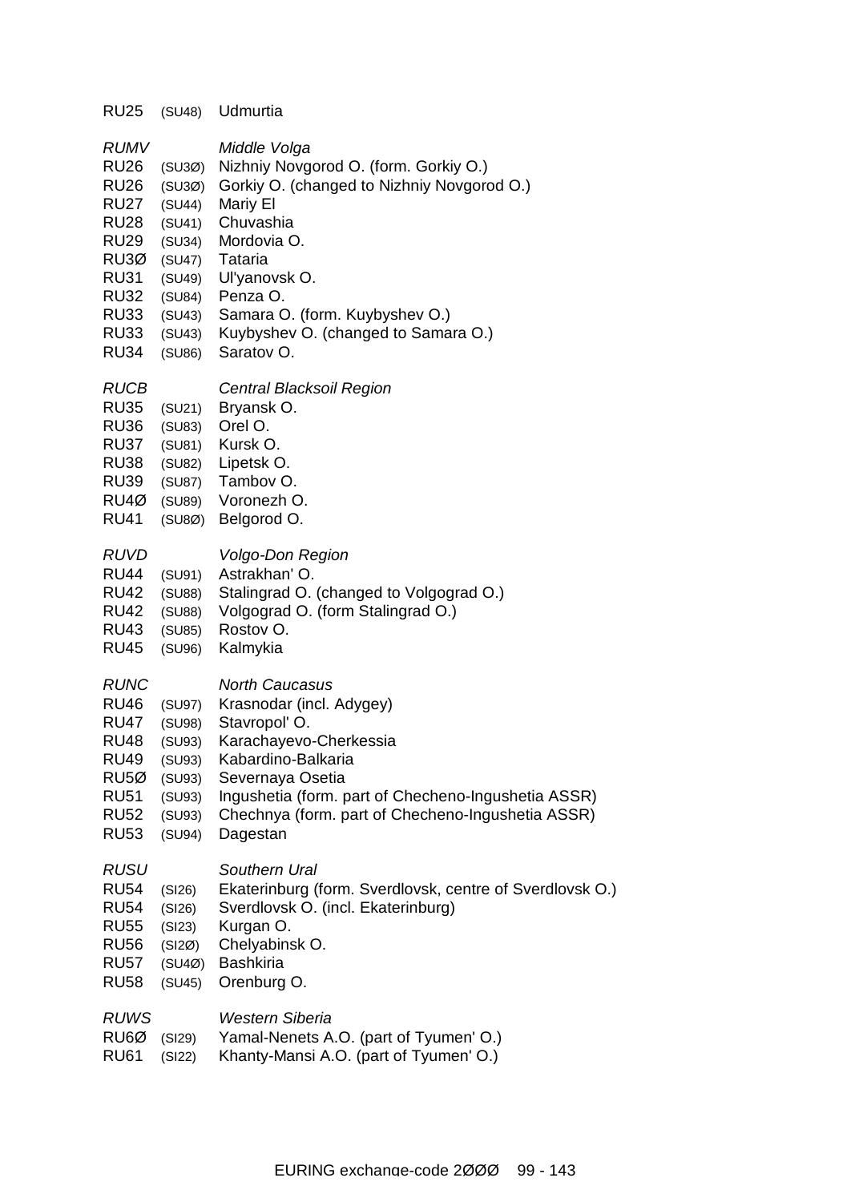RU25 (SU48) Udmurtia

*RUMV* *Middle Volga*
RU26 (SU3Ø) Nizhniy Novgorod O. (form. Gorkiy O.)
RU26 (SU3Ø) Gorkiy O. (changed to Nizhniy Novgorod O.)
RU27 (SU44) Mariy El
RU28 (SU41) Chuvashia
RU29 (SU34) Mordovia O.
RU3Ø (SU47) Tataria
RU31 (SU49) Ul'yanovsk O.
RU32 (SU84) Penza O.
RU33 (SU43) Samara O. (form. Kuybyshev O.)
RU33 (SU43) Kuybyshev O. (changed to Samara O.)
RU34 (SU86) Saratov O.

*RUCB* *Central Blacksoil Region*
RU35 (SU21) Bryansk O.
RU36 (SU83) Orel O.
RU37 (SU81) Kursk O.
RU38 (SU82) Lipetsk O.
RU39 (SU87) Tambov O.
RU4Ø (SU89) Voronezh O.
RU41 (SU8Ø) Belgorod O.

*RUVD* *Volgo-Don Region*
RU44 (SU91) Astrakhan' O.
RU42 (SU88) Stalingrad O. (changed to Volgograd O.)
RU42 (SU88) Volgograd O. (form Stalingrad O.)
RU43 (SU85) Rostov O.
RU45 (SU96) Kalmykia

*RUNC* *North Caucasus*
RU46 (SU97) Krasnodar (incl. Adygey)
RU47 (SU98) Stavropol' O.
RU48 (SU93) Karachayevo-Cherkessia
RU49 (SU93) Kabardino-Balkaria
RU5Ø (SU93) Severnaya Osetia
RU51 (SU93) Ingushetia (form. part of Checheno-Ingushetia ASSR)
RU52 (SU93) Chechnya (form. part of Checheno-Ingushetia ASSR)
RU53 (SU94) Dagestan

*RUSU* *Southern Ural*
RU54 (SI26) Ekaterinburg (form. Sverdlovsk, centre of Sverdlovsk O.)
RU54 (SI26) Sverdlovsk O. (incl. Ekaterinburg)
RU55 (SI23) Kurgan O.
RU56 (SI2Ø) Chelyabinsk O.
RU57 (SU4Ø) Bashkiria
RU58 (SU45) Orenburg O.

*RUWS* *Western Siberia*
RU6Ø (SI29) Yamal-Nenets A.O. (part of Tyumen' O.)
RU61 (SI22) Khanty-Mansi A.O. (part of Tyumen' O.)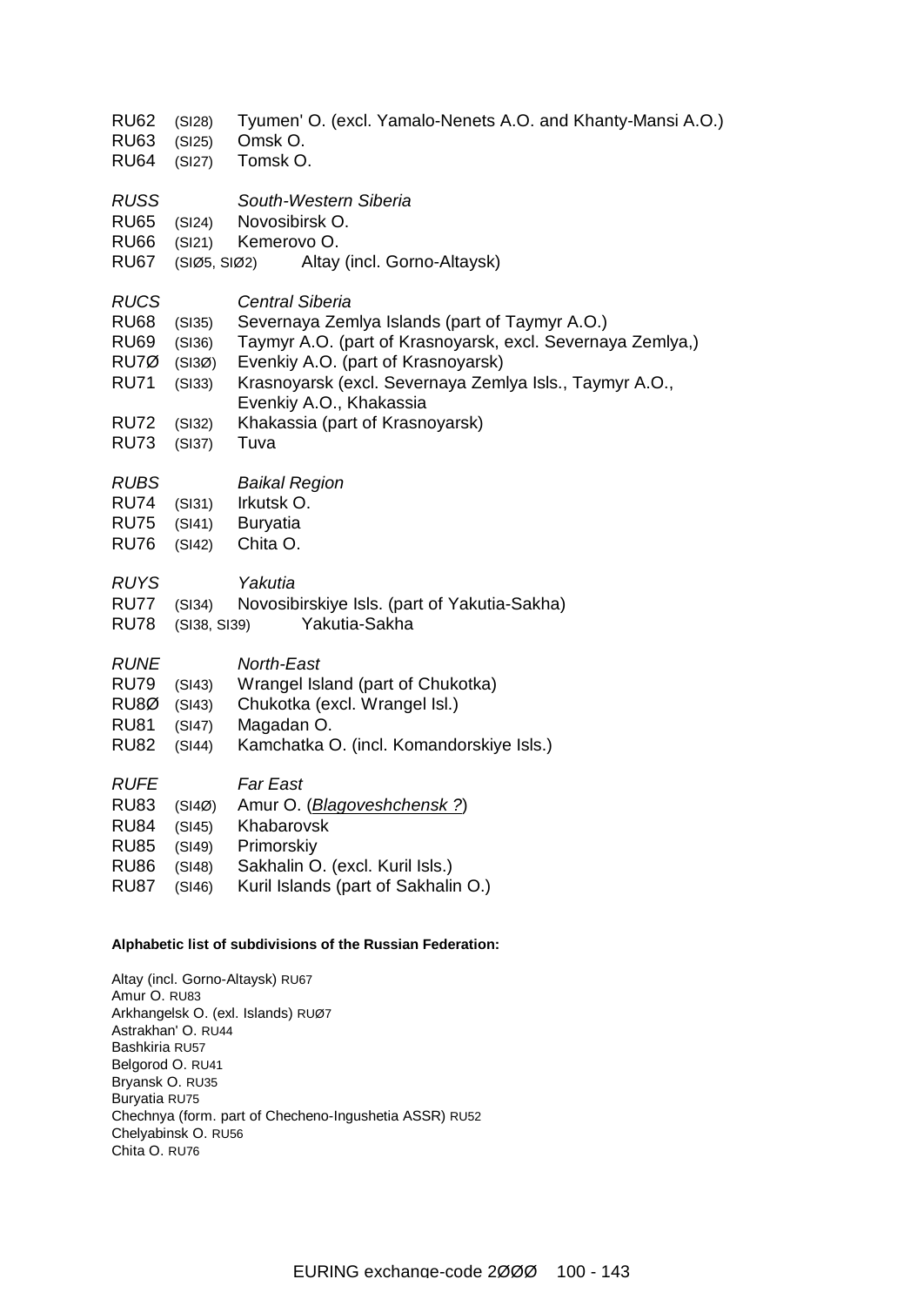RU62 (SI28) Tyumen' O. (excl. Yamalo-Nenets A.O. and Khanty-Mansi A.O.)
RU63 (SI25) Omsk O.
RU64 (SI27) Tomsk O.

*RUSS* *South-Western Siberia*
RU65 (SI24) Novosibirsk O.
RU66 (SI21) Kemerovo O.
RU67 (SIØ5, SIØ2) Altay (incl. Gorno-Altaysk)

*RUCS* *Central Siberia*
RU68 (SI35) Severnaya Zemlya Islands (part of Taymyr A.O.)
RU69 (SI36) Taymyr A.O. (part of Krasnoyarsk, excl. Severnaya Zemlya,)
RU7Ø (SI3Ø) Evenkiy A.O. (part of Krasnoyarsk)
RU71 (SI33) Krasnoyarsk (excl. Severnaya Zemlya Isls., Taymyr A.O., Evenkiy A.O., Khakassia
RU72 (SI32) Khakassia (part of Krasnoyarsk)
RU73 (SI37) Tuva

*RUBS* *Baikal Region*
RU74 (SI31) Irkutsk O.
RU75 (SI41) Buryatia
RU76 (SI42) Chita O.

*RUYS* *Yakutia*
RU77 (SI34) Novosibirskiye Isls. (part of Yakutia-Sakha)
RU78 (SI38, SI39) Yakutia-Sakha

*RUNE* *North-East*
RU79 (SI43) Wrangel Island (part of Chukotka)
RU8Ø (SI43) Chukotka (excl. Wrangel Isl.)
RU81 (SI47) Magadan O.
RU82 (SI44) Kamchatka O. (incl. Komandorskiye Isls.)

*RUFE* *Far East*
RU83 (SI4Ø) Amur O. (*Blagoveshchensk ?*)
RU84 (SI45) Khabarovsk
RU85 (SI49) Primorskiy
RU86 (SI48) Sakhalin O. (excl. Kuril Isls.)
RU87 (SI46) Kuril Islands (part of Sakhalin O.)

**Alphabetic list of subdivisions of the Russian Federation:**

Altay (incl. Gorno-Altaysk) RU67
Amur O. RU83
Arkhangelsk O. (exl. Islands) RUØ7
Astrakhan' O. RU44
Bashkiria RU57
Belgorod O. RU41
Bryansk O. RU35
Buryatia RU75
Chechnya (form. part of Checheno-Ingushetia ASSR) RU52
Chelyabinsk O. RU56
Chita O. RU76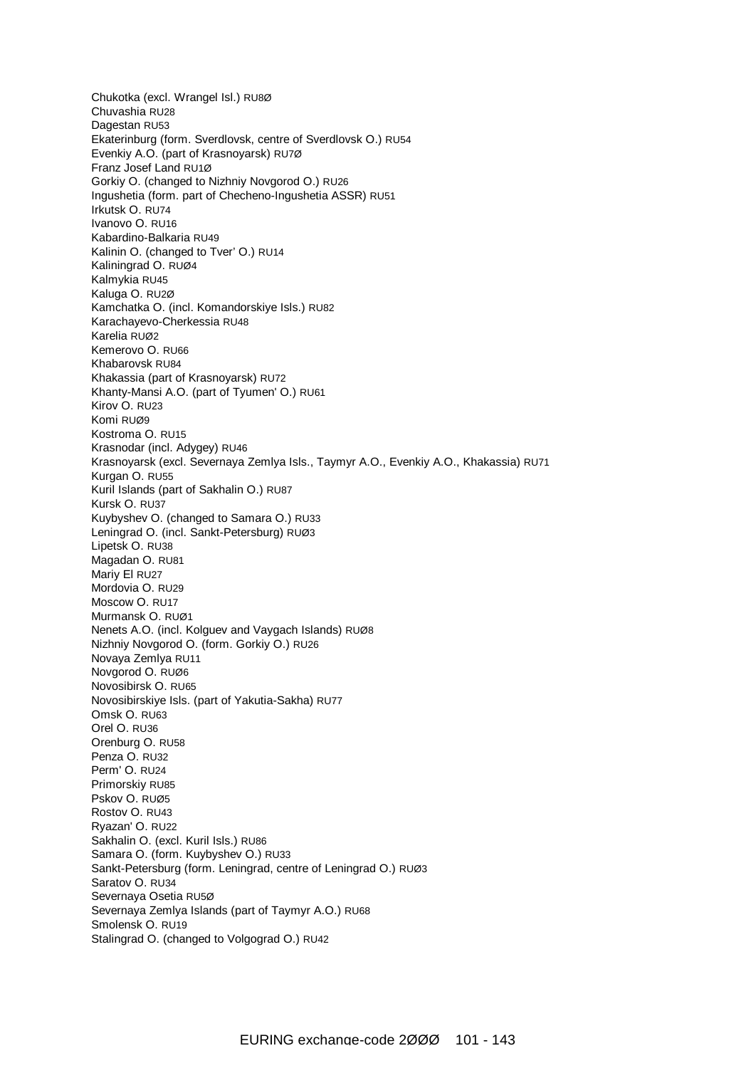Chukotka (excl. Wrangel Isl.) RU8Ø
Chuvashia RU28
Dagestan RU53
Ekaterinburg (form. Sverdlovsk, centre of Sverdlovsk O.) RU54
Evenkiy A.O. (part of Krasnoyarsk) RU7Ø
Franz Josef Land RU1Ø
Gorkiy O. (changed to Nizhniy Novgorod O.) RU26
Ingushetia (form. part of Checheno-Ingushetia ASSR) RU51
Irkutsk O. RU74
Ivanovo O. RU16
Kabardino-Balkaria RU49
Kalinin O. (changed to Tver' O.) RU14
Kaliningrad O. RUØ4
Kalmykia RU45
Kaluga O. RU2Ø
Kamchatka O. (incl. Komandorskiye Isls.) RU82
Karachayevo-Cherkessia RU48
Karelia RUØ2
Kemerovo O. RU66
Khabarovsk RU84
Khakassia (part of Krasnoyarsk) RU72
Khanty-Mansi A.O. (part of Tyumen' O.) RU61
Kirov O. RU23
Komi RUØ9
Kostroma O. RU15
Krasnodar (incl. Adygey) RU46
Krasnoyarsk (excl. Severnaya Zemlya Isls., Taymyr A.O., Evenkiy A.O., Khakassia) RU71
Kurgan O. RU55
Kuril Islands (part of Sakhalin O.) RU87
Kursk O. RU37
Kuybyshev O. (changed to Samara O.) RU33
Leningrad O. (incl. Sankt-Petersburg) RUØ3
Lipetsk O. RU38
Magadan O. RU81
Mariy El RU27
Mordovia O. RU29
Moscow O. RU17
Murmansk O. RUØ1
Nenets A.O. (incl. Kolguev and Vaygach Islands) RUØ8
Nizhniy Novgorod O. (form. Gorkiy O.) RU26
Novaya Zemlya RU11
Novgorod O. RUØ6
Novosibirsk O. RU65
Novosibirskiye Isls. (part of Yakutia-Sakha) RU77
Omsk O. RU63
Orel O. RU36
Orenburg O. RU58
Penza O. RU32
Perm' O. RU24
Primorskiy RU85
Pskov O. RUØ5
Rostov O. RU43
Ryazan' O. RU22
Sakhalin O. (excl. Kuril Isls.) RU86
Samara O. (form. Kuybyshev O.) RU33
Sankt-Petersburg (form. Leningrad, centre of Leningrad O.) RUØ3
Saratov O. RU34
Severnaya Osetia RU5Ø
Severnaya Zemlya Islands (part of Taymyr A.O.) RU68
Smolensk O. RU19
Stalingrad O. (changed to Volgograd O.) RU42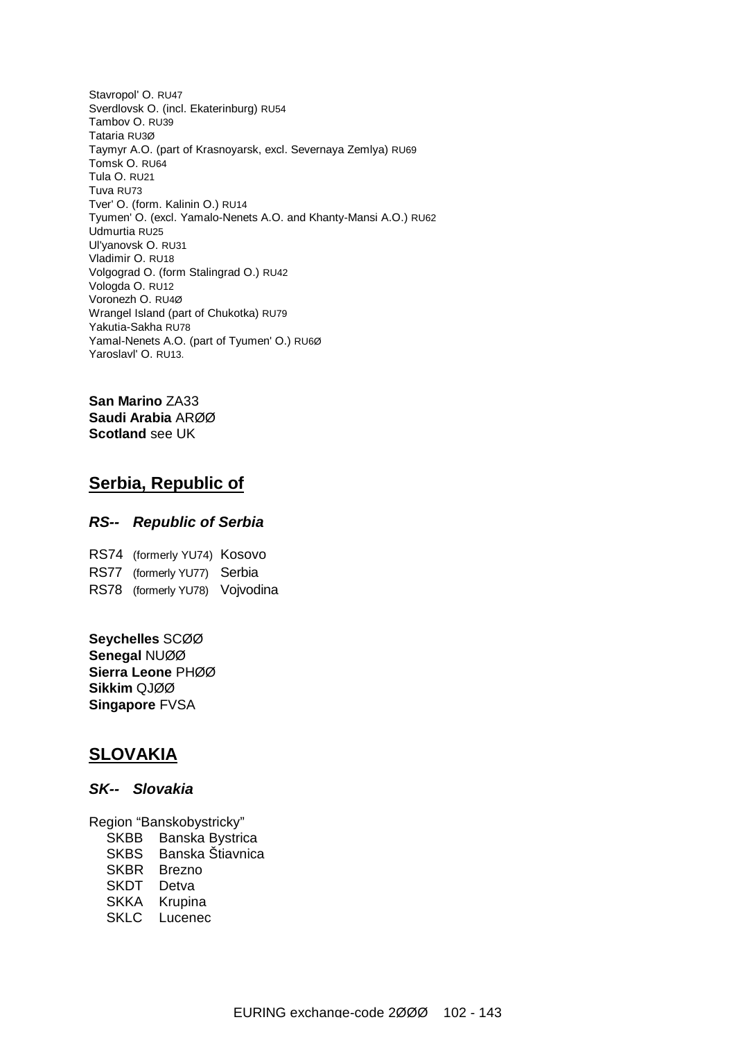Stavropol' O. RU47
Sverdlovsk O. (incl. Ekaterinburg) RU54
Tambov O. RU39
Tataria RU3Ø
Taymyr A.O. (part of Krasnoyarsk, excl. Severnaya Zemlya) RU69
Tomsk O. RU64
Tula O. RU21
Tuva RU73
Tver' O. (form. Kalinin O.) RU14
Tyumen' O. (excl. Yamalo-Nenets A.O. and Khanty-Mansi A.O.) RU62
Udmurtia RU25
Ul'yanovsk O. RU31
Vladimir O. RU18
Volgograd O. (form Stalingrad O.) RU42
Vologda O. RU12
Voronezh O. RU4Ø
Wrangel Island (part of Chukotka) RU79
Yakutia-Sakha RU78
Yamal-Nenets A.O. (part of Tyumen' O.) RU6Ø
Yaroslavl' O. RU13.

**San Marino** ZA33
**Saudi Arabia** ARØØ
**Scotland** see UK

## Serbia, Republic of

### *RS-- Republic of Serbia*

RS74 (formerly YU74) Kosovo
RS77 (formerly YU77) Serbia
RS78 (formerly YU78) Vojvodina

**Seychelles** SCØØ
**Senegal** NUØØ
**Sierra Leone** PHØØ
**Sikkim** QJØØ
**Singapore** FVSA

## SLOVAKIA

### *SK-- Slovakia*

Region "Banskobystricky"
SKBB Banska Bystrica
SKBS Banska Štiavnica
SKBR Brezno
SKDT Detva
SKKA Krupina
SKLC Lucenec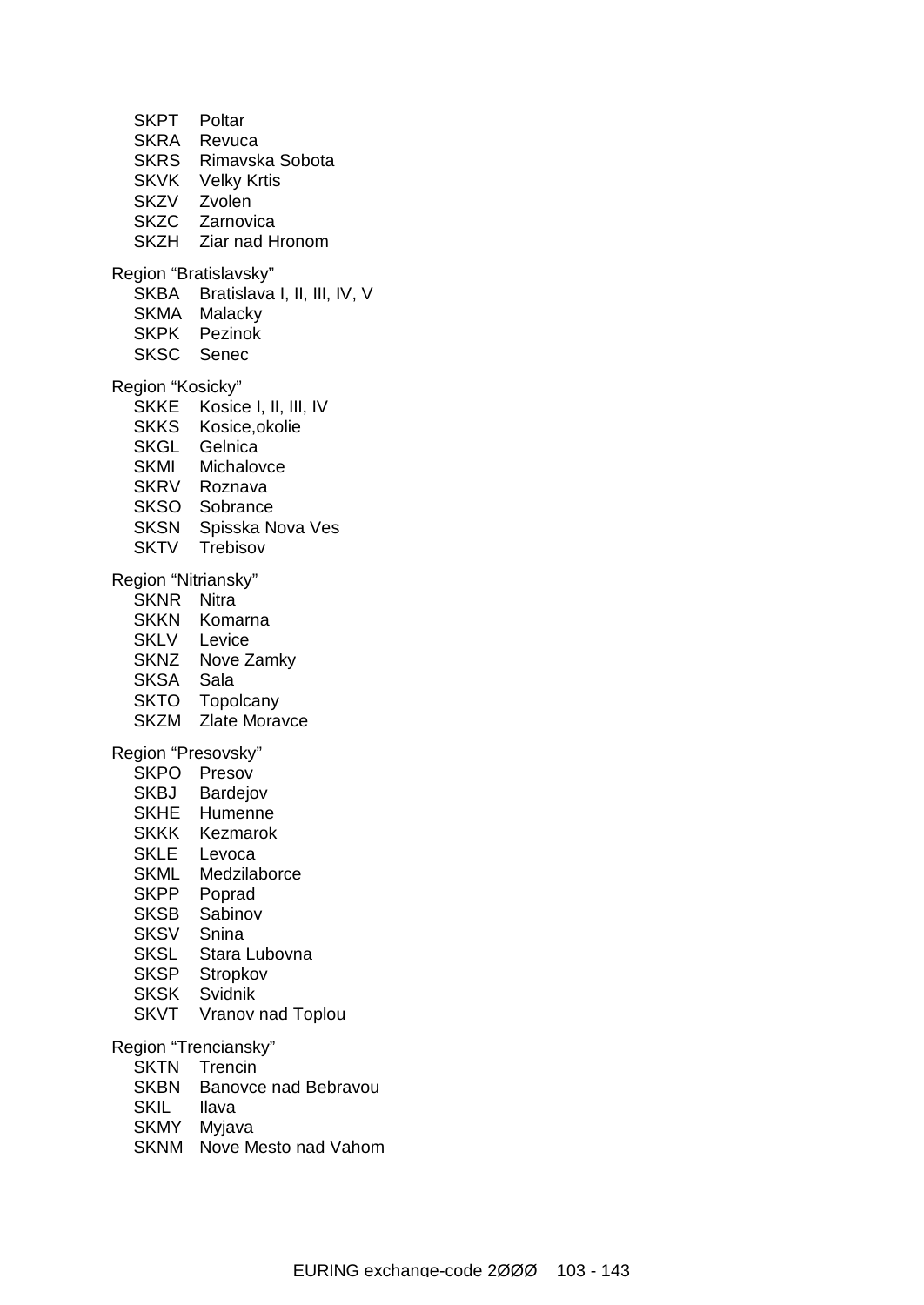SKPT Poltar
SKRA Revuca
SKRS Rimavska Sobota
SKVK Velky Krtis
SKZV Zvolen
SKZC Zarnovica
SKZH Ziar nad Hronom

Region “Bratislavsky”

SKBA Bratislava I, II, III, IV, V
SKMA Malacky
SKPK Pezinok
SKSC Senec

Region “Kosicky”

SKKE Kosice I, II, III, IV
SKKS Kosice,okolie
SKGL Gelnica
SKMI Michalovce
SKRV Roznava
SKSO Sobrance
SKSN Spisska Nova Ves
SKTV Trebisov

Region “Nitriansky”

SKNR Nitra
SKKN Komarna
SKLV Levice
SKNZ Nove Zamky
SKSA Sala
SKTO Topolcany
SKZM Zlate Moravce

Region “Presovsky”

SKPO Presov
SKBJ Bardejov
SKHE Humenne
SKKK Kezmarok
SKLE Levoca
SKML Medzilaborce
SKPP Poprad
SKSB Sabinov
SKSV Snina
SKSL Stara Lubovna
SKSP Stropkov
SKSK Svidnik
SKVT Vranov nad Toplou

Region “Trenciansky”

SKTN Trencin
SKBN Banovce nad Bebravou
SKIL Ilava
SKMY Myjava
SKNM Nove Mesto nad Vahom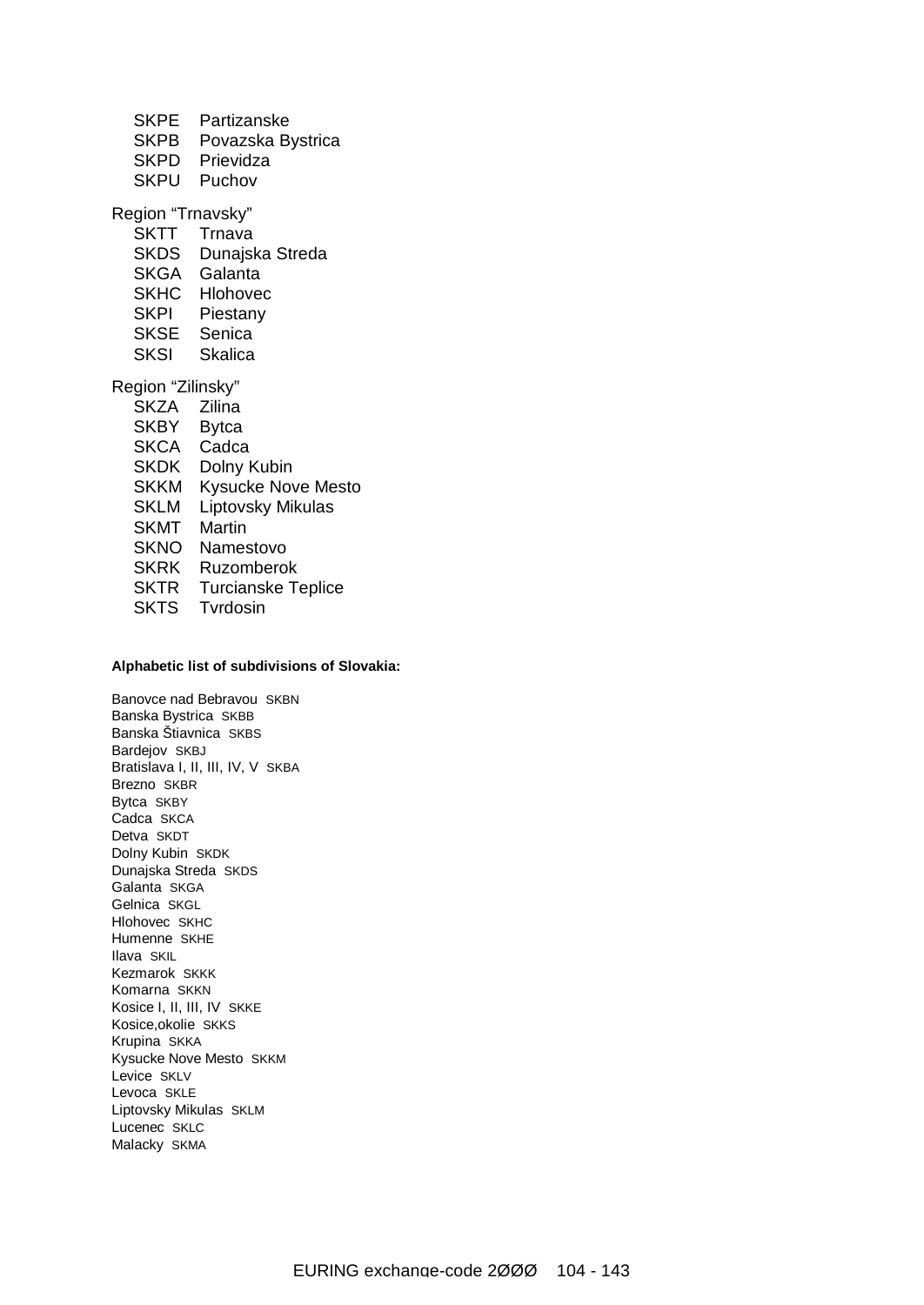SKPE Partizanske
SKPB Povazska Bystrica
SKPD Prievidza
SKPU Puchov

Region "Trnavsky"

SKTT Trnava
SKDS Dunajska Streda
SKGA Galanta
SKHC Hlohovec
SKPI Piestany
SKSE Senica
SKSI Skalica

Region "Zilinsky"

SKZA Zilina
SKBY Bytca
SKCA Cadca
SKDK Dolny Kubin
SKKM Kysucke Nove Mesto
SKLM Liptovsky Mikulas
SKMT Martin
SKNO Namestovo
SKRK Ruzomberok
SKTR Turcianske Teplice
SKTS Tvrdosin

**Alphabetic list of subdivisions of Slovakia:**

Banovce nad Bebravou SKBN
Banska Bystrica SKBB
Banska Štiavnica SKBS
Bardejov SKBJ
Bratislava I, II, III, IV, V SKBA
Brezno SKBR
Bytca SKBY
Cadca SKCA
Detva SKDT
Dolny Kubin SKDK
Dunajska Streda SKDS
Galanta SKGA
Gelnica SKGL
Hlohovec SKHC
Humenne SKHE
Ilava SKIL
Kezmarok SKKK
Komarna SKKN
Kosice I, II, III, IV SKKE
Kosice,okolie SKKS
Krupina SKKA
Kysucke Nove Mesto SKKM
Levice SKLV
Levoca SKLE
Liptovsky Mikulas SKLM
Lucenec SKLC
Malacky SKMA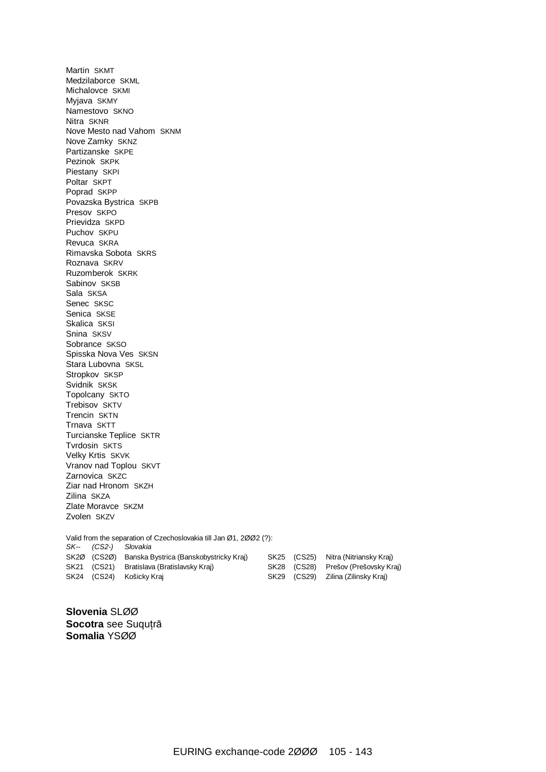Martin SKMT
Medzilaborce SKML
Michalovce SKMI
Myjava SKMY
Namestovo SKNO
Nitra SKNR
Nove Mesto nad Vahom SKNM
Nove Zamky SKNZ
Partizanske SKPE
Pezinok SKPK
Piestany SKPI
Poltar SKPT
Poprad SKPP
Povazska Bystrica SKPB
Presov SKPO
Prievidza SKPD
Puchov SKPU
Revuca SKRA
Rimavska Sobota SKRS
Roznava SKRV
Ruzomberok SKRK
Sabinov SKSB
Sala SKSA
Senec SKSC
Senica SKSE
Skalica SKSI
Snina SKSV
Sobrance SKSO
Spisska Nova Ves SKSN
Stara Lubovna SKSL
Stropkov SKSP
Svidnik SKSK
Topolcany SKTO
Trebisov SKTV
Trencin SKTN
Trnava SKTT
Turcianske Teplice SKTR
Tvrdosin SKTS
Velky Krtis SKVK
Vranov nad Toplou SKVT
Zarnovica SKZC
Ziar nad Hronom SKZH
Zilina SKZA
Zlate Moravce SKZM
Zvolen SKZV

Valid from the separation of Czechoslovakia till Jan Ø1, 2ØØ2 (?):

| | | |
|---|---|---|
| *SK--* | *(CS2-)* | *Slovakia* |
| SK2Ø | (CS2Ø) | Banska Bystrica (Banskobystricky Kraj) |
| SK21 | (CS21) | Bratislava (Bratislavsky Kraj) |
| SK24 | (CS24) | Košicky Kraj |
| SK25 | (CS25) | Nitra (Nitriansky Kraj) |
| SK28 | (CS28) | Prešov (Prešovsky Kraj) |
| SK29 | (CS29) | Zilina (Zilinsky Kraj) |

**Slovenia** SLØØ
**Socotra** see Suquṭrā
**Somalia** YSØØ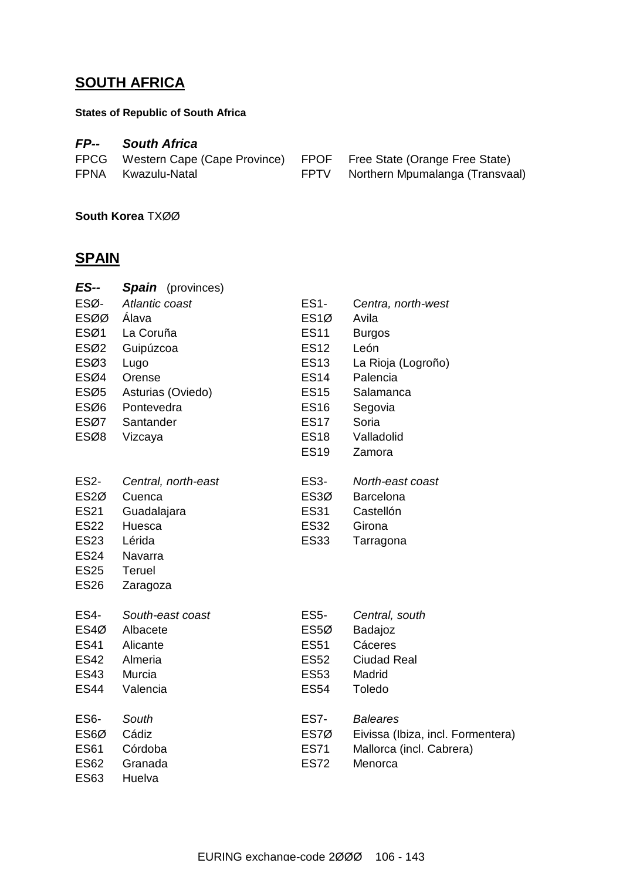## SOUTH AFRICA

**States of Republic of South Africa**

***FP-- South Africa***

| | | | |
|---|---|---|---|
| FPCG | Western Cape (Cape Province) | FPOF | Free State (Orange Free State) |
| FPNA | Kwazulu-Natal | FPTV | Northern Mpumalanga (Transvaal) |

**South Korea** TXØØ

## SPAIN

***ES-- Spain*** (provinces)

| | | | |
|---|---|---|---|
| ESØ- | *Atlantic coast* | ES1- | *Centra, north-west* |
| ESØØ | Álava | ES1Ø | Avila |
| ESØ1 | La Coruña | ES11 | Burgos |
| ESØ2 | Guipúzcoa | ES12 | León |
| ESØ3 | Lugo | ES13 | La Rioja (Logroño) |
| ESØ4 | Orense | ES14 | Palencia |
| ESØ5 | Asturias (Oviedo) | ES15 | Salamanca |
| ESØ6 | Pontevedra | ES16 | Segovia |
| ESØ7 | Santander | ES17 | Soria |
| ESØ8 | Vizcaya | ES18 | Valladolid |
| | | ES19 | Zamora |

| | | | |
|---|---|---|---|
| ES2- | *Central, north-east* | ES3- | *North-east coast* |
| ES2Ø | Cuenca | ES3Ø | Barcelona |
| ES21 | Guadalajara | ES31 | Castellón |
| ES22 | Huesca | ES32 | Girona |
| ES23 | Lérida | ES33 | Tarragona |
| ES24 | Navarra | | |
| ES25 | Teruel | | |
| ES26 | Zaragoza | | |

| | | | |
|---|---|---|---|
| ES4- | *South-east coast* | ES5- | *Central, south* |
| ES4Ø | Albacete | ES5Ø | Badajoz |
| ES41 | Alicante | ES51 | Cáceres |
| ES42 | Almeria | ES52 | Ciudad Real |
| ES43 | Murcia | ES53 | Madrid |
| ES44 | Valencia | ES54 | Toledo |

| | | | |
|---|---|---|---|
| ES6- | *South* | ES7- | *Baleares* |
| ES6Ø | Cádiz | ES7Ø | Eivissa (Ibiza, incl. Formentera) |
| ES61 | Córdoba | ES71 | Mallorca (incl. Cabrera) |
| ES62 | Granada | ES72 | Menorca |
| ES63 | Huelva | | |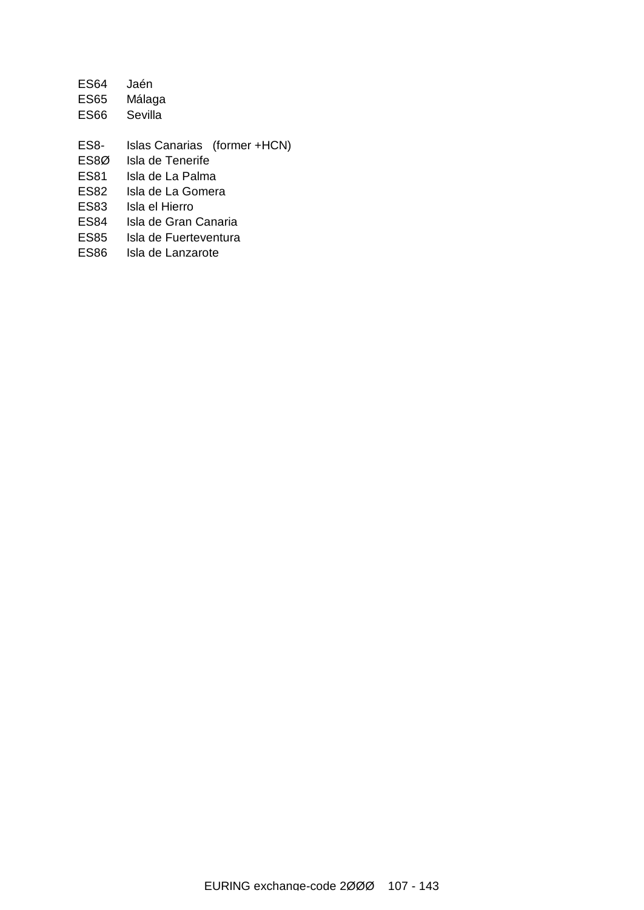ES64 Jaén
ES65 Málaga
ES66 Sevilla

ES8- Islas Canarias (former +HCN)
ES8Ø Isla de Tenerife
ES81 Isla de La Palma
ES82 Isla de La Gomera
ES83 Isla el Hierro
ES84 Isla de Gran Canaria
ES85 Isla de Fuerteventura
ES86 Isla de Lanzarote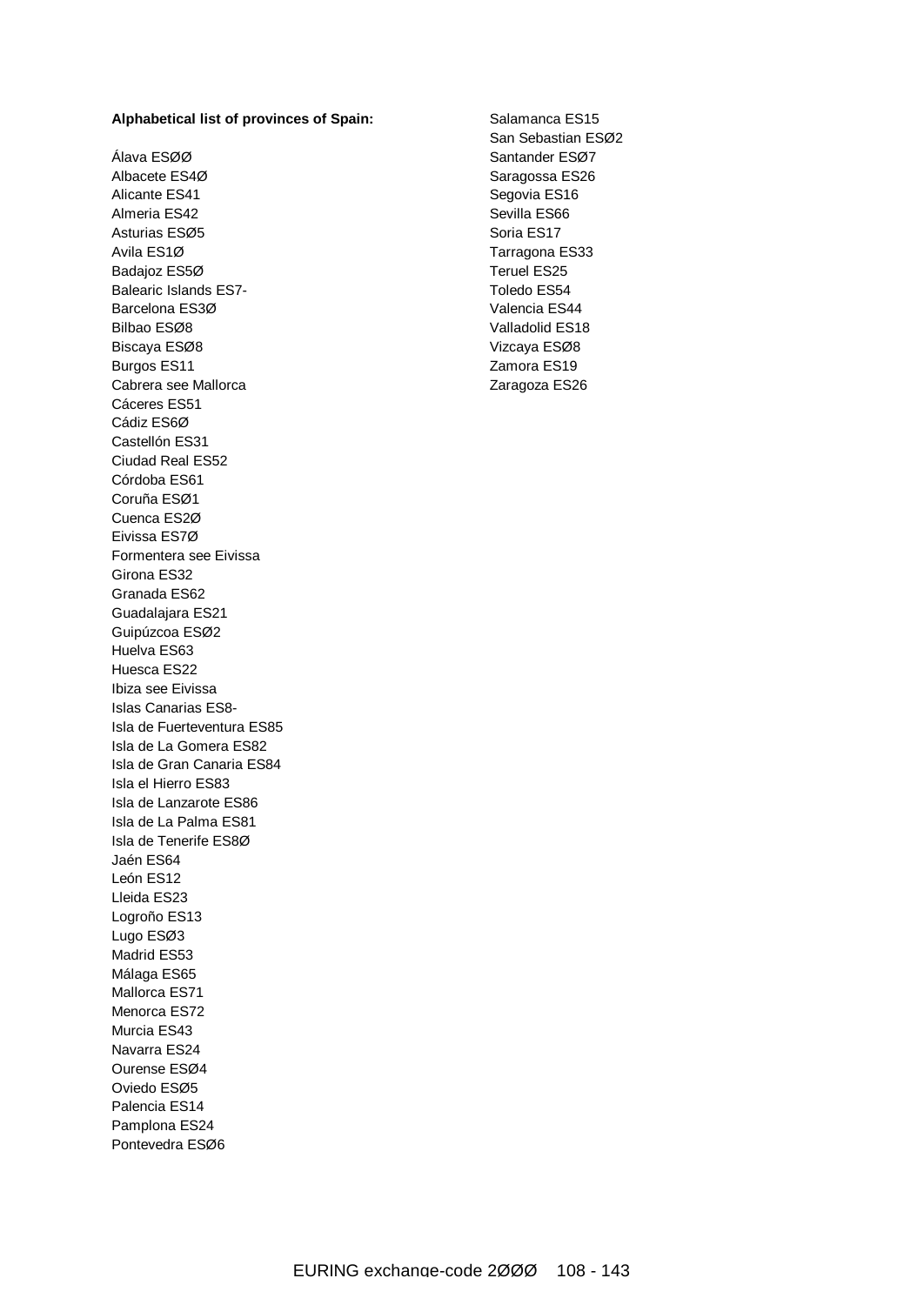**Alphabetical list of provinces of Spain:**

Álava ESØØ
Albacete ES4Ø
Alicante ES41
Almeria ES42
Asturias ESØ5
Avila ES1Ø
Badajoz ES5Ø
Balearic Islands ES7-
Barcelona ES3Ø
Bilbao ESØ8
Biscaya ESØ8
Burgos ES11
Cabrera see Mallorca
Cáceres ES51
Cádiz ES6Ø
Castellón ES31
Ciudad Real ES52
Córdoba ES61
Coruña ESØ1
Cuenca ES2Ø
Eivissa ES7Ø
Formentera see Eivissa
Girona ES32
Granada ES62
Guadalajara ES21
Guipúzcoa ESØ2
Huelva ES63
Huesca ES22
Ibiza see Eivissa
Islas Canarias ES8-
Isla de Fuerteventura ES85
Isla de La Gomera ES82
Isla de Gran Canaria ES84
Isla el Hierro ES83
Isla de Lanzarote ES86
Isla de La Palma ES81
Isla de Tenerife ES8Ø
Jaén ES64
León ES12
Lleida ES23
Logroño ES13
Lugo ESØ3
Madrid ES53
Málaga ES65
Mallorca ES71
Menorca ES72
Murcia ES43
Navarra ES24
Ourense ESØ4
Oviedo ESØ5
Palencia ES14
Pamplona ES24
Pontevedra ESØ6
Salamanca ES15
San Sebastian ESØ2
Santander ESØ7
Saragossa ES26
Segovia ES16
Sevilla ES66
Soria ES17
Tarragona ES33
Teruel ES25
Toledo ES54
Valencia ES44
Valladolid ES18
Vizcaya ESØ8
Zamora ES19
Zaragoza ES26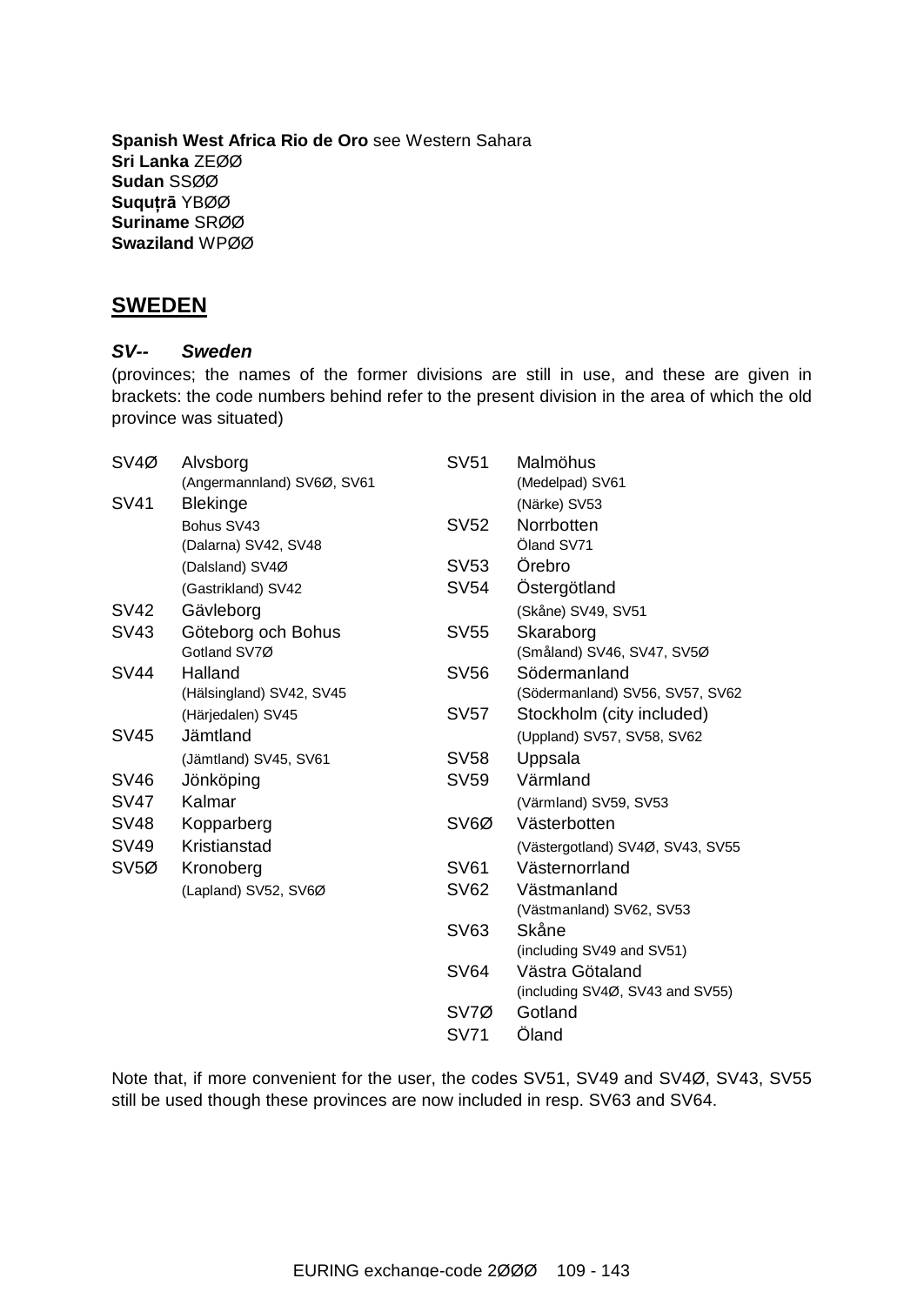**Spanish West Africa Rio de Oro** see Western Sahara
**Sri Lanka** ZEØØ
**Sudan** SSØØ
**Suquṭrā** YBØØ
**Suriname** SRØØ
**Swaziland** WPØØ

## SWEDEN

***SV--*** ***Sweden***

(provinces; the names of the former divisions are still in use, and these are given in brackets: the code numbers behind refer to the present division in the area of which the old province was situated)

| Code | Name |
|---|---|
| SV4Ø | Alvsborg |
| | (Angermannland) SV6Ø, SV61 |
| SV41 | Blekinge |
| | Bohus SV43 |
| | (Dalarna) SV42, SV48 |
| | (Dalsland) SV4Ø |
| | (Gastrikland) SV42 |
| SV42 | Gävleborg |
| SV43 | Göteborg och Bohus |
| | Gotland SV7Ø |
| SV44 | Halland |
| | (Hälsingland) SV42, SV45 |
| | (Härjedalen) SV45 |
| SV45 | Jämtland |
| | (Jämtland) SV45, SV61 |
| SV46 | Jönköping |
| SV47 | Kalmar |
| SV48 | Kopparberg |
| SV49 | Kristianstad |
| SV5Ø | Kronoberg |
| | (Lapland) SV52, SV6Ø |
| SV51 | Malmöhus |
| | (Medelpad) SV61 |
| | (Närke) SV53 |
| SV52 | Norrbotten |
| | Öland SV71 |
| SV53 | Örebro |
| SV54 | Östergötland |
| | (Skåne) SV49, SV51 |
| SV55 | Skaraborg |
| | (Småland) SV46, SV47, SV5Ø |
| SV56 | Södermanland |
| | (Södermanland) SV56, SV57, SV62 |
| SV57 | Stockholm (city included) |
| | (Uppland) SV57, SV58, SV62 |
| SV58 | Uppsala |
| SV59 | Värmland |
| | (Värmland) SV59, SV53 |
| SV6Ø | Västerbotten |
| | (Västergotland) SV4Ø, SV43, SV55 |
| SV61 | Västernorrland |
| SV62 | Västmanland |
| | (Västmanland) SV62, SV53 |
| SV63 | Skåne |
| | (including SV49 and SV51) |
| SV64 | Västra Götaland |
| | (including SV4Ø, SV43 and SV55) |
| SV7Ø | Gotland |
| SV71 | Öland |

Note that, if more convenient for the user, the codes SV51, SV49 and SV4Ø, SV43, SV55 still be used though these provinces are now included in resp. SV63 and SV64.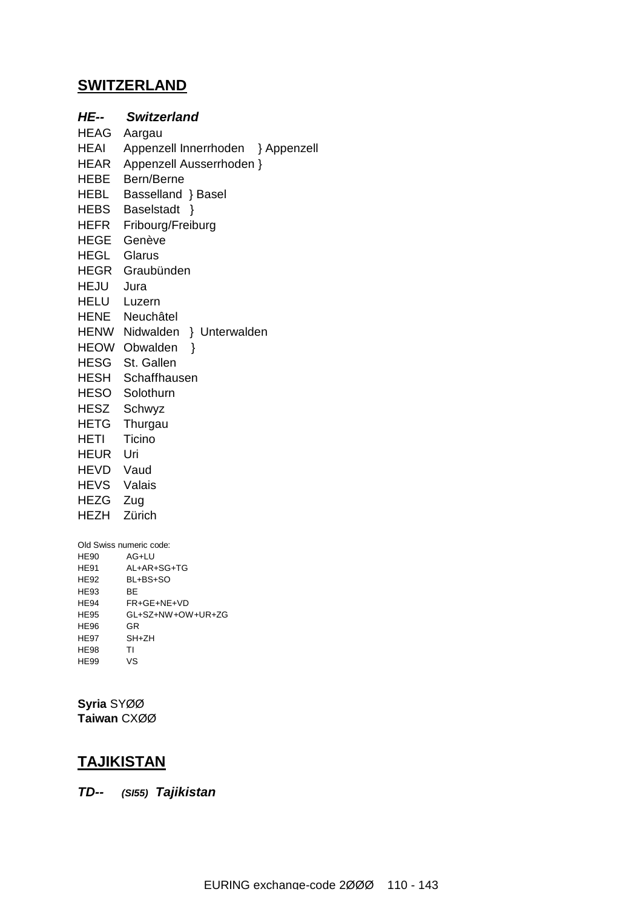## SWITZERLAND

***HE-- Switzerland***

HEAG Aargau
HEAI Appenzell Innerrhoden } Appenzell
HEAR Appenzell Ausserrhoden }
HEBE Bern/Berne
HEBL Basselland } Basel
HEBS Baselstadt }
HEFR Fribourg/Freiburg
HEGE Genève
HEGL Glarus
HEGR Graubünden
HEJU Jura
HELU Luzern
HENE Neuchâtel
HENW Nidwalden } Unterwalden
HEOW Obwalden }
HESG St. Gallen
HESH Schaffhausen
HESO Solothurn
HESZ Schwyz
HETG Thurgau
HETI Ticino
HEUR Uri
HEVD Vaud
HEVS Valais
HEZG Zug
HEZH Zürich

Old Swiss numeric code:

HE90 AG+LU
HE91 AL+AR+SG+TG
HE92 BL+BS+SO
HE93 BE
HE94 FR+GE+NE+VD
HE95 GL+SZ+NW+OW+UR+ZG
HE96 GR
HE97 SH+ZH
HE98 TI
HE99 VS

**Syria** SYØØ
**Taiwan** CXØØ

## TAJIKISTAN

***TD-- (SI55) Tajikistan***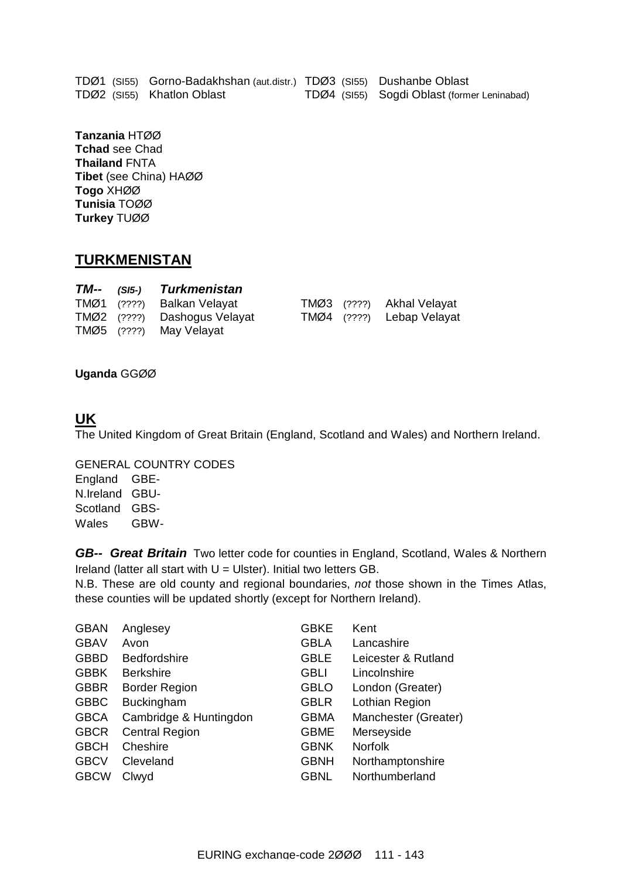| | | | | | |
|---|---|---|---|---|---|
| TDØ1 | (SI55) | Gorno-Badakhshan (aut.distr.) | TDØ3 | (SI55) | Dushanbe Oblast |
| TDØ2 | (SI55) | Khatlon Oblast | TDØ4 | (SI55) | Sogdi Oblast (former Leninabad) |

**Tanzania** HTØØ
**Tchad** see Chad
**Thailand** FNTA
**Tibet** (see China) HAØØ
**Togo** XHØØ
**Tunisia** TOØØ
**Turkey** TUØØ

## TURKMENISTAN

| ***TM--*** | ***(SI5-)*** | ***Turkmenistan*** | | | |
|---|---|---|---|---|---|
| TMØ1 | (????) | Balkan Velayat | TMØ3 | (????) | Akhal Velayat |
| TMØ2 | (????) | Dashogus Velayat | TMØ4 | (????) | Lebap Velayat |
| TMØ5 | (????) | May Velayat | | | |

**Uganda** GGØØ

## UK

The United Kingdom of Great Britain (England, Scotland and Wales) and Northern Ireland.

GENERAL COUNTRY CODES

| | |
|---|---|
| England | GBE- |
| N.Ireland | GBU- |
| Scotland | GBS- |
| Wales | GBW- |

***GB-- Great Britain*** Two letter code for counties in England, Scotland, Wales & Northern Ireland (latter all start with U = Ulster). Initial two letters GB.
N.B. These are old county and regional boundaries, *not* those shown in the Times Atlas, these counties will be updated shortly (except for Northern Ireland).

| | | | |
|---|---|---|---|
| GBAN | Anglesey | GBKE | Kent |
| GBAV | Avon | GBLA | Lancashire |
| GBBD | Bedfordshire | GBLE | Leicester & Rutland |
| GBBK | Berkshire | GBLI | Lincolnshire |
| GBBR | Border Region | GBLO | London (Greater) |
| GBBC | Buckingham | GBLR | Lothian Region |
| GBCA | Cambridge & Huntingdon | GBMA | Manchester (Greater) |
| GBCR | Central Region | GBME | Merseyside |
| GBCH | Cheshire | GBNK | Norfolk |
| GBCV | Cleveland | GBNH | Northamptonshire |
| GBCW | Clwyd | GBNL | Northumberland |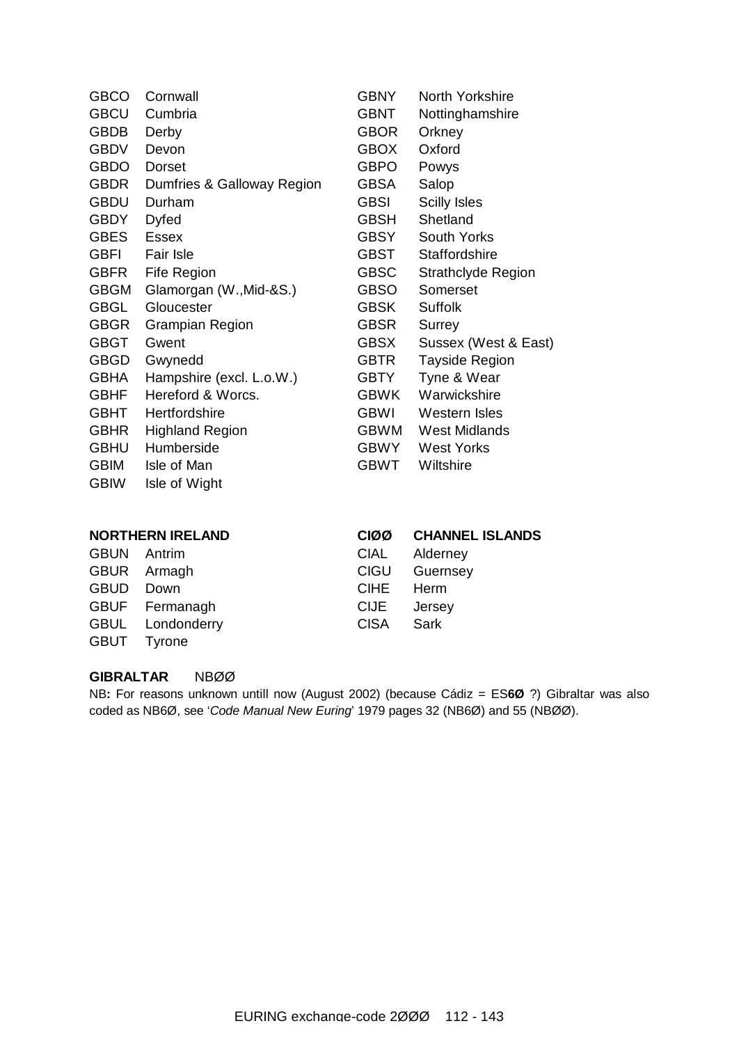| | |
|---|---|
| GBCO | Cornwall |
| GBCU | Cumbria |
| GBDB | Derby |
| GBDV | Devon |
| GBDO | Dorset |
| GBDR | Dumfries & Galloway Region |
| GBDU | Durham |
| GBDY | Dyfed |
| GBES | Essex |
| GBFI | Fair Isle |
| GBFR | Fife Region |
| GBGM | Glamorgan (W.,Mid-&S.) |
| GBGL | Gloucester |
| GBGR | Grampian Region |
| GBGT | Gwent |
| GBGD | Gwynedd |
| GBHA | Hampshire (excl. L.o.W.) |
| GBHF | Hereford & Worcs. |
| GBHT | Hertfordshire |
| GBHR | Highland Region |
| GBHU | Humberside |
| GBIM | Isle of Man |
| GBIW | Isle of Wight |
| GBNY | North Yorkshire |
| GBNT | Nottinghamshire |
| GBOR | Orkney |
| GBOX | Oxford |
| GBPO | Powys |
| GBSA | Salop |
| GBSI | Scilly Isles |
| GBSH | Shetland |
| GBSY | South Yorks |
| GBST | Staffordshire |
| GBSC | Strathclyde Region |
| GBSO | Somerset |
| GBSK | Suffolk |
| GBSR | Surrey |
| GBSX | Sussex (West & East) |
| GBTR | Tayside Region |
| GBTY | Tyne & Wear |
| GBWK | Warwickshire |
| GBWI | Western Isles |
| GBWM | West Midlands |
| GBWY | West Yorks |
| GBWT | Wiltshire |

**NORTHERN IRELAND**

| | |
|---|---|
| GBUN | Antrim |
| GBUR | Armagh |
| GBUD | Down |
| GBUF | Fermanagh |
| GBUL | Londonderry |
| GBUT | Tyrone |

**CIØØ CHANNEL ISLANDS**

| | |
|---|---|
| CIAL | Alderney |
| CIGU | Guernsey |
| CIHE | Herm |
| CIJE | Jersey |
| CISA | Sark |

**GIBRALTAR** NBØØ

NB**:** For reasons unknown untill now (August 2002) (because Cádiz = ES**6Ø** ?) Gibraltar was also coded as NB6Ø, see '*Code Manual New Euring*' 1979 pages 32 (NB6Ø) and 55 (NBØØ).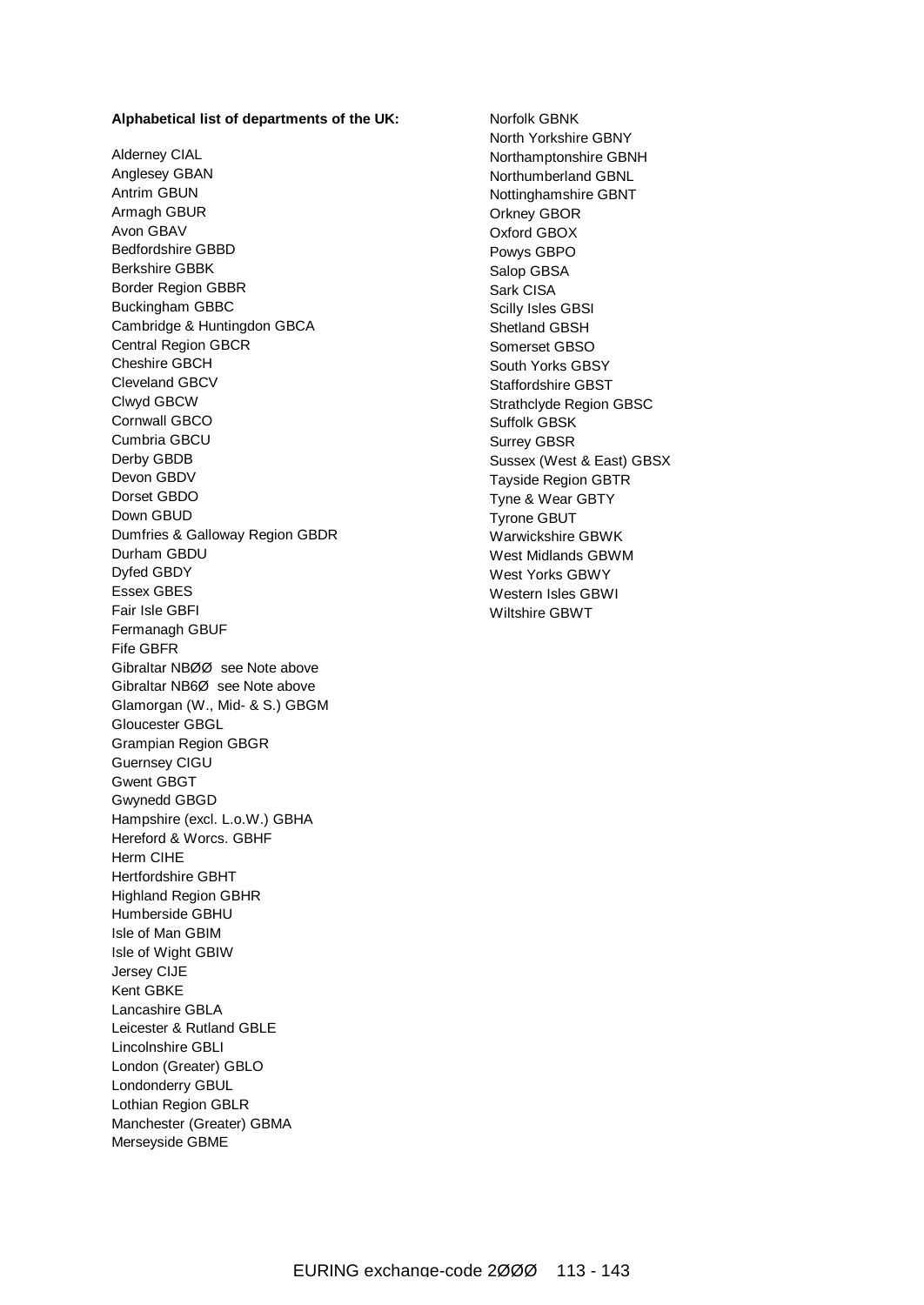**Alphabetical list of departments of the UK:**

Alderney CIAL
Anglesey GBAN
Antrim GBUN
Armagh GBUR
Avon GBAV
Bedfordshire GBBD
Berkshire GBBK
Border Region GBBR
Buckingham GBBC
Cambridge & Huntingdon GBCA
Central Region GBCR
Cheshire GBCH
Cleveland GBCV
Clwyd GBCW
Cornwall GBCO
Cumbria GBCU
Derby GBDB
Devon GBDV
Dorset GBDO
Down GBUD
Dumfries & Galloway Region GBDR
Durham GBDU
Dyfed GBDY
Essex GBES
Fair Isle GBFI
Fermanagh GBUF
Fife GBFR
Gibraltar NBØØ see Note above
Gibraltar NB6Ø see Note above
Glamorgan (W., Mid- & S.) GBGM
Gloucester GBGL
Grampian Region GBGR
Guernsey CIGU
Gwent GBGT
Gwynedd GBGD
Hampshire (excl. L.o.W.) GBHA
Hereford & Worcs. GBHF
Herm CIHE
Hertfordshire GBHT
Highland Region GBHR
Humberside GBHU
Isle of Man GBIM
Isle of Wight GBIW
Jersey CIJE
Kent GBKE
Lancashire GBLA
Leicester & Rutland GBLE
Lincolnshire GBLI
London (Greater) GBLO
Londonderry GBUL
Lothian Region GBLR
Manchester (Greater) GBMA
Merseyside GBME
Norfolk GBNK
North Yorkshire GBNY
Northamptonshire GBNH
Northumberland GBNL
Nottinghamshire GBNT
Orkney GBOR
Oxford GBOX
Powys GBPO
Salop GBSA
Sark CISA
Scilly Isles GBSI
Shetland GBSH
Somerset GBSO
South Yorks GBSY
Staffordshire GBST
Strathclyde Region GBSC
Suffolk GBSK
Surrey GBSR
Sussex (West & East) GBSX
Tayside Region GBTR
Tyne & Wear GBTY
Tyrone GBUT
Warwickshire GBWK
West Midlands GBWM
West Yorks GBWY
Western Isles GBWI
Wiltshire GBWT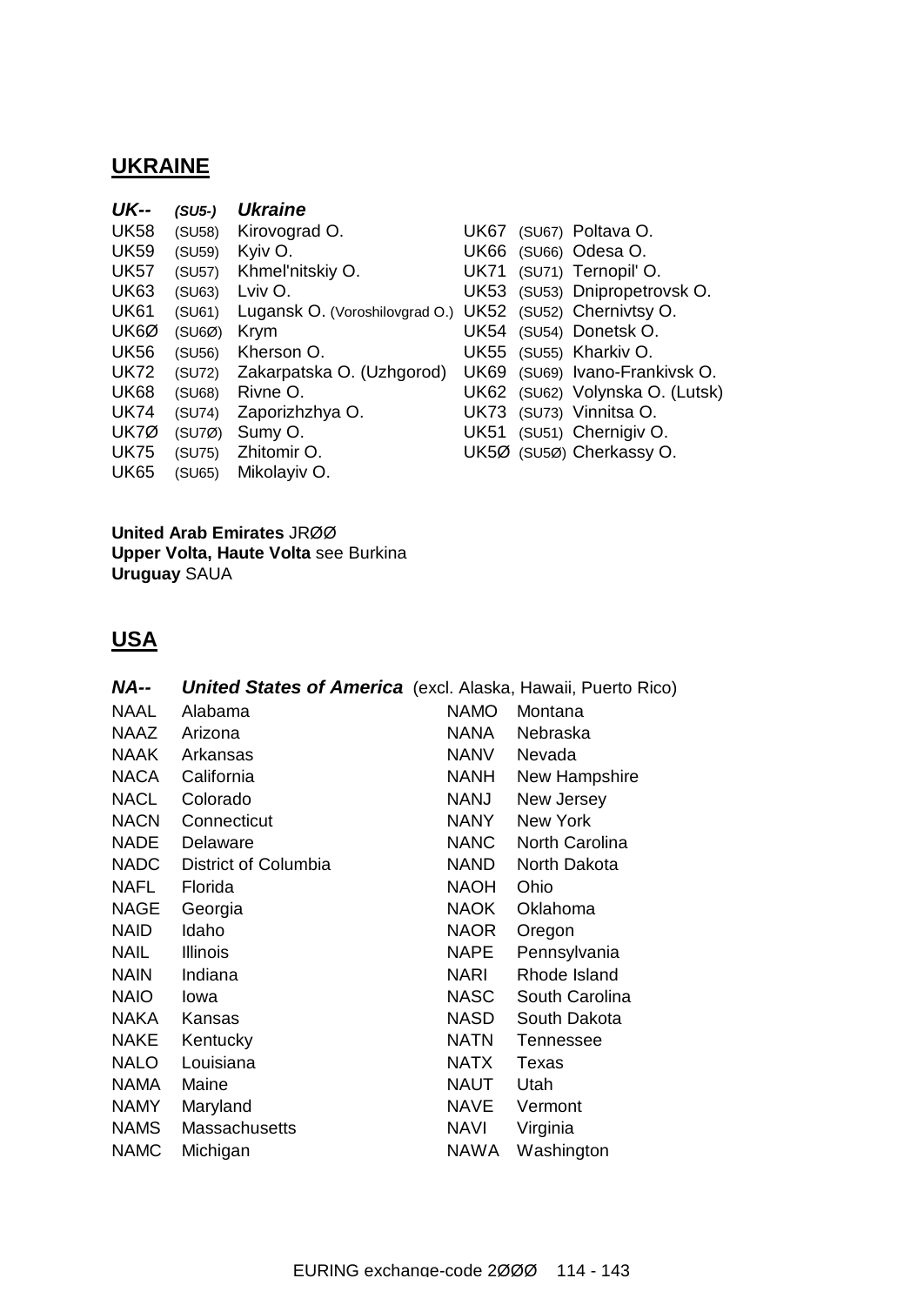## UKRAINE

| *UK--* | *(SU5-)* | ***Ukraine*** | | | |
|---|---|---|---|---|---|
| UK58 | (SU58) | Kirovograd O. | UK67 | (SU67) | Poltava O. |
| UK59 | (SU59) | Kyiv O. | UK66 | (SU66) | Odesa O. |
| UK57 | (SU57) | Khmel'nitskiy O. | UK71 | (SU71) | Ternopil' O. |
| UK63 | (SU63) | Lviv O. | UK53 | (SU53) | Dnipropetrovsk O. |
| UK61 | (SU61) | Lugansk O. (Voroshilovgrad O.) | UK52 | (SU52) | Chernivtsy O. |
| UK6Ø | (SU6Ø) | Krym | UK54 | (SU54) | Donetsk O. |
| UK56 | (SU56) | Kherson O. | UK55 | (SU55) | Kharkiv O. |
| UK72 | (SU72) | Zakarpatska O. (Uzhgorod) | UK69 | (SU69) | Ivano-Frankivsk O. |
| UK68 | (SU68) | Rivne O. | UK62 | (SU62) | Volynska O. (Lutsk) |
| UK74 | (SU74) | Zaporizhzhya O. | UK73 | (SU73) | Vinnitsa O. |
| UK7Ø | (SU7Ø) | Sumy O. | UK51 | (SU51) | Chernigiv O. |
| UK75 | (SU75) | Zhitomir O. | UK5Ø | (SU5Ø) | Cherkassy O. |
| UK65 | (SU65) | Mikolayiv O. | | | |

**United Arab Emirates** JRØØ
**Upper Volta, Haute Volta** see Burkina
**Uruguay** SAUA

## USA

| *NA--* | ***United States of America*** (excl. Alaska, Hawaii, Puerto Rico) | | |
|---|---|---|---|
| NAAL | Alabama | NAMO | Montana |
| NAAZ | Arizona | NANA | Nebraska |
| NAAK | Arkansas | NANV | Nevada |
| NACA | California | NANH | New Hampshire |
| NACL | Colorado | NANJ | New Jersey |
| NACN | Connecticut | NANY | New York |
| NADE | Delaware | NANC | North Carolina |
| NADC | District of Columbia | NAND | North Dakota |
| NAFL | Florida | NAOH | Ohio |
| NAGE | Georgia | NAOK | Oklahoma |
| NAID | Idaho | NAOR | Oregon |
| NAIL | Illinois | NAPE | Pennsylvania |
| NAIN | Indiana | NARI | Rhode Island |
| NAIO | Iowa | NASC | South Carolina |
| NAKA | Kansas | NASD | South Dakota |
| NAKE | Kentucky | NATN | Tennessee |
| NALO | Louisiana | NATX | Texas |
| NAMA | Maine | NAUT | Utah |
| NAMY | Maryland | NAVE | Vermont |
| NAMS | Massachusetts | NAVI | Virginia |
| NAMC | Michigan | NAWA | Washington |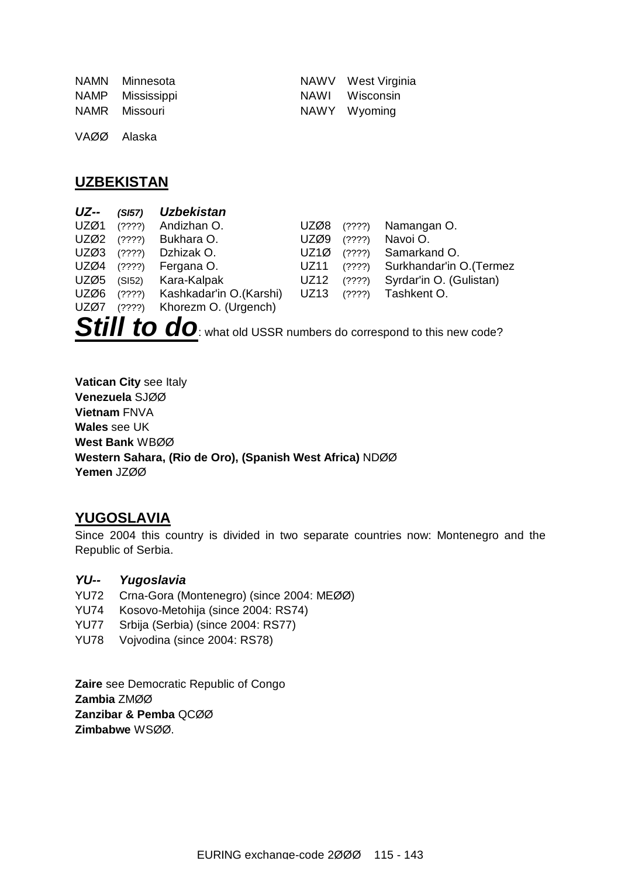| | | | |
|---|---|---|---|
| NAMN | Minnesota | NAWV | West Virginia |
| NAMP | Mississippi | NAWI | Wisconsin |
| NAMR | Missouri | NAWY | Wyoming |

VAØØ Alaska

## UZBEKISTAN

***UZ--*** ***(SI57)*** ***Uzbekistan***

| | | | | | |
|---|---|---|---|---|---|
| UZØ1 | (????) Andizhan O. | UZØ8 | (????) Namangan O. | | |
| UZØ2 | (????) Bukhara O. | UZØ9 | (????) Navoi O. | | |
| UZØ3 | (????) Dzhizak O. | UZ1Ø | (????) Samarkand O. | | |
| UZØ4 | (????) Fergana O. | UZ11 | (????) Surkhandar'in O.(Termez | | |
| UZØ5 | (SI52) Kara-Kalpak | UZ12 | (????) Syrdar'in O. (Gulistan) | | |
| UZØ6 | (????) Kashkadar'in O.(Karshi) | UZ13 | (????) Tashkent O. | | |
| UZØ7 | (????) Khorezm O. (Urgench) | | | | |

***Still to do***: what old USSR numbers do correspond to this new code?

**Vatican City** see Italy
**Venezuela** SJØØ
**Vietnam** FNVA
**Wales** see UK
**West Bank** WBØØ
**Western Sahara, (Rio de Oro), (Spanish West Africa)** NDØØ
**Yemen** JZØØ

## YUGOSLAVIA

Since 2004 this country is divided in two separate countries now: Montenegro and the Republic of Serbia.

***YU--*** ***Yugoslavia***

YU72 Crna-Gora (Montenegro) (since 2004: MEØØ)
YU74 Kosovo-Metohija (since 2004: RS74)
YU77 Srbija (Serbia) (since 2004: RS77)
YU78 Vojvodina (since 2004: RS78)

**Zaire** see Democratic Republic of Congo
**Zambia** ZMØØ
**Zanzibar & Pemba** QCØØ
**Zimbabwe** WSØØ.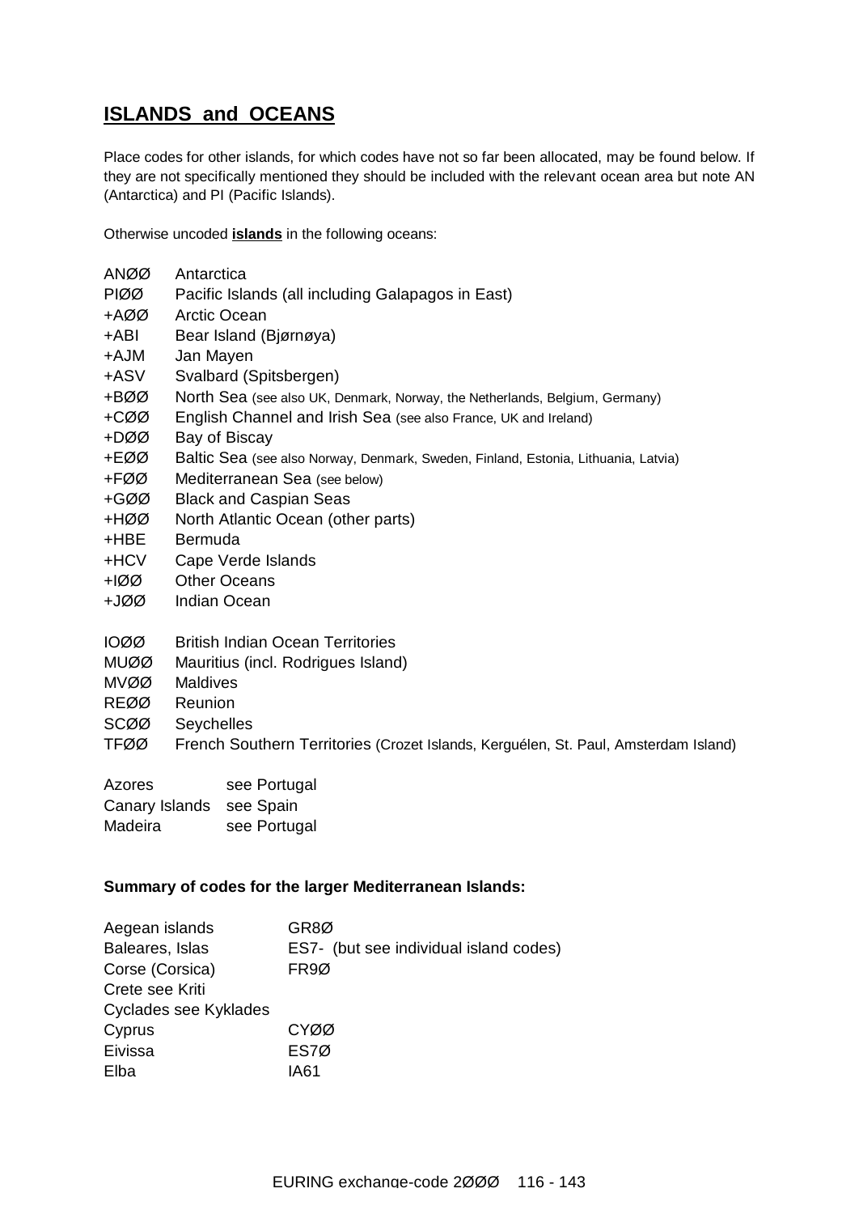# ISLANDS and OCEANS

Place codes for other islands, for which codes have not so far been allocated, may be found below. If they are not specifically mentioned they should be included with the relevant ocean area but note AN (Antarctica) and PI (Pacific Islands).

Otherwise uncoded **islands** in the following oceans:

| | |
|---|---|
| ANØØ | Antarctica |
| PIØØ | Pacific Islands (all including Galapagos in East) |
| +AØØ | Arctic Ocean |
| +ABI | Bear Island (Bjørnøya) |
| +AJM | Jan Mayen |
| +ASV | Svalbard (Spitsbergen) |
| +BØØ | North Sea (see also UK, Denmark, Norway, the Netherlands, Belgium, Germany) |
| +CØØ | English Channel and Irish Sea (see also France, UK and Ireland) |
| +DØØ | Bay of Biscay |
| +EØØ | Baltic Sea (see also Norway, Denmark, Sweden, Finland, Estonia, Lithuania, Latvia) |
| +FØØ | Mediterranean Sea (see below) |
| +GØØ | Black and Caspian Seas |
| +HØØ | North Atlantic Ocean (other parts) |
| +HBE | Bermuda |
| +HCV | Cape Verde Islands |
| +IØØ | Other Oceans |
| +JØØ | Indian Ocean |

| | |
|---|---|
| IOØØ | British Indian Ocean Territories |
| MUØØ | Mauritius (incl. Rodrigues Island) |
| MVØØ | Maldives |
| REØØ | Reunion |
| SCØØ | Seychelles |
| TFØØ | French Southern Territories (Crozet Islands, Kerguélen, St. Paul, Amsterdam Island) |

| | |
|---|---|
| Azores | see Portugal |
| Canary Islands | see Spain |
| Madeira | see Portugal |

**Summary of codes for the larger Mediterranean Islands:**

| | |
|---|---|
| Aegean islands | GR8Ø |
| Baleares, Islas | ES7- (but see individual island codes) |
| Corse (Corsica) | FR9Ø |
| Crete see Kriti | |
| Cyclades see Kyklades | |
| Cyprus | CYØØ |
| Eivissa | ES7Ø |
| Elba | IA61 |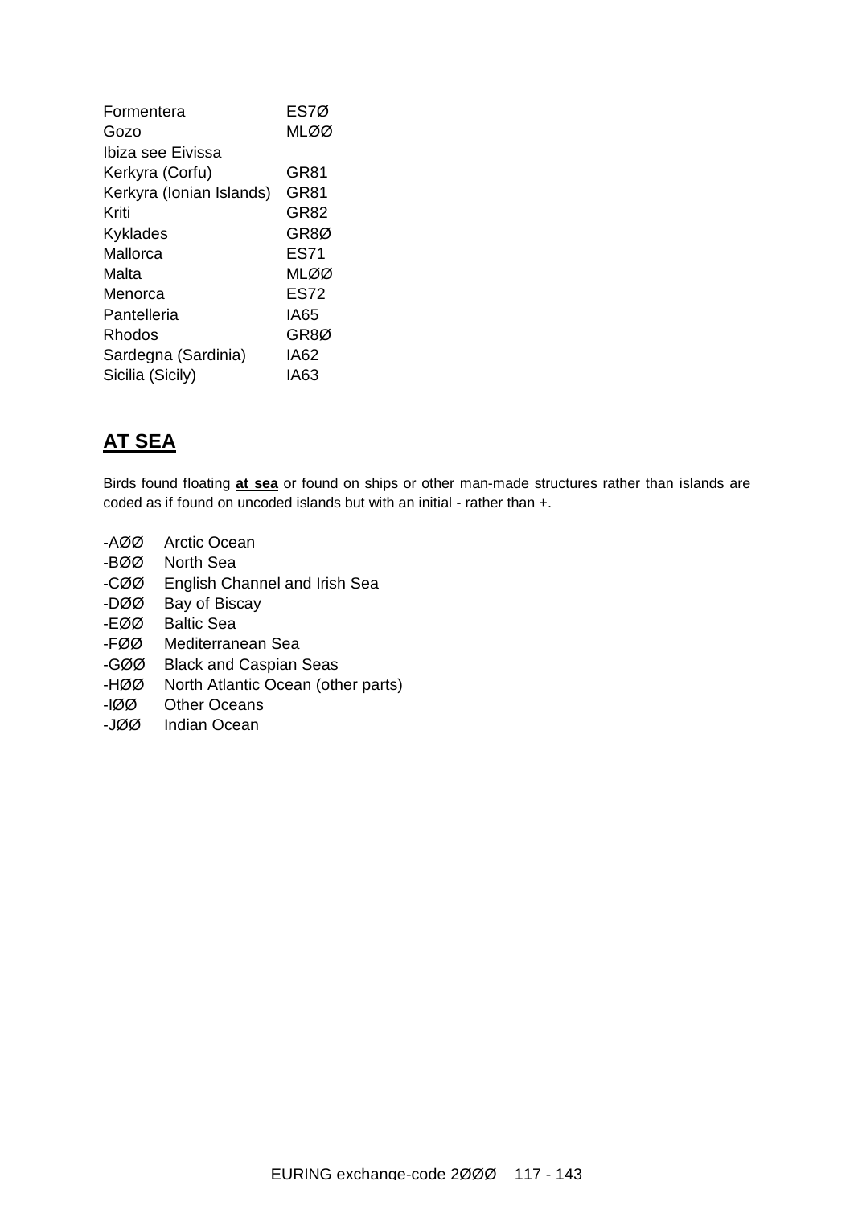| | |
|---|---|
| Formentera | ES7Ø |
| Gozo | MLØØ |
| Ibiza see Eivissa | |
| Kerkyra (Corfu) | GR81 |
| Kerkyra (Ionian Islands) | GR81 |
| Kriti | GR82 |
| Kyklades | GR8Ø |
| Mallorca | ES71 |
| Malta | MLØØ |
| Menorca | ES72 |
| Pantelleria | IA65 |
| Rhodos | GR8Ø |
| Sardegna (Sardinia) | IA62 |
| Sicilia (Sicily) | IA63 |

## AT SEA

Birds found floating **at sea** or found on ships or other man-made structures rather than islands are coded as if found on uncoded islands but with an initial - rather than +.

| | |
|---|---|
| -AØØ | Arctic Ocean |
| -BØØ | North Sea |
| -CØØ | English Channel and Irish Sea |
| -DØØ | Bay of Biscay |
| -EØØ | Baltic Sea |
| -FØØ | Mediterranean Sea |
| -GØØ | Black and Caspian Seas |
| -HØØ | North Atlantic Ocean (other parts) |
| -IØØ | Other Oceans |
| -JØØ | Indian Ocean |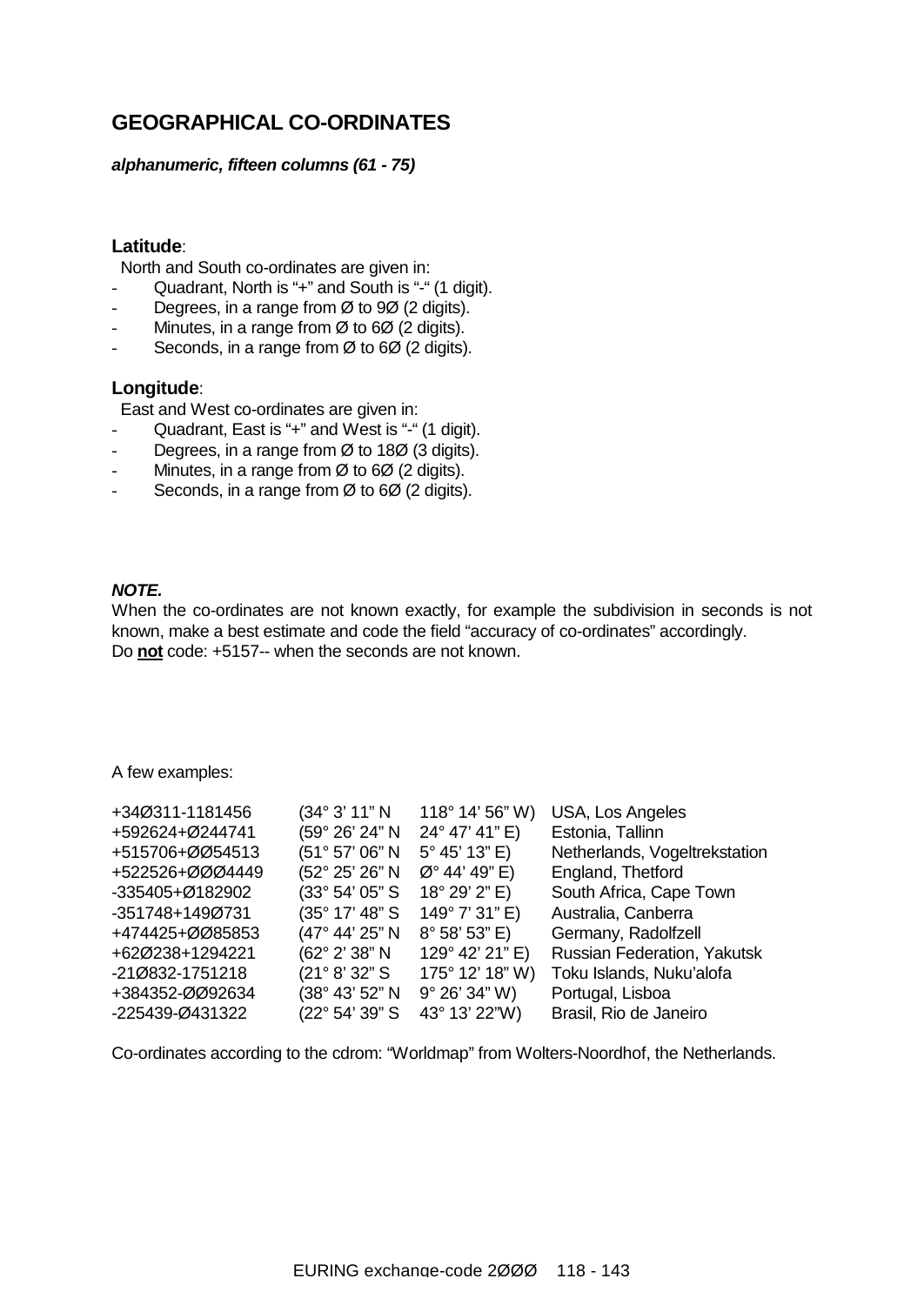## GEOGRAPHICAL CO-ORDINATES

***alphanumeric, fifteen columns (61 - 75)***

**Latitude**:

North and South co-ordinates are given in:

- Quadrant, North is "+" and South is "-" (1 digit).
- Degrees, in a range from Ø to 9Ø (2 digits).
- Minutes, in a range from Ø to 6Ø (2 digits).
- Seconds, in a range from Ø to 6Ø (2 digits).

**Longitude**:

East and West co-ordinates are given in:

- Quadrant, East is "+" and West is "-" (1 digit).
- Degrees, in a range from Ø to 18Ø (3 digits).
- Minutes, in a range from Ø to 6Ø (2 digits).
- Seconds, in a range from Ø to 6Ø (2 digits).

***NOTE.***

When the co-ordinates are not known exactly, for example the subdivision in seconds is not known, make a best estimate and code the field "accuracy of co-ordinates" accordingly.
Do **not** code: +5157-- when the seconds are not known.

A few examples:

| | | | |
|---|---|---|---|
| +34Ø311-1181456 | (34° 3' 11" N | 118° 14' 56" W) | USA, Los Angeles |
| +592624+Ø244741 | (59° 26' 24" N | 24° 47' 41" E) | Estonia, Tallinn |
| +515706+ØØ54513 | (51° 57' 06" N | 5° 45' 13" E) | Netherlands, Vogeltrekstation |
| +522526+ØØØ4449 | (52° 25' 26" N | Ø° 44' 49" E) | England, Thetford |
| -335405+Ø182902 | (33° 54' 05" S | 18° 29' 2" E) | South Africa, Cape Town |
| -351748+149Ø731 | (35° 17' 48" S | 149° 7' 31" E) | Australia, Canberra |
| +474425+ØØ85853 | (47° 44' 25" N | 8° 58' 53" E) | Germany, Radolfzell |
| +62Ø238+1294221 | (62° 2' 38" N | 129° 42' 21" E) | Russian Federation, Yakutsk |
| -21Ø832-1751218 | (21° 8' 32" S | 175° 12' 18" W) | Toku Islands, Nuku'alofa |
| +384352-ØØ92634 | (38° 43' 52" N | 9° 26' 34" W) | Portugal, Lisboa |
| -225439-Ø431322 | (22° 54' 39" S | 43° 13' 22"W) | Brasil, Rio de Janeiro |

Co-ordinates according to the cdrom: "Worldmap" from Wolters-Noordhof, the Netherlands.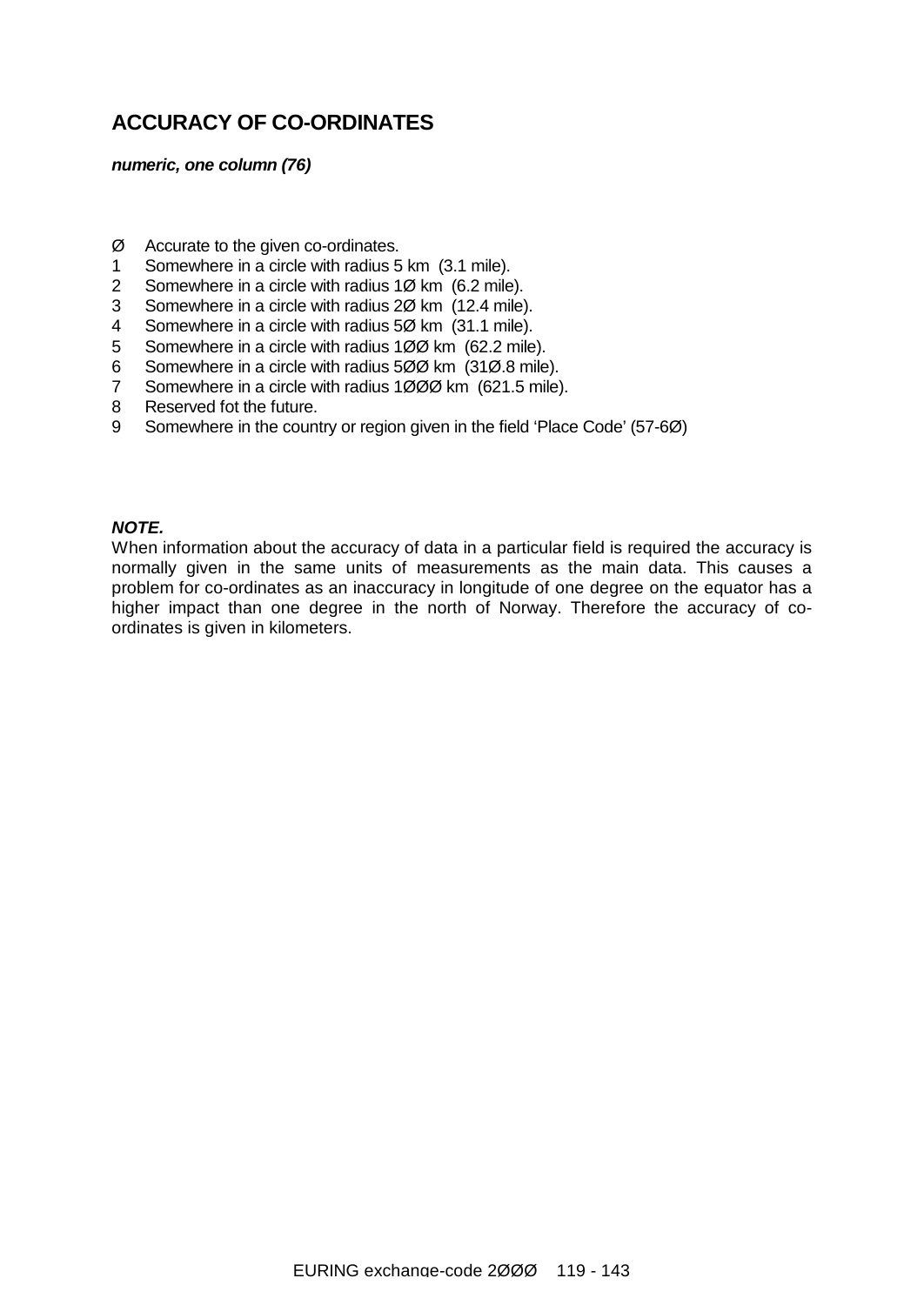## ACCURACY OF CO-ORDINATES

***numeric, one column (76)***

Ø Accurate to the given co-ordinates.
1 Somewhere in a circle with radius 5 km (3.1 mile).
2 Somewhere in a circle with radius 1Ø km (6.2 mile).
3 Somewhere in a circle with radius 2Ø km (12.4 mile).
4 Somewhere in a circle with radius 5Ø km (31.1 mile).
5 Somewhere in a circle with radius 1ØØ km (62.2 mile).
6 Somewhere in a circle with radius 5ØØ km (31Ø.8 mile).
7 Somewhere in a circle with radius 1ØØØ km (621.5 mile).
8 Reserved fot the future.
9 Somewhere in the country or region given in the field 'Place Code' (57-6Ø)

***NOTE.***

When information about the accuracy of data in a particular field is required the accuracy is normally given in the same units of measurements as the main data. This causes a problem for co-ordinates as an inaccuracy in longitude of one degree on the equator has a higher impact than one degree in the north of Norway. Therefore the accuracy of co-ordinates is given in kilometers.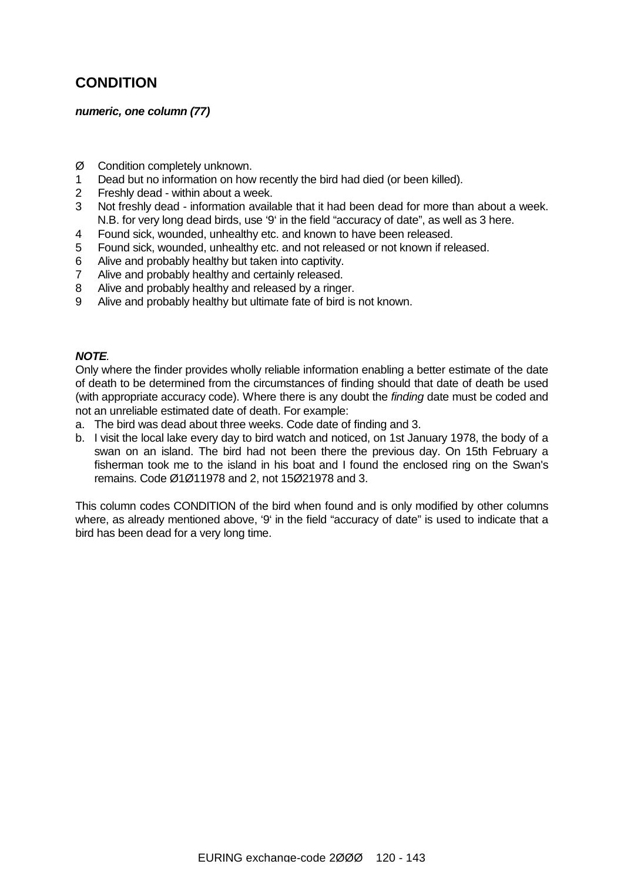## CONDITION

***numeric, one column (77)***

- Ø  Condition completely unknown.
- 1  Dead but no information on how recently the bird had died (or been killed).
- 2  Freshly dead - within about a week.
- 3  Not freshly dead - information available that it had been dead for more than about a week. N.B. for very long dead birds, use '9' in the field "accuracy of date", as well as 3 here.
- 4  Found sick, wounded, unhealthy etc. and known to have been released.
- 5  Found sick, wounded, unhealthy etc. and not released or not known if released.
- 6  Alive and probably healthy but taken into captivity.
- 7  Alive and probably healthy and certainly released.
- 8  Alive and probably healthy and released by a ringer.
- 9  Alive and probably healthy but ultimate fate of bird is not known.

***NOTE***.

Only where the finder provides wholly reliable information enabling a better estimate of the date of death to be determined from the circumstances of finding should that date of death be used (with appropriate accuracy code). Where there is any doubt the *finding* date must be coded and not an unreliable estimated date of death. For example:

a. The bird was dead about three weeks. Code date of finding and 3.
b. I visit the local lake every day to bird watch and noticed, on 1st January 1978, the body of a swan on an island. The bird had not been there the previous day. On 15th February a fisherman took me to the island in his boat and I found the enclosed ring on the Swan's remains. Code Ø1Ø11978 and 2, not 15Ø21978 and 3.

This column codes CONDITION of the bird when found and is only modified by other columns where, as already mentioned above, '9' in the field "accuracy of date" is used to indicate that a bird has been dead for a very long time.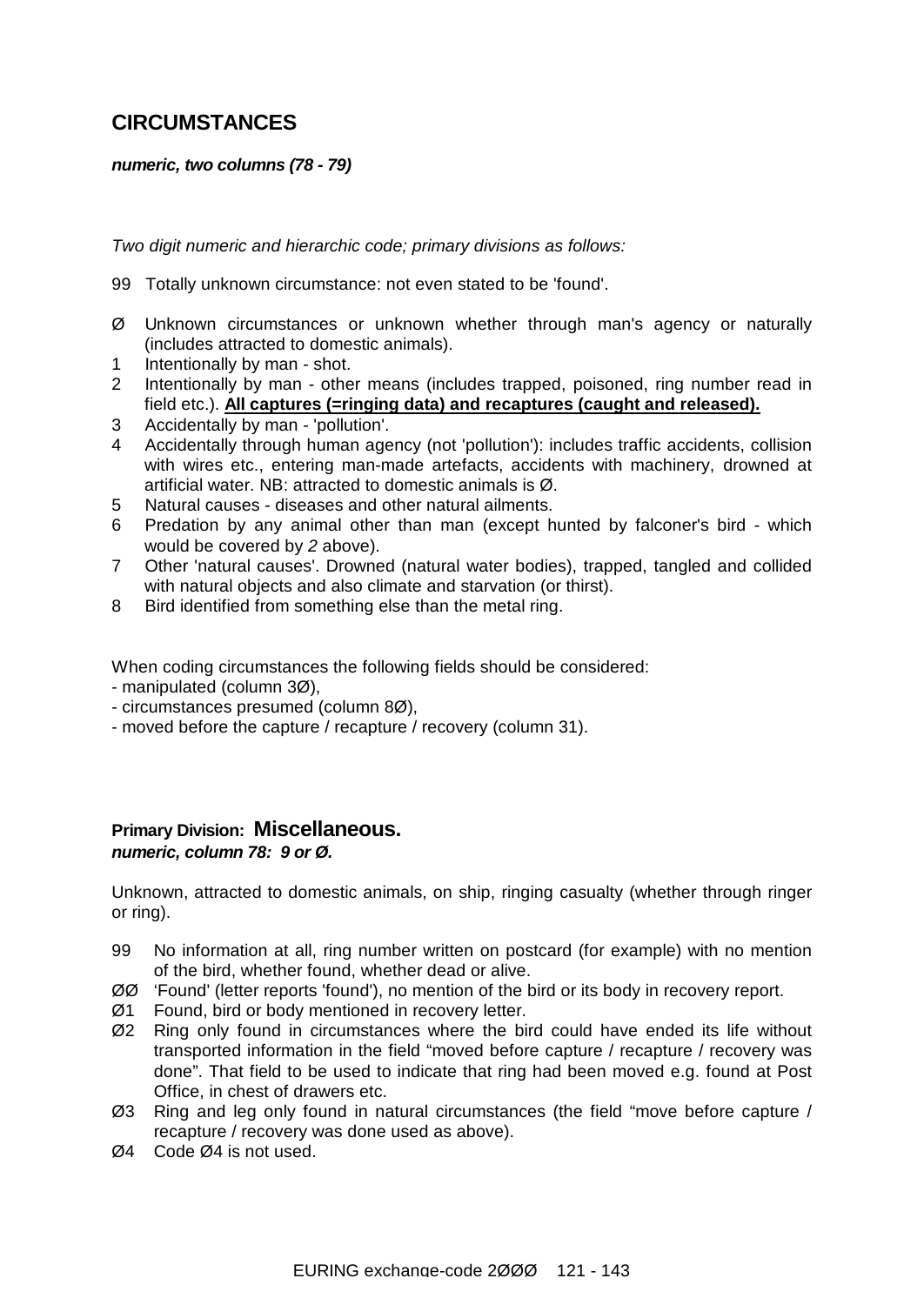## CIRCUMSTANCES

***numeric, two columns (78 - 79)***

*Two digit numeric and hierarchic code; primary divisions as follows:*

99 Totally unknown circumstance: not even stated to be 'found'.

- Ø Unknown circumstances or unknown whether through man's agency or naturally (includes attracted to domestic animals).
- 1 Intentionally by man - shot.
- 2 Intentionally by man - other means (includes trapped, poisoned, ring number read in field etc.). **<u>All captures (=ringing data) and recaptures (caught and released).</u>**
- 3 Accidentally by man - 'pollution'.
- 4 Accidentally through human agency (not 'pollution'): includes traffic accidents, collision with wires etc., entering man-made artefacts, accidents with machinery, drowned at artificial water. NB: attracted to domestic animals is Ø.
- 5 Natural causes - diseases and other natural ailments.
- 6 Predation by any animal other than man (except hunted by falconer's bird - which would be covered by *2* above).
- 7 Other 'natural causes'. Drowned (natural water bodies), trapped, tangled and collided with natural objects and also climate and starvation (or thirst).
- 8 Bird identified from something else than the metal ring.

When coding circumstances the following fields should be considered:
- manipulated (column 3Ø),
- circumstances presumed (column 8Ø),
- moved before the capture / recapture / recovery (column 31).

### Primary Division: Miscellaneous.

***numeric, column 78: 9 or Ø.***

Unknown, attracted to domestic animals, on ship, ringing casualty (whether through ringer or ring).

- 99 No information at all, ring number written on postcard (for example) with no mention of the bird, whether found, whether dead or alive.
- ØØ 'Found' (letter reports 'found'), no mention of the bird or its body in recovery report.
- Ø1 Found, bird or body mentioned in recovery letter.
- Ø2 Ring only found in circumstances where the bird could have ended its life without transported information in the field "moved before capture / recapture / recovery was done". That field to be used to indicate that ring had been moved e.g. found at Post Office, in chest of drawers etc.
- Ø3 Ring and leg only found in natural circumstances (the field "move before capture / recapture / recovery was done used as above).
- Ø4 Code Ø4 is not used.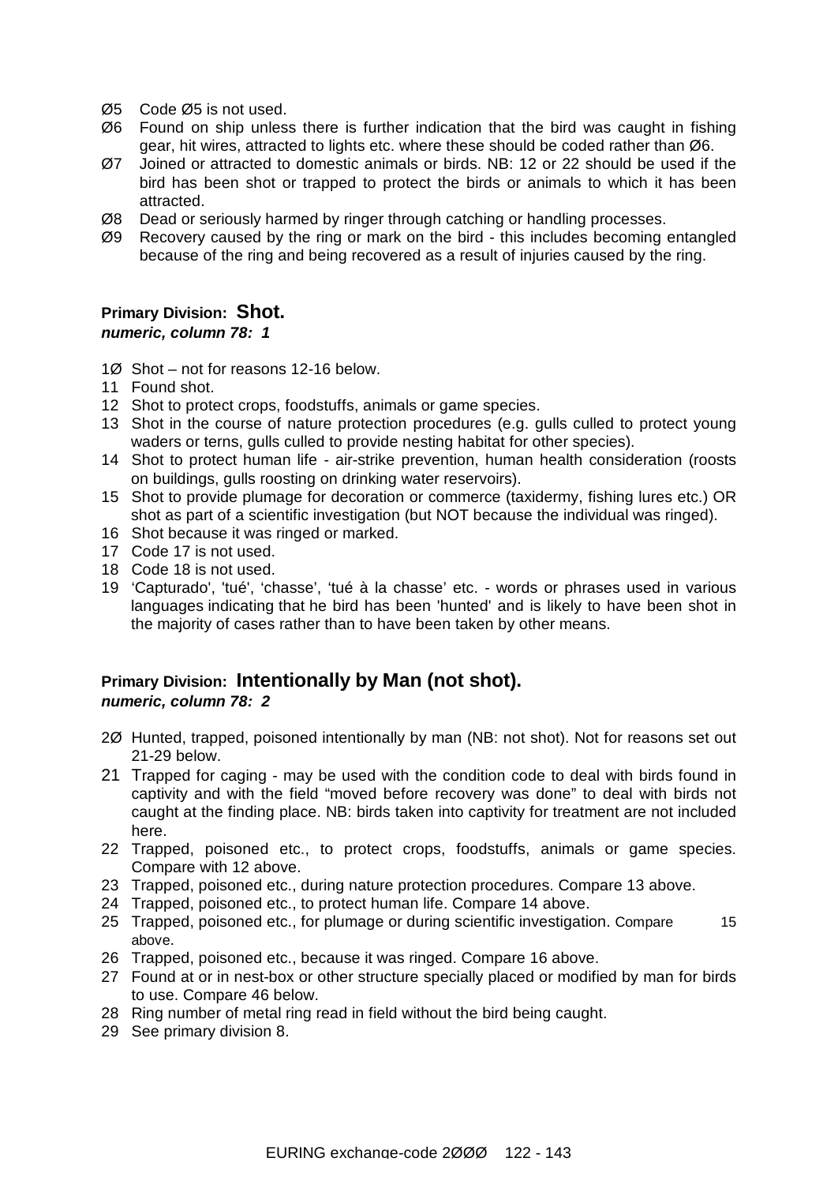Ø5 Code Ø5 is not used.
Ø6 Found on ship unless there is further indication that the bird was caught in fishing gear, hit wires, attracted to lights etc. where these should be coded rather than Ø6.
Ø7 Joined or attracted to domestic animals or birds. NB: 12 or 22 should be used if the bird has been shot or trapped to protect the birds or animals to which it has been attracted.
Ø8 Dead or seriously harmed by ringer through catching or handling processes.
Ø9 Recovery caused by the ring or mark on the bird - this includes becoming entangled because of the ring and being recovered as a result of injuries caused by the ring.

### Primary Division: Shot.

***numeric, column 78: 1***

1Ø Shot – not for reasons 12-16 below.
11 Found shot.
12 Shot to protect crops, foodstuffs, animals or game species.
13 Shot in the course of nature protection procedures (e.g. gulls culled to protect young waders or terns, gulls culled to provide nesting habitat for other species).
14 Shot to protect human life - air-strike prevention, human health consideration (roosts on buildings, gulls roosting on drinking water reservoirs).
15 Shot to provide plumage for decoration or commerce (taxidermy, fishing lures etc.) OR shot as part of a scientific investigation (but NOT because the individual was ringed).
16 Shot because it was ringed or marked.
17 Code 17 is not used.
18 Code 18 is not used.
19 'Capturado', 'tué', 'chasse', 'tué à la chasse' etc. - words or phrases used in various languages indicating that he bird has been 'hunted' and is likely to have been shot in the majority of cases rather than to have been taken by other means.

### Primary Division: Intentionally by Man (not shot).

***numeric, column 78: 2***

2Ø Hunted, trapped, poisoned intentionally by man (NB: not shot). Not for reasons set out 21-29 below.
21 Trapped for caging - may be used with the condition code to deal with birds found in captivity and with the field "moved before recovery was done" to deal with birds not caught at the finding place. NB: birds taken into captivity for treatment are not included here.
22 Trapped, poisoned etc., to protect crops, foodstuffs, animals or game species. Compare with 12 above.
23 Trapped, poisoned etc., during nature protection procedures. Compare 13 above.
24 Trapped, poisoned etc., to protect human life. Compare 14 above.
25 Trapped, poisoned etc., for plumage or during scientific investigation. Compare 15 above.
26 Trapped, poisoned etc., because it was ringed. Compare 16 above.
27 Found at or in nest-box or other structure specially placed or modified by man for birds to use. Compare 46 below.
28 Ring number of metal ring read in field without the bird being caught.
29 See primary division 8.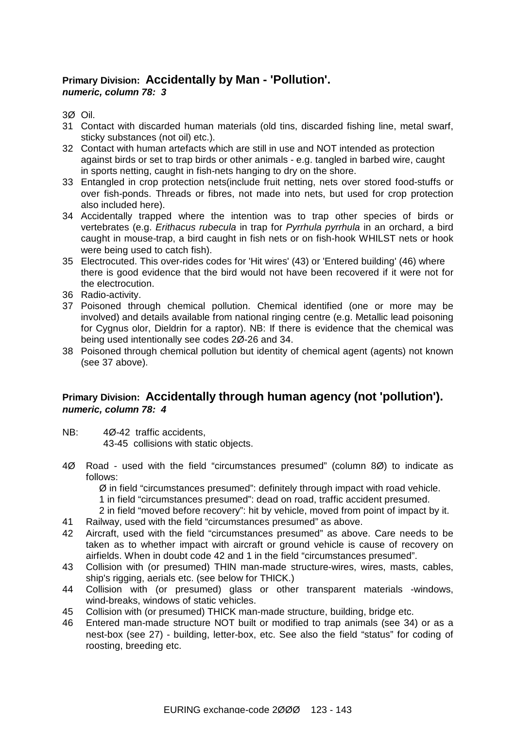## **Primary Division: Accidentally by Man - 'Pollution'.**
***numeric, column 78: 3***

3Ø Oil.
31 Contact with discarded human materials (old tins, discarded fishing line, metal swarf, sticky substances (not oil) etc.).
32 Contact with human artefacts which are still in use and NOT intended as protection against birds or set to trap birds or other animals - e.g. tangled in barbed wire, caught in sports netting, caught in fish-nets hanging to dry on the shore.
33 Entangled in crop protection nets(include fruit netting, nets over stored food-stuffs or over fish-ponds. Threads or fibres, not made into nets, but used for crop protection also included here).
34 Accidentally trapped where the intention was to trap other species of birds or vertebrates (e.g. *Erithacus rubecula* in trap for *Pyrrhula pyrrhula* in an orchard, a bird caught in mouse-trap, a bird caught in fish nets or on fish-hook WHILST nets or hook were being used to catch fish).
35 Electrocuted. This over-rides codes for 'Hit wires' (43) or 'Entered building' (46) where there is good evidence that the bird would not have been recovered if it were not for the electrocution.
36 Radio-activity.
37 Poisoned through chemical pollution. Chemical identified (one or more may be involved) and details available from national ringing centre (e.g. Metallic lead poisoning for Cygnus olor, Dieldrin for a raptor). NB: If there is evidence that the chemical was being used intentionally see codes 2Ø-26 and 34.
38 Poisoned through chemical pollution but identity of chemical agent (agents) not known (see 37 above).

## **Primary Division: Accidentally through human agency (not 'pollution').**
***numeric, column 78: 4***

NB: 4Ø-42 traffic accidents,
43-45 collisions with static objects.

4Ø Road - used with the field "circumstances presumed" (column 8Ø) to indicate as follows:
Ø in field "circumstances presumed": definitely through impact with road vehicle.
1 in field "circumstances presumed": dead on road, traffic accident presumed.
2 in field "moved before recovery": hit by vehicle, moved from point of impact by it.
41 Railway, used with the field "circumstances presumed" as above.
42 Aircraft, used with the field "circumstances presumed" as above. Care needs to be taken as to whether impact with aircraft or ground vehicle is cause of recovery on airfields. When in doubt code 42 and 1 in the field "circumstances presumed".
43 Collision with (or presumed) THIN man-made structure-wires, wires, masts, cables, ship's rigging, aerials etc. (see below for THICK.)
44 Collision with (or presumed) glass or other transparent materials -windows, wind-breaks, windows of static vehicles.
45 Collision with (or presumed) THICK man-made structure, building, bridge etc.
46 Entered man-made structure NOT built or modified to trap animals (see 34) or as a nest-box (see 27) - building, letter-box, etc. See also the field "status" for coding of roosting, breeding etc.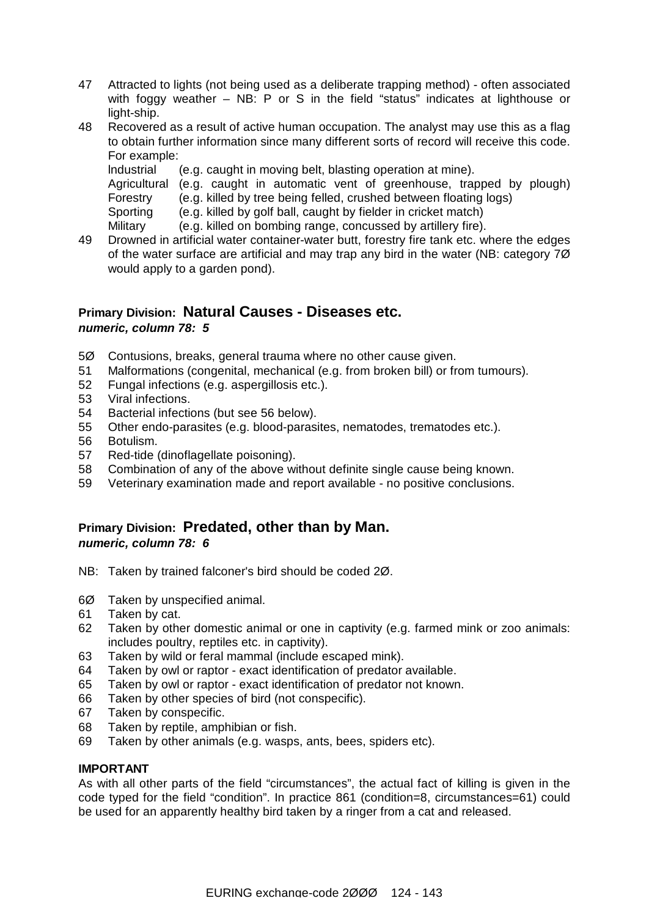47 Attracted to lights (not being used as a deliberate trapping method) - often associated with foggy weather – NB: P or S in the field "status" indicates at lighthouse or light-ship.

48 Recovered as a result of active human occupation. The analyst may use this as a flag to obtain further information since many different sorts of record will receive this code. For example:

| | |
|---|---|
| Industrial | (e.g. caught in moving belt, blasting operation at mine). |
| Agricultural | (e.g. caught in automatic vent of greenhouse, trapped by plough) |
| Forestry | (e.g. killed by tree being felled, crushed between floating logs) |
| Sporting | (e.g. killed by golf ball, caught by fielder in cricket match) |
| Military | (e.g. killed on bombing range, concussed by artillery fire). |

49 Drowned in artificial water container-water butt, forestry fire tank etc. where the edges of the water surface are artificial and may trap any bird in the water (NB: category 7Ø would apply to a garden pond).

## Primary Division: Natural Causes - Diseases etc.

***numeric, column 78: 5***

5Ø Contusions, breaks, general trauma where no other cause given.
51 Malformations (congenital, mechanical (e.g. from broken bill) or from tumours).
52 Fungal infections (e.g. aspergillosis etc.).
53 Viral infections.
54 Bacterial infections (but see 56 below).
55 Other endo-parasites (e.g. blood-parasites, nematodes, trematodes etc.).
56 Botulism.
57 Red-tide (dinoflagellate poisoning).
58 Combination of any of the above without definite single cause being known.
59 Veterinary examination made and report available - no positive conclusions.

## Primary Division: Predated, other than by Man.

***numeric, column 78: 6***

NB: Taken by trained falconer's bird should be coded 2Ø.

6Ø Taken by unspecified animal.
61 Taken by cat.
62 Taken by other domestic animal or one in captivity (e.g. farmed mink or zoo animals: includes poultry, reptiles etc. in captivity).
63 Taken by wild or feral mammal (include escaped mink).
64 Taken by owl or raptor - exact identification of predator available.
65 Taken by owl or raptor - exact identification of predator not known.
66 Taken by other species of bird (not conspecific).
67 Taken by conspecific.
68 Taken by reptile, amphibian or fish.
69 Taken by other animals (e.g. wasps, ants, bees, spiders etc).

**IMPORTANT**

As with all other parts of the field "circumstances", the actual fact of killing is given in the code typed for the field "condition". In practice 861 (condition=8, circumstances=61) could be used for an apparently healthy bird taken by a ringer from a cat and released.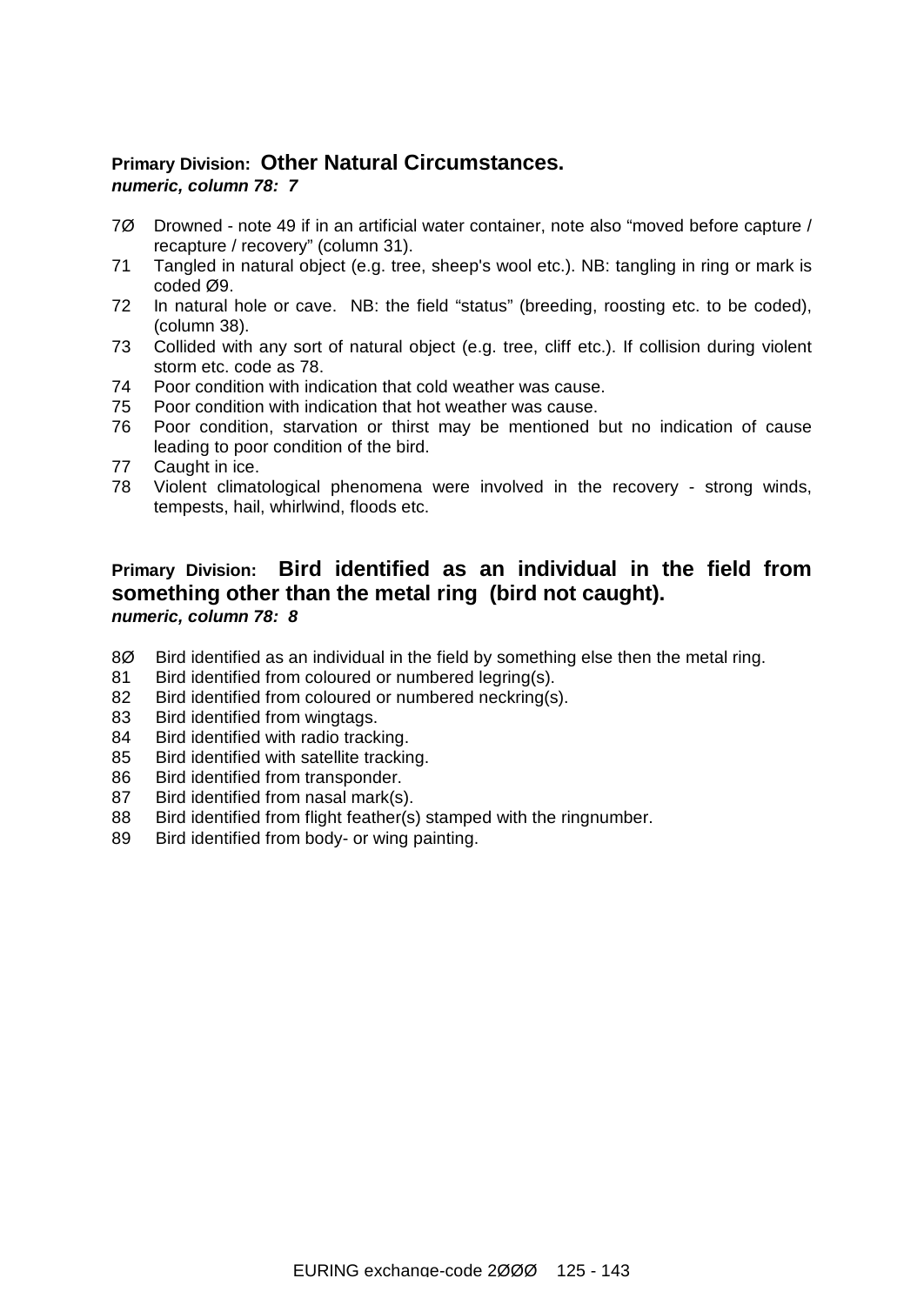**Primary Division: Other Natural Circumstances.**
***numeric, column 78: 7***

- 7Ø Drowned - note 49 if in an artificial water container, note also “moved before capture / recapture / recovery” (column 31).
- 71 Tangled in natural object (e.g. tree, sheep's wool etc.). NB: tangling in ring or mark is coded Ø9.
- 72 In natural hole or cave. NB: the field “status” (breeding, roosting etc. to be coded), (column 38).
- 73 Collided with any sort of natural object (e.g. tree, cliff etc.). If collision during violent storm etc. code as 78.
- 74 Poor condition with indication that cold weather was cause.
- 75 Poor condition with indication that hot weather was cause.
- 76 Poor condition, starvation or thirst may be mentioned but no indication of cause leading to poor condition of the bird.
- 77 Caught in ice.
- 78 Violent climatological phenomena were involved in the recovery - strong winds, tempests, hail, whirlwind, floods etc.

**Primary Division: Bird identified as an individual in the field from something other than the metal ring (bird not caught).**
***numeric, column 78: 8***

- 8Ø Bird identified as an individual in the field by something else then the metal ring.
- 81 Bird identified from coloured or numbered legring(s).
- 82 Bird identified from coloured or numbered neckring(s).
- 83 Bird identified from wingtags.
- 84 Bird identified with radio tracking.
- 85 Bird identified with satellite tracking.
- 86 Bird identified from transponder.
- 87 Bird identified from nasal mark(s).
- 88 Bird identified from flight feather(s) stamped with the ringnumber.
- 89 Bird identified from body- or wing painting.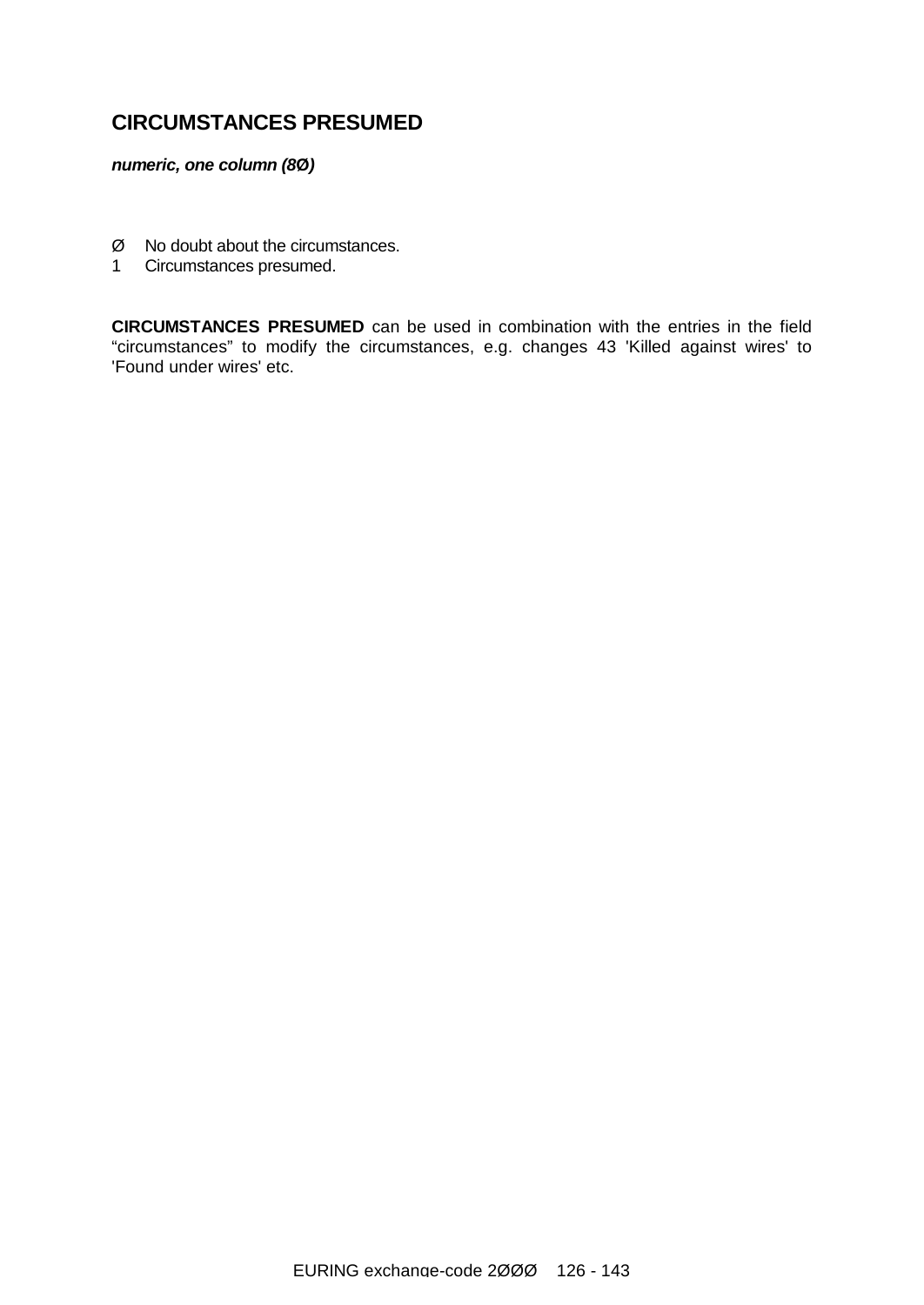## CIRCUMSTANCES PRESUMED

***numeric, one column (8Ø)***

Ø No doubt about the circumstances.
1 Circumstances presumed.

**CIRCUMSTANCES PRESUMED** can be used in combination with the entries in the field “circumstances” to modify the circumstances, e.g. changes 43 'Killed against wires' to 'Found under wires' etc.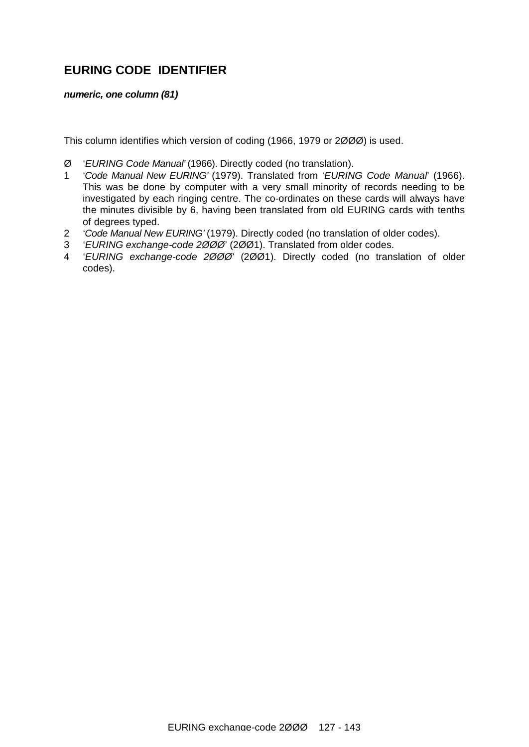## EURING CODE IDENTIFIER

***numeric, one column (81)***

This column identifies which version of coding (1966, 1979 or 2ØØØ) is used.

- Ø '*EURING Code Manual'* (1966). Directly coded (no translation).
- 1 '*Code Manual New EURING'* (1979). Translated from '*EURING Code Manual*' (1966). This was be done by computer with a very small minority of records needing to be investigated by each ringing centre. The co-ordinates on these cards will always have the minutes divisible by 6, having been translated from old EURING cards with tenths of degrees typed.
- 2 '*Code Manual New EURING'* (1979). Directly coded (no translation of older codes).
- 3 '*EURING exchange-code 2ØØØ*' (2ØØ1). Translated from older codes.
- 4 '*EURING exchange-code 2ØØØ*' (2ØØ1). Directly coded (no translation of older codes).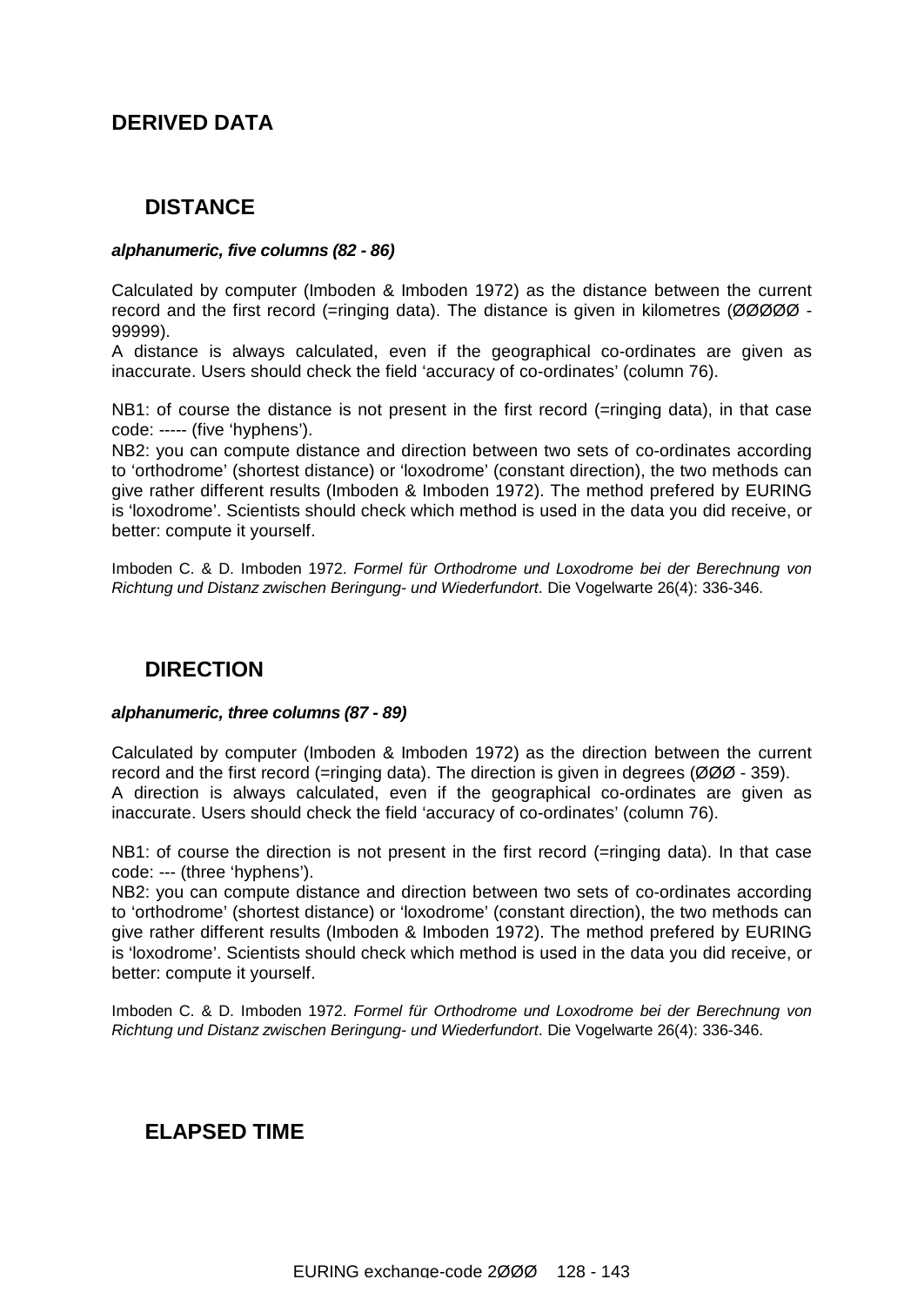# DERIVED DATA

## DISTANCE

***alphanumeric, five columns (82 - 86)***

Calculated by computer (Imboden & Imboden 1972) as the distance between the current record and the first record (=ringing data). The distance is given in kilometres (ØØØØØ - 99999).
A distance is always calculated, even if the geographical co-ordinates are given as inaccurate. Users should check the field 'accuracy of co-ordinates' (column 76).

NB1: of course the distance is not present in the first record (=ringing data), in that case code: ----- (five 'hyphens').
NB2: you can compute distance and direction between two sets of co-ordinates according to 'orthodrome' (shortest distance) or 'loxodrome' (constant direction), the two methods can give rather different results (Imboden & Imboden 1972). The method prefered by EURING is 'loxodrome'. Scientists should check which method is used in the data you did receive, or better: compute it yourself.

Imboden C. & D. Imboden 1972. *Formel für Orthodrome und Loxodrome bei der Berechnung von Richtung und Distanz zwischen Beringung- und Wiederfundort*. Die Vogelwarte 26(4): 336-346.

## DIRECTION

***alphanumeric, three columns (87 - 89)***

Calculated by computer (Imboden & Imboden 1972) as the direction between the current record and the first record (=ringing data). The direction is given in degrees (ØØØ - 359).
A direction is always calculated, even if the geographical co-ordinates are given as inaccurate. Users should check the field 'accuracy of co-ordinates' (column 76).

NB1: of course the direction is not present in the first record (=ringing data). In that case code: --- (three 'hyphens').
NB2: you can compute distance and direction between two sets of co-ordinates according to 'orthodrome' (shortest distance) or 'loxodrome' (constant direction), the two methods can give rather different results (Imboden & Imboden 1972). The method prefered by EURING is 'loxodrome'. Scientists should check which method is used in the data you did receive, or better: compute it yourself.

Imboden C. & D. Imboden 1972. *Formel für Orthodrome und Loxodrome bei der Berechnung von Richtung und Distanz zwischen Beringung- und Wiederfundort*. Die Vogelwarte 26(4): 336-346.

## ELAPSED TIME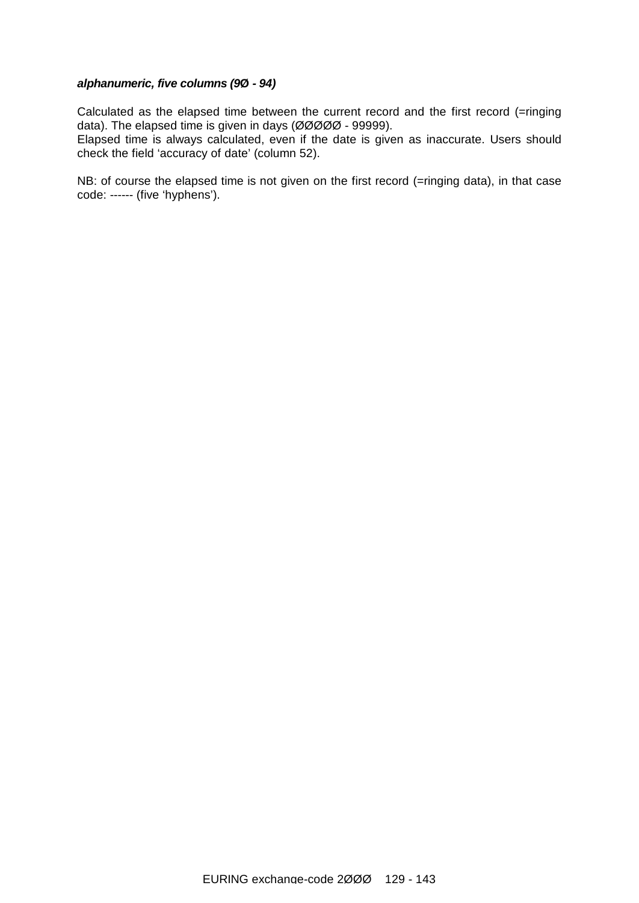***alphanumeric, five columns (9Ø - 94)***

Calculated as the elapsed time between the current record and the first record (=ringing data). The elapsed time is given in days (ØØØØØ - 99999).
Elapsed time is always calculated, even if the date is given as inaccurate. Users should check the field ‘accuracy of date’ (column 52).

NB: of course the elapsed time is not given on the first record (=ringing data), in that case code: ------ (five ‘hyphens’).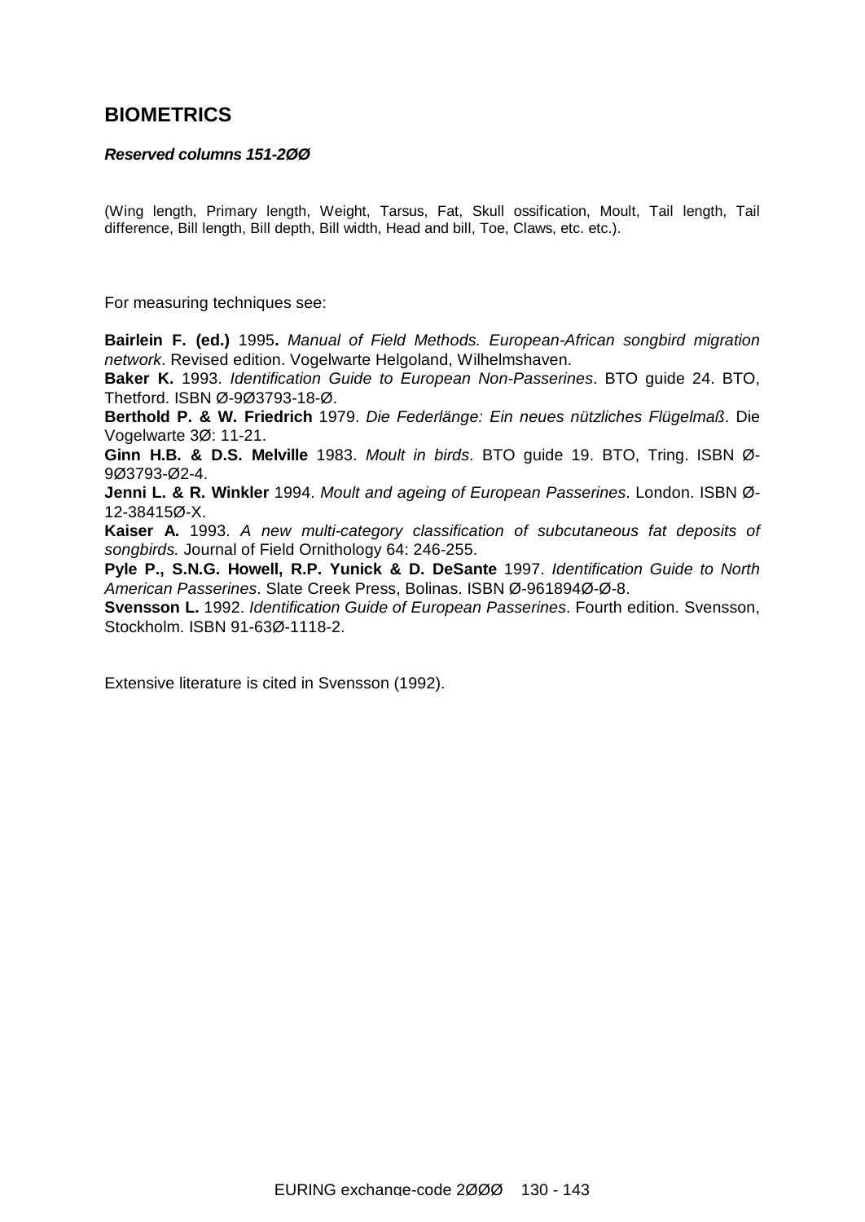## BIOMETRICS

***Reserved columns 151-2ØØ***

(Wing length, Primary length, Weight, Tarsus, Fat, Skull ossification, Moult, Tail length, Tail difference, Bill length, Bill depth, Bill width, Head and bill, Toe, Claws, etc. etc.).

For measuring techniques see:

**Bairlein F. (ed.)** 1995**.** *Manual of Field Methods. European-African songbird migration network*. Revised edition. Vogelwarte Helgoland, Wilhelmshaven.
**Baker K.** 1993. *Identification Guide to European Non-Passerines*. BTO guide 24. BTO, Thetford. ISBN Ø-9Ø3793-18-Ø.
**Berthold P. & W. Friedrich** 1979. *Die Federlänge: Ein neues nützliches Flügelmaß*. Die Vogelwarte 3Ø: 11-21.
**Ginn H.B. & D.S. Melville** 1983. *Moult in birds*. BTO guide 19. BTO, Tring. ISBN Ø-9Ø3793-Ø2-4.
**Jenni L. & R. Winkler** 1994. *Moult and ageing of European Passerines*. London. ISBN Ø-12-38415Ø-X.
**Kaiser A.** 1993. *A new multi-category classification of subcutaneous fat deposits of songbirds.* Journal of Field Ornithology 64: 246-255.
**Pyle P., S.N.G. Howell, R.P. Yunick & D. DeSante** 1997. *Identification Guide to North American Passerines*. Slate Creek Press, Bolinas. ISBN Ø-961894Ø-Ø-8.
**Svensson L.** 1992. *Identification Guide of European Passerines*. Fourth edition. Svensson, Stockholm. ISBN 91-63Ø-1118-2.

Extensive literature is cited in Svensson (1992).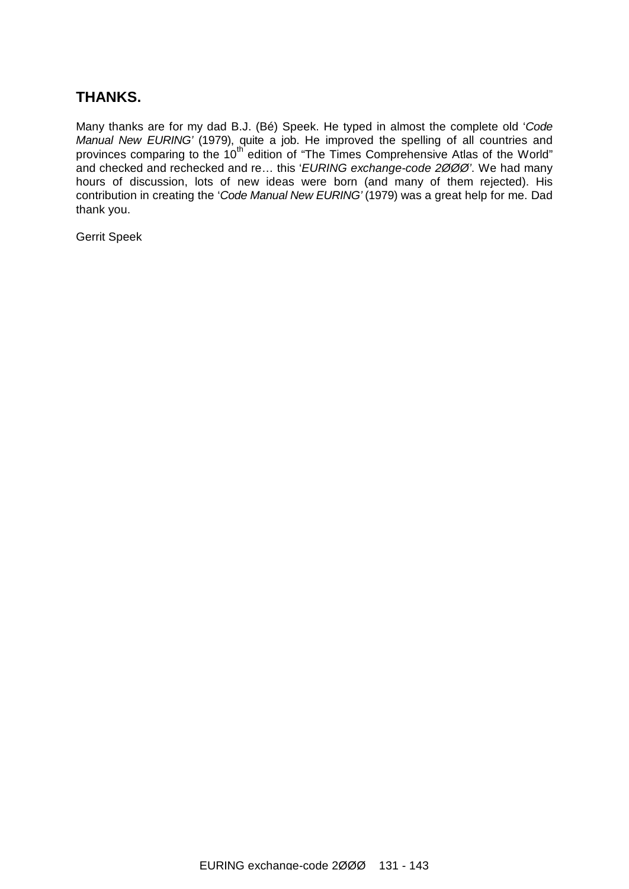## THANKS.

Many thanks are for my dad B.J. (Bé) Speek. He typed in almost the complete old '*Code Manual New EURING'* (1979), quite a job. He improved the spelling of all countries and provinces comparing to the 10th edition of "The Times Comprehensive Atlas of the World" and checked and rechecked and re… this '*EURING exchange-code 2ØØØ*'. We had many hours of discussion, lots of new ideas were born (and many of them rejected). His contribution in creating the '*Code Manual New EURING'* (1979) was a great help for me. Dad thank you.

Gerrit Speek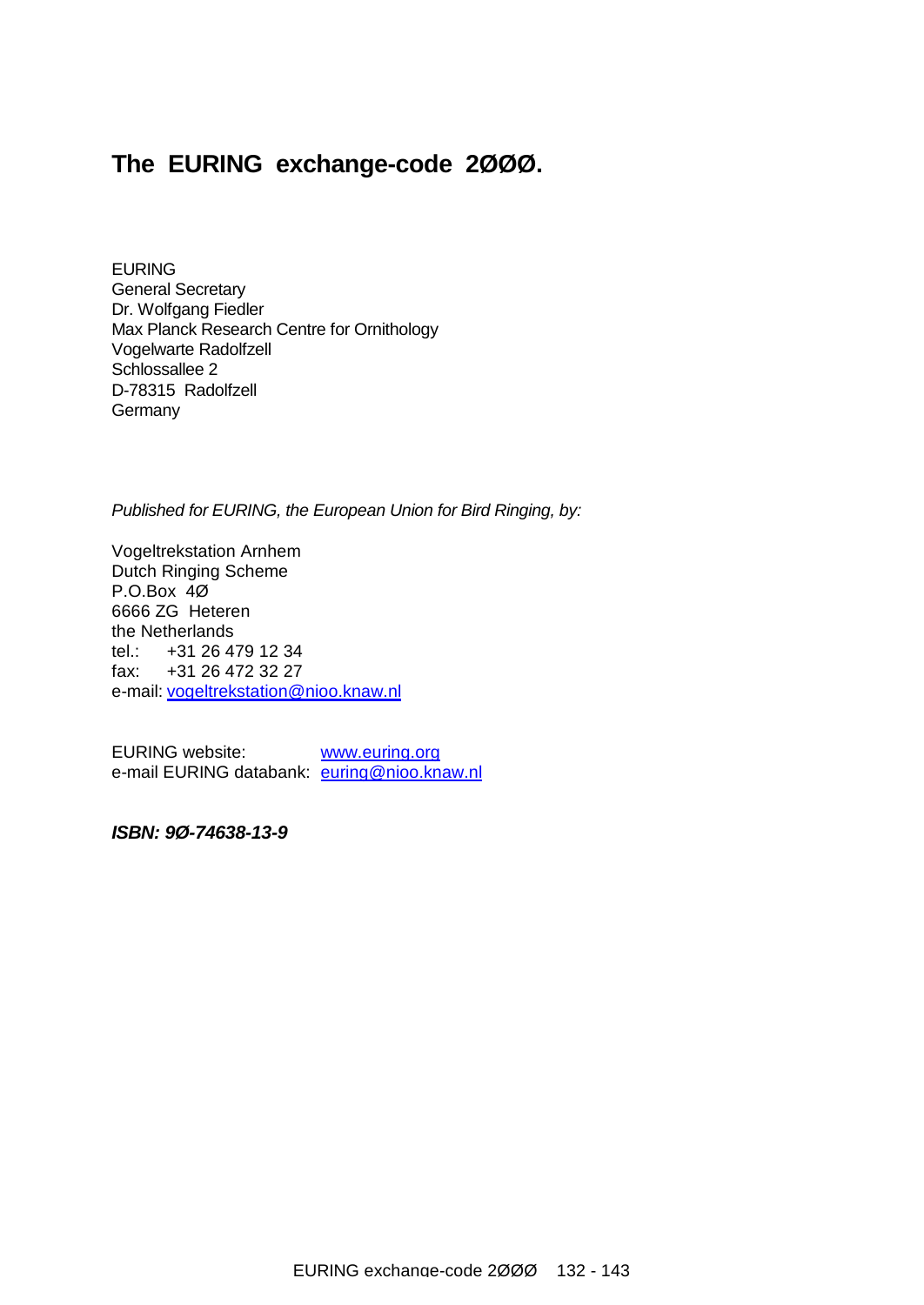# The EURING exchange-code 2ØØØ.

EURING
General Secretary
Dr. Wolfgang Fiedler
Max Planck Research Centre for Ornithology
Vogelwarte Radolfzell
Schlossallee 2
D-78315 Radolfzell
Germany

*Published for EURING, the European Union for Bird Ringing, by:*

Vogeltrekstation Arnhem
Dutch Ringing Scheme
P.O.Box 4Ø
6666 ZG Heteren
the Netherlands
tel.: +31 26 479 12 34
fax: +31 26 472 32 27
e-mail: vogeltrekstation@nioo.knaw.nl

EURING website: www.euring.org
e-mail EURING databank: euring@nioo.knaw.nl

***ISBN: 9Ø-74638-13-9***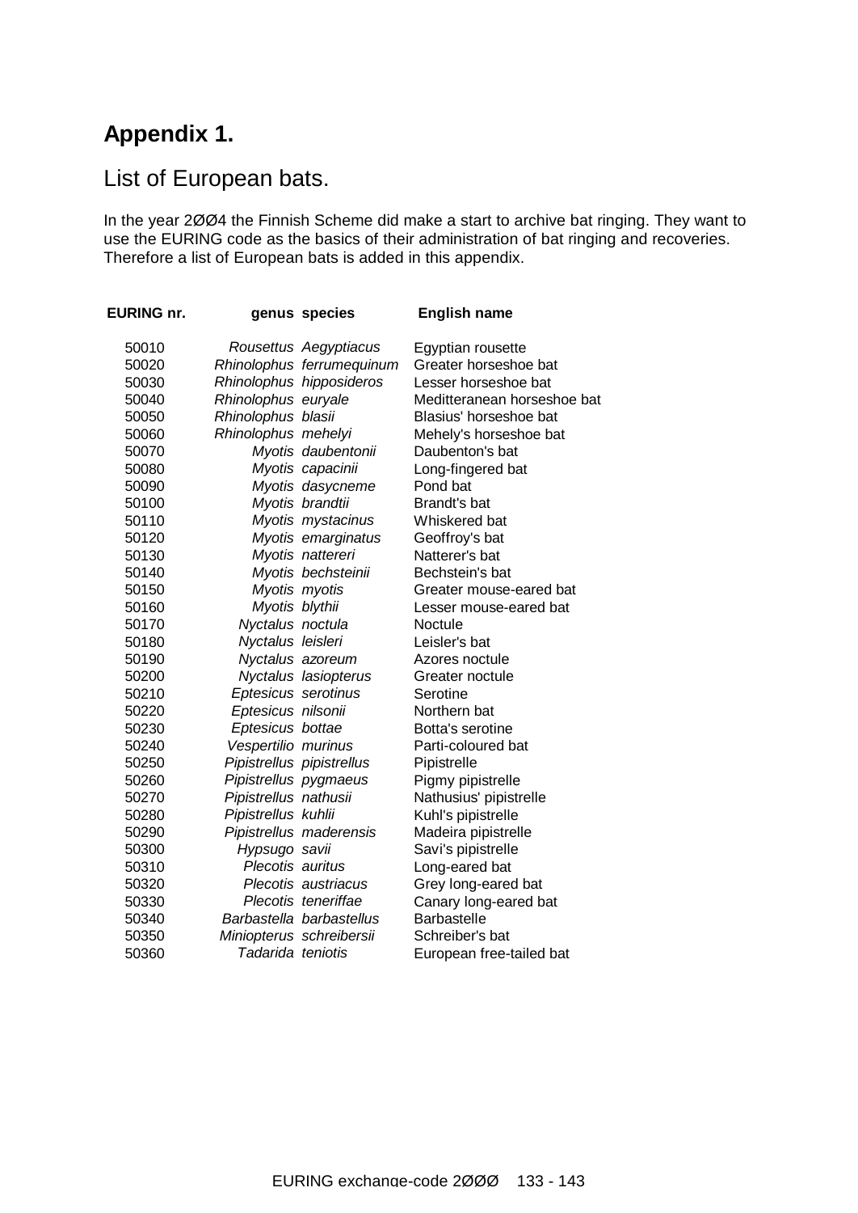## Appendix 1.

# List of European bats.

In the year 2ØØ4 the Finnish Scheme did make a start to archive bat ringing. They want to use the EURING code as the basics of their administration of bat ringing and recoveries. Therefore a list of European bats is added in this appendix.

| EURING nr. | genus | species | English name |
|---|---|---|---|
| 50010 | *Rousettus* | *Aegyptiacus* | Egyptian rousette |
| 50020 | *Rhinolophus* | *ferrumequinum* | Greater horseshoe bat |
| 50030 | *Rhinolophus* | *hipposideros* | Lesser horseshoe bat |
| 50040 | *Rhinolophus* | *euryale* | Meditteranean horseshoe bat |
| 50050 | *Rhinolophus* | *blasii* | Blasius' horseshoe bat |
| 50060 | *Rhinolophus* | *mehelyi* | Mehely's horseshoe bat |
| 50070 | *Myotis* | *daubentonii* | Daubenton's bat |
| 50080 | *Myotis* | *capacinii* | Long-fingered bat |
| 50090 | *Myotis* | *dasycneme* | Pond bat |
| 50100 | *Myotis* | *brandtii* | Brandt's bat |
| 50110 | *Myotis* | *mystacinus* | Whiskered bat |
| 50120 | *Myotis* | *emarginatus* | Geoffroy's bat |
| 50130 | *Myotis* | *nattereri* | Natterer's bat |
| 50140 | *Myotis* | *bechsteinii* | Bechstein's bat |
| 50150 | *Myotis* | *myotis* | Greater mouse-eared bat |
| 50160 | *Myotis* | *blythii* | Lesser mouse-eared bat |
| 50170 | *Nyctalus* | *noctula* | Noctule |
| 50180 | *Nyctalus* | *leisleri* | Leisler's bat |
| 50190 | *Nyctalus* | *azoreum* | Azores noctule |
| 50200 | *Nyctalus* | *lasiopterus* | Greater noctule |
| 50210 | *Eptesicus* | *serotinus* | Serotine |
| 50220 | *Eptesicus* | *nilsonii* | Northern bat |
| 50230 | *Eptesicus* | *bottae* | Botta's serotine |
| 50240 | *Vespertilio* | *murinus* | Parti-coloured bat |
| 50250 | *Pipistrellus* | *pipistrellus* | Pipistrelle |
| 50260 | *Pipistrellus* | *pygmaeus* | Pigmy pipistrelle |
| 50270 | *Pipistrellus* | *nathusii* | Nathusius' pipistrelle |
| 50280 | *Pipistrellus* | *kuhlii* | Kuhl's pipistrelle |
| 50290 | *Pipistrellus* | *maderensis* | Madeira pipistrelle |
| 50300 | *Hypsugo* | *savii* | Savi's pipistrelle |
| 50310 | *Plecotis* | *auritus* | Long-eared bat |
| 50320 | *Plecotis* | *austriacus* | Grey long-eared bat |
| 50330 | *Plecotis* | *teneriffae* | Canary long-eared bat |
| 50340 | *Barbastella* | *barbastellus* | Barbastelle |
| 50350 | *Miniopterus* | *schreibersii* | Schreiber's bat |
| 50360 | *Tadarida* | *teniotis* | European free-tailed bat |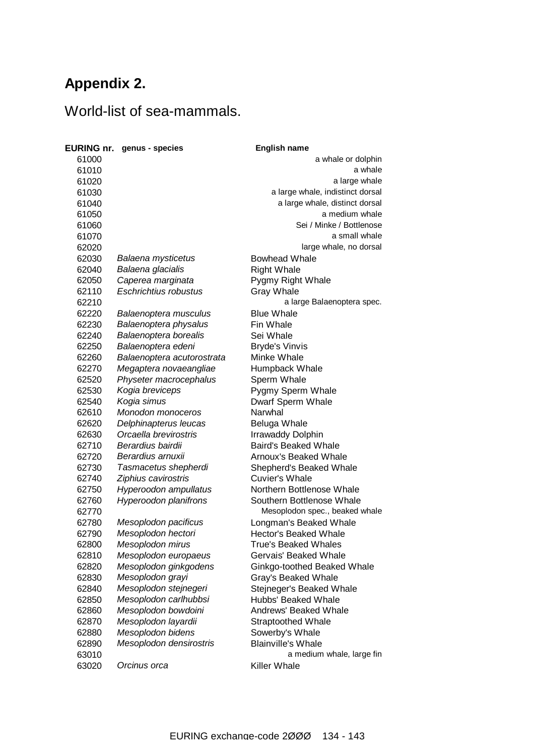## Appendix 2.

World-list of sea-mammals.

| EURING nr. | genus - species | English name |
|---|---|---|
| 61000 | | a whale or dolphin |
| 61010 | | a whale |
| 61020 | | a large whale |
| 61030 | | a large whale, indistinct dorsal |
| 61040 | | a large whale, distinct dorsal |
| 61050 | | a medium whale |
| 61060 | | Sei / Minke / Bottlenose |
| 61070 | | a small whale |
| 62020 | | large whale, no dorsal |
| 62030 | *Balaena mysticetus* | Bowhead Whale |
| 62040 | *Balaena glacialis* | Right Whale |
| 62050 | *Caperea marginata* | Pygmy Right Whale |
| 62110 | *Eschrichtius robustus* | Gray Whale |
| 62210 | | a large Balaenoptera spec. |
| 62220 | *Balaenoptera musculus* | Blue Whale |
| 62230 | *Balaenoptera physalus* | Fin Whale |
| 62240 | *Balaenoptera borealis* | Sei Whale |
| 62250 | *Balaenoptera edeni* | Bryde's Vinvis |
| 62260 | *Balaenoptera acutorostrata* | Minke Whale |
| 62270 | *Megaptera novaeangliae* | Humpback Whale |
| 62520 | *Physeter macrocephalus* | Sperm Whale |
| 62530 | *Kogia breviceps* | Pygmy Sperm Whale |
| 62540 | *Kogia simus* | Dwarf Sperm Whale |
| 62610 | *Monodon monoceros* | Narwhal |
| 62620 | *Delphinapterus leucas* | Beluga Whale |
| 62630 | *Orcaella brevirostris* | Irrawaddy Dolphin |
| 62710 | *Berardius bairdii* | Baird's Beaked Whale |
| 62720 | *Berardius arnuxii* | Arnoux's Beaked Whale |
| 62730 | *Tasmacetus shepherdi* | Shepherd's Beaked Whale |
| 62740 | *Ziphius cavirostris* | Cuvier's Whale |
| 62750 | *Hyperoodon ampullatus* | Northern Bottlenose Whale |
| 62760 | *Hyperoodon planifrons* | Southern Bottlenose Whale |
| 62770 | | Mesoplodon spec., beaked whale |
| 62780 | *Mesoplodon pacificus* | Longman's Beaked Whale |
| 62790 | *Mesoplodon hectori* | Hector's Beaked Whale |
| 62800 | *Mesoplodon mirus* | True's Beaked Whales |
| 62810 | *Mesoplodon europaeus* | Gervais' Beaked Whale |
| 62820 | *Mesoplodon ginkgodens* | Ginkgo-toothed Beaked Whale |
| 62830 | *Mesoplodon grayi* | Gray's Beaked Whale |
| 62840 | *Mesoplodon stejnegeri* | Stejneger's Beaked Whale |
| 62850 | *Mesoplodon carlhubbsi* | Hubbs' Beaked Whale |
| 62860 | *Mesoplodon bowdoini* | Andrews' Beaked Whale |
| 62870 | *Mesoplodon layardii* | Straptoothed Whale |
| 62880 | *Mesoplodon bidens* | Sowerby's Whale |
| 62890 | *Mesoplodon densirostris* | Blainville's Whale |
| 63010 | | a medium whale, large fin |
| 63020 | *Orcinus orca* | Killer Whale |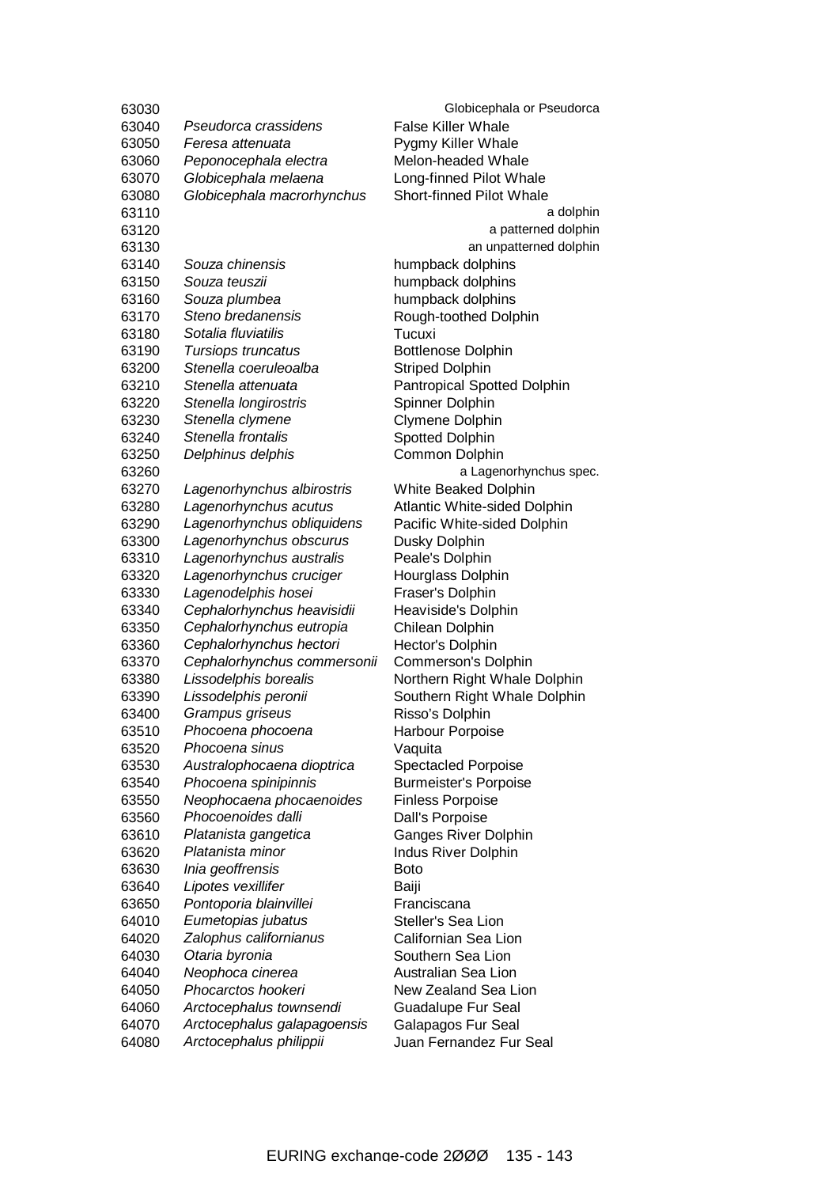| | | |
|---|---|---|
| 63030 | | Globicephala or Pseudorca |
| 63040 | *Pseudorca crassidens* | False Killer Whale |
| 63050 | *Feresa attenuata* | Pygmy Killer Whale |
| 63060 | *Peponocephala electra* | Melon-headed Whale |
| 63070 | *Globicephala melaena* | Long-finned Pilot Whale |
| 63080 | *Globicephala macrorhynchus* | Short-finned Pilot Whale |
| 63110 | | a dolphin |
| 63120 | | a patterned dolphin |
| 63130 | | an unpatterned dolphin |
| 63140 | *Souza chinensis* | humpback dolphins |
| 63150 | *Souza teuszii* | humpback dolphins |
| 63160 | *Souza plumbea* | humpback dolphins |
| 63170 | *Steno bredanensis* | Rough-toothed Dolphin |
| 63180 | *Sotalia fluviatilis* | Tucuxi |
| 63190 | *Tursiops truncatus* | Bottlenose Dolphin |
| 63200 | *Stenella coeruleoalba* | Striped Dolphin |
| 63210 | *Stenella attenuata* | Pantropical Spotted Dolphin |
| 63220 | *Stenella longirostris* | Spinner Dolphin |
| 63230 | *Stenella clymene* | Clymene Dolphin |
| 63240 | *Stenella frontalis* | Spotted Dolphin |
| 63250 | *Delphinus delphis* | Common Dolphin |
| 63260 | | a Lagenorhynchus spec. |
| 63270 | *Lagenorhynchus albirostris* | White Beaked Dolphin |
| 63280 | *Lagenorhynchus acutus* | Atlantic White-sided Dolphin |
| 63290 | *Lagenorhynchus obliquidens* | Pacific White-sided Dolphin |
| 63300 | *Lagenorhynchus obscurus* | Dusky Dolphin |
| 63310 | *Lagenorhynchus australis* | Peale's Dolphin |
| 63320 | *Lagenorhynchus cruciger* | Hourglass Dolphin |
| 63330 | *Lagenodelphis hosei* | Fraser's Dolphin |
| 63340 | *Cephalorhynchus heavisidii* | Heaviside's Dolphin |
| 63350 | *Cephalorhynchus eutropia* | Chilean Dolphin |
| 63360 | *Cephalorhynchus hectori* | Hector's Dolphin |
| 63370 | *Cephalorhynchus commersonii* | Commerson's Dolphin |
| 63380 | *Lissodelphis borealis* | Northern Right Whale Dolphin |
| 63390 | *Lissodelphis peronii* | Southern Right Whale Dolphin |
| 63400 | *Grampus griseus* | Risso's Dolphin |
| 63510 | *Phocoena phocoena* | Harbour Porpoise |
| 63520 | *Phocoena sinus* | Vaquita |
| 63530 | *Australophocaena dioptrica* | Spectacled Porpoise |
| 63540 | *Phocoena spinipinnis* | Burmeister's Porpoise |
| 63550 | *Neophocaena phocaenoides* | Finless Porpoise |
| 63560 | *Phocoenoides dalli* | Dall's Porpoise |
| 63610 | *Platanista gangetica* | Ganges River Dolphin |
| 63620 | *Platanista minor* | Indus River Dolphin |
| 63630 | *Inia geoffrensis* | Boto |
| 63640 | *Lipotes vexillifer* | Baiji |
| 63650 | *Pontoporia blainvillei* | Franciscana |
| 64010 | *Eumetopias jubatus* | Steller's Sea Lion |
| 64020 | *Zalophus californianus* | Californian Sea Lion |
| 64030 | *Otaria byronia* | Southern Sea Lion |
| 64040 | *Neophoca cinerea* | Australian Sea Lion |
| 64050 | *Phocarctos hookeri* | New Zealand Sea Lion |
| 64060 | *Arctocephalus townsendi* | Guadalupe Fur Seal |
| 64070 | *Arctocephalus galapagoensis* | Galapagos Fur Seal |
| 64080 | *Arctocephalus philippii* | Juan Fernandez Fur Seal |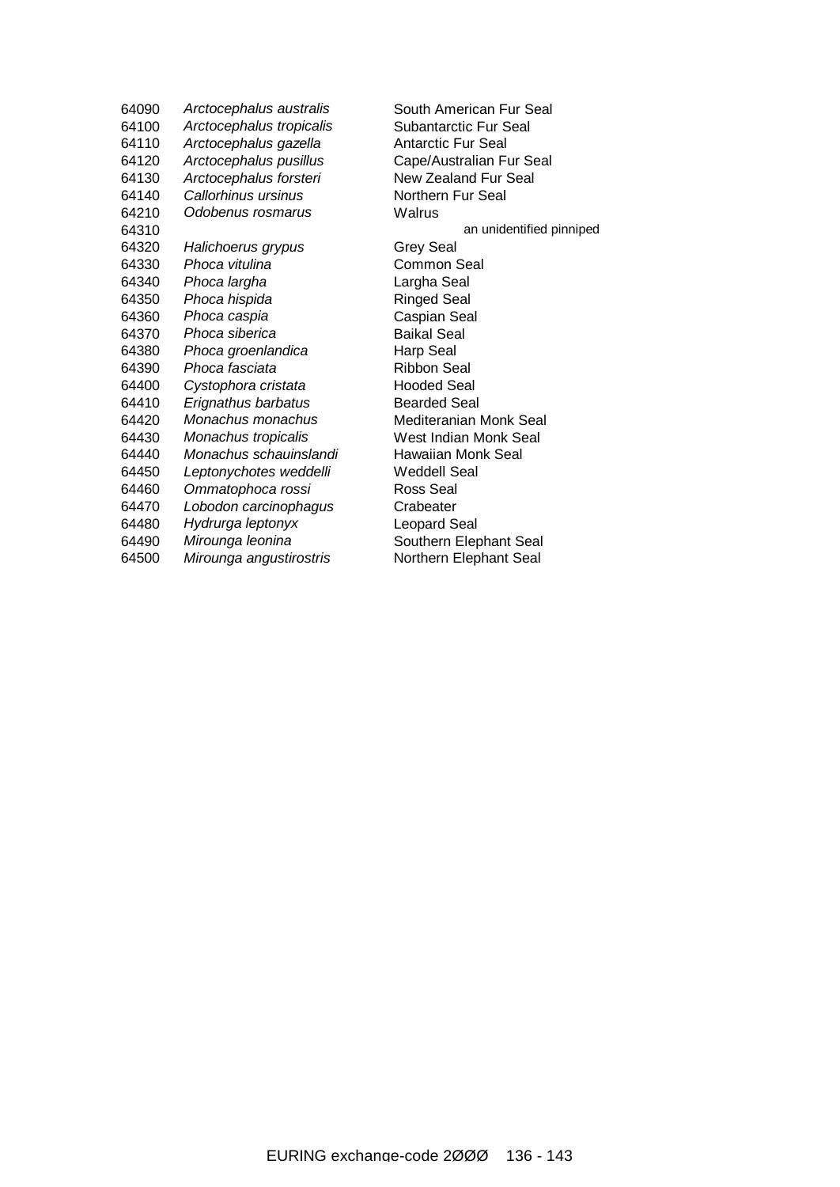| | | |
|---|---|---|
| 64090 | *Arctocephalus australis* | South American Fur Seal |
| 64100 | *Arctocephalus tropicalis* | Subantarctic Fur Seal |
| 64110 | *Arctocephalus gazella* | Antarctic Fur Seal |
| 64120 | *Arctocephalus pusillus* | Cape/Australian Fur Seal |
| 64130 | *Arctocephalus forsteri* | New Zealand Fur Seal |
| 64140 | *Callorhinus ursinus* | Northern Fur Seal |
| 64210 | *Odobenus rosmarus* | Walrus |
| 64310 | | an unidentified pinniped |
| 64320 | *Halichoerus grypus* | Grey Seal |
| 64330 | *Phoca vitulina* | Common Seal |
| 64340 | *Phoca largha* | Largha Seal |
| 64350 | *Phoca hispida* | Ringed Seal |
| 64360 | *Phoca caspia* | Caspian Seal |
| 64370 | *Phoca siberica* | Baikal Seal |
| 64380 | *Phoca groenlandica* | Harp Seal |
| 64390 | *Phoca fasciata* | Ribbon Seal |
| 64400 | *Cystophora cristata* | Hooded Seal |
| 64410 | *Erignathus barbatus* | Bearded Seal |
| 64420 | *Monachus monachus* | Mediteranian Monk Seal |
| 64430 | *Monachus tropicalis* | West Indian Monk Seal |
| 64440 | *Monachus schauinslandi* | Hawaiian Monk Seal |
| 64450 | *Leptonychotes weddelli* | Weddell Seal |
| 64460 | *Ommatophoca rossi* | Ross Seal |
| 64470 | *Lobodon carcinophagus* | Crabeater |
| 64480 | *Hydrurga leptonyx* | Leopard Seal |
| 64490 | *Mirounga leonina* | Southern Elephant Seal |
| 64500 | *Mirounga angustirostris* | Northern Elephant Seal |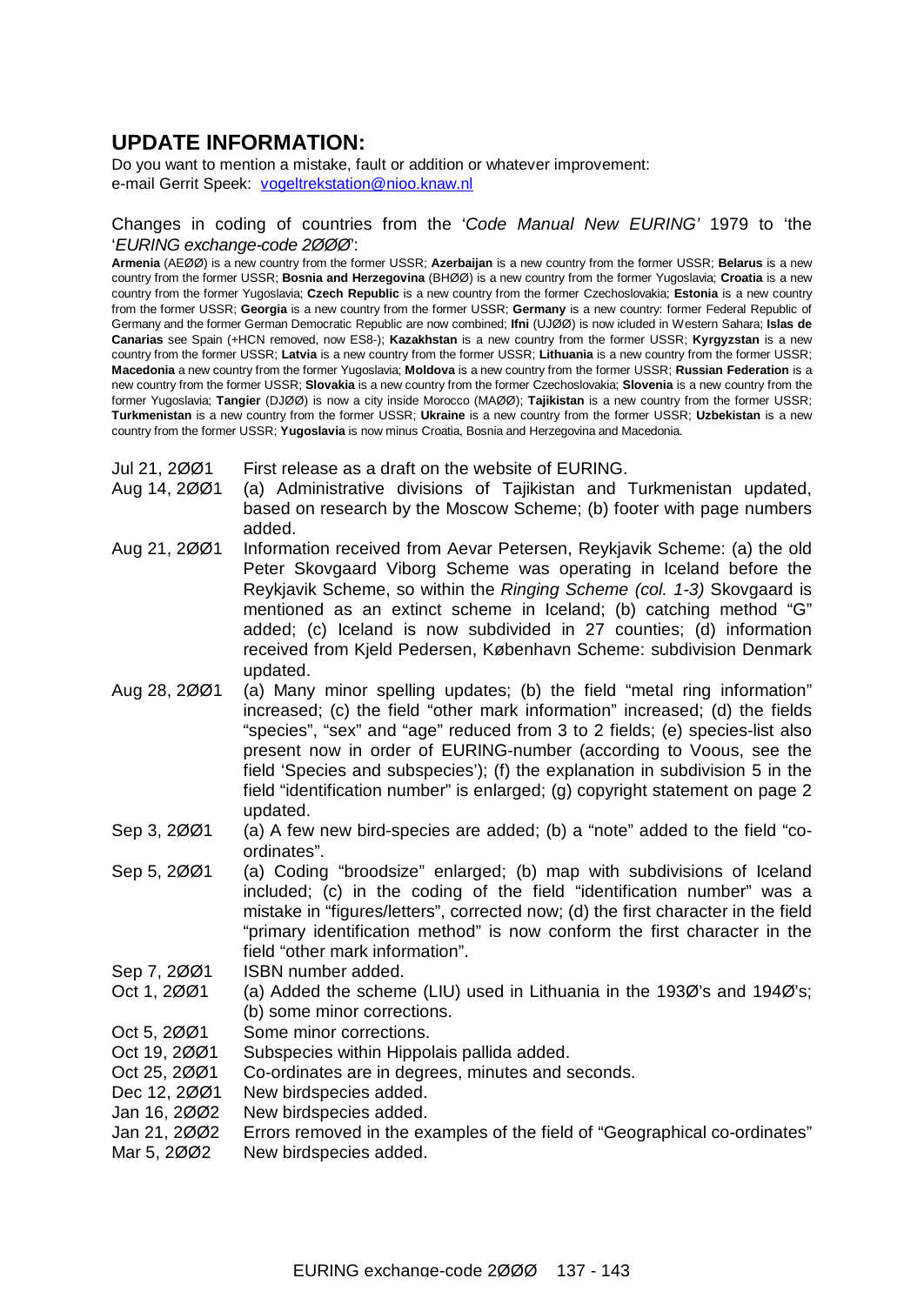## UPDATE INFORMATION:

Do you want to mention a mistake, fault or addition or whatever improvement:
e-mail Gerrit Speek: vogeltrekstation@nioo.knaw.nl

Changes in coding of countries from the '*Code Manual New EURING*' 1979 to 'the '*EURING exchange-code 2ØØØ*':

**Armenia** (AEØØ) is a new country from the former USSR; **Azerbaijan** is a new country from the former USSR; **Belarus** is a new country from the former USSR; **Bosnia and Herzegovina** (BHØØ) is a new country from the former Yugoslavia; **Croatia** is a new country from the former Yugoslavia; **Czech Republic** is a new country from the former Czechoslovakia; **Estonia** is a new country from the former USSR; **Georgia** is a new country from the former USSR; **Germany** is a new country: former Federal Republic of Germany and the former German Democratic Republic are now combined; **Ifni** (UJØØ) is now icluded in Western Sahara; **Islas de Canarias** see Spain (+HCN removed, now ES8-); **Kazakhstan** is a new country from the former USSR; **Kyrgyzstan** is a new country from the former USSR; **Latvia** is a new country from the former USSR; **Lithuania** is a new country from the former USSR; **Macedonia** a new country from the former Yugoslavia; **Moldova** is a new country from the former USSR; **Russian Federation** is a new country from the former USSR; **Slovakia** is a new country from the former Czechoslovakia; **Slovenia** is a new country from the former Yugoslavia; **Tangier** (DJØØ) is now a city inside Morocco (MAØØ); **Tajikistan** is a new country from the former USSR; **Turkmenistan** is a new country from the former USSR; **Ukraine** is a new country from the former USSR; **Uzbekistan** is a new country from the former USSR; **Yugoslavia** is now minus Croatia, Bosnia and Herzegovina and Macedonia.

| | |
|---|---|
| Jul 21, 2ØØ1 | First release as a draft on the website of EURING. |
| Aug 14, 2ØØ1 | (a) Administrative divisions of Tajikistan and Turkmenistan updated, based on research by the Moscow Scheme; (b) footer with page numbers added. |
| Aug 21, 2ØØ1 | Information received from Aevar Petersen, Reykjavik Scheme: (a) the old Peter Skovgaard Viborg Scheme was operating in Iceland before the Reykjavik Scheme, so within the *Ringing Scheme (col. 1-3)* Skovgaard is mentioned as an extinct scheme in Iceland; (b) catching method "G" added; (c) Iceland is now subdivided in 27 counties; (d) information received from Kjeld Pedersen, København Scheme: subdivision Denmark updated. |
| Aug 28, 2ØØ1 | (a) Many minor spelling updates; (b) the field "metal ring information" increased; (c) the field "other mark information" increased; (d) the fields "species", "sex" and "age" reduced from 3 to 2 fields; (e) species-list also present now in order of EURING-number (according to Voous, see the field 'Species and subspecies'); (f) the explanation in subdivision 5 in the field "identification number" is enlarged; (g) copyright statement on page 2 updated. |
| Sep 3, 2ØØ1 | (a) A few new bird-species are added; (b) a "note" added to the field "co-ordinates". |
| Sep 5, 2ØØ1 | (a) Coding "broodsize" enlarged; (b) map with subdivisions of Iceland included; (c) in the coding of the field "identification number" was a mistake in "figures/letters", corrected now; (d) the first character in the field "primary identification method" is now conform the first character in the field "other mark information". |
| Sep 7, 2ØØ1 | ISBN number added. |
| Oct 1, 2ØØ1 | (a) Added the scheme (LIU) used in Lithuania in the 193Ø's and 194Ø's; (b) some minor corrections. |
| Oct 5, 2ØØ1 | Some minor corrections. |
| Oct 19, 2ØØ1 | Subspecies within Hippolais pallida added. |
| Oct 25, 2ØØ1 | Co-ordinates are in degrees, minutes and seconds. |
| Dec 12, 2ØØ1 | New birdspecies added. |
| Jan 16, 2ØØ2 | New birdspecies added. |
| Jan 21, 2ØØ2 | Errors removed in the examples of the field of "Geographical co-ordinates" |
| Mar 5, 2ØØ2 | New birdspecies added. |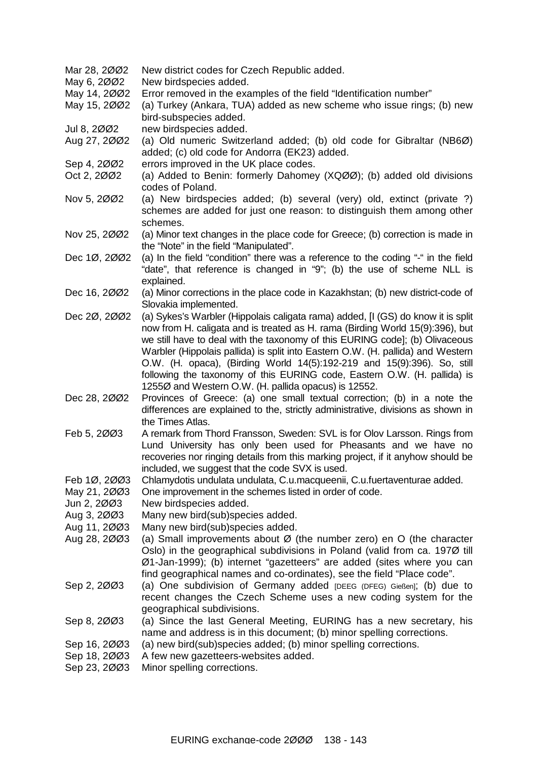| | |
|---|---|
| Mar 28, 2ØØ2 | New district codes for Czech Republic added. |
| May 6, 2ØØ2 | New birdspecies added. |
| May 14, 2ØØ2 | Error removed in the examples of the field "Identification number" |
| May 15, 2ØØ2 | (a) Turkey (Ankara, TUA) added as new scheme who issue rings; (b) new bird-subspecies added. |
| Jul 8, 2ØØ2 | new birdspecies added. |
| Aug 27, 2ØØ2 | (a) Old numeric Switzerland added; (b) old code for Gibraltar (NB6Ø) added; (c) old code for Andorra (EK23) added. |
| Sep 4, 2ØØ2 | errors improved in the UK place codes. |
| Oct 2, 2ØØ2 | (a) Added to Benin: formerly Dahomey (XQØØ); (b) added old divisions codes of Poland. |
| Nov 5, 2ØØ2 | (a) New birdspecies added; (b) several (very) old, extinct (private ?) schemes are added for just one reason: to distinguish them among other schemes. |
| Nov 25, 2ØØ2 | (a) Minor text changes in the place code for Greece; (b) correction is made in the "Note" in the field "Manipulated". |
| Dec 1Ø, 2ØØ2 | (a) In the field "condition" there was a reference to the coding "-" in the field "date", that reference is changed in "9"; (b) the use of scheme NLL is explained. |
| Dec 16, 2ØØ2 | (a) Minor corrections in the place code in Kazakhstan; (b) new district-code of Slovakia implemented. |
| Dec 2Ø, 2ØØ2 | (a) Sykes's Warbler (Hippolais caligata rama) added, [I (GS) do know it is split now from H. caligata and is treated as H. rama (Birding World 15(9):396), but we still have to deal with the taxonomy of this EURING code]; (b) Olivaceous Warbler (Hippolais pallida) is split into Eastern O.W. (H. pallida) and Western O.W. (H. opaca), (Birding World 14(5):192-219 and 15(9):396). So, still following the taxonomy of this EURING code, Eastern O.W. (H. pallida) is 1255Ø and Western O.W. (H. pallida opacus) is 12552. |
| Dec 28, 2ØØ2 | Provinces of Greece: (a) one small textual correction; (b) in a note the differences are explained to the, strictly administrative, divisions as shown in the Times Atlas. |
| Feb 5, 2ØØ3 | A remark from Thord Fransson, Sweden: SVL is for Olov Larsson. Rings from Lund University has only been used for Pheasants and we have no recoveries nor ringing details from this marking project, if it anyhow should be included, we suggest that the code SVX is used. |
| Feb 1Ø, 2ØØ3 | Chlamydotis undulata undulata, C.u.macqueenii, C.u.fuertaventurae added. |
| May 21, 2ØØ3 | One improvement in the schemes listed in order of code. |
| Jun 2, 2ØØ3 | New birdspecies added. |
| Aug 3, 2ØØ3 | Many new bird(sub)species added. |
| Aug 11, 2ØØ3 | Many new bird(sub)species added. |
| Aug 28, 2ØØ3 | (a) Small improvements about Ø (the number zero) en O (the character Oslo) in the geographical subdivisions in Poland (valid from ca. 197Ø till Ø1-Jan-1999); (b) internet "gazetteers" are added (sites where you can find geographical names and co-ordinates), see the field "Place code". |
| Sep 2, 2ØØ3 | (a) One subdivision of Germany added [DEEG (DFEG) Gießen]; (b) due to recent changes the Czech Scheme uses a new coding system for the geographical subdivisions. |
| Sep 8, 2ØØ3 | (a) Since the last General Meeting, EURING has a new secretary, his name and address is in this document; (b) minor spelling corrections. |
| Sep 16, 2ØØ3 | (a) new bird(sub)species added; (b) minor spelling corrections. |
| Sep 18, 2ØØ3 | A few new gazetteers-websites added. |
| Sep 23, 2ØØ3 | Minor spelling corrections. |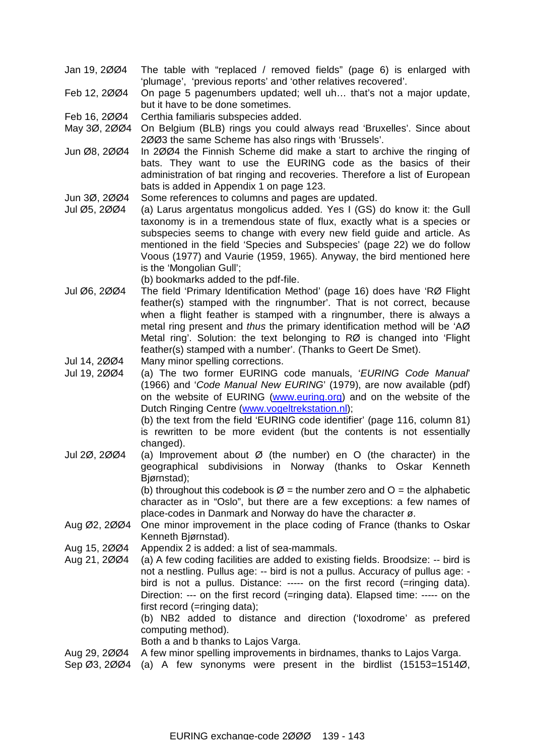| | |
|---|---|
| Jan 19, 2ØØ4 | The table with "replaced / removed fields" (page 6) is enlarged with 'plumage', 'previous reports' and 'other relatives recovered'. |
| Feb 12, 2ØØ4 | On page 5 pagenumbers updated; well uh… that's not a major update, but it have to be done sometimes. |
| Feb 16, 2ØØ4 | Certhia familiaris subspecies added. |
| May 3Ø, 2ØØ4 | On Belgium (BLB) rings you could always read 'Bruxelles'. Since about 2ØØ3 the same Scheme has also rings with 'Brussels'. |
| Jun Ø8, 2ØØ4 | In 2ØØ4 the Finnish Scheme did make a start to archive the ringing of bats. They want to use the EURING code as the basics of their administration of bat ringing and recoveries. Therefore a list of European bats is added in Appendix 1 on page 123. |
| Jun 3Ø, 2ØØ4 | Some references to columns and pages are updated. |
| Jul Ø5, 2ØØ4 | (a) Larus argentatus mongolicus added. Yes I (GS) do know it: the Gull taxonomy is in a tremendous state of flux, exactly what is a species or subspecies seems to change with every new field guide and article. As mentioned in the field 'Species and Subspecies' (page 22) we do follow Voous (1977) and Vaurie (1959, 1965). Anyway, the bird mentioned here is the 'Mongolian Gull';<br>(b) bookmarks added to the pdf-file. |
| Jul Ø6, 2ØØ4 | The field 'Primary Identification Method' (page 16) does have 'RØ Flight feather(s) stamped with the ringnumber'. That is not correct, because when a flight feather is stamped with a ringnumber, there is always a metal ring present and *thus* the primary identification method will be 'AØ Metal ring'. Solution: the text belonging to RØ is changed into 'Flight feather(s) stamped with a number'. (Thanks to Geert De Smet). |
| Jul 14, 2ØØ4 | Many minor spelling corrections. |
| Jul 19, 2ØØ4 | (a) The two former EURING code manuals, '*EURING Code Manual*' (1966) and '*Code Manual New EURING*' (1979), are now available (pdf) on the website of EURING (www.euring.org) and on the website of the Dutch Ringing Centre (www.vogeltrekstation.nl);<br>(b) the text from the field 'EURING code identifier' (page 116, column 81) is rewritten to be more evident (but the contents is not essentially changed). |
| Jul 2Ø, 2ØØ4 | (a) Improvement about Ø (the number) en O (the character) in the geographical subdivisions in Norway (thanks to Oskar Kenneth Bjørnstad);<br>(b) throughout this codebook is Ø = the number zero and O = the alphabetic character as in "Oslo", but there are a few exceptions: a few names of place-codes in Danmark and Norway do have the character ø. |
| Aug Ø2, 2ØØ4 | One minor improvement in the place coding of France (thanks to Oskar Kenneth Bjørnstad). |
| Aug 15, 2ØØ4 | Appendix 2 is added: a list of sea-mammals. |
| Aug 21, 2ØØ4 | (a) A few coding facilities are added to existing fields. Broodsize: -- bird is not a nestling. Pullus age: -- bird is not a pullus. Accuracy of pullus age: - bird is not a pullus. Distance: ----- on the first record (=ringing data). Direction: --- on the first record (=ringing data). Elapsed time: ----- on the first record (=ringing data);<br>(b) NB2 added to distance and direction ('loxodrome' as prefered computing method).<br>Both a and b thanks to Lajos Varga. |
| Aug 29, 2ØØ4 | A few minor spelling improvements in birdnames, thanks to Lajos Varga. |
| Sep Ø3, 2ØØ4 | (a) A few synonyms were present in the birdlist (15153=1514Ø, |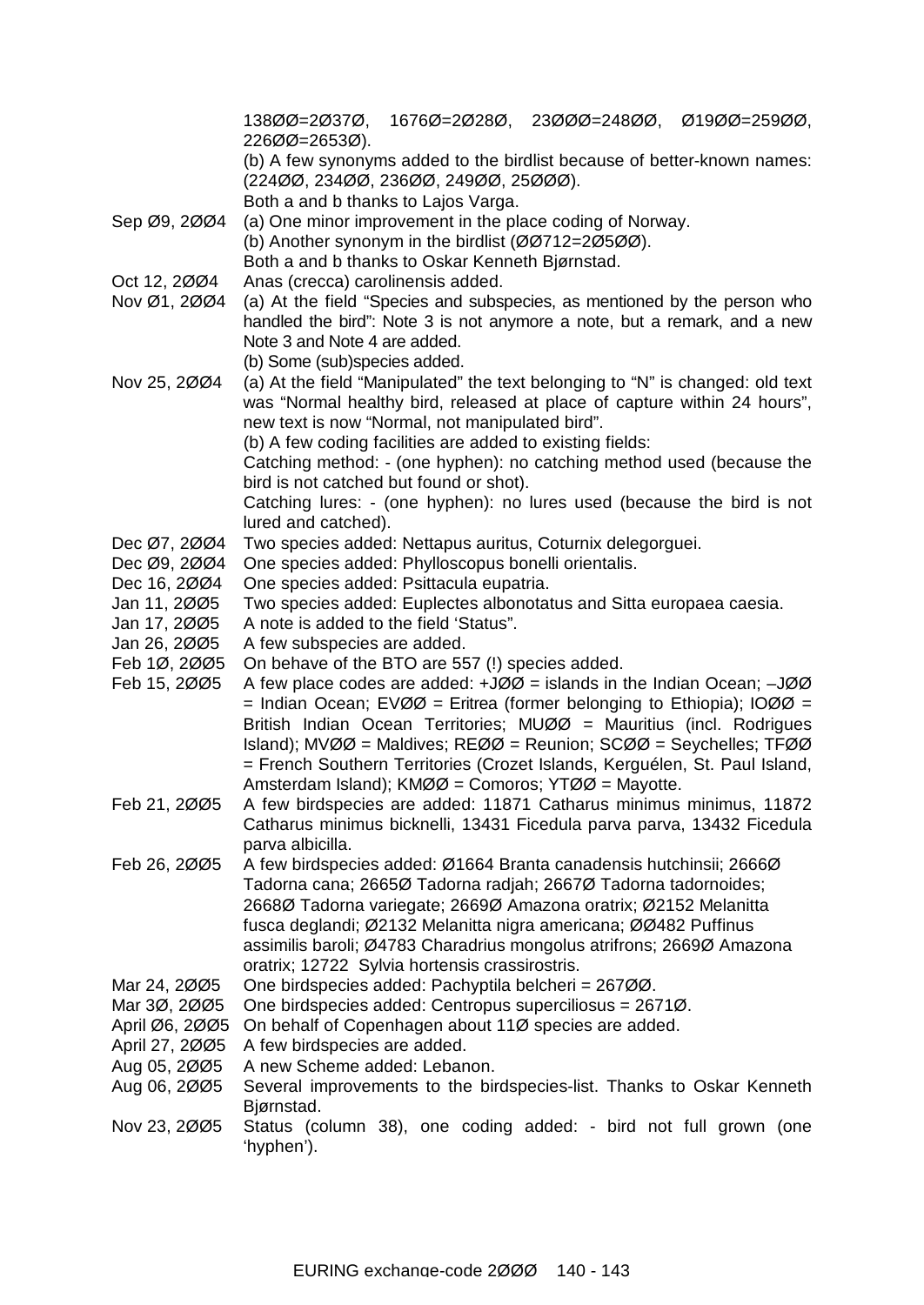138ØØ=2Ø37Ø, 1676Ø=2Ø28Ø, 23ØØØ=248ØØ, Ø19ØØ=259ØØ, 226ØØ=2653Ø).
(b) A few synonyms added to the birdlist because of better-known names: (224ØØ, 234ØØ, 236ØØ, 249ØØ, 25ØØØ).
Both a and b thanks to Lajos Varga.

| | |
|---|---|
| Sep Ø9, 2ØØ4 | (a) One minor improvement in the place coding of Norway.<br>(b) Another synonym in the birdlist (ØØ712=2Ø5ØØ).<br>Both a and b thanks to Oskar Kenneth Bjørnstad. |
| Oct 12, 2ØØ4 | Anas (crecca) carolinensis added. |
| Nov Ø1, 2ØØ4 | (a) At the field "Species and subspecies, as mentioned by the person who handled the bird": Note 3 is not anymore a note, but a remark, and a new Note 3 and Note 4 are added.<br>(b) Some (sub)species added. |
| Nov 25, 2ØØ4 | (a) At the field "Manipulated" the text belonging to "N" is changed: old text was "Normal healthy bird, released at place of capture within 24 hours", new text is now "Normal, not manipulated bird".<br>(b) A few coding facilities are added to existing fields:<br>Catching method: - (one hyphen): no catching method used (because the bird is not catched but found or shot).<br>Catching lures: - (one hyphen): no lures used (because the bird is not lured and catched). |
| Dec Ø7, 2ØØ4 | Two species added: Nettapus auritus, Coturnix delegorguei. |
| Dec Ø9, 2ØØ4 | One species added: Phylloscopus bonelli orientalis. |
| Dec 16, 2ØØ4 | One species added: Psittacula eupatria. |
| Jan 11, 2ØØ5 | Two species added: Euplectes albonotatus and Sitta europaea caesia. |
| Jan 17, 2ØØ5 | A note is added to the field 'Status". |
| Jan 26, 2ØØ5 | A few subspecies are added. |
| Feb 1Ø, 2ØØ5 | On behave of the BTO are 557 (!) species added. |
| Feb 15, 2ØØ5 | A few place codes are added: +JØØ = islands in the Indian Ocean; –JØØ = Indian Ocean; EVØØ = Eritrea (former belonging to Ethiopia); IOØØ = British Indian Ocean Territories; MUØØ = Mauritius (incl. Rodrigues Island); MVØØ = Maldives; REØØ = Reunion; SCØØ = Seychelles; TFØØ = French Southern Territories (Crozet Islands, Kerguélen, St. Paul Island, Amsterdam Island); KMØØ = Comoros; YTØØ = Mayotte. |
| Feb 21, 2ØØ5 | A few birdspecies are added: 11871 Catharus minimus minimus, 11872 Catharus minimus bicknelli, 13431 Ficedula parva parva, 13432 Ficedula parva albicilla. |
| Feb 26, 2ØØ5 | A few birdspecies added: Ø1664 Branta canadensis hutchinsii; 2666Ø Tadorna cana; 2665Ø Tadorna radjah; 2667Ø Tadorna tadornoides; 2668Ø Tadorna variegate; 2669Ø Amazona oratrix; Ø2152 Melanitta fusca deglandi; Ø2132 Melanitta nigra americana; ØØ482 Puffinus assimilis baroli; Ø4783 Charadrius mongolus atrifrons; 2669Ø Amazona oratrix; 12722 Sylvia hortensis crassirostris. |
| Mar 24, 2ØØ5 | One birdspecies added: Pachyptila belcheri = 267ØØ. |
| Mar 3Ø, 2ØØ5 | One birdspecies added: Centropus superciliosus = 2671Ø. |
| April Ø6, 2ØØ5 | On behalf of Copenhagen about 11Ø species are added. |
| April 27, 2ØØ5 | A few birdspecies are added. |
| Aug 05, 2ØØ5 | A new Scheme added: Lebanon. |
| Aug 06, 2ØØ5 | Several improvements to the birdspecies-list. Thanks to Oskar Kenneth Bjørnstad. |
| Nov 23, 2ØØ5 | Status (column 38), one coding added: - bird not full grown (one 'hyphen'). |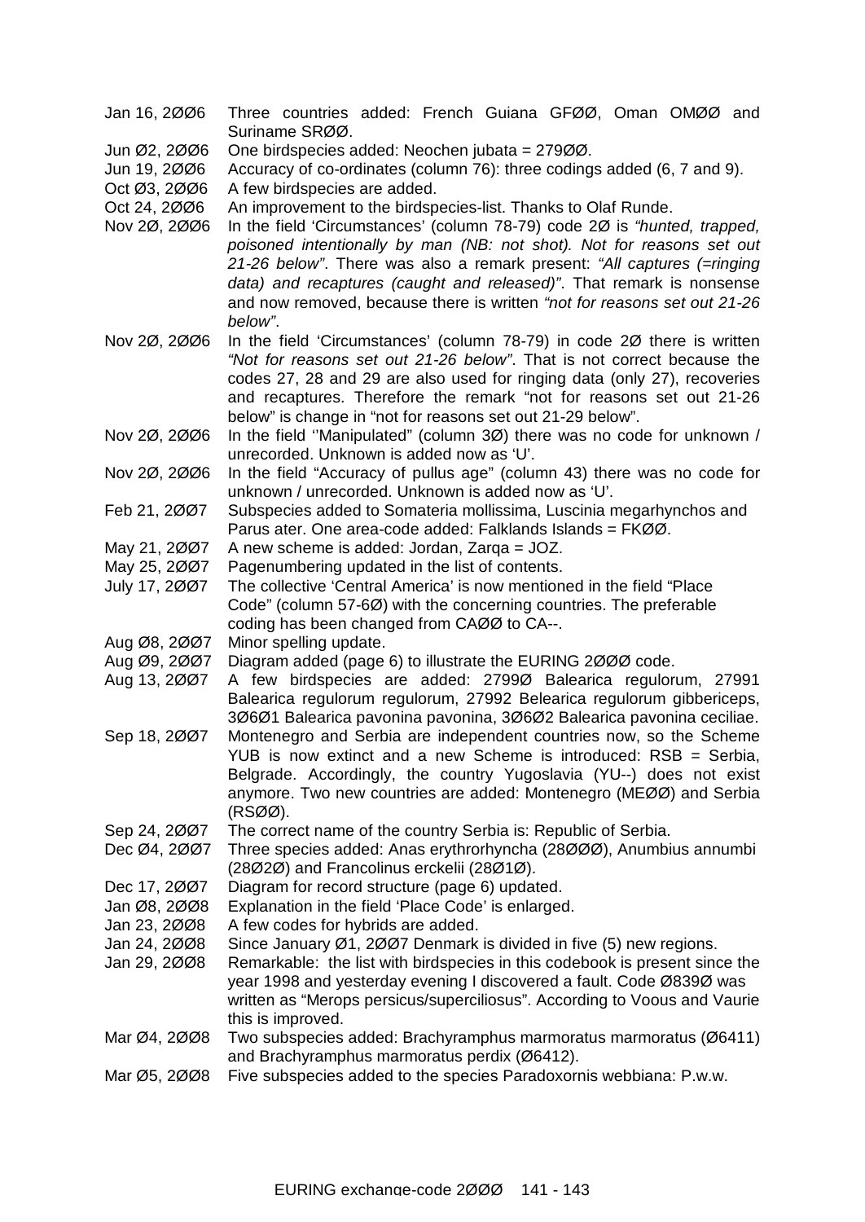| | |
|---|---|
| Jan 16, 2ØØ6 | Three countries added: French Guiana GFØØ, Oman OMØØ and Suriname SRØØ. |
| Jun Ø2, 2ØØ6 | One birdspecies added: Neochen jubata = 279ØØ. |
| Jun 19, 2ØØ6 | Accuracy of co-ordinates (column 76): three codings added (6, 7 and 9). |
| Oct Ø3, 2ØØ6 | A few birdspecies are added. |
| Oct 24, 2ØØ6 | An improvement to the birdspecies-list. Thanks to Olaf Runde. |
| Nov 2Ø, 2ØØ6 | In the field 'Circumstances' (column 78-79) code 2Ø is *"hunted, trapped, poisoned intentionally by man (NB: not shot). Not for reasons set out 21-26 below"*. There was also a remark present: *"All captures (=ringing data) and recaptures (caught and released)"*. That remark is nonsense and now removed, because there is written *"not for reasons set out 21-26 below"*. |
| Nov 2Ø, 2ØØ6 | In the field 'Circumstances' (column 78-79) in code 2Ø there is written *"Not for reasons set out 21-26 below"*. That is not correct because the codes 27, 28 and 29 are also used for ringing data (only 27), recoveries and recaptures. Therefore the remark "not for reasons set out 21-26 below" is change in "not for reasons set out 21-29 below". |
| Nov 2Ø, 2ØØ6 | In the field ''Manipulated" (column 3Ø) there was no code for unknown / unrecorded. Unknown is added now as 'U'. |
| Nov 2Ø, 2ØØ6 | In the field "Accuracy of pullus age" (column 43) there was no code for unknown / unrecorded. Unknown is added now as 'U'. |
| Feb 21, 2ØØ7 | Subspecies added to Somateria mollissima, Luscinia megarhynchos and Parus ater. One area-code added: Falklands Islands = FKØØ. |
| May 21, 2ØØ7 | A new scheme is added: Jordan, Zarqa = JOZ. |
| May 25, 2ØØ7 | Pagenumbering updated in the list of contents. |
| July 17, 2ØØ7 | The collective 'Central America' is now mentioned in the field "Place Code" (column 57-6Ø) with the concerning countries. The preferable coding has been changed from CAØØ to CA--. |
| Aug Ø8, 2ØØ7 | Minor spelling update. |
| Aug Ø9, 2ØØ7 | Diagram added (page 6) to illustrate the EURING 2ØØØ code. |
| Aug 13, 2ØØ7 | A few birdspecies are added: 2799Ø Balearica regulorum, 27991 Balearica regulorum regulorum, 27992 Belearica regulorum gibbericeps, 3Ø6Ø1 Balearica pavonina pavonina, 3Ø6Ø2 Balearica pavonina ceciliae. |
| Sep 18, 2ØØ7 | Montenegro and Serbia are independent countries now, so the Scheme YUB is now extinct and a new Scheme is introduced: RSB = Serbia, Belgrade. Accordingly, the country Yugoslavia (YU--) does not exist anymore. Two new countries are added: Montenegro (MEØØ) and Serbia (RSØØ). |
| Sep 24, 2ØØ7 | The correct name of the country Serbia is: Republic of Serbia. |
| Dec Ø4, 2ØØ7 | Three species added: Anas erythrorhyncha (28ØØØ), Anumbius annumbi (28Ø2Ø) and Francolinus erckelii (28Ø1Ø). |
| Dec 17, 2ØØ7 | Diagram for record structure (page 6) updated. |
| Jan Ø8, 2ØØ8 | Explanation in the field 'Place Code' is enlarged. |
| Jan 23, 2ØØ8 | A few codes for hybrids are added. |
| Jan 24, 2ØØ8 | Since January Ø1, 2ØØ7 Denmark is divided in five (5) new regions. |
| Jan 29, 2ØØ8 | Remarkable: the list with birdspecies in this codebook is present since the year 1998 and yesterday evening I discovered a fault. Code Ø839Ø was written as "Merops persicus/superciliosus". According to Voous and Vaurie this is improved. |
| Mar Ø4, 2ØØ8 | Two subspecies added: Brachyramphus marmoratus marmoratus (Ø6411) and Brachyramphus marmoratus perdix (Ø6412). |
| Mar Ø5, 2ØØ8 | Five subspecies added to the species Paradoxornis webbiana: P.w.w. |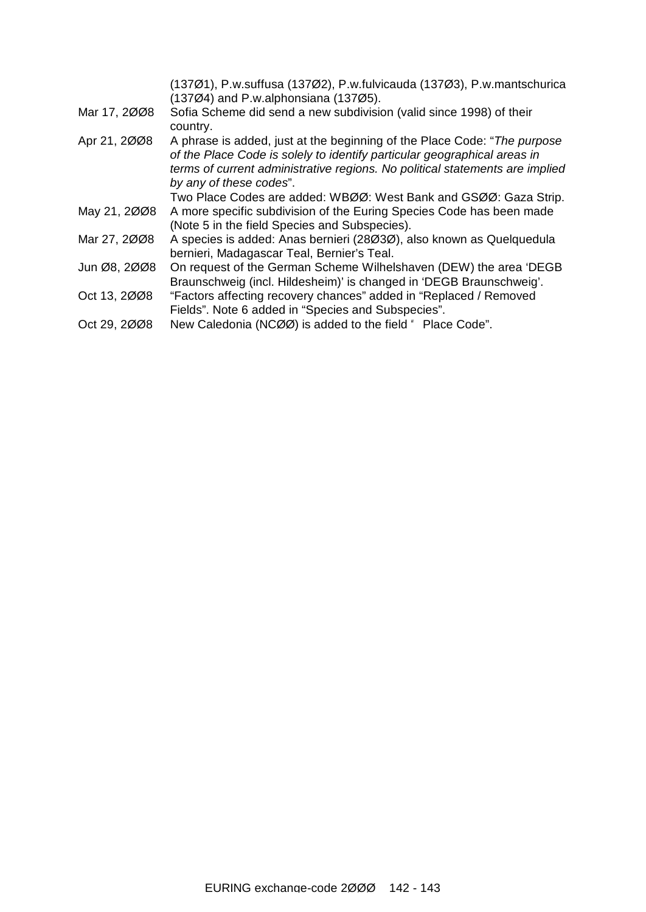| | |
|---|---|
| | (137Ø1), P.w.suffusa (137Ø2), P.w.fulvicauda (137Ø3), P.w.mantschurica (137Ø4) and P.w.alphonsiana (137Ø5). |
| Mar 17, 2ØØ8 | Sofia Scheme did send a new subdivision (valid since 1998) of their country. |
| Apr 21, 2ØØ8 | A phrase is added, just at the beginning of the Place Code: "*The purpose of the Place Code is solely to identify particular geographical areas in terms of current administrative regions. No political statements are implied by any of these codes*". Two Place Codes are added: WBØØ: West Bank and GSØØ: Gaza Strip. |
| May 21, 2ØØ8 | A more specific subdivision of the Euring Species Code has been made (Note 5 in the field Species and Subspecies). |
| Mar 27, 2ØØ8 | A species is added: Anas bernieri (28Ø3Ø), also known as Quelquedula bernieri, Madagascar Teal, Bernier's Teal. |
| Jun Ø8, 2ØØ8 | On request of the German Scheme Wilhelshaven (DEW) the area 'DEGB Braunschweig (incl. Hildesheim)' is changed in 'DEGB Braunschweig'. |
| Oct 13, 2ØØ8 | "Factors affecting recovery chances" added in "Replaced / Removed Fields". Note 6 added in "Species and Subspecies". |
| Oct 29, 2ØØ8 | New Caledonia (NCØØ) is added to the field " Place Code". |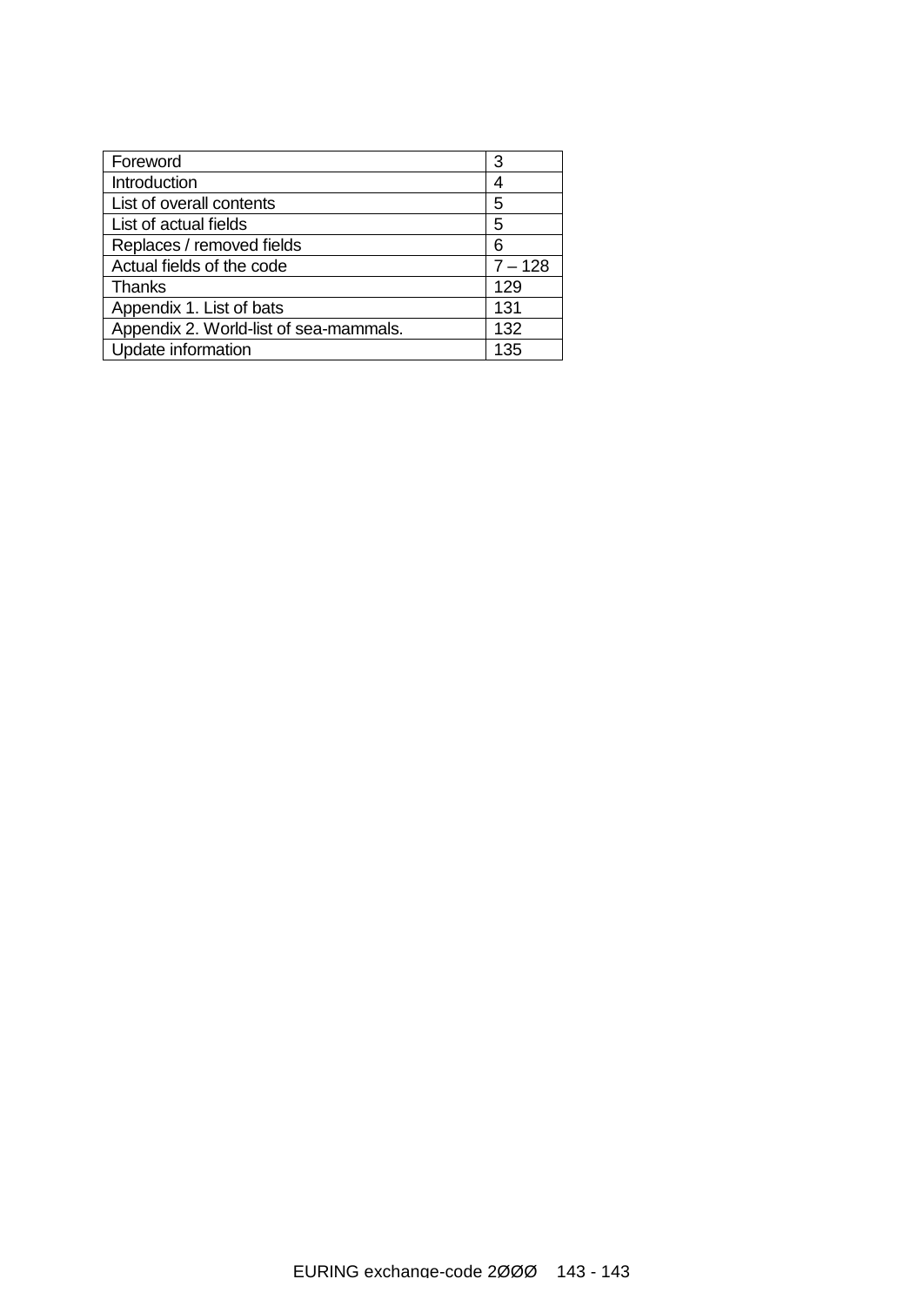| | |
|---|---|
| Foreword | 3 |
| Introduction | 4 |
| List of overall contents | 5 |
| List of actual fields | 5 |
| Replaces / removed fields | 6 |
| Actual fields of the code | 7 – 128 |
| Thanks | 129 |
| Appendix 1. List of bats | 131 |
| Appendix 2. World-list of sea-mammals. | 132 |
| Update information | 135 |